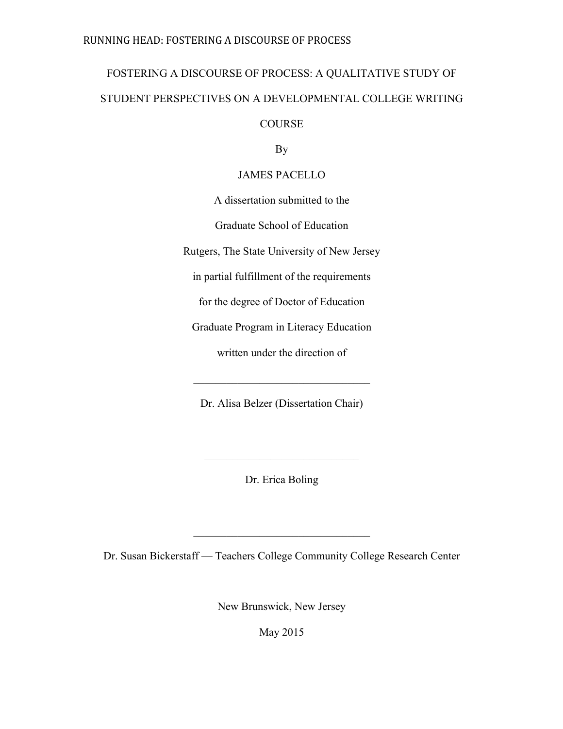# FOSTERING A DISCOURSE OF PROCESS: A QUALITATIVE STUDY OF STUDENT PERSPECTIVES ON A DEVELOPMENTAL COLLEGE WRITING COURSE

By

JAMES PACELLO

A dissertation submitted to the

Graduate School of Education

Rutgers, The State University of New Jersey

in partial fulfillment of the requirements

for the degree of Doctor of Education

Graduate Program in Literacy Education

written under the direction of

\_\_\_\_\_\_\_\_\_\_\_\_\_\_\_\_\_\_\_\_\_\_\_\_\_\_\_\_\_\_\_\_

Dr. Alisa Belzer (Dissertation Chair)

\_\_\_\_\_\_\_\_\_\_\_\_\_\_\_\_\_\_\_\_\_\_\_\_\_\_\_\_

Dr. Erica Boling

\_\_\_\_\_\_\_\_\_\_\_\_\_\_\_\_\_\_\_\_\_\_\_\_\_\_\_\_\_\_\_\_

Dr. Susan Bickerstaff — Teachers College Community College Research Center

New Brunswick, New Jersey

May 2015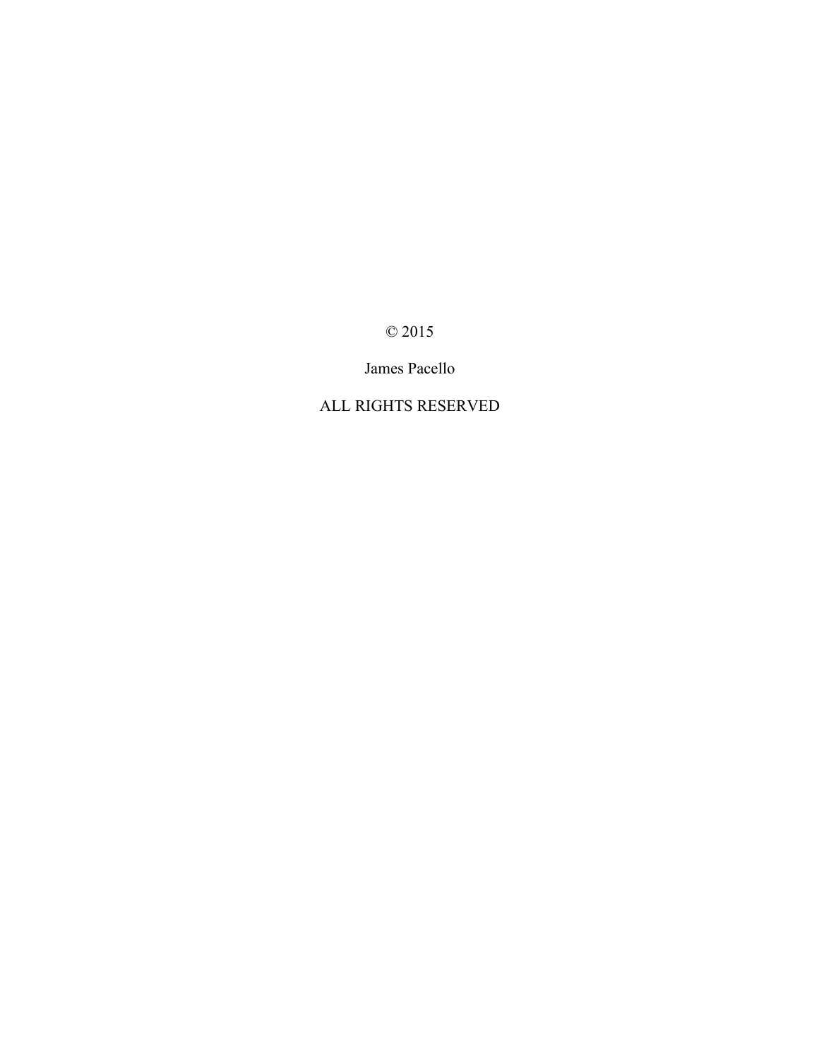© 2015

James Pacello

ALL RIGHTS RESERVED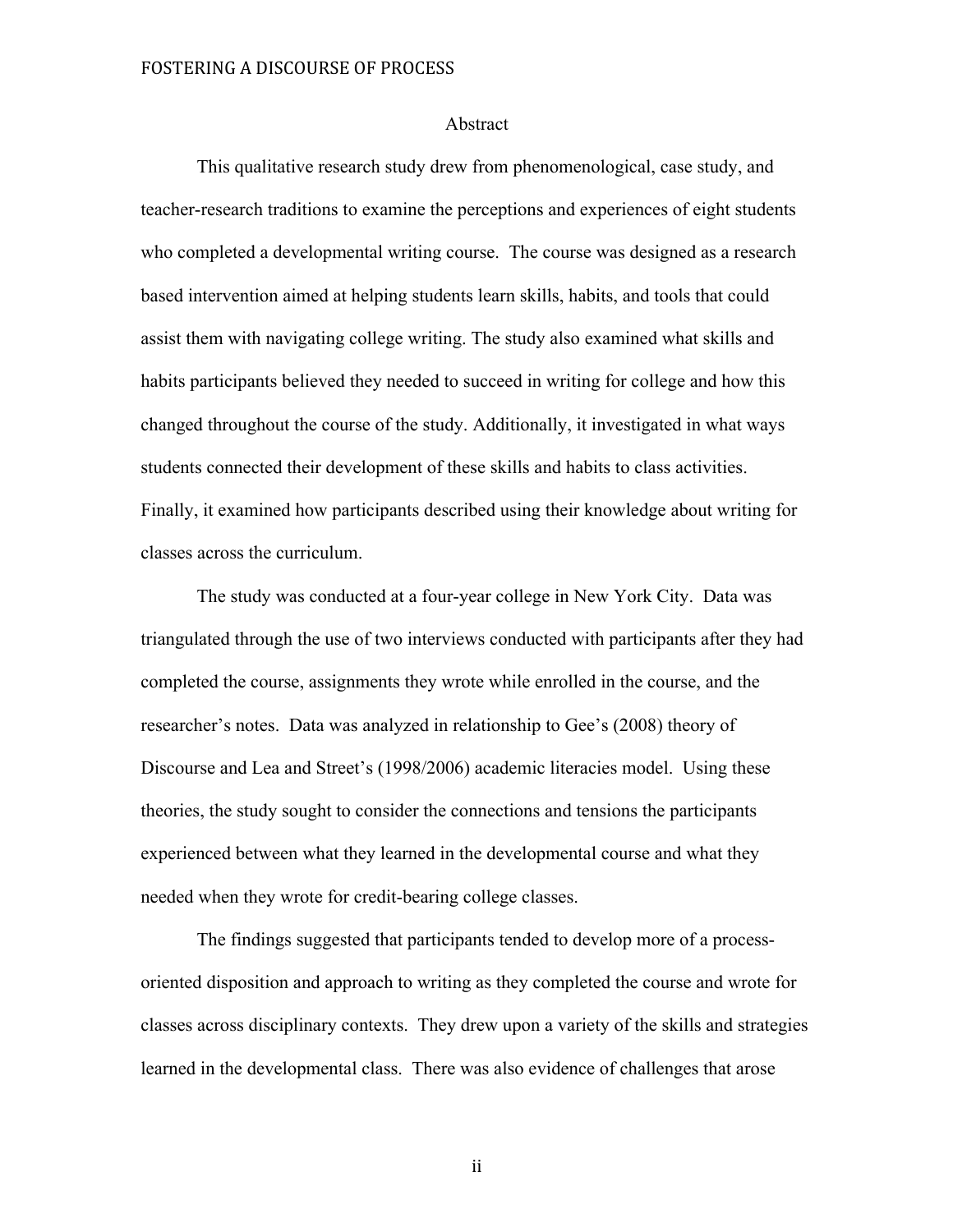# Abstract

This qualitative research study drew from phenomenological, case study, and teacher-research traditions to examine the perceptions and experiences of eight students who completed a developmental writing course. The course was designed as a research based intervention aimed at helping students learn skills, habits, and tools that could assist them with navigating college writing. The study also examined what skills and habits participants believed they needed to succeed in writing for college and how this changed throughout the course of the study. Additionally, it investigated in what ways students connected their development of these skills and habits to class activities. Finally, it examined how participants described using their knowledge about writing for classes across the curriculum.

The study was conducted at a four-year college in New York City. Data was triangulated through the use of two interviews conducted with participants after they had completed the course, assignments they wrote while enrolled in the course, and the researcher's notes. Data was analyzed in relationship to Gee's (2008) theory of Discourse and Lea and Street's (1998/2006) academic literacies model. Using these theories, the study sought to consider the connections and tensions the participants experienced between what they learned in the developmental course and what they needed when they wrote for credit-bearing college classes.

The findings suggested that participants tended to develop more of a process-oriented disposition and approach to writing as they completed the course and wrote for classes across disciplinary contexts. They drew upon a variety of the skills and strategies learned in the developmental class. There was also evidence of challenges that arose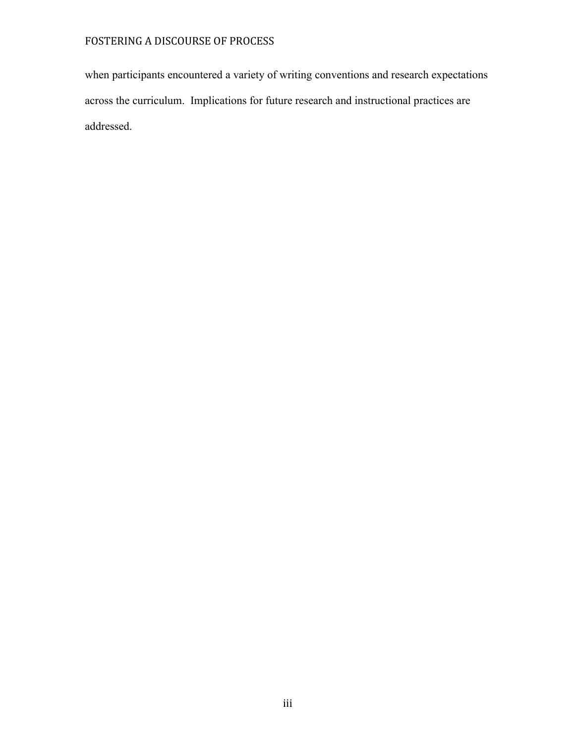when participants encountered a variety of writing conventions and research expectations across the curriculum.  Implications for future research and instructional practices are addressed.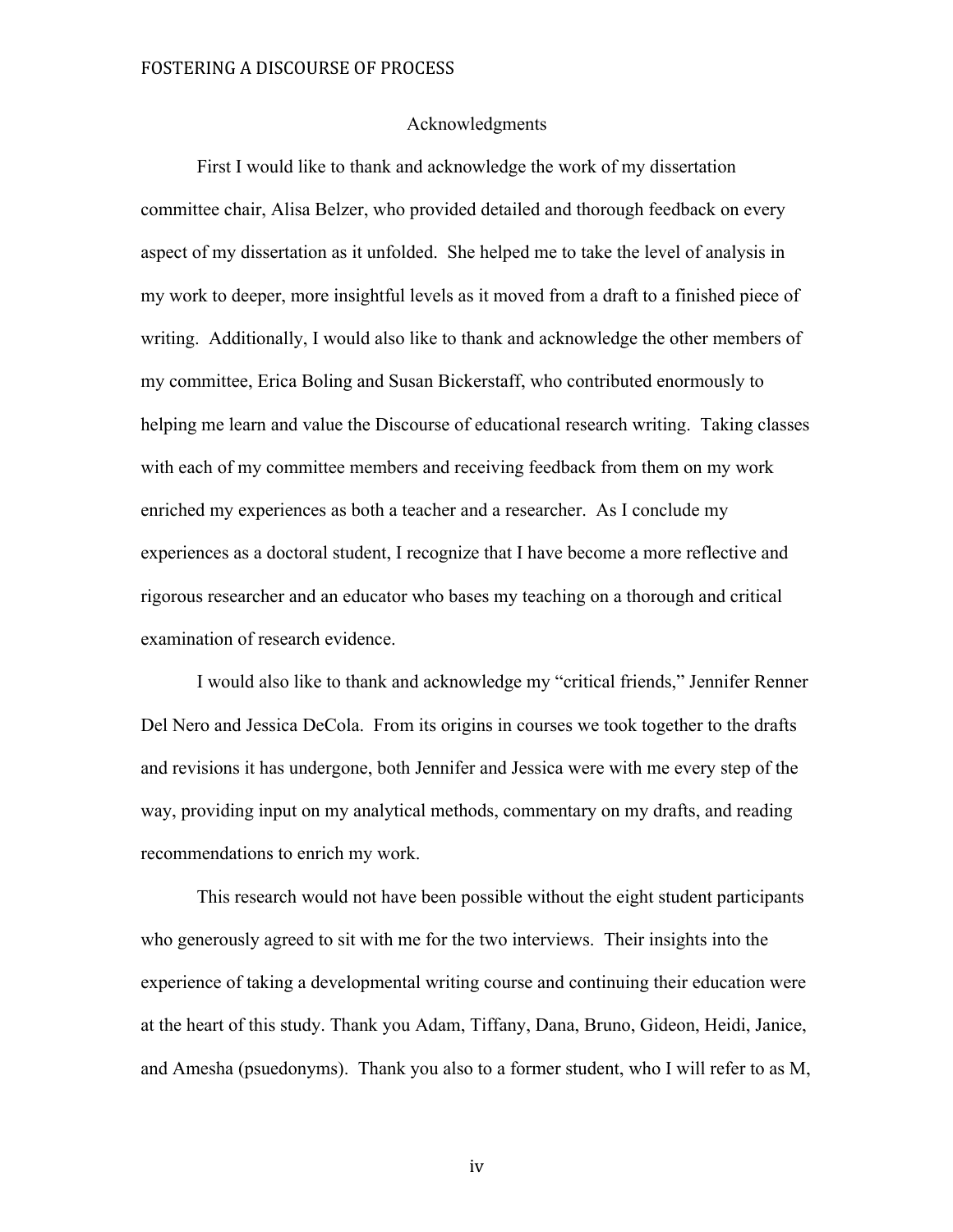## Acknowledgments

First I would like to thank and acknowledge the work of my dissertation committee chair, Alisa Belzer, who provided detailed and thorough feedback on every aspect of my dissertation as it unfolded. She helped me to take the level of analysis in my work to deeper, more insightful levels as it moved from a draft to a finished piece of writing. Additionally, I would also like to thank and acknowledge the other members of my committee, Erica Boling and Susan Bickerstaff, who contributed enormously to helping me learn and value the Discourse of educational research writing. Taking classes with each of my committee members and receiving feedback from them on my work enriched my experiences as both a teacher and a researcher. As I conclude my experiences as a doctoral student, I recognize that I have become a more reflective and rigorous researcher and an educator who bases my teaching on a thorough and critical examination of research evidence.

I would also like to thank and acknowledge my "critical friends," Jennifer Renner Del Nero and Jessica DeCola. From its origins in courses we took together to the drafts and revisions it has undergone, both Jennifer and Jessica were with me every step of the way, providing input on my analytical methods, commentary on my drafts, and reading recommendations to enrich my work.

This research would not have been possible without the eight student participants who generously agreed to sit with me for the two interviews. Their insights into the experience of taking a developmental writing course and continuing their education were at the heart of this study. Thank you Adam, Tiffany, Dana, Bruno, Gideon, Heidi, Janice, and Amesha (psuedonyms). Thank you also to a former student, who I will refer to as M,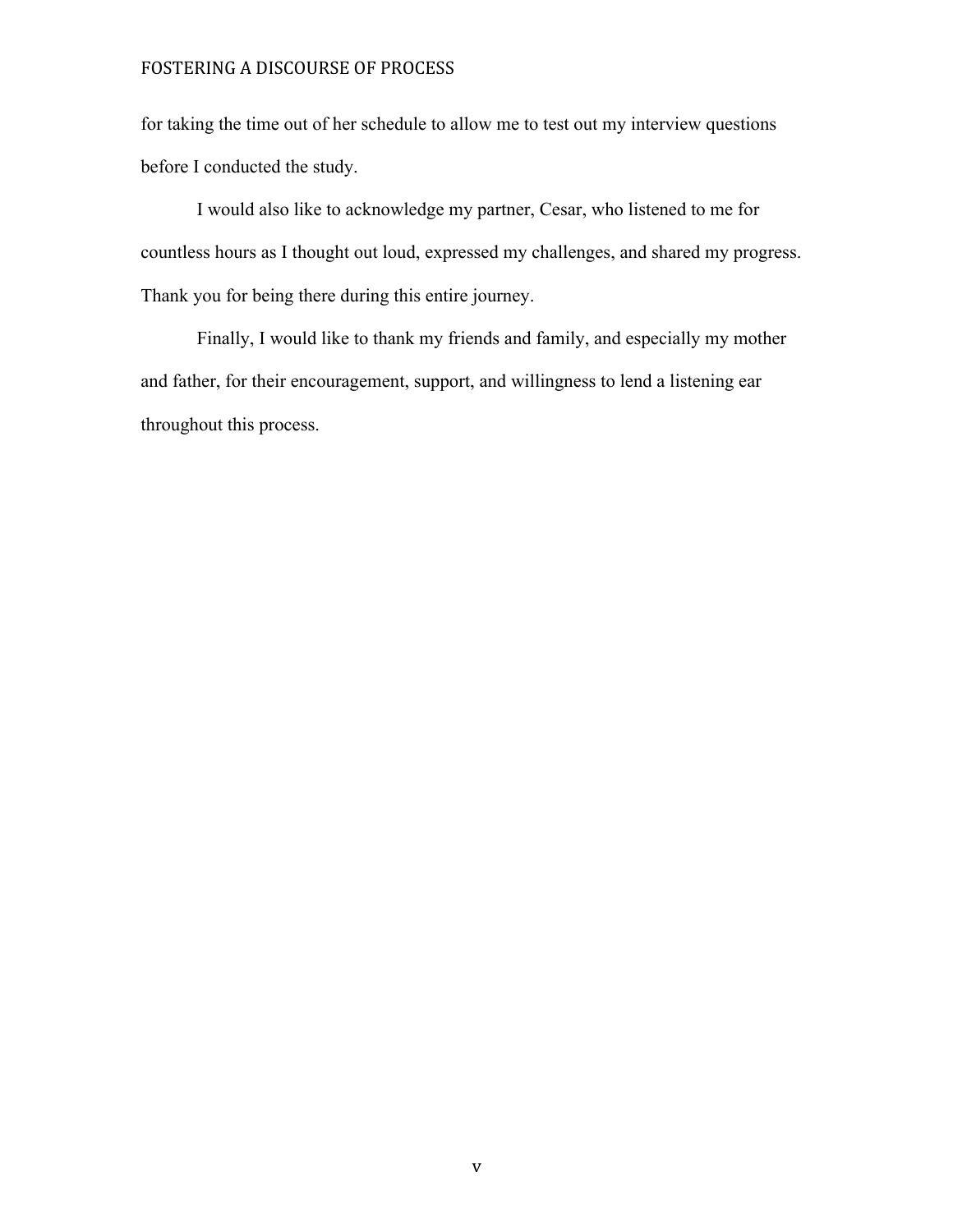for taking the time out of her schedule to allow me to test out my interview questions before I conducted the study.

I would also like to acknowledge my partner, Cesar, who listened to me for countless hours as I thought out loud, expressed my challenges, and shared my progress. Thank you for being there during this entire journey.

Finally, I would like to thank my friends and family, and especially my mother and father, for their encouragement, support, and willingness to lend a listening ear throughout this process.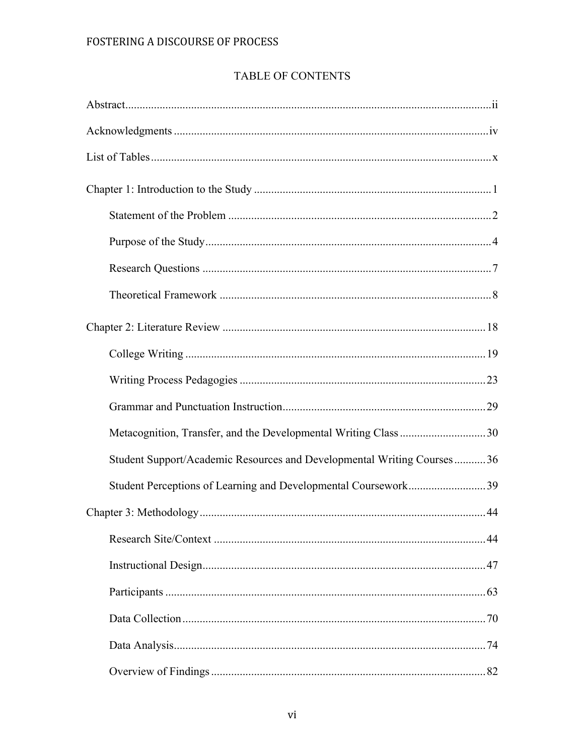# TABLE OF CONTENTS

Abstract....ii

Acknowledgments....iv

List of Tables....x

Chapter 1: Introduction to the Study....1

- Statement of the Problem....2
- Purpose of the Study....4
- Research Questions....7
- Theoretical Framework....8

Chapter 2: Literature Review....18

- College Writing....19
- Writing Process Pedagogies....23
- Grammar and Punctuation Instruction....29
- Metacognition, Transfer, and the Developmental Writing Class....30
- Student Support/Academic Resources and Developmental Writing Courses....36
- Student Perceptions of Learning and Developmental Coursework....39

Chapter 3: Methodology....44

- Research Site/Context....44
- Instructional Design....47
- Participants....63
- Data Collection....70
- Data Analysis....74
- Overview of Findings....82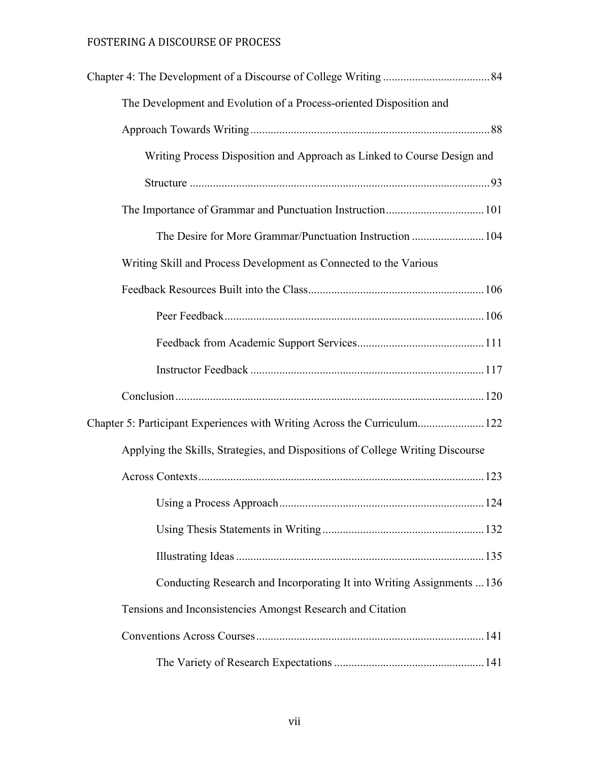Chapter 4: The Development of a Discourse of College Writing .................................... 84

The Development and Evolution of a Process-oriented Disposition and Approach Towards Writing .................................................................................. 88

Writing Process Disposition and Approach as Linked to Course Design and Structure ....................................................................................................... 93

The Importance of Grammar and Punctuation Instruction .................................. 101

The Desire for More Grammar/Punctuation Instruction ......................... 104

Writing Skill and Process Development as Connected to the Various Feedback Resources Built into the Class ............................................................ 106

Peer Feedback ......................................................................................... 106

Feedback from Academic Support Services ............................................ 111

Instructor Feedback ................................................................................ 117

Conclusion ........................................................................................................... 120

Chapter 5: Participant Experiences with Writing Across the Curriculum....................... 122

Applying the Skills, Strategies, and Dispositions of College Writing Discourse Across Contexts .................................................................................................. 123

Using a Process Approach ...................................................................... 124

Using Thesis Statements in Writing ....................................................... 132

Illustrating Ideas ..................................................................................... 135

Conducting Research and Incorporating It into Writing Assignments ... 136

Tensions and Inconsistencies Amongst Research and Citation Conventions Across Courses .............................................................................. 141

The Variety of Research Expectations ................................................... 141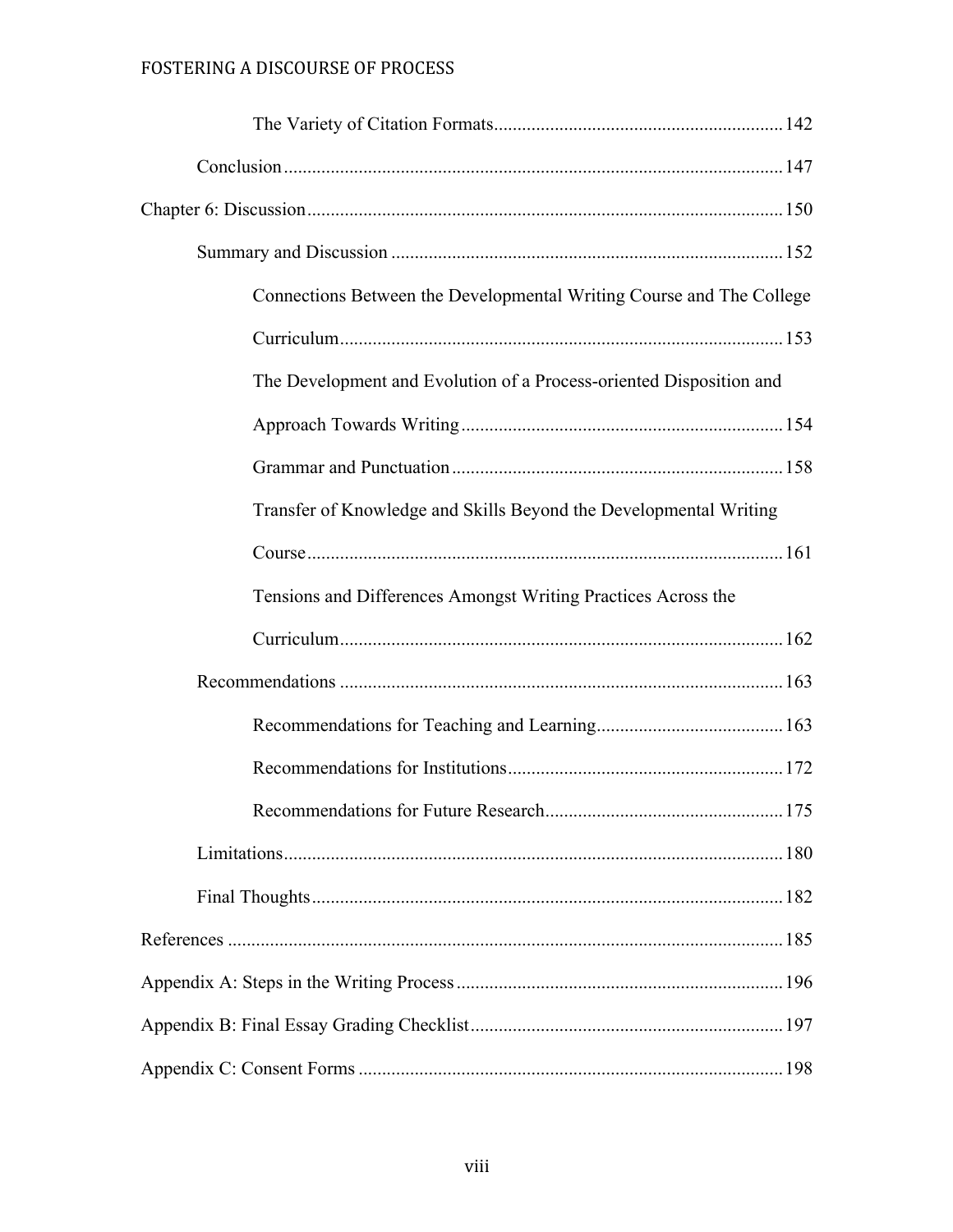The Variety of Citation Formats ............................................................. 142

Conclusion ........................................................................................... 147

Chapter 6: Discussion ...................................................................................... 150

Summary and Discussion ................................................................................ 152

Connections Between the Developmental Writing Course and The College Curriculum ............................................................................................. 153

The Development and Evolution of a Process-oriented Disposition and Approach Towards Writing ................................................................... 154

Grammar and Punctuation ....................................................................... 158

Transfer of Knowledge and Skills Beyond the Developmental Writing Course ..................................................................................................... 161

Tensions and Differences Amongst Writing Practices Across the Curriculum ............................................................................................. 162

Recommendations ............................................................................................ 163

Recommendations for Teaching and Learning ......................................... 163

Recommendations for Institutions ........................................................... 172

Recommendations for Future Research ................................................... 175

Limitations ........................................................................................................ 180

Final Thoughts .................................................................................................. 182

References ......................................................................................................... 185

Appendix A: Steps in the Writing Process ...................................................... 196

Appendix B: Final Essay Grading Checklist .................................................... 197

Appendix C: Consent Forms ............................................................................ 198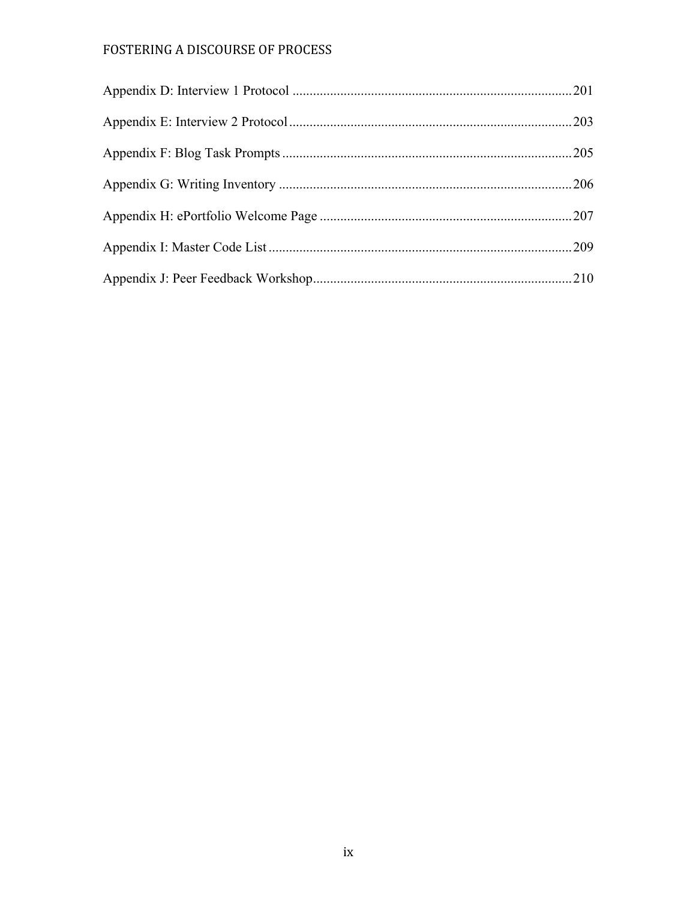Appendix D: Interview 1 Protocol ....................................................................................201

Appendix E: Interview 2 Protocol ....................................................................................203

Appendix F: Blog Task Prompts ......................................................................................205

Appendix G: Writing Inventory .......................................................................................206

Appendix H: ePortfolio Welcome Page ...........................................................................207

Appendix I: Master Code List ..........................................................................................209

Appendix J: Peer Feedback Workshop .............................................................................210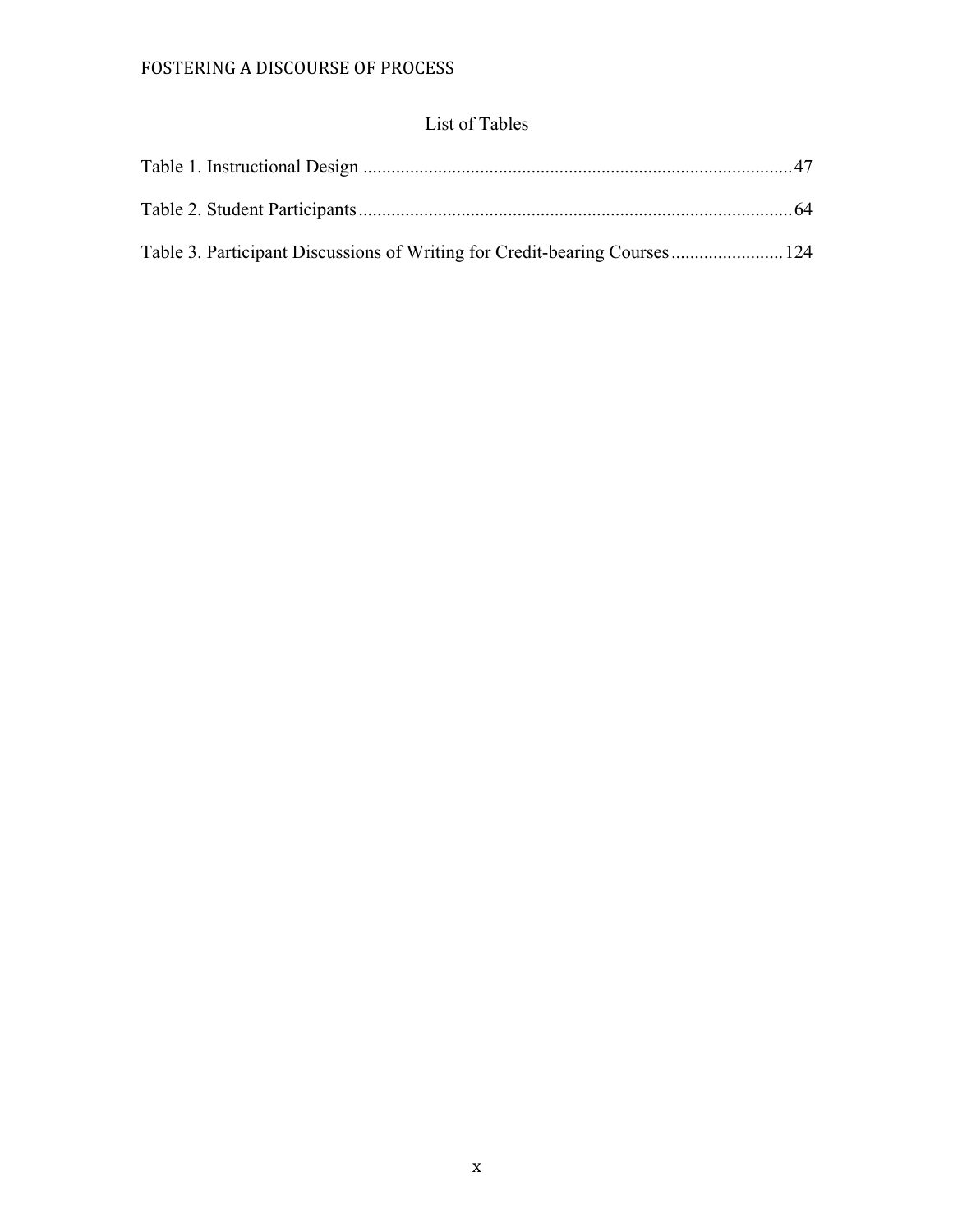## List of Tables

Table 1. Instructional Design .......................................................................................... 47

Table 2. Student Participants ............................................................................................ 64

Table 3. Participant Discussions of Writing for Credit-bearing Courses ........................ 124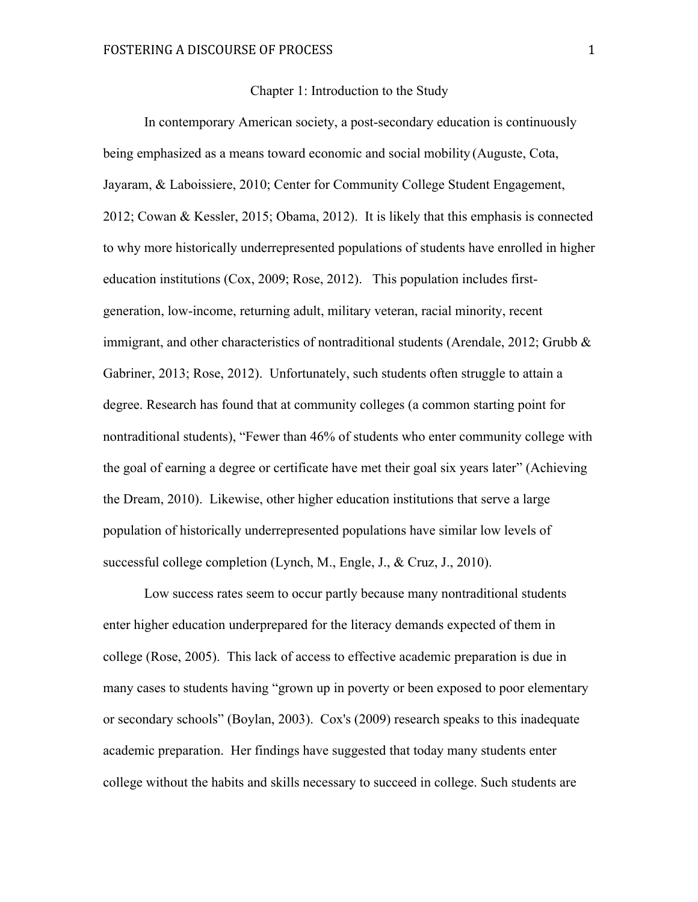# Chapter 1: Introduction to the Study

In contemporary American society, a post-secondary education is continuously being emphasized as a means toward economic and social mobility (Auguste, Cota, Jayaram, & Laboissiere, 2010; Center for Community College Student Engagement, 2012; Cowan & Kessler, 2015; Obama, 2012). It is likely that this emphasis is connected to why more historically underrepresented populations of students have enrolled in higher education institutions (Cox, 2009; Rose, 2012). This population includes first-generation, low-income, returning adult, military veteran, racial minority, recent immigrant, and other characteristics of nontraditional students (Arendale, 2012; Grubb & Gabriner, 2013; Rose, 2012). Unfortunately, such students often struggle to attain a degree. Research has found that at community colleges (a common starting point for nontraditional students), "Fewer than 46% of students who enter community college with the goal of earning a degree or certificate have met their goal six years later" (Achieving the Dream, 2010). Likewise, other higher education institutions that serve a large population of historically underrepresented populations have similar low levels of successful college completion (Lynch, M., Engle, J., & Cruz, J., 2010).

Low success rates seem to occur partly because many nontraditional students enter higher education underprepared for the literacy demands expected of them in college (Rose, 2005). This lack of access to effective academic preparation is due in many cases to students having "grown up in poverty or been exposed to poor elementary or secondary schools" (Boylan, 2003). Cox's (2009) research speaks to this inadequate academic preparation. Her findings have suggested that today many students enter college without the habits and skills necessary to succeed in college. Such students are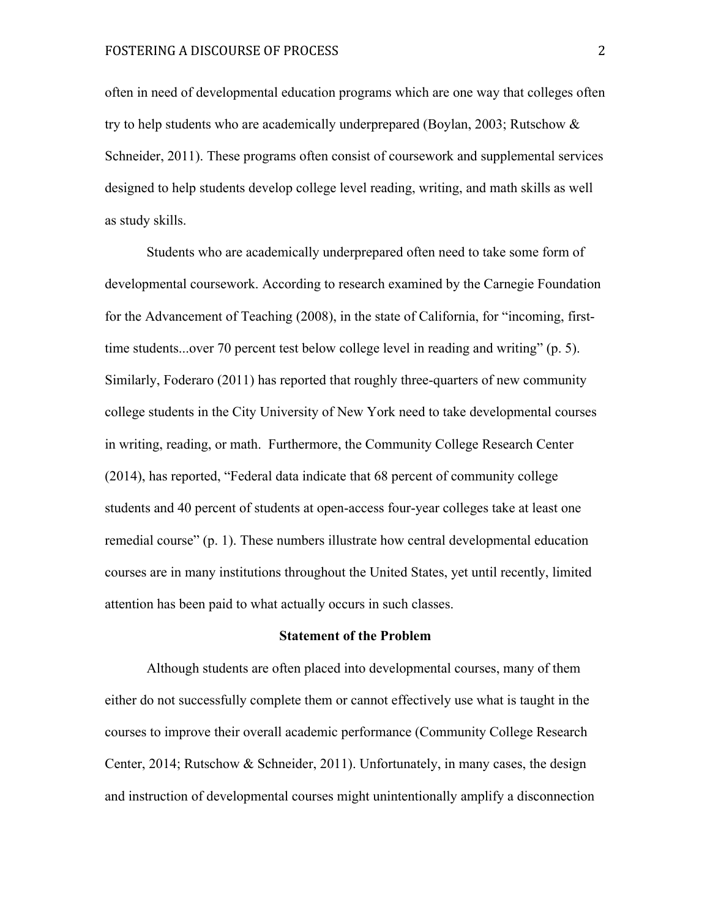often in need of developmental education programs which are one way that colleges often try to help students who are academically underprepared (Boylan, 2003; Rutschow & Schneider, 2011). These programs often consist of coursework and supplemental services designed to help students develop college level reading, writing, and math skills as well as study skills.

Students who are academically underprepared often need to take some form of developmental coursework. According to research examined by the Carnegie Foundation for the Advancement of Teaching (2008), in the state of California, for "incoming, first-time students...over 70 percent test below college level in reading and writing" (p. 5). Similarly, Foderaro (2011) has reported that roughly three-quarters of new community college students in the City University of New York need to take developmental courses in writing, reading, or math. Furthermore, the Community College Research Center (2014), has reported, "Federal data indicate that 68 percent of community college students and 40 percent of students at open-access four-year colleges take at least one remedial course" (p. 1). These numbers illustrate how central developmental education courses are in many institutions throughout the United States, yet until recently, limited attention has been paid to what actually occurs in such classes.

## Statement of the Problem

Although students are often placed into developmental courses, many of them either do not successfully complete them or cannot effectively use what is taught in the courses to improve their overall academic performance (Community College Research Center, 2014; Rutschow & Schneider, 2011). Unfortunately, in many cases, the design and instruction of developmental courses might unintentionally amplify a disconnection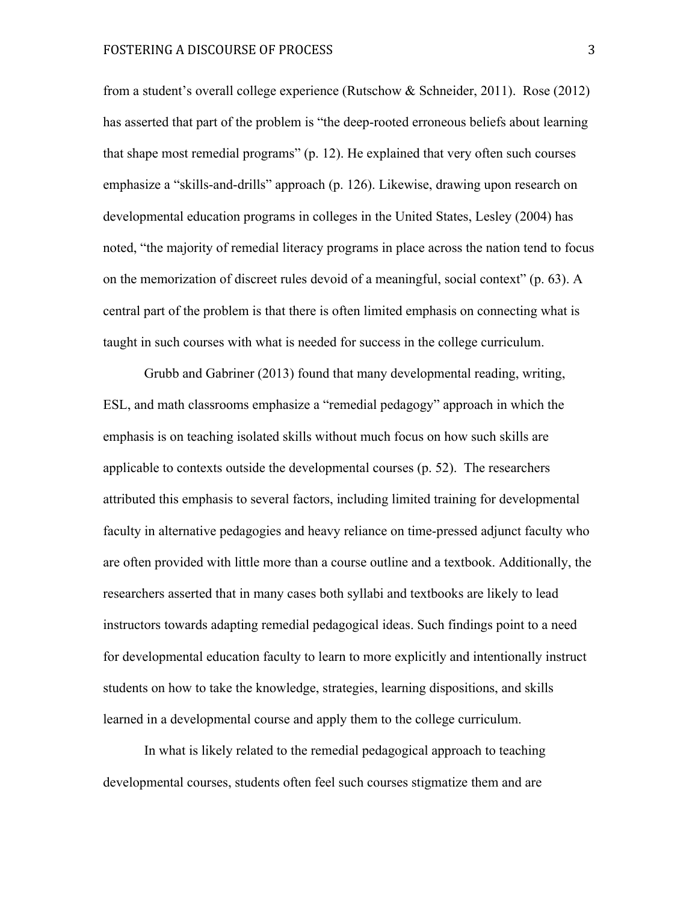from a student's overall college experience (Rutschow & Schneider, 2011). Rose (2012) has asserted that part of the problem is "the deep-rooted erroneous beliefs about learning that shape most remedial programs" (p. 12). He explained that very often such courses emphasize a "skills-and-drills" approach (p. 126). Likewise, drawing upon research on developmental education programs in colleges in the United States, Lesley (2004) has noted, "the majority of remedial literacy programs in place across the nation tend to focus on the memorization of discreet rules devoid of a meaningful, social context" (p. 63). A central part of the problem is that there is often limited emphasis on connecting what is taught in such courses with what is needed for success in the college curriculum.

Grubb and Gabriner (2013) found that many developmental reading, writing, ESL, and math classrooms emphasize a "remedial pedagogy" approach in which the emphasis is on teaching isolated skills without much focus on how such skills are applicable to contexts outside the developmental courses (p. 52). The researchers attributed this emphasis to several factors, including limited training for developmental faculty in alternative pedagogies and heavy reliance on time-pressed adjunct faculty who are often provided with little more than a course outline and a textbook. Additionally, the researchers asserted that in many cases both syllabi and textbooks are likely to lead instructors towards adapting remedial pedagogical ideas. Such findings point to a need for developmental education faculty to learn to more explicitly and intentionally instruct students on how to take the knowledge, strategies, learning dispositions, and skills learned in a developmental course and apply them to the college curriculum.

In what is likely related to the remedial pedagogical approach to teaching developmental courses, students often feel such courses stigmatize them and are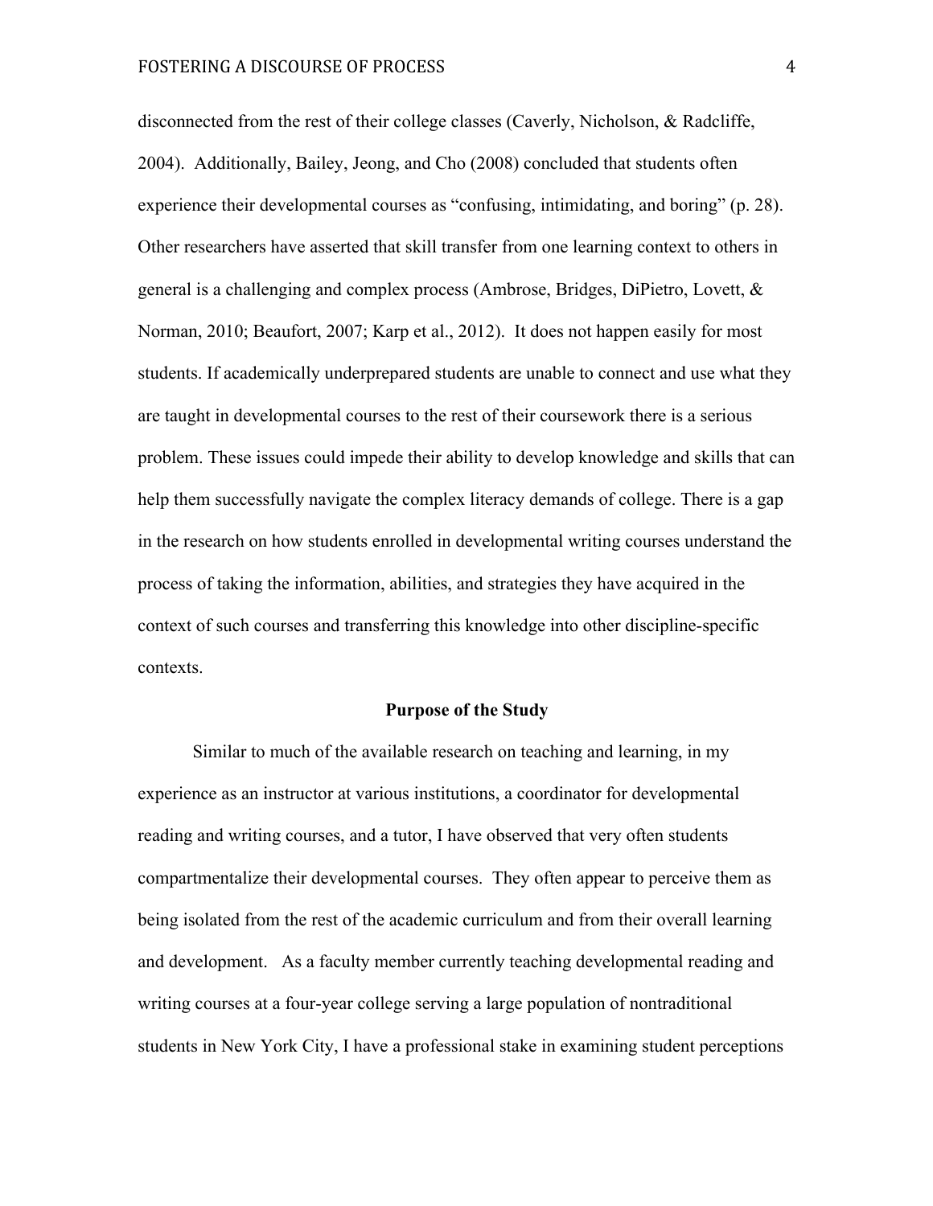disconnected from the rest of their college classes (Caverly, Nicholson, & Radcliffe, 2004). Additionally, Bailey, Jeong, and Cho (2008) concluded that students often experience their developmental courses as "confusing, intimidating, and boring" (p. 28). Other researchers have asserted that skill transfer from one learning context to others in general is a challenging and complex process (Ambrose, Bridges, DiPietro, Lovett, & Norman, 2010; Beaufort, 2007; Karp et al., 2012). It does not happen easily for most students. If academically underprepared students are unable to connect and use what they are taught in developmental courses to the rest of their coursework there is a serious problem. These issues could impede their ability to develop knowledge and skills that can help them successfully navigate the complex literacy demands of college. There is a gap in the research on how students enrolled in developmental writing courses understand the process of taking the information, abilities, and strategies they have acquired in the context of such courses and transferring this knowledge into other discipline-specific contexts.

## Purpose of the Study

Similar to much of the available research on teaching and learning, in my experience as an instructor at various institutions, a coordinator for developmental reading and writing courses, and a tutor, I have observed that very often students compartmentalize their developmental courses. They often appear to perceive them as being isolated from the rest of the academic curriculum and from their overall learning and development. As a faculty member currently teaching developmental reading and writing courses at a four-year college serving a large population of nontraditional students in New York City, I have a professional stake in examining student perceptions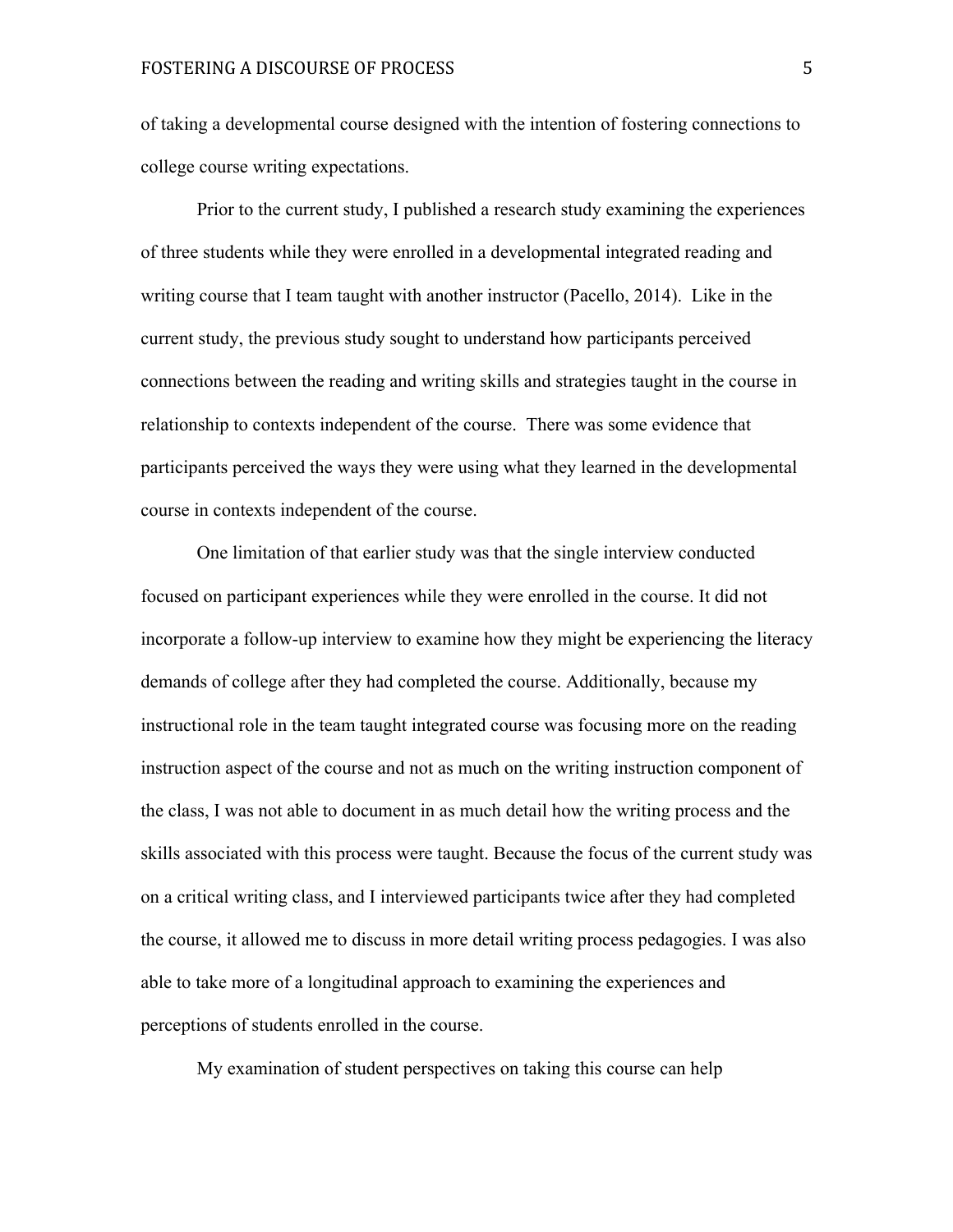of taking a developmental course designed with the intention of fostering connections to college course writing expectations.

Prior to the current study, I published a research study examining the experiences of three students while they were enrolled in a developmental integrated reading and writing course that I team taught with another instructor (Pacello, 2014). Like in the current study, the previous study sought to understand how participants perceived connections between the reading and writing skills and strategies taught in the course in relationship to contexts independent of the course. There was some evidence that participants perceived the ways they were using what they learned in the developmental course in contexts independent of the course.

One limitation of that earlier study was that the single interview conducted focused on participant experiences while they were enrolled in the course. It did not incorporate a follow-up interview to examine how they might be experiencing the literacy demands of college after they had completed the course. Additionally, because my instructional role in the team taught integrated course was focusing more on the reading instruction aspect of the course and not as much on the writing instruction component of the class, I was not able to document in as much detail how the writing process and the skills associated with this process were taught. Because the focus of the current study was on a critical writing class, and I interviewed participants twice after they had completed the course, it allowed me to discuss in more detail writing process pedagogies. I was also able to take more of a longitudinal approach to examining the experiences and perceptions of students enrolled in the course.

My examination of student perspectives on taking this course can help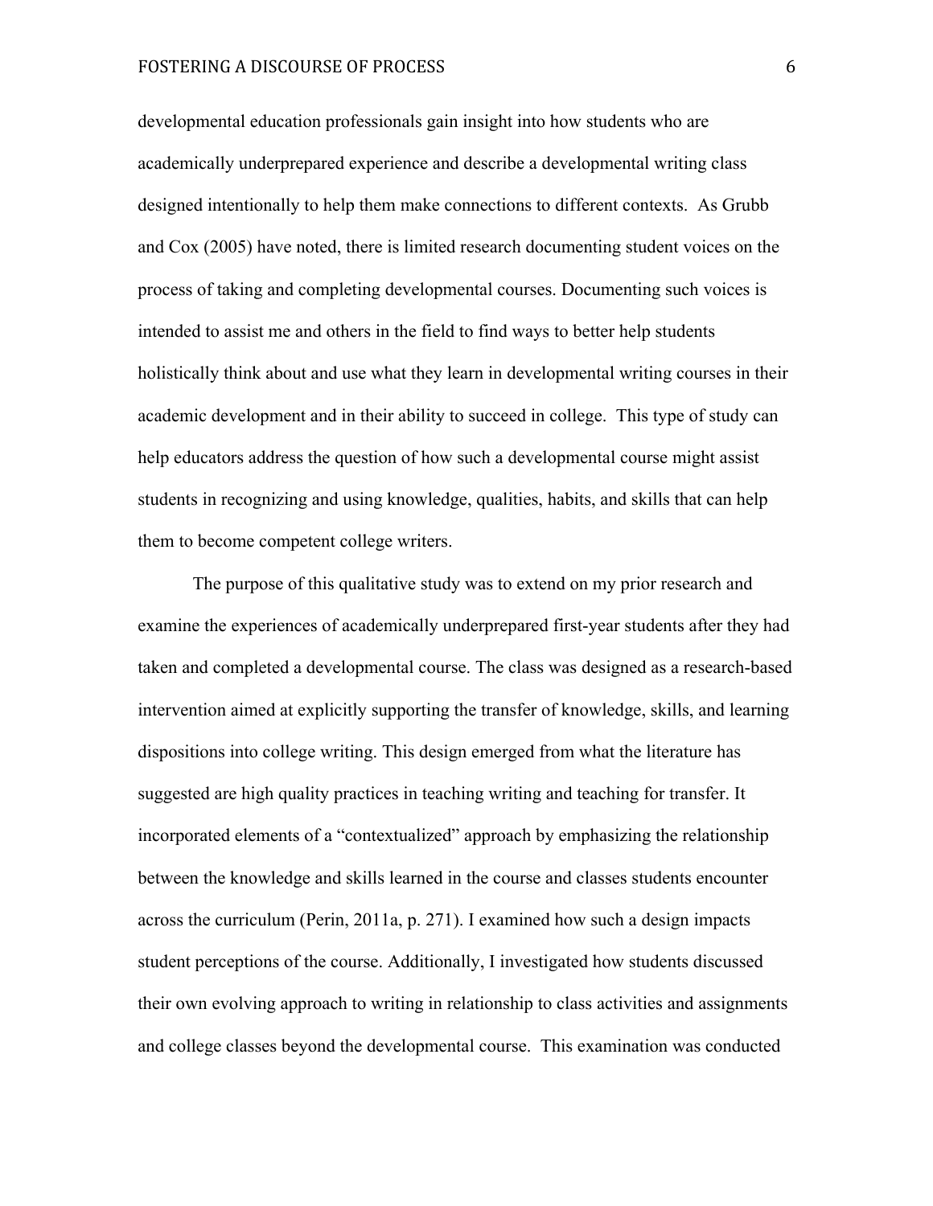developmental education professionals gain insight into how students who are academically underprepared experience and describe a developmental writing class designed intentionally to help them make connections to different contexts. As Grubb and Cox (2005) have noted, there is limited research documenting student voices on the process of taking and completing developmental courses. Documenting such voices is intended to assist me and others in the field to find ways to better help students holistically think about and use what they learn in developmental writing courses in their academic development and in their ability to succeed in college. This type of study can help educators address the question of how such a developmental course might assist students in recognizing and using knowledge, qualities, habits, and skills that can help them to become competent college writers.

The purpose of this qualitative study was to extend on my prior research and examine the experiences of academically underprepared first-year students after they had taken and completed a developmental course. The class was designed as a research-based intervention aimed at explicitly supporting the transfer of knowledge, skills, and learning dispositions into college writing. This design emerged from what the literature has suggested are high quality practices in teaching writing and teaching for transfer. It incorporated elements of a "contextualized" approach by emphasizing the relationship between the knowledge and skills learned in the course and classes students encounter across the curriculum (Perin, 2011a, p. 271). I examined how such a design impacts student perceptions of the course. Additionally, I investigated how students discussed their own evolving approach to writing in relationship to class activities and assignments and college classes beyond the developmental course. This examination was conducted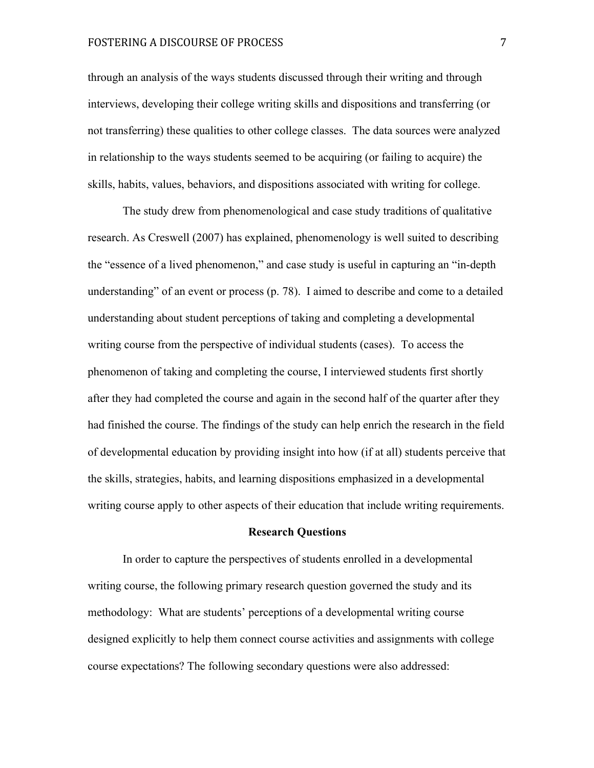through an analysis of the ways students discussed through their writing and through interviews, developing their college writing skills and dispositions and transferring (or not transferring) these qualities to other college classes. The data sources were analyzed in relationship to the ways students seemed to be acquiring (or failing to acquire) the skills, habits, values, behaviors, and dispositions associated with writing for college.

The study drew from phenomenological and case study traditions of qualitative research. As Creswell (2007) has explained, phenomenology is well suited to describing the "essence of a lived phenomenon," and case study is useful in capturing an "in-depth understanding" of an event or process (p. 78). I aimed to describe and come to a detailed understanding about student perceptions of taking and completing a developmental writing course from the perspective of individual students (cases). To access the phenomenon of taking and completing the course, I interviewed students first shortly after they had completed the course and again in the second half of the quarter after they had finished the course. The findings of the study can help enrich the research in the field of developmental education by providing insight into how (if at all) students perceive that the skills, strategies, habits, and learning dispositions emphasized in a developmental writing course apply to other aspects of their education that include writing requirements.

## Research Questions

In order to capture the perspectives of students enrolled in a developmental writing course, the following primary research question governed the study and its methodology: What are students' perceptions of a developmental writing course designed explicitly to help them connect course activities and assignments with college course expectations? The following secondary questions were also addressed: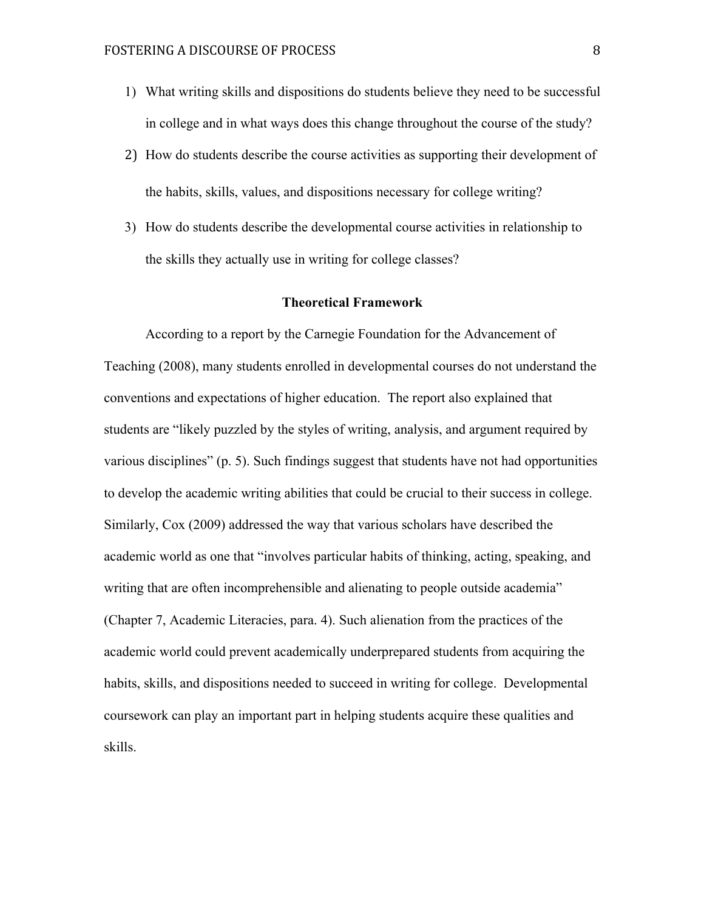1) What writing skills and dispositions do students believe they need to be successful in college and in what ways does this change throughout the course of the study?
2) How do students describe the course activities as supporting their development of the habits, skills, values, and dispositions necessary for college writing?
3) How do students describe the developmental course activities in relationship to the skills they actually use in writing for college classes?

## Theoretical Framework

According to a report by the Carnegie Foundation for the Advancement of Teaching (2008), many students enrolled in developmental courses do not understand the conventions and expectations of higher education. The report also explained that students are "likely puzzled by the styles of writing, analysis, and argument required by various disciplines" (p. 5). Such findings suggest that students have not had opportunities to develop the academic writing abilities that could be crucial to their success in college. Similarly, Cox (2009) addressed the way that various scholars have described the academic world as one that "involves particular habits of thinking, acting, speaking, and writing that are often incomprehensible and alienating to people outside academia" (Chapter 7, Academic Literacies, para. 4). Such alienation from the practices of the academic world could prevent academically underprepared students from acquiring the habits, skills, and dispositions needed to succeed in writing for college. Developmental coursework can play an important part in helping students acquire these qualities and skills.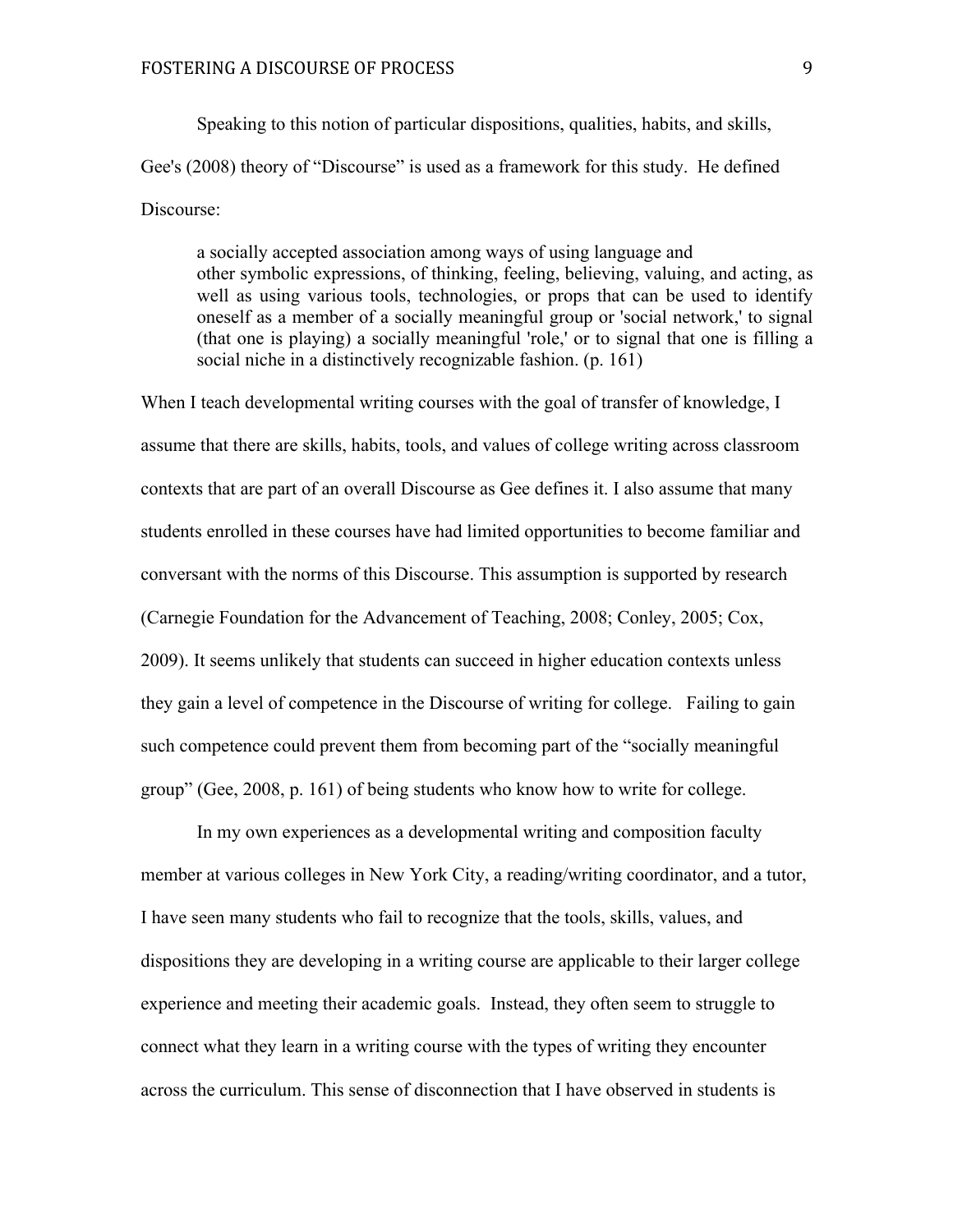Speaking to this notion of particular dispositions, qualities, habits, and skills, Gee's (2008) theory of “Discourse” is used as a framework for this study. He defined Discourse:

> a socially accepted association among ways of using language and other symbolic expressions, of thinking, feeling, believing, valuing, and acting, as well as using various tools, technologies, or props that can be used to identify oneself as a member of a socially meaningful group or 'social network,' to signal (that one is playing) a socially meaningful 'role,' or to signal that one is filling a social niche in a distinctively recognizable fashion. (p. 161)

When I teach developmental writing courses with the goal of transfer of knowledge, I assume that there are skills, habits, tools, and values of college writing across classroom contexts that are part of an overall Discourse as Gee defines it. I also assume that many students enrolled in these courses have had limited opportunities to become familiar and conversant with the norms of this Discourse. This assumption is supported by research (Carnegie Foundation for the Advancement of Teaching, 2008; Conley, 2005; Cox, 2009). It seems unlikely that students can succeed in higher education contexts unless they gain a level of competence in the Discourse of writing for college. Failing to gain such competence could prevent them from becoming part of the “socially meaningful group” (Gee, 2008, p. 161) of being students who know how to write for college.

In my own experiences as a developmental writing and composition faculty member at various colleges in New York City, a reading/writing coordinator, and a tutor, I have seen many students who fail to recognize that the tools, skills, values, and dispositions they are developing in a writing course are applicable to their larger college experience and meeting their academic goals. Instead, they often seem to struggle to connect what they learn in a writing course with the types of writing they encounter across the curriculum. This sense of disconnection that I have observed in students is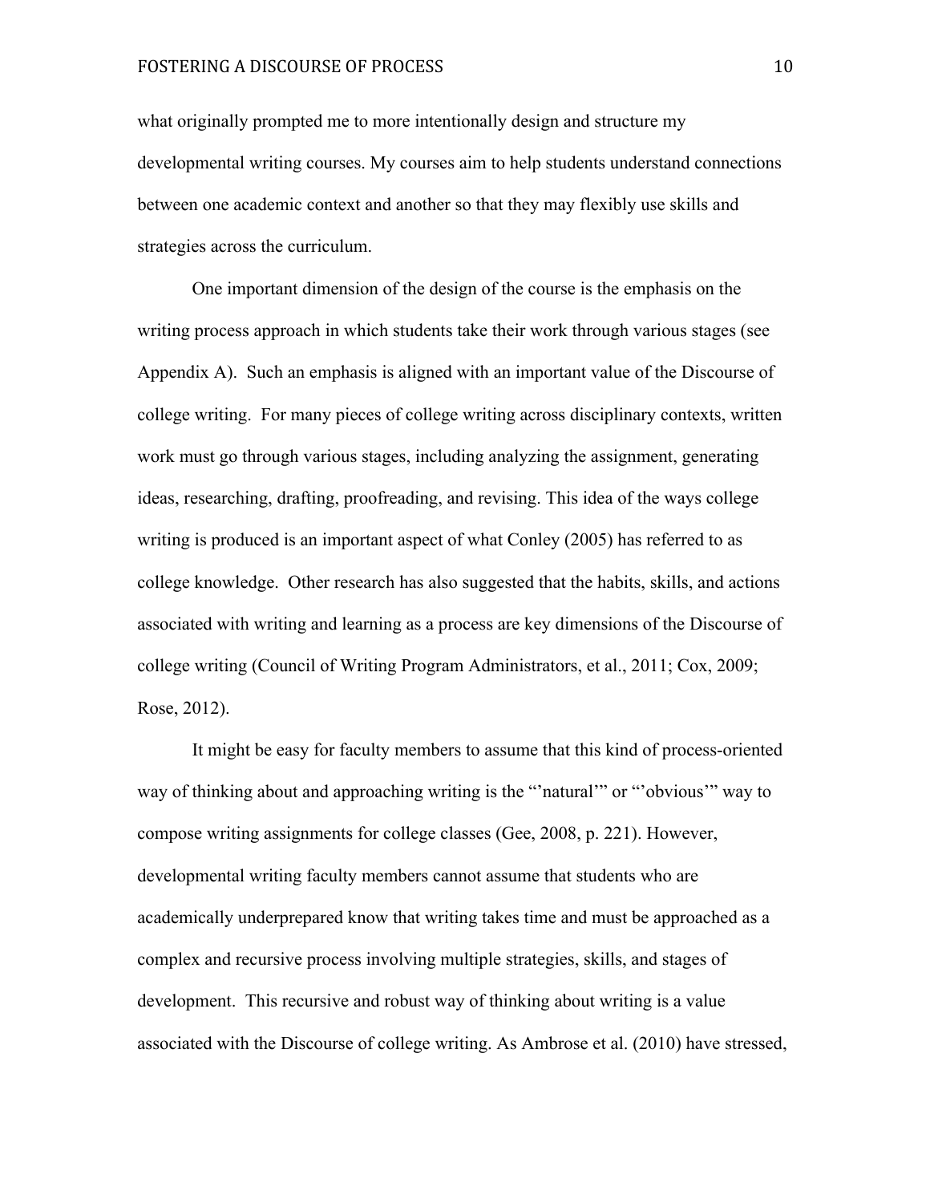what originally prompted me to more intentionally design and structure my developmental writing courses. My courses aim to help students understand connections between one academic context and another so that they may flexibly use skills and strategies across the curriculum.

One important dimension of the design of the course is the emphasis on the writing process approach in which students take their work through various stages (see Appendix A). Such an emphasis is aligned with an important value of the Discourse of college writing. For many pieces of college writing across disciplinary contexts, written work must go through various stages, including analyzing the assignment, generating ideas, researching, drafting, proofreading, and revising. This idea of the ways college writing is produced is an important aspect of what Conley (2005) has referred to as college knowledge. Other research has also suggested that the habits, skills, and actions associated with writing and learning as a process are key dimensions of the Discourse of college writing (Council of Writing Program Administrators, et al., 2011; Cox, 2009; Rose, 2012).

It might be easy for faculty members to assume that this kind of process-oriented way of thinking about and approaching writing is the "'natural'" or "'obvious'" way to compose writing assignments for college classes (Gee, 2008, p. 221). However, developmental writing faculty members cannot assume that students who are academically underprepared know that writing takes time and must be approached as a complex and recursive process involving multiple strategies, skills, and stages of development. This recursive and robust way of thinking about writing is a value associated with the Discourse of college writing. As Ambrose et al. (2010) have stressed,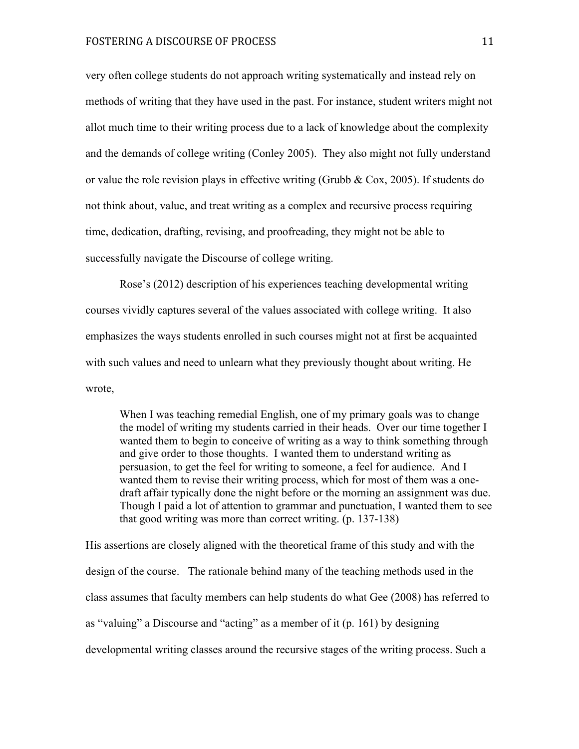very often college students do not approach writing systematically and instead rely on methods of writing that they have used in the past. For instance, student writers might not allot much time to their writing process due to a lack of knowledge about the complexity and the demands of college writing (Conley 2005). They also might not fully understand or value the role revision plays in effective writing (Grubb & Cox, 2005). If students do not think about, value, and treat writing as a complex and recursive process requiring time, dedication, drafting, revising, and proofreading, they might not be able to successfully navigate the Discourse of college writing.

Rose's (2012) description of his experiences teaching developmental writing courses vividly captures several of the values associated with college writing. It also emphasizes the ways students enrolled in such courses might not at first be acquainted with such values and need to unlearn what they previously thought about writing. He wrote,

> When I was teaching remedial English, one of my primary goals was to change the model of writing my students carried in their heads. Over our time together I wanted them to begin to conceive of writing as a way to think something through and give order to those thoughts. I wanted them to understand writing as persuasion, to get the feel for writing to someone, a feel for audience. And I wanted them to revise their writing process, which for most of them was a one-draft affair typically done the night before or the morning an assignment was due. Though I paid a lot of attention to grammar and punctuation, I wanted them to see that good writing was more than correct writing. (p. 137-138)

His assertions are closely aligned with the theoretical frame of this study and with the design of the course. The rationale behind many of the teaching methods used in the class assumes that faculty members can help students do what Gee (2008) has referred to as "valuing" a Discourse and "acting" as a member of it (p. 161) by designing developmental writing classes around the recursive stages of the writing process. Such a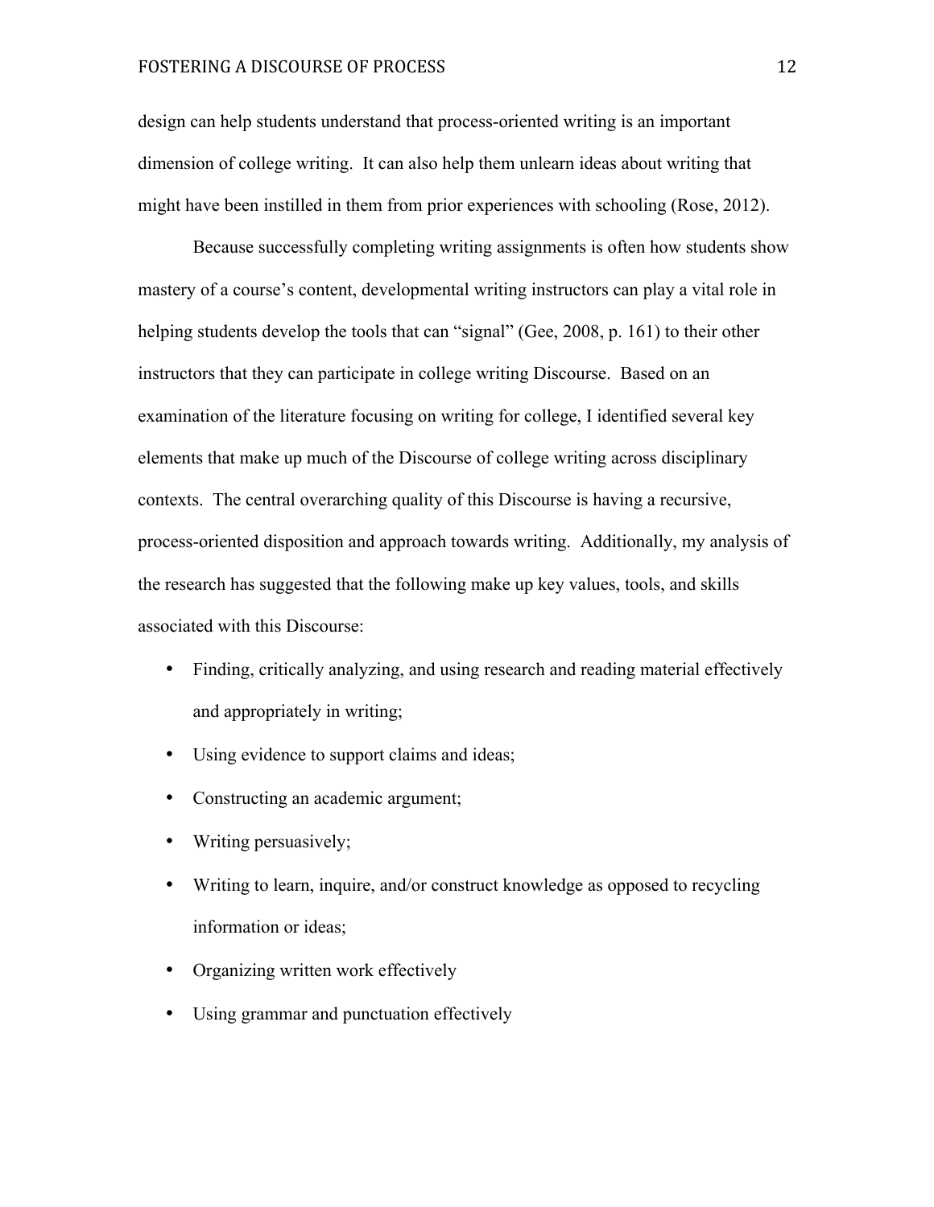design can help students understand that process-oriented writing is an important dimension of college writing. It can also help them unlearn ideas about writing that might have been instilled in them from prior experiences with schooling (Rose, 2012).

Because successfully completing writing assignments is often how students show mastery of a course's content, developmental writing instructors can play a vital role in helping students develop the tools that can "signal" (Gee, 2008, p. 161) to their other instructors that they can participate in college writing Discourse. Based on an examination of the literature focusing on writing for college, I identified several key elements that make up much of the Discourse of college writing across disciplinary contexts. The central overarching quality of this Discourse is having a recursive, process-oriented disposition and approach towards writing. Additionally, my analysis of the research has suggested that the following make up key values, tools, and skills associated with this Discourse:

- Finding, critically analyzing, and using research and reading material effectively and appropriately in writing;
- Using evidence to support claims and ideas;
- Constructing an academic argument;
- Writing persuasively;
- Writing to learn, inquire, and/or construct knowledge as opposed to recycling information or ideas;
- Organizing written work effectively
- Using grammar and punctuation effectively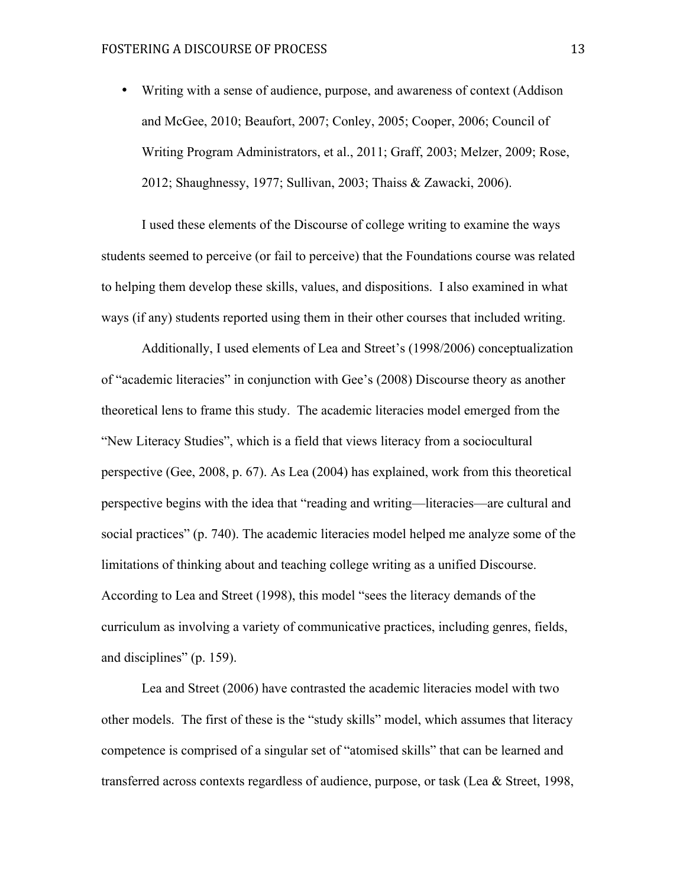- Writing with a sense of audience, purpose, and awareness of context (Addison and McGee, 2010; Beaufort, 2007; Conley, 2005; Cooper, 2006; Council of Writing Program Administrators, et al., 2011; Graff, 2003; Melzer, 2009; Rose, 2012; Shaughnessy, 1977; Sullivan, 2003; Thaiss & Zawacki, 2006).

I used these elements of the Discourse of college writing to examine the ways students seemed to perceive (or fail to perceive) that the Foundations course was related to helping them develop these skills, values, and dispositions. I also examined in what ways (if any) students reported using them in their other courses that included writing.

Additionally, I used elements of Lea and Street's (1998/2006) conceptualization of "academic literacies" in conjunction with Gee's (2008) Discourse theory as another theoretical lens to frame this study. The academic literacies model emerged from the "New Literacy Studies", which is a field that views literacy from a sociocultural perspective (Gee, 2008, p. 67). As Lea (2004) has explained, work from this theoretical perspective begins with the idea that "reading and writing—literacies—are cultural and social practices" (p. 740). The academic literacies model helped me analyze some of the limitations of thinking about and teaching college writing as a unified Discourse. According to Lea and Street (1998), this model "sees the literacy demands of the curriculum as involving a variety of communicative practices, including genres, fields, and disciplines" (p. 159).

Lea and Street (2006) have contrasted the academic literacies model with two other models. The first of these is the "study skills" model, which assumes that literacy competence is comprised of a singular set of "atomised skills" that can be learned and transferred across contexts regardless of audience, purpose, or task (Lea & Street, 1998,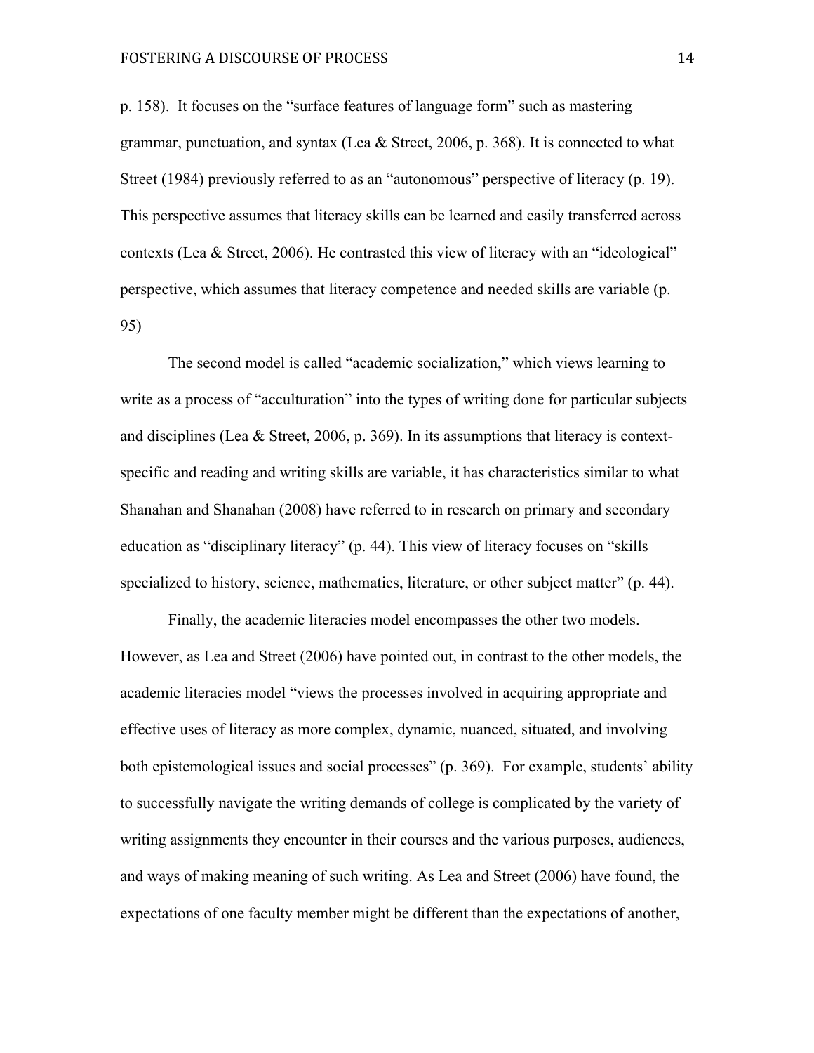p. 158). It focuses on the "surface features of language form" such as mastering grammar, punctuation, and syntax (Lea & Street, 2006, p. 368). It is connected to what Street (1984) previously referred to as an "autonomous" perspective of literacy (p. 19). This perspective assumes that literacy skills can be learned and easily transferred across contexts (Lea & Street, 2006). He contrasted this view of literacy with an "ideological" perspective, which assumes that literacy competence and needed skills are variable (p. 95)

The second model is called "academic socialization," which views learning to write as a process of "acculturation" into the types of writing done for particular subjects and disciplines (Lea & Street, 2006, p. 369). In its assumptions that literacy is context-specific and reading and writing skills are variable, it has characteristics similar to what Shanahan and Shanahan (2008) have referred to in research on primary and secondary education as "disciplinary literacy" (p. 44). This view of literacy focuses on "skills specialized to history, science, mathematics, literature, or other subject matter" (p. 44).

Finally, the academic literacies model encompasses the other two models. However, as Lea and Street (2006) have pointed out, in contrast to the other models, the academic literacies model "views the processes involved in acquiring appropriate and effective uses of literacy as more complex, dynamic, nuanced, situated, and involving both epistemological issues and social processes" (p. 369). For example, students' ability to successfully navigate the writing demands of college is complicated by the variety of writing assignments they encounter in their courses and the various purposes, audiences, and ways of making meaning of such writing. As Lea and Street (2006) have found, the expectations of one faculty member might be different than the expectations of another,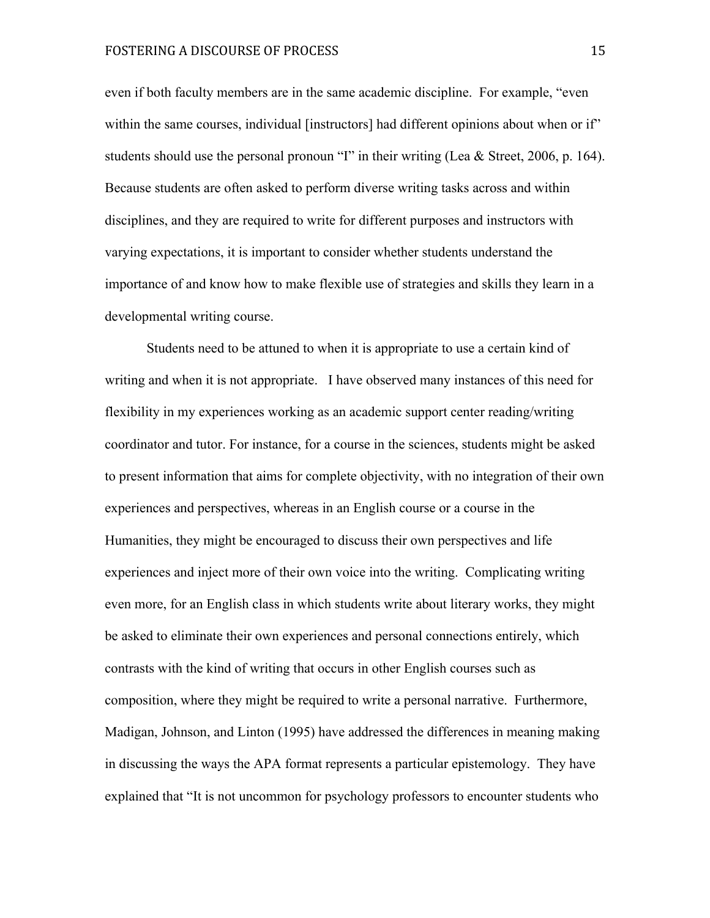even if both faculty members are in the same academic discipline. For example, "even within the same courses, individual [instructors] had different opinions about when or if" students should use the personal pronoun "I" in their writing (Lea & Street, 2006, p. 164). Because students are often asked to perform diverse writing tasks across and within disciplines, and they are required to write for different purposes and instructors with varying expectations, it is important to consider whether students understand the importance of and know how to make flexible use of strategies and skills they learn in a developmental writing course.

Students need to be attuned to when it is appropriate to use a certain kind of writing and when it is not appropriate. I have observed many instances of this need for flexibility in my experiences working as an academic support center reading/writing coordinator and tutor. For instance, for a course in the sciences, students might be asked to present information that aims for complete objectivity, with no integration of their own experiences and perspectives, whereas in an English course or a course in the Humanities, they might be encouraged to discuss their own perspectives and life experiences and inject more of their own voice into the writing. Complicating writing even more, for an English class in which students write about literary works, they might be asked to eliminate their own experiences and personal connections entirely, which contrasts with the kind of writing that occurs in other English courses such as composition, where they might be required to write a personal narrative. Furthermore, Madigan, Johnson, and Linton (1995) have addressed the differences in meaning making in discussing the ways the APA format represents a particular epistemology. They have explained that "It is not uncommon for psychology professors to encounter students who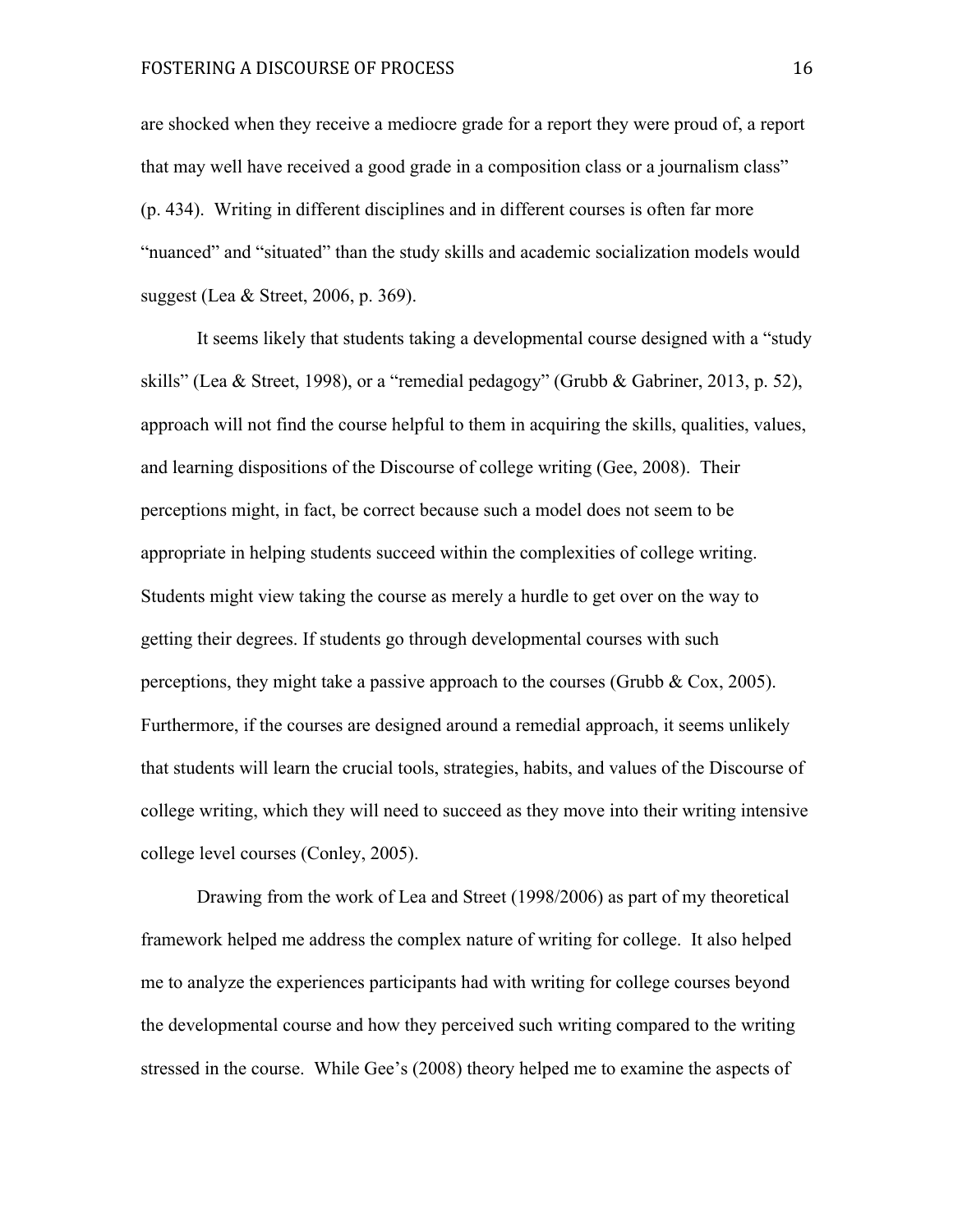are shocked when they receive a mediocre grade for a report they were proud of, a report that may well have received a good grade in a composition class or a journalism class" (p. 434). Writing in different disciplines and in different courses is often far more "nuanced" and "situated" than the study skills and academic socialization models would suggest (Lea & Street, 2006, p. 369).

It seems likely that students taking a developmental course designed with a "study skills" (Lea & Street, 1998), or a "remedial pedagogy" (Grubb & Gabriner, 2013, p. 52), approach will not find the course helpful to them in acquiring the skills, qualities, values, and learning dispositions of the Discourse of college writing (Gee, 2008). Their perceptions might, in fact, be correct because such a model does not seem to be appropriate in helping students succeed within the complexities of college writing. Students might view taking the course as merely a hurdle to get over on the way to getting their degrees. If students go through developmental courses with such perceptions, they might take a passive approach to the courses (Grubb & Cox, 2005). Furthermore, if the courses are designed around a remedial approach, it seems unlikely that students will learn the crucial tools, strategies, habits, and values of the Discourse of college writing, which they will need to succeed as they move into their writing intensive college level courses (Conley, 2005).

Drawing from the work of Lea and Street (1998/2006) as part of my theoretical framework helped me address the complex nature of writing for college. It also helped me to analyze the experiences participants had with writing for college courses beyond the developmental course and how they perceived such writing compared to the writing stressed in the course. While Gee's (2008) theory helped me to examine the aspects of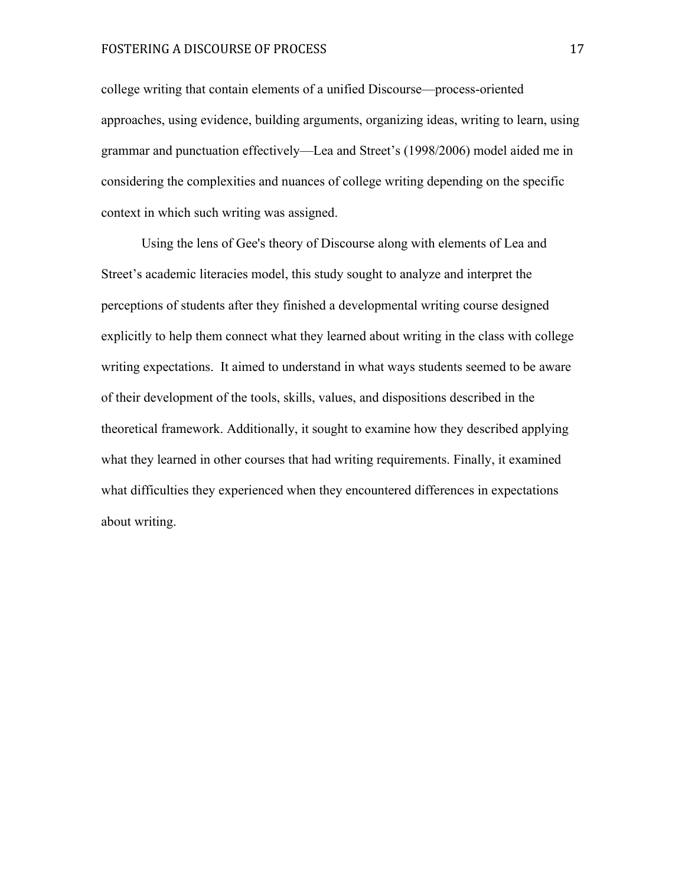college writing that contain elements of a unified Discourse—process-oriented approaches, using evidence, building arguments, organizing ideas, writing to learn, using grammar and punctuation effectively—Lea and Street's (1998/2006) model aided me in considering the complexities and nuances of college writing depending on the specific context in which such writing was assigned.

Using the lens of Gee's theory of Discourse along with elements of Lea and Street's academic literacies model, this study sought to analyze and interpret the perceptions of students after they finished a developmental writing course designed explicitly to help them connect what they learned about writing in the class with college writing expectations. It aimed to understand in what ways students seemed to be aware of their development of the tools, skills, values, and dispositions described in the theoretical framework. Additionally, it sought to examine how they described applying what they learned in other courses that had writing requirements. Finally, it examined what difficulties they experienced when they encountered differences in expectations about writing.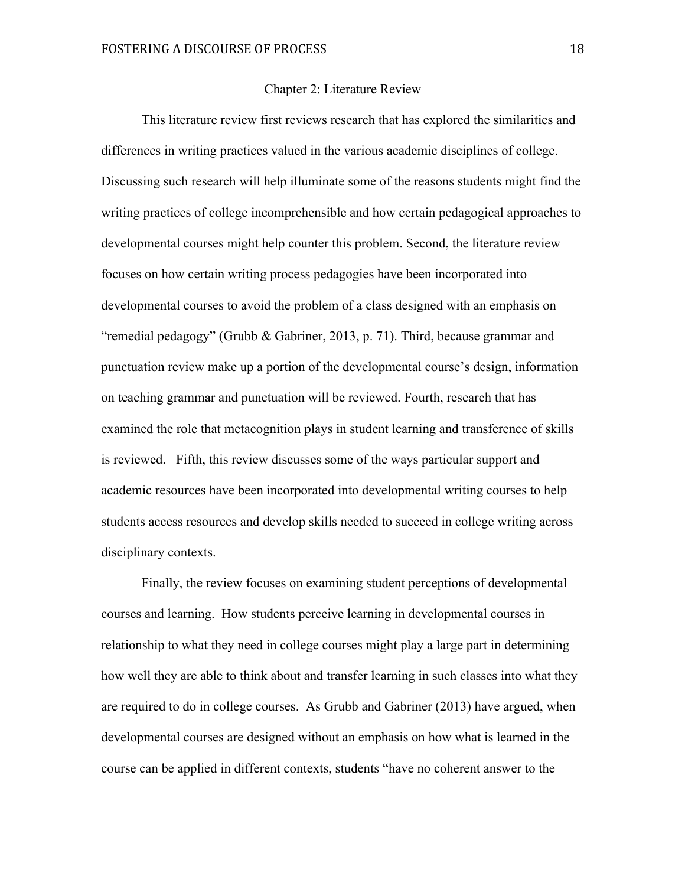# Chapter 2: Literature Review

This literature review first reviews research that has explored the similarities and differences in writing practices valued in the various academic disciplines of college. Discussing such research will help illuminate some of the reasons students might find the writing practices of college incomprehensible and how certain pedagogical approaches to developmental courses might help counter this problem. Second, the literature review focuses on how certain writing process pedagogies have been incorporated into developmental courses to avoid the problem of a class designed with an emphasis on "remedial pedagogy" (Grubb & Gabriner, 2013, p. 71). Third, because grammar and punctuation review make up a portion of the developmental course's design, information on teaching grammar and punctuation will be reviewed. Fourth, research that has examined the role that metacognition plays in student learning and transference of skills is reviewed. Fifth, this review discusses some of the ways particular support and academic resources have been incorporated into developmental writing courses to help students access resources and develop skills needed to succeed in college writing across disciplinary contexts.

Finally, the review focuses on examining student perceptions of developmental courses and learning. How students perceive learning in developmental courses in relationship to what they need in college courses might play a large part in determining how well they are able to think about and transfer learning in such classes into what they are required to do in college courses. As Grubb and Gabriner (2013) have argued, when developmental courses are designed without an emphasis on how what is learned in the course can be applied in different contexts, students "have no coherent answer to the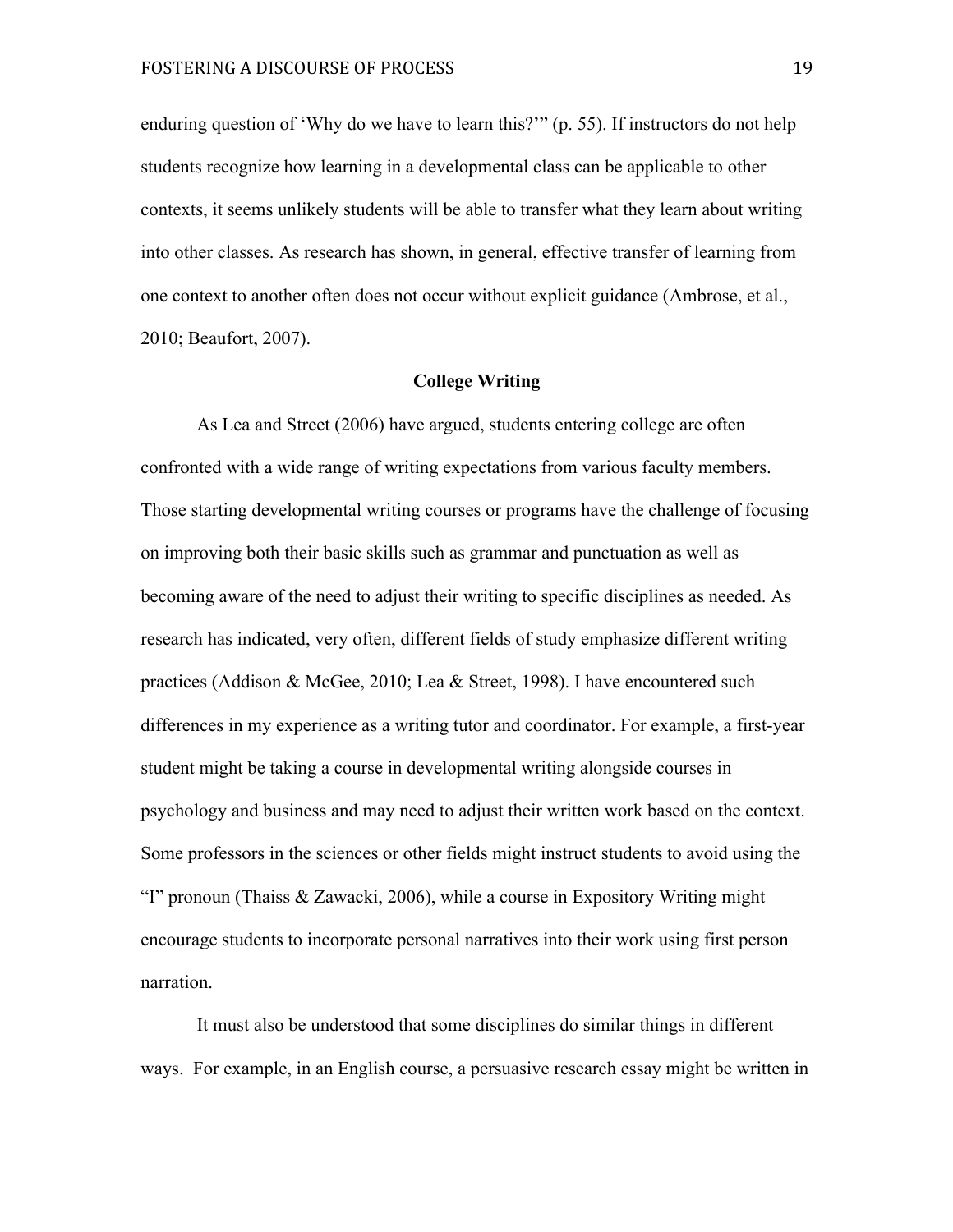enduring question of 'Why do we have to learn this?'" (p. 55). If instructors do not help students recognize how learning in a developmental class can be applicable to other contexts, it seems unlikely students will be able to transfer what they learn about writing into other classes. As research has shown, in general, effective transfer of learning from one context to another often does not occur without explicit guidance (Ambrose, et al., 2010; Beaufort, 2007).

## College Writing

As Lea and Street (2006) have argued, students entering college are often confronted with a wide range of writing expectations from various faculty members. Those starting developmental writing courses or programs have the challenge of focusing on improving both their basic skills such as grammar and punctuation as well as becoming aware of the need to adjust their writing to specific disciplines as needed. As research has indicated, very often, different fields of study emphasize different writing practices (Addison & McGee, 2010; Lea & Street, 1998). I have encountered such differences in my experience as a writing tutor and coordinator. For example, a first-year student might be taking a course in developmental writing alongside courses in psychology and business and may need to adjust their written work based on the context. Some professors in the sciences or other fields might instruct students to avoid using the "I" pronoun (Thaiss & Zawacki, 2006), while a course in Expository Writing might encourage students to incorporate personal narratives into their work using first person narration.

It must also be understood that some disciplines do similar things in different ways. For example, in an English course, a persuasive research essay might be written in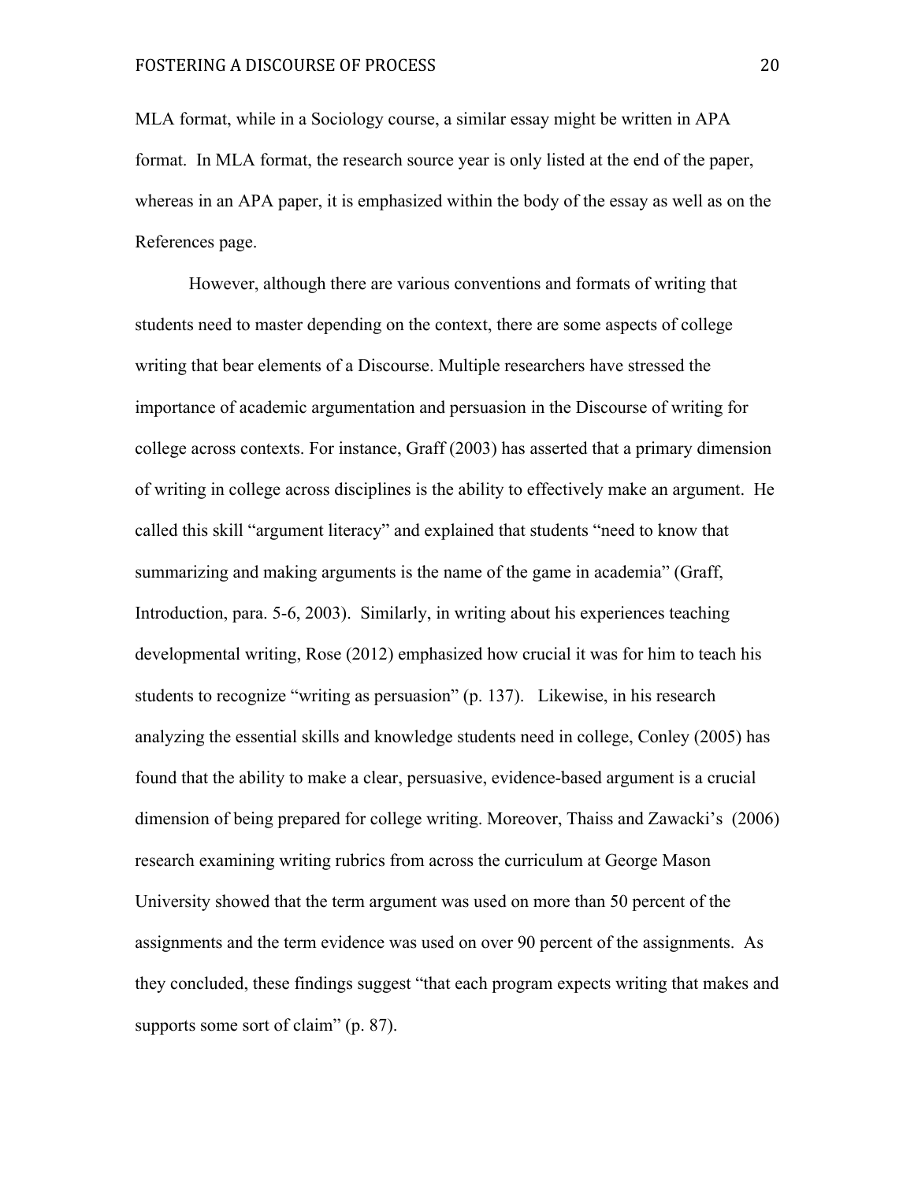MLA format, while in a Sociology course, a similar essay might be written in APA format. In MLA format, the research source year is only listed at the end of the paper, whereas in an APA paper, it is emphasized within the body of the essay as well as on the References page.

However, although there are various conventions and formats of writing that students need to master depending on the context, there are some aspects of college writing that bear elements of a Discourse. Multiple researchers have stressed the importance of academic argumentation and persuasion in the Discourse of writing for college across contexts. For instance, Graff (2003) has asserted that a primary dimension of writing in college across disciplines is the ability to effectively make an argument. He called this skill "argument literacy" and explained that students "need to know that summarizing and making arguments is the name of the game in academia" (Graff, Introduction, para. 5-6, 2003). Similarly, in writing about his experiences teaching developmental writing, Rose (2012) emphasized how crucial it was for him to teach his students to recognize "writing as persuasion" (p. 137). Likewise, in his research analyzing the essential skills and knowledge students need in college, Conley (2005) has found that the ability to make a clear, persuasive, evidence-based argument is a crucial dimension of being prepared for college writing. Moreover, Thaiss and Zawacki's (2006) research examining writing rubrics from across the curriculum at George Mason University showed that the term argument was used on more than 50 percent of the assignments and the term evidence was used on over 90 percent of the assignments. As they concluded, these findings suggest "that each program expects writing that makes and supports some sort of claim" (p. 87).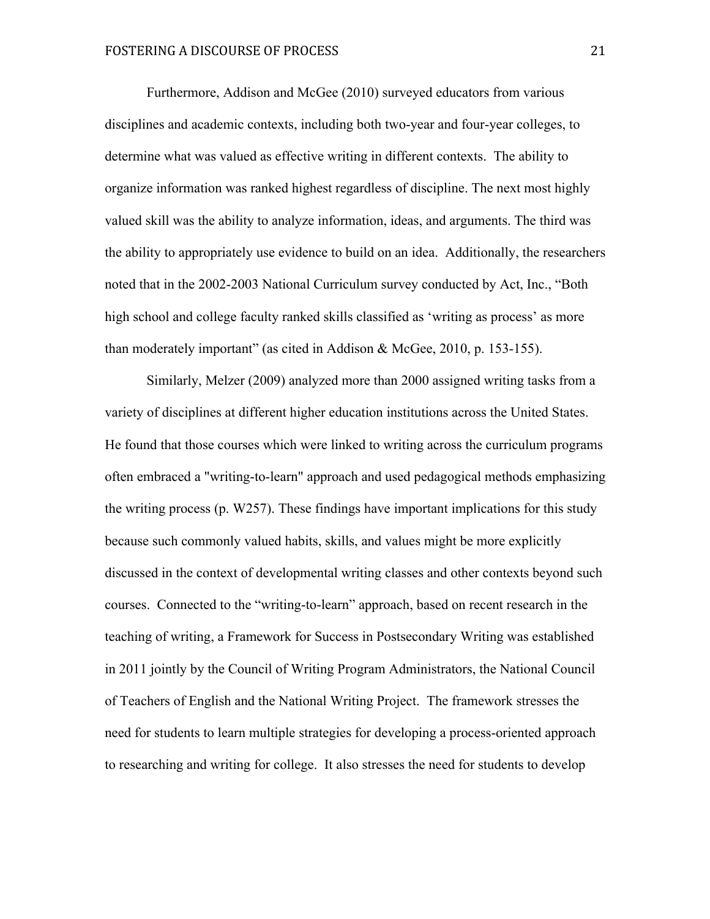Furthermore, Addison and McGee (2010) surveyed educators from various disciplines and academic contexts, including both two-year and four-year colleges, to determine what was valued as effective writing in different contexts. The ability to organize information was ranked highest regardless of discipline. The next most highly valued skill was the ability to analyze information, ideas, and arguments. The third was the ability to appropriately use evidence to build on an idea. Additionally, the researchers noted that in the 2002-2003 National Curriculum survey conducted by Act, Inc., "Both high school and college faculty ranked skills classified as 'writing as process' as more than moderately important" (as cited in Addison & McGee, 2010, p. 153-155).

Similarly, Melzer (2009) analyzed more than 2000 assigned writing tasks from a variety of disciplines at different higher education institutions across the United States. He found that those courses which were linked to writing across the curriculum programs often embraced a "writing-to-learn" approach and used pedagogical methods emphasizing the writing process (p. W257). These findings have important implications for this study because such commonly valued habits, skills, and values might be more explicitly discussed in the context of developmental writing classes and other contexts beyond such courses. Connected to the "writing-to-learn" approach, based on recent research in the teaching of writing, a Framework for Success in Postsecondary Writing was established in 2011 jointly by the Council of Writing Program Administrators, the National Council of Teachers of English and the National Writing Project. The framework stresses the need for students to learn multiple strategies for developing a process-oriented approach to researching and writing for college. It also stresses the need for students to develop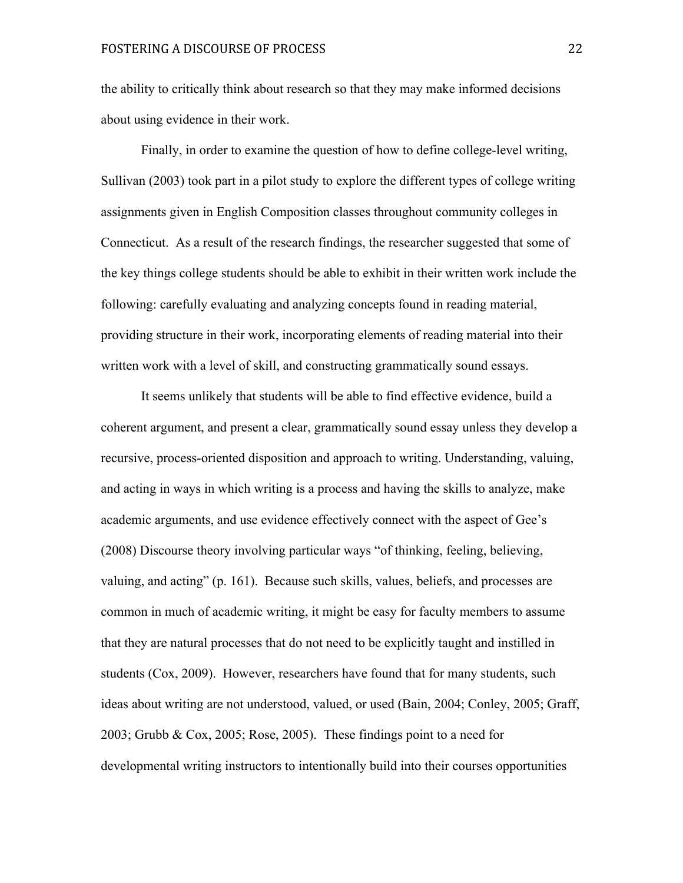the ability to critically think about research so that they may make informed decisions about using evidence in their work.

Finally, in order to examine the question of how to define college-level writing, Sullivan (2003) took part in a pilot study to explore the different types of college writing assignments given in English Composition classes throughout community colleges in Connecticut. As a result of the research findings, the researcher suggested that some of the key things college students should be able to exhibit in their written work include the following: carefully evaluating and analyzing concepts found in reading material, providing structure in their work, incorporating elements of reading material into their written work with a level of skill, and constructing grammatically sound essays.

It seems unlikely that students will be able to find effective evidence, build a coherent argument, and present a clear, grammatically sound essay unless they develop a recursive, process-oriented disposition and approach to writing. Understanding, valuing, and acting in ways in which writing is a process and having the skills to analyze, make academic arguments, and use evidence effectively connect with the aspect of Gee's (2008) Discourse theory involving particular ways "of thinking, feeling, believing, valuing, and acting" (p. 161). Because such skills, values, beliefs, and processes are common in much of academic writing, it might be easy for faculty members to assume that they are natural processes that do not need to be explicitly taught and instilled in students (Cox, 2009). However, researchers have found that for many students, such ideas about writing are not understood, valued, or used (Bain, 2004; Conley, 2005; Graff, 2003; Grubb & Cox, 2005; Rose, 2005). These findings point to a need for developmental writing instructors to intentionally build into their courses opportunities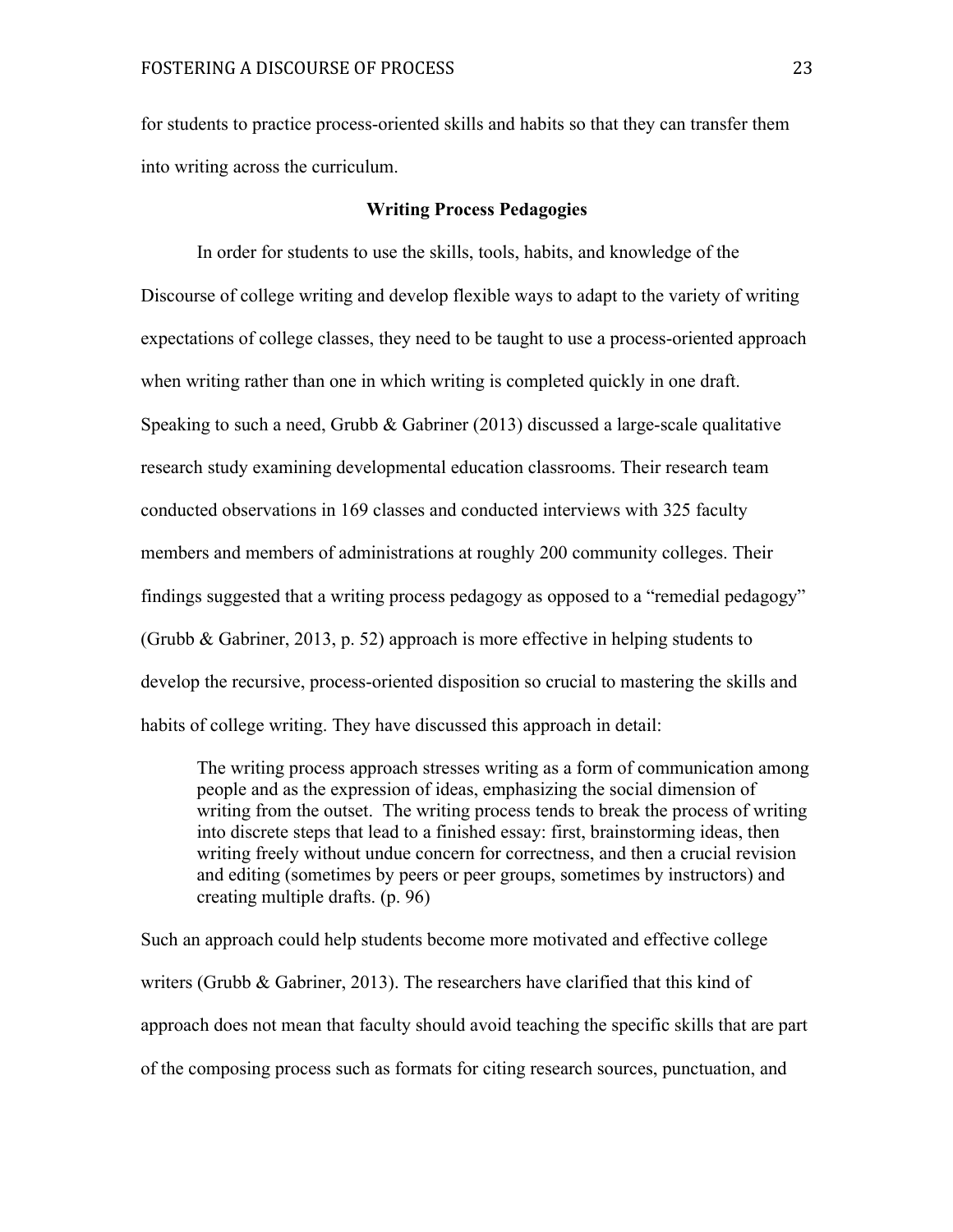for students to practice process-oriented skills and habits so that they can transfer them into writing across the curriculum.

## Writing Process Pedagogies

In order for students to use the skills, tools, habits, and knowledge of the Discourse of college writing and develop flexible ways to adapt to the variety of writing expectations of college classes, they need to be taught to use a process-oriented approach when writing rather than one in which writing is completed quickly in one draft. Speaking to such a need, Grubb & Gabriner (2013) discussed a large-scale qualitative research study examining developmental education classrooms. Their research team conducted observations in 169 classes and conducted interviews with 325 faculty members and members of administrations at roughly 200 community colleges. Their findings suggested that a writing process pedagogy as opposed to a "remedial pedagogy" (Grubb & Gabriner, 2013, p. 52) approach is more effective in helping students to develop the recursive, process-oriented disposition so crucial to mastering the skills and habits of college writing. They have discussed this approach in detail:

> The writing process approach stresses writing as a form of communication among people and as the expression of ideas, emphasizing the social dimension of writing from the outset. The writing process tends to break the process of writing into discrete steps that lead to a finished essay: first, brainstorming ideas, then writing freely without undue concern for correctness, and then a crucial revision and editing (sometimes by peers or peer groups, sometimes by instructors) and creating multiple drafts. (p. 96)

Such an approach could help students become more motivated and effective college writers (Grubb & Gabriner, 2013). The researchers have clarified that this kind of approach does not mean that faculty should avoid teaching the specific skills that are part of the composing process such as formats for citing research sources, punctuation, and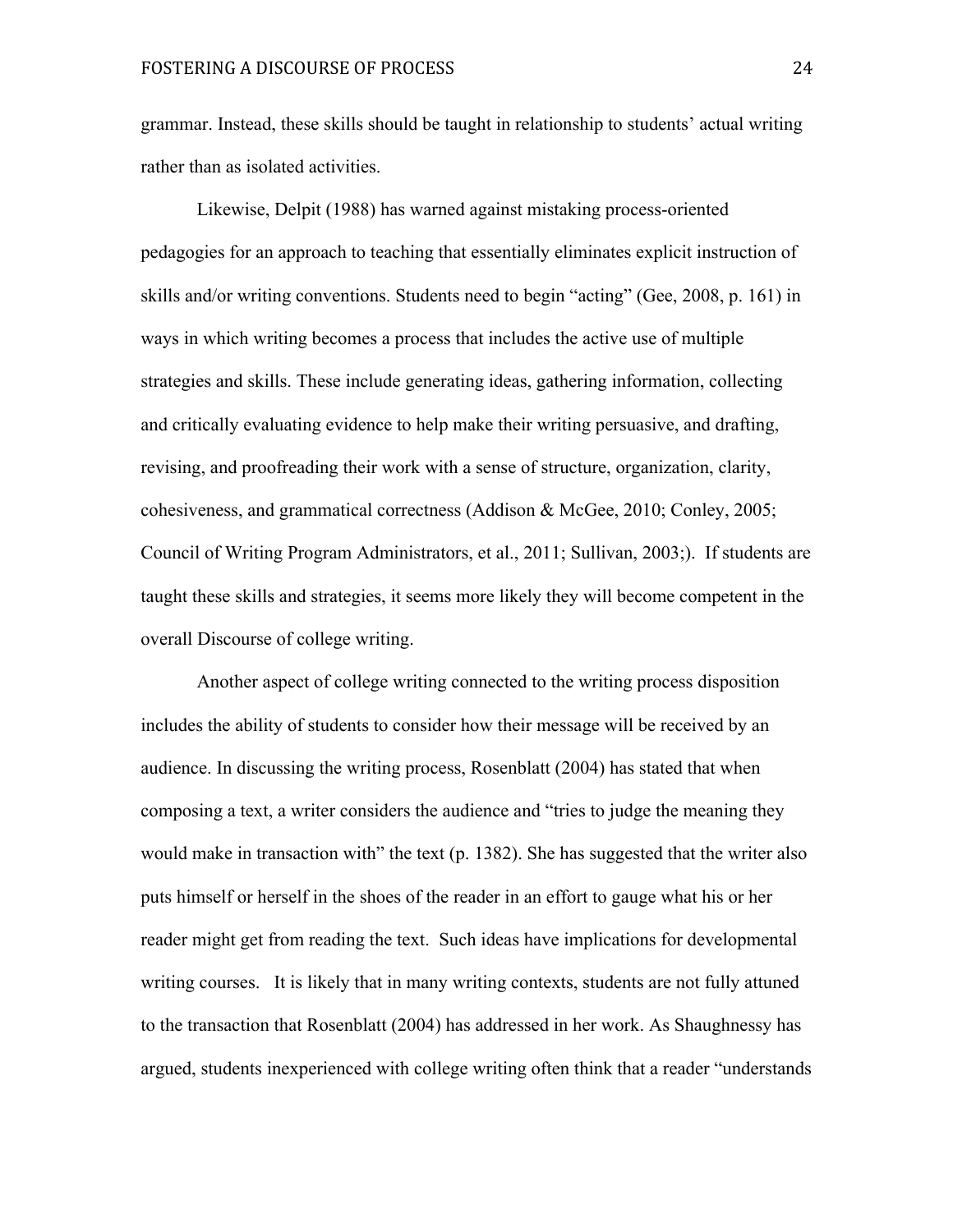grammar. Instead, these skills should be taught in relationship to students' actual writing rather than as isolated activities.

Likewise, Delpit (1988) has warned against mistaking process-oriented pedagogies for an approach to teaching that essentially eliminates explicit instruction of skills and/or writing conventions. Students need to begin "acting" (Gee, 2008, p. 161) in ways in which writing becomes a process that includes the active use of multiple strategies and skills. These include generating ideas, gathering information, collecting and critically evaluating evidence to help make their writing persuasive, and drafting, revising, and proofreading their work with a sense of structure, organization, clarity, cohesiveness, and grammatical correctness (Addison & McGee, 2010; Conley, 2005; Council of Writing Program Administrators, et al., 2011; Sullivan, 2003;). If students are taught these skills and strategies, it seems more likely they will become competent in the overall Discourse of college writing.

Another aspect of college writing connected to the writing process disposition includes the ability of students to consider how their message will be received by an audience. In discussing the writing process, Rosenblatt (2004) has stated that when composing a text, a writer considers the audience and "tries to judge the meaning they would make in transaction with" the text (p. 1382). She has suggested that the writer also puts himself or herself in the shoes of the reader in an effort to gauge what his or her reader might get from reading the text. Such ideas have implications for developmental writing courses. It is likely that in many writing contexts, students are not fully attuned to the transaction that Rosenblatt (2004) has addressed in her work. As Shaughnessy has argued, students inexperienced with college writing often think that a reader "understands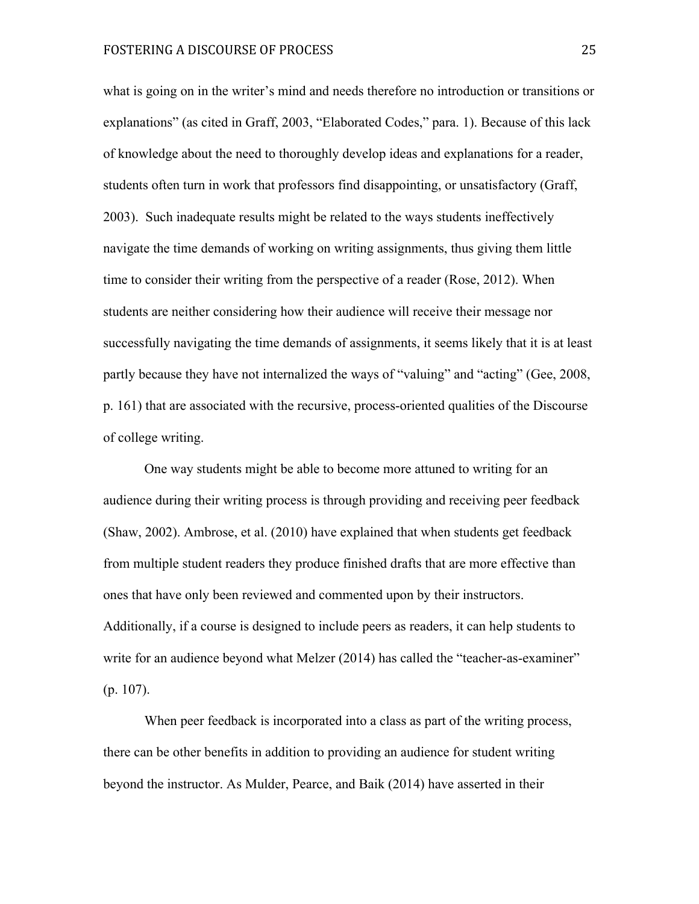what is going on in the writer's mind and needs therefore no introduction or transitions or explanations" (as cited in Graff, 2003, "Elaborated Codes," para. 1). Because of this lack of knowledge about the need to thoroughly develop ideas and explanations for a reader, students often turn in work that professors find disappointing, or unsatisfactory (Graff, 2003). Such inadequate results might be related to the ways students ineffectively navigate the time demands of working on writing assignments, thus giving them little time to consider their writing from the perspective of a reader (Rose, 2012). When students are neither considering how their audience will receive their message nor successfully navigating the time demands of assignments, it seems likely that it is at least partly because they have not internalized the ways of "valuing" and "acting" (Gee, 2008, p. 161) that are associated with the recursive, process-oriented qualities of the Discourse of college writing.

One way students might be able to become more attuned to writing for an audience during their writing process is through providing and receiving peer feedback (Shaw, 2002). Ambrose, et al. (2010) have explained that when students get feedback from multiple student readers they produce finished drafts that are more effective than ones that have only been reviewed and commented upon by their instructors. Additionally, if a course is designed to include peers as readers, it can help students to write for an audience beyond what Melzer (2014) has called the "teacher-as-examiner" (p. 107).

When peer feedback is incorporated into a class as part of the writing process, there can be other benefits in addition to providing an audience for student writing beyond the instructor. As Mulder, Pearce, and Baik (2014) have asserted in their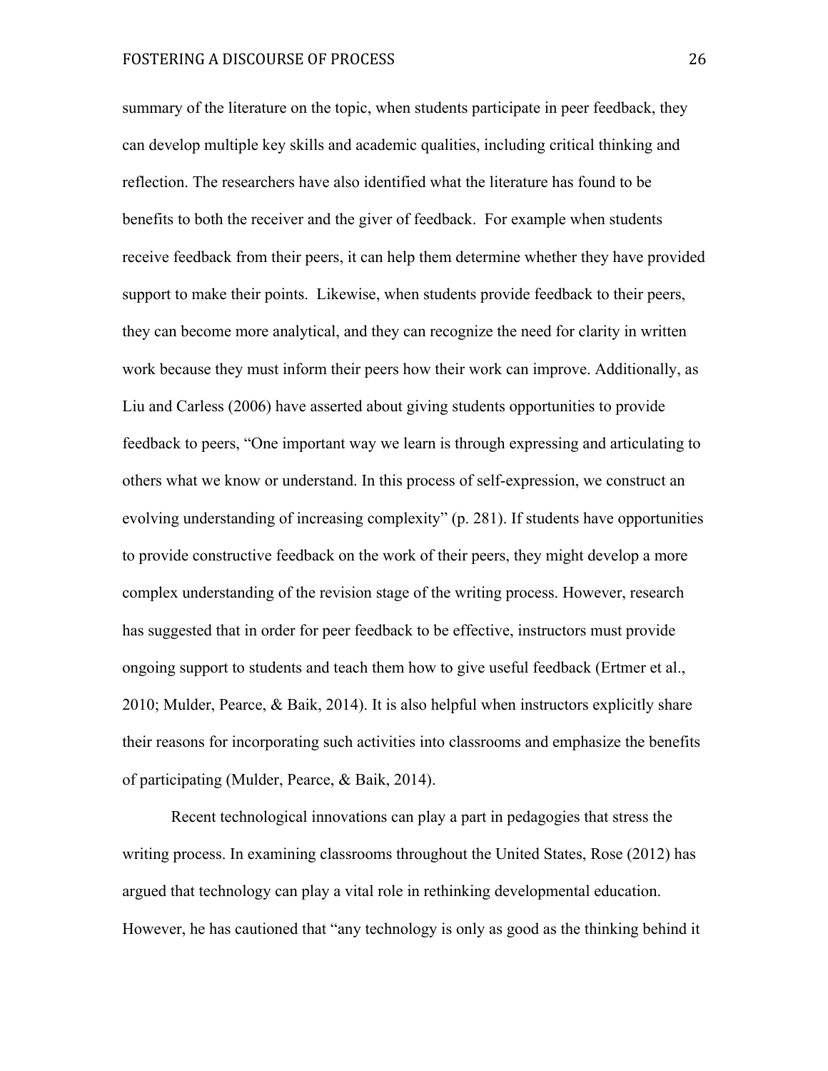summary of the literature on the topic, when students participate in peer feedback, they can develop multiple key skills and academic qualities, including critical thinking and reflection. The researchers have also identified what the literature has found to be benefits to both the receiver and the giver of feedback. For example when students receive feedback from their peers, it can help them determine whether they have provided support to make their points. Likewise, when students provide feedback to their peers, they can become more analytical, and they can recognize the need for clarity in written work because they must inform their peers how their work can improve. Additionally, as Liu and Carless (2006) have asserted about giving students opportunities to provide feedback to peers, "One important way we learn is through expressing and articulating to others what we know or understand. In this process of self-expression, we construct an evolving understanding of increasing complexity" (p. 281). If students have opportunities to provide constructive feedback on the work of their peers, they might develop a more complex understanding of the revision stage of the writing process. However, research has suggested that in order for peer feedback to be effective, instructors must provide ongoing support to students and teach them how to give useful feedback (Ertmer et al., 2010; Mulder, Pearce, & Baik, 2014). It is also helpful when instructors explicitly share their reasons for incorporating such activities into classrooms and emphasize the benefits of participating (Mulder, Pearce, & Baik, 2014).

Recent technological innovations can play a part in pedagogies that stress the writing process. In examining classrooms throughout the United States, Rose (2012) has argued that technology can play a vital role in rethinking developmental education. However, he has cautioned that "any technology is only as good as the thinking behind it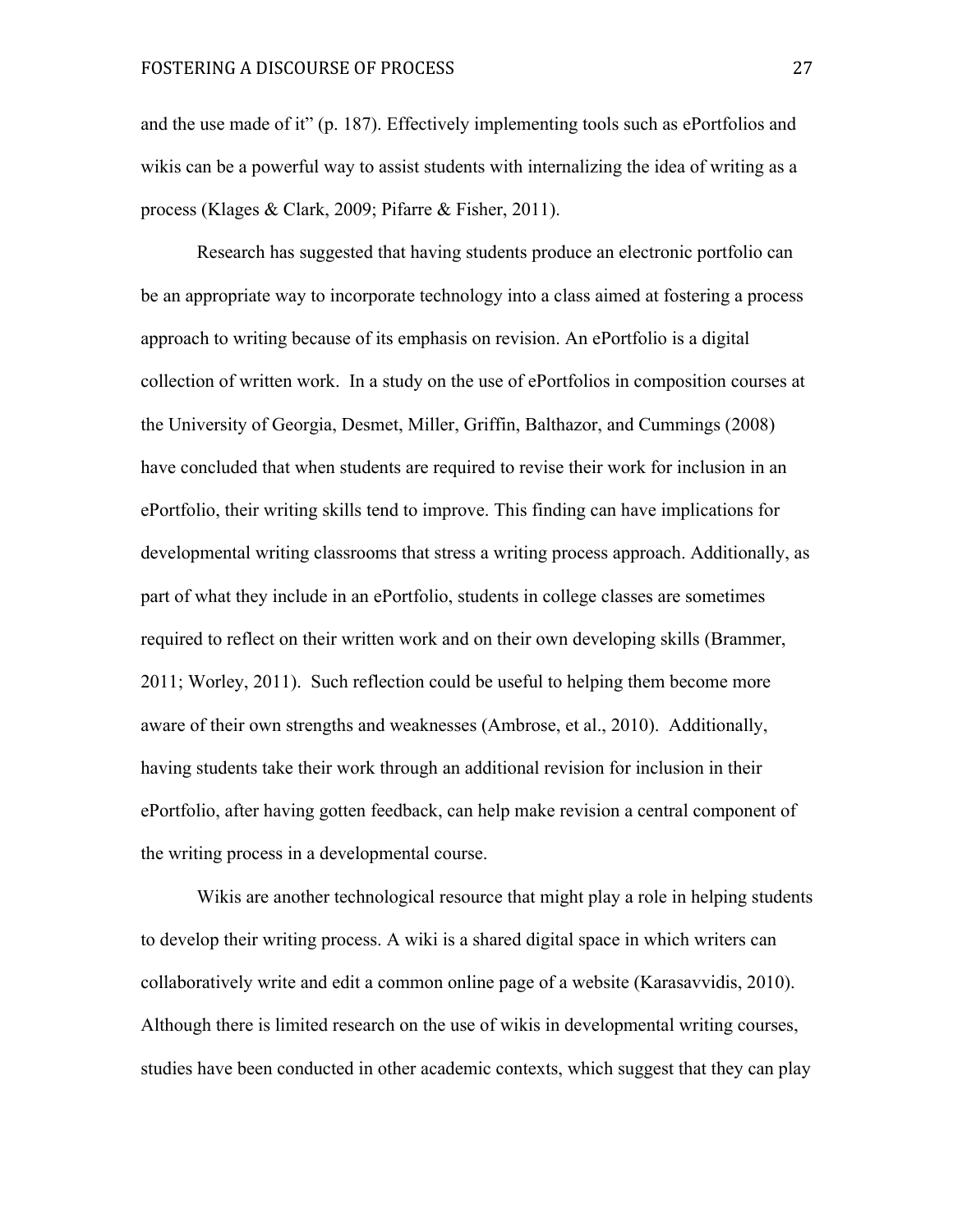and the use made of it" (p. 187). Effectively implementing tools such as ePortfolios and wikis can be a powerful way to assist students with internalizing the idea of writing as a process (Klages & Clark, 2009; Pifarre & Fisher, 2011).

Research has suggested that having students produce an electronic portfolio can be an appropriate way to incorporate technology into a class aimed at fostering a process approach to writing because of its emphasis on revision. An ePortfolio is a digital collection of written work. In a study on the use of ePortfolios in composition courses at the University of Georgia, Desmet, Miller, Griffin, Balthazor, and Cummings (2008) have concluded that when students are required to revise their work for inclusion in an ePortfolio, their writing skills tend to improve. This finding can have implications for developmental writing classrooms that stress a writing process approach. Additionally, as part of what they include in an ePortfolio, students in college classes are sometimes required to reflect on their written work and on their own developing skills (Brammer, 2011; Worley, 2011). Such reflection could be useful to helping them become more aware of their own strengths and weaknesses (Ambrose, et al., 2010). Additionally, having students take their work through an additional revision for inclusion in their ePortfolio, after having gotten feedback, can help make revision a central component of the writing process in a developmental course.

Wikis are another technological resource that might play a role in helping students to develop their writing process. A wiki is a shared digital space in which writers can collaboratively write and edit a common online page of a website (Karasavvidis, 2010). Although there is limited research on the use of wikis in developmental writing courses, studies have been conducted in other academic contexts, which suggest that they can play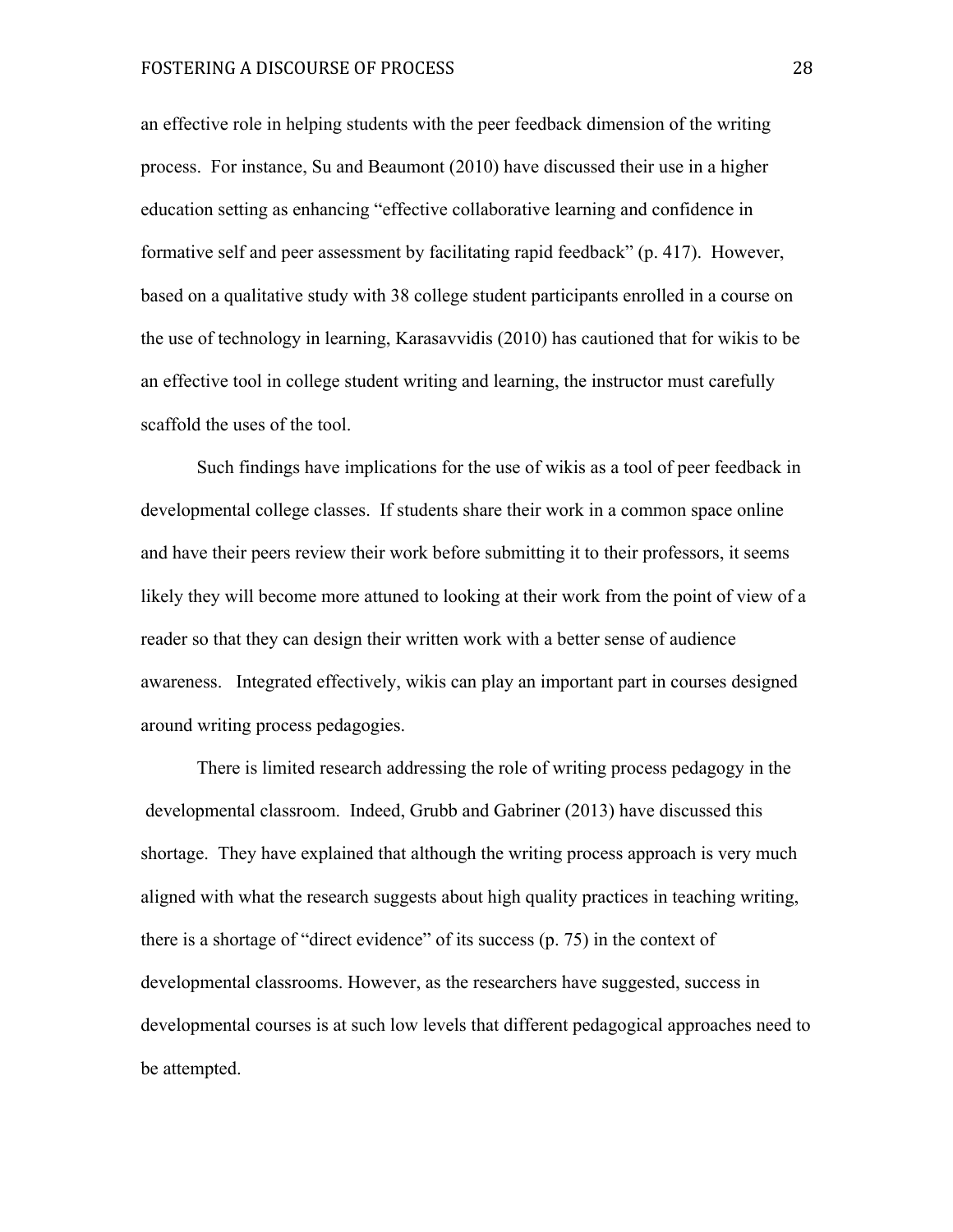an effective role in helping students with the peer feedback dimension of the writing process. For instance, Su and Beaumont (2010) have discussed their use in a higher education setting as enhancing "effective collaborative learning and confidence in formative self and peer assessment by facilitating rapid feedback" (p. 417). However, based on a qualitative study with 38 college student participants enrolled in a course on the use of technology in learning, Karasavvidis (2010) has cautioned that for wikis to be an effective tool in college student writing and learning, the instructor must carefully scaffold the uses of the tool.

Such findings have implications for the use of wikis as a tool of peer feedback in developmental college classes. If students share their work in a common space online and have their peers review their work before submitting it to their professors, it seems likely they will become more attuned to looking at their work from the point of view of a reader so that they can design their written work with a better sense of audience awareness. Integrated effectively, wikis can play an important part in courses designed around writing process pedagogies.

There is limited research addressing the role of writing process pedagogy in the developmental classroom. Indeed, Grubb and Gabriner (2013) have discussed this shortage. They have explained that although the writing process approach is very much aligned with what the research suggests about high quality practices in teaching writing, there is a shortage of "direct evidence" of its success (p. 75) in the context of developmental classrooms. However, as the researchers have suggested, success in developmental courses is at such low levels that different pedagogical approaches need to be attempted.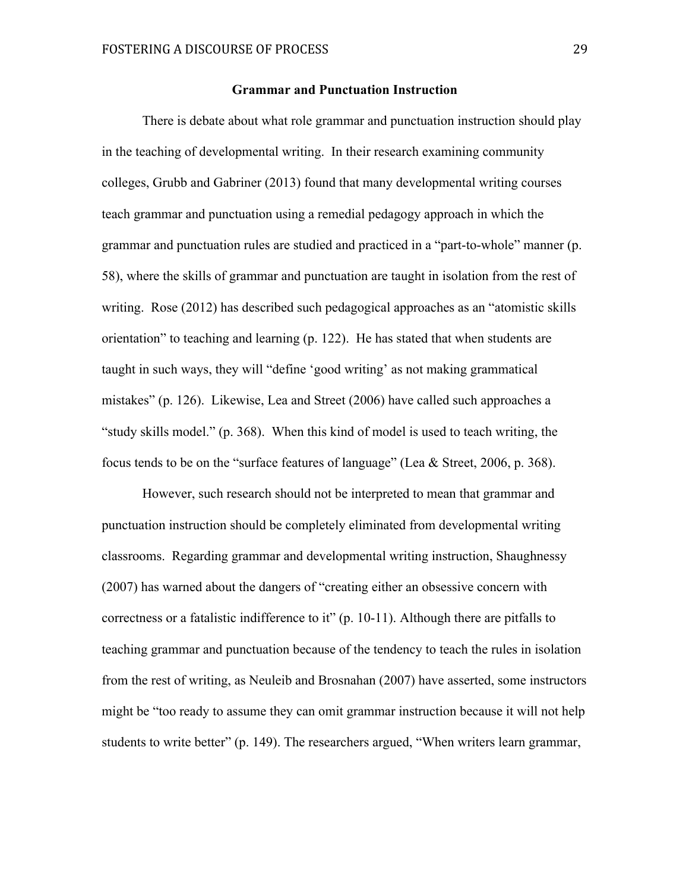## Grammar and Punctuation Instruction

There is debate about what role grammar and punctuation instruction should play in the teaching of developmental writing. In their research examining community colleges, Grubb and Gabriner (2013) found that many developmental writing courses teach grammar and punctuation using a remedial pedagogy approach in which the grammar and punctuation rules are studied and practiced in a "part-to-whole" manner (p. 58), where the skills of grammar and punctuation are taught in isolation from the rest of writing. Rose (2012) has described such pedagogical approaches as an "atomistic skills orientation" to teaching and learning (p. 122). He has stated that when students are taught in such ways, they will "define 'good writing' as not making grammatical mistakes" (p. 126). Likewise, Lea and Street (2006) have called such approaches a "study skills model." (p. 368). When this kind of model is used to teach writing, the focus tends to be on the "surface features of language" (Lea & Street, 2006, p. 368).

However, such research should not be interpreted to mean that grammar and punctuation instruction should be completely eliminated from developmental writing classrooms. Regarding grammar and developmental writing instruction, Shaughnessy (2007) has warned about the dangers of "creating either an obsessive concern with correctness or a fatalistic indifference to it" (p. 10-11). Although there are pitfalls to teaching grammar and punctuation because of the tendency to teach the rules in isolation from the rest of writing, as Neuleib and Brosnahan (2007) have asserted, some instructors might be "too ready to assume they can omit grammar instruction because it will not help students to write better" (p. 149). The researchers argued, "When writers learn grammar,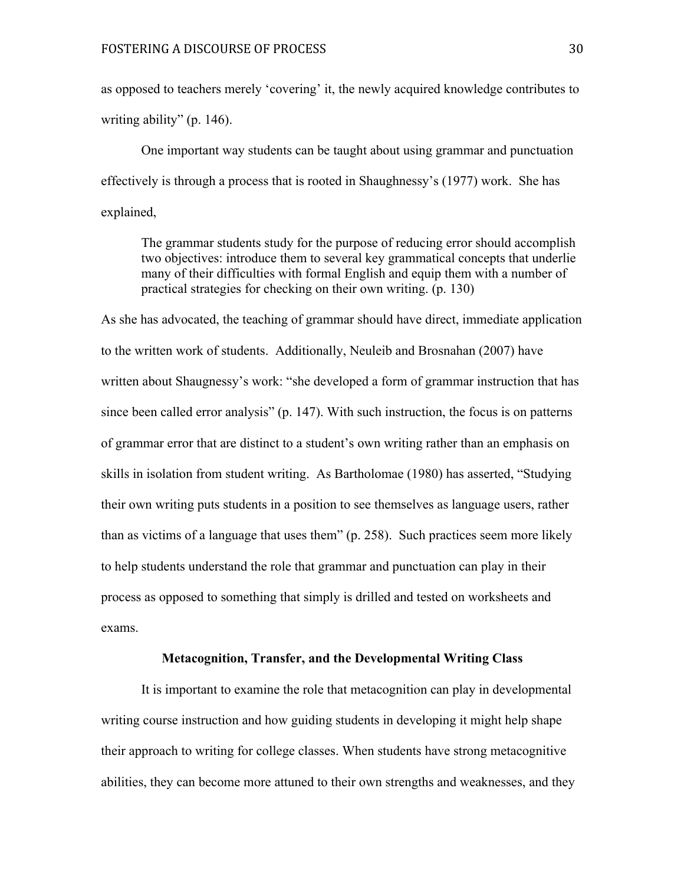as opposed to teachers merely 'covering' it, the newly acquired knowledge contributes to writing ability" (p. 146).

One important way students can be taught about using grammar and punctuation effectively is through a process that is rooted in Shaughnessy's (1977) work. She has explained,

> The grammar students study for the purpose of reducing error should accomplish two objectives: introduce them to several key grammatical concepts that underlie many of their difficulties with formal English and equip them with a number of practical strategies for checking on their own writing. (p. 130)

As she has advocated, the teaching of grammar should have direct, immediate application to the written work of students. Additionally, Neuleib and Brosnahan (2007) have written about Shaugnessy's work: "she developed a form of grammar instruction that has since been called error analysis" (p. 147). With such instruction, the focus is on patterns of grammar error that are distinct to a student's own writing rather than an emphasis on skills in isolation from student writing. As Bartholomae (1980) has asserted, "Studying their own writing puts students in a position to see themselves as language users, rather than as victims of a language that uses them" (p. 258). Such practices seem more likely to help students understand the role that grammar and punctuation can play in their process as opposed to something that simply is drilled and tested on worksheets and exams.

## Metacognition, Transfer, and the Developmental Writing Class

It is important to examine the role that metacognition can play in developmental writing course instruction and how guiding students in developing it might help shape their approach to writing for college classes. When students have strong metacognitive abilities, they can become more attuned to their own strengths and weaknesses, and they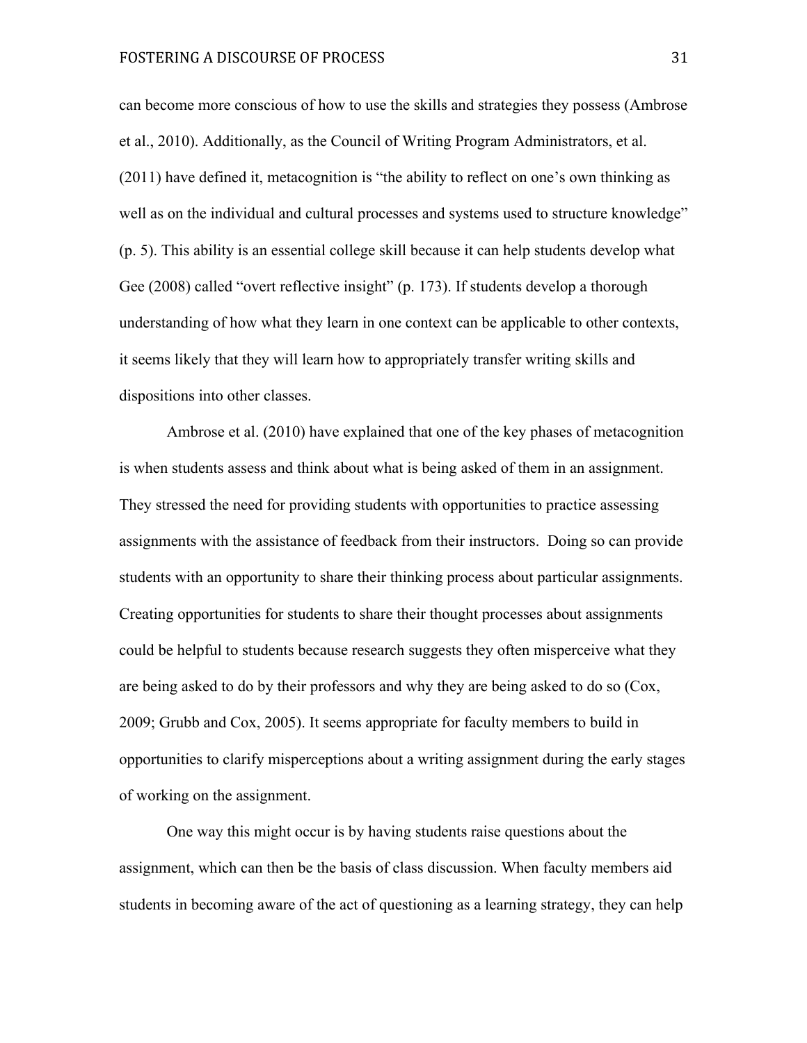can become more conscious of how to use the skills and strategies they possess (Ambrose et al., 2010). Additionally, as the Council of Writing Program Administrators, et al. (2011) have defined it, metacognition is "the ability to reflect on one's own thinking as well as on the individual and cultural processes and systems used to structure knowledge" (p. 5). This ability is an essential college skill because it can help students develop what Gee (2008) called "overt reflective insight" (p. 173). If students develop a thorough understanding of how what they learn in one context can be applicable to other contexts, it seems likely that they will learn how to appropriately transfer writing skills and dispositions into other classes.

Ambrose et al. (2010) have explained that one of the key phases of metacognition is when students assess and think about what is being asked of them in an assignment. They stressed the need for providing students with opportunities to practice assessing assignments with the assistance of feedback from their instructors. Doing so can provide students with an opportunity to share their thinking process about particular assignments. Creating opportunities for students to share their thought processes about assignments could be helpful to students because research suggests they often misperceive what they are being asked to do by their professors and why they are being asked to do so (Cox, 2009; Grubb and Cox, 2005). It seems appropriate for faculty members to build in opportunities to clarify misperceptions about a writing assignment during the early stages of working on the assignment.

One way this might occur is by having students raise questions about the assignment, which can then be the basis of class discussion. When faculty members aid students in becoming aware of the act of questioning as a learning strategy, they can help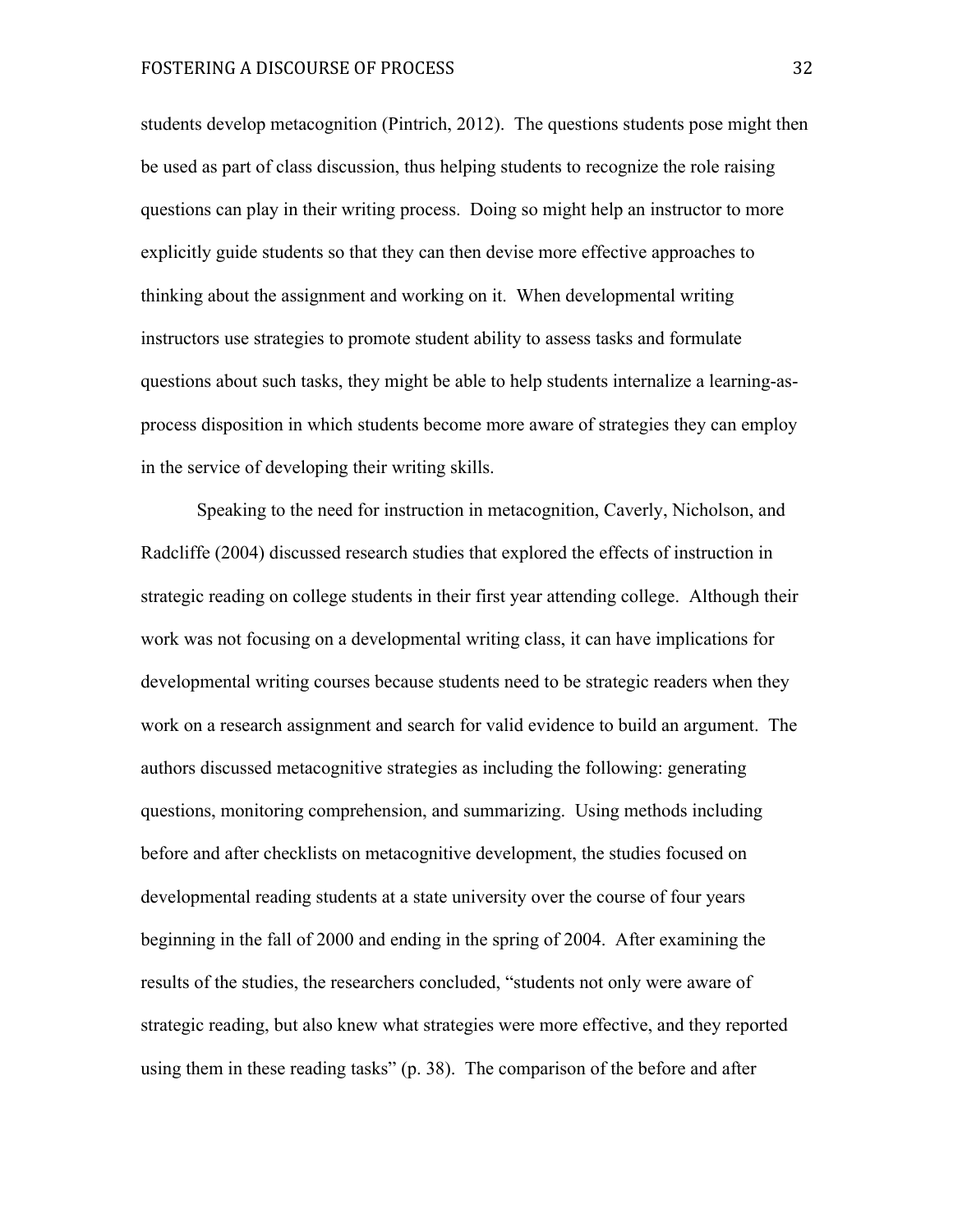students develop metacognition (Pintrich, 2012). The questions students pose might then be used as part of class discussion, thus helping students to recognize the role raising questions can play in their writing process. Doing so might help an instructor to more explicitly guide students so that they can then devise more effective approaches to thinking about the assignment and working on it. When developmental writing instructors use strategies to promote student ability to assess tasks and formulate questions about such tasks, they might be able to help students internalize a learning-as-process disposition in which students become more aware of strategies they can employ in the service of developing their writing skills.

Speaking to the need for instruction in metacognition, Caverly, Nicholson, and Radcliffe (2004) discussed research studies that explored the effects of instruction in strategic reading on college students in their first year attending college. Although their work was not focusing on a developmental writing class, it can have implications for developmental writing courses because students need to be strategic readers when they work on a research assignment and search for valid evidence to build an argument. The authors discussed metacognitive strategies as including the following: generating questions, monitoring comprehension, and summarizing. Using methods including before and after checklists on metacognitive development, the studies focused on developmental reading students at a state university over the course of four years beginning in the fall of 2000 and ending in the spring of 2004. After examining the results of the studies, the researchers concluded, "students not only were aware of strategic reading, but also knew what strategies were more effective, and they reported using them in these reading tasks" (p. 38). The comparison of the before and after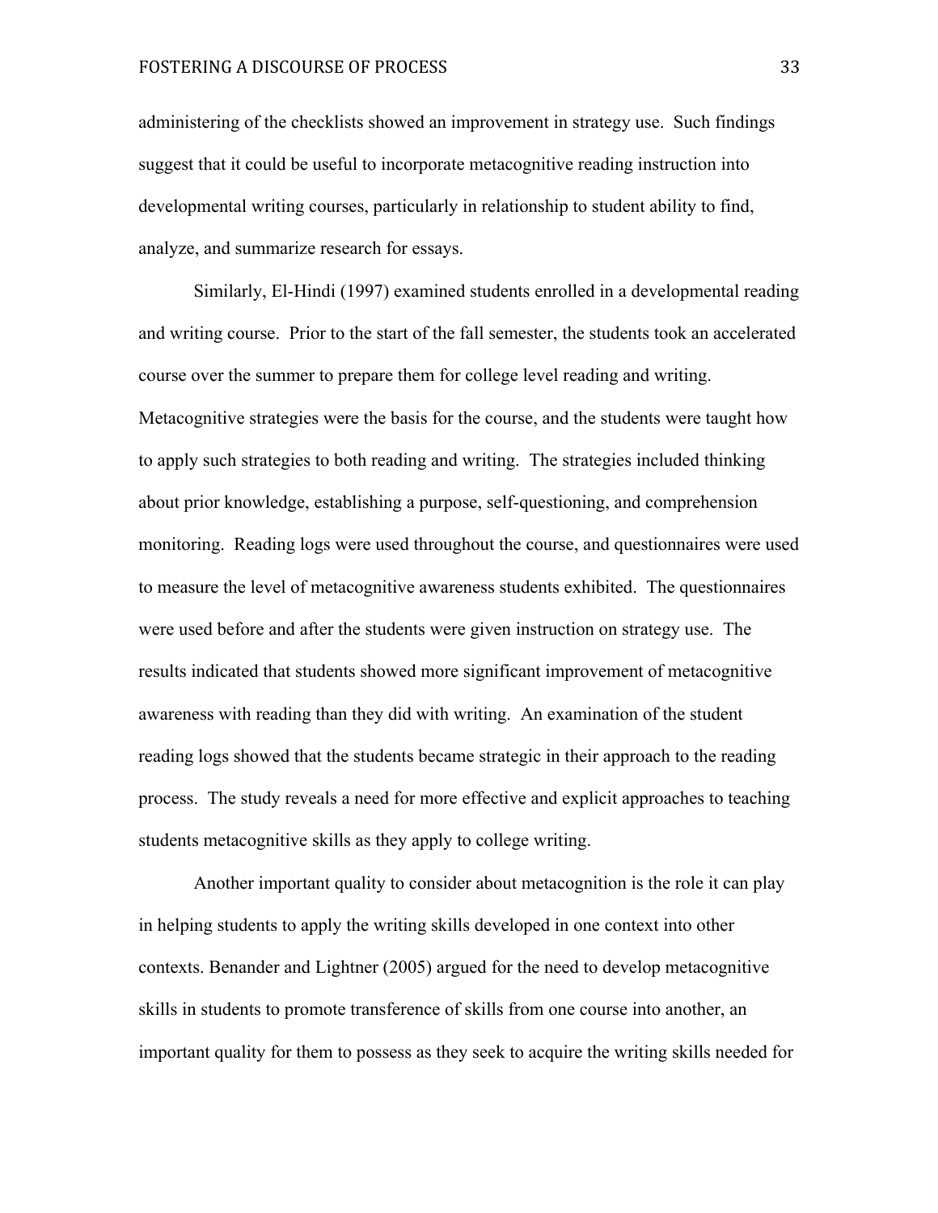administering of the checklists showed an improvement in strategy use. Such findings suggest that it could be useful to incorporate metacognitive reading instruction into developmental writing courses, particularly in relationship to student ability to find, analyze, and summarize research for essays.

Similarly, El-Hindi (1997) examined students enrolled in a developmental reading and writing course. Prior to the start of the fall semester, the students took an accelerated course over the summer to prepare them for college level reading and writing. Metacognitive strategies were the basis for the course, and the students were taught how to apply such strategies to both reading and writing. The strategies included thinking about prior knowledge, establishing a purpose, self-questioning, and comprehension monitoring. Reading logs were used throughout the course, and questionnaires were used to measure the level of metacognitive awareness students exhibited. The questionnaires were used before and after the students were given instruction on strategy use. The results indicated that students showed more significant improvement of metacognitive awareness with reading than they did with writing. An examination of the student reading logs showed that the students became strategic in their approach to the reading process. The study reveals a need for more effective and explicit approaches to teaching students metacognitive skills as they apply to college writing.

Another important quality to consider about metacognition is the role it can play in helping students to apply the writing skills developed in one context into other contexts. Benander and Lightner (2005) argued for the need to develop metacognitive skills in students to promote transference of skills from one course into another, an important quality for them to possess as they seek to acquire the writing skills needed for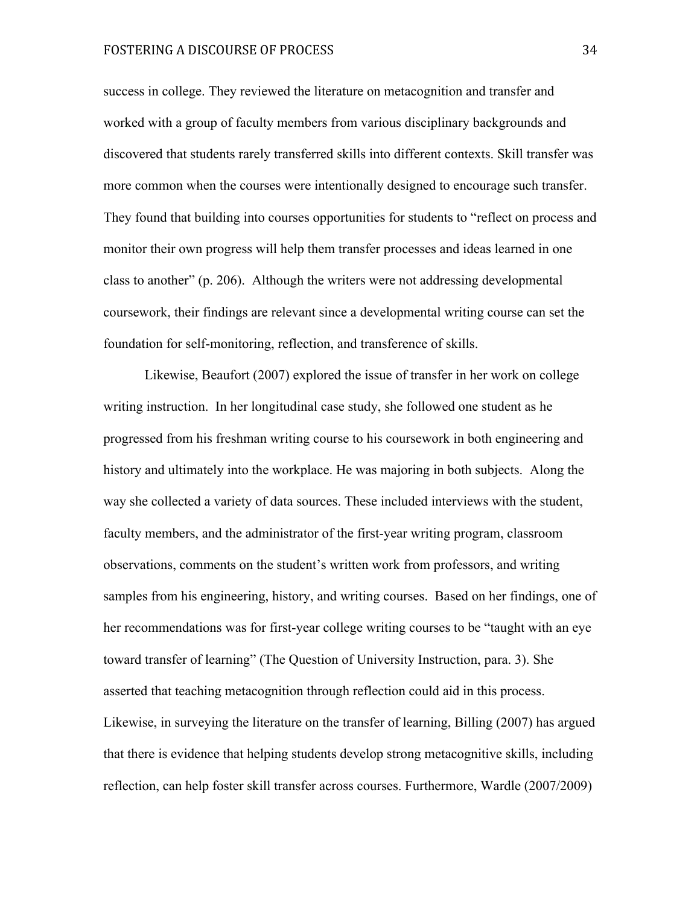success in college. They reviewed the literature on metacognition and transfer and worked with a group of faculty members from various disciplinary backgrounds and discovered that students rarely transferred skills into different contexts. Skill transfer was more common when the courses were intentionally designed to encourage such transfer. They found that building into courses opportunities for students to "reflect on process and monitor their own progress will help them transfer processes and ideas learned in one class to another" (p. 206). Although the writers were not addressing developmental coursework, their findings are relevant since a developmental writing course can set the foundation for self-monitoring, reflection, and transference of skills.

Likewise, Beaufort (2007) explored the issue of transfer in her work on college writing instruction. In her longitudinal case study, she followed one student as he progressed from his freshman writing course to his coursework in both engineering and history and ultimately into the workplace. He was majoring in both subjects. Along the way she collected a variety of data sources. These included interviews with the student, faculty members, and the administrator of the first-year writing program, classroom observations, comments on the student's written work from professors, and writing samples from his engineering, history, and writing courses. Based on her findings, one of her recommendations was for first-year college writing courses to be "taught with an eye toward transfer of learning" (The Question of University Instruction, para. 3). She asserted that teaching metacognition through reflection could aid in this process. Likewise, in surveying the literature on the transfer of learning, Billing (2007) has argued that there is evidence that helping students develop strong metacognitive skills, including reflection, can help foster skill transfer across courses. Furthermore, Wardle (2007/2009)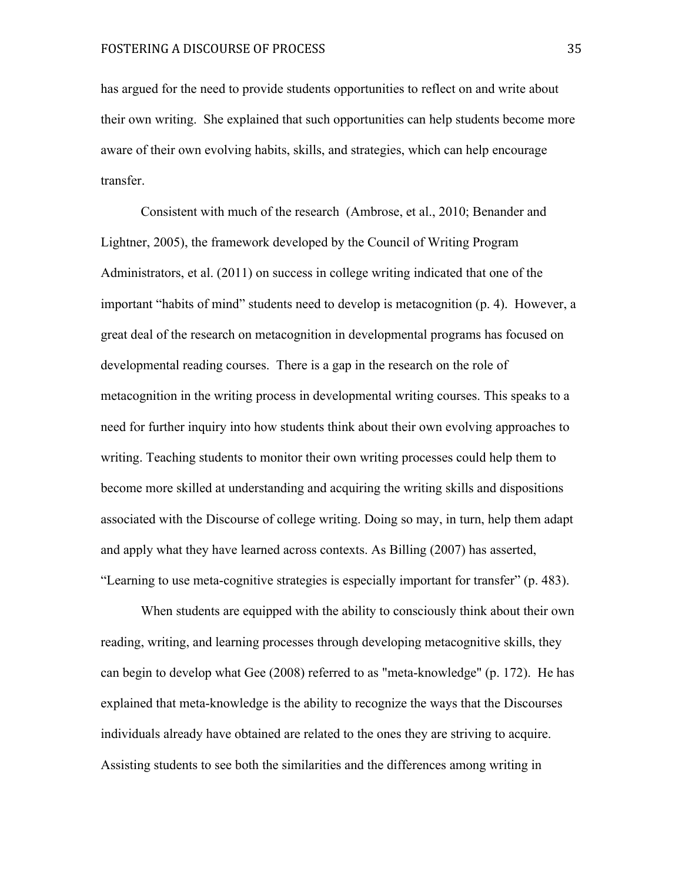has argued for the need to provide students opportunities to reflect on and write about their own writing. She explained that such opportunities can help students become more aware of their own evolving habits, skills, and strategies, which can help encourage transfer.

Consistent with much of the research (Ambrose, et al., 2010; Benander and Lightner, 2005), the framework developed by the Council of Writing Program Administrators, et al. (2011) on success in college writing indicated that one of the important "habits of mind" students need to develop is metacognition (p. 4). However, a great deal of the research on metacognition in developmental programs has focused on developmental reading courses. There is a gap in the research on the role of metacognition in the writing process in developmental writing courses. This speaks to a need for further inquiry into how students think about their own evolving approaches to writing. Teaching students to monitor their own writing processes could help them to become more skilled at understanding and acquiring the writing skills and dispositions associated with the Discourse of college writing. Doing so may, in turn, help them adapt and apply what they have learned across contexts. As Billing (2007) has asserted, "Learning to use meta-cognitive strategies is especially important for transfer" (p. 483).

When students are equipped with the ability to consciously think about their own reading, writing, and learning processes through developing metacognitive skills, they can begin to develop what Gee (2008) referred to as "meta-knowledge" (p. 172). He has explained that meta-knowledge is the ability to recognize the ways that the Discourses individuals already have obtained are related to the ones they are striving to acquire. Assisting students to see both the similarities and the differences among writing in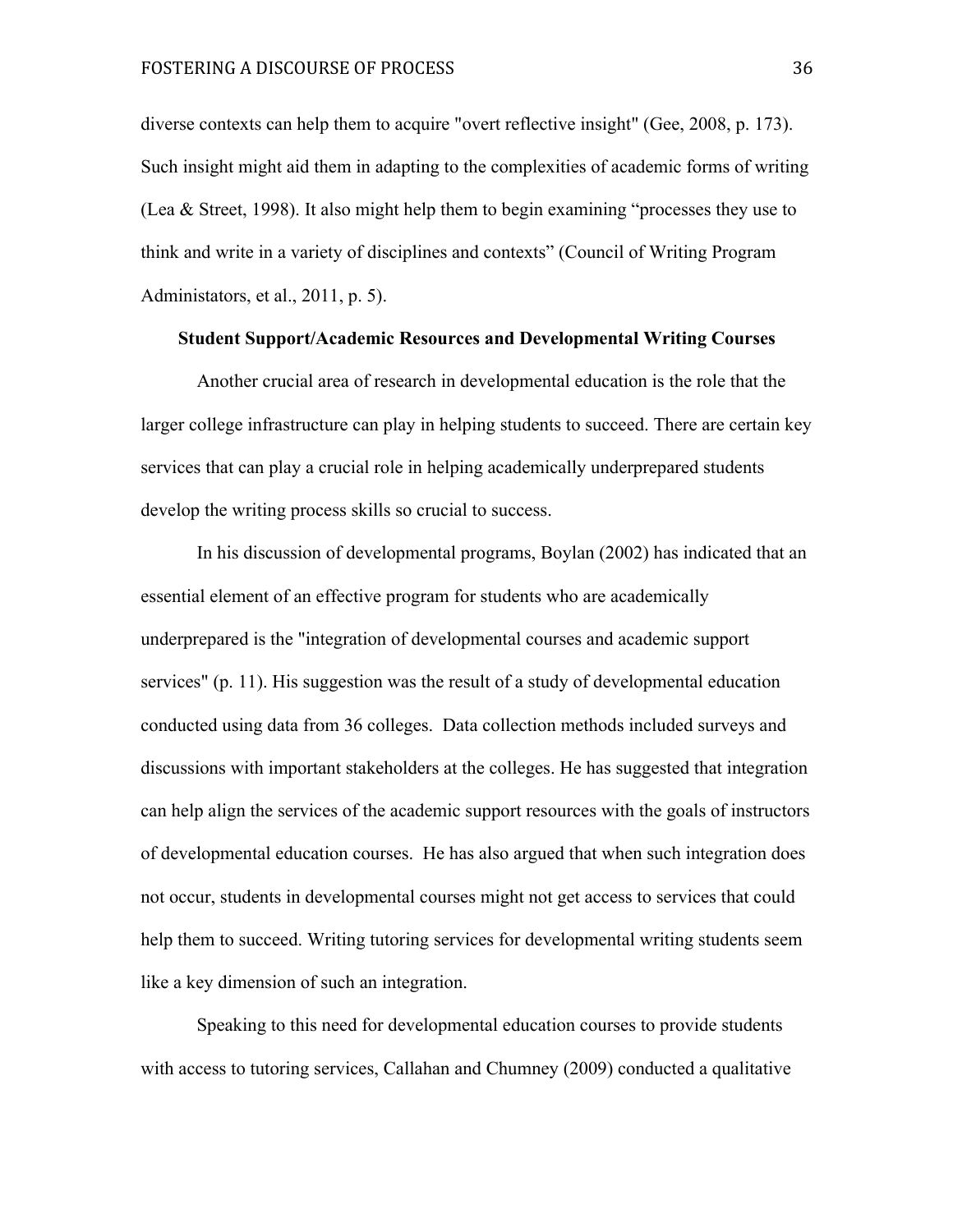diverse contexts can help them to acquire "overt reflective insight" (Gee, 2008, p. 173). Such insight might aid them in adapting to the complexities of academic forms of writing (Lea & Street, 1998). It also might help them to begin examining “processes they use to think and write in a variety of disciplines and contexts” (Council of Writing Program Administators, et al., 2011, p. 5).

**Student Support/Academic Resources and Developmental Writing Courses**

Another crucial area of research in developmental education is the role that the larger college infrastructure can play in helping students to succeed. There are certain key services that can play a crucial role in helping academically underprepared students develop the writing process skills so crucial to success.

In his discussion of developmental programs, Boylan (2002) has indicated that an essential element of an effective program for students who are academically underprepared is the "integration of developmental courses and academic support services" (p. 11). His suggestion was the result of a study of developmental education conducted using data from 36 colleges. Data collection methods included surveys and discussions with important stakeholders at the colleges. He has suggested that integration can help align the services of the academic support resources with the goals of instructors of developmental education courses. He has also argued that when such integration does not occur, students in developmental courses might not get access to services that could help them to succeed. Writing tutoring services for developmental writing students seem like a key dimension of such an integration.

Speaking to this need for developmental education courses to provide students with access to tutoring services, Callahan and Chumney (2009) conducted a qualitative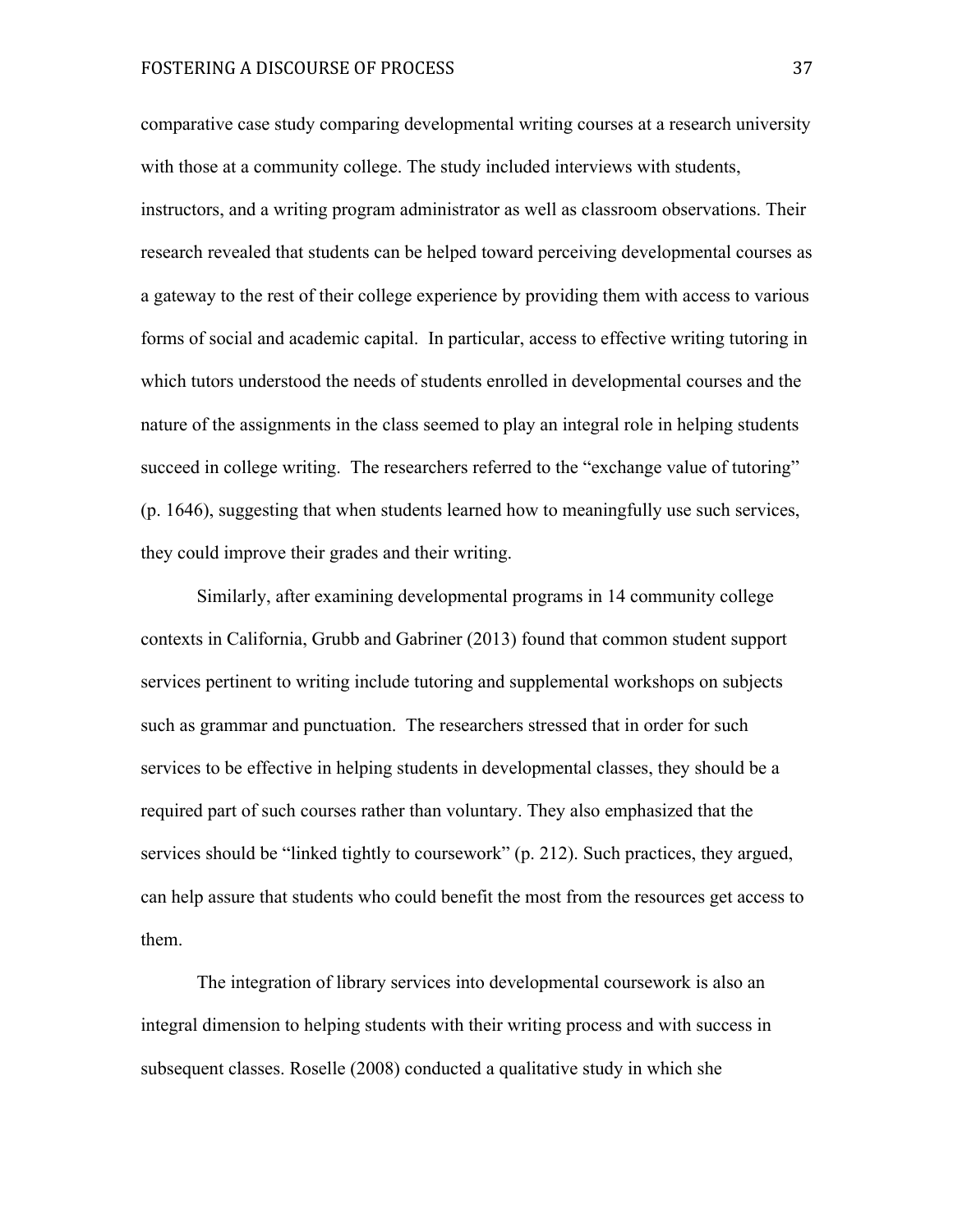comparative case study comparing developmental writing courses at a research university with those at a community college. The study included interviews with students, instructors, and a writing program administrator as well as classroom observations. Their research revealed that students can be helped toward perceiving developmental courses as a gateway to the rest of their college experience by providing them with access to various forms of social and academic capital. In particular, access to effective writing tutoring in which tutors understood the needs of students enrolled in developmental courses and the nature of the assignments in the class seemed to play an integral role in helping students succeed in college writing. The researchers referred to the "exchange value of tutoring" (p. 1646), suggesting that when students learned how to meaningfully use such services, they could improve their grades and their writing.

Similarly, after examining developmental programs in 14 community college contexts in California, Grubb and Gabriner (2013) found that common student support services pertinent to writing include tutoring and supplemental workshops on subjects such as grammar and punctuation. The researchers stressed that in order for such services to be effective in helping students in developmental classes, they should be a required part of such courses rather than voluntary. They also emphasized that the services should be "linked tightly to coursework" (p. 212). Such practices, they argued, can help assure that students who could benefit the most from the resources get access to them.

The integration of library services into developmental coursework is also an integral dimension to helping students with their writing process and with success in subsequent classes. Roselle (2008) conducted a qualitative study in which she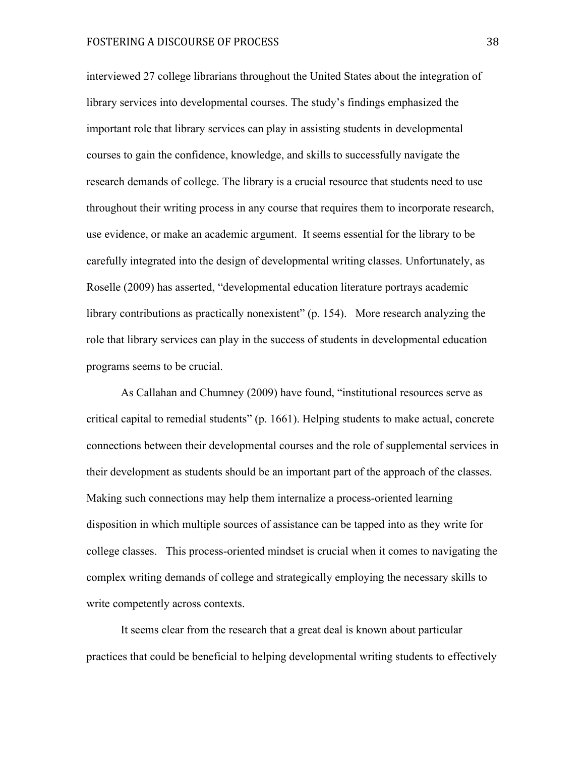interviewed 27 college librarians throughout the United States about the integration of library services into developmental courses. The study's findings emphasized the important role that library services can play in assisting students in developmental courses to gain the confidence, knowledge, and skills to successfully navigate the research demands of college. The library is a crucial resource that students need to use throughout their writing process in any course that requires them to incorporate research, use evidence, or make an academic argument. It seems essential for the library to be carefully integrated into the design of developmental writing classes. Unfortunately, as Roselle (2009) has asserted, "developmental education literature portrays academic library contributions as practically nonexistent" (p. 154). More research analyzing the role that library services can play in the success of students in developmental education programs seems to be crucial.

As Callahan and Chumney (2009) have found, "institutional resources serve as critical capital to remedial students" (p. 1661). Helping students to make actual, concrete connections between their developmental courses and the role of supplemental services in their development as students should be an important part of the approach of the classes. Making such connections may help them internalize a process-oriented learning disposition in which multiple sources of assistance can be tapped into as they write for college classes. This process-oriented mindset is crucial when it comes to navigating the complex writing demands of college and strategically employing the necessary skills to write competently across contexts.

It seems clear from the research that a great deal is known about particular practices that could be beneficial to helping developmental writing students to effectively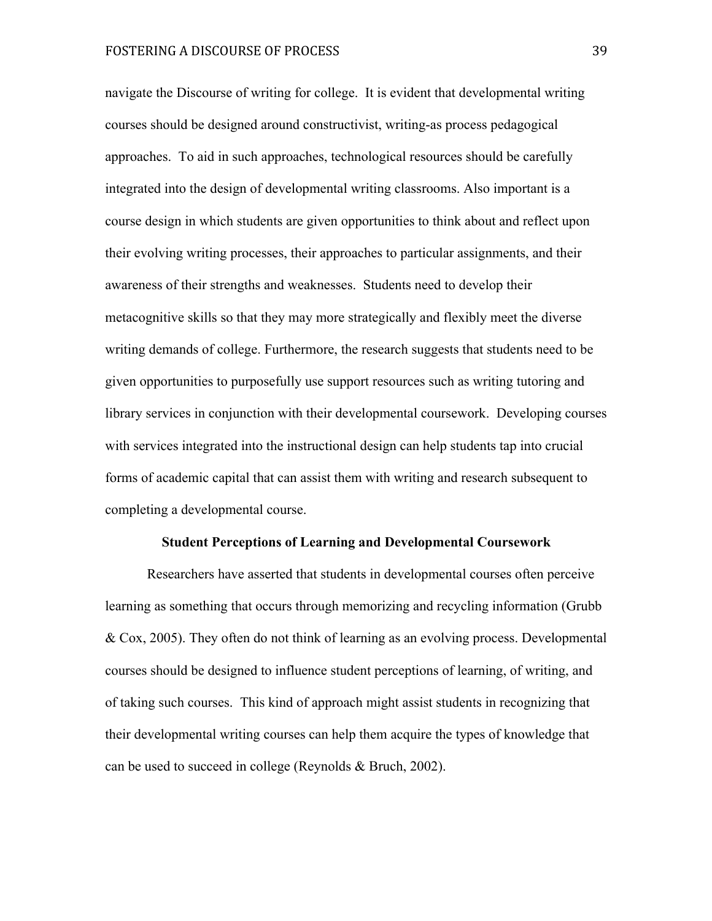navigate the Discourse of writing for college. It is evident that developmental writing courses should be designed around constructivist, writing-as process pedagogical approaches. To aid in such approaches, technological resources should be carefully integrated into the design of developmental writing classrooms. Also important is a course design in which students are given opportunities to think about and reflect upon their evolving writing processes, their approaches to particular assignments, and their awareness of their strengths and weaknesses. Students need to develop their metacognitive skills so that they may more strategically and flexibly meet the diverse writing demands of college. Furthermore, the research suggests that students need to be given opportunities to purposefully use support resources such as writing tutoring and library services in conjunction with their developmental coursework. Developing courses with services integrated into the instructional design can help students tap into crucial forms of academic capital that can assist them with writing and research subsequent to completing a developmental course.

## Student Perceptions of Learning and Developmental Coursework

Researchers have asserted that students in developmental courses often perceive learning as something that occurs through memorizing and recycling information (Grubb & Cox, 2005). They often do not think of learning as an evolving process. Developmental courses should be designed to influence student perceptions of learning, of writing, and of taking such courses. This kind of approach might assist students in recognizing that their developmental writing courses can help them acquire the types of knowledge that can be used to succeed in college (Reynolds & Bruch, 2002).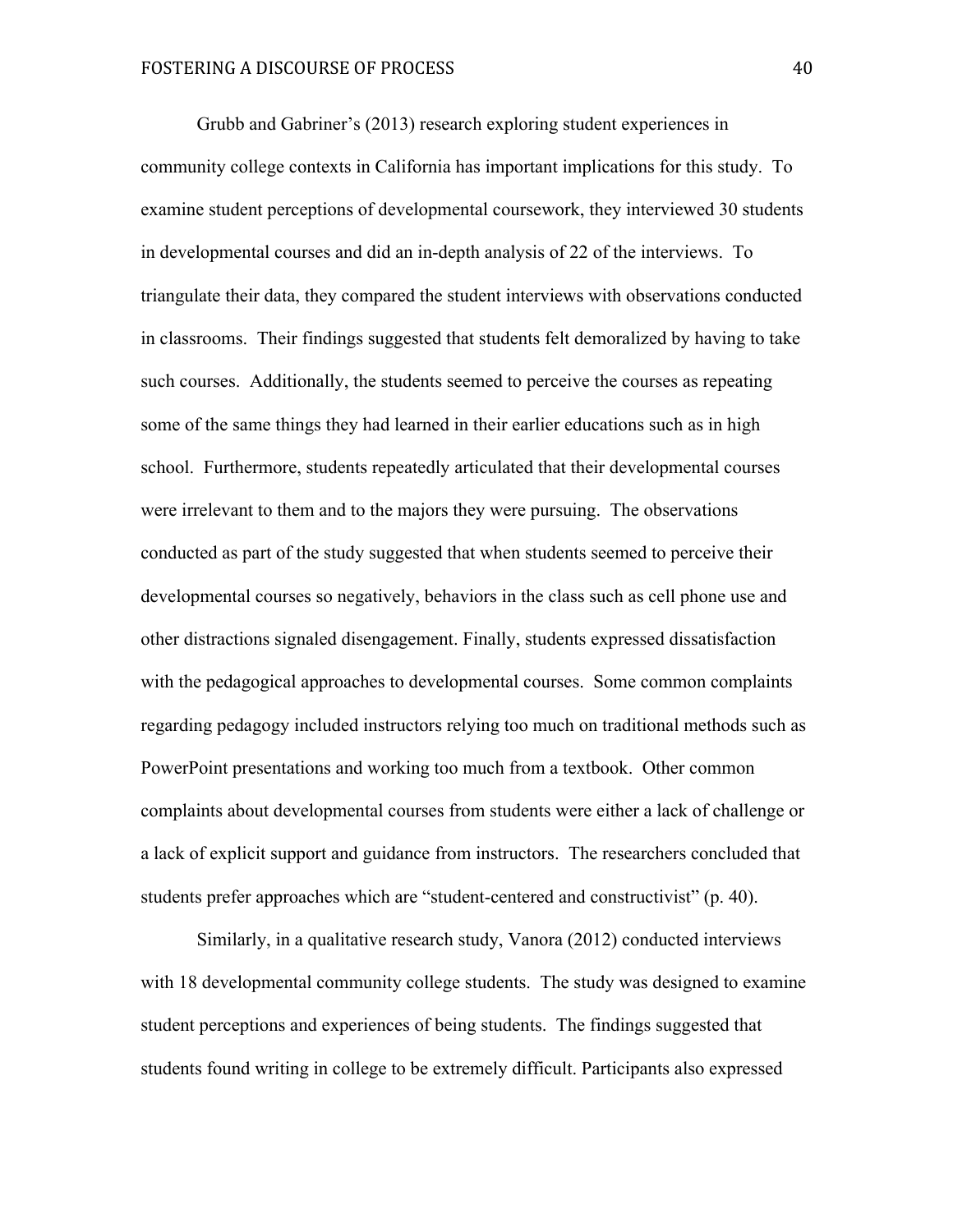Grubb and Gabriner's (2013) research exploring student experiences in community college contexts in California has important implications for this study. To examine student perceptions of developmental coursework, they interviewed 30 students in developmental courses and did an in-depth analysis of 22 of the interviews. To triangulate their data, they compared the student interviews with observations conducted in classrooms. Their findings suggested that students felt demoralized by having to take such courses. Additionally, the students seemed to perceive the courses as repeating some of the same things they had learned in their earlier educations such as in high school. Furthermore, students repeatedly articulated that their developmental courses were irrelevant to them and to the majors they were pursuing. The observations conducted as part of the study suggested that when students seemed to perceive their developmental courses so negatively, behaviors in the class such as cell phone use and other distractions signaled disengagement. Finally, students expressed dissatisfaction with the pedagogical approaches to developmental courses. Some common complaints regarding pedagogy included instructors relying too much on traditional methods such as PowerPoint presentations and working too much from a textbook. Other common complaints about developmental courses from students were either a lack of challenge or a lack of explicit support and guidance from instructors. The researchers concluded that students prefer approaches which are "student-centered and constructivist" (p. 40).

Similarly, in a qualitative research study, Vanora (2012) conducted interviews with 18 developmental community college students. The study was designed to examine student perceptions and experiences of being students. The findings suggested that students found writing in college to be extremely difficult. Participants also expressed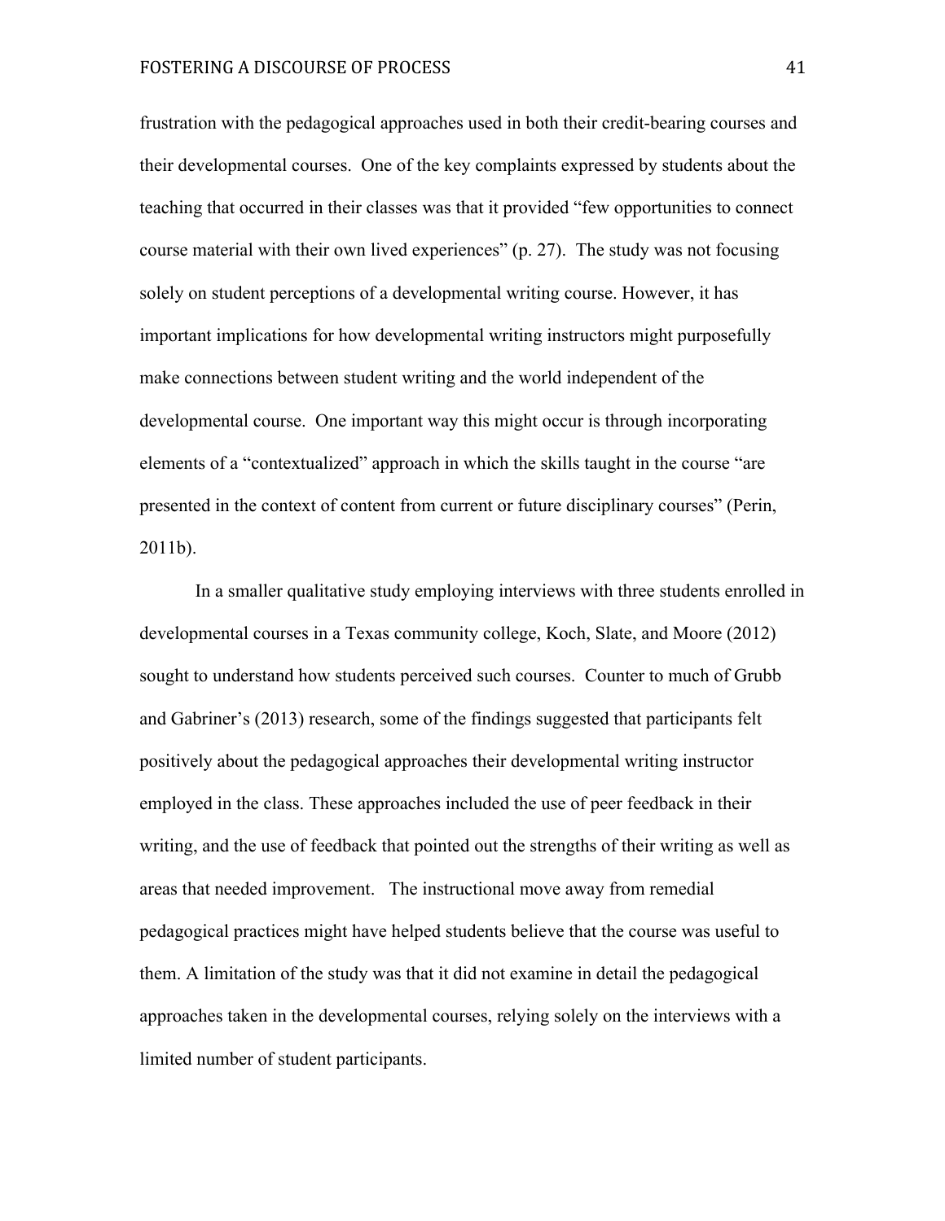frustration with the pedagogical approaches used in both their credit-bearing courses and their developmental courses. One of the key complaints expressed by students about the teaching that occurred in their classes was that it provided "few opportunities to connect course material with their own lived experiences" (p. 27). The study was not focusing solely on student perceptions of a developmental writing course. However, it has important implications for how developmental writing instructors might purposefully make connections between student writing and the world independent of the developmental course. One important way this might occur is through incorporating elements of a "contextualized" approach in which the skills taught in the course "are presented in the context of content from current or future disciplinary courses" (Perin, 2011b).

In a smaller qualitative study employing interviews with three students enrolled in developmental courses in a Texas community college, Koch, Slate, and Moore (2012) sought to understand how students perceived such courses. Counter to much of Grubb and Gabriner's (2013) research, some of the findings suggested that participants felt positively about the pedagogical approaches their developmental writing instructor employed in the class. These approaches included the use of peer feedback in their writing, and the use of feedback that pointed out the strengths of their writing as well as areas that needed improvement. The instructional move away from remedial pedagogical practices might have helped students believe that the course was useful to them. A limitation of the study was that it did not examine in detail the pedagogical approaches taken in the developmental courses, relying solely on the interviews with a limited number of student participants.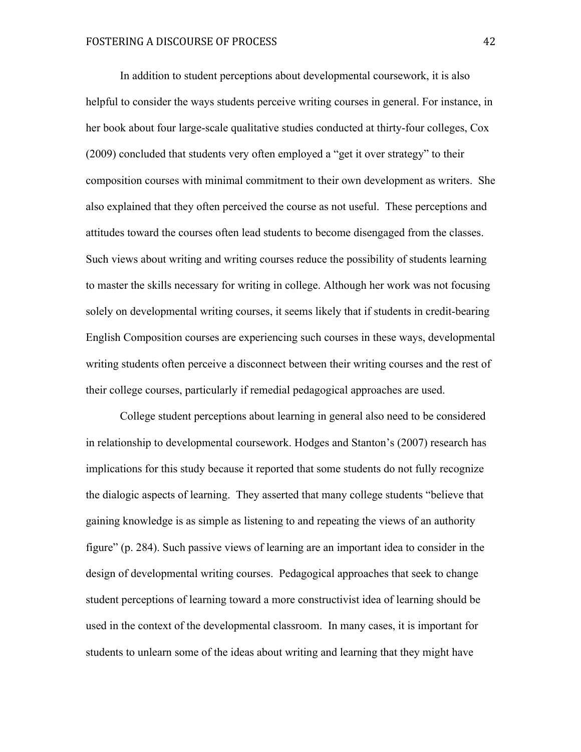In addition to student perceptions about developmental coursework, it is also helpful to consider the ways students perceive writing courses in general. For instance, in her book about four large-scale qualitative studies conducted at thirty-four colleges, Cox (2009) concluded that students very often employed a "get it over strategy" to their composition courses with minimal commitment to their own development as writers. She also explained that they often perceived the course as not useful. These perceptions and attitudes toward the courses often lead students to become disengaged from the classes. Such views about writing and writing courses reduce the possibility of students learning to master the skills necessary for writing in college. Although her work was not focusing solely on developmental writing courses, it seems likely that if students in credit-bearing English Composition courses are experiencing such courses in these ways, developmental writing students often perceive a disconnect between their writing courses and the rest of their college courses, particularly if remedial pedagogical approaches are used.

College student perceptions about learning in general also need to be considered in relationship to developmental coursework. Hodges and Stanton's (2007) research has implications for this study because it reported that some students do not fully recognize the dialogic aspects of learning. They asserted that many college students "believe that gaining knowledge is as simple as listening to and repeating the views of an authority figure" (p. 284). Such passive views of learning are an important idea to consider in the design of developmental writing courses. Pedagogical approaches that seek to change student perceptions of learning toward a more constructivist idea of learning should be used in the context of the developmental classroom. In many cases, it is important for students to unlearn some of the ideas about writing and learning that they might have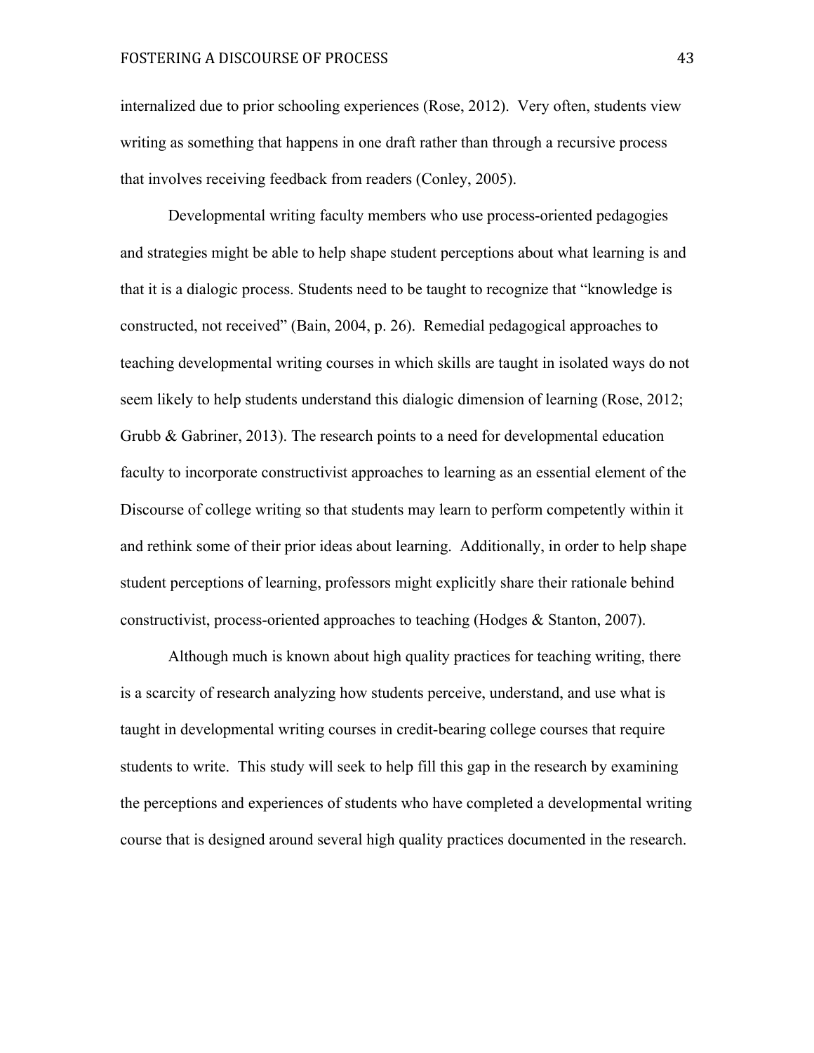internalized due to prior schooling experiences (Rose, 2012).  Very often, students view writing as something that happens in one draft rather than through a recursive process that involves receiving feedback from readers (Conley, 2005).

Developmental writing faculty members who use process-oriented pedagogies and strategies might be able to help shape student perceptions about what learning is and that it is a dialogic process. Students need to be taught to recognize that "knowledge is constructed, not received" (Bain, 2004, p. 26).  Remedial pedagogical approaches to teaching developmental writing courses in which skills are taught in isolated ways do not seem likely to help students understand this dialogic dimension of learning (Rose, 2012; Grubb & Gabriner, 2013). The research points to a need for developmental education faculty to incorporate constructivist approaches to learning as an essential element of the Discourse of college writing so that students may learn to perform competently within it and rethink some of their prior ideas about learning.  Additionally, in order to help shape student perceptions of learning, professors might explicitly share their rationale behind constructivist, process-oriented approaches to teaching (Hodges & Stanton, 2007).

Although much is known about high quality practices for teaching writing, there is a scarcity of research analyzing how students perceive, understand, and use what is taught in developmental writing courses in credit-bearing college courses that require students to write.  This study will seek to help fill this gap in the research by examining the perceptions and experiences of students who have completed a developmental writing course that is designed around several high quality practices documented in the research.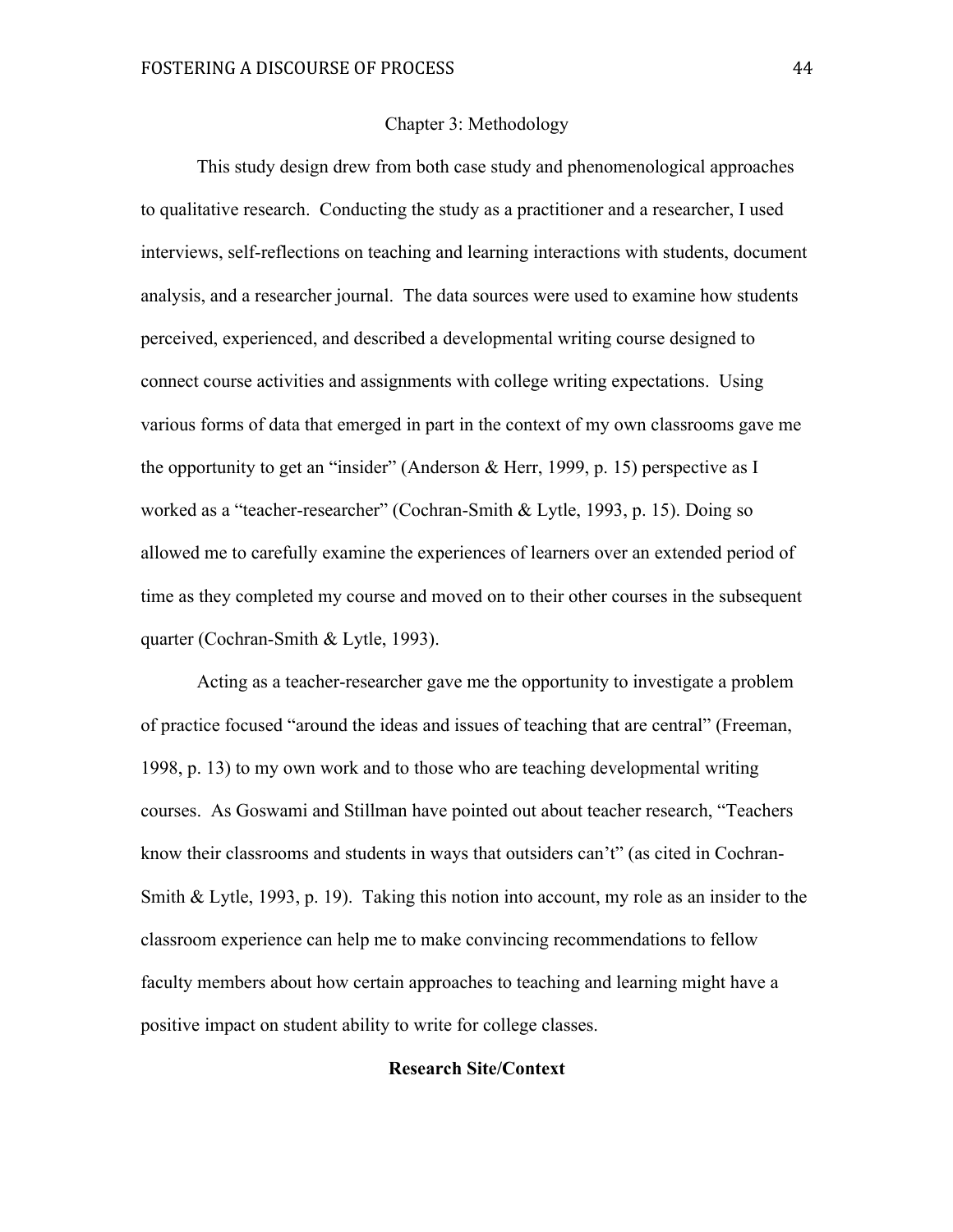# Chapter 3: Methodology

This study design drew from both case study and phenomenological approaches to qualitative research. Conducting the study as a practitioner and a researcher, I used interviews, self-reflections on teaching and learning interactions with students, document analysis, and a researcher journal. The data sources were used to examine how students perceived, experienced, and described a developmental writing course designed to connect course activities and assignments with college writing expectations. Using various forms of data that emerged in part in the context of my own classrooms gave me the opportunity to get an "insider" (Anderson & Herr, 1999, p. 15) perspective as I worked as a "teacher-researcher" (Cochran-Smith & Lytle, 1993, p. 15). Doing so allowed me to carefully examine the experiences of learners over an extended period of time as they completed my course and moved on to their other courses in the subsequent quarter (Cochran-Smith & Lytle, 1993).

Acting as a teacher-researcher gave me the opportunity to investigate a problem of practice focused "around the ideas and issues of teaching that are central" (Freeman, 1998, p. 13) to my own work and to those who are teaching developmental writing courses. As Goswami and Stillman have pointed out about teacher research, "Teachers know their classrooms and students in ways that outsiders can't" (as cited in Cochran-Smith & Lytle, 1993, p. 19). Taking this notion into account, my role as an insider to the classroom experience can help me to make convincing recommendations to fellow faculty members about how certain approaches to teaching and learning might have a positive impact on student ability to write for college classes.

## Research Site/Context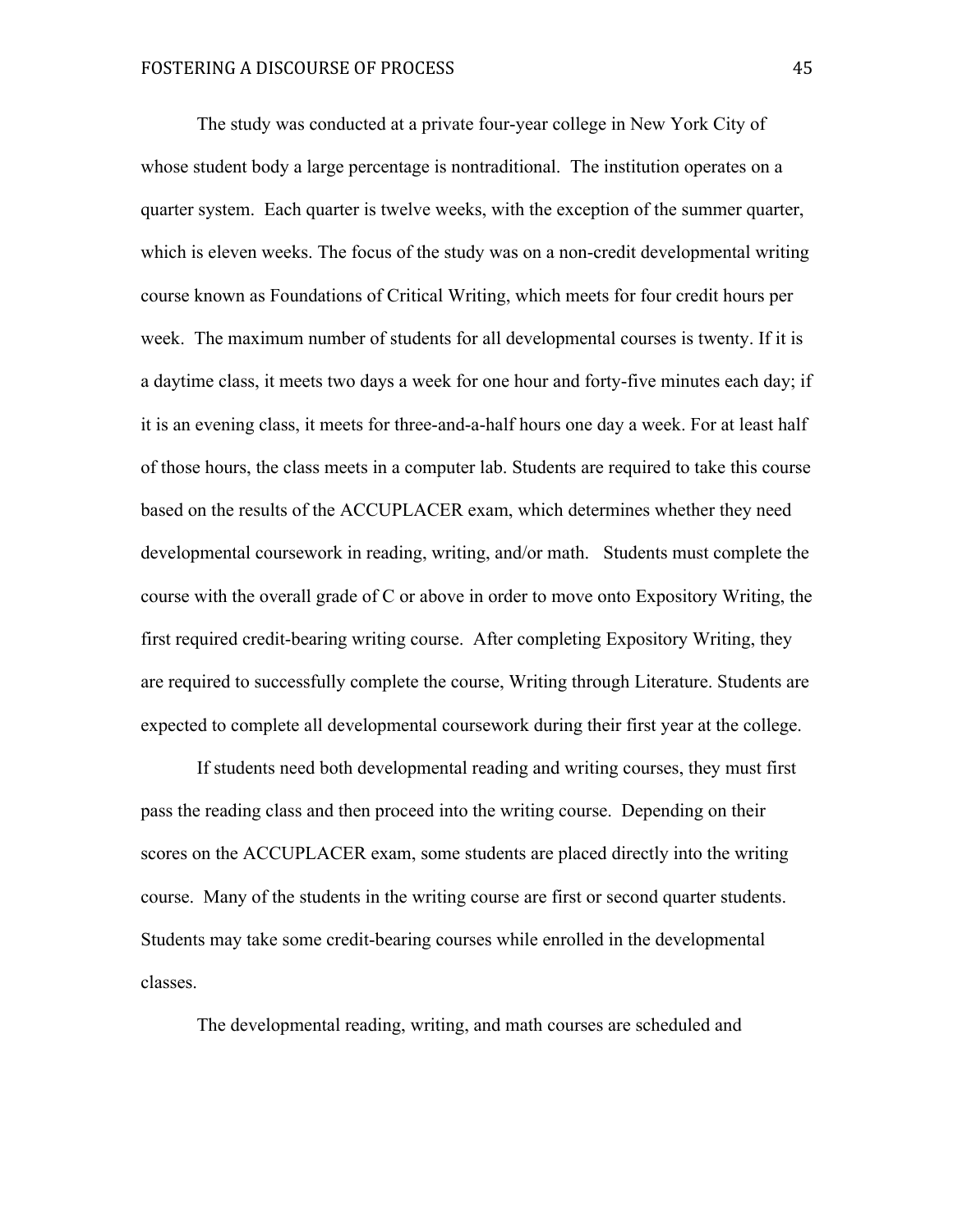The study was conducted at a private four-year college in New York City of whose student body a large percentage is nontraditional. The institution operates on a quarter system. Each quarter is twelve weeks, with the exception of the summer quarter, which is eleven weeks. The focus of the study was on a non-credit developmental writing course known as Foundations of Critical Writing, which meets for four credit hours per week. The maximum number of students for all developmental courses is twenty. If it is a daytime class, it meets two days a week for one hour and forty-five minutes each day; if it is an evening class, it meets for three-and-a-half hours one day a week. For at least half of those hours, the class meets in a computer lab. Students are required to take this course based on the results of the ACCUPLACER exam, which determines whether they need developmental coursework in reading, writing, and/or math. Students must complete the course with the overall grade of C or above in order to move onto Expository Writing, the first required credit-bearing writing course. After completing Expository Writing, they are required to successfully complete the course, Writing through Literature. Students are expected to complete all developmental coursework during their first year at the college.

If students need both developmental reading and writing courses, they must first pass the reading class and then proceed into the writing course. Depending on their scores on the ACCUPLACER exam, some students are placed directly into the writing course. Many of the students in the writing course are first or second quarter students. Students may take some credit-bearing courses while enrolled in the developmental classes.

The developmental reading, writing, and math courses are scheduled and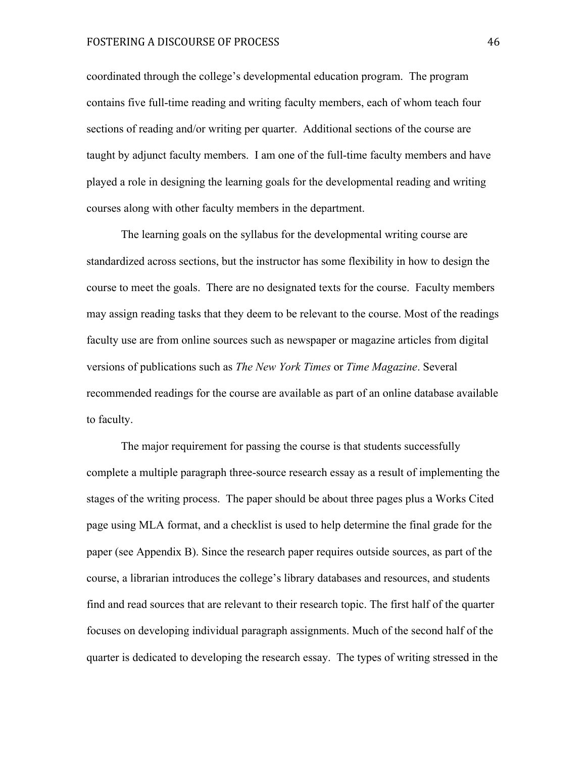coordinated through the college's developmental education program. The program contains five full-time reading and writing faculty members, each of whom teach four sections of reading and/or writing per quarter. Additional sections of the course are taught by adjunct faculty members. I am one of the full-time faculty members and have played a role in designing the learning goals for the developmental reading and writing courses along with other faculty members in the department.

The learning goals on the syllabus for the developmental writing course are standardized across sections, but the instructor has some flexibility in how to design the course to meet the goals. There are no designated texts for the course. Faculty members may assign reading tasks that they deem to be relevant to the course. Most of the readings faculty use are from online sources such as newspaper or magazine articles from digital versions of publications such as *The New York Times* or *Time Magazine*. Several recommended readings for the course are available as part of an online database available to faculty.

The major requirement for passing the course is that students successfully complete a multiple paragraph three-source research essay as a result of implementing the stages of the writing process. The paper should be about three pages plus a Works Cited page using MLA format, and a checklist is used to help determine the final grade for the paper (see Appendix B). Since the research paper requires outside sources, as part of the course, a librarian introduces the college's library databases and resources, and students find and read sources that are relevant to their research topic. The first half of the quarter focuses on developing individual paragraph assignments. Much of the second half of the quarter is dedicated to developing the research essay. The types of writing stressed in the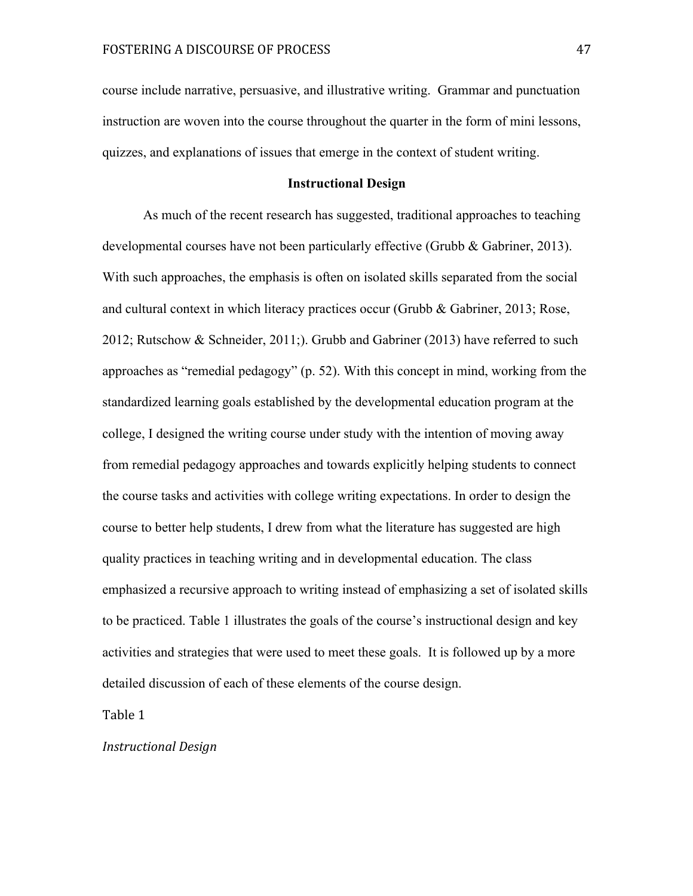course include narrative, persuasive, and illustrative writing. Grammar and punctuation instruction are woven into the course throughout the quarter in the form of mini lessons, quizzes, and explanations of issues that emerge in the context of student writing.

## Instructional Design

As much of the recent research has suggested, traditional approaches to teaching developmental courses have not been particularly effective (Grubb & Gabriner, 2013). With such approaches, the emphasis is often on isolated skills separated from the social and cultural context in which literacy practices occur (Grubb & Gabriner, 2013; Rose, 2012; Rutschow & Schneider, 2011;). Grubb and Gabriner (2013) have referred to such approaches as "remedial pedagogy" (p. 52). With this concept in mind, working from the standardized learning goals established by the developmental education program at the college, I designed the writing course under study with the intention of moving away from remedial pedagogy approaches and towards explicitly helping students to connect the course tasks and activities with college writing expectations. In order to design the course to better help students, I drew from what the literature has suggested are high quality practices in teaching writing and in developmental education. The class emphasized a recursive approach to writing instead of emphasizing a set of isolated skills to be practiced. Table 1 illustrates the goals of the course's instructional design and key activities and strategies that were used to meet these goals. It is followed up by a more detailed discussion of each of these elements of the course design.

Table 1

*Instructional Design*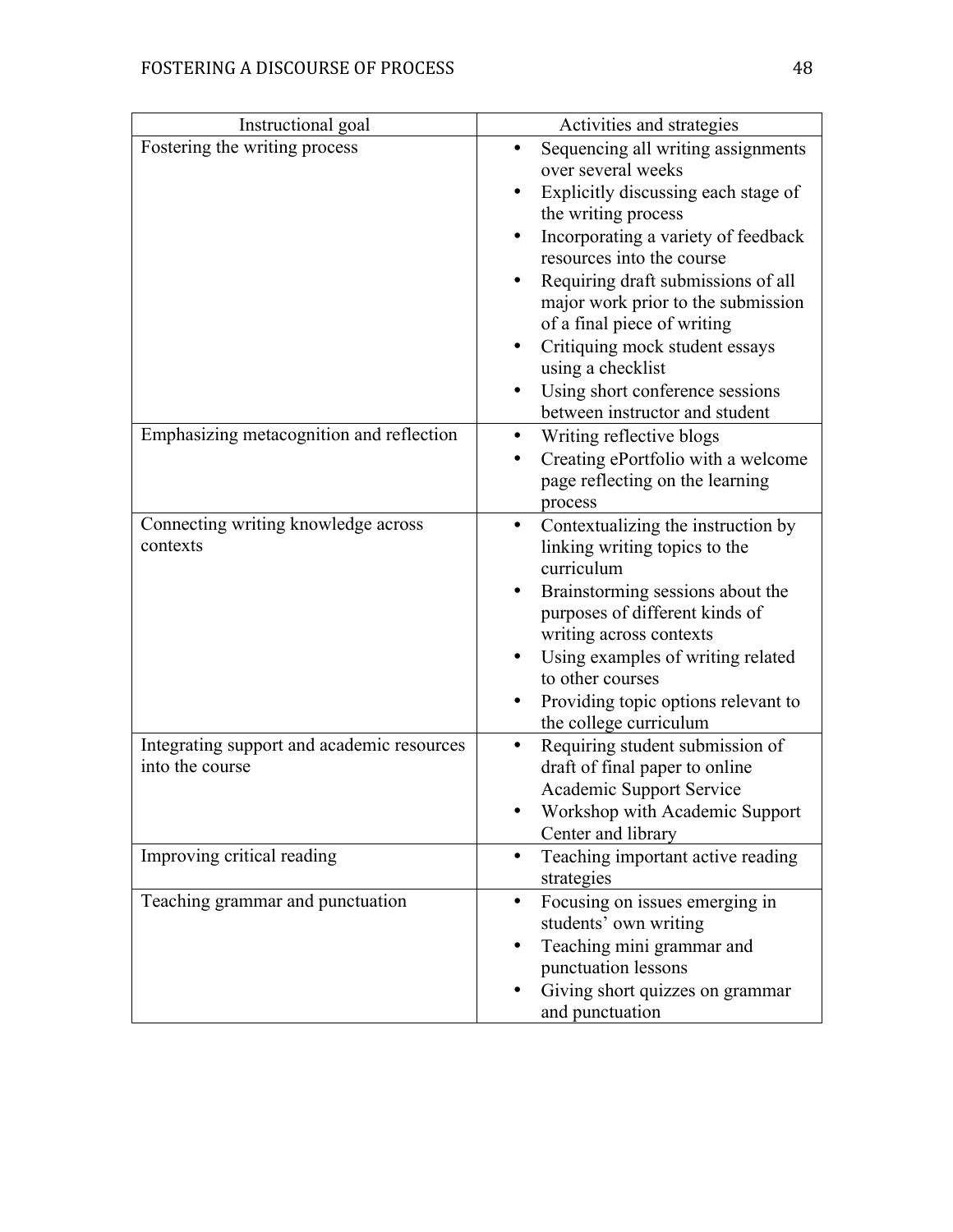| Instructional goal | Activities and strategies |
|---|---|
| Fostering the writing process | • Sequencing all writing assignments over several weeks<br>• Explicitly discussing each stage of the writing process<br>• Incorporating a variety of feedback resources into the course<br>• Requiring draft submissions of all major work prior to the submission of a final piece of writing<br>• Critiquing mock student essays using a checklist<br>• Using short conference sessions between instructor and student |
| Emphasizing metacognition and reflection | • Writing reflective blogs<br>• Creating ePortfolio with a welcome page reflecting on the learning process |
| Connecting writing knowledge across contexts | • Contextualizing the instruction by linking writing topics to the curriculum<br>• Brainstorming sessions about the purposes of different kinds of writing across contexts<br>• Using examples of writing related to other courses<br>• Providing topic options relevant to the college curriculum |
| Integrating support and academic resources into the course | • Requiring student submission of draft of final paper to online Academic Support Service<br>• Workshop with Academic Support Center and library |
| Improving critical reading | • Teaching important active reading strategies |
| Teaching grammar and punctuation | • Focusing on issues emerging in students' own writing<br>• Teaching mini grammar and punctuation lessons<br>• Giving short quizzes on grammar and punctuation |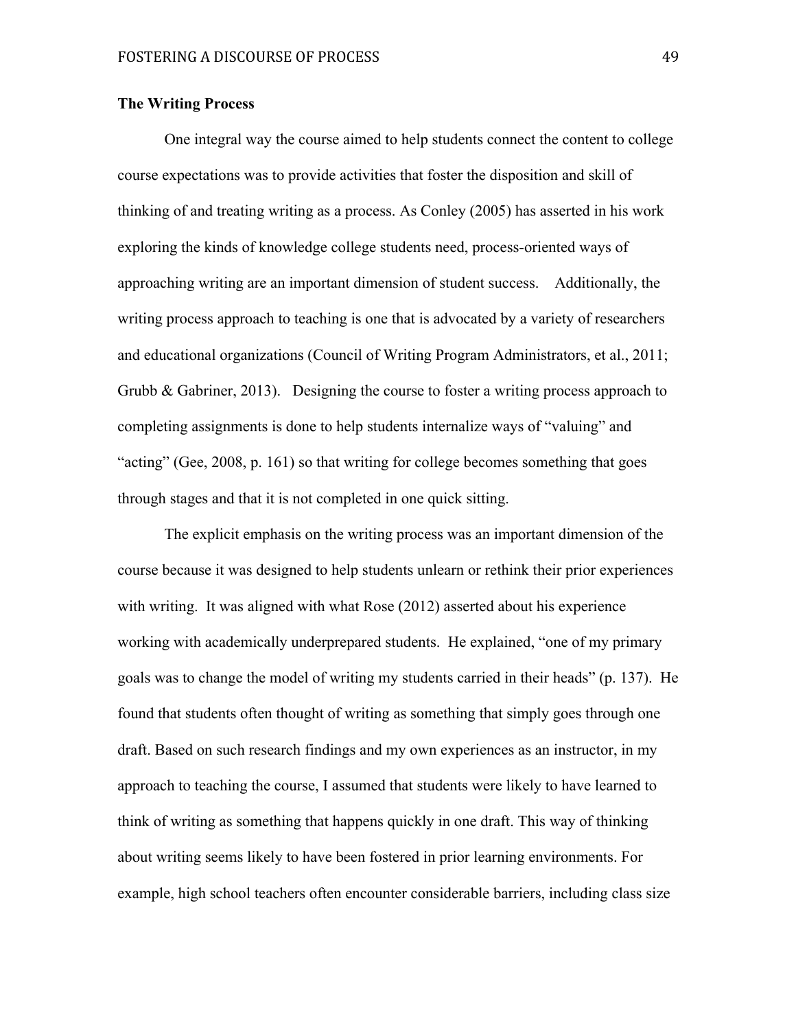**The Writing Process**

One integral way the course aimed to help students connect the content to college course expectations was to provide activities that foster the disposition and skill of thinking of and treating writing as a process. As Conley (2005) has asserted in his work exploring the kinds of knowledge college students need, process-oriented ways of approaching writing are an important dimension of student success. Additionally, the writing process approach to teaching is one that is advocated by a variety of researchers and educational organizations (Council of Writing Program Administrators, et al., 2011; Grubb & Gabriner, 2013). Designing the course to foster a writing process approach to completing assignments is done to help students internalize ways of "valuing" and "acting" (Gee, 2008, p. 161) so that writing for college becomes something that goes through stages and that it is not completed in one quick sitting.

The explicit emphasis on the writing process was an important dimension of the course because it was designed to help students unlearn or rethink their prior experiences with writing. It was aligned with what Rose (2012) asserted about his experience working with academically underprepared students. He explained, "one of my primary goals was to change the model of writing my students carried in their heads" (p. 137). He found that students often thought of writing as something that simply goes through one draft. Based on such research findings and my own experiences as an instructor, in my approach to teaching the course, I assumed that students were likely to have learned to think of writing as something that happens quickly in one draft. This way of thinking about writing seems likely to have been fostered in prior learning environments. For example, high school teachers often encounter considerable barriers, including class size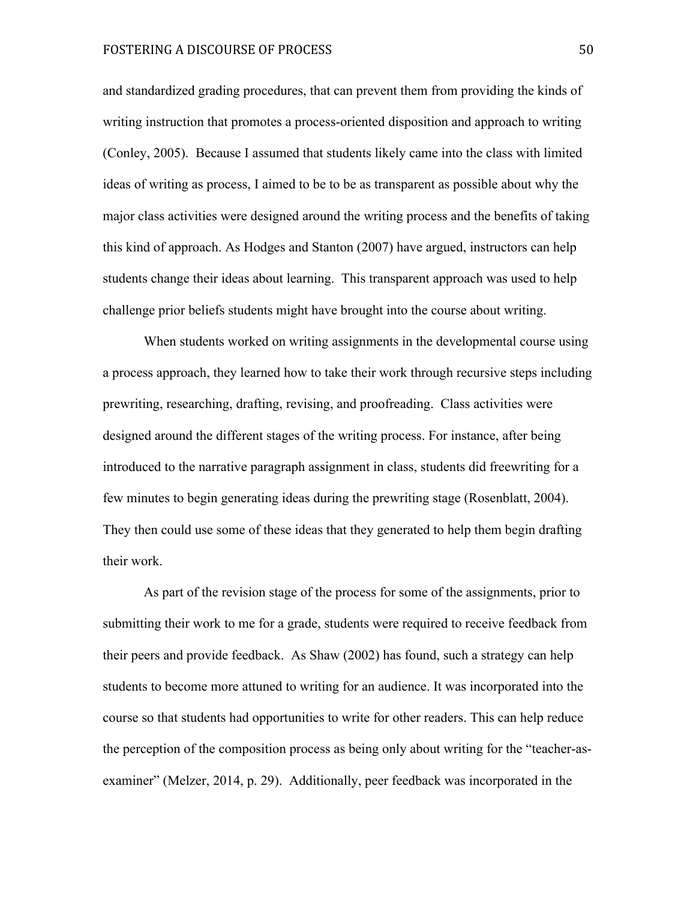and standardized grading procedures, that can prevent them from providing the kinds of writing instruction that promotes a process-oriented disposition and approach to writing (Conley, 2005). Because I assumed that students likely came into the class with limited ideas of writing as process, I aimed to be to be as transparent as possible about why the major class activities were designed around the writing process and the benefits of taking this kind of approach. As Hodges and Stanton (2007) have argued, instructors can help students change their ideas about learning. This transparent approach was used to help challenge prior beliefs students might have brought into the course about writing.

When students worked on writing assignments in the developmental course using a process approach, they learned how to take their work through recursive steps including prewriting, researching, drafting, revising, and proofreading. Class activities were designed around the different stages of the writing process. For instance, after being introduced to the narrative paragraph assignment in class, students did freewriting for a few minutes to begin generating ideas during the prewriting stage (Rosenblatt, 2004). They then could use some of these ideas that they generated to help them begin drafting their work.

As part of the revision stage of the process for some of the assignments, prior to submitting their work to me for a grade, students were required to receive feedback from their peers and provide feedback. As Shaw (2002) has found, such a strategy can help students to become more attuned to writing for an audience. It was incorporated into the course so that students had opportunities to write for other readers. This can help reduce the perception of the composition process as being only about writing for the "teacher-as-examiner" (Melzer, 2014, p. 29). Additionally, peer feedback was incorporated in the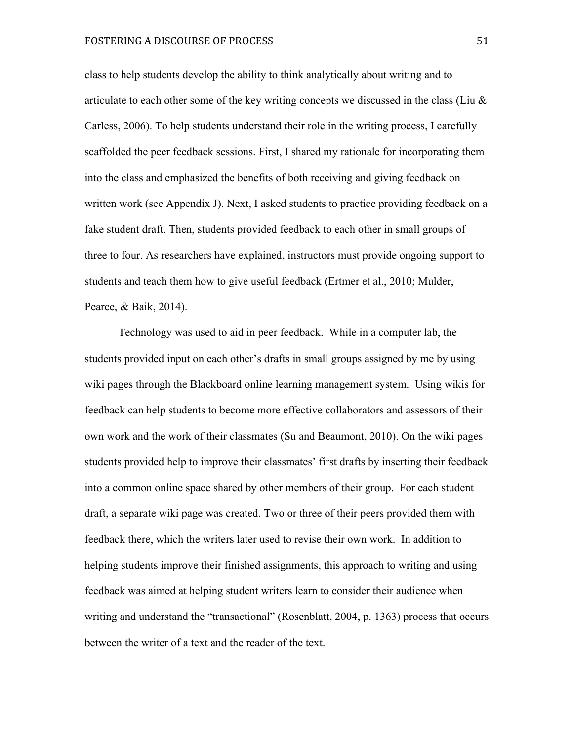class to help students develop the ability to think analytically about writing and to articulate to each other some of the key writing concepts we discussed in the class (Liu & Carless, 2006). To help students understand their role in the writing process, I carefully scaffolded the peer feedback sessions. First, I shared my rationale for incorporating them into the class and emphasized the benefits of both receiving and giving feedback on written work (see Appendix J). Next, I asked students to practice providing feedback on a fake student draft. Then, students provided feedback to each other in small groups of three to four. As researchers have explained, instructors must provide ongoing support to students and teach them how to give useful feedback (Ertmer et al., 2010; Mulder, Pearce, & Baik, 2014).

Technology was used to aid in peer feedback. While in a computer lab, the students provided input on each other's drafts in small groups assigned by me by using wiki pages through the Blackboard online learning management system. Using wikis for feedback can help students to become more effective collaborators and assessors of their own work and the work of their classmates (Su and Beaumont, 2010). On the wiki pages students provided help to improve their classmates' first drafts by inserting their feedback into a common online space shared by other members of their group. For each student draft, a separate wiki page was created. Two or three of their peers provided them with feedback there, which the writers later used to revise their own work. In addition to helping students improve their finished assignments, this approach to writing and using feedback was aimed at helping student writers learn to consider their audience when writing and understand the "transactional" (Rosenblatt, 2004, p. 1363) process that occurs between the writer of a text and the reader of the text.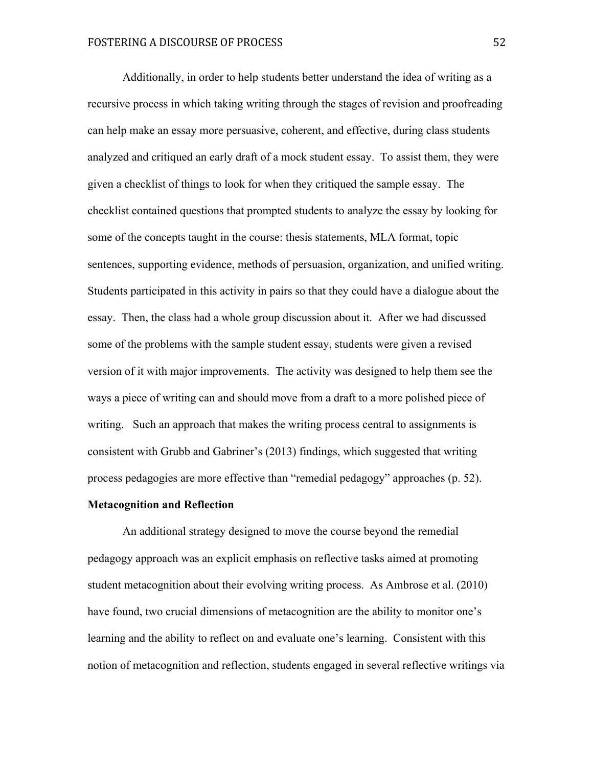Additionally, in order to help students better understand the idea of writing as a recursive process in which taking writing through the stages of revision and proofreading can help make an essay more persuasive, coherent, and effective, during class students analyzed and critiqued an early draft of a mock student essay. To assist them, they were given a checklist of things to look for when they critiqued the sample essay. The checklist contained questions that prompted students to analyze the essay by looking for some of the concepts taught in the course: thesis statements, MLA format, topic sentences, supporting evidence, methods of persuasion, organization, and unified writing. Students participated in this activity in pairs so that they could have a dialogue about the essay. Then, the class had a whole group discussion about it. After we had discussed some of the problems with the sample student essay, students were given a revised version of it with major improvements. The activity was designed to help them see the ways a piece of writing can and should move from a draft to a more polished piece of writing. Such an approach that makes the writing process central to assignments is consistent with Grubb and Gabriner's (2013) findings, which suggested that writing process pedagogies are more effective than "remedial pedagogy" approaches (p. 52).

**Metacognition and Reflection**

An additional strategy designed to move the course beyond the remedial pedagogy approach was an explicit emphasis on reflective tasks aimed at promoting student metacognition about their evolving writing process. As Ambrose et al. (2010) have found, two crucial dimensions of metacognition are the ability to monitor one's learning and the ability to reflect on and evaluate one's learning. Consistent with this notion of metacognition and reflection, students engaged in several reflective writings via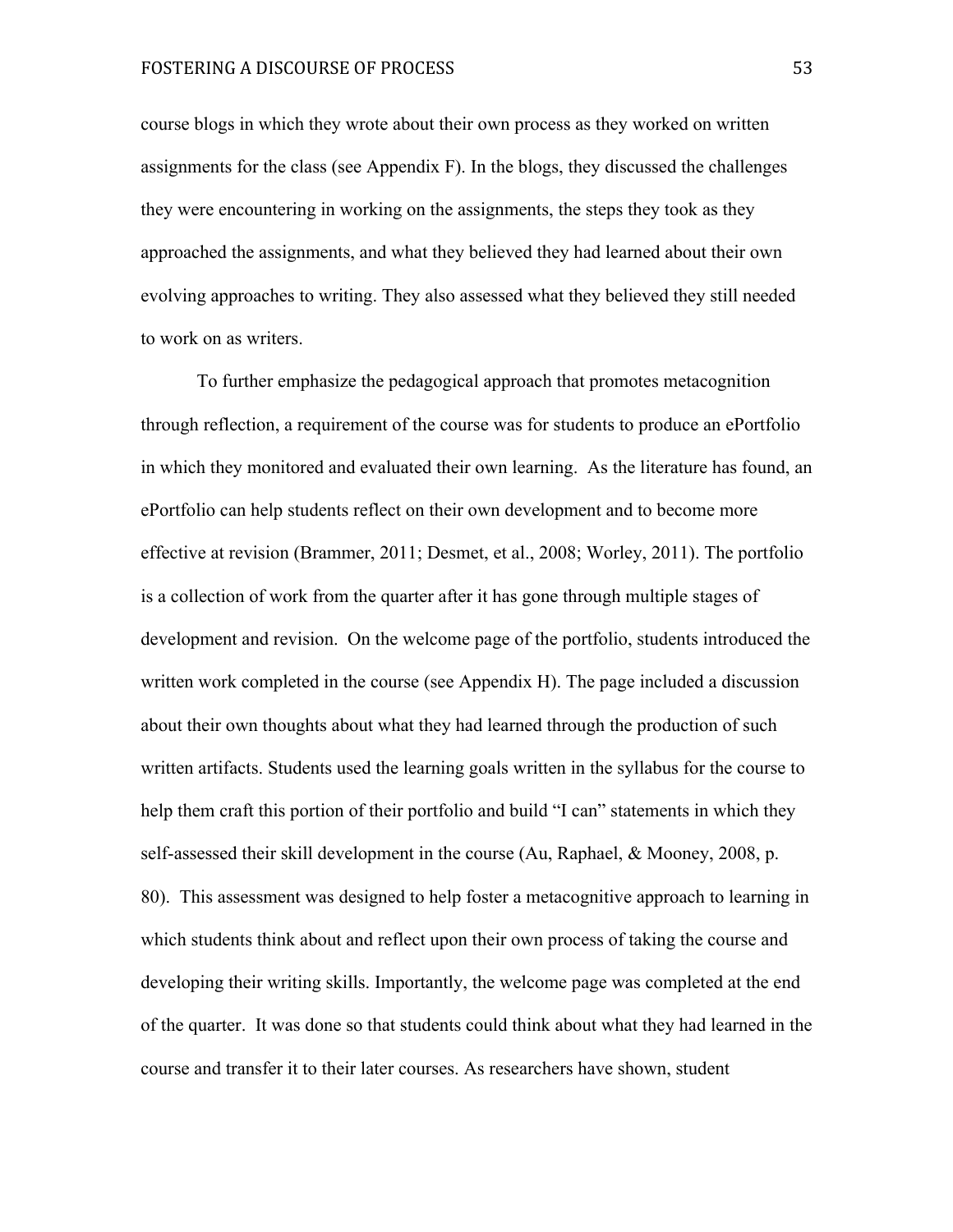course blogs in which they wrote about their own process as they worked on written assignments for the class (see Appendix F). In the blogs, they discussed the challenges they were encountering in working on the assignments, the steps they took as they approached the assignments, and what they believed they had learned about their own evolving approaches to writing. They also assessed what they believed they still needed to work on as writers.

To further emphasize the pedagogical approach that promotes metacognition through reflection, a requirement of the course was for students to produce an ePortfolio in which they monitored and evaluated their own learning. As the literature has found, an ePortfolio can help students reflect on their own development and to become more effective at revision (Brammer, 2011; Desmet, et al., 2008; Worley, 2011). The portfolio is a collection of work from the quarter after it has gone through multiple stages of development and revision. On the welcome page of the portfolio, students introduced the written work completed in the course (see Appendix H). The page included a discussion about their own thoughts about what they had learned through the production of such written artifacts. Students used the learning goals written in the syllabus for the course to help them craft this portion of their portfolio and build "I can" statements in which they self-assessed their skill development in the course (Au, Raphael, & Mooney, 2008, p. 80). This assessment was designed to help foster a metacognitive approach to learning in which students think about and reflect upon their own process of taking the course and developing their writing skills. Importantly, the welcome page was completed at the end of the quarter. It was done so that students could think about what they had learned in the course and transfer it to their later courses. As researchers have shown, student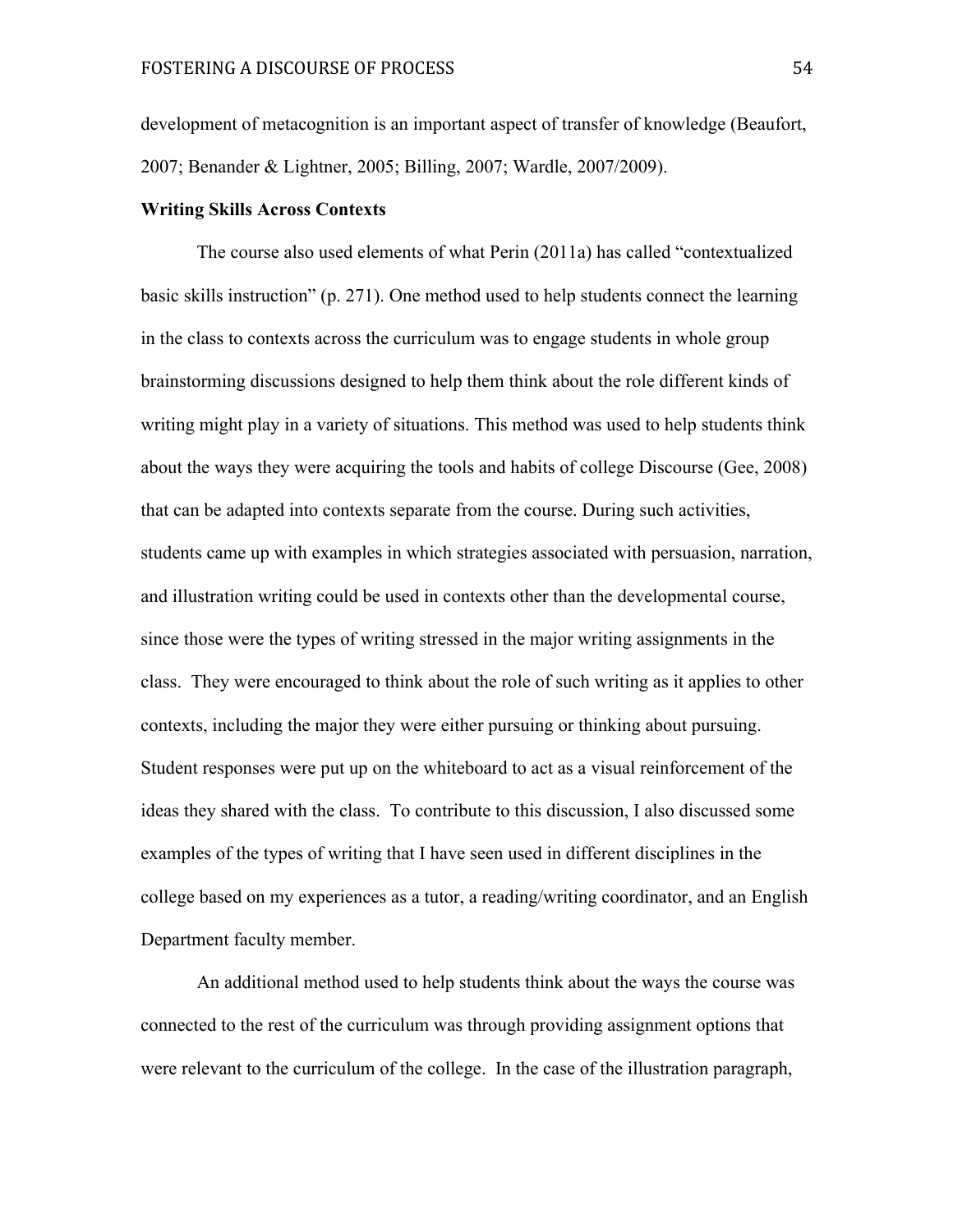development of metacognition is an important aspect of transfer of knowledge (Beaufort, 2007; Benander & Lightner, 2005; Billing, 2007; Wardle, 2007/2009).

**Writing Skills Across Contexts**

The course also used elements of what Perin (2011a) has called "contextualized basic skills instruction" (p. 271). One method used to help students connect the learning in the class to contexts across the curriculum was to engage students in whole group brainstorming discussions designed to help them think about the role different kinds of writing might play in a variety of situations. This method was used to help students think about the ways they were acquiring the tools and habits of college Discourse (Gee, 2008) that can be adapted into contexts separate from the course. During such activities, students came up with examples in which strategies associated with persuasion, narration, and illustration writing could be used in contexts other than the developmental course, since those were the types of writing stressed in the major writing assignments in the class. They were encouraged to think about the role of such writing as it applies to other contexts, including the major they were either pursuing or thinking about pursuing. Student responses were put up on the whiteboard to act as a visual reinforcement of the ideas they shared with the class. To contribute to this discussion, I also discussed some examples of the types of writing that I have seen used in different disciplines in the college based on my experiences as a tutor, a reading/writing coordinator, and an English Department faculty member.

An additional method used to help students think about the ways the course was connected to the rest of the curriculum was through providing assignment options that were relevant to the curriculum of the college. In the case of the illustration paragraph,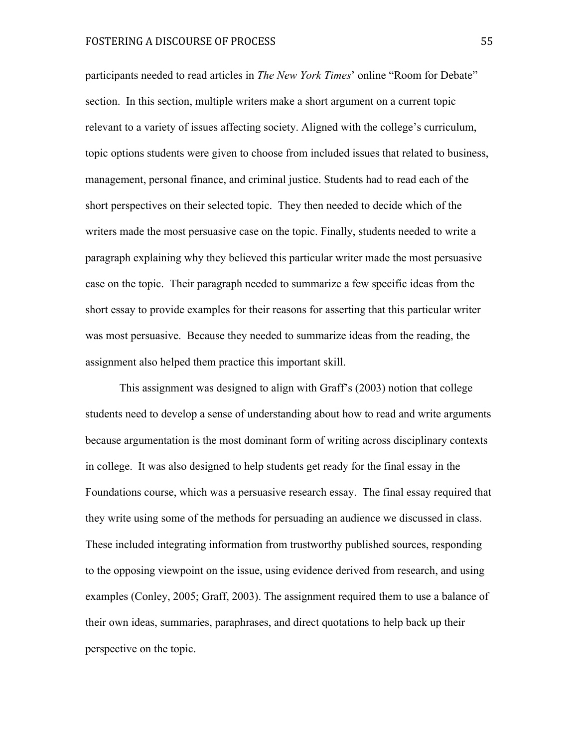participants needed to read articles in *The New York Times*' online "Room for Debate" section. In this section, multiple writers make a short argument on a current topic relevant to a variety of issues affecting society. Aligned with the college's curriculum, topic options students were given to choose from included issues that related to business, management, personal finance, and criminal justice. Students had to read each of the short perspectives on their selected topic. They then needed to decide which of the writers made the most persuasive case on the topic. Finally, students needed to write a paragraph explaining why they believed this particular writer made the most persuasive case on the topic. Their paragraph needed to summarize a few specific ideas from the short essay to provide examples for their reasons for asserting that this particular writer was most persuasive. Because they needed to summarize ideas from the reading, the assignment also helped them practice this important skill.

This assignment was designed to align with Graff's (2003) notion that college students need to develop a sense of understanding about how to read and write arguments because argumentation is the most dominant form of writing across disciplinary contexts in college. It was also designed to help students get ready for the final essay in the Foundations course, which was a persuasive research essay. The final essay required that they write using some of the methods for persuading an audience we discussed in class. These included integrating information from trustworthy published sources, responding to the opposing viewpoint on the issue, using evidence derived from research, and using examples (Conley, 2005; Graff, 2003). The assignment required them to use a balance of their own ideas, summaries, paraphrases, and direct quotations to help back up their perspective on the topic.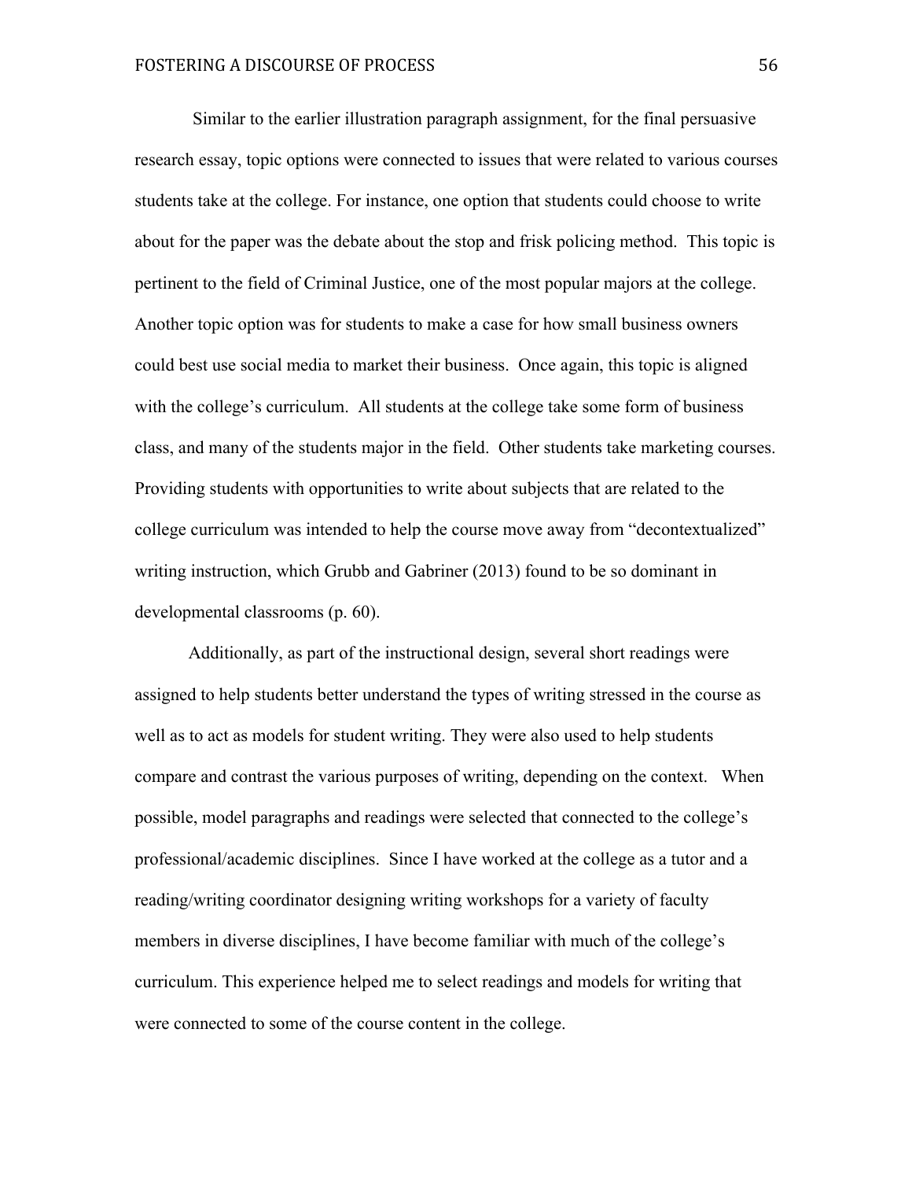Similar to the earlier illustration paragraph assignment, for the final persuasive research essay, topic options were connected to issues that were related to various courses students take at the college. For instance, one option that students could choose to write about for the paper was the debate about the stop and frisk policing method. This topic is pertinent to the field of Criminal Justice, one of the most popular majors at the college. Another topic option was for students to make a case for how small business owners could best use social media to market their business. Once again, this topic is aligned with the college's curriculum. All students at the college take some form of business class, and many of the students major in the field. Other students take marketing courses. Providing students with opportunities to write about subjects that are related to the college curriculum was intended to help the course move away from "decontextualized" writing instruction, which Grubb and Gabriner (2013) found to be so dominant in developmental classrooms (p. 60).

Additionally, as part of the instructional design, several short readings were assigned to help students better understand the types of writing stressed in the course as well as to act as models for student writing. They were also used to help students compare and contrast the various purposes of writing, depending on the context. When possible, model paragraphs and readings were selected that connected to the college's professional/academic disciplines. Since I have worked at the college as a tutor and a reading/writing coordinator designing writing workshops for a variety of faculty members in diverse disciplines, I have become familiar with much of the college's curriculum. This experience helped me to select readings and models for writing that were connected to some of the course content in the college.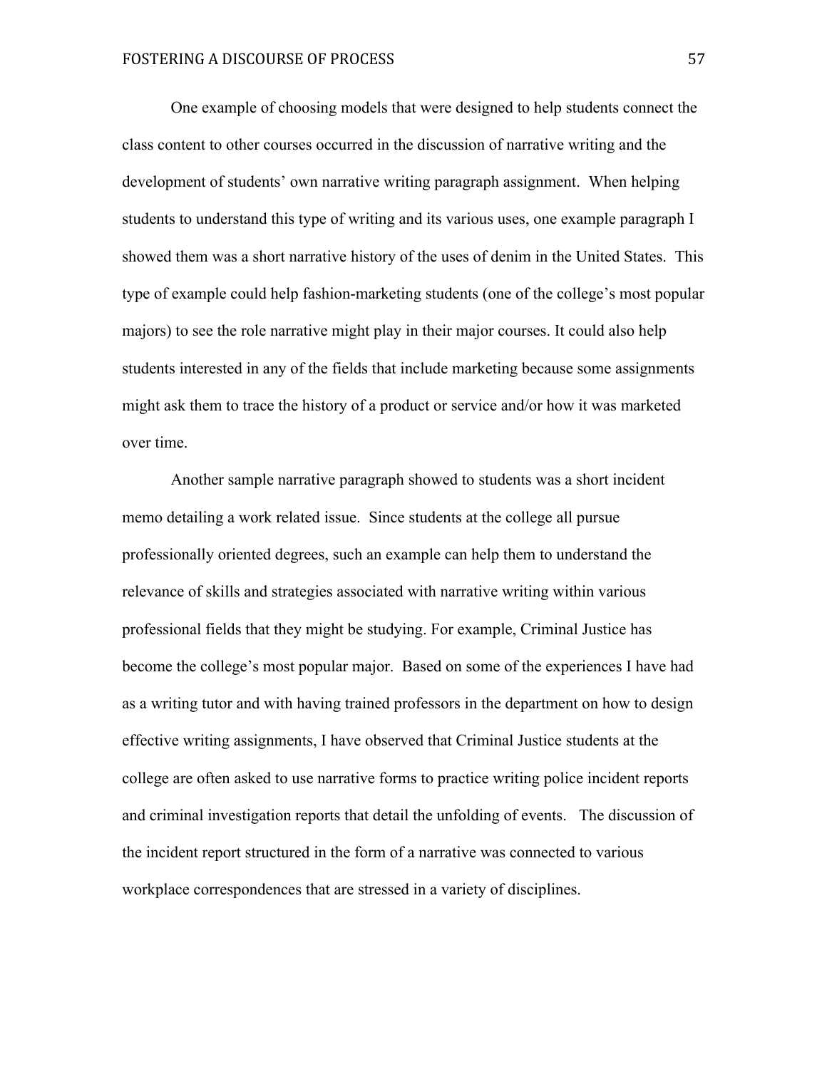One example of choosing models that were designed to help students connect the class content to other courses occurred in the discussion of narrative writing and the development of students' own narrative writing paragraph assignment. When helping students to understand this type of writing and its various uses, one example paragraph I showed them was a short narrative history of the uses of denim in the United States. This type of example could help fashion-marketing students (one of the college's most popular majors) to see the role narrative might play in their major courses. It could also help students interested in any of the fields that include marketing because some assignments might ask them to trace the history of a product or service and/or how it was marketed over time.

Another sample narrative paragraph showed to students was a short incident memo detailing a work related issue. Since students at the college all pursue professionally oriented degrees, such an example can help them to understand the relevance of skills and strategies associated with narrative writing within various professional fields that they might be studying. For example, Criminal Justice has become the college's most popular major. Based on some of the experiences I have had as a writing tutor and with having trained professors in the department on how to design effective writing assignments, I have observed that Criminal Justice students at the college are often asked to use narrative forms to practice writing police incident reports and criminal investigation reports that detail the unfolding of events. The discussion of the incident report structured in the form of a narrative was connected to various workplace correspondences that are stressed in a variety of disciplines.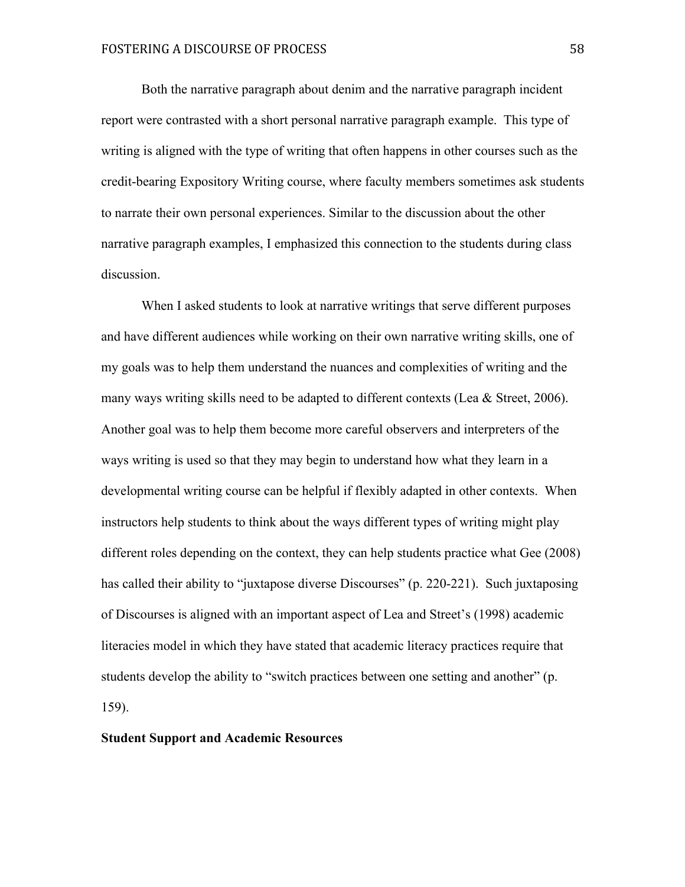Both the narrative paragraph about denim and the narrative paragraph incident report were contrasted with a short personal narrative paragraph example. This type of writing is aligned with the type of writing that often happens in other courses such as the credit-bearing Expository Writing course, where faculty members sometimes ask students to narrate their own personal experiences. Similar to the discussion about the other narrative paragraph examples, I emphasized this connection to the students during class discussion.

When I asked students to look at narrative writings that serve different purposes and have different audiences while working on their own narrative writing skills, one of my goals was to help them understand the nuances and complexities of writing and the many ways writing skills need to be adapted to different contexts (Lea & Street, 2006). Another goal was to help them become more careful observers and interpreters of the ways writing is used so that they may begin to understand how what they learn in a developmental writing course can be helpful if flexibly adapted in other contexts. When instructors help students to think about the ways different types of writing might play different roles depending on the context, they can help students practice what Gee (2008) has called their ability to "juxtapose diverse Discourses" (p. 220-221). Such juxtaposing of Discourses is aligned with an important aspect of Lea and Street's (1998) academic literacies model in which they have stated that academic literacy practices require that students develop the ability to "switch practices between one setting and another" (p. 159).

**Student Support and Academic Resources**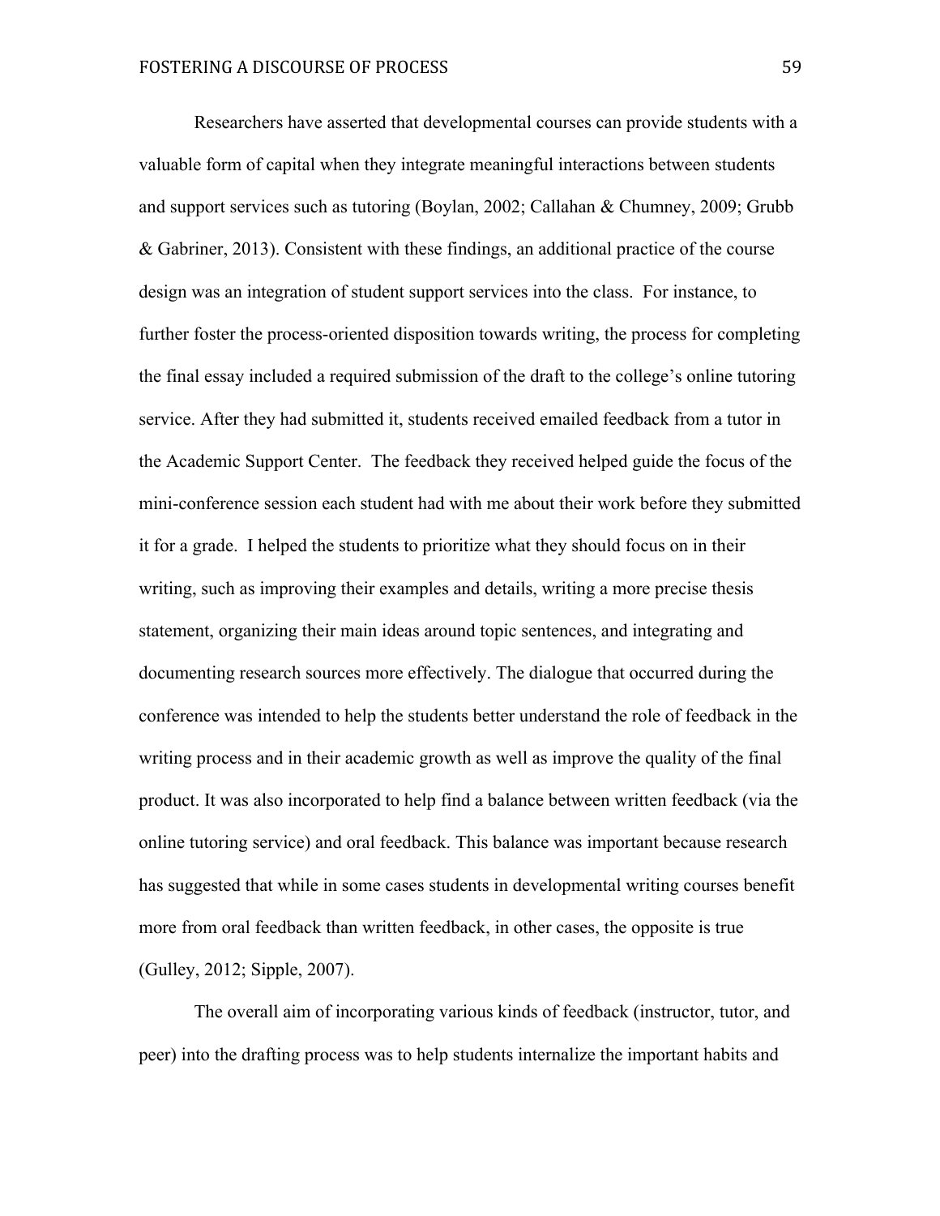Researchers have asserted that developmental courses can provide students with a valuable form of capital when they integrate meaningful interactions between students and support services such as tutoring (Boylan, 2002; Callahan & Chumney, 2009; Grubb & Gabriner, 2013). Consistent with these findings, an additional practice of the course design was an integration of student support services into the class. For instance, to further foster the process-oriented disposition towards writing, the process for completing the final essay included a required submission of the draft to the college's online tutoring service. After they had submitted it, students received emailed feedback from a tutor in the Academic Support Center. The feedback they received helped guide the focus of the mini-conference session each student had with me about their work before they submitted it for a grade. I helped the students to prioritize what they should focus on in their writing, such as improving their examples and details, writing a more precise thesis statement, organizing their main ideas around topic sentences, and integrating and documenting research sources more effectively. The dialogue that occurred during the conference was intended to help the students better understand the role of feedback in the writing process and in their academic growth as well as improve the quality of the final product. It was also incorporated to help find a balance between written feedback (via the online tutoring service) and oral feedback. This balance was important because research has suggested that while in some cases students in developmental writing courses benefit more from oral feedback than written feedback, in other cases, the opposite is true (Gulley, 2012; Sipple, 2007).

The overall aim of incorporating various kinds of feedback (instructor, tutor, and peer) into the drafting process was to help students internalize the important habits and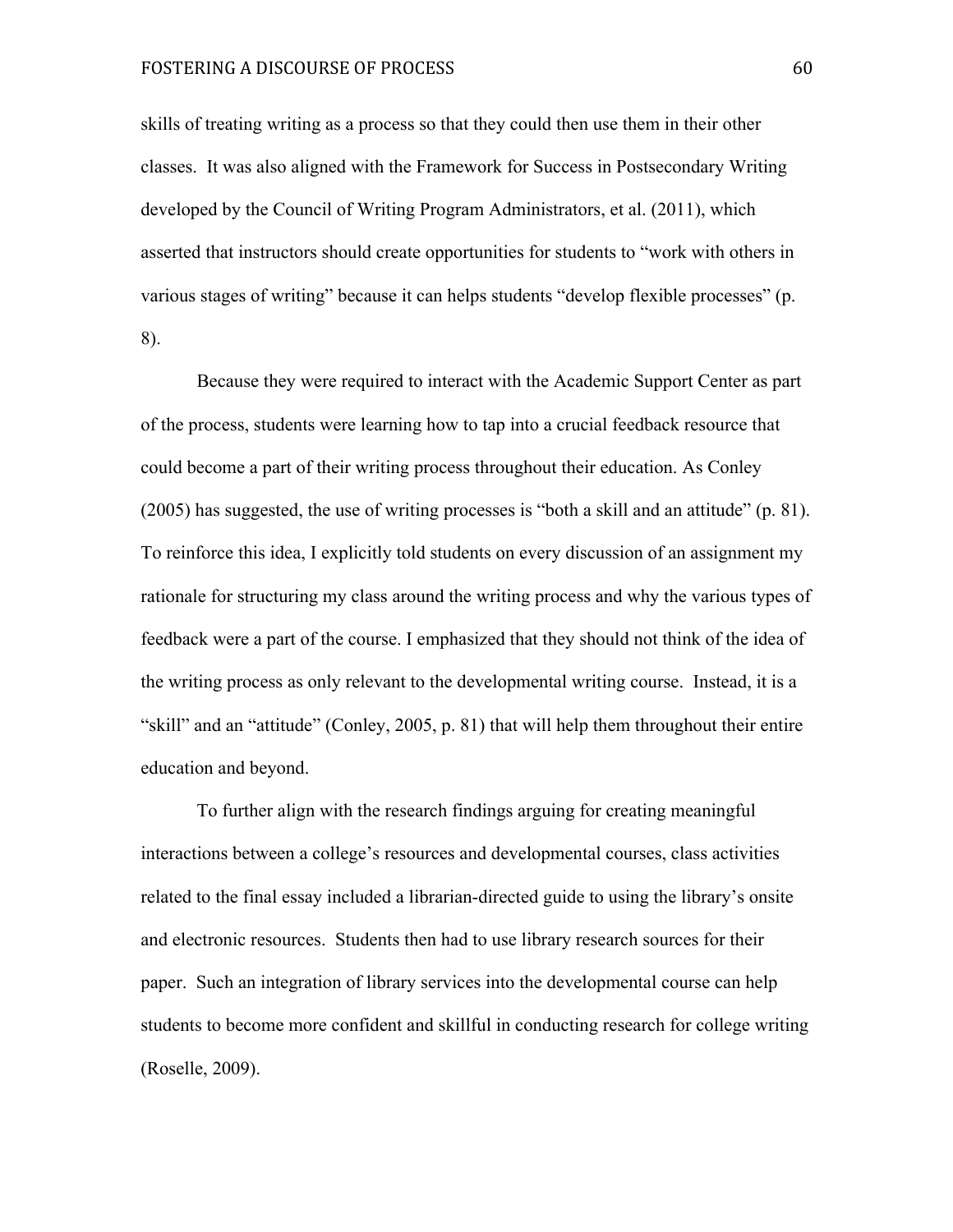skills of treating writing as a process so that they could then use them in their other classes. It was also aligned with the Framework for Success in Postsecondary Writing developed by the Council of Writing Program Administrators, et al. (2011), which asserted that instructors should create opportunities for students to "work with others in various stages of writing" because it can helps students "develop flexible processes" (p. 8).

Because they were required to interact with the Academic Support Center as part of the process, students were learning how to tap into a crucial feedback resource that could become a part of their writing process throughout their education. As Conley (2005) has suggested, the use of writing processes is "both a skill and an attitude" (p. 81). To reinforce this idea, I explicitly told students on every discussion of an assignment my rationale for structuring my class around the writing process and why the various types of feedback were a part of the course. I emphasized that they should not think of the idea of the writing process as only relevant to the developmental writing course. Instead, it is a "skill" and an "attitude" (Conley, 2005, p. 81) that will help them throughout their entire education and beyond.

To further align with the research findings arguing for creating meaningful interactions between a college's resources and developmental courses, class activities related to the final essay included a librarian-directed guide to using the library's onsite and electronic resources. Students then had to use library research sources for their paper. Such an integration of library services into the developmental course can help students to become more confident and skillful in conducting research for college writing (Roselle, 2009).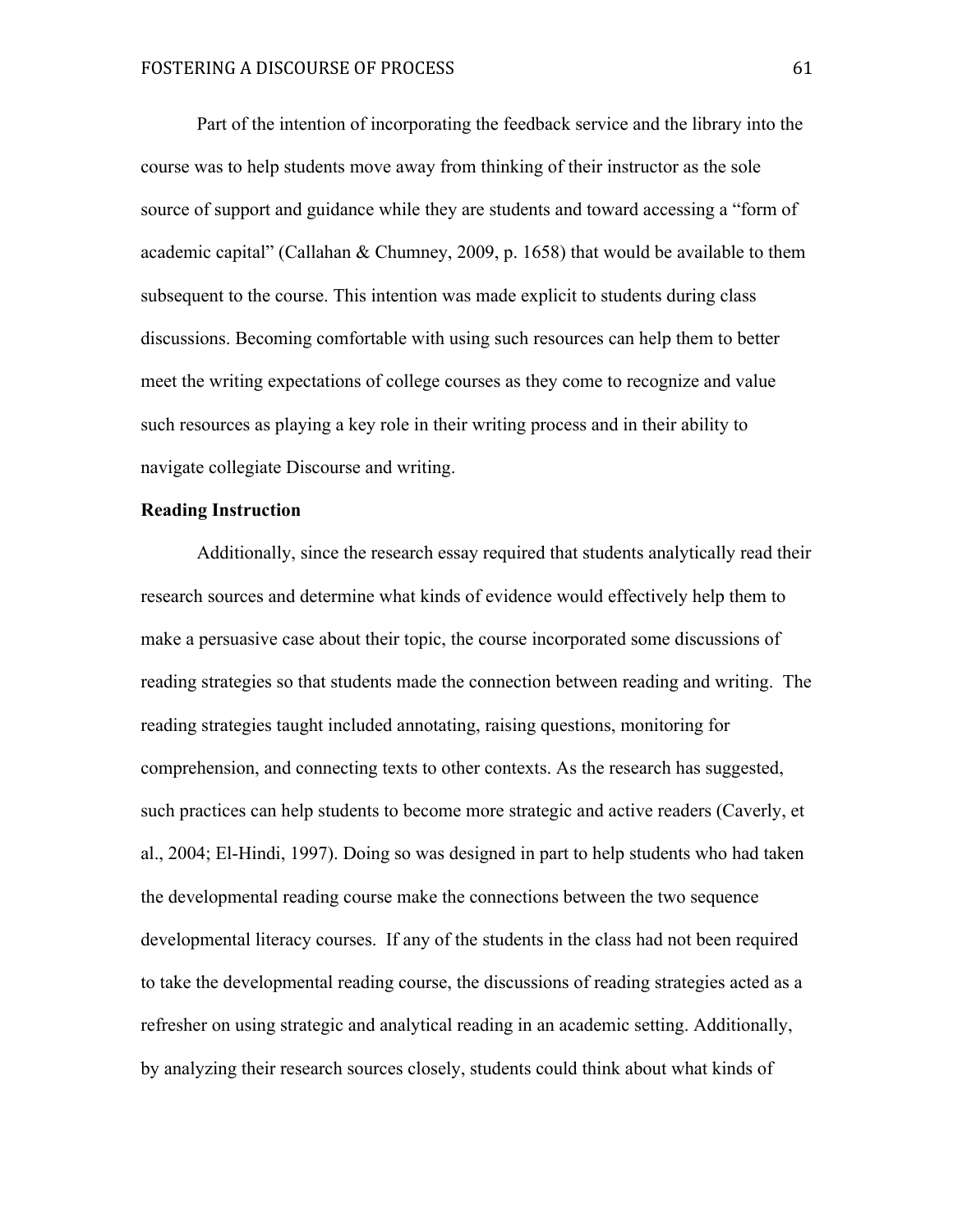Part of the intention of incorporating the feedback service and the library into the course was to help students move away from thinking of their instructor as the sole source of support and guidance while they are students and toward accessing a "form of academic capital" (Callahan & Chumney, 2009, p. 1658) that would be available to them subsequent to the course. This intention was made explicit to students during class discussions. Becoming comfortable with using such resources can help them to better meet the writing expectations of college courses as they come to recognize and value such resources as playing a key role in their writing process and in their ability to navigate collegiate Discourse and writing.

**Reading Instruction**

Additionally, since the research essay required that students analytically read their research sources and determine what kinds of evidence would effectively help them to make a persuasive case about their topic, the course incorporated some discussions of reading strategies so that students made the connection between reading and writing. The reading strategies taught included annotating, raising questions, monitoring for comprehension, and connecting texts to other contexts. As the research has suggested, such practices can help students to become more strategic and active readers (Caverly, et al., 2004; El-Hindi, 1997). Doing so was designed in part to help students who had taken the developmental reading course make the connections between the two sequence developmental literacy courses. If any of the students in the class had not been required to take the developmental reading course, the discussions of reading strategies acted as a refresher on using strategic and analytical reading in an academic setting. Additionally, by analyzing their research sources closely, students could think about what kinds of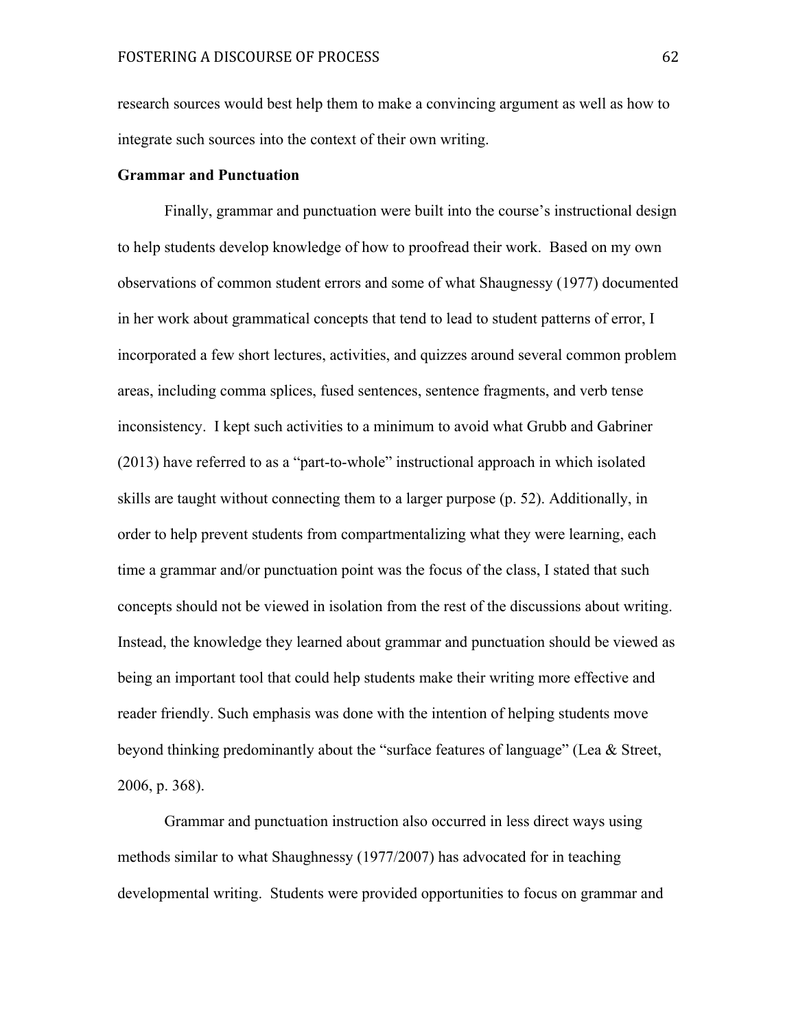research sources would best help them to make a convincing argument as well as how to integrate such sources into the context of their own writing.

**Grammar and Punctuation**

Finally, grammar and punctuation were built into the course's instructional design to help students develop knowledge of how to proofread their work. Based on my own observations of common student errors and some of what Shaugnessy (1977) documented in her work about grammatical concepts that tend to lead to student patterns of error, I incorporated a few short lectures, activities, and quizzes around several common problem areas, including comma splices, fused sentences, sentence fragments, and verb tense inconsistency. I kept such activities to a minimum to avoid what Grubb and Gabriner (2013) have referred to as a "part-to-whole" instructional approach in which isolated skills are taught without connecting them to a larger purpose (p. 52). Additionally, in order to help prevent students from compartmentalizing what they were learning, each time a grammar and/or punctuation point was the focus of the class, I stated that such concepts should not be viewed in isolation from the rest of the discussions about writing. Instead, the knowledge they learned about grammar and punctuation should be viewed as being an important tool that could help students make their writing more effective and reader friendly. Such emphasis was done with the intention of helping students move beyond thinking predominantly about the "surface features of language" (Lea & Street, 2006, p. 368).

Grammar and punctuation instruction also occurred in less direct ways using methods similar to what Shaughnessy (1977/2007) has advocated for in teaching developmental writing. Students were provided opportunities to focus on grammar and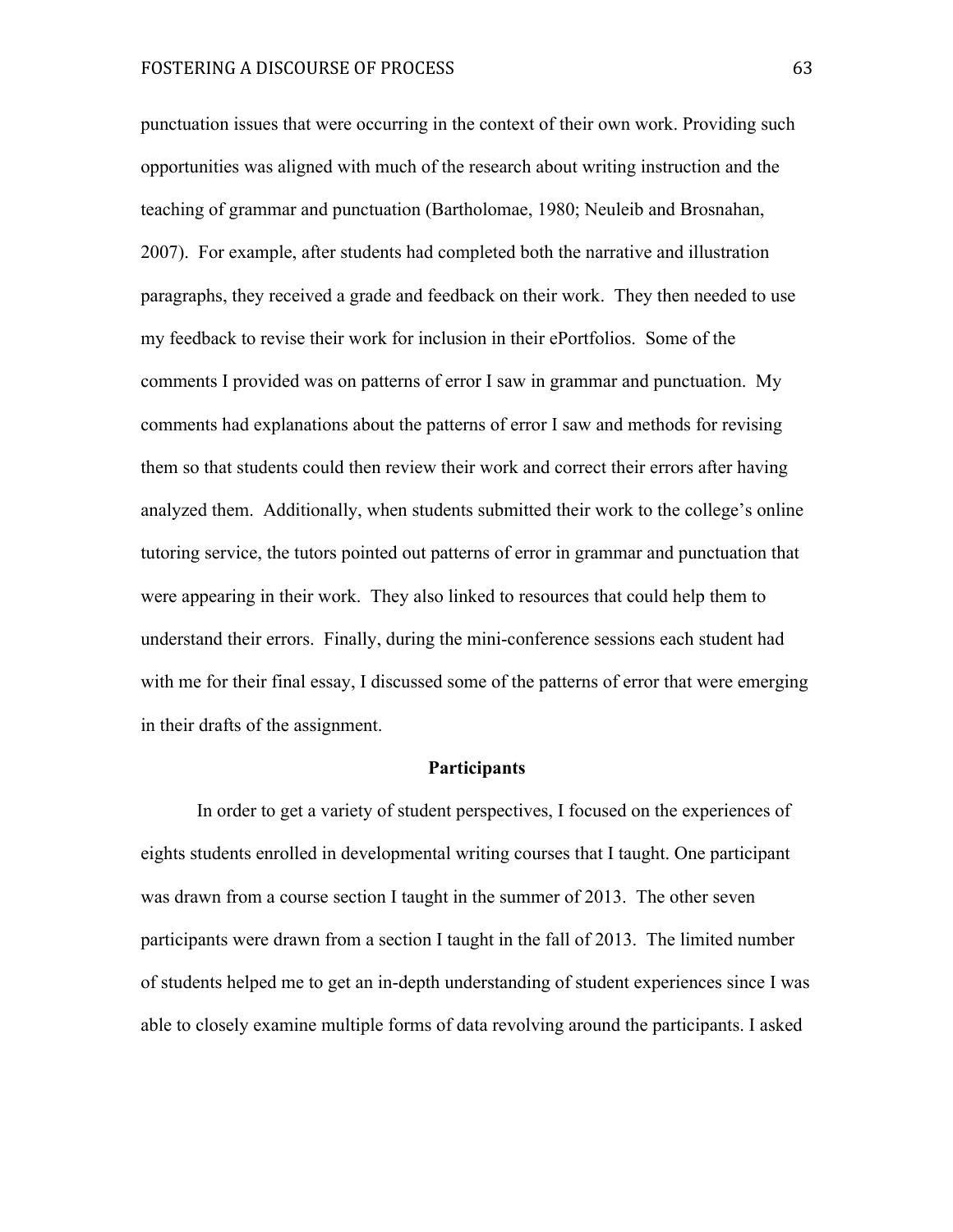punctuation issues that were occurring in the context of their own work. Providing such opportunities was aligned with much of the research about writing instruction and the teaching of grammar and punctuation (Bartholomae, 1980; Neuleib and Brosnahan, 2007). For example, after students had completed both the narrative and illustration paragraphs, they received a grade and feedback on their work. They then needed to use my feedback to revise their work for inclusion in their ePortfolios. Some of the comments I provided was on patterns of error I saw in grammar and punctuation. My comments had explanations about the patterns of error I saw and methods for revising them so that students could then review their work and correct their errors after having analyzed them. Additionally, when students submitted their work to the college's online tutoring service, the tutors pointed out patterns of error in grammar and punctuation that were appearing in their work. They also linked to resources that could help them to understand their errors. Finally, during the mini-conference sessions each student had with me for their final essay, I discussed some of the patterns of error that were emerging in their drafts of the assignment.

## Participants

In order to get a variety of student perspectives, I focused on the experiences of eights students enrolled in developmental writing courses that I taught. One participant was drawn from a course section I taught in the summer of 2013. The other seven participants were drawn from a section I taught in the fall of 2013. The limited number of students helped me to get an in-depth understanding of student experiences since I was able to closely examine multiple forms of data revolving around the participants. I asked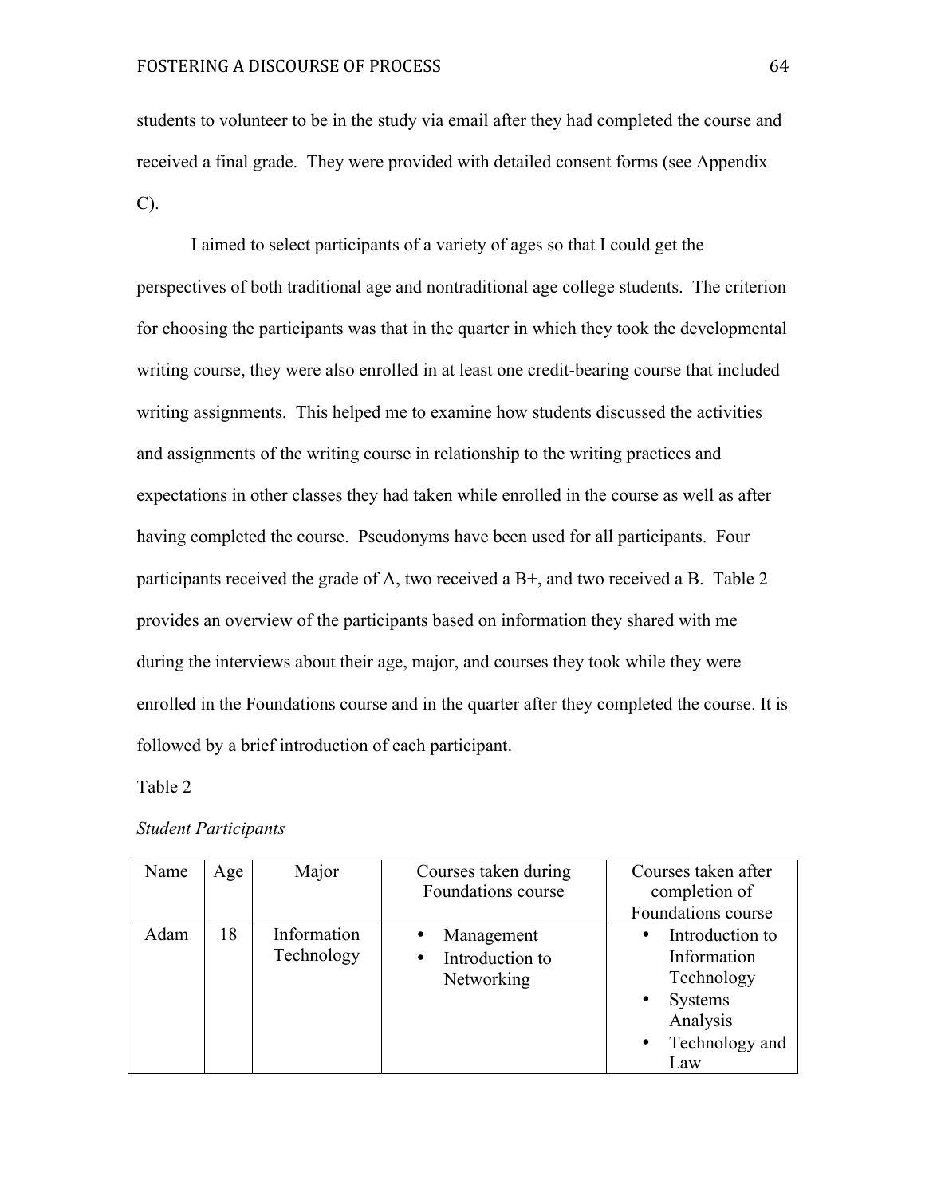students to volunteer to be in the study via email after they had completed the course and received a final grade. They were provided with detailed consent forms (see Appendix C).

I aimed to select participants of a variety of ages so that I could get the perspectives of both traditional age and nontraditional age college students. The criterion for choosing the participants was that in the quarter in which they took the developmental writing course, they were also enrolled in at least one credit-bearing course that included writing assignments. This helped me to examine how students discussed the activities and assignments of the writing course in relationship to the writing practices and expectations in other classes they had taken while enrolled in the course as well as after having completed the course. Pseudonyms have been used for all participants. Four participants received the grade of A, two received a B+, and two received a B. Table 2 provides an overview of the participants based on information they shared with me during the interviews about their age, major, and courses they took while they were enrolled in the Foundations course and in the quarter after they completed the course. It is followed by a brief introduction of each participant.

Table 2

*Student Participants*

| Name | Age | Major | Courses taken during Foundations course | Courses taken after completion of Foundations course |
|---|---|---|---|---|
| Adam | 18 | Information Technology | • Management<br>• Introduction to Networking | • Introduction to Information Technology<br>• Systems Analysis<br>• Technology and Law |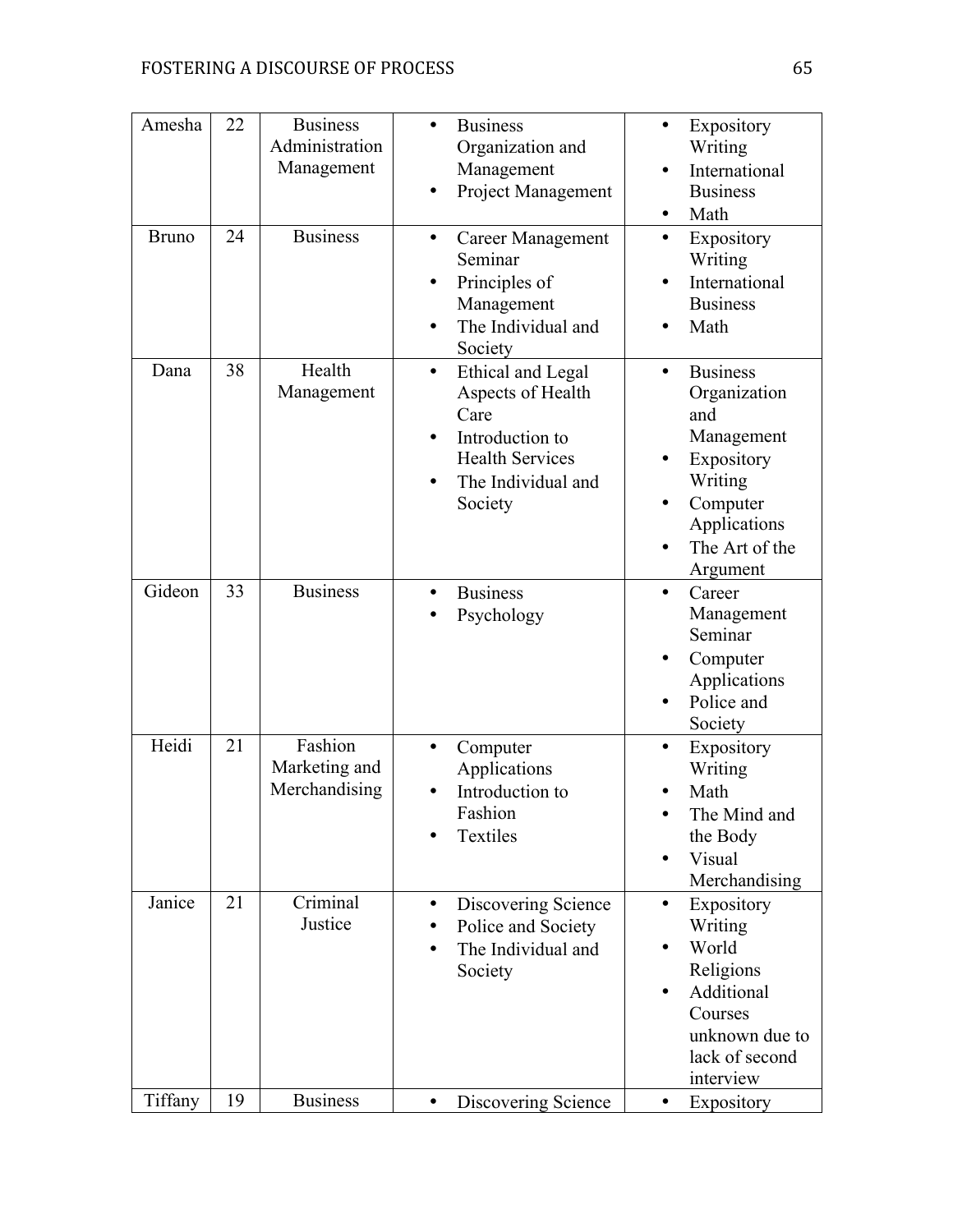| Amesha | 22 | Business Administration Management | • Business Organization and Management<br>• Project Management | • Expository Writing<br>• International Business<br>• Math |
|---|---|---|---|---|
| Bruno | 24 | Business | • Career Management Seminar<br>• Principles of Management<br>• The Individual and Society | • Expository Writing<br>• International Business<br>• Math |
| Dana | 38 | Health Management | • Ethical and Legal Aspects of Health Care<br>• Introduction to Health Services<br>• The Individual and Society | • Business Organization and Management<br>• Expository Writing<br>• Computer Applications<br>• The Art of the Argument |
| Gideon | 33 | Business | • Business<br>• Psychology | • Career Management Seminar<br>• Computer Applications<br>• Police and Society |
| Heidi | 21 | Fashion Marketing and Merchandising | • Computer Applications<br>• Introduction to Fashion<br>• Textiles | • Expository Writing<br>• Math<br>• The Mind and the Body<br>• Visual Merchandising |
| Janice | 21 | Criminal Justice | • Discovering Science<br>• Police and Society<br>• The Individual and Society | • Expository Writing<br>• World Religions<br>• Additional Courses unknown due to lack of second interview |
| Tiffany | 19 | Business | • Discovering Science | • Expository |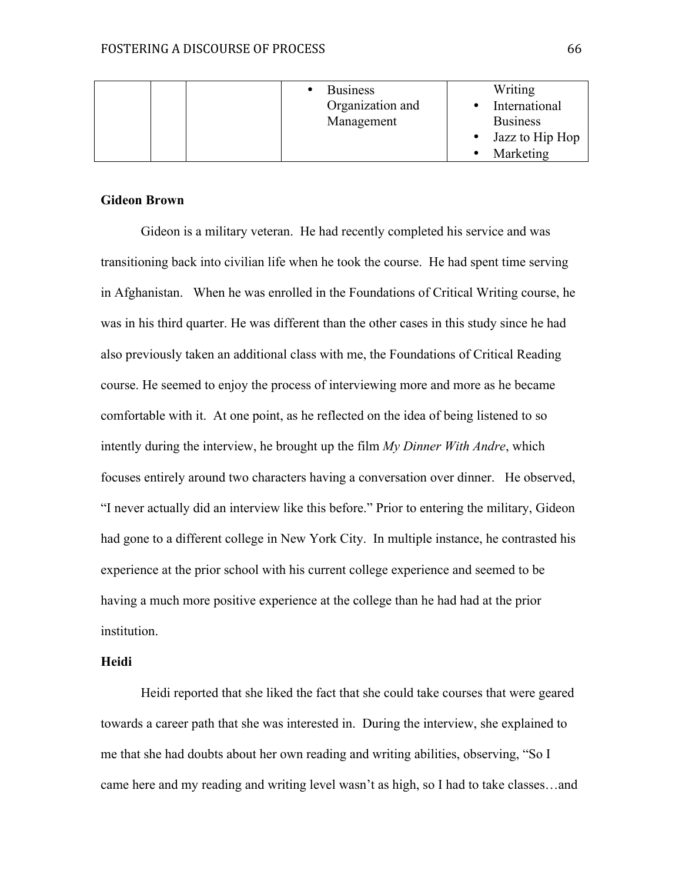| | | | • Business Organization and Management | Writing<br>• International Business<br>• Jazz to Hip Hop<br>• Marketing |
|---|---|---|---|---|

**Gideon Brown**

Gideon is a military veteran. He had recently completed his service and was transitioning back into civilian life when he took the course. He had spent time serving in Afghanistan. When he was enrolled in the Foundations of Critical Writing course, he was in his third quarter. He was different than the other cases in this study since he had also previously taken an additional class with me, the Foundations of Critical Reading course. He seemed to enjoy the process of interviewing more and more as he became comfortable with it. At one point, as he reflected on the idea of being listened to so intently during the interview, he brought up the film *My Dinner With Andre*, which focuses entirely around two characters having a conversation over dinner. He observed, "I never actually did an interview like this before." Prior to entering the military, Gideon had gone to a different college in New York City. In multiple instance, he contrasted his experience at the prior school with his current college experience and seemed to be having a much more positive experience at the college than he had had at the prior institution.

**Heidi**

Heidi reported that she liked the fact that she could take courses that were geared towards a career path that she was interested in. During the interview, she explained to me that she had doubts about her own reading and writing abilities, observing, "So I came here and my reading and writing level wasn't as high, so I had to take classes…and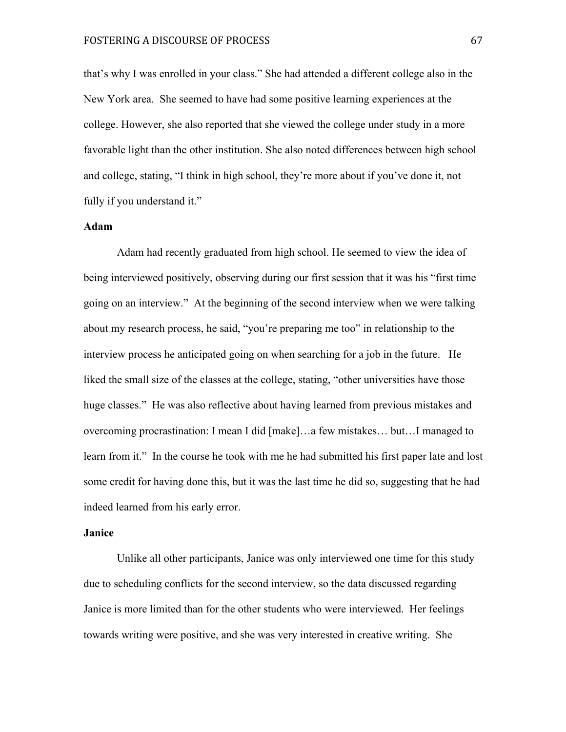that's why I was enrolled in your class." She had attended a different college also in the New York area. She seemed to have had some positive learning experiences at the college. However, she also reported that she viewed the college under study in a more favorable light than the other institution. She also noted differences between high school and college, stating, "I think in high school, they're more about if you've done it, not fully if you understand it."

**Adam**

Adam had recently graduated from high school. He seemed to view the idea of being interviewed positively, observing during our first session that it was his "first time going on an interview." At the beginning of the second interview when we were talking about my research process, he said, "you're preparing me too" in relationship to the interview process he anticipated going on when searching for a job in the future. He liked the small size of the classes at the college, stating, "other universities have those huge classes." He was also reflective about having learned from previous mistakes and overcoming procrastination: I mean I did [make]…a few mistakes… but…I managed to learn from it." In the course he took with me he had submitted his first paper late and lost some credit for having done this, but it was the last time he did so, suggesting that he had indeed learned from his early error.

**Janice**

Unlike all other participants, Janice was only interviewed one time for this study due to scheduling conflicts for the second interview, so the data discussed regarding Janice is more limited than for the other students who were interviewed. Her feelings towards writing were positive, and she was very interested in creative writing. She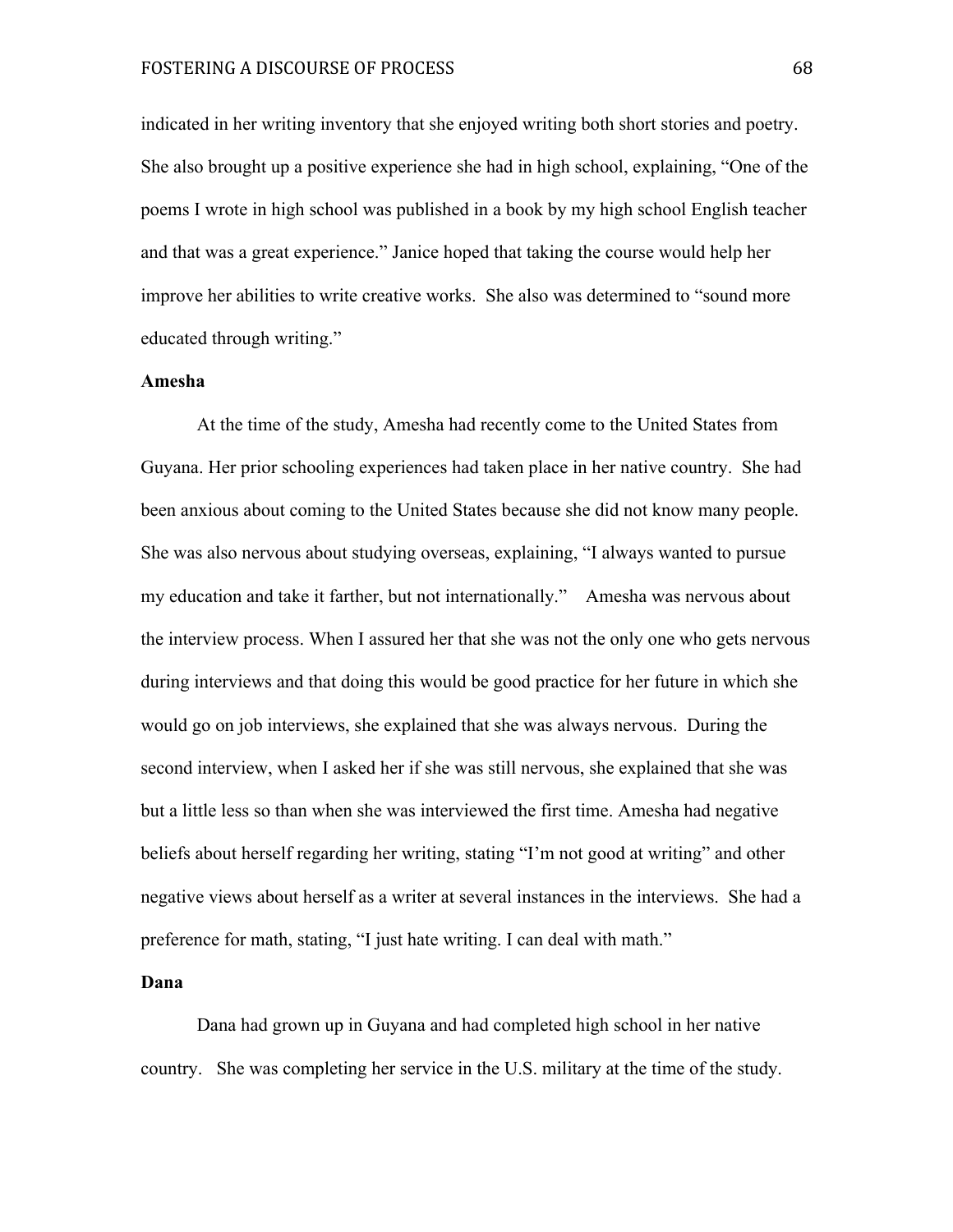indicated in her writing inventory that she enjoyed writing both short stories and poetry. She also brought up a positive experience she had in high school, explaining, "One of the poems I wrote in high school was published in a book by my high school English teacher and that was a great experience." Janice hoped that taking the course would help her improve her abilities to write creative works. She also was determined to "sound more educated through writing."

### Amesha

At the time of the study, Amesha had recently come to the United States from Guyana. Her prior schooling experiences had taken place in her native country. She had been anxious about coming to the United States because she did not know many people. She was also nervous about studying overseas, explaining, "I always wanted to pursue my education and take it farther, but not internationally." Amesha was nervous about the interview process. When I assured her that she was not the only one who gets nervous during interviews and that doing this would be good practice for her future in which she would go on job interviews, she explained that she was always nervous. During the second interview, when I asked her if she was still nervous, she explained that she was but a little less so than when she was interviewed the first time. Amesha had negative beliefs about herself regarding her writing, stating "I'm not good at writing" and other negative views about herself as a writer at several instances in the interviews. She had a preference for math, stating, "I just hate writing. I can deal with math."

### Dana

Dana had grown up in Guyana and had completed high school in her native country. She was completing her service in the U.S. military at the time of the study.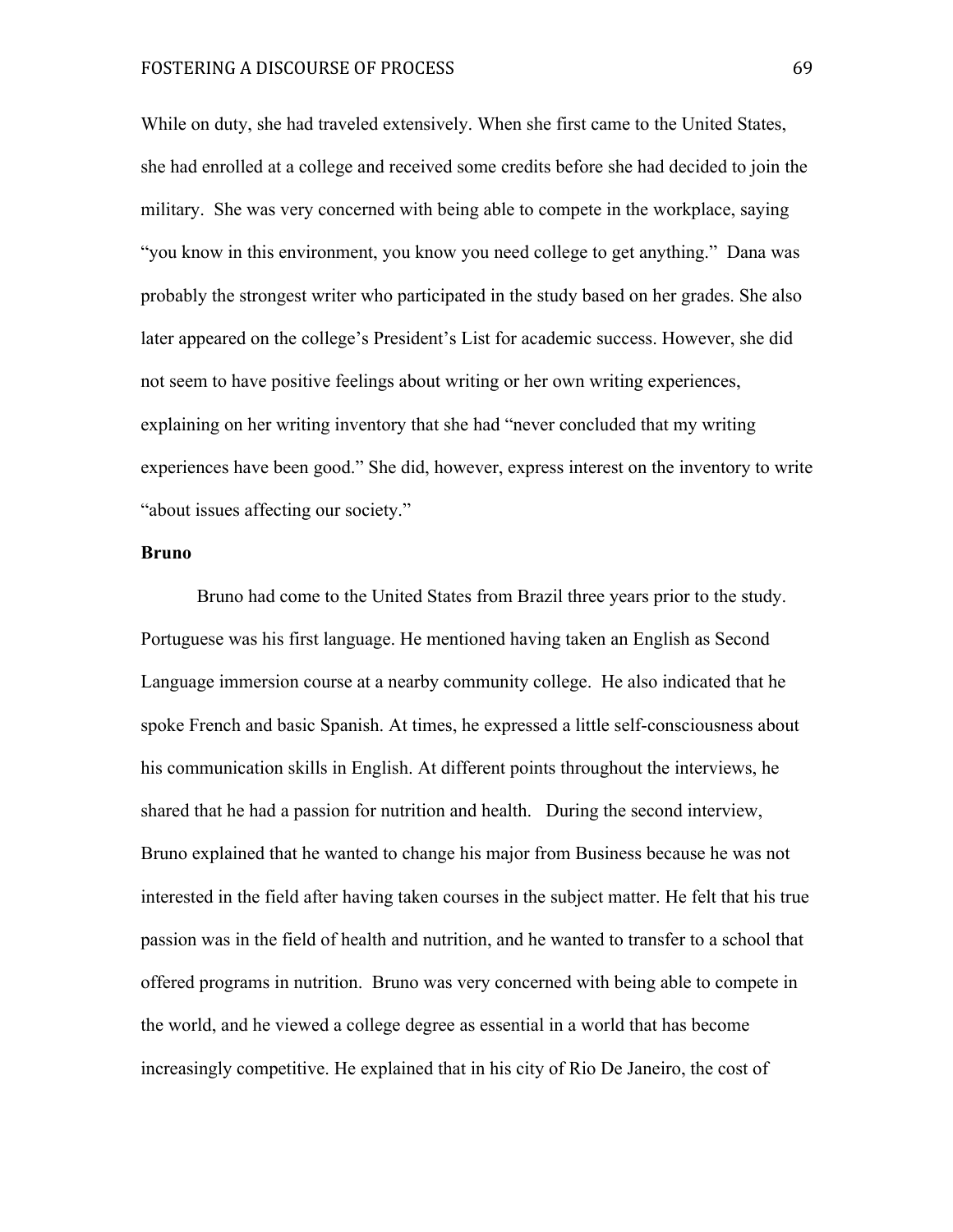While on duty, she had traveled extensively. When she first came to the United States, she had enrolled at a college and received some credits before she had decided to join the military. She was very concerned with being able to compete in the workplace, saying "you know in this environment, you know you need college to get anything." Dana was probably the strongest writer who participated in the study based on her grades. She also later appeared on the college's President's List for academic success. However, she did not seem to have positive feelings about writing or her own writing experiences, explaining on her writing inventory that she had "never concluded that my writing experiences have been good." She did, however, express interest on the inventory to write "about issues affecting our society."

**Bruno**

Bruno had come to the United States from Brazil three years prior to the study. Portuguese was his first language. He mentioned having taken an English as Second Language immersion course at a nearby community college. He also indicated that he spoke French and basic Spanish. At times, he expressed a little self-consciousness about his communication skills in English. At different points throughout the interviews, he shared that he had a passion for nutrition and health. During the second interview, Bruno explained that he wanted to change his major from Business because he was not interested in the field after having taken courses in the subject matter. He felt that his true passion was in the field of health and nutrition, and he wanted to transfer to a school that offered programs in nutrition. Bruno was very concerned with being able to compete in the world, and he viewed a college degree as essential in a world that has become increasingly competitive. He explained that in his city of Rio De Janeiro, the cost of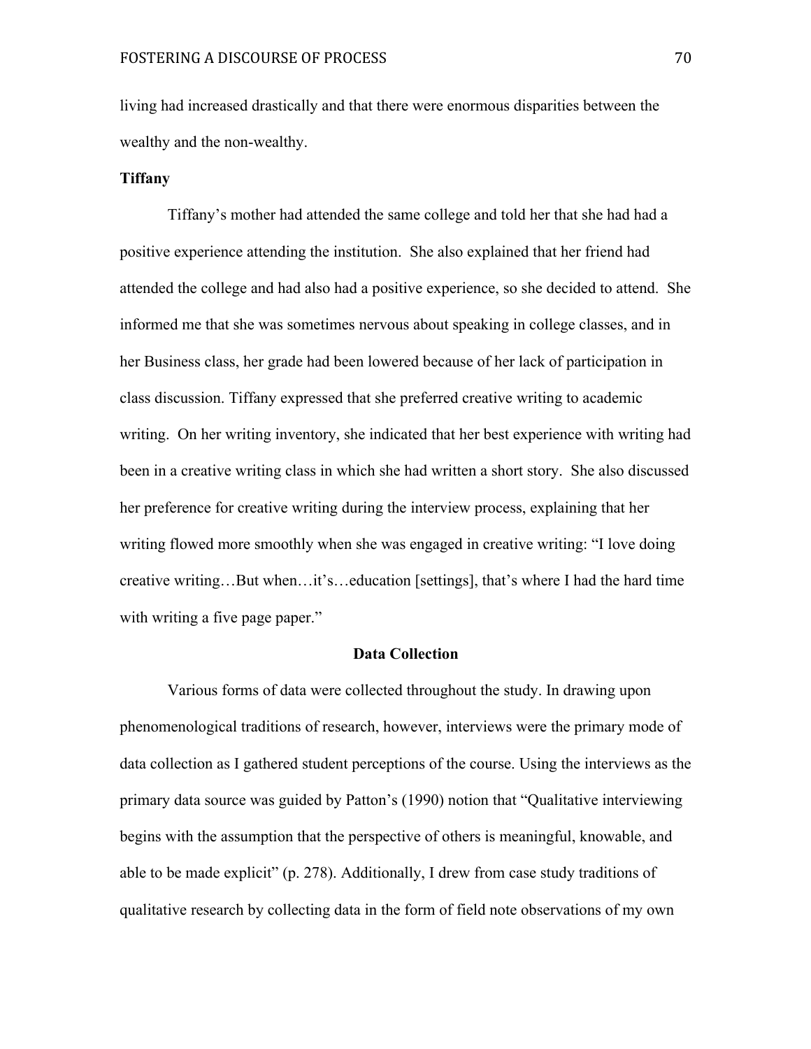living had increased drastically and that there were enormous disparities between the wealthy and the non-wealthy.

**Tiffany**

Tiffany's mother had attended the same college and told her that she had had a positive experience attending the institution. She also explained that her friend had attended the college and had also had a positive experience, so she decided to attend. She informed me that she was sometimes nervous about speaking in college classes, and in her Business class, her grade had been lowered because of her lack of participation in class discussion. Tiffany expressed that she preferred creative writing to academic writing. On her writing inventory, she indicated that her best experience with writing had been in a creative writing class in which she had written a short story. She also discussed her preference for creative writing during the interview process, explaining that her writing flowed more smoothly when she was engaged in creative writing: "I love doing creative writing…But when…it's…education [settings], that's where I had the hard time with writing a five page paper."

## Data Collection

Various forms of data were collected throughout the study. In drawing upon phenomenological traditions of research, however, interviews were the primary mode of data collection as I gathered student perceptions of the course. Using the interviews as the primary data source was guided by Patton's (1990) notion that "Qualitative interviewing begins with the assumption that the perspective of others is meaningful, knowable, and able to be made explicit" (p. 278). Additionally, I drew from case study traditions of qualitative research by collecting data in the form of field note observations of my own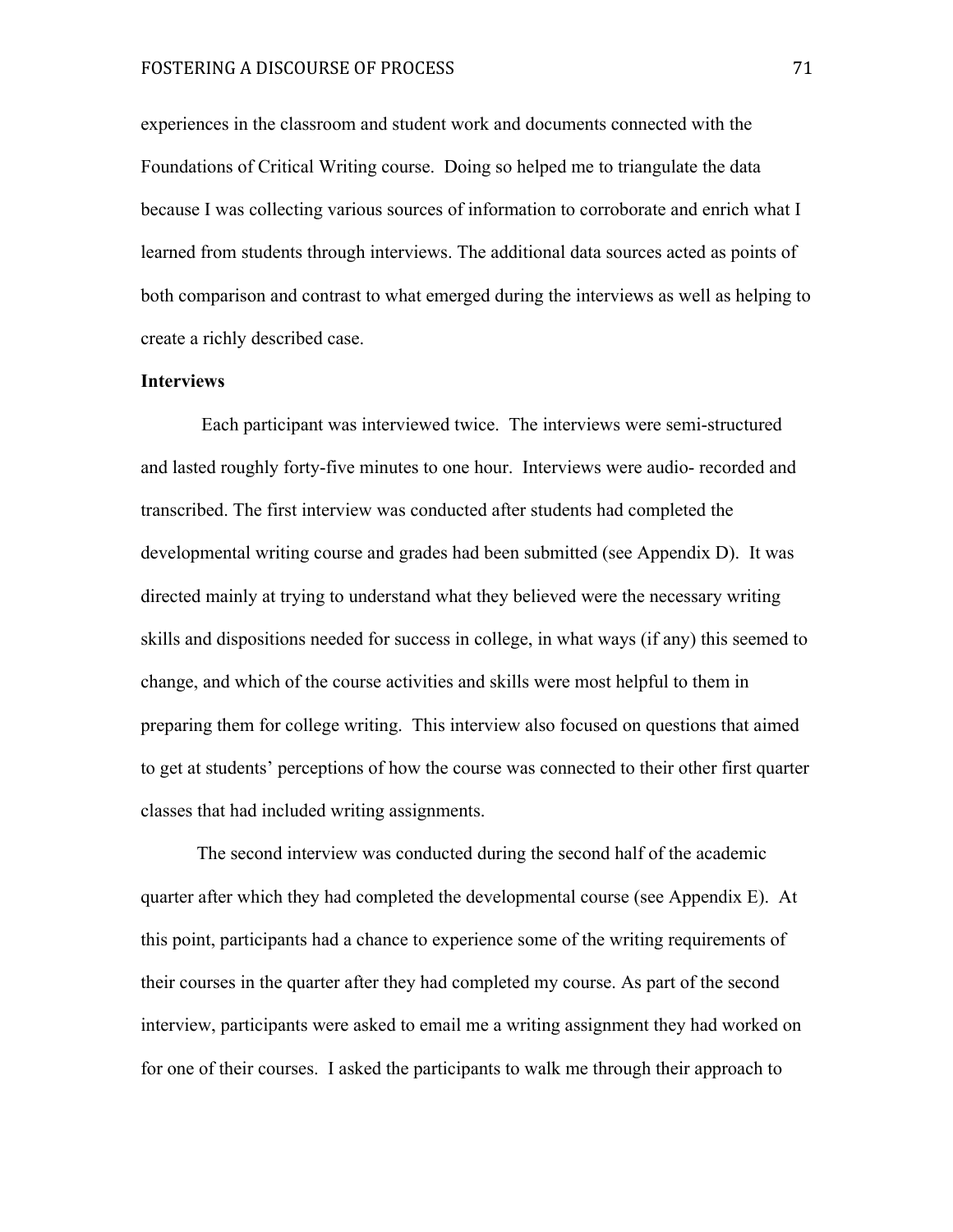experiences in the classroom and student work and documents connected with the Foundations of Critical Writing course. Doing so helped me to triangulate the data because I was collecting various sources of information to corroborate and enrich what I learned from students through interviews. The additional data sources acted as points of both comparison and contrast to what emerged during the interviews as well as helping to create a richly described case.

**Interviews**

Each participant was interviewed twice. The interviews were semi-structured and lasted roughly forty-five minutes to one hour. Interviews were audio- recorded and transcribed. The first interview was conducted after students had completed the developmental writing course and grades had been submitted (see Appendix D). It was directed mainly at trying to understand what they believed were the necessary writing skills and dispositions needed for success in college, in what ways (if any) this seemed to change, and which of the course activities and skills were most helpful to them in preparing them for college writing. This interview also focused on questions that aimed to get at students' perceptions of how the course was connected to their other first quarter classes that had included writing assignments.

The second interview was conducted during the second half of the academic quarter after which they had completed the developmental course (see Appendix E). At this point, participants had a chance to experience some of the writing requirements of their courses in the quarter after they had completed my course. As part of the second interview, participants were asked to email me a writing assignment they had worked on for one of their courses. I asked the participants to walk me through their approach to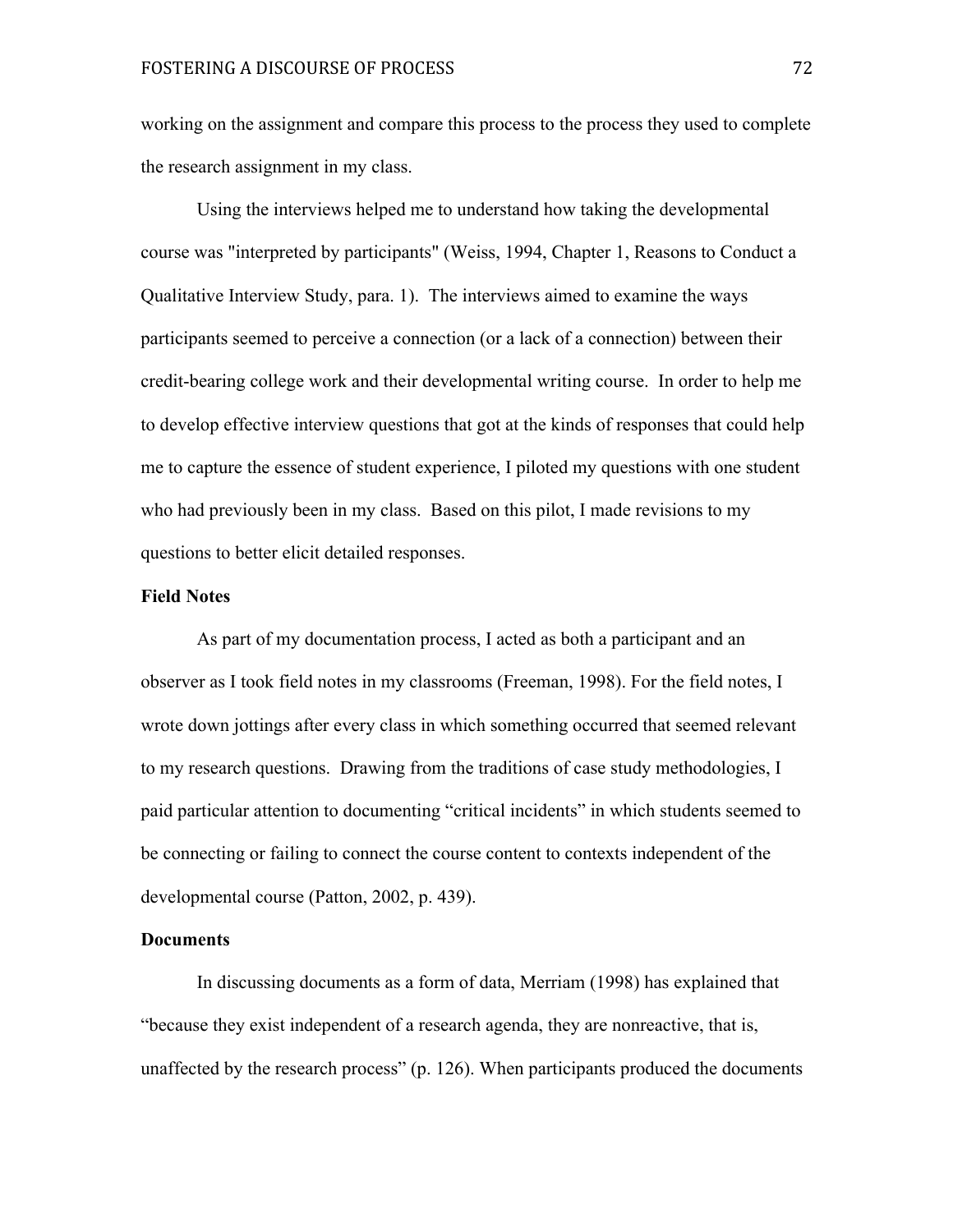working on the assignment and compare this process to the process they used to complete the research assignment in my class.

Using the interviews helped me to understand how taking the developmental course was "interpreted by participants" (Weiss, 1994, Chapter 1, Reasons to Conduct a Qualitative Interview Study, para. 1). The interviews aimed to examine the ways participants seemed to perceive a connection (or a lack of a connection) between their credit-bearing college work and their developmental writing course. In order to help me to develop effective interview questions that got at the kinds of responses that could help me to capture the essence of student experience, I piloted my questions with one student who had previously been in my class. Based on this pilot, I made revisions to my questions to better elicit detailed responses.

### Field Notes

As part of my documentation process, I acted as both a participant and an observer as I took field notes in my classrooms (Freeman, 1998). For the field notes, I wrote down jottings after every class in which something occurred that seemed relevant to my research questions. Drawing from the traditions of case study methodologies, I paid particular attention to documenting "critical incidents" in which students seemed to be connecting or failing to connect the course content to contexts independent of the developmental course (Patton, 2002, p. 439).

### Documents

In discussing documents as a form of data, Merriam (1998) has explained that "because they exist independent of a research agenda, they are nonreactive, that is, unaffected by the research process" (p. 126). When participants produced the documents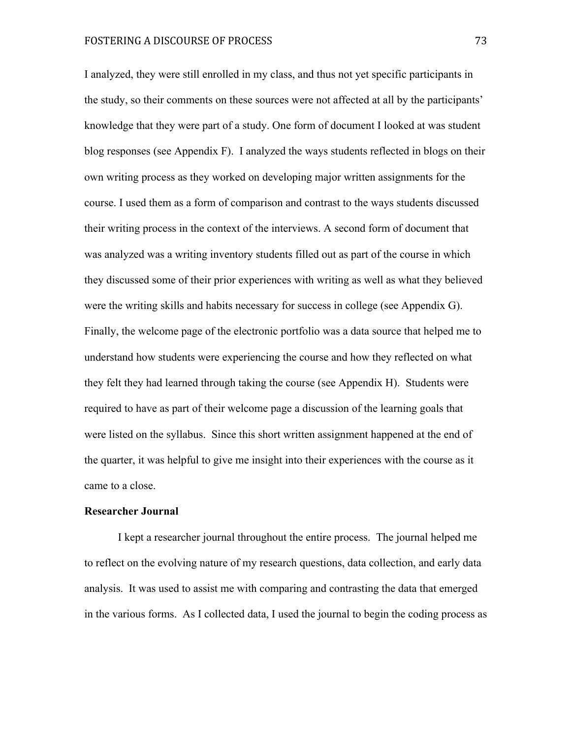I analyzed, they were still enrolled in my class, and thus not yet specific participants in the study, so their comments on these sources were not affected at all by the participants' knowledge that they were part of a study. One form of document I looked at was student blog responses (see Appendix F). I analyzed the ways students reflected in blogs on their own writing process as they worked on developing major written assignments for the course. I used them as a form of comparison and contrast to the ways students discussed their writing process in the context of the interviews. A second form of document that was analyzed was a writing inventory students filled out as part of the course in which they discussed some of their prior experiences with writing as well as what they believed were the writing skills and habits necessary for success in college (see Appendix G). Finally, the welcome page of the electronic portfolio was a data source that helped me to understand how students were experiencing the course and how they reflected on what they felt they had learned through taking the course (see Appendix H). Students were required to have as part of their welcome page a discussion of the learning goals that were listed on the syllabus. Since this short written assignment happened at the end of the quarter, it was helpful to give me insight into their experiences with the course as it came to a close.

**Researcher Journal**

I kept a researcher journal throughout the entire process. The journal helped me to reflect on the evolving nature of my research questions, data collection, and early data analysis. It was used to assist me with comparing and contrasting the data that emerged in the various forms. As I collected data, I used the journal to begin the coding process as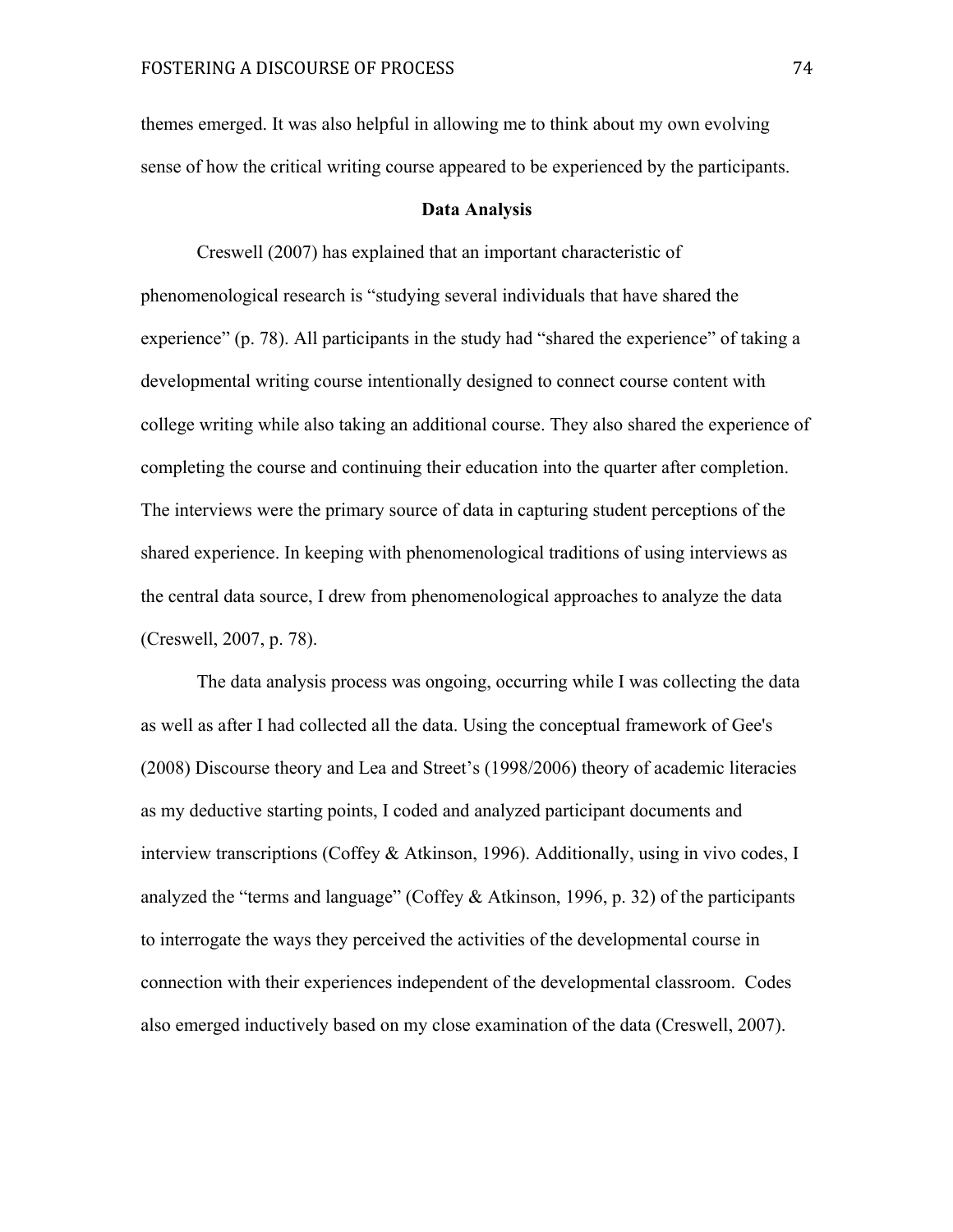themes emerged. It was also helpful in allowing me to think about my own evolving sense of how the critical writing course appeared to be experienced by the participants.

## Data Analysis

Creswell (2007) has explained that an important characteristic of phenomenological research is "studying several individuals that have shared the experience" (p. 78). All participants in the study had "shared the experience" of taking a developmental writing course intentionally designed to connect course content with college writing while also taking an additional course. They also shared the experience of completing the course and continuing their education into the quarter after completion. The interviews were the primary source of data in capturing student perceptions of the shared experience. In keeping with phenomenological traditions of using interviews as the central data source, I drew from phenomenological approaches to analyze the data (Creswell, 2007, p. 78).

The data analysis process was ongoing, occurring while I was collecting the data as well as after I had collected all the data. Using the conceptual framework of Gee's (2008) Discourse theory and Lea and Street's (1998/2006) theory of academic literacies as my deductive starting points, I coded and analyzed participant documents and interview transcriptions (Coffey & Atkinson, 1996). Additionally, using in vivo codes, I analyzed the "terms and language" (Coffey & Atkinson, 1996, p. 32) of the participants to interrogate the ways they perceived the activities of the developmental course in connection with their experiences independent of the developmental classroom. Codes also emerged inductively based on my close examination of the data (Creswell, 2007).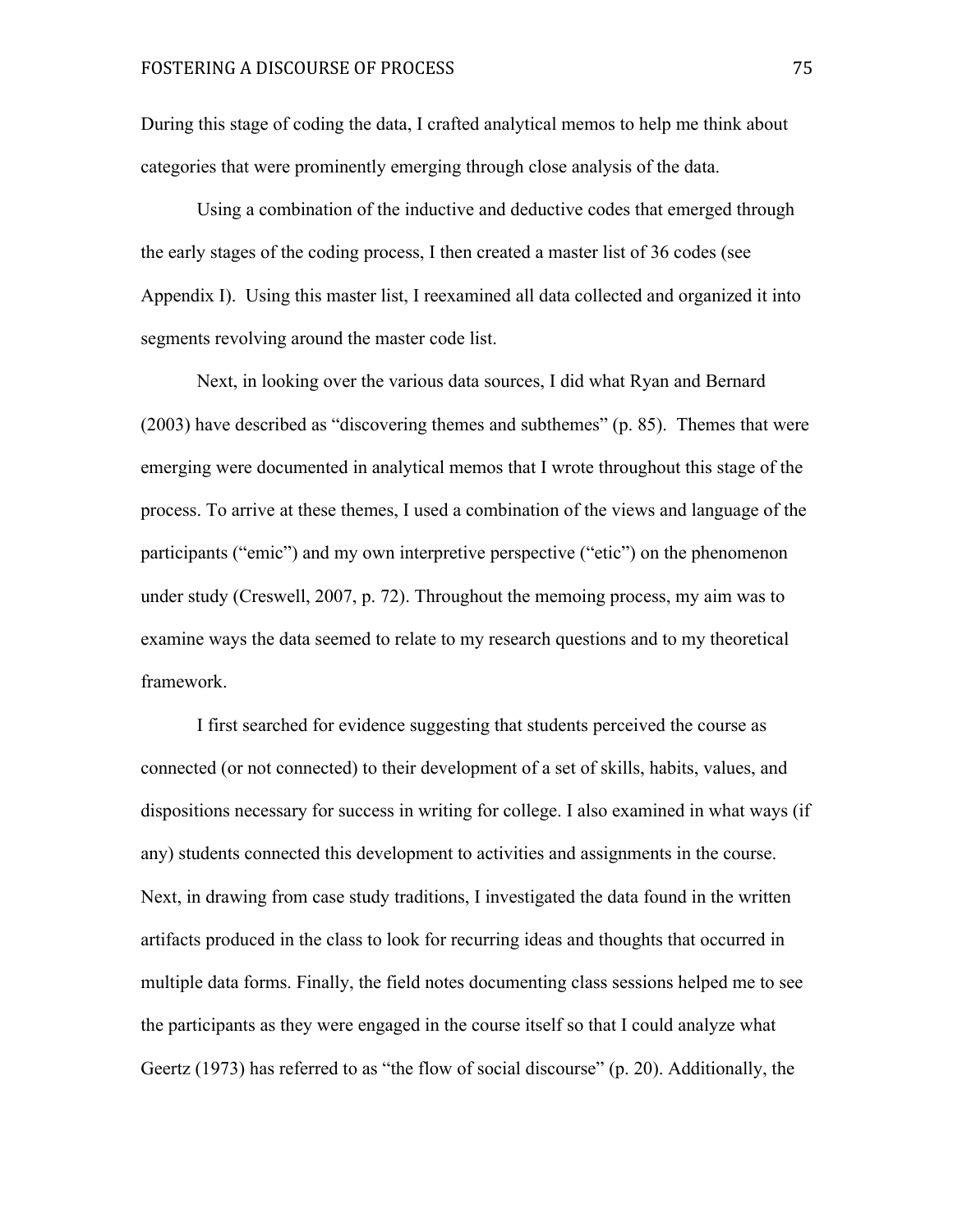During this stage of coding the data, I crafted analytical memos to help me think about categories that were prominently emerging through close analysis of the data.

Using a combination of the inductive and deductive codes that emerged through the early stages of the coding process, I then created a master list of 36 codes (see Appendix I). Using this master list, I reexamined all data collected and organized it into segments revolving around the master code list.

Next, in looking over the various data sources, I did what Ryan and Bernard (2003) have described as "discovering themes and subthemes" (p. 85). Themes that were emerging were documented in analytical memos that I wrote throughout this stage of the process. To arrive at these themes, I used a combination of the views and language of the participants ("emic") and my own interpretive perspective ("etic") on the phenomenon under study (Creswell, 2007, p. 72). Throughout the memoing process, my aim was to examine ways the data seemed to relate to my research questions and to my theoretical framework.

I first searched for evidence suggesting that students perceived the course as connected (or not connected) to their development of a set of skills, habits, values, and dispositions necessary for success in writing for college. I also examined in what ways (if any) students connected this development to activities and assignments in the course. Next, in drawing from case study traditions, I investigated the data found in the written artifacts produced in the class to look for recurring ideas and thoughts that occurred in multiple data forms. Finally, the field notes documenting class sessions helped me to see the participants as they were engaged in the course itself so that I could analyze what Geertz (1973) has referred to as "the flow of social discourse" (p. 20). Additionally, the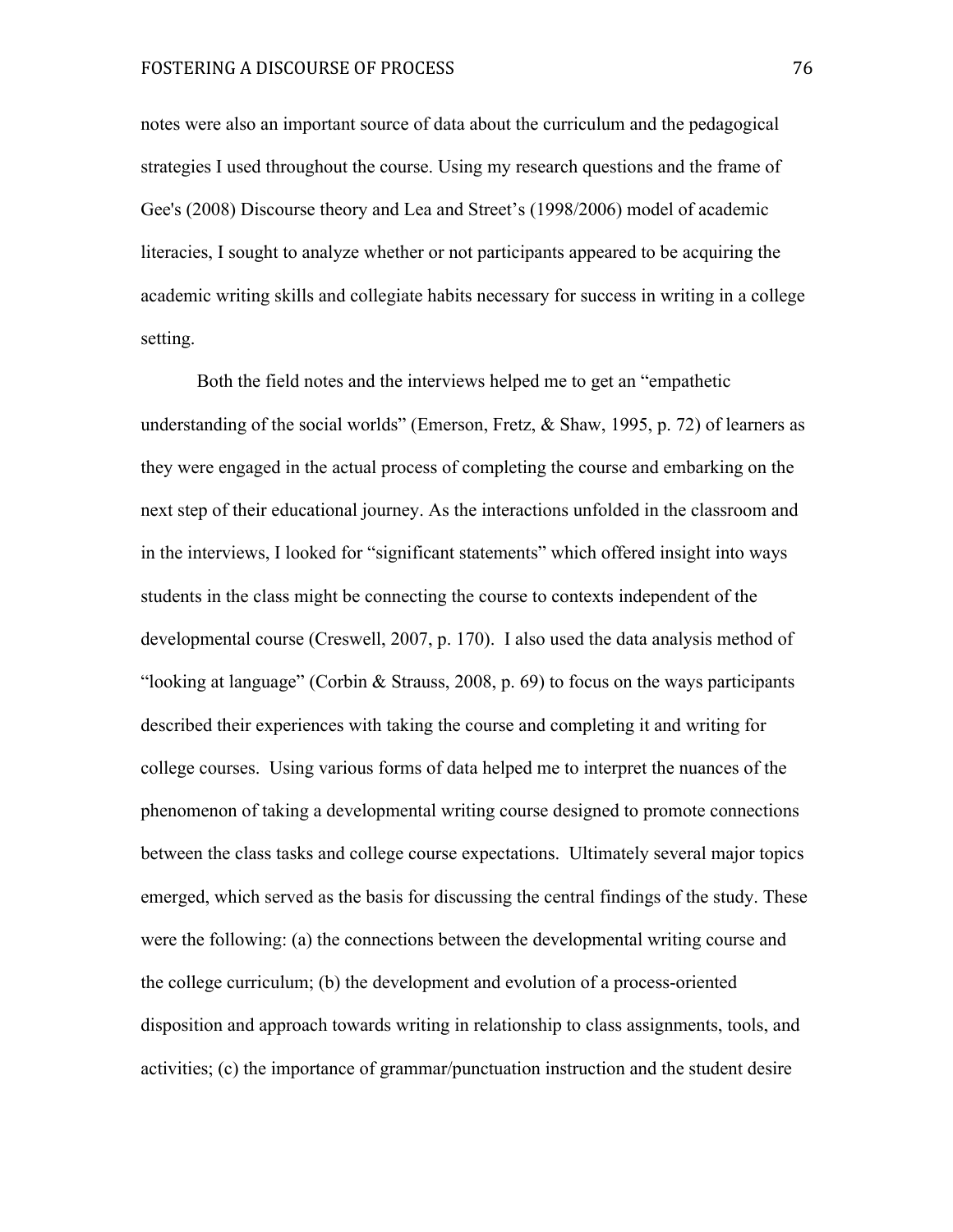notes were also an important source of data about the curriculum and the pedagogical strategies I used throughout the course. Using my research questions and the frame of Gee's (2008) Discourse theory and Lea and Street's (1998/2006) model of academic literacies, I sought to analyze whether or not participants appeared to be acquiring the academic writing skills and collegiate habits necessary for success in writing in a college setting.

Both the field notes and the interviews helped me to get an "empathetic understanding of the social worlds" (Emerson, Fretz, & Shaw, 1995, p. 72) of learners as they were engaged in the actual process of completing the course and embarking on the next step of their educational journey. As the interactions unfolded in the classroom and in the interviews, I looked for "significant statements" which offered insight into ways students in the class might be connecting the course to contexts independent of the developmental course (Creswell, 2007, p. 170). I also used the data analysis method of "looking at language" (Corbin & Strauss, 2008, p. 69) to focus on the ways participants described their experiences with taking the course and completing it and writing for college courses. Using various forms of data helped me to interpret the nuances of the phenomenon of taking a developmental writing course designed to promote connections between the class tasks and college course expectations. Ultimately several major topics emerged, which served as the basis for discussing the central findings of the study. These were the following: (a) the connections between the developmental writing course and the college curriculum; (b) the development and evolution of a process-oriented disposition and approach towards writing in relationship to class assignments, tools, and activities; (c) the importance of grammar/punctuation instruction and the student desire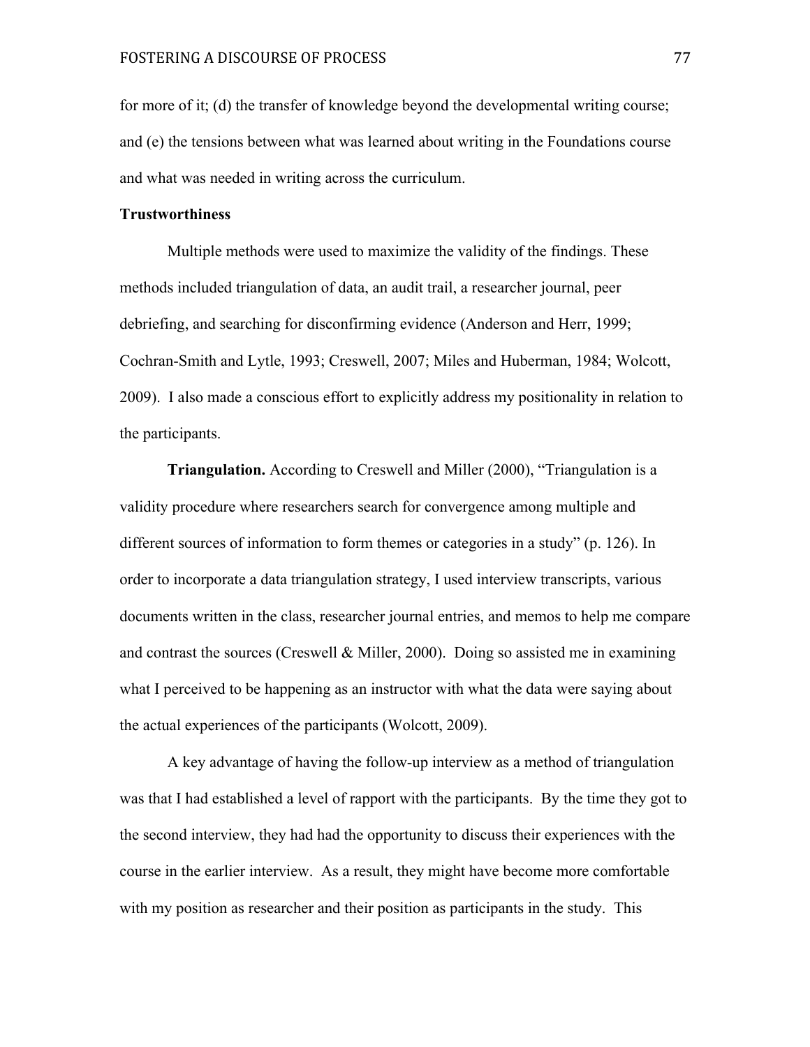for more of it; (d) the transfer of knowledge beyond the developmental writing course; and (e) the tensions between what was learned about writing in the Foundations course and what was needed in writing across the curriculum.

**Trustworthiness**

Multiple methods were used to maximize the validity of the findings. These methods included triangulation of data, an audit trail, a researcher journal, peer debriefing, and searching for disconfirming evidence (Anderson and Herr, 1999; Cochran-Smith and Lytle, 1993; Creswell, 2007; Miles and Huberman, 1984; Wolcott, 2009). I also made a conscious effort to explicitly address my positionality in relation to the participants.

**Triangulation.** According to Creswell and Miller (2000), "Triangulation is a validity procedure where researchers search for convergence among multiple and different sources of information to form themes or categories in a study" (p. 126). In order to incorporate a data triangulation strategy, I used interview transcripts, various documents written in the class, researcher journal entries, and memos to help me compare and contrast the sources (Creswell & Miller, 2000). Doing so assisted me in examining what I perceived to be happening as an instructor with what the data were saying about the actual experiences of the participants (Wolcott, 2009).

A key advantage of having the follow-up interview as a method of triangulation was that I had established a level of rapport with the participants. By the time they got to the second interview, they had had the opportunity to discuss their experiences with the course in the earlier interview. As a result, they might have become more comfortable with my position as researcher and their position as participants in the study. This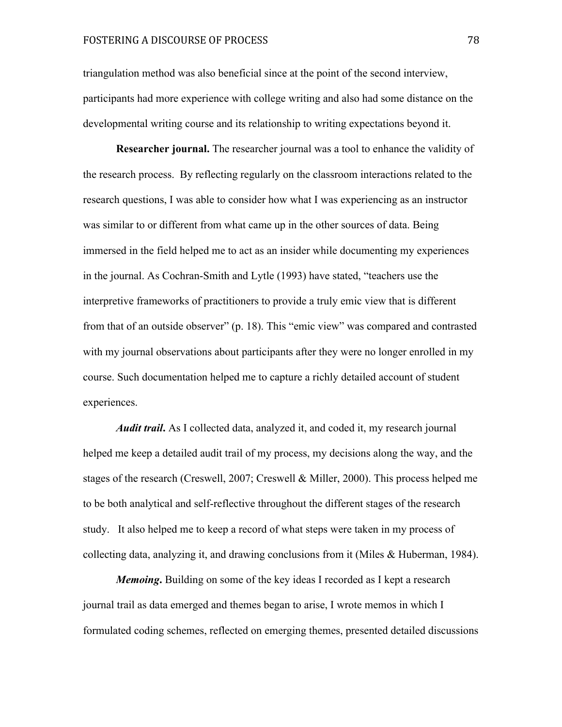triangulation method was also beneficial since at the point of the second interview, participants had more experience with college writing and also had some distance on the developmental writing course and its relationship to writing expectations beyond it.

**Researcher journal.** The researcher journal was a tool to enhance the validity of the research process. By reflecting regularly on the classroom interactions related to the research questions, I was able to consider how what I was experiencing as an instructor was similar to or different from what came up in the other sources of data. Being immersed in the field helped me to act as an insider while documenting my experiences in the journal. As Cochran-Smith and Lytle (1993) have stated, "teachers use the interpretive frameworks of practitioners to provide a truly emic view that is different from that of an outside observer" (p. 18). This "emic view" was compared and contrasted with my journal observations about participants after they were no longer enrolled in my course. Such documentation helped me to capture a richly detailed account of student experiences.

***Audit trail*.** As I collected data, analyzed it, and coded it, my research journal helped me keep a detailed audit trail of my process, my decisions along the way, and the stages of the research (Creswell, 2007; Creswell & Miller, 2000). This process helped me to be both analytical and self-reflective throughout the different stages of the research study. It also helped me to keep a record of what steps were taken in my process of collecting data, analyzing it, and drawing conclusions from it (Miles & Huberman, 1984).

***Memoing*.** Building on some of the key ideas I recorded as I kept a research journal trail as data emerged and themes began to arise, I wrote memos in which I formulated coding schemes, reflected on emerging themes, presented detailed discussions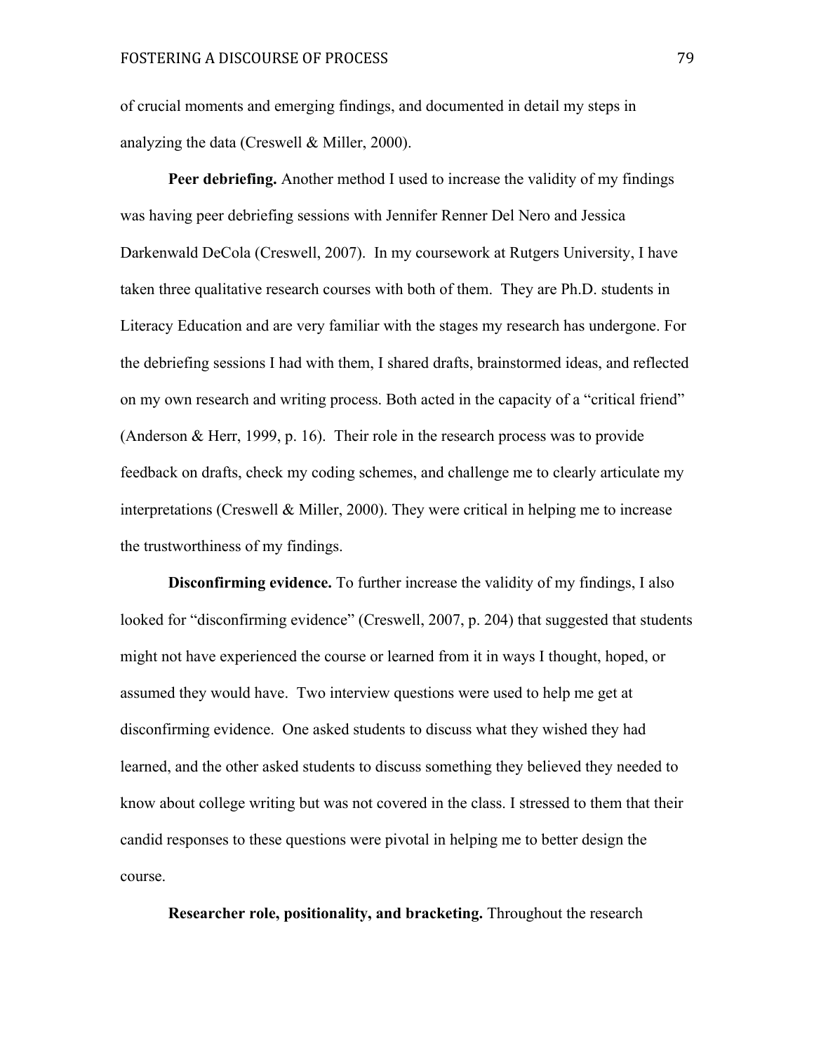of crucial moments and emerging findings, and documented in detail my steps in analyzing the data (Creswell & Miller, 2000).

**Peer debriefing.** Another method I used to increase the validity of my findings was having peer debriefing sessions with Jennifer Renner Del Nero and Jessica Darkenwald DeCola (Creswell, 2007). In my coursework at Rutgers University, I have taken three qualitative research courses with both of them. They are Ph.D. students in Literacy Education and are very familiar with the stages my research has undergone. For the debriefing sessions I had with them, I shared drafts, brainstormed ideas, and reflected on my own research and writing process. Both acted in the capacity of a "critical friend" (Anderson & Herr, 1999, p. 16). Their role in the research process was to provide feedback on drafts, check my coding schemes, and challenge me to clearly articulate my interpretations (Creswell & Miller, 2000). They were critical in helping me to increase the trustworthiness of my findings.

**Disconfirming evidence.** To further increase the validity of my findings, I also looked for "disconfirming evidence" (Creswell, 2007, p. 204) that suggested that students might not have experienced the course or learned from it in ways I thought, hoped, or assumed they would have. Two interview questions were used to help me get at disconfirming evidence. One asked students to discuss what they wished they had learned, and the other asked students to discuss something they believed they needed to know about college writing but was not covered in the class. I stressed to them that their candid responses to these questions were pivotal in helping me to better design the course.

**Researcher role, positionality, and bracketing.** Throughout the research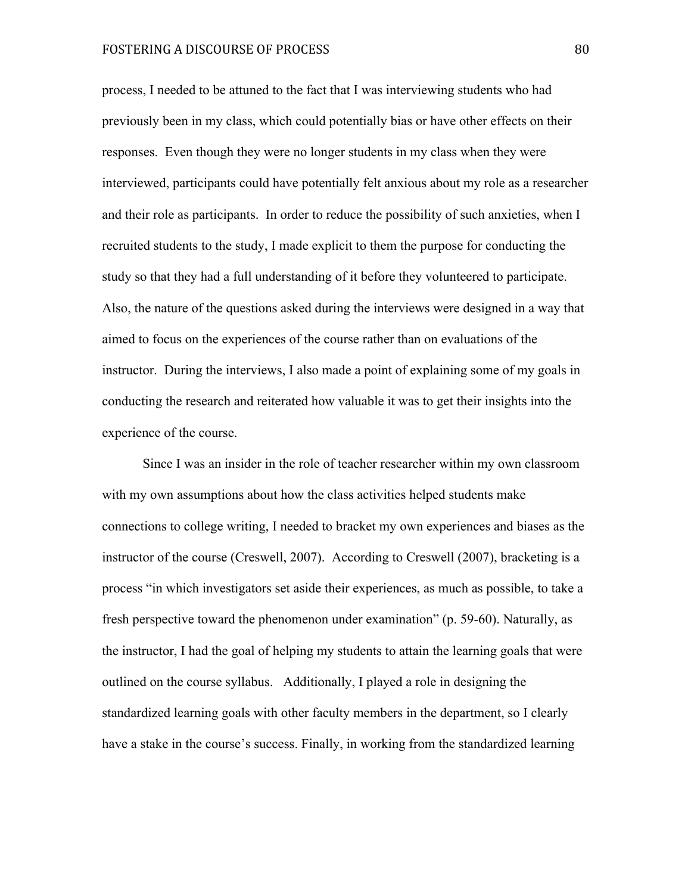process, I needed to be attuned to the fact that I was interviewing students who had previously been in my class, which could potentially bias or have other effects on their responses. Even though they were no longer students in my class when they were interviewed, participants could have potentially felt anxious about my role as a researcher and their role as participants. In order to reduce the possibility of such anxieties, when I recruited students to the study, I made explicit to them the purpose for conducting the study so that they had a full understanding of it before they volunteered to participate. Also, the nature of the questions asked during the interviews were designed in a way that aimed to focus on the experiences of the course rather than on evaluations of the instructor. During the interviews, I also made a point of explaining some of my goals in conducting the research and reiterated how valuable it was to get their insights into the experience of the course.

Since I was an insider in the role of teacher researcher within my own classroom with my own assumptions about how the class activities helped students make connections to college writing, I needed to bracket my own experiences and biases as the instructor of the course (Creswell, 2007). According to Creswell (2007), bracketing is a process "in which investigators set aside their experiences, as much as possible, to take a fresh perspective toward the phenomenon under examination" (p. 59-60). Naturally, as the instructor, I had the goal of helping my students to attain the learning goals that were outlined on the course syllabus. Additionally, I played a role in designing the standardized learning goals with other faculty members in the department, so I clearly have a stake in the course's success. Finally, in working from the standardized learning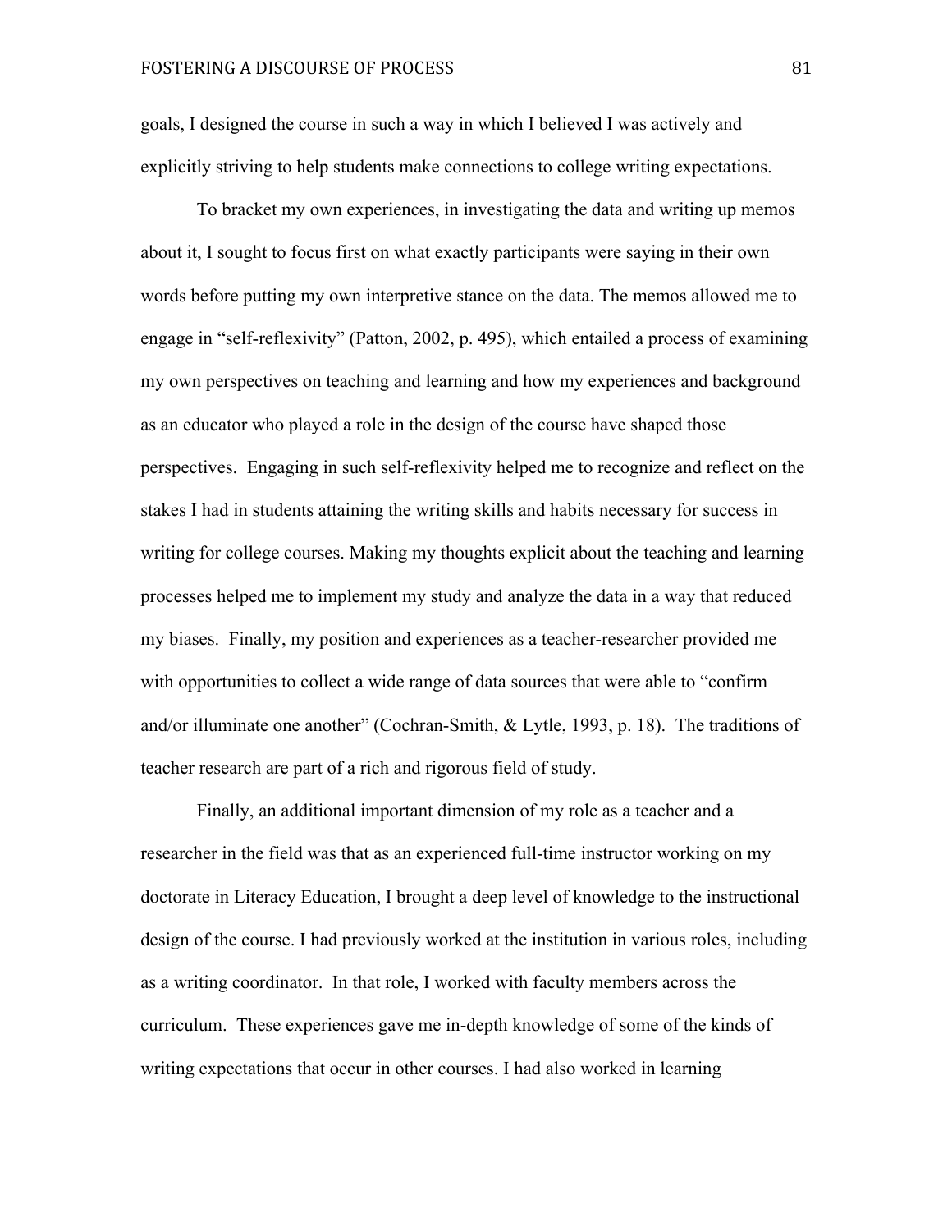goals, I designed the course in such a way in which I believed I was actively and explicitly striving to help students make connections to college writing expectations.

To bracket my own experiences, in investigating the data and writing up memos about it, I sought to focus first on what exactly participants were saying in their own words before putting my own interpretive stance on the data. The memos allowed me to engage in "self-reflexivity" (Patton, 2002, p. 495), which entailed a process of examining my own perspectives on teaching and learning and how my experiences and background as an educator who played a role in the design of the course have shaped those perspectives. Engaging in such self-reflexivity helped me to recognize and reflect on the stakes I had in students attaining the writing skills and habits necessary for success in writing for college courses. Making my thoughts explicit about the teaching and learning processes helped me to implement my study and analyze the data in a way that reduced my biases. Finally, my position and experiences as a teacher-researcher provided me with opportunities to collect a wide range of data sources that were able to "confirm and/or illuminate one another" (Cochran-Smith, & Lytle, 1993, p. 18). The traditions of teacher research are part of a rich and rigorous field of study.

Finally, an additional important dimension of my role as a teacher and a researcher in the field was that as an experienced full-time instructor working on my doctorate in Literacy Education, I brought a deep level of knowledge to the instructional design of the course. I had previously worked at the institution in various roles, including as a writing coordinator. In that role, I worked with faculty members across the curriculum. These experiences gave me in-depth knowledge of some of the kinds of writing expectations that occur in other courses. I had also worked in learning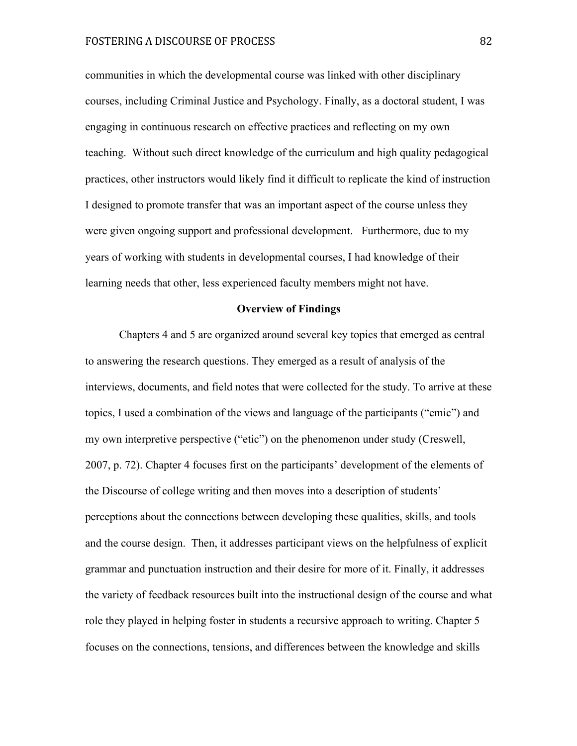communities in which the developmental course was linked with other disciplinary courses, including Criminal Justice and Psychology. Finally, as a doctoral student, I was engaging in continuous research on effective practices and reflecting on my own teaching. Without such direct knowledge of the curriculum and high quality pedagogical practices, other instructors would likely find it difficult to replicate the kind of instruction I designed to promote transfer that was an important aspect of the course unless they were given ongoing support and professional development. Furthermore, due to my years of working with students in developmental courses, I had knowledge of their learning needs that other, less experienced faculty members might not have.

## Overview of Findings

Chapters 4 and 5 are organized around several key topics that emerged as central to answering the research questions. They emerged as a result of analysis of the interviews, documents, and field notes that were collected for the study. To arrive at these topics, I used a combination of the views and language of the participants ("emic") and my own interpretive perspective ("etic") on the phenomenon under study (Creswell, 2007, p. 72). Chapter 4 focuses first on the participants' development of the elements of the Discourse of college writing and then moves into a description of students' perceptions about the connections between developing these qualities, skills, and tools and the course design. Then, it addresses participant views on the helpfulness of explicit grammar and punctuation instruction and their desire for more of it. Finally, it addresses the variety of feedback resources built into the instructional design of the course and what role they played in helping foster in students a recursive approach to writing. Chapter 5 focuses on the connections, tensions, and differences between the knowledge and skills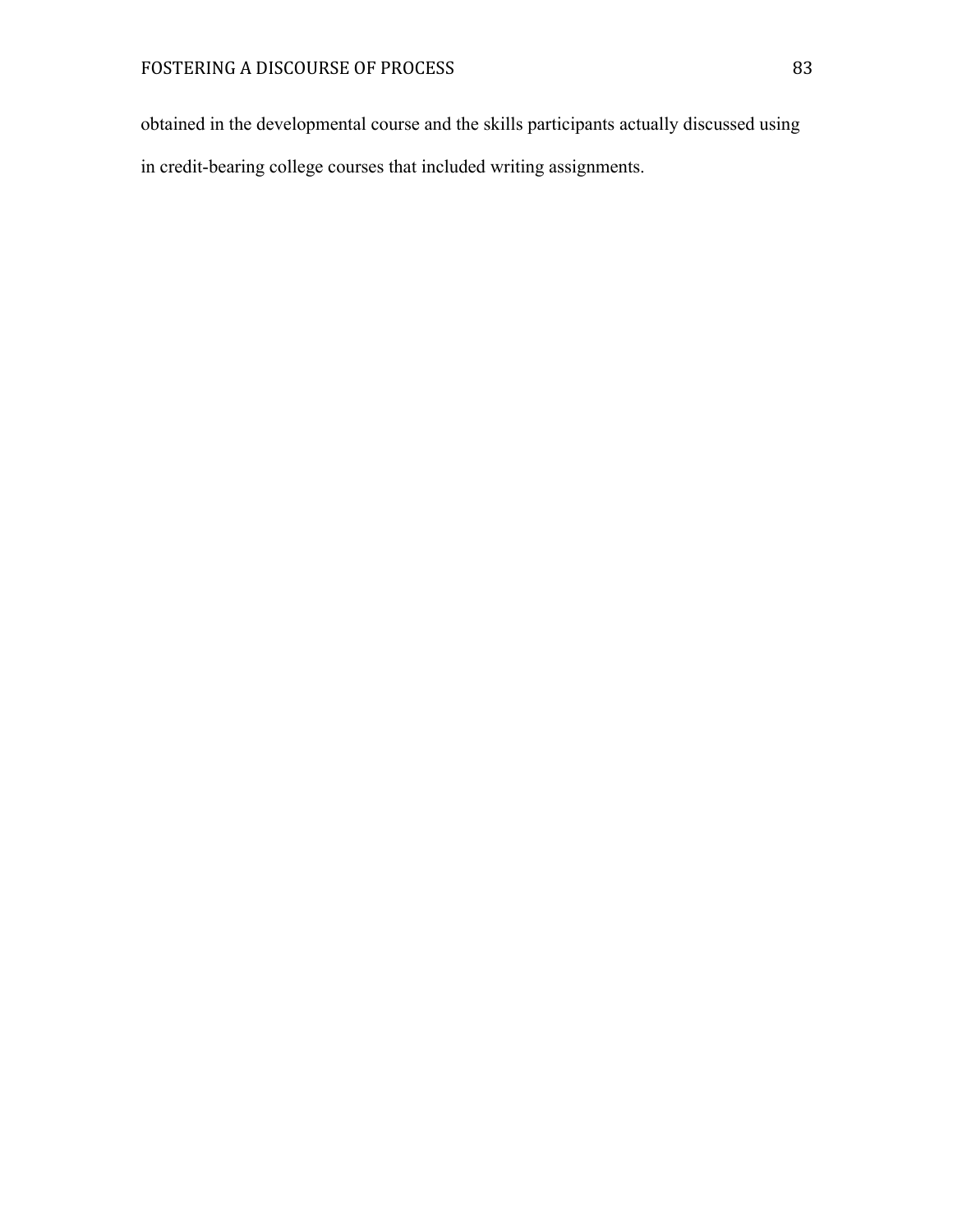obtained in the developmental course and the skills participants actually discussed using in credit-bearing college courses that included writing assignments.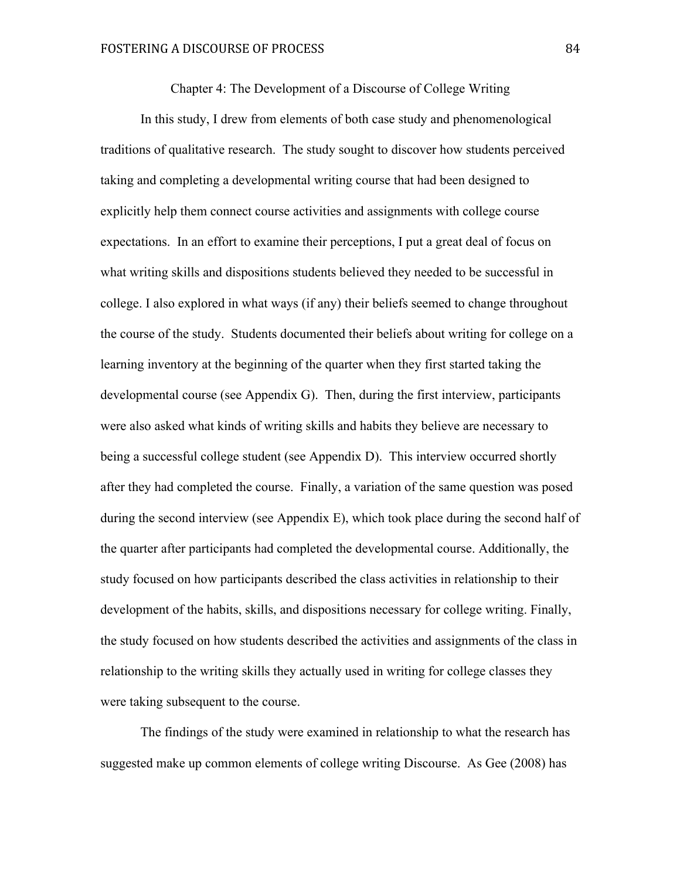# Chapter 4: The Development of a Discourse of College Writing

In this study, I drew from elements of both case study and phenomenological traditions of qualitative research. The study sought to discover how students perceived taking and completing a developmental writing course that had been designed to explicitly help them connect course activities and assignments with college course expectations. In an effort to examine their perceptions, I put a great deal of focus on what writing skills and dispositions students believed they needed to be successful in college. I also explored in what ways (if any) their beliefs seemed to change throughout the course of the study. Students documented their beliefs about writing for college on a learning inventory at the beginning of the quarter when they first started taking the developmental course (see Appendix G). Then, during the first interview, participants were also asked what kinds of writing skills and habits they believe are necessary to being a successful college student (see Appendix D). This interview occurred shortly after they had completed the course. Finally, a variation of the same question was posed during the second interview (see Appendix E), which took place during the second half of the quarter after participants had completed the developmental course. Additionally, the study focused on how participants described the class activities in relationship to their development of the habits, skills, and dispositions necessary for college writing. Finally, the study focused on how students described the activities and assignments of the class in relationship to the writing skills they actually used in writing for college classes they were taking subsequent to the course.

The findings of the study were examined in relationship to what the research has suggested make up common elements of college writing Discourse. As Gee (2008) has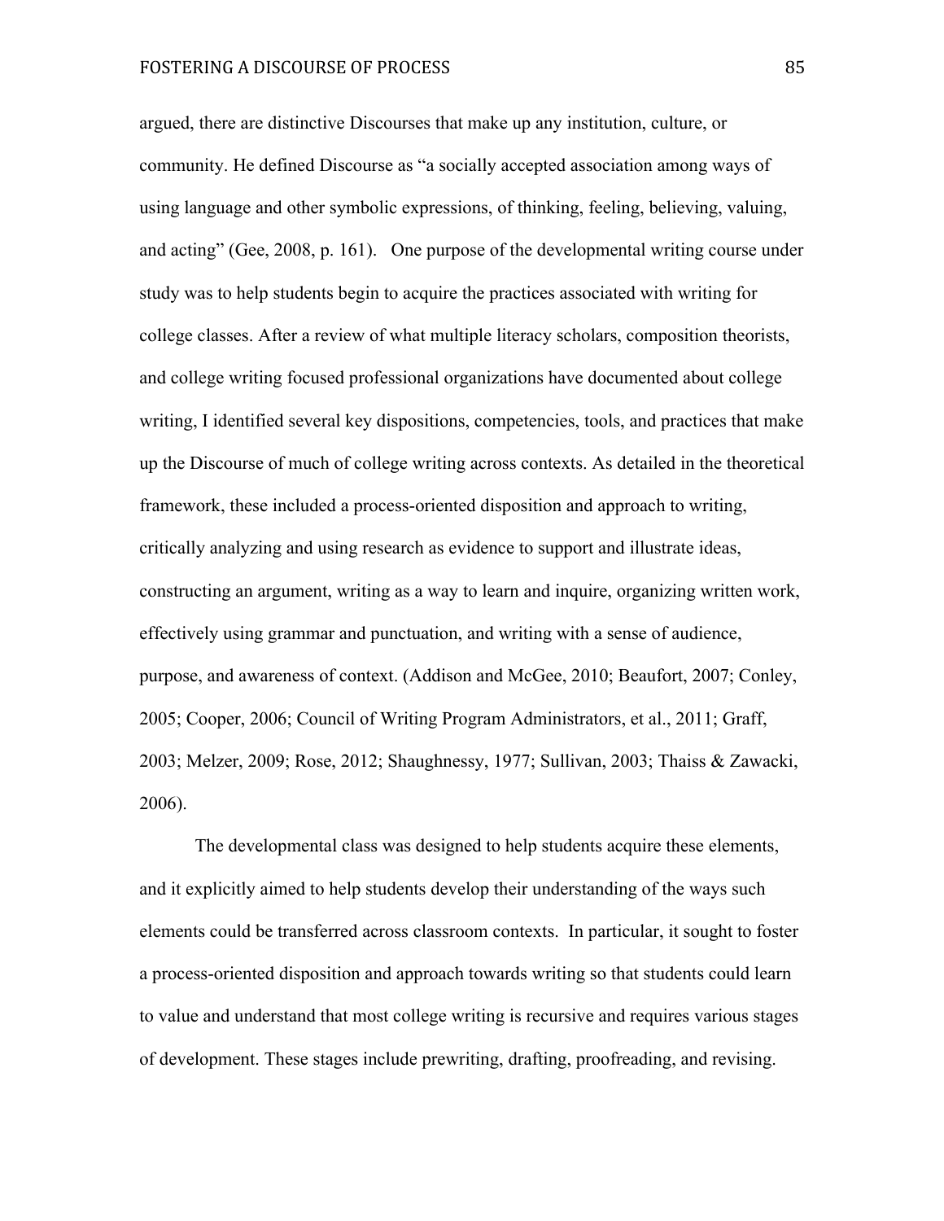argued, there are distinctive Discourses that make up any institution, culture, or community. He defined Discourse as "a socially accepted association among ways of using language and other symbolic expressions, of thinking, feeling, believing, valuing, and acting" (Gee, 2008, p. 161). One purpose of the developmental writing course under study was to help students begin to acquire the practices associated with writing for college classes. After a review of what multiple literacy scholars, composition theorists, and college writing focused professional organizations have documented about college writing, I identified several key dispositions, competencies, tools, and practices that make up the Discourse of much of college writing across contexts. As detailed in the theoretical framework, these included a process-oriented disposition and approach to writing, critically analyzing and using research as evidence to support and illustrate ideas, constructing an argument, writing as a way to learn and inquire, organizing written work, effectively using grammar and punctuation, and writing with a sense of audience, purpose, and awareness of context. (Addison and McGee, 2010; Beaufort, 2007; Conley, 2005; Cooper, 2006; Council of Writing Program Administrators, et al., 2011; Graff, 2003; Melzer, 2009; Rose, 2012; Shaughnessy, 1977; Sullivan, 2003; Thaiss & Zawacki, 2006).

The developmental class was designed to help students acquire these elements, and it explicitly aimed to help students develop their understanding of the ways such elements could be transferred across classroom contexts. In particular, it sought to foster a process-oriented disposition and approach towards writing so that students could learn to value and understand that most college writing is recursive and requires various stages of development. These stages include prewriting, drafting, proofreading, and revising.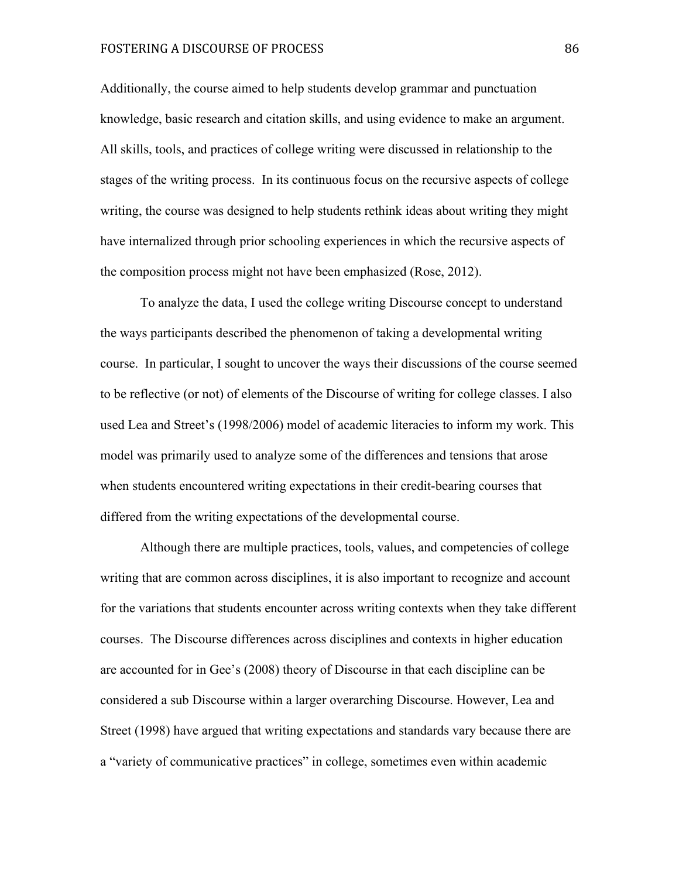Additionally, the course aimed to help students develop grammar and punctuation knowledge, basic research and citation skills, and using evidence to make an argument. All skills, tools, and practices of college writing were discussed in relationship to the stages of the writing process. In its continuous focus on the recursive aspects of college writing, the course was designed to help students rethink ideas about writing they might have internalized through prior schooling experiences in which the recursive aspects of the composition process might not have been emphasized (Rose, 2012).

To analyze the data, I used the college writing Discourse concept to understand the ways participants described the phenomenon of taking a developmental writing course. In particular, I sought to uncover the ways their discussions of the course seemed to be reflective (or not) of elements of the Discourse of writing for college classes. I also used Lea and Street's (1998/2006) model of academic literacies to inform my work. This model was primarily used to analyze some of the differences and tensions that arose when students encountered writing expectations in their credit-bearing courses that differed from the writing expectations of the developmental course.

Although there are multiple practices, tools, values, and competencies of college writing that are common across disciplines, it is also important to recognize and account for the variations that students encounter across writing contexts when they take different courses. The Discourse differences across disciplines and contexts in higher education are accounted for in Gee's (2008) theory of Discourse in that each discipline can be considered a sub Discourse within a larger overarching Discourse. However, Lea and Street (1998) have argued that writing expectations and standards vary because there are a "variety of communicative practices" in college, sometimes even within academic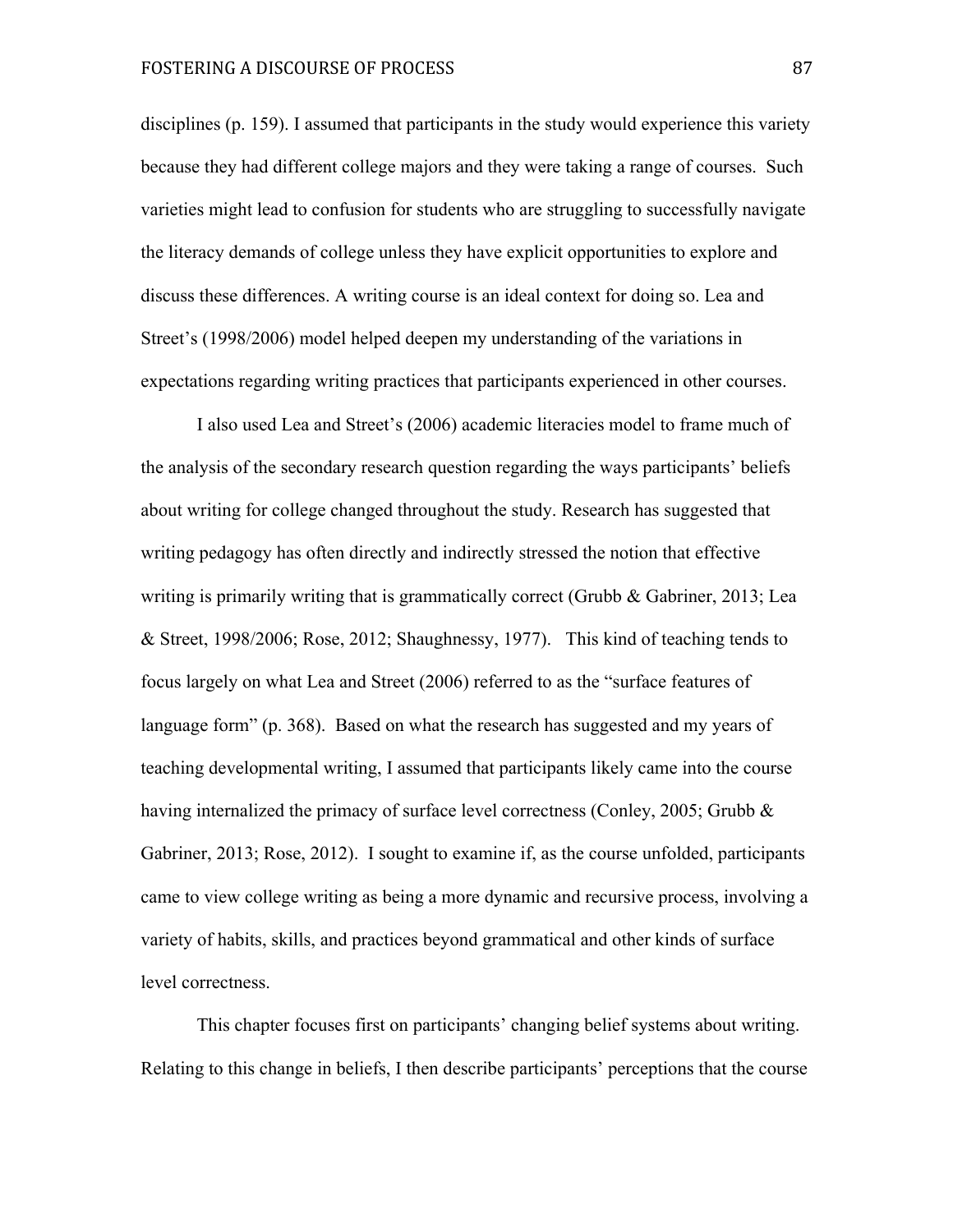disciplines (p. 159). I assumed that participants in the study would experience this variety because they had different college majors and they were taking a range of courses. Such varieties might lead to confusion for students who are struggling to successfully navigate the literacy demands of college unless they have explicit opportunities to explore and discuss these differences. A writing course is an ideal context for doing so. Lea and Street's (1998/2006) model helped deepen my understanding of the variations in expectations regarding writing practices that participants experienced in other courses.

I also used Lea and Street's (2006) academic literacies model to frame much of the analysis of the secondary research question regarding the ways participants' beliefs about writing for college changed throughout the study. Research has suggested that writing pedagogy has often directly and indirectly stressed the notion that effective writing is primarily writing that is grammatically correct (Grubb & Gabriner, 2013; Lea & Street, 1998/2006; Rose, 2012; Shaughnessy, 1977). This kind of teaching tends to focus largely on what Lea and Street (2006) referred to as the "surface features of language form" (p. 368). Based on what the research has suggested and my years of teaching developmental writing, I assumed that participants likely came into the course having internalized the primacy of surface level correctness (Conley, 2005; Grubb & Gabriner, 2013; Rose, 2012). I sought to examine if, as the course unfolded, participants came to view college writing as being a more dynamic and recursive process, involving a variety of habits, skills, and practices beyond grammatical and other kinds of surface level correctness.

This chapter focuses first on participants' changing belief systems about writing. Relating to this change in beliefs, I then describe participants' perceptions that the course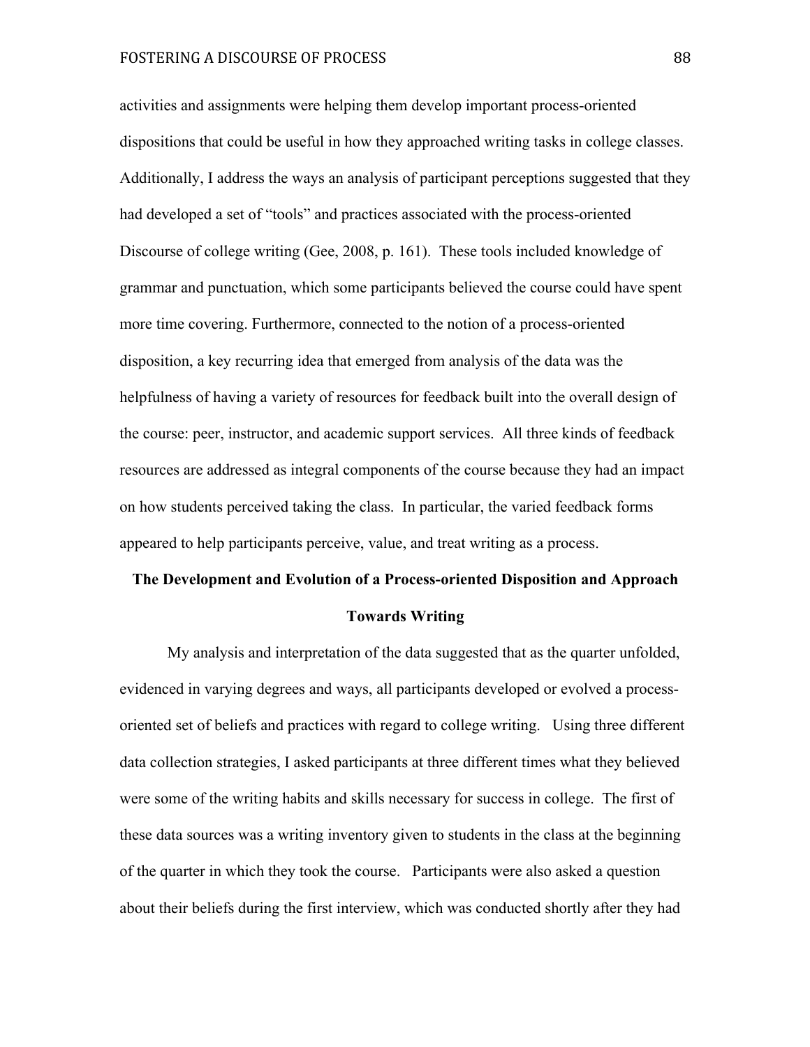activities and assignments were helping them develop important process-oriented dispositions that could be useful in how they approached writing tasks in college classes. Additionally, I address the ways an analysis of participant perceptions suggested that they had developed a set of "tools" and practices associated with the process-oriented Discourse of college writing (Gee, 2008, p. 161). These tools included knowledge of grammar and punctuation, which some participants believed the course could have spent more time covering. Furthermore, connected to the notion of a process-oriented disposition, a key recurring idea that emerged from analysis of the data was the helpfulness of having a variety of resources for feedback built into the overall design of the course: peer, instructor, and academic support services. All three kinds of feedback resources are addressed as integral components of the course because they had an impact on how students perceived taking the class. In particular, the varied feedback forms appeared to help participants perceive, value, and treat writing as a process.

## The Development and Evolution of a Process-oriented Disposition and Approach Towards Writing

My analysis and interpretation of the data suggested that as the quarter unfolded, evidenced in varying degrees and ways, all participants developed or evolved a process-oriented set of beliefs and practices with regard to college writing. Using three different data collection strategies, I asked participants at three different times what they believed were some of the writing habits and skills necessary for success in college. The first of these data sources was a writing inventory given to students in the class at the beginning of the quarter in which they took the course. Participants were also asked a question about their beliefs during the first interview, which was conducted shortly after they had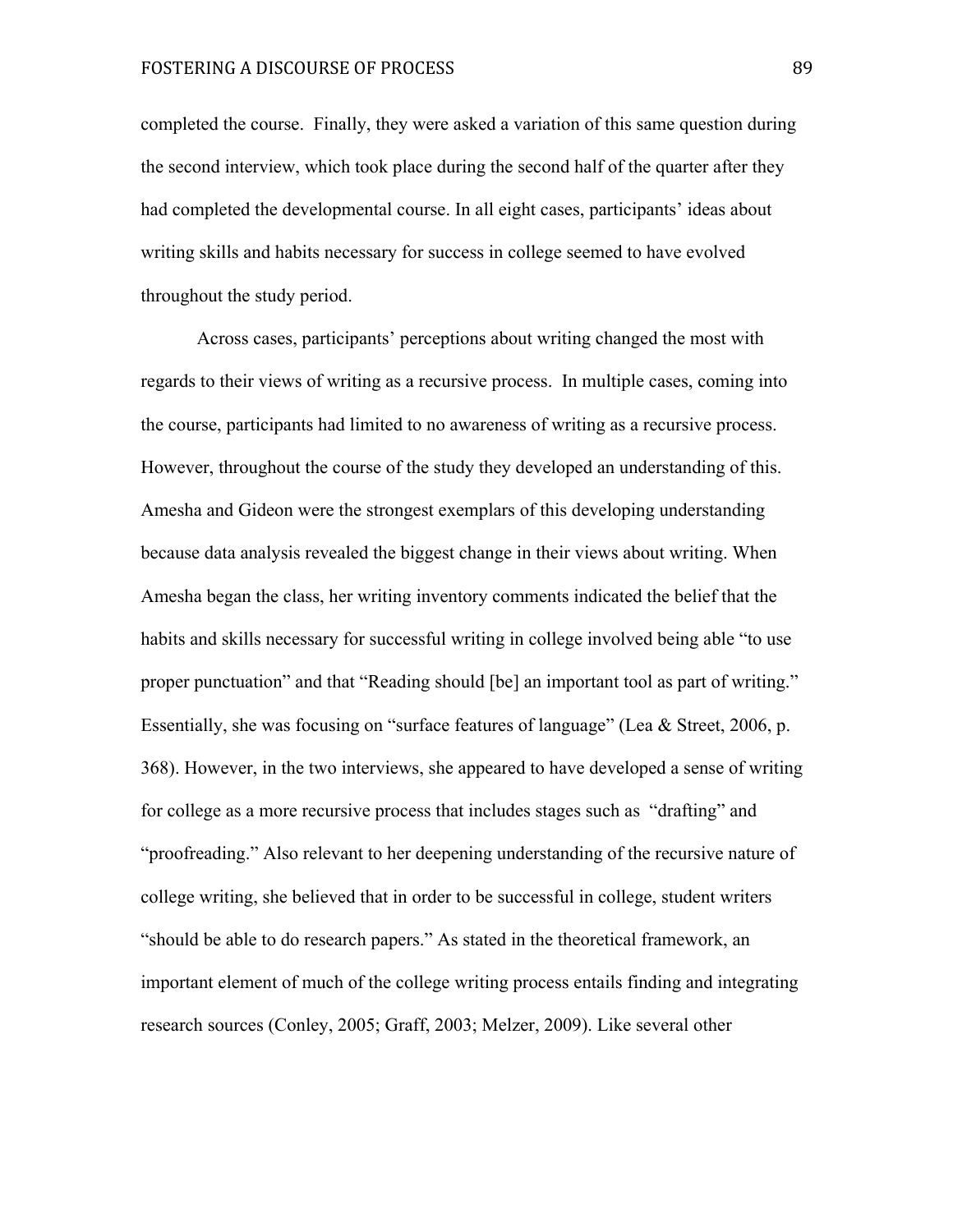completed the course. Finally, they were asked a variation of this same question during the second interview, which took place during the second half of the quarter after they had completed the developmental course. In all eight cases, participants' ideas about writing skills and habits necessary for success in college seemed to have evolved throughout the study period.

Across cases, participants' perceptions about writing changed the most with regards to their views of writing as a recursive process. In multiple cases, coming into the course, participants had limited to no awareness of writing as a recursive process. However, throughout the course of the study they developed an understanding of this. Amesha and Gideon were the strongest exemplars of this developing understanding because data analysis revealed the biggest change in their views about writing. When Amesha began the class, her writing inventory comments indicated the belief that the habits and skills necessary for successful writing in college involved being able "to use proper punctuation" and that "Reading should [be] an important tool as part of writing." Essentially, she was focusing on "surface features of language" (Lea & Street, 2006, p. 368). However, in the two interviews, she appeared to have developed a sense of writing for college as a more recursive process that includes stages such as "drafting" and "proofreading." Also relevant to her deepening understanding of the recursive nature of college writing, she believed that in order to be successful in college, student writers "should be able to do research papers." As stated in the theoretical framework, an important element of much of the college writing process entails finding and integrating research sources (Conley, 2005; Graff, 2003; Melzer, 2009). Like several other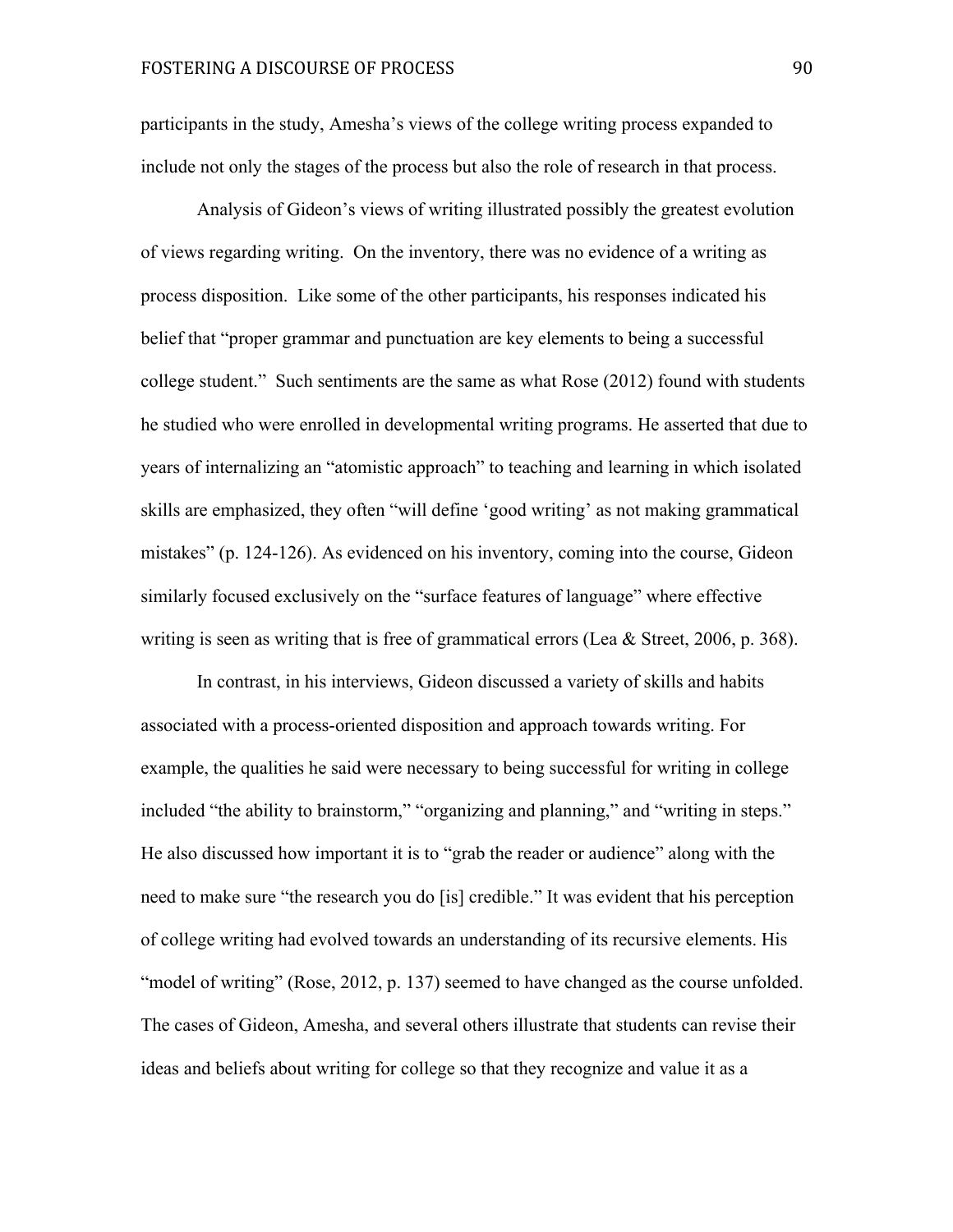participants in the study, Amesha's views of the college writing process expanded to include not only the stages of the process but also the role of research in that process.

Analysis of Gideon's views of writing illustrated possibly the greatest evolution of views regarding writing. On the inventory, there was no evidence of a writing as process disposition. Like some of the other participants, his responses indicated his belief that "proper grammar and punctuation are key elements to being a successful college student." Such sentiments are the same as what Rose (2012) found with students he studied who were enrolled in developmental writing programs. He asserted that due to years of internalizing an "atomistic approach" to teaching and learning in which isolated skills are emphasized, they often "will define 'good writing' as not making grammatical mistakes" (p. 124-126). As evidenced on his inventory, coming into the course, Gideon similarly focused exclusively on the "surface features of language" where effective writing is seen as writing that is free of grammatical errors (Lea & Street, 2006, p. 368).

In contrast, in his interviews, Gideon discussed a variety of skills and habits associated with a process-oriented disposition and approach towards writing. For example, the qualities he said were necessary to being successful for writing in college included "the ability to brainstorm," "organizing and planning," and "writing in steps." He also discussed how important it is to "grab the reader or audience" along with the need to make sure "the research you do [is] credible." It was evident that his perception of college writing had evolved towards an understanding of its recursive elements. His "model of writing" (Rose, 2012, p. 137) seemed to have changed as the course unfolded. The cases of Gideon, Amesha, and several others illustrate that students can revise their ideas and beliefs about writing for college so that they recognize and value it as a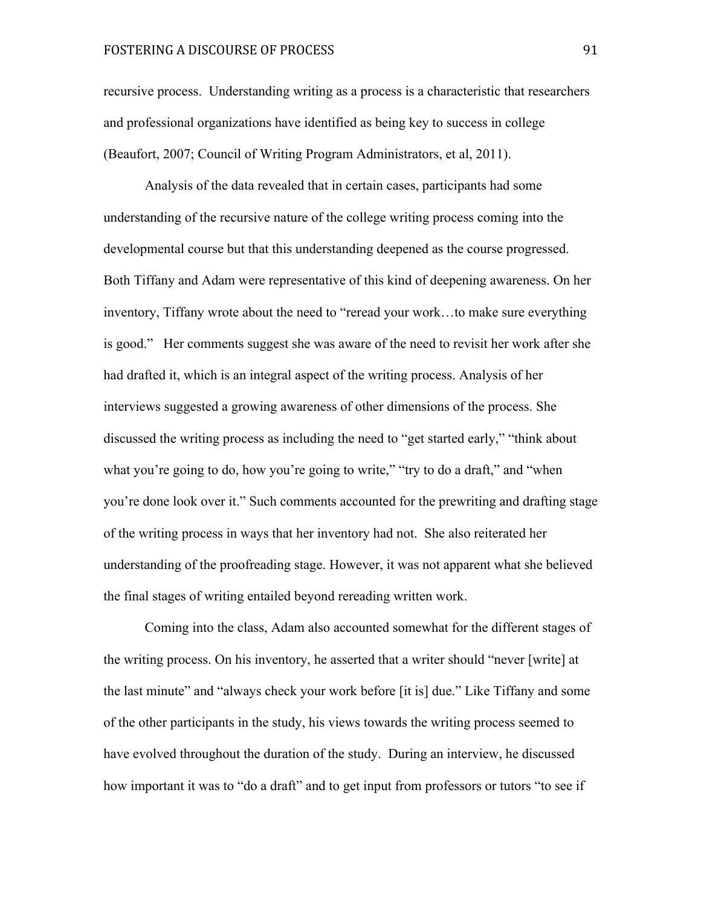recursive process. Understanding writing as a process is a characteristic that researchers and professional organizations have identified as being key to success in college (Beaufort, 2007; Council of Writing Program Administrators, et al, 2011).

Analysis of the data revealed that in certain cases, participants had some understanding of the recursive nature of the college writing process coming into the developmental course but that this understanding deepened as the course progressed. Both Tiffany and Adam were representative of this kind of deepening awareness. On her inventory, Tiffany wrote about the need to "reread your work…to make sure everything is good." Her comments suggest she was aware of the need to revisit her work after she had drafted it, which is an integral aspect of the writing process. Analysis of her interviews suggested a growing awareness of other dimensions of the process. She discussed the writing process as including the need to "get started early," "think about what you're going to do, how you're going to write," "try to do a draft," and "when you're done look over it." Such comments accounted for the prewriting and drafting stage of the writing process in ways that her inventory had not. She also reiterated her understanding of the proofreading stage. However, it was not apparent what she believed the final stages of writing entailed beyond rereading written work.

Coming into the class, Adam also accounted somewhat for the different stages of the writing process. On his inventory, he asserted that a writer should "never [write] at the last minute" and "always check your work before [it is] due." Like Tiffany and some of the other participants in the study, his views towards the writing process seemed to have evolved throughout the duration of the study. During an interview, he discussed how important it was to "do a draft" and to get input from professors or tutors "to see if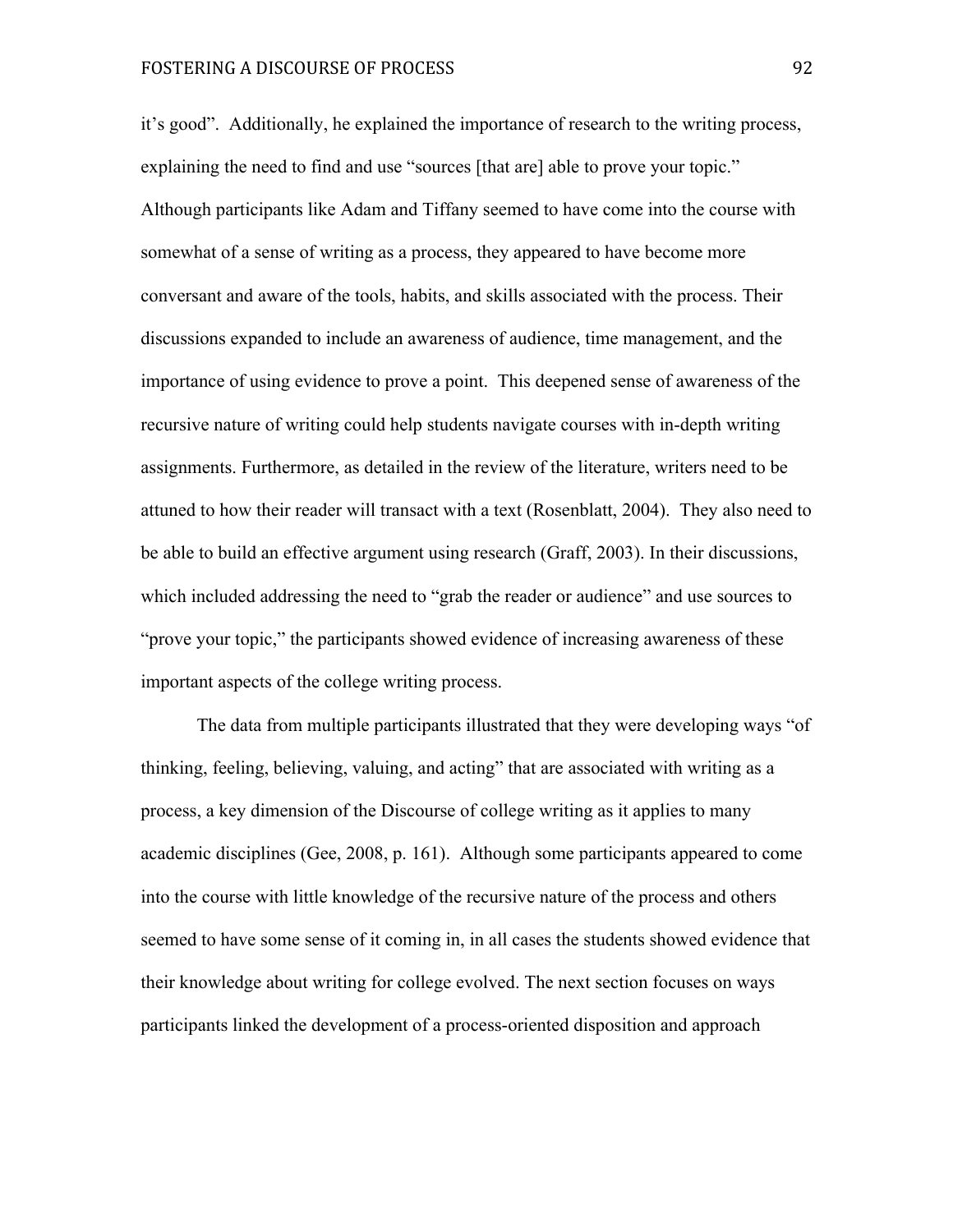it's good". Additionally, he explained the importance of research to the writing process, explaining the need to find and use "sources [that are] able to prove your topic." Although participants like Adam and Tiffany seemed to have come into the course with somewhat of a sense of writing as a process, they appeared to have become more conversant and aware of the tools, habits, and skills associated with the process. Their discussions expanded to include an awareness of audience, time management, and the importance of using evidence to prove a point. This deepened sense of awareness of the recursive nature of writing could help students navigate courses with in-depth writing assignments. Furthermore, as detailed in the review of the literature, writers need to be attuned to how their reader will transact with a text (Rosenblatt, 2004). They also need to be able to build an effective argument using research (Graff, 2003). In their discussions, which included addressing the need to "grab the reader or audience" and use sources to "prove your topic," the participants showed evidence of increasing awareness of these important aspects of the college writing process.

The data from multiple participants illustrated that they were developing ways "of thinking, feeling, believing, valuing, and acting" that are associated with writing as a process, a key dimension of the Discourse of college writing as it applies to many academic disciplines (Gee, 2008, p. 161). Although some participants appeared to come into the course with little knowledge of the recursive nature of the process and others seemed to have some sense of it coming in, in all cases the students showed evidence that their knowledge about writing for college evolved. The next section focuses on ways participants linked the development of a process-oriented disposition and approach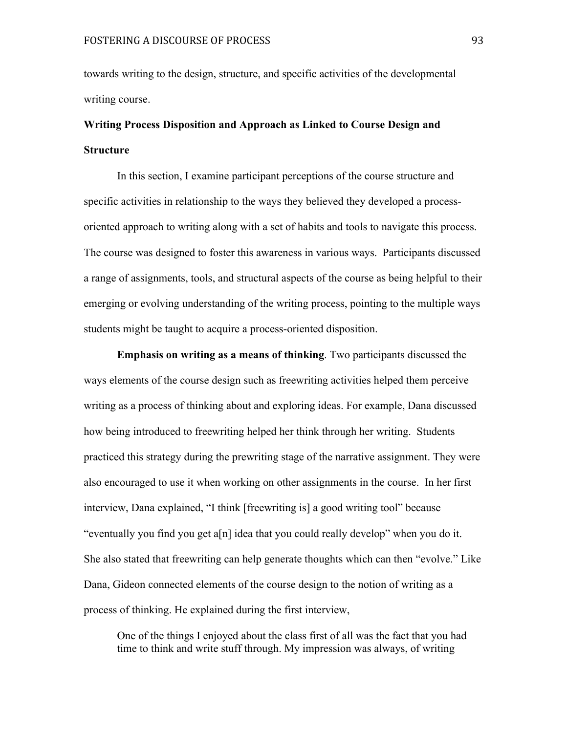towards writing to the design, structure, and specific activities of the developmental writing course.

## Writing Process Disposition and Approach as Linked to Course Design and Structure

In this section, I examine participant perceptions of the course structure and specific activities in relationship to the ways they believed they developed a process-oriented approach to writing along with a set of habits and tools to navigate this process. The course was designed to foster this awareness in various ways. Participants discussed a range of assignments, tools, and structural aspects of the course as being helpful to their emerging or evolving understanding of the writing process, pointing to the multiple ways students might be taught to acquire a process-oriented disposition.

**Emphasis on writing as a means of thinking**. Two participants discussed the ways elements of the course design such as freewriting activities helped them perceive writing as a process of thinking about and exploring ideas. For example, Dana discussed how being introduced to freewriting helped her think through her writing. Students practiced this strategy during the prewriting stage of the narrative assignment. They were also encouraged to use it when working on other assignments in the course. In her first interview, Dana explained, "I think [freewriting is] a good writing tool" because "eventually you find you get a[n] idea that you could really develop" when you do it. She also stated that freewriting can help generate thoughts which can then "evolve." Like Dana, Gideon connected elements of the course design to the notion of writing as a process of thinking. He explained during the first interview,

> One of the things I enjoyed about the class first of all was the fact that you had time to think and write stuff through. My impression was always, of writing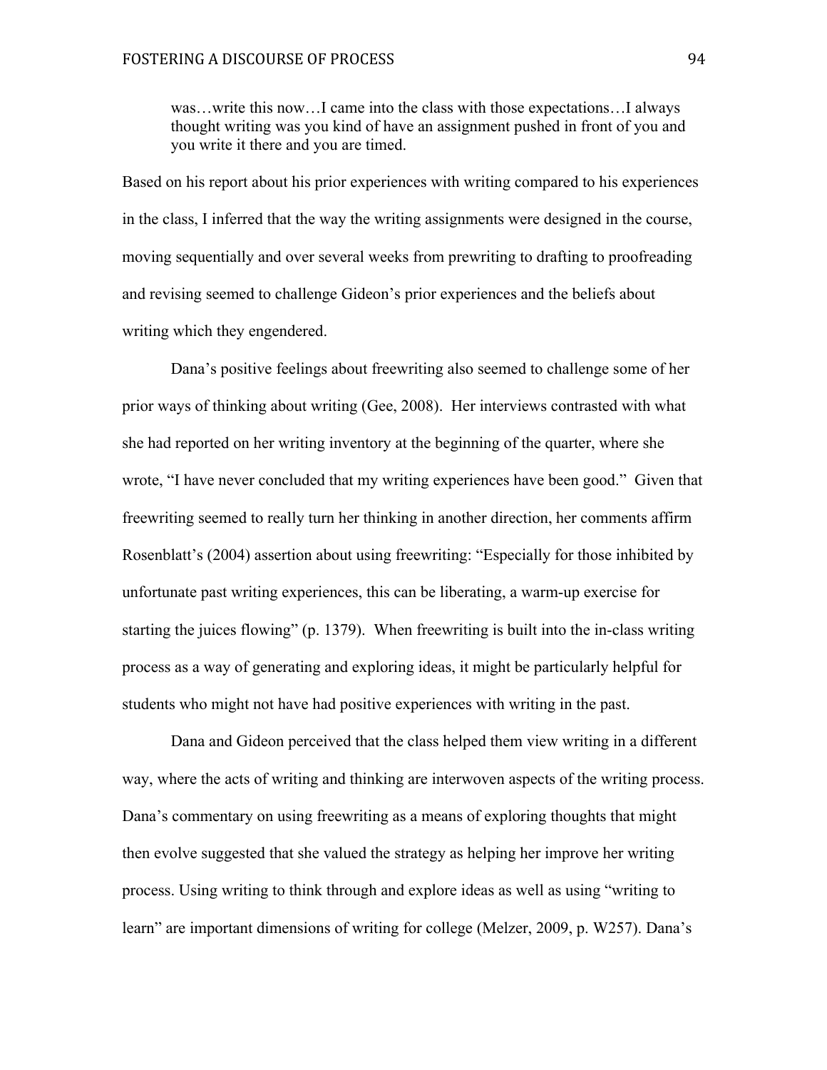> was…write this now…I came into the class with those expectations…I always thought writing was you kind of have an assignment pushed in front of you and you write it there and you are timed.

Based on his report about his prior experiences with writing compared to his experiences in the class, I inferred that the way the writing assignments were designed in the course, moving sequentially and over several weeks from prewriting to drafting to proofreading and revising seemed to challenge Gideon's prior experiences and the beliefs about writing which they engendered.

Dana's positive feelings about freewriting also seemed to challenge some of her prior ways of thinking about writing (Gee, 2008). Her interviews contrasted with what she had reported on her writing inventory at the beginning of the quarter, where she wrote, "I have never concluded that my writing experiences have been good." Given that freewriting seemed to really turn her thinking in another direction, her comments affirm Rosenblatt's (2004) assertion about using freewriting: "Especially for those inhibited by unfortunate past writing experiences, this can be liberating, a warm-up exercise for starting the juices flowing" (p. 1379). When freewriting is built into the in-class writing process as a way of generating and exploring ideas, it might be particularly helpful for students who might not have had positive experiences with writing in the past.

Dana and Gideon perceived that the class helped them view writing in a different way, where the acts of writing and thinking are interwoven aspects of the writing process. Dana's commentary on using freewriting as a means of exploring thoughts that might then evolve suggested that she valued the strategy as helping her improve her writing process. Using writing to think through and explore ideas as well as using "writing to learn" are important dimensions of writing for college (Melzer, 2009, p. W257). Dana's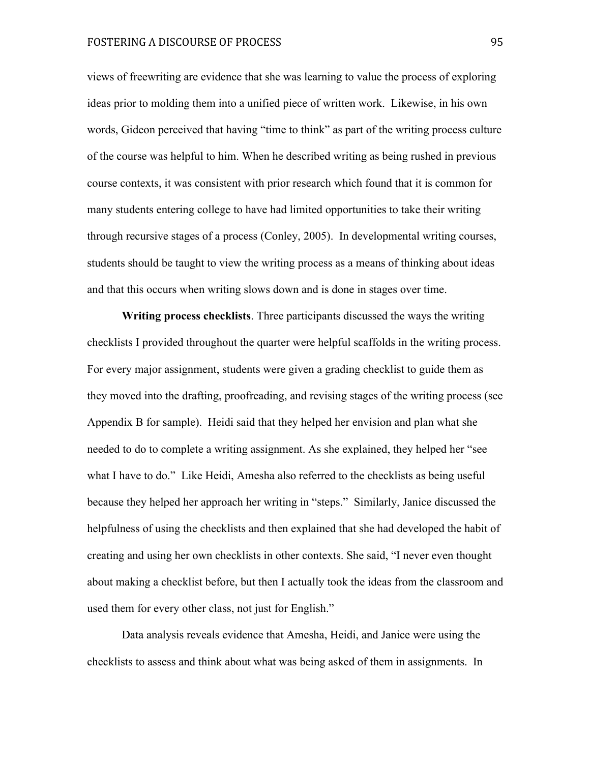views of freewriting are evidence that she was learning to value the process of exploring ideas prior to molding them into a unified piece of written work. Likewise, in his own words, Gideon perceived that having "time to think" as part of the writing process culture of the course was helpful to him. When he described writing as being rushed in previous course contexts, it was consistent with prior research which found that it is common for many students entering college to have had limited opportunities to take their writing through recursive stages of a process (Conley, 2005). In developmental writing courses, students should be taught to view the writing process as a means of thinking about ideas and that this occurs when writing slows down and is done in stages over time.

**Writing process checklists**. Three participants discussed the ways the writing checklists I provided throughout the quarter were helpful scaffolds in the writing process. For every major assignment, students were given a grading checklist to guide them as they moved into the drafting, proofreading, and revising stages of the writing process (see Appendix B for sample). Heidi said that they helped her envision and plan what she needed to do to complete a writing assignment. As she explained, they helped her "see what I have to do." Like Heidi, Amesha also referred to the checklists as being useful because they helped her approach her writing in "steps." Similarly, Janice discussed the helpfulness of using the checklists and then explained that she had developed the habit of creating and using her own checklists in other contexts. She said, "I never even thought about making a checklist before, but then I actually took the ideas from the classroom and used them for every other class, not just for English."

Data analysis reveals evidence that Amesha, Heidi, and Janice were using the checklists to assess and think about what was being asked of them in assignments. In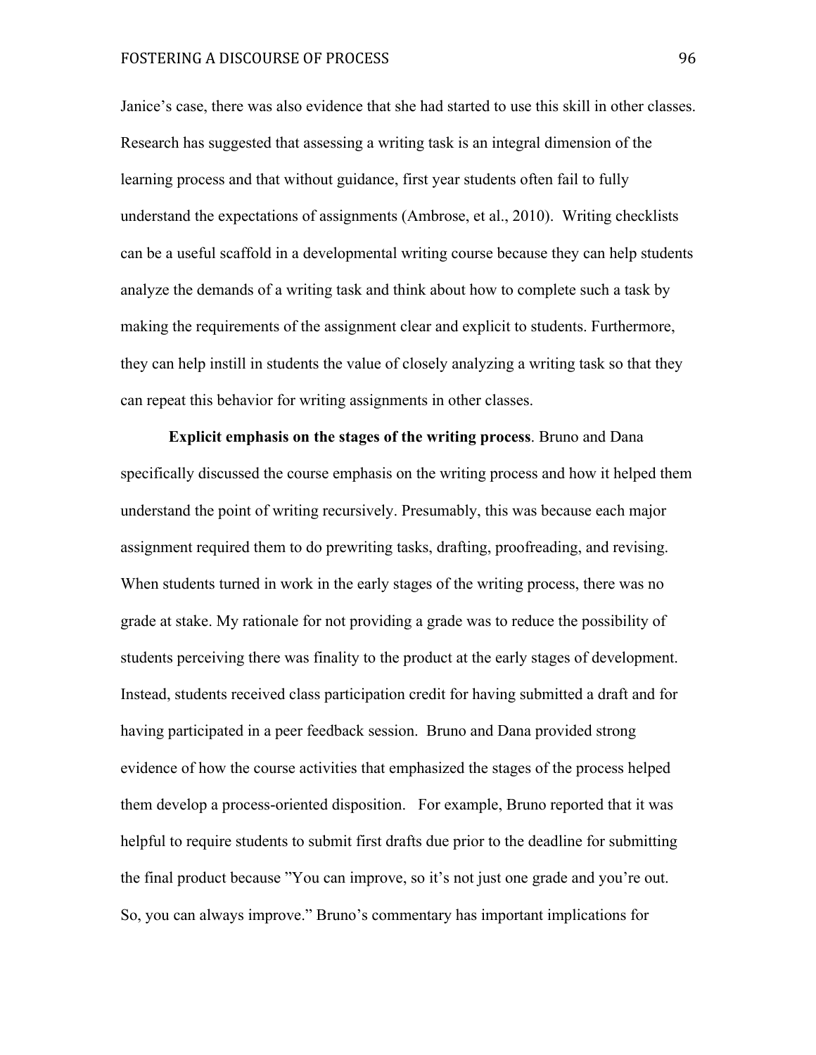Janice's case, there was also evidence that she had started to use this skill in other classes. Research has suggested that assessing a writing task is an integral dimension of the learning process and that without guidance, first year students often fail to fully understand the expectations of assignments (Ambrose, et al., 2010). Writing checklists can be a useful scaffold in a developmental writing course because they can help students analyze the demands of a writing task and think about how to complete such a task by making the requirements of the assignment clear and explicit to students. Furthermore, they can help instill in students the value of closely analyzing a writing task so that they can repeat this behavior for writing assignments in other classes.

**Explicit emphasis on the stages of the writing process**. Bruno and Dana specifically discussed the course emphasis on the writing process and how it helped them understand the point of writing recursively. Presumably, this was because each major assignment required them to do prewriting tasks, drafting, proofreading, and revising. When students turned in work in the early stages of the writing process, there was no grade at stake. My rationale for not providing a grade was to reduce the possibility of students perceiving there was finality to the product at the early stages of development. Instead, students received class participation credit for having submitted a draft and for having participated in a peer feedback session. Bruno and Dana provided strong evidence of how the course activities that emphasized the stages of the process helped them develop a process-oriented disposition. For example, Bruno reported that it was helpful to require students to submit first drafts due prior to the deadline for submitting the final product because "You can improve, so it's not just one grade and you're out. So, you can always improve." Bruno's commentary has important implications for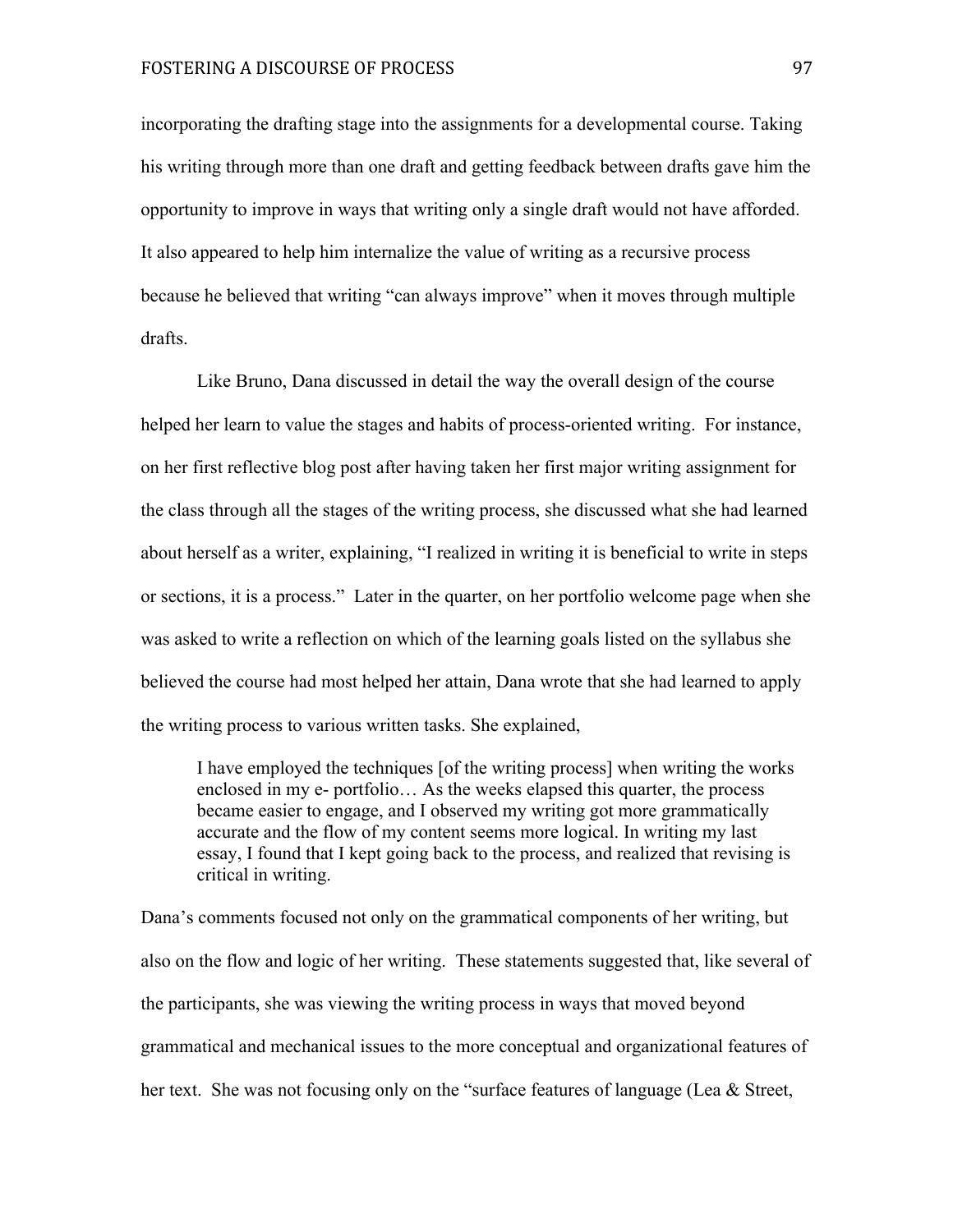incorporating the drafting stage into the assignments for a developmental course. Taking his writing through more than one draft and getting feedback between drafts gave him the opportunity to improve in ways that writing only a single draft would not have afforded. It also appeared to help him internalize the value of writing as a recursive process because he believed that writing "can always improve" when it moves through multiple drafts.

Like Bruno, Dana discussed in detail the way the overall design of the course helped her learn to value the stages and habits of process-oriented writing. For instance, on her first reflective blog post after having taken her first major writing assignment for the class through all the stages of the writing process, she discussed what she had learned about herself as a writer, explaining, "I realized in writing it is beneficial to write in steps or sections, it is a process." Later in the quarter, on her portfolio welcome page when she was asked to write a reflection on which of the learning goals listed on the syllabus she believed the course had most helped her attain, Dana wrote that she had learned to apply the writing process to various written tasks. She explained,

> I have employed the techniques [of the writing process] when writing the works enclosed in my e- portfolio… As the weeks elapsed this quarter, the process became easier to engage, and I observed my writing got more grammatically accurate and the flow of my content seems more logical. In writing my last essay, I found that I kept going back to the process, and realized that revising is critical in writing.

Dana's comments focused not only on the grammatical components of her writing, but also on the flow and logic of her writing. These statements suggested that, like several of the participants, she was viewing the writing process in ways that moved beyond grammatical and mechanical issues to the more conceptual and organizational features of her text. She was not focusing only on the "surface features of language (Lea & Street,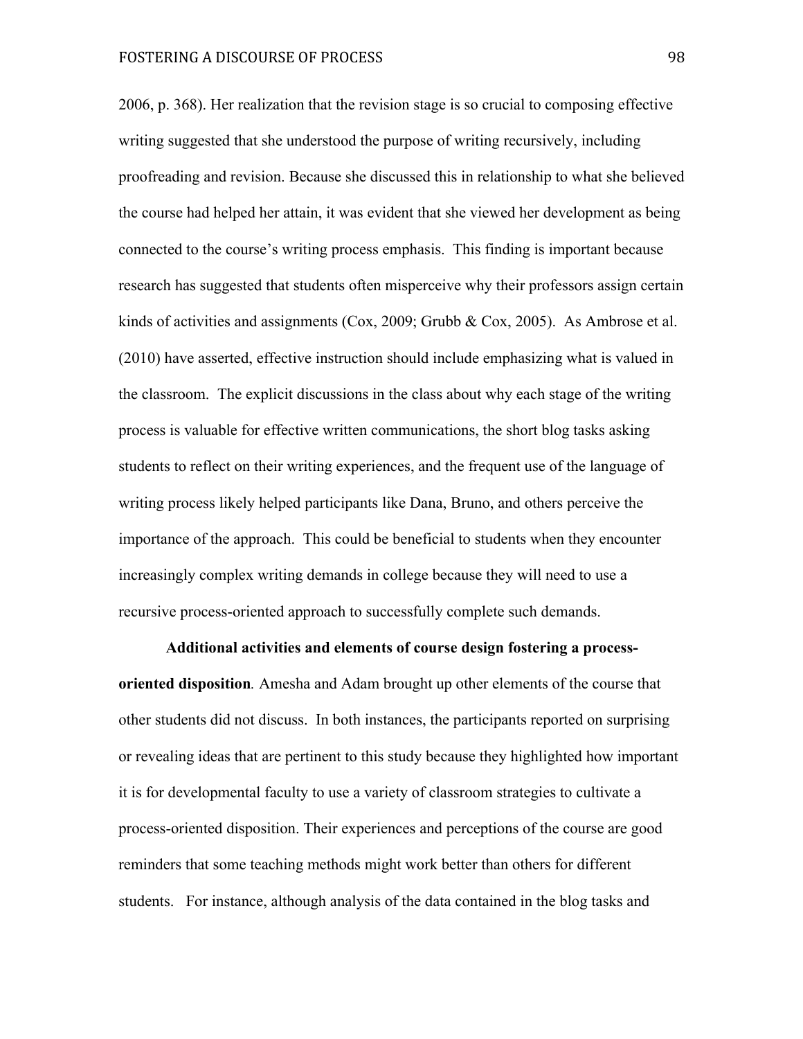2006, p. 368). Her realization that the revision stage is so crucial to composing effective writing suggested that she understood the purpose of writing recursively, including proofreading and revision. Because she discussed this in relationship to what she believed the course had helped her attain, it was evident that she viewed her development as being connected to the course's writing process emphasis. This finding is important because research has suggested that students often misperceive why their professors assign certain kinds of activities and assignments (Cox, 2009; Grubb & Cox, 2005). As Ambrose et al. (2010) have asserted, effective instruction should include emphasizing what is valued in the classroom. The explicit discussions in the class about why each stage of the writing process is valuable for effective written communications, the short blog tasks asking students to reflect on their writing experiences, and the frequent use of the language of writing process likely helped participants like Dana, Bruno, and others perceive the importance of the approach. This could be beneficial to students when they encounter increasingly complex writing demands in college because they will need to use a recursive process-oriented approach to successfully complete such demands.

**Additional activities and elements of course design fostering a process-oriented disposition**. Amesha and Adam brought up other elements of the course that other students did not discuss. In both instances, the participants reported on surprising or revealing ideas that are pertinent to this study because they highlighted how important it is for developmental faculty to use a variety of classroom strategies to cultivate a process-oriented disposition. Their experiences and perceptions of the course are good reminders that some teaching methods might work better than others for different students. For instance, although analysis of the data contained in the blog tasks and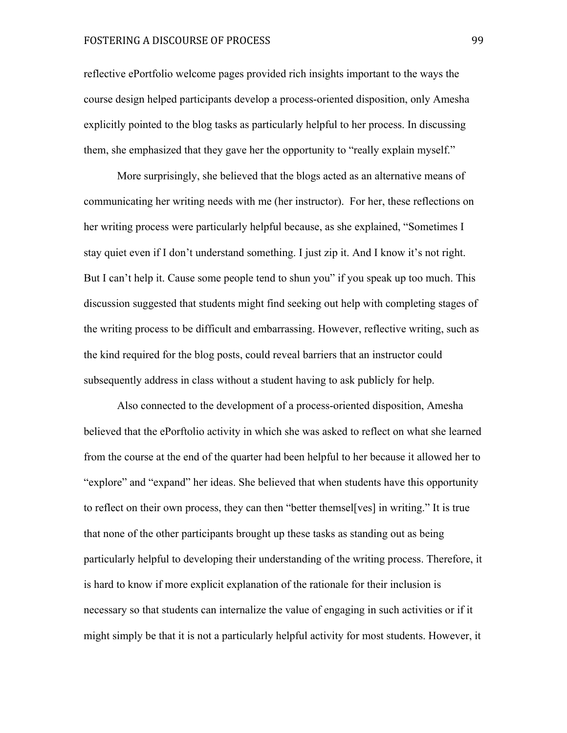reflective ePortfolio welcome pages provided rich insights important to the ways the course design helped participants develop a process-oriented disposition, only Amesha explicitly pointed to the blog tasks as particularly helpful to her process. In discussing them, she emphasized that they gave her the opportunity to "really explain myself."

More surprisingly, she believed that the blogs acted as an alternative means of communicating her writing needs with me (her instructor). For her, these reflections on her writing process were particularly helpful because, as she explained, "Sometimes I stay quiet even if I don't understand something. I just zip it. And I know it's not right. But I can't help it. Cause some people tend to shun you" if you speak up too much. This discussion suggested that students might find seeking out help with completing stages of the writing process to be difficult and embarrassing. However, reflective writing, such as the kind required for the blog posts, could reveal barriers that an instructor could subsequently address in class without a student having to ask publicly for help.

Also connected to the development of a process-oriented disposition, Amesha believed that the ePorftolio activity in which she was asked to reflect on what she learned from the course at the end of the quarter had been helpful to her because it allowed her to "explore" and "expand" her ideas. She believed that when students have this opportunity to reflect on their own process, they can then "better themsel[ves] in writing." It is true that none of the other participants brought up these tasks as standing out as being particularly helpful to developing their understanding of the writing process. Therefore, it is hard to know if more explicit explanation of the rationale for their inclusion is necessary so that students can internalize the value of engaging in such activities or if it might simply be that it is not a particularly helpful activity for most students. However, it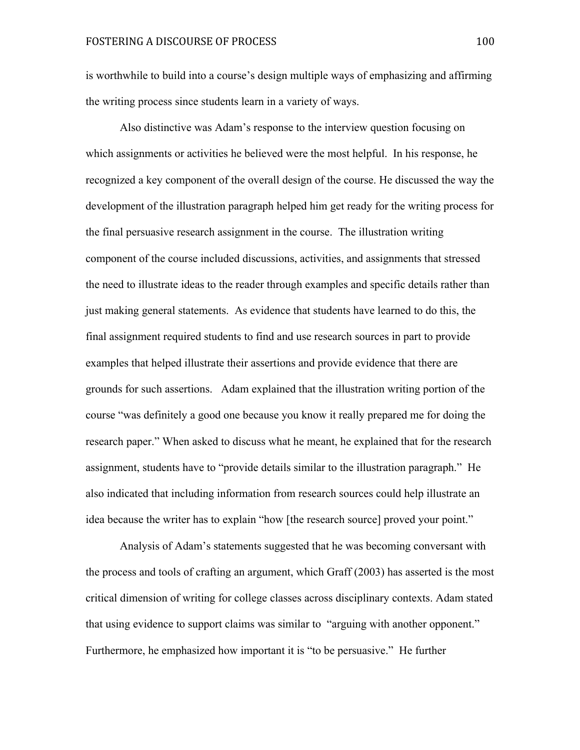is worthwhile to build into a course's design multiple ways of emphasizing and affirming the writing process since students learn in a variety of ways.

Also distinctive was Adam's response to the interview question focusing on which assignments or activities he believed were the most helpful. In his response, he recognized a key component of the overall design of the course. He discussed the way the development of the illustration paragraph helped him get ready for the writing process for the final persuasive research assignment in the course. The illustration writing component of the course included discussions, activities, and assignments that stressed the need to illustrate ideas to the reader through examples and specific details rather than just making general statements. As evidence that students have learned to do this, the final assignment required students to find and use research sources in part to provide examples that helped illustrate their assertions and provide evidence that there are grounds for such assertions. Adam explained that the illustration writing portion of the course "was definitely a good one because you know it really prepared me for doing the research paper." When asked to discuss what he meant, he explained that for the research assignment, students have to "provide details similar to the illustration paragraph." He also indicated that including information from research sources could help illustrate an idea because the writer has to explain "how [the research source] proved your point."

Analysis of Adam's statements suggested that he was becoming conversant with the process and tools of crafting an argument, which Graff (2003) has asserted is the most critical dimension of writing for college classes across disciplinary contexts. Adam stated that using evidence to support claims was similar to "arguing with another opponent." Furthermore, he emphasized how important it is "to be persuasive." He further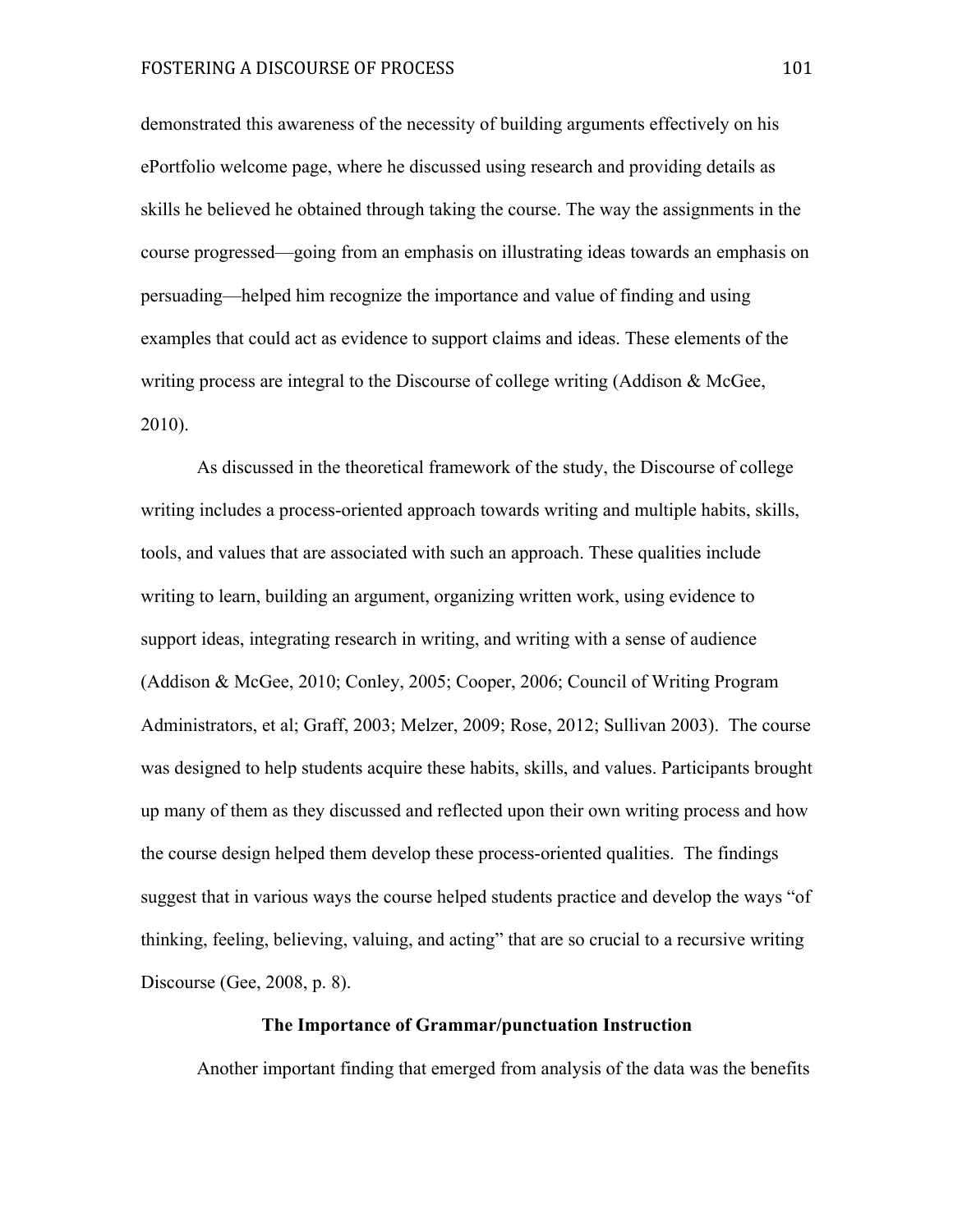demonstrated this awareness of the necessity of building arguments effectively on his ePortfolio welcome page, where he discussed using research and providing details as skills he believed he obtained through taking the course. The way the assignments in the course progressed—going from an emphasis on illustrating ideas towards an emphasis on persuading—helped him recognize the importance and value of finding and using examples that could act as evidence to support claims and ideas. These elements of the writing process are integral to the Discourse of college writing (Addison & McGee, 2010).

As discussed in the theoretical framework of the study, the Discourse of college writing includes a process-oriented approach towards writing and multiple habits, skills, tools, and values that are associated with such an approach. These qualities include writing to learn, building an argument, organizing written work, using evidence to support ideas, integrating research in writing, and writing with a sense of audience (Addison & McGee, 2010; Conley, 2005; Cooper, 2006; Council of Writing Program Administrators, et al; Graff, 2003; Melzer, 2009; Rose, 2012; Sullivan 2003). The course was designed to help students acquire these habits, skills, and values. Participants brought up many of them as they discussed and reflected upon their own writing process and how the course design helped them develop these process-oriented qualities. The findings suggest that in various ways the course helped students practice and develop the ways "of thinking, feeling, believing, valuing, and acting" that are so crucial to a recursive writing Discourse (Gee, 2008, p. 8).

## The Importance of Grammar/punctuation Instruction

Another important finding that emerged from analysis of the data was the benefits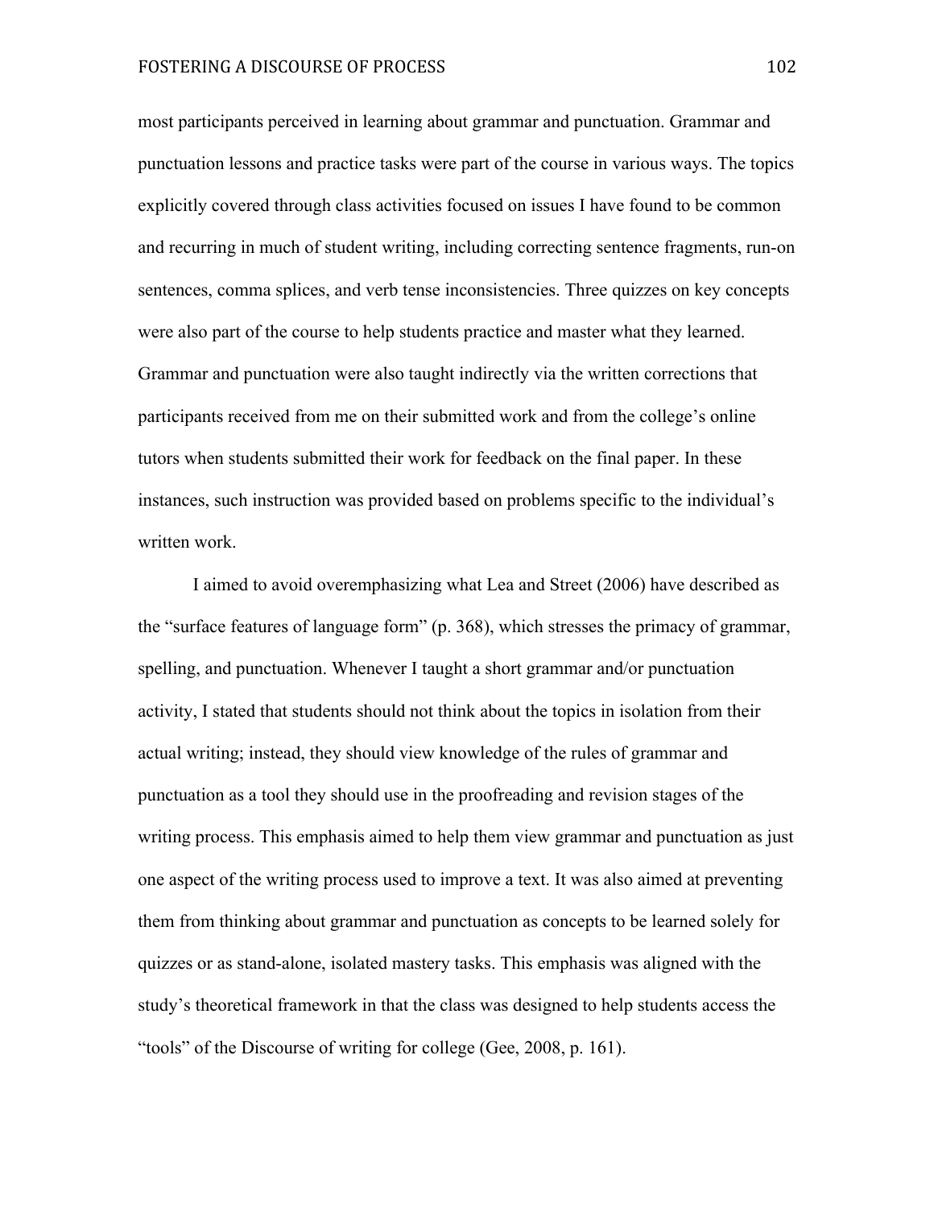most participants perceived in learning about grammar and punctuation. Grammar and punctuation lessons and practice tasks were part of the course in various ways. The topics explicitly covered through class activities focused on issues I have found to be common and recurring in much of student writing, including correcting sentence fragments, run-on sentences, comma splices, and verb tense inconsistencies. Three quizzes on key concepts were also part of the course to help students practice and master what they learned. Grammar and punctuation were also taught indirectly via the written corrections that participants received from me on their submitted work and from the college's online tutors when students submitted their work for feedback on the final paper. In these instances, such instruction was provided based on problems specific to the individual's written work.

I aimed to avoid overemphasizing what Lea and Street (2006) have described as the "surface features of language form" (p. 368), which stresses the primacy of grammar, spelling, and punctuation. Whenever I taught a short grammar and/or punctuation activity, I stated that students should not think about the topics in isolation from their actual writing; instead, they should view knowledge of the rules of grammar and punctuation as a tool they should use in the proofreading and revision stages of the writing process. This emphasis aimed to help them view grammar and punctuation as just one aspect of the writing process used to improve a text. It was also aimed at preventing them from thinking about grammar and punctuation as concepts to be learned solely for quizzes or as stand-alone, isolated mastery tasks. This emphasis was aligned with the study's theoretical framework in that the class was designed to help students access the "tools" of the Discourse of writing for college (Gee, 2008, p. 161).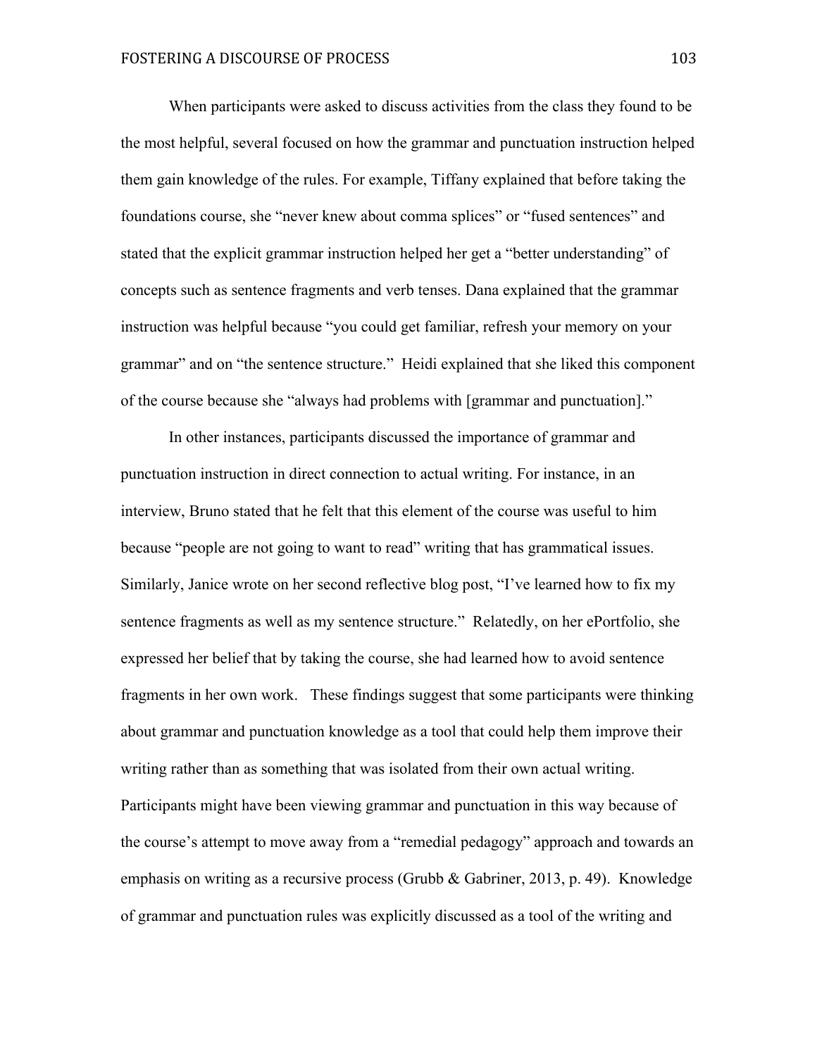When participants were asked to discuss activities from the class they found to be the most helpful, several focused on how the grammar and punctuation instruction helped them gain knowledge of the rules. For example, Tiffany explained that before taking the foundations course, she "never knew about comma splices" or "fused sentences" and stated that the explicit grammar instruction helped her get a "better understanding" of concepts such as sentence fragments and verb tenses. Dana explained that the grammar instruction was helpful because "you could get familiar, refresh your memory on your grammar" and on "the sentence structure." Heidi explained that she liked this component of the course because she "always had problems with [grammar and punctuation]."

In other instances, participants discussed the importance of grammar and punctuation instruction in direct connection to actual writing. For instance, in an interview, Bruno stated that he felt that this element of the course was useful to him because "people are not going to want to read" writing that has grammatical issues. Similarly, Janice wrote on her second reflective blog post, "I've learned how to fix my sentence fragments as well as my sentence structure." Relatedly, on her ePortfolio, she expressed her belief that by taking the course, she had learned how to avoid sentence fragments in her own work. These findings suggest that some participants were thinking about grammar and punctuation knowledge as a tool that could help them improve their writing rather than as something that was isolated from their own actual writing. Participants might have been viewing grammar and punctuation in this way because of the course's attempt to move away from a "remedial pedagogy" approach and towards an emphasis on writing as a recursive process (Grubb & Gabriner, 2013, p. 49). Knowledge of grammar and punctuation rules was explicitly discussed as a tool of the writing and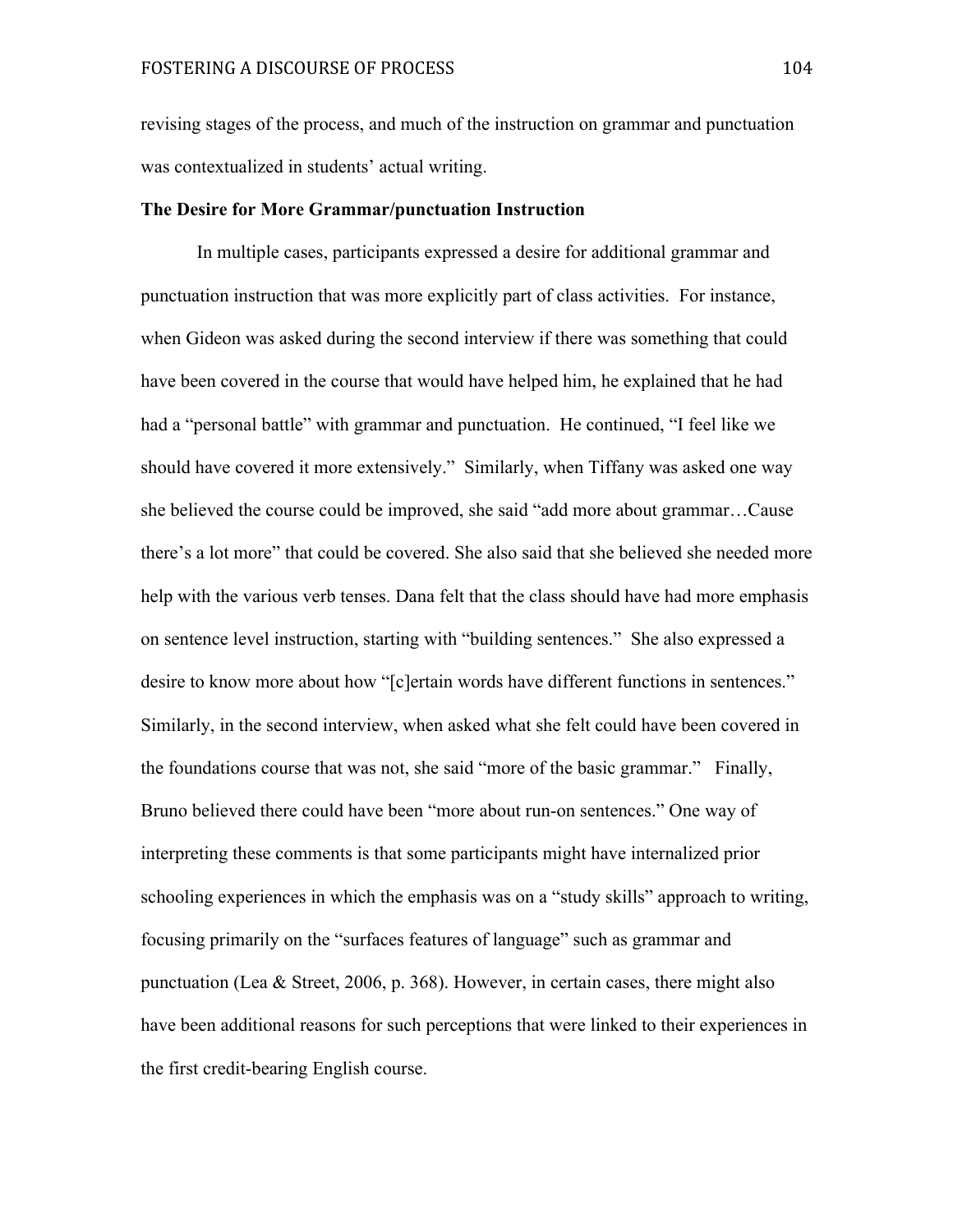revising stages of the process, and much of the instruction on grammar and punctuation was contextualized in students' actual writing.

**The Desire for More Grammar/punctuation Instruction**

In multiple cases, participants expressed a desire for additional grammar and punctuation instruction that was more explicitly part of class activities. For instance, when Gideon was asked during the second interview if there was something that could have been covered in the course that would have helped him, he explained that he had had a "personal battle" with grammar and punctuation. He continued, "I feel like we should have covered it more extensively." Similarly, when Tiffany was asked one way she believed the course could be improved, she said "add more about grammar…Cause there's a lot more" that could be covered. She also said that she believed she needed more help with the various verb tenses. Dana felt that the class should have had more emphasis on sentence level instruction, starting with "building sentences." She also expressed a desire to know more about how "[c]ertain words have different functions in sentences." Similarly, in the second interview, when asked what she felt could have been covered in the foundations course that was not, she said "more of the basic grammar." Finally, Bruno believed there could have been "more about run-on sentences." One way of interpreting these comments is that some participants might have internalized prior schooling experiences in which the emphasis was on a "study skills" approach to writing, focusing primarily on the "surfaces features of language" such as grammar and punctuation (Lea & Street, 2006, p. 368). However, in certain cases, there might also have been additional reasons for such perceptions that were linked to their experiences in the first credit-bearing English course.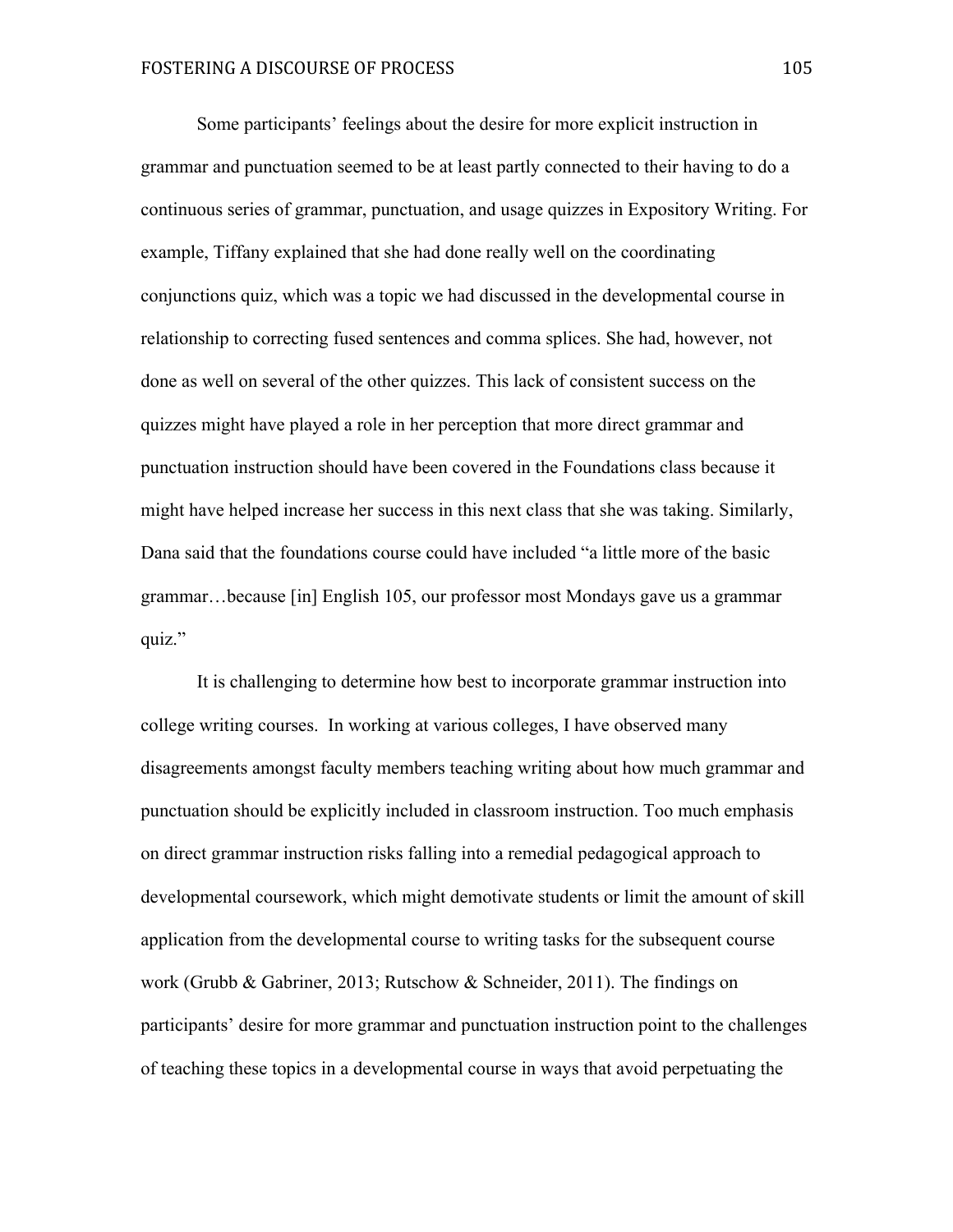Some participants' feelings about the desire for more explicit instruction in grammar and punctuation seemed to be at least partly connected to their having to do a continuous series of grammar, punctuation, and usage quizzes in Expository Writing. For example, Tiffany explained that she had done really well on the coordinating conjunctions quiz, which was a topic we had discussed in the developmental course in relationship to correcting fused sentences and comma splices. She had, however, not done as well on several of the other quizzes. This lack of consistent success on the quizzes might have played a role in her perception that more direct grammar and punctuation instruction should have been covered in the Foundations class because it might have helped increase her success in this next class that she was taking. Similarly, Dana said that the foundations course could have included "a little more of the basic grammar…because [in] English 105, our professor most Mondays gave us a grammar quiz."

It is challenging to determine how best to incorporate grammar instruction into college writing courses. In working at various colleges, I have observed many disagreements amongst faculty members teaching writing about how much grammar and punctuation should be explicitly included in classroom instruction. Too much emphasis on direct grammar instruction risks falling into a remedial pedagogical approach to developmental coursework, which might demotivate students or limit the amount of skill application from the developmental course to writing tasks for the subsequent course work (Grubb & Gabriner, 2013; Rutschow & Schneider, 2011). The findings on participants' desire for more grammar and punctuation instruction point to the challenges of teaching these topics in a developmental course in ways that avoid perpetuating the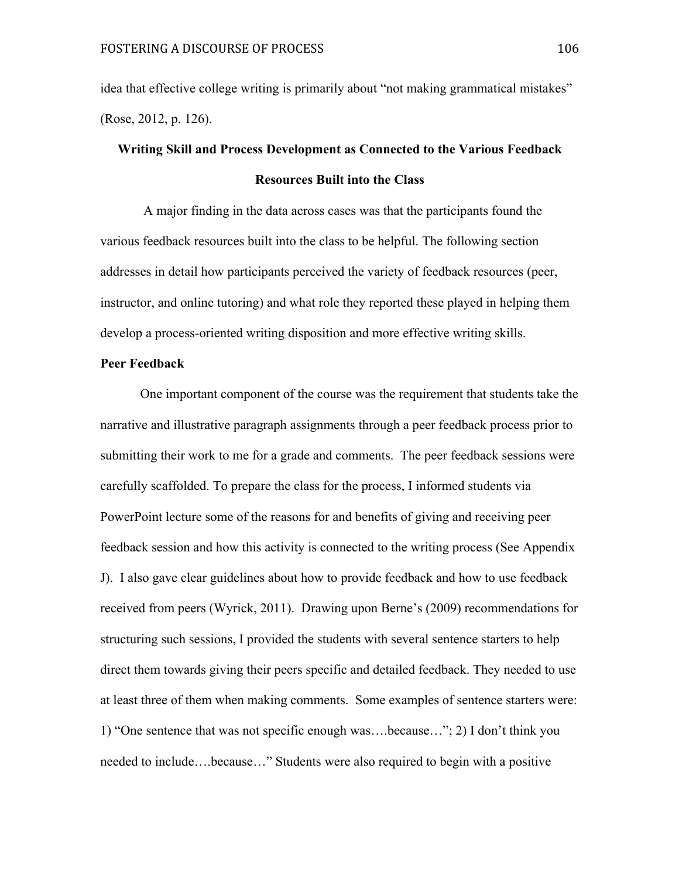idea that effective college writing is primarily about "not making grammatical mistakes" (Rose, 2012, p. 126).

## Writing Skill and Process Development as Connected to the Various Feedback Resources Built into the Class

A major finding in the data across cases was that the participants found the various feedback resources built into the class to be helpful. The following section addresses in detail how participants perceived the variety of feedback resources (peer, instructor, and online tutoring) and what role they reported these played in helping them develop a process-oriented writing disposition and more effective writing skills.

### Peer Feedback

One important component of the course was the requirement that students take the narrative and illustrative paragraph assignments through a peer feedback process prior to submitting their work to me for a grade and comments. The peer feedback sessions were carefully scaffolded. To prepare the class for the process, I informed students via PowerPoint lecture some of the reasons for and benefits of giving and receiving peer feedback session and how this activity is connected to the writing process (See Appendix J). I also gave clear guidelines about how to provide feedback and how to use feedback received from peers (Wyrick, 2011). Drawing upon Berne's (2009) recommendations for structuring such sessions, I provided the students with several sentence starters to help direct them towards giving their peers specific and detailed feedback. They needed to use at least three of them when making comments. Some examples of sentence starters were: 1) "One sentence that was not specific enough was….because…"; 2) I don't think you needed to include….because…" Students were also required to begin with a positive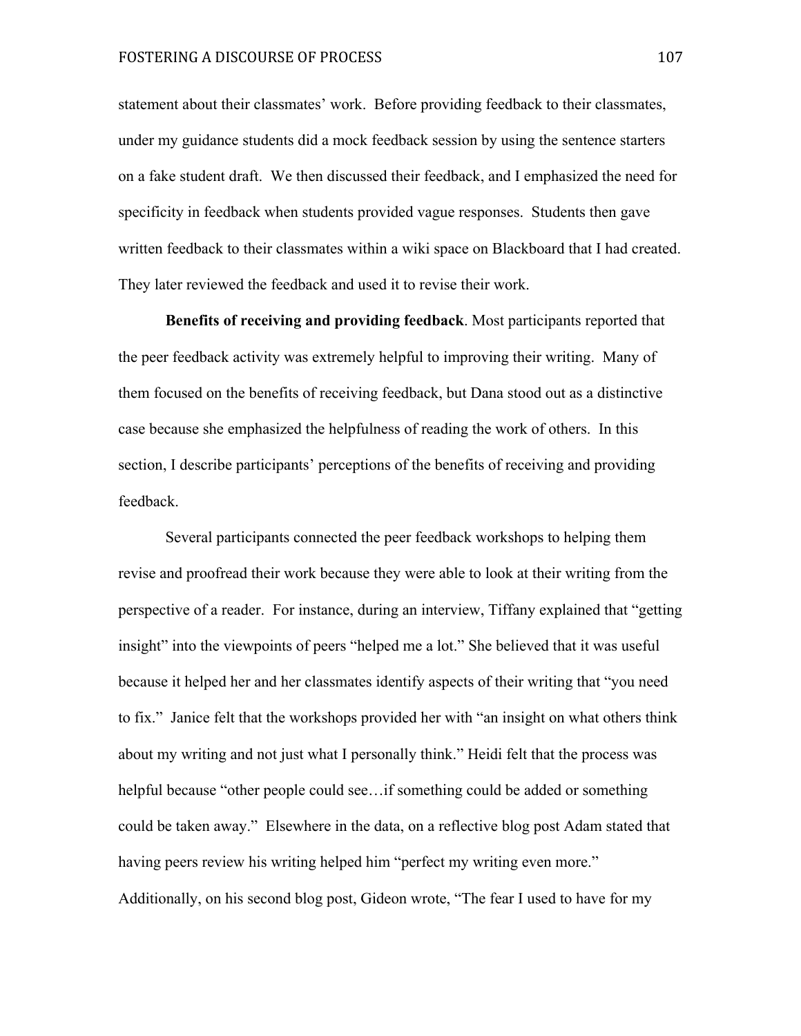statement about their classmates' work. Before providing feedback to their classmates, under my guidance students did a mock feedback session by using the sentence starters on a fake student draft. We then discussed their feedback, and I emphasized the need for specificity in feedback when students provided vague responses. Students then gave written feedback to their classmates within a wiki space on Blackboard that I had created. They later reviewed the feedback and used it to revise their work.

**Benefits of receiving and providing feedback**. Most participants reported that the peer feedback activity was extremely helpful to improving their writing. Many of them focused on the benefits of receiving feedback, but Dana stood out as a distinctive case because she emphasized the helpfulness of reading the work of others. In this section, I describe participants' perceptions of the benefits of receiving and providing feedback.

Several participants connected the peer feedback workshops to helping them revise and proofread their work because they were able to look at their writing from the perspective of a reader. For instance, during an interview, Tiffany explained that "getting insight" into the viewpoints of peers "helped me a lot." She believed that it was useful because it helped her and her classmates identify aspects of their writing that "you need to fix." Janice felt that the workshops provided her with "an insight on what others think about my writing and not just what I personally think." Heidi felt that the process was helpful because "other people could see…if something could be added or something could be taken away." Elsewhere in the data, on a reflective blog post Adam stated that having peers review his writing helped him "perfect my writing even more." Additionally, on his second blog post, Gideon wrote, "The fear I used to have for my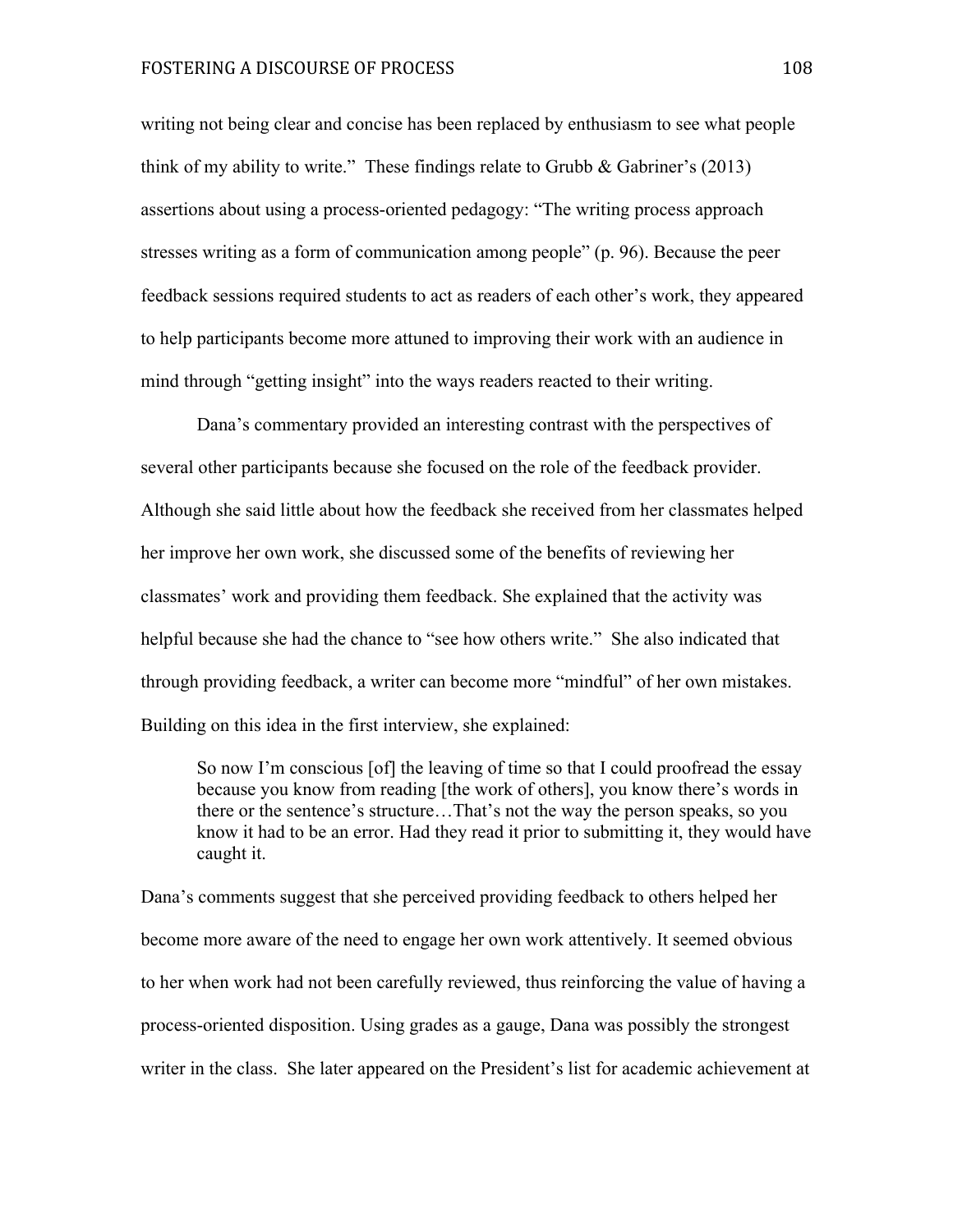writing not being clear and concise has been replaced by enthusiasm to see what people think of my ability to write." These findings relate to Grubb & Gabriner's (2013) assertions about using a process-oriented pedagogy: "The writing process approach stresses writing as a form of communication among people" (p. 96). Because the peer feedback sessions required students to act as readers of each other's work, they appeared to help participants become more attuned to improving their work with an audience in mind through "getting insight" into the ways readers reacted to their writing.

Dana's commentary provided an interesting contrast with the perspectives of several other participants because she focused on the role of the feedback provider. Although she said little about how the feedback she received from her classmates helped her improve her own work, she discussed some of the benefits of reviewing her classmates' work and providing them feedback. She explained that the activity was helpful because she had the chance to "see how others write." She also indicated that through providing feedback, a writer can become more "mindful" of her own mistakes. Building on this idea in the first interview, she explained:

> So now I'm conscious [of] the leaving of time so that I could proofread the essay because you know from reading [the work of others], you know there's words in there or the sentence's structure…That's not the way the person speaks, so you know it had to be an error. Had they read it prior to submitting it, they would have caught it.

Dana's comments suggest that she perceived providing feedback to others helped her become more aware of the need to engage her own work attentively. It seemed obvious to her when work had not been carefully reviewed, thus reinforcing the value of having a process-oriented disposition. Using grades as a gauge, Dana was possibly the strongest writer in the class. She later appeared on the President's list for academic achievement at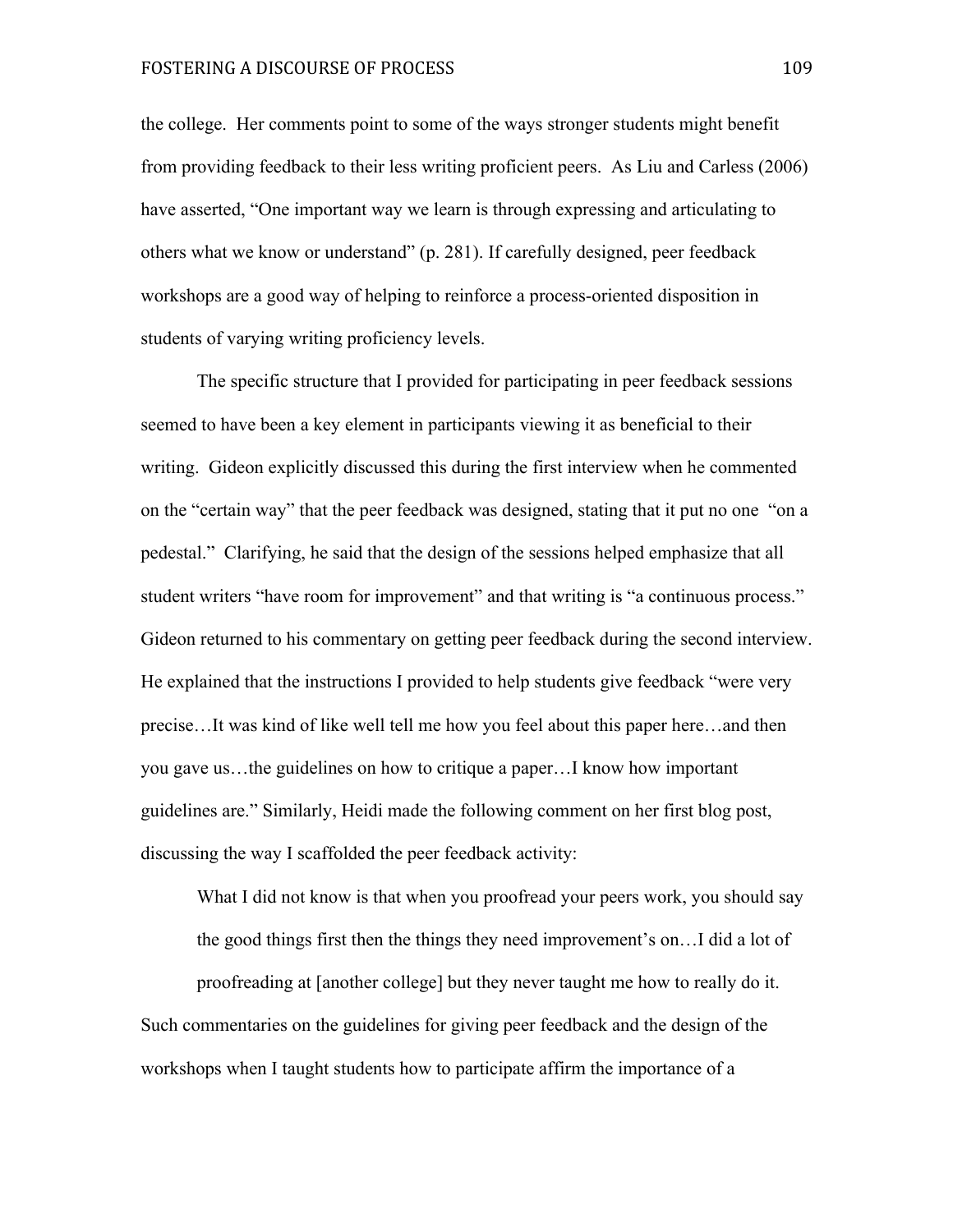the college. Her comments point to some of the ways stronger students might benefit from providing feedback to their less writing proficient peers. As Liu and Carless (2006) have asserted, "One important way we learn is through expressing and articulating to others what we know or understand" (p. 281). If carefully designed, peer feedback workshops are a good way of helping to reinforce a process-oriented disposition in students of varying writing proficiency levels.

The specific structure that I provided for participating in peer feedback sessions seemed to have been a key element in participants viewing it as beneficial to their writing. Gideon explicitly discussed this during the first interview when he commented on the "certain way" that the peer feedback was designed, stating that it put no one "on a pedestal." Clarifying, he said that the design of the sessions helped emphasize that all student writers "have room for improvement" and that writing is "a continuous process." Gideon returned to his commentary on getting peer feedback during the second interview. He explained that the instructions I provided to help students give feedback "were very precise…It was kind of like well tell me how you feel about this paper here…and then you gave us…the guidelines on how to critique a paper…I know how important guidelines are." Similarly, Heidi made the following comment on her first blog post, discussing the way I scaffolded the peer feedback activity:

> What I did not know is that when you proofread your peers work, you should say the good things first then the things they need improvement's on…I did a lot of proofreading at [another college] but they never taught me how to really do it.

Such commentaries on the guidelines for giving peer feedback and the design of the workshops when I taught students how to participate affirm the importance of a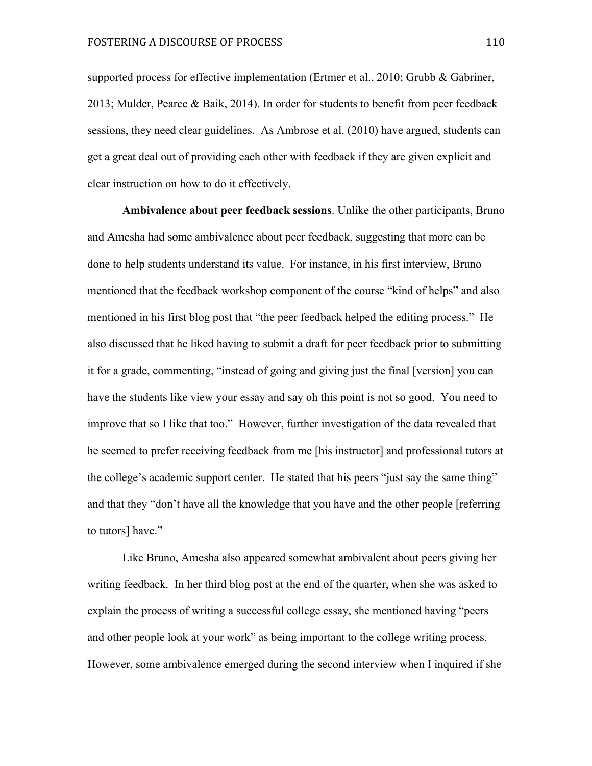supported process for effective implementation (Ertmer et al., 2010; Grubb & Gabriner, 2013; Mulder, Pearce & Baik, 2014). In order for students to benefit from peer feedback sessions, they need clear guidelines. As Ambrose et al. (2010) have argued, students can get a great deal out of providing each other with feedback if they are given explicit and clear instruction on how to do it effectively.

**Ambivalence about peer feedback sessions**. Unlike the other participants, Bruno and Amesha had some ambivalence about peer feedback, suggesting that more can be done to help students understand its value. For instance, in his first interview, Bruno mentioned that the feedback workshop component of the course "kind of helps" and also mentioned in his first blog post that "the peer feedback helped the editing process." He also discussed that he liked having to submit a draft for peer feedback prior to submitting it for a grade, commenting, "instead of going and giving just the final [version] you can have the students like view your essay and say oh this point is not so good. You need to improve that so I like that too." However, further investigation of the data revealed that he seemed to prefer receiving feedback from me [his instructor] and professional tutors at the college's academic support center. He stated that his peers "just say the same thing" and that they "don't have all the knowledge that you have and the other people [referring to tutors] have."

Like Bruno, Amesha also appeared somewhat ambivalent about peers giving her writing feedback. In her third blog post at the end of the quarter, when she was asked to explain the process of writing a successful college essay, she mentioned having "peers and other people look at your work" as being important to the college writing process. However, some ambivalence emerged during the second interview when I inquired if she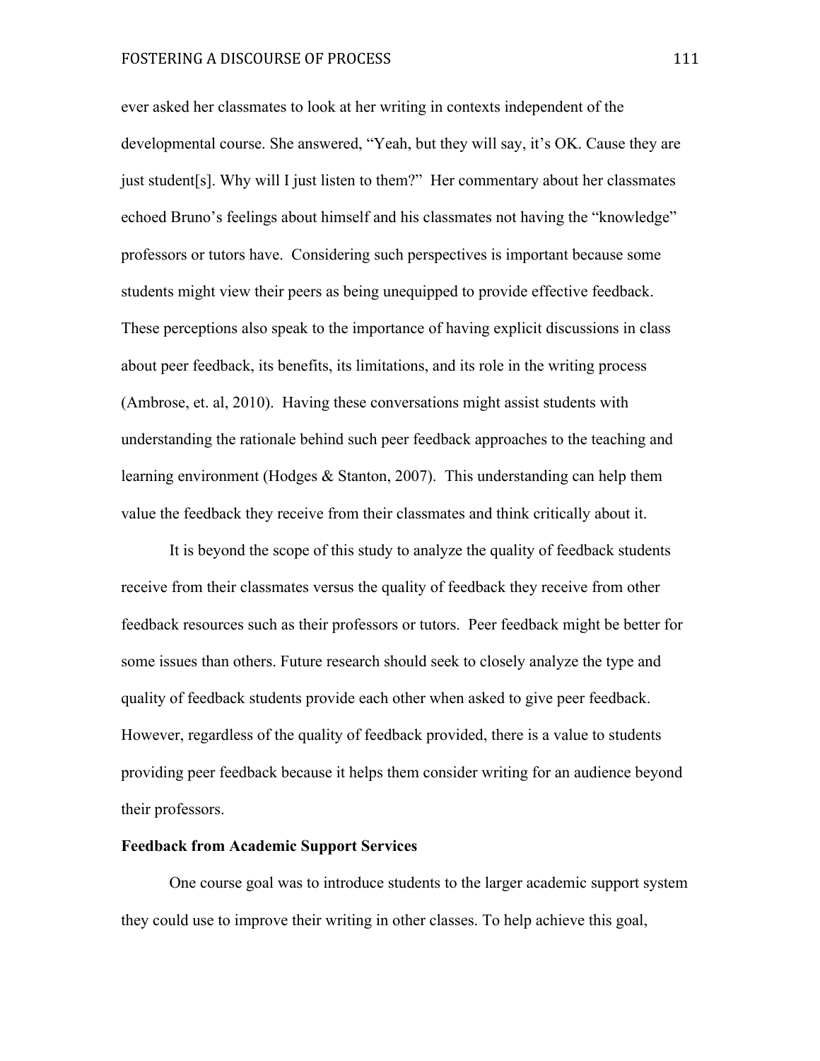ever asked her classmates to look at her writing in contexts independent of the developmental course. She answered, "Yeah, but they will say, it's OK. Cause they are just student[s]. Why will I just listen to them?" Her commentary about her classmates echoed Bruno's feelings about himself and his classmates not having the "knowledge" professors or tutors have. Considering such perspectives is important because some students might view their peers as being unequipped to provide effective feedback. These perceptions also speak to the importance of having explicit discussions in class about peer feedback, its benefits, its limitations, and its role in the writing process (Ambrose, et. al, 2010). Having these conversations might assist students with understanding the rationale behind such peer feedback approaches to the teaching and learning environment (Hodges & Stanton, 2007). This understanding can help them value the feedback they receive from their classmates and think critically about it.

It is beyond the scope of this study to analyze the quality of feedback students receive from their classmates versus the quality of feedback they receive from other feedback resources such as their professors or tutors. Peer feedback might be better for some issues than others. Future research should seek to closely analyze the type and quality of feedback students provide each other when asked to give peer feedback. However, regardless of the quality of feedback provided, there is a value to students providing peer feedback because it helps them consider writing for an audience beyond their professors.

**Feedback from Academic Support Services**

One course goal was to introduce students to the larger academic support system they could use to improve their writing in other classes. To help achieve this goal,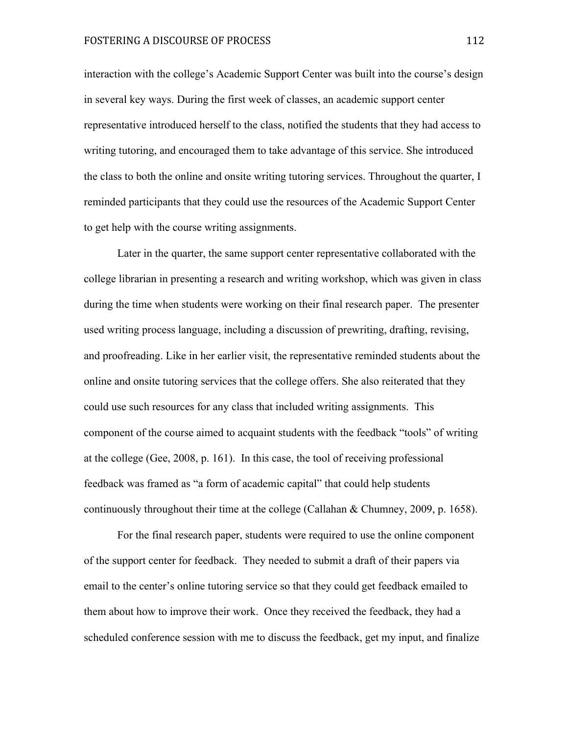interaction with the college's Academic Support Center was built into the course's design in several key ways. During the first week of classes, an academic support center representative introduced herself to the class, notified the students that they had access to writing tutoring, and encouraged them to take advantage of this service. She introduced the class to both the online and onsite writing tutoring services. Throughout the quarter, I reminded participants that they could use the resources of the Academic Support Center to get help with the course writing assignments.

Later in the quarter, the same support center representative collaborated with the college librarian in presenting a research and writing workshop, which was given in class during the time when students were working on their final research paper. The presenter used writing process language, including a discussion of prewriting, drafting, revising, and proofreading. Like in her earlier visit, the representative reminded students about the online and onsite tutoring services that the college offers. She also reiterated that they could use such resources for any class that included writing assignments. This component of the course aimed to acquaint students with the feedback "tools" of writing at the college (Gee, 2008, p. 161). In this case, the tool of receiving professional feedback was framed as "a form of academic capital" that could help students continuously throughout their time at the college (Callahan & Chumney, 2009, p. 1658).

For the final research paper, students were required to use the online component of the support center for feedback. They needed to submit a draft of their papers via email to the center's online tutoring service so that they could get feedback emailed to them about how to improve their work. Once they received the feedback, they had a scheduled conference session with me to discuss the feedback, get my input, and finalize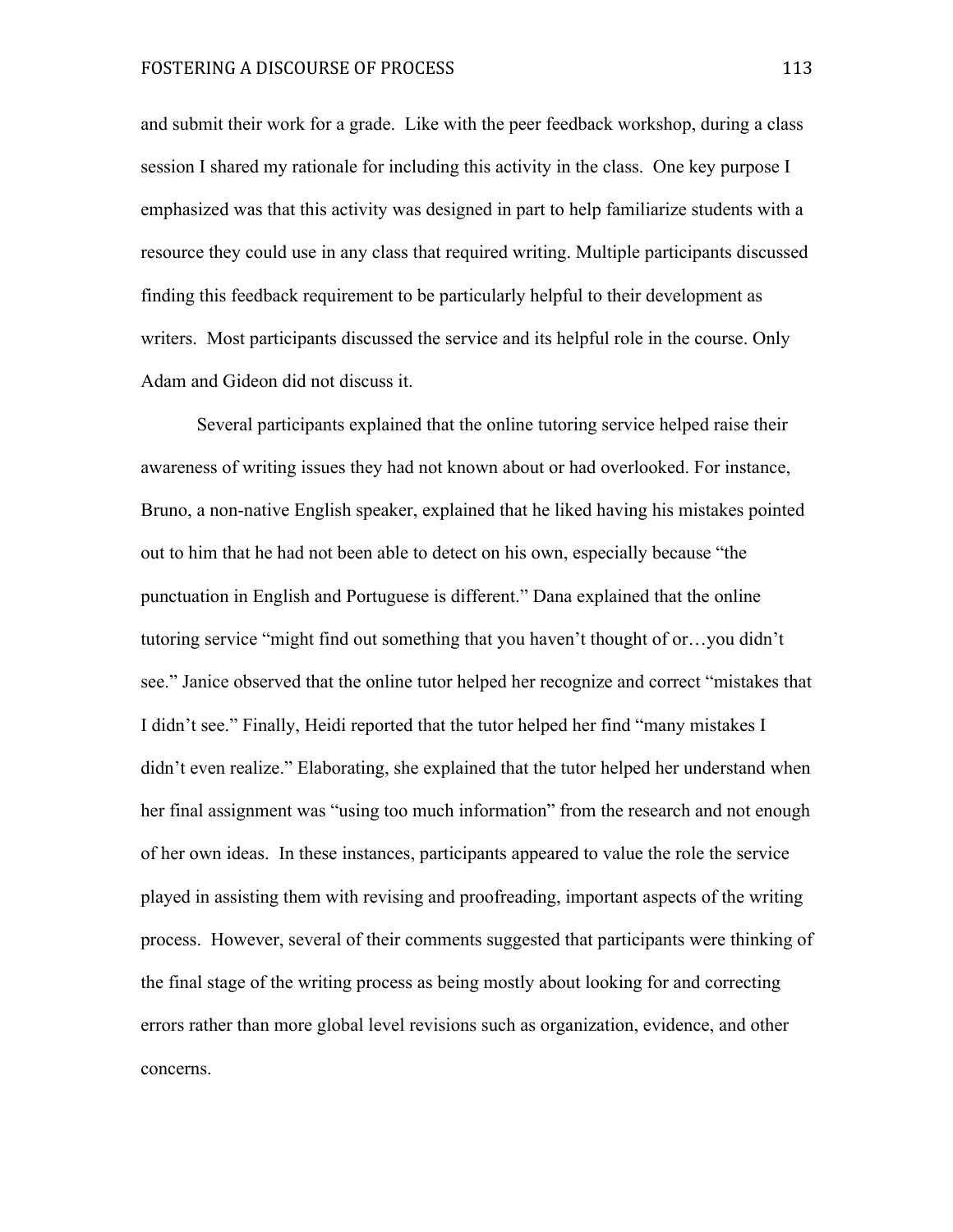and submit their work for a grade. Like with the peer feedback workshop, during a class session I shared my rationale for including this activity in the class. One key purpose I emphasized was that this activity was designed in part to help familiarize students with a resource they could use in any class that required writing. Multiple participants discussed finding this feedback requirement to be particularly helpful to their development as writers. Most participants discussed the service and its helpful role in the course. Only Adam and Gideon did not discuss it.

Several participants explained that the online tutoring service helped raise their awareness of writing issues they had not known about or had overlooked. For instance, Bruno, a non-native English speaker, explained that he liked having his mistakes pointed out to him that he had not been able to detect on his own, especially because "the punctuation in English and Portuguese is different." Dana explained that the online tutoring service "might find out something that you haven't thought of or…you didn't see." Janice observed that the online tutor helped her recognize and correct "mistakes that I didn't see." Finally, Heidi reported that the tutor helped her find "many mistakes I didn't even realize." Elaborating, she explained that the tutor helped her understand when her final assignment was "using too much information" from the research and not enough of her own ideas. In these instances, participants appeared to value the role the service played in assisting them with revising and proofreading, important aspects of the writing process. However, several of their comments suggested that participants were thinking of the final stage of the writing process as being mostly about looking for and correcting errors rather than more global level revisions such as organization, evidence, and other concerns.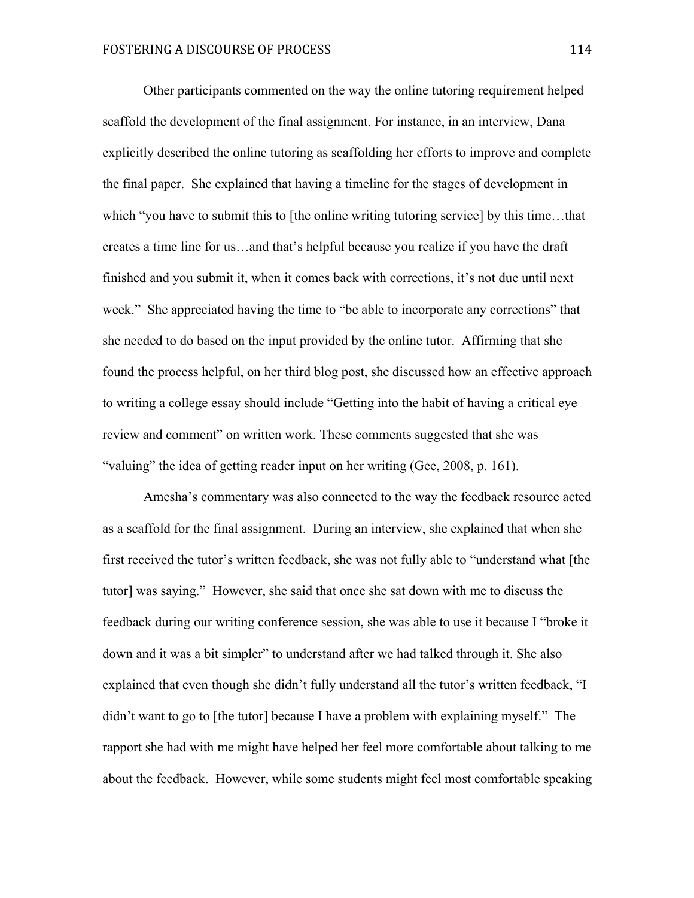Other participants commented on the way the online tutoring requirement helped scaffold the development of the final assignment. For instance, in an interview, Dana explicitly described the online tutoring as scaffolding her efforts to improve and complete the final paper. She explained that having a timeline for the stages of development in which "you have to submit this to [the online writing tutoring service] by this time…that creates a time line for us…and that's helpful because you realize if you have the draft finished and you submit it, when it comes back with corrections, it's not due until next week." She appreciated having the time to "be able to incorporate any corrections" that she needed to do based on the input provided by the online tutor. Affirming that she found the process helpful, on her third blog post, she discussed how an effective approach to writing a college essay should include "Getting into the habit of having a critical eye review and comment" on written work. These comments suggested that she was "valuing" the idea of getting reader input on her writing (Gee, 2008, p. 161).

Amesha's commentary was also connected to the way the feedback resource acted as a scaffold for the final assignment. During an interview, she explained that when she first received the tutor's written feedback, she was not fully able to "understand what [the tutor] was saying." However, she said that once she sat down with me to discuss the feedback during our writing conference session, she was able to use it because I "broke it down and it was a bit simpler" to understand after we had talked through it. She also explained that even though she didn't fully understand all the tutor's written feedback, "I didn't want to go to [the tutor] because I have a problem with explaining myself." The rapport she had with me might have helped her feel more comfortable about talking to me about the feedback. However, while some students might feel most comfortable speaking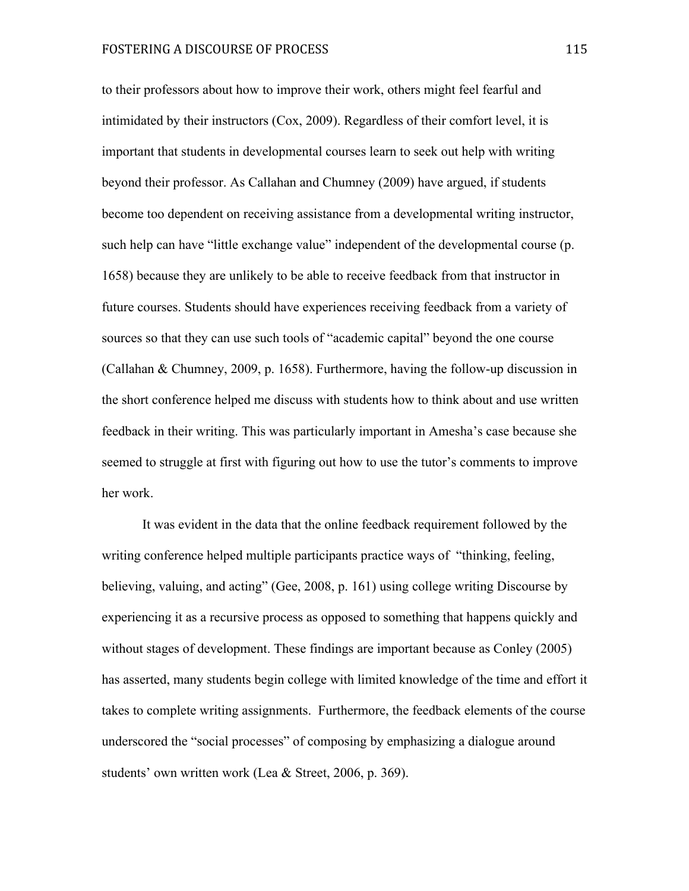to their professors about how to improve their work, others might feel fearful and intimidated by their instructors (Cox, 2009). Regardless of their comfort level, it is important that students in developmental courses learn to seek out help with writing beyond their professor. As Callahan and Chumney (2009) have argued, if students become too dependent on receiving assistance from a developmental writing instructor, such help can have "little exchange value" independent of the developmental course (p. 1658) because they are unlikely to be able to receive feedback from that instructor in future courses. Students should have experiences receiving feedback from a variety of sources so that they can use such tools of "academic capital" beyond the one course (Callahan & Chumney, 2009, p. 1658). Furthermore, having the follow-up discussion in the short conference helped me discuss with students how to think about and use written feedback in their writing. This was particularly important in Amesha's case because she seemed to struggle at first with figuring out how to use the tutor's comments to improve her work.

It was evident in the data that the online feedback requirement followed by the writing conference helped multiple participants practice ways of "thinking, feeling, believing, valuing, and acting" (Gee, 2008, p. 161) using college writing Discourse by experiencing it as a recursive process as opposed to something that happens quickly and without stages of development. These findings are important because as Conley (2005) has asserted, many students begin college with limited knowledge of the time and effort it takes to complete writing assignments. Furthermore, the feedback elements of the course underscored the "social processes" of composing by emphasizing a dialogue around students' own written work (Lea & Street, 2006, p. 369).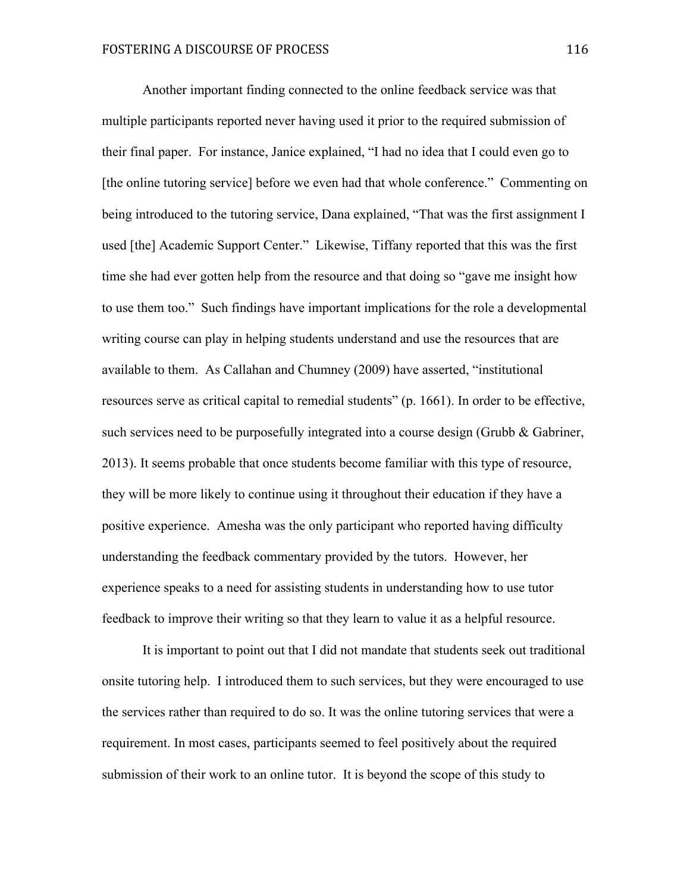Another important finding connected to the online feedback service was that multiple participants reported never having used it prior to the required submission of their final paper. For instance, Janice explained, "I had no idea that I could even go to [the online tutoring service] before we even had that whole conference." Commenting on being introduced to the tutoring service, Dana explained, "That was the first assignment I used [the] Academic Support Center." Likewise, Tiffany reported that this was the first time she had ever gotten help from the resource and that doing so "gave me insight how to use them too." Such findings have important implications for the role a developmental writing course can play in helping students understand and use the resources that are available to them. As Callahan and Chumney (2009) have asserted, "institutional resources serve as critical capital to remedial students" (p. 1661). In order to be effective, such services need to be purposefully integrated into a course design (Grubb & Gabriner, 2013). It seems probable that once students become familiar with this type of resource, they will be more likely to continue using it throughout their education if they have a positive experience. Amesha was the only participant who reported having difficulty understanding the feedback commentary provided by the tutors. However, her experience speaks to a need for assisting students in understanding how to use tutor feedback to improve their writing so that they learn to value it as a helpful resource.

It is important to point out that I did not mandate that students seek out traditional onsite tutoring help. I introduced them to such services, but they were encouraged to use the services rather than required to do so. It was the online tutoring services that were a requirement. In most cases, participants seemed to feel positively about the required submission of their work to an online tutor. It is beyond the scope of this study to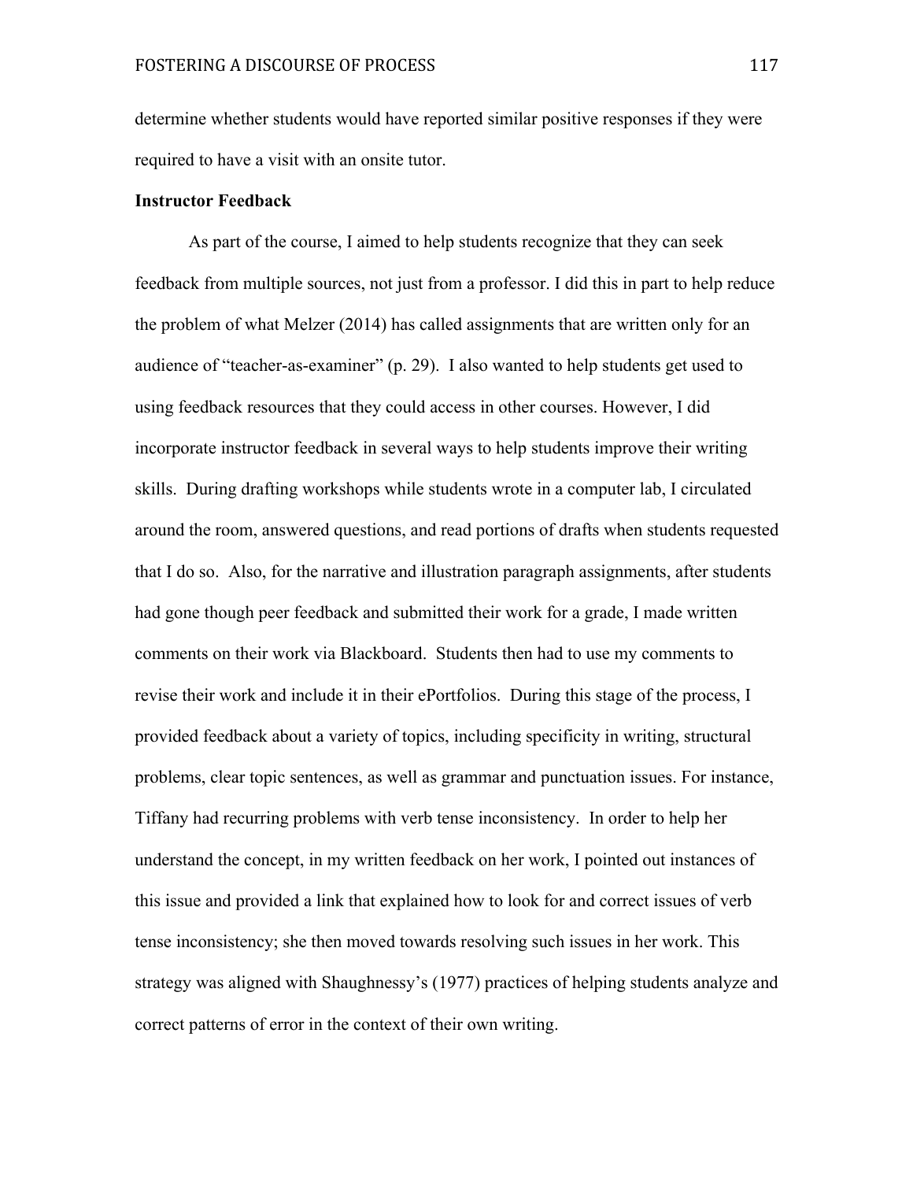determine whether students would have reported similar positive responses if they were required to have a visit with an onsite tutor.

**Instructor Feedback**

As part of the course, I aimed to help students recognize that they can seek feedback from multiple sources, not just from a professor. I did this in part to help reduce the problem of what Melzer (2014) has called assignments that are written only for an audience of "teacher-as-examiner" (p. 29). I also wanted to help students get used to using feedback resources that they could access in other courses. However, I did incorporate instructor feedback in several ways to help students improve their writing skills. During drafting workshops while students wrote in a computer lab, I circulated around the room, answered questions, and read portions of drafts when students requested that I do so. Also, for the narrative and illustration paragraph assignments, after students had gone though peer feedback and submitted their work for a grade, I made written comments on their work via Blackboard. Students then had to use my comments to revise their work and include it in their ePortfolios. During this stage of the process, I provided feedback about a variety of topics, including specificity in writing, structural problems, clear topic sentences, as well as grammar and punctuation issues. For instance, Tiffany had recurring problems with verb tense inconsistency. In order to help her understand the concept, in my written feedback on her work, I pointed out instances of this issue and provided a link that explained how to look for and correct issues of verb tense inconsistency; she then moved towards resolving such issues in her work. This strategy was aligned with Shaughnessy's (1977) practices of helping students analyze and correct patterns of error in the context of their own writing.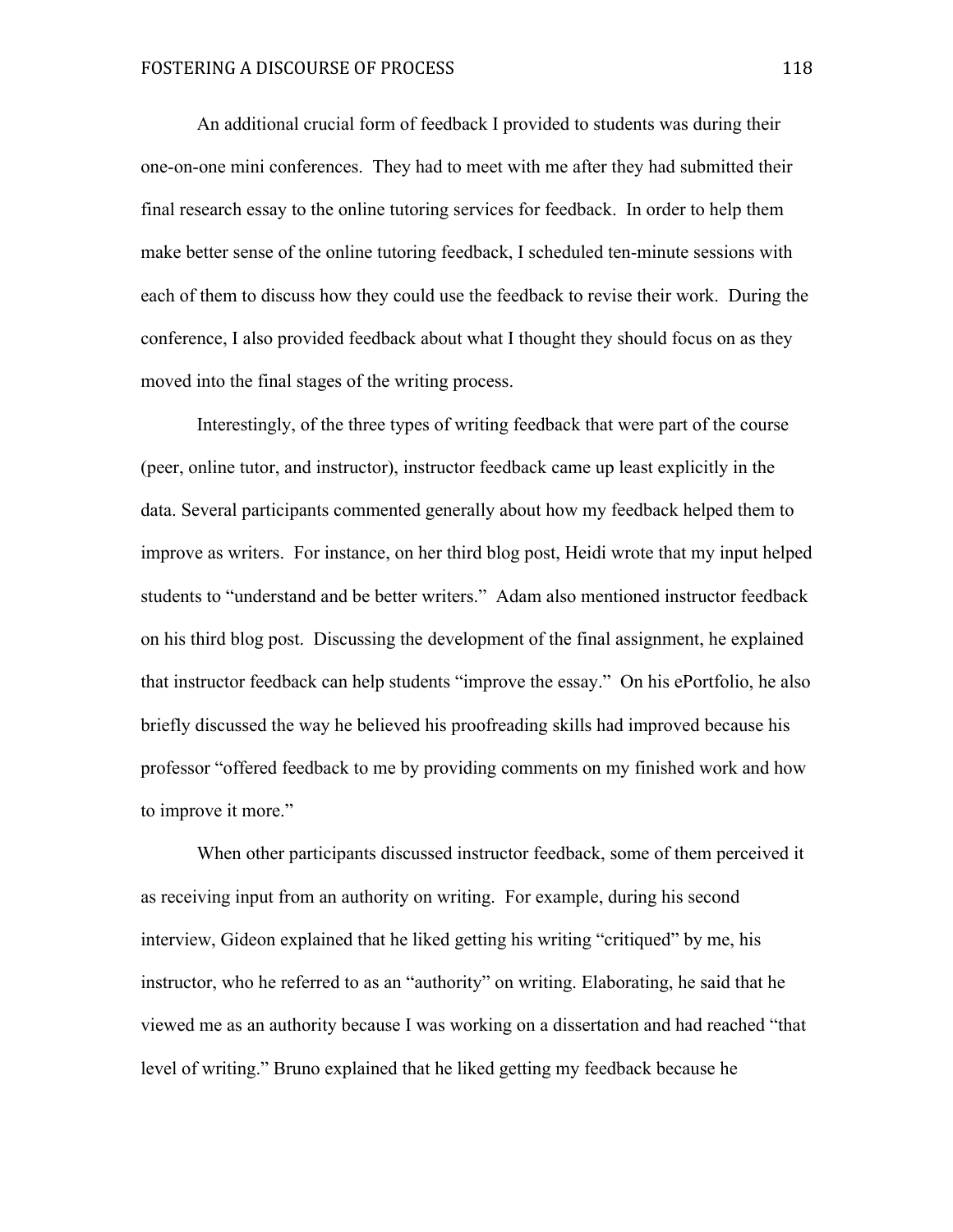An additional crucial form of feedback I provided to students was during their one-on-one mini conferences. They had to meet with me after they had submitted their final research essay to the online tutoring services for feedback. In order to help them make better sense of the online tutoring feedback, I scheduled ten-minute sessions with each of them to discuss how they could use the feedback to revise their work. During the conference, I also provided feedback about what I thought they should focus on as they moved into the final stages of the writing process.

Interestingly, of the three types of writing feedback that were part of the course (peer, online tutor, and instructor), instructor feedback came up least explicitly in the data. Several participants commented generally about how my feedback helped them to improve as writers. For instance, on her third blog post, Heidi wrote that my input helped students to "understand and be better writers." Adam also mentioned instructor feedback on his third blog post. Discussing the development of the final assignment, he explained that instructor feedback can help students "improve the essay." On his ePortfolio, he also briefly discussed the way he believed his proofreading skills had improved because his professor "offered feedback to me by providing comments on my finished work and how to improve it more."

When other participants discussed instructor feedback, some of them perceived it as receiving input from an authority on writing. For example, during his second interview, Gideon explained that he liked getting his writing "critiqued" by me, his instructor, who he referred to as an "authority" on writing. Elaborating, he said that he viewed me as an authority because I was working on a dissertation and had reached "that level of writing." Bruno explained that he liked getting my feedback because he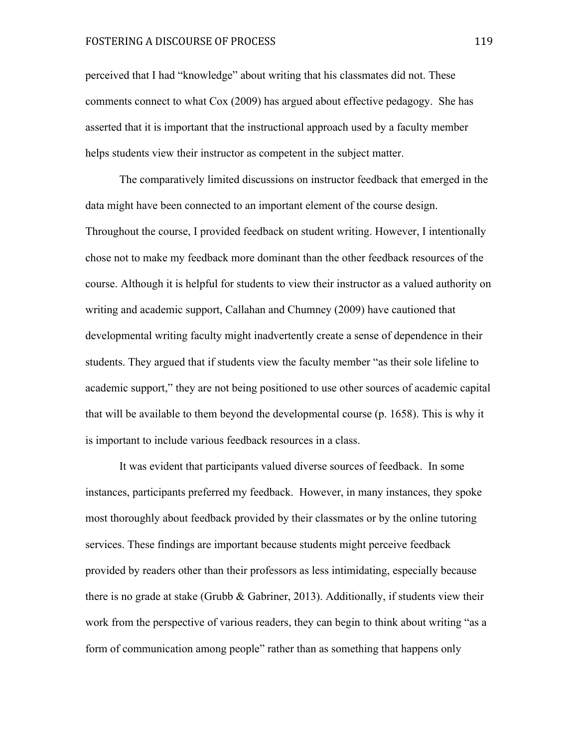perceived that I had "knowledge" about writing that his classmates did not. These comments connect to what Cox (2009) has argued about effective pedagogy. She has asserted that it is important that the instructional approach used by a faculty member helps students view their instructor as competent in the subject matter.

The comparatively limited discussions on instructor feedback that emerged in the data might have been connected to an important element of the course design. Throughout the course, I provided feedback on student writing. However, I intentionally chose not to make my feedback more dominant than the other feedback resources of the course. Although it is helpful for students to view their instructor as a valued authority on writing and academic support, Callahan and Chumney (2009) have cautioned that developmental writing faculty might inadvertently create a sense of dependence in their students. They argued that if students view the faculty member "as their sole lifeline to academic support," they are not being positioned to use other sources of academic capital that will be available to them beyond the developmental course (p. 1658). This is why it is important to include various feedback resources in a class.

It was evident that participants valued diverse sources of feedback. In some instances, participants preferred my feedback. However, in many instances, they spoke most thoroughly about feedback provided by their classmates or by the online tutoring services. These findings are important because students might perceive feedback provided by readers other than their professors as less intimidating, especially because there is no grade at stake (Grubb & Gabriner, 2013). Additionally, if students view their work from the perspective of various readers, they can begin to think about writing "as a form of communication among people" rather than as something that happens only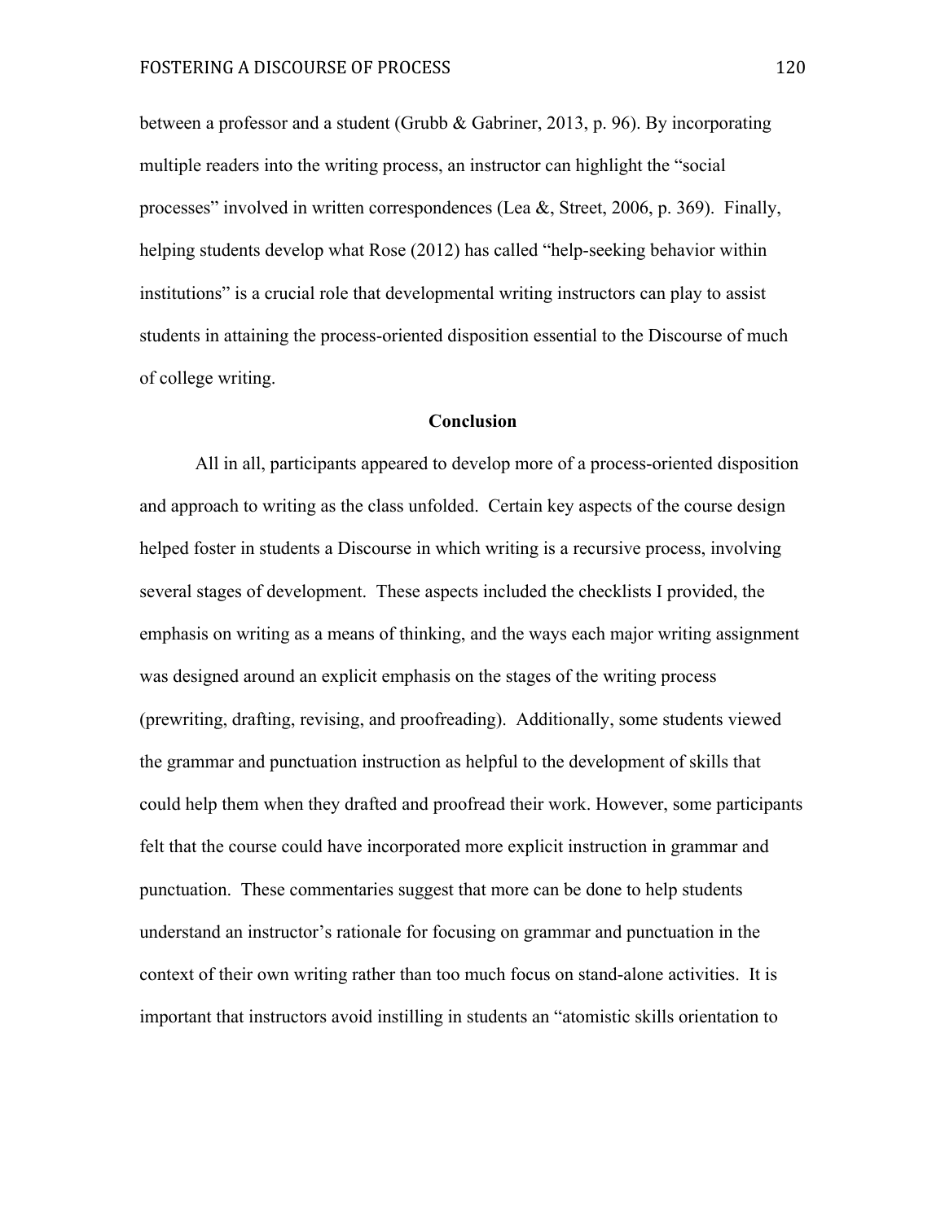between a professor and a student (Grubb & Gabriner, 2013, p. 96). By incorporating multiple readers into the writing process, an instructor can highlight the "social processes" involved in written correspondences (Lea &, Street, 2006, p. 369). Finally, helping students develop what Rose (2012) has called "help-seeking behavior within institutions" is a crucial role that developmental writing instructors can play to assist students in attaining the process-oriented disposition essential to the Discourse of much of college writing.

## Conclusion

All in all, participants appeared to develop more of a process-oriented disposition and approach to writing as the class unfolded. Certain key aspects of the course design helped foster in students a Discourse in which writing is a recursive process, involving several stages of development. These aspects included the checklists I provided, the emphasis on writing as a means of thinking, and the ways each major writing assignment was designed around an explicit emphasis on the stages of the writing process (prewriting, drafting, revising, and proofreading). Additionally, some students viewed the grammar and punctuation instruction as helpful to the development of skills that could help them when they drafted and proofread their work. However, some participants felt that the course could have incorporated more explicit instruction in grammar and punctuation. These commentaries suggest that more can be done to help students understand an instructor's rationale for focusing on grammar and punctuation in the context of their own writing rather than too much focus on stand-alone activities. It is important that instructors avoid instilling in students an "atomistic skills orientation to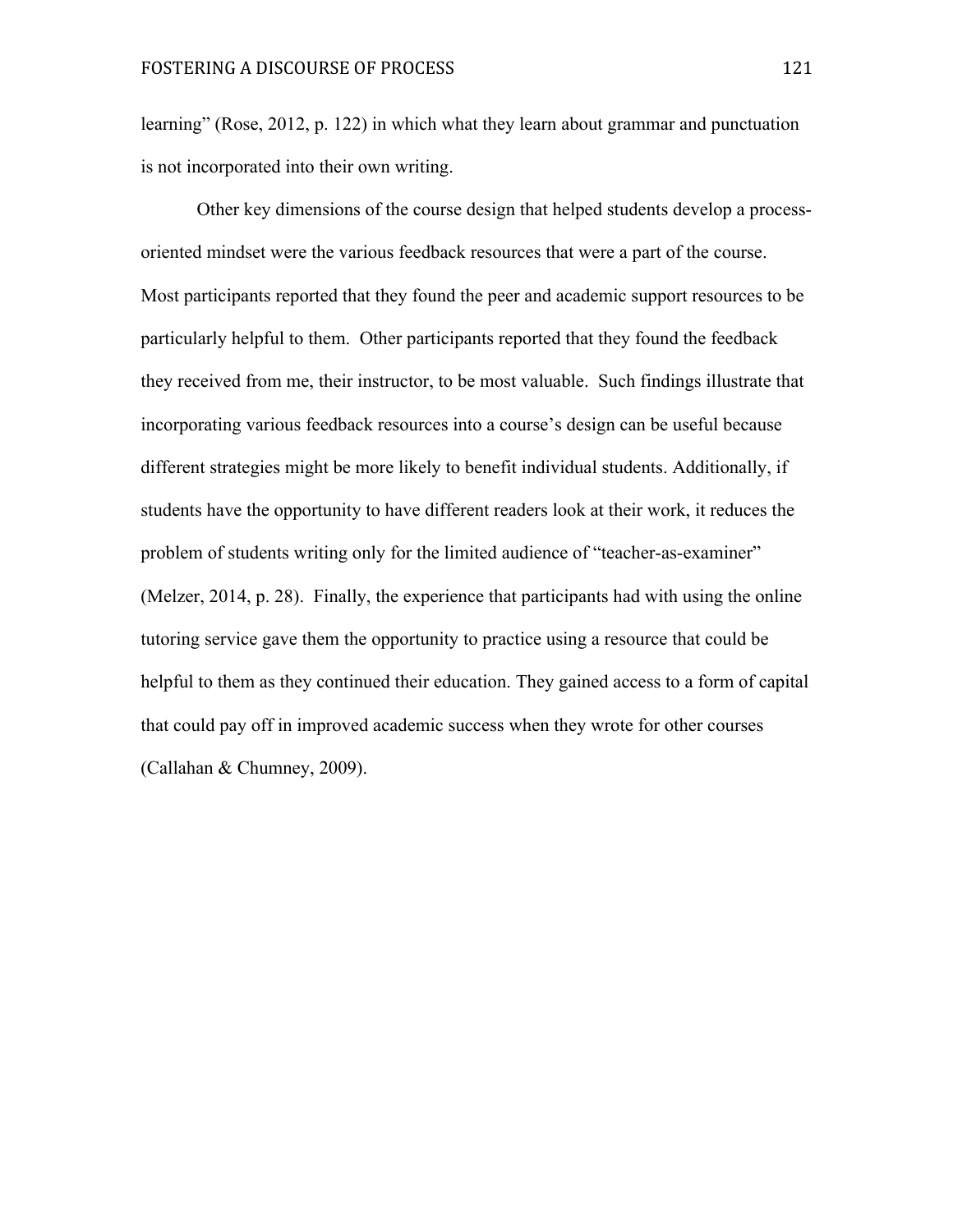learning" (Rose, 2012, p. 122) in which what they learn about grammar and punctuation is not incorporated into their own writing.

Other key dimensions of the course design that helped students develop a process-oriented mindset were the various feedback resources that were a part of the course. Most participants reported that they found the peer and academic support resources to be particularly helpful to them. Other participants reported that they found the feedback they received from me, their instructor, to be most valuable. Such findings illustrate that incorporating various feedback resources into a course's design can be useful because different strategies might be more likely to benefit individual students. Additionally, if students have the opportunity to have different readers look at their work, it reduces the problem of students writing only for the limited audience of "teacher-as-examiner" (Melzer, 2014, p. 28). Finally, the experience that participants had with using the online tutoring service gave them the opportunity to practice using a resource that could be helpful to them as they continued their education. They gained access to a form of capital that could pay off in improved academic success when they wrote for other courses (Callahan & Chumney, 2009).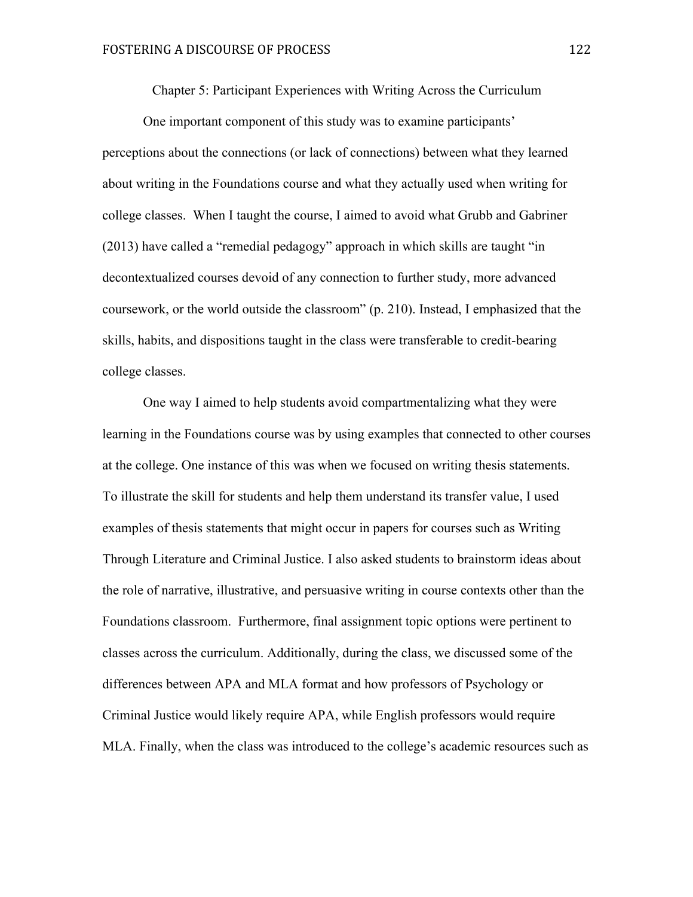# Chapter 5: Participant Experiences with Writing Across the Curriculum

One important component of this study was to examine participants' perceptions about the connections (or lack of connections) between what they learned about writing in the Foundations course and what they actually used when writing for college classes. When I taught the course, I aimed to avoid what Grubb and Gabriner (2013) have called a "remedial pedagogy" approach in which skills are taught "in decontextualized courses devoid of any connection to further study, more advanced coursework, or the world outside the classroom" (p. 210). Instead, I emphasized that the skills, habits, and dispositions taught in the class were transferable to credit-bearing college classes.

One way I aimed to help students avoid compartmentalizing what they were learning in the Foundations course was by using examples that connected to other courses at the college. One instance of this was when we focused on writing thesis statements. To illustrate the skill for students and help them understand its transfer value, I used examples of thesis statements that might occur in papers for courses such as Writing Through Literature and Criminal Justice. I also asked students to brainstorm ideas about the role of narrative, illustrative, and persuasive writing in course contexts other than the Foundations classroom. Furthermore, final assignment topic options were pertinent to classes across the curriculum. Additionally, during the class, we discussed some of the differences between APA and MLA format and how professors of Psychology or Criminal Justice would likely require APA, while English professors would require MLA. Finally, when the class was introduced to the college's academic resources such as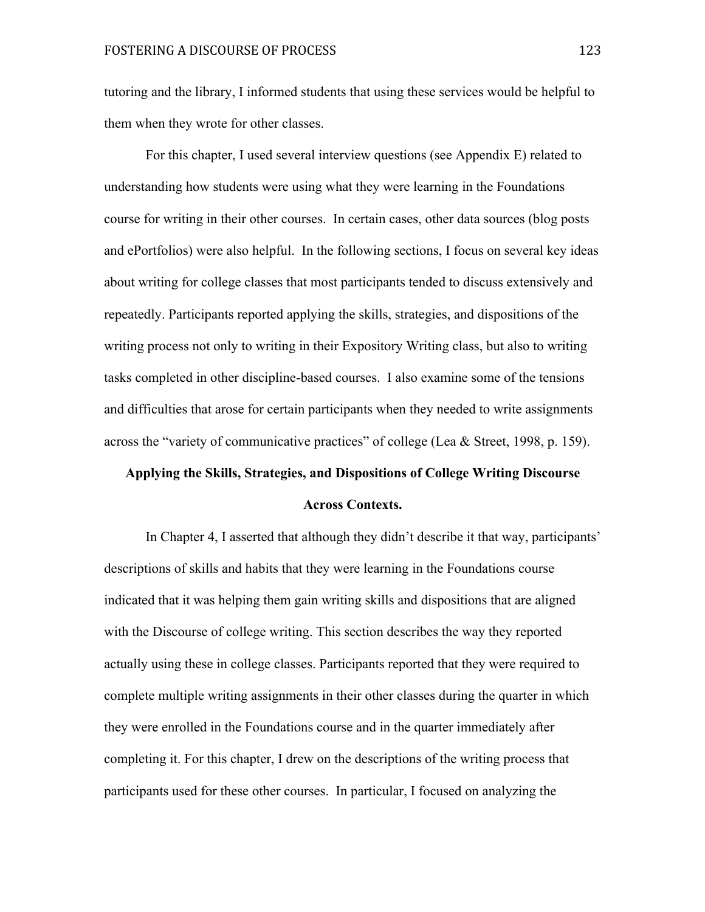tutoring and the library, I informed students that using these services would be helpful to them when they wrote for other classes.

For this chapter, I used several interview questions (see Appendix E) related to understanding how students were using what they were learning in the Foundations course for writing in their other courses. In certain cases, other data sources (blog posts and ePortfolios) were also helpful. In the following sections, I focus on several key ideas about writing for college classes that most participants tended to discuss extensively and repeatedly. Participants reported applying the skills, strategies, and dispositions of the writing process not only to writing in their Expository Writing class, but also to writing tasks completed in other discipline-based courses. I also examine some of the tensions and difficulties that arose for certain participants when they needed to write assignments across the "variety of communicative practices" of college (Lea & Street, 1998, p. 159).

## Applying the Skills, Strategies, and Dispositions of College Writing Discourse Across Contexts.

In Chapter 4, I asserted that although they didn't describe it that way, participants' descriptions of skills and habits that they were learning in the Foundations course indicated that it was helping them gain writing skills and dispositions that are aligned with the Discourse of college writing. This section describes the way they reported actually using these in college classes. Participants reported that they were required to complete multiple writing assignments in their other classes during the quarter in which they were enrolled in the Foundations course and in the quarter immediately after completing it. For this chapter, I drew on the descriptions of the writing process that participants used for these other courses. In particular, I focused on analyzing the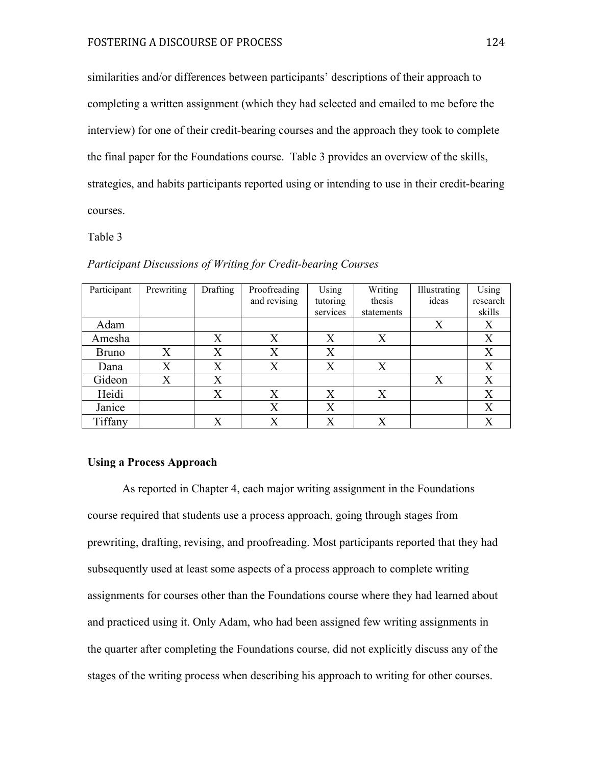similarities and/or differences between participants' descriptions of their approach to completing a written assignment (which they had selected and emailed to me before the interview) for one of their credit-bearing courses and the approach they took to complete the final paper for the Foundations course. Table 3 provides an overview of the skills, strategies, and habits participants reported using or intending to use in their credit-bearing courses.

Table 3

*Participant Discussions of Writing for Credit-bearing Courses*

| Participant | Prewriting | Drafting | Proofreading and revising | Using tutoring services | Writing thesis statements | Illustrating ideas | Using research skills |
|---|---|---|---|---|---|---|---|
| Adam | | | | | | X | X |
| Amesha | | X | X | X | X | | X |
| Bruno | X | X | X | X | | | X |
| Dana | X | X | X | X | X | | X |
| Gideon | X | X | | | | X | X |
| Heidi | | X | X | X | X | | X |
| Janice | | | X | X | | | X |
| Tiffany | | X | X | X | X | | X |

**Using a Process Approach**

As reported in Chapter 4, each major writing assignment in the Foundations course required that students use a process approach, going through stages from prewriting, drafting, revising, and proofreading. Most participants reported that they had subsequently used at least some aspects of a process approach to complete writing assignments for courses other than the Foundations course where they had learned about and practiced using it. Only Adam, who had been assigned few writing assignments in the quarter after completing the Foundations course, did not explicitly discuss any of the stages of the writing process when describing his approach to writing for other courses.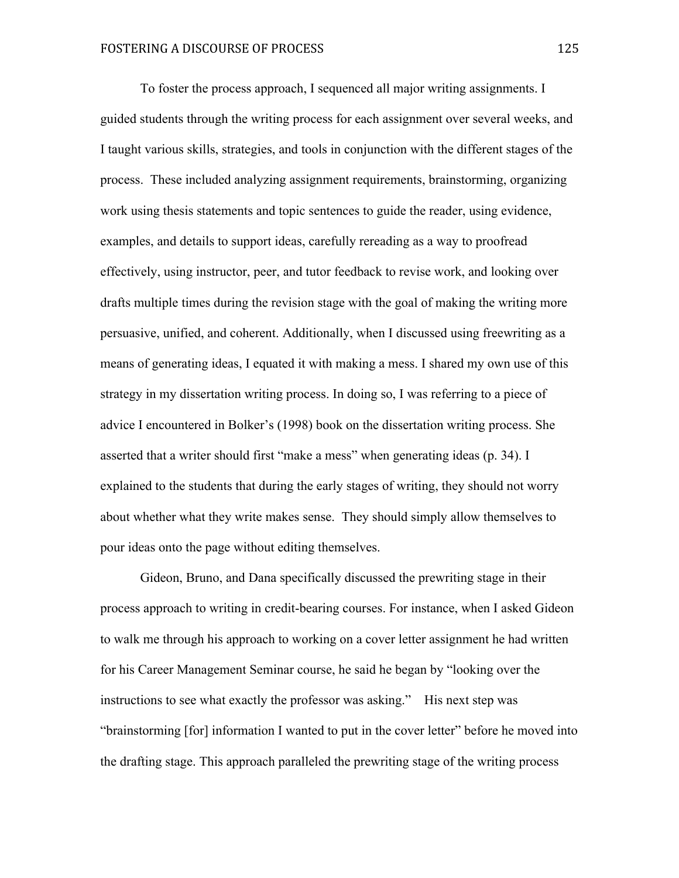To foster the process approach, I sequenced all major writing assignments. I guided students through the writing process for each assignment over several weeks, and I taught various skills, strategies, and tools in conjunction with the different stages of the process. These included analyzing assignment requirements, brainstorming, organizing work using thesis statements and topic sentences to guide the reader, using evidence, examples, and details to support ideas, carefully rereading as a way to proofread effectively, using instructor, peer, and tutor feedback to revise work, and looking over drafts multiple times during the revision stage with the goal of making the writing more persuasive, unified, and coherent. Additionally, when I discussed using freewriting as a means of generating ideas, I equated it with making a mess. I shared my own use of this strategy in my dissertation writing process. In doing so, I was referring to a piece of advice I encountered in Bolker's (1998) book on the dissertation writing process. She asserted that a writer should first "make a mess" when generating ideas (p. 34). I explained to the students that during the early stages of writing, they should not worry about whether what they write makes sense. They should simply allow themselves to pour ideas onto the page without editing themselves.

Gideon, Bruno, and Dana specifically discussed the prewriting stage in their process approach to writing in credit-bearing courses. For instance, when I asked Gideon to walk me through his approach to working on a cover letter assignment he had written for his Career Management Seminar course, he said he began by "looking over the instructions to see what exactly the professor was asking." His next step was "brainstorming [for] information I wanted to put in the cover letter" before he moved into the drafting stage. This approach paralleled the prewriting stage of the writing process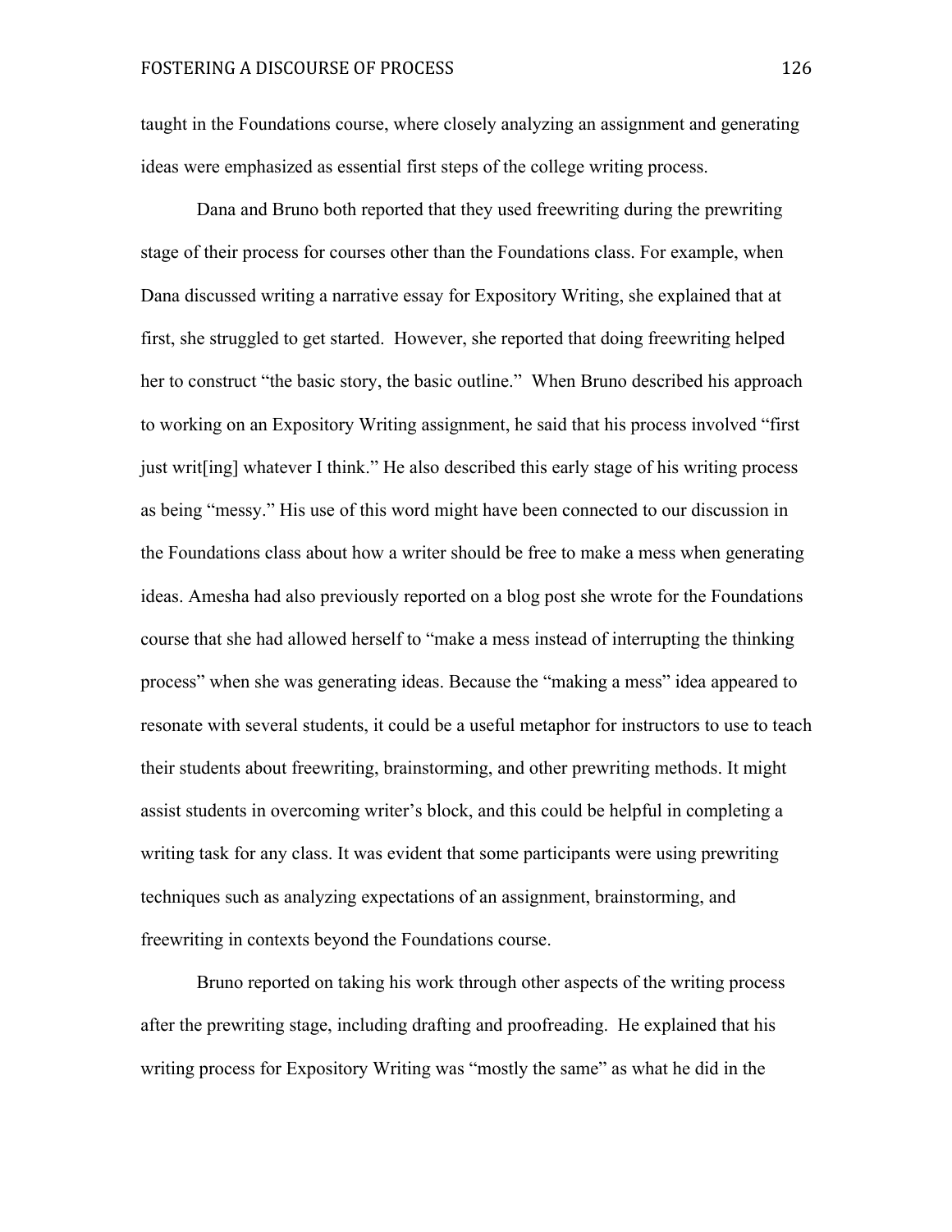taught in the Foundations course, where closely analyzing an assignment and generating ideas were emphasized as essential first steps of the college writing process.

Dana and Bruno both reported that they used freewriting during the prewriting stage of their process for courses other than the Foundations class. For example, when Dana discussed writing a narrative essay for Expository Writing, she explained that at first, she struggled to get started. However, she reported that doing freewriting helped her to construct "the basic story, the basic outline." When Bruno described his approach to working on an Expository Writing assignment, he said that his process involved "first just writ[ing] whatever I think." He also described this early stage of his writing process as being "messy." His use of this word might have been connected to our discussion in the Foundations class about how a writer should be free to make a mess when generating ideas. Amesha had also previously reported on a blog post she wrote for the Foundations course that she had allowed herself to "make a mess instead of interrupting the thinking process" when she was generating ideas. Because the "making a mess" idea appeared to resonate with several students, it could be a useful metaphor for instructors to use to teach their students about freewriting, brainstorming, and other prewriting methods. It might assist students in overcoming writer's block, and this could be helpful in completing a writing task for any class. It was evident that some participants were using prewriting techniques such as analyzing expectations of an assignment, brainstorming, and freewriting in contexts beyond the Foundations course.

Bruno reported on taking his work through other aspects of the writing process after the prewriting stage, including drafting and proofreading. He explained that his writing process for Expository Writing was "mostly the same" as what he did in the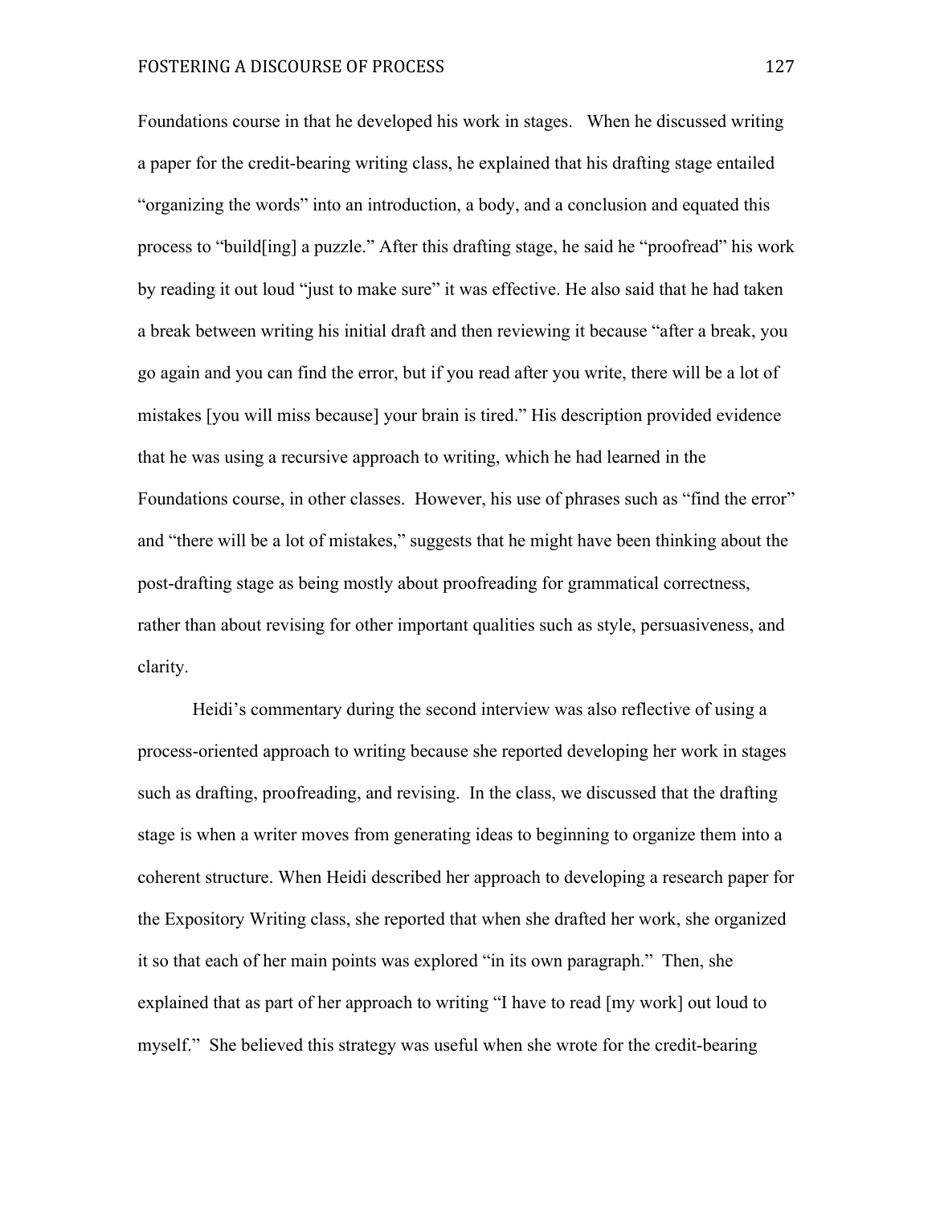Foundations course in that he developed his work in stages.   When he discussed writing a paper for the credit-bearing writing class, he explained that his drafting stage entailed "organizing the words" into an introduction, a body, and a conclusion and equated this process to "build[ing] a puzzle." After this drafting stage, he said he "proofread" his work by reading it out loud "just to make sure" it was effective. He also said that he had taken a break between writing his initial draft and then reviewing it because "after a break, you go again and you can find the error, but if you read after you write, there will be a lot of mistakes [you will miss because] your brain is tired." His description provided evidence that he was using a recursive approach to writing, which he had learned in the Foundations course, in other classes.  However, his use of phrases such as "find the error" and "there will be a lot of mistakes," suggests that he might have been thinking about the post-drafting stage as being mostly about proofreading for grammatical correctness, rather than about revising for other important qualities such as style, persuasiveness, and clarity.

Heidi's commentary during the second interview was also reflective of using a process-oriented approach to writing because she reported developing her work in stages such as drafting, proofreading, and revising.  In the class, we discussed that the drafting stage is when a writer moves from generating ideas to beginning to organize them into a coherent structure. When Heidi described her approach to developing a research paper for the Expository Writing class, she reported that when she drafted her work, she organized it so that each of her main points was explored "in its own paragraph."  Then, she explained that as part of her approach to writing "I have to read [my work] out loud to myself."  She believed this strategy was useful when she wrote for the credit-bearing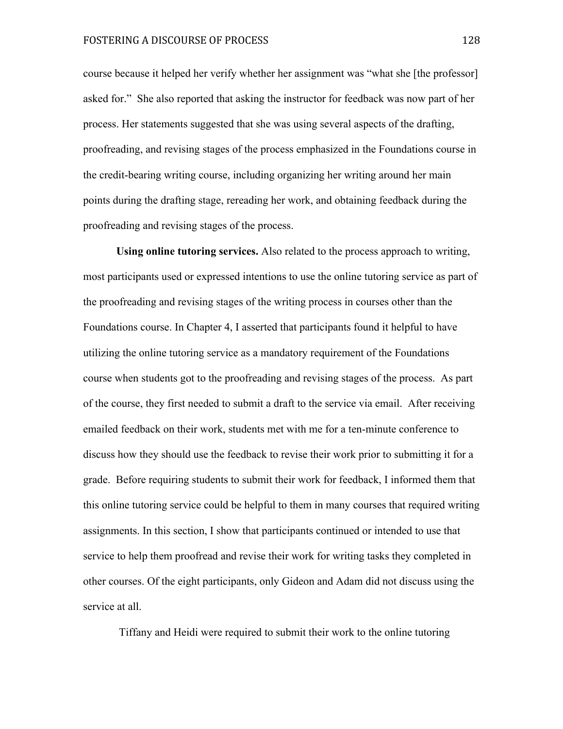course because it helped her verify whether her assignment was "what she [the professor] asked for." She also reported that asking the instructor for feedback was now part of her process. Her statements suggested that she was using several aspects of the drafting, proofreading, and revising stages of the process emphasized in the Foundations course in the credit-bearing writing course, including organizing her writing around her main points during the drafting stage, rereading her work, and obtaining feedback during the proofreading and revising stages of the process.

**Using online tutoring services.** Also related to the process approach to writing, most participants used or expressed intentions to use the online tutoring service as part of the proofreading and revising stages of the writing process in courses other than the Foundations course. In Chapter 4, I asserted that participants found it helpful to have utilizing the online tutoring service as a mandatory requirement of the Foundations course when students got to the proofreading and revising stages of the process. As part of the course, they first needed to submit a draft to the service via email. After receiving emailed feedback on their work, students met with me for a ten-minute conference to discuss how they should use the feedback to revise their work prior to submitting it for a grade. Before requiring students to submit their work for feedback, I informed them that this online tutoring service could be helpful to them in many courses that required writing assignments. In this section, I show that participants continued or intended to use that service to help them proofread and revise their work for writing tasks they completed in other courses. Of the eight participants, only Gideon and Adam did not discuss using the service at all.

Tiffany and Heidi were required to submit their work to the online tutoring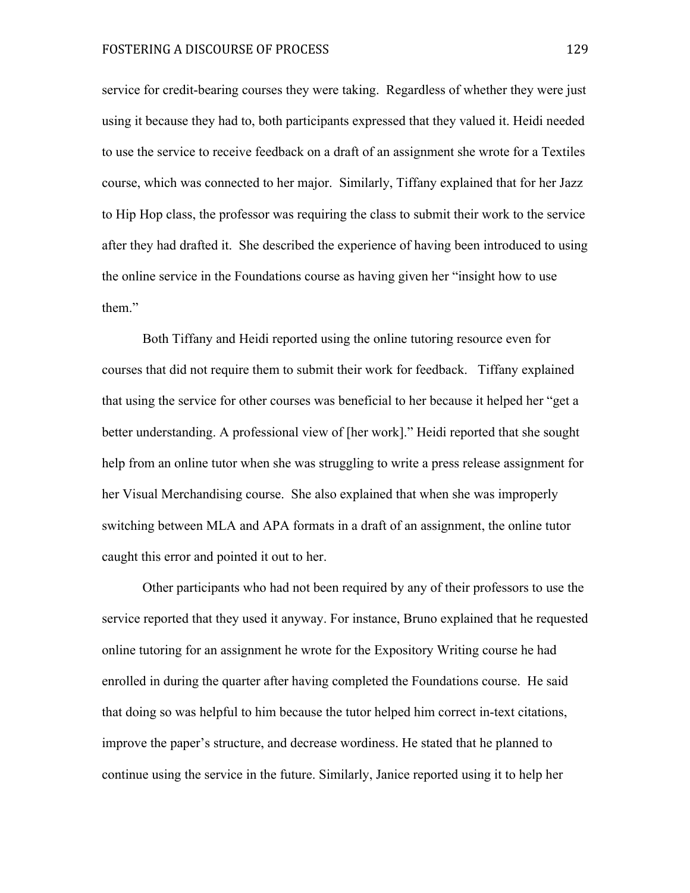service for credit-bearing courses they were taking. Regardless of whether they were just using it because they had to, both participants expressed that they valued it. Heidi needed to use the service to receive feedback on a draft of an assignment she wrote for a Textiles course, which was connected to her major. Similarly, Tiffany explained that for her Jazz to Hip Hop class, the professor was requiring the class to submit their work to the service after they had drafted it. She described the experience of having been introduced to using the online service in the Foundations course as having given her "insight how to use them."

Both Tiffany and Heidi reported using the online tutoring resource even for courses that did not require them to submit their work for feedback. Tiffany explained that using the service for other courses was beneficial to her because it helped her "get a better understanding. A professional view of [her work]." Heidi reported that she sought help from an online tutor when she was struggling to write a press release assignment for her Visual Merchandising course. She also explained that when she was improperly switching between MLA and APA formats in a draft of an assignment, the online tutor caught this error and pointed it out to her.

Other participants who had not been required by any of their professors to use the service reported that they used it anyway. For instance, Bruno explained that he requested online tutoring for an assignment he wrote for the Expository Writing course he had enrolled in during the quarter after having completed the Foundations course. He said that doing so was helpful to him because the tutor helped him correct in-text citations, improve the paper's structure, and decrease wordiness. He stated that he planned to continue using the service in the future. Similarly, Janice reported using it to help her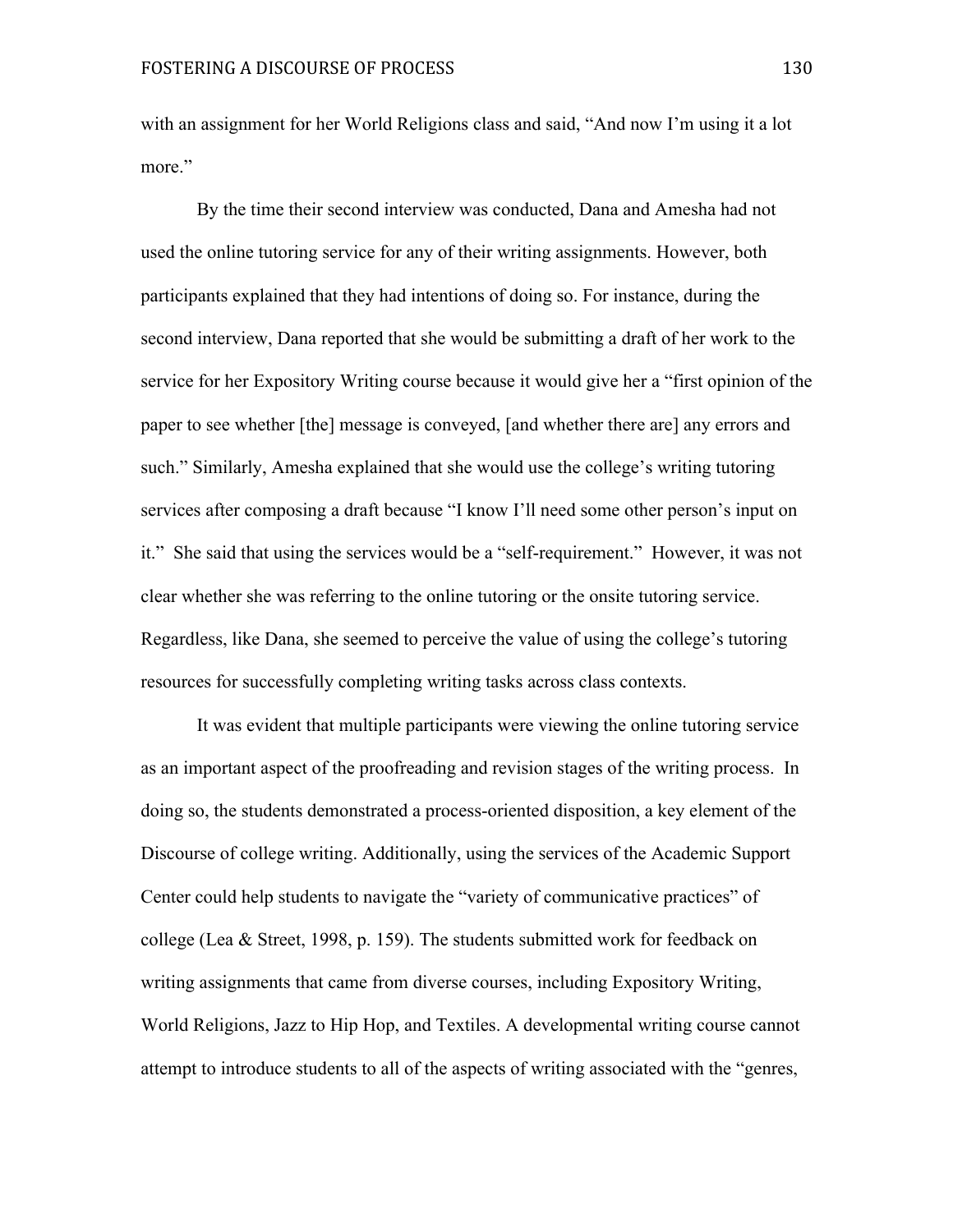with an assignment for her World Religions class and said, "And now I'm using it a lot more."

By the time their second interview was conducted, Dana and Amesha had not used the online tutoring service for any of their writing assignments. However, both participants explained that they had intentions of doing so. For instance, during the second interview, Dana reported that she would be submitting a draft of her work to the service for her Expository Writing course because it would give her a "first opinion of the paper to see whether [the] message is conveyed, [and whether there are] any errors and such." Similarly, Amesha explained that she would use the college's writing tutoring services after composing a draft because "I know I'll need some other person's input on it." She said that using the services would be a "self-requirement." However, it was not clear whether she was referring to the online tutoring or the onsite tutoring service. Regardless, like Dana, she seemed to perceive the value of using the college's tutoring resources for successfully completing writing tasks across class contexts.

It was evident that multiple participants were viewing the online tutoring service as an important aspect of the proofreading and revision stages of the writing process. In doing so, the students demonstrated a process-oriented disposition, a key element of the Discourse of college writing. Additionally, using the services of the Academic Support Center could help students to navigate the "variety of communicative practices" of college (Lea & Street, 1998, p. 159). The students submitted work for feedback on writing assignments that came from diverse courses, including Expository Writing, World Religions, Jazz to Hip Hop, and Textiles. A developmental writing course cannot attempt to introduce students to all of the aspects of writing associated with the "genres,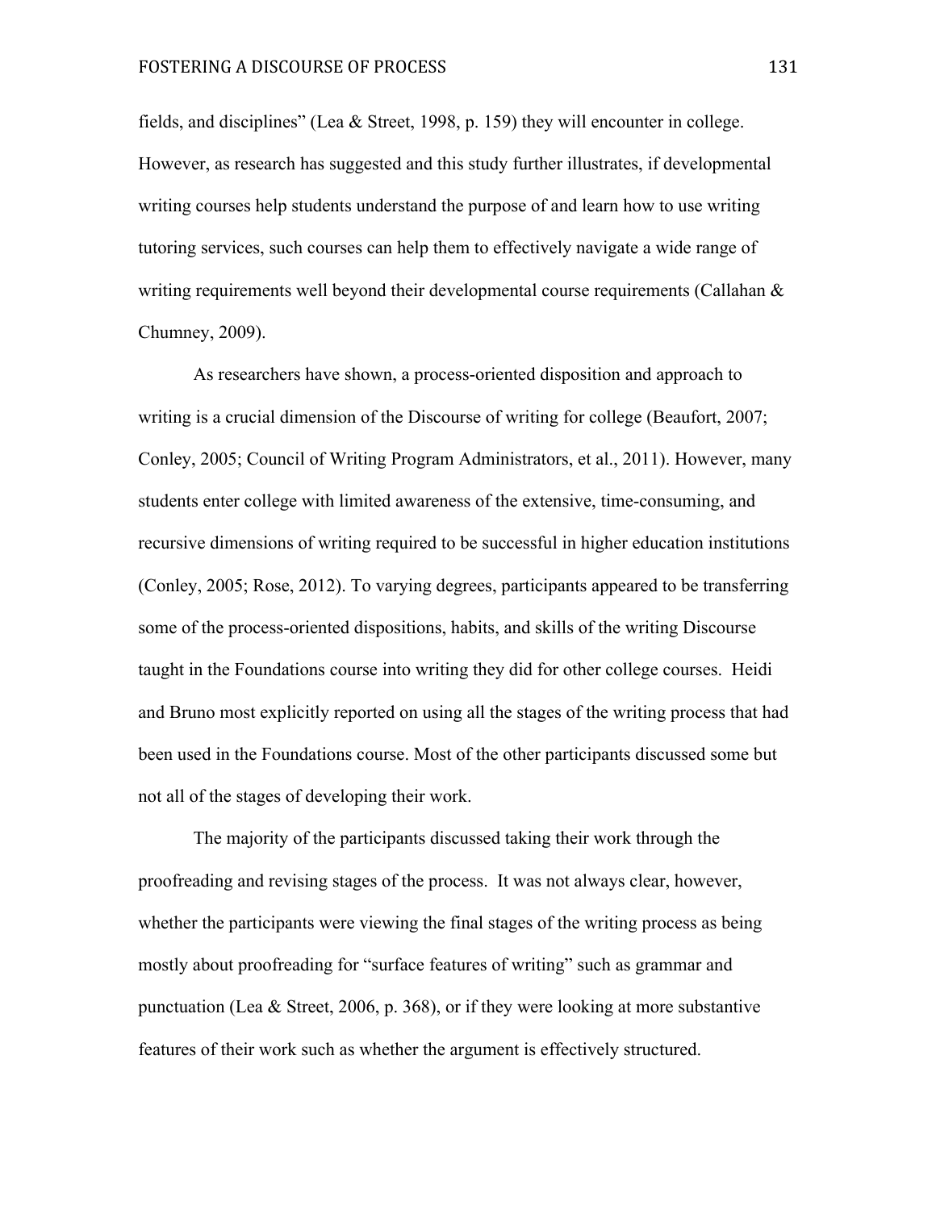fields, and disciplines" (Lea & Street, 1998, p. 159) they will encounter in college. However, as research has suggested and this study further illustrates, if developmental writing courses help students understand the purpose of and learn how to use writing tutoring services, such courses can help them to effectively navigate a wide range of writing requirements well beyond their developmental course requirements (Callahan & Chumney, 2009).

As researchers have shown, a process-oriented disposition and approach to writing is a crucial dimension of the Discourse of writing for college (Beaufort, 2007; Conley, 2005; Council of Writing Program Administrators, et al., 2011). However, many students enter college with limited awareness of the extensive, time-consuming, and recursive dimensions of writing required to be successful in higher education institutions (Conley, 2005; Rose, 2012). To varying degrees, participants appeared to be transferring some of the process-oriented dispositions, habits, and skills of the writing Discourse taught in the Foundations course into writing they did for other college courses. Heidi and Bruno most explicitly reported on using all the stages of the writing process that had been used in the Foundations course. Most of the other participants discussed some but not all of the stages of developing their work.

The majority of the participants discussed taking their work through the proofreading and revising stages of the process. It was not always clear, however, whether the participants were viewing the final stages of the writing process as being mostly about proofreading for "surface features of writing" such as grammar and punctuation (Lea & Street, 2006, p. 368), or if they were looking at more substantive features of their work such as whether the argument is effectively structured.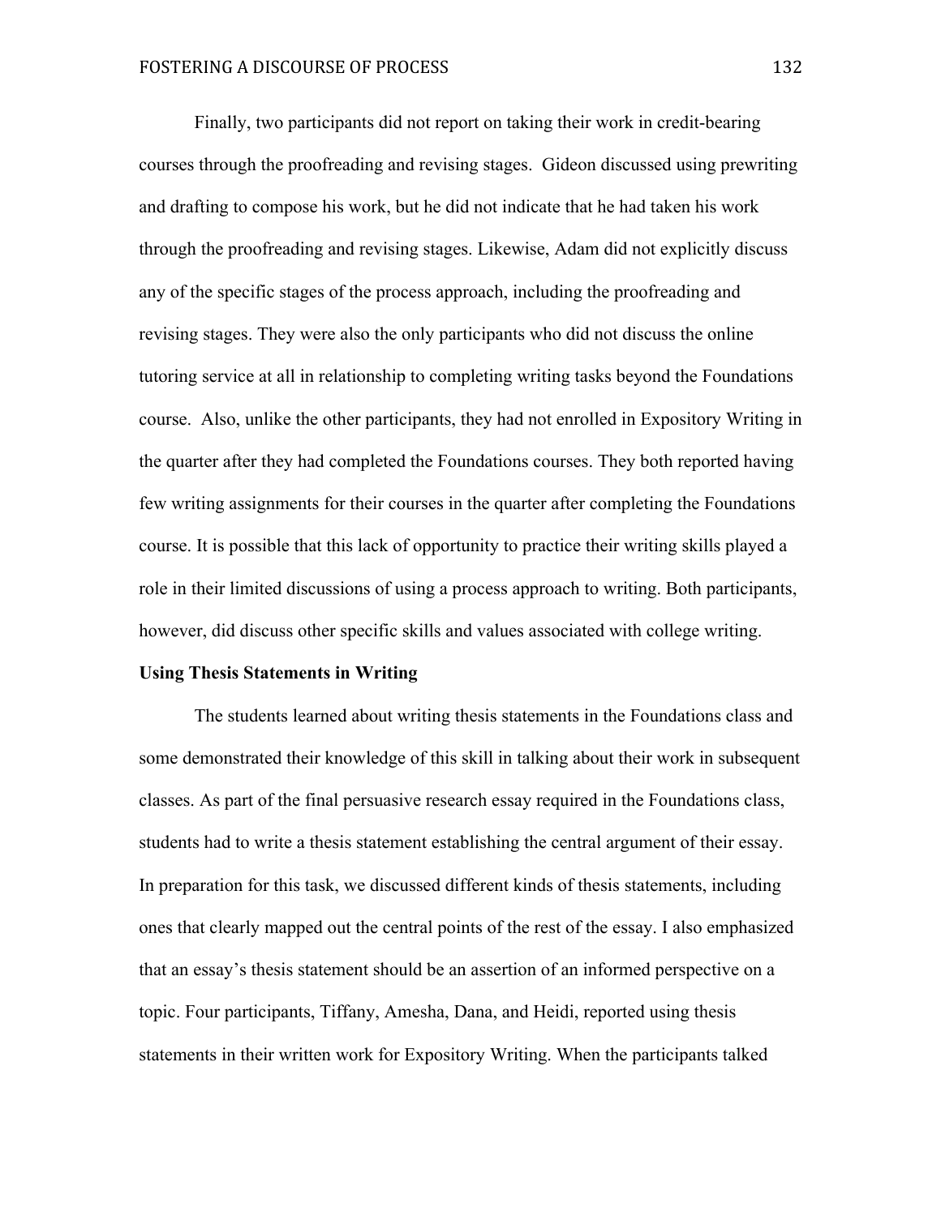Finally, two participants did not report on taking their work in credit-bearing courses through the proofreading and revising stages. Gideon discussed using prewriting and drafting to compose his work, but he did not indicate that he had taken his work through the proofreading and revising stages. Likewise, Adam did not explicitly discuss any of the specific stages of the process approach, including the proofreading and revising stages. They were also the only participants who did not discuss the online tutoring service at all in relationship to completing writing tasks beyond the Foundations course. Also, unlike the other participants, they had not enrolled in Expository Writing in the quarter after they had completed the Foundations courses. They both reported having few writing assignments for their courses in the quarter after completing the Foundations course. It is possible that this lack of opportunity to practice their writing skills played a role in their limited discussions of using a process approach to writing. Both participants, however, did discuss other specific skills and values associated with college writing.

**Using Thesis Statements in Writing**

The students learned about writing thesis statements in the Foundations class and some demonstrated their knowledge of this skill in talking about their work in subsequent classes. As part of the final persuasive research essay required in the Foundations class, students had to write a thesis statement establishing the central argument of their essay. In preparation for this task, we discussed different kinds of thesis statements, including ones that clearly mapped out the central points of the rest of the essay. I also emphasized that an essay's thesis statement should be an assertion of an informed perspective on a topic. Four participants, Tiffany, Amesha, Dana, and Heidi, reported using thesis statements in their written work for Expository Writing. When the participants talked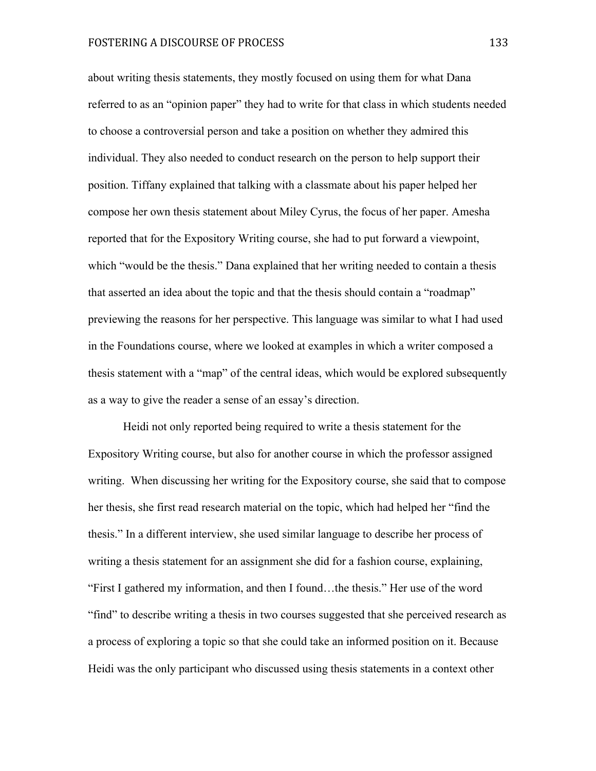about writing thesis statements, they mostly focused on using them for what Dana referred to as an "opinion paper" they had to write for that class in which students needed to choose a controversial person and take a position on whether they admired this individual. They also needed to conduct research on the person to help support their position. Tiffany explained that talking with a classmate about his paper helped her compose her own thesis statement about Miley Cyrus, the focus of her paper. Amesha reported that for the Expository Writing course, she had to put forward a viewpoint, which "would be the thesis." Dana explained that her writing needed to contain a thesis that asserted an idea about the topic and that the thesis should contain a "roadmap" previewing the reasons for her perspective. This language was similar to what I had used in the Foundations course, where we looked at examples in which a writer composed a thesis statement with a "map" of the central ideas, which would be explored subsequently as a way to give the reader a sense of an essay's direction.

Heidi not only reported being required to write a thesis statement for the Expository Writing course, but also for another course in which the professor assigned writing. When discussing her writing for the Expository course, she said that to compose her thesis, she first read research material on the topic, which had helped her "find the thesis." In a different interview, she used similar language to describe her process of writing a thesis statement for an assignment she did for a fashion course, explaining, "First I gathered my information, and then I found…the thesis." Her use of the word "find" to describe writing a thesis in two courses suggested that she perceived research as a process of exploring a topic so that she could take an informed position on it. Because Heidi was the only participant who discussed using thesis statements in a context other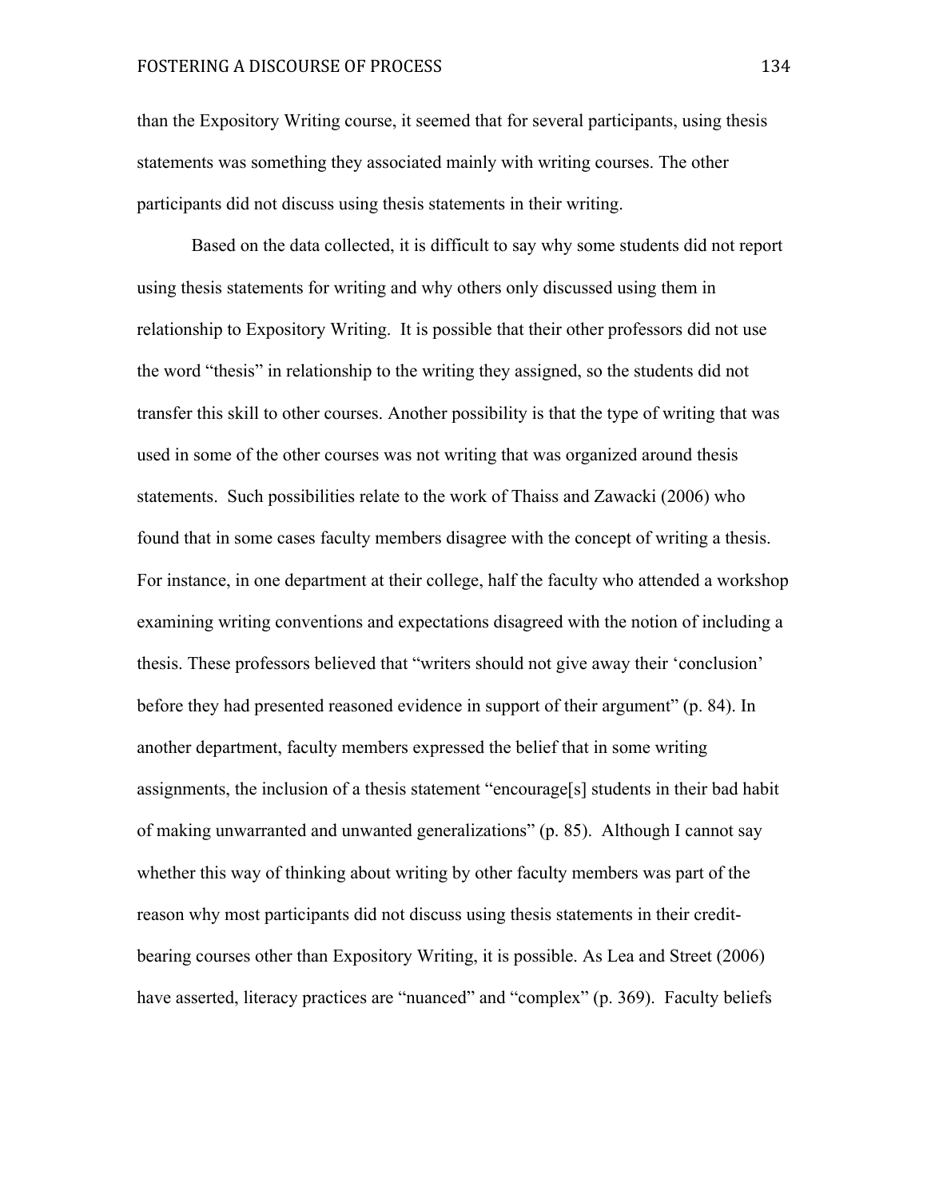than the Expository Writing course, it seemed that for several participants, using thesis statements was something they associated mainly with writing courses. The other participants did not discuss using thesis statements in their writing.

Based on the data collected, it is difficult to say why some students did not report using thesis statements for writing and why others only discussed using them in relationship to Expository Writing. It is possible that their other professors did not use the word "thesis" in relationship to the writing they assigned, so the students did not transfer this skill to other courses. Another possibility is that the type of writing that was used in some of the other courses was not writing that was organized around thesis statements. Such possibilities relate to the work of Thaiss and Zawacki (2006) who found that in some cases faculty members disagree with the concept of writing a thesis. For instance, in one department at their college, half the faculty who attended a workshop examining writing conventions and expectations disagreed with the notion of including a thesis. These professors believed that "writers should not give away their 'conclusion' before they had presented reasoned evidence in support of their argument" (p. 84). In another department, faculty members expressed the belief that in some writing assignments, the inclusion of a thesis statement "encourage[s] students in their bad habit of making unwarranted and unwanted generalizations" (p. 85). Although I cannot say whether this way of thinking about writing by other faculty members was part of the reason why most participants did not discuss using thesis statements in their credit-bearing courses other than Expository Writing, it is possible. As Lea and Street (2006) have asserted, literacy practices are "nuanced" and "complex" (p. 369). Faculty beliefs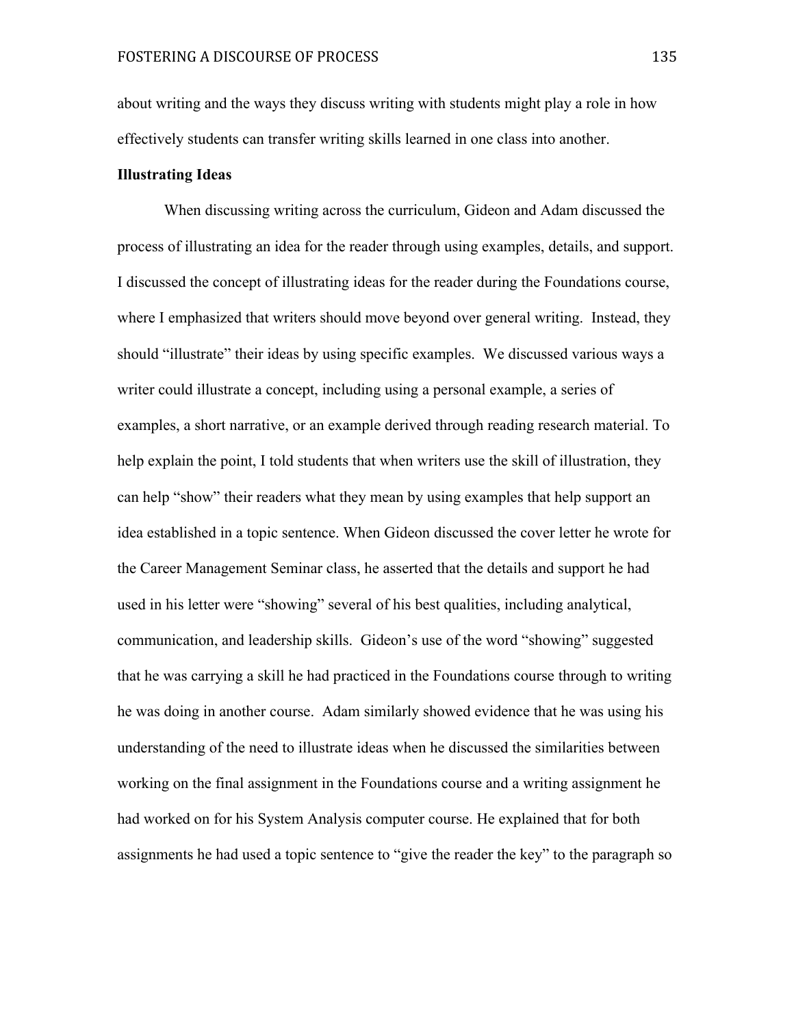about writing and the ways they discuss writing with students might play a role in how effectively students can transfer writing skills learned in one class into another.

**Illustrating Ideas**

When discussing writing across the curriculum, Gideon and Adam discussed the process of illustrating an idea for the reader through using examples, details, and support. I discussed the concept of illustrating ideas for the reader during the Foundations course, where I emphasized that writers should move beyond over general writing. Instead, they should "illustrate" their ideas by using specific examples. We discussed various ways a writer could illustrate a concept, including using a personal example, a series of examples, a short narrative, or an example derived through reading research material. To help explain the point, I told students that when writers use the skill of illustration, they can help "show" their readers what they mean by using examples that help support an idea established in a topic sentence. When Gideon discussed the cover letter he wrote for the Career Management Seminar class, he asserted that the details and support he had used in his letter were "showing" several of his best qualities, including analytical, communication, and leadership skills. Gideon's use of the word "showing" suggested that he was carrying a skill he had practiced in the Foundations course through to writing he was doing in another course. Adam similarly showed evidence that he was using his understanding of the need to illustrate ideas when he discussed the similarities between working on the final assignment in the Foundations course and a writing assignment he had worked on for his System Analysis computer course. He explained that for both assignments he had used a topic sentence to "give the reader the key" to the paragraph so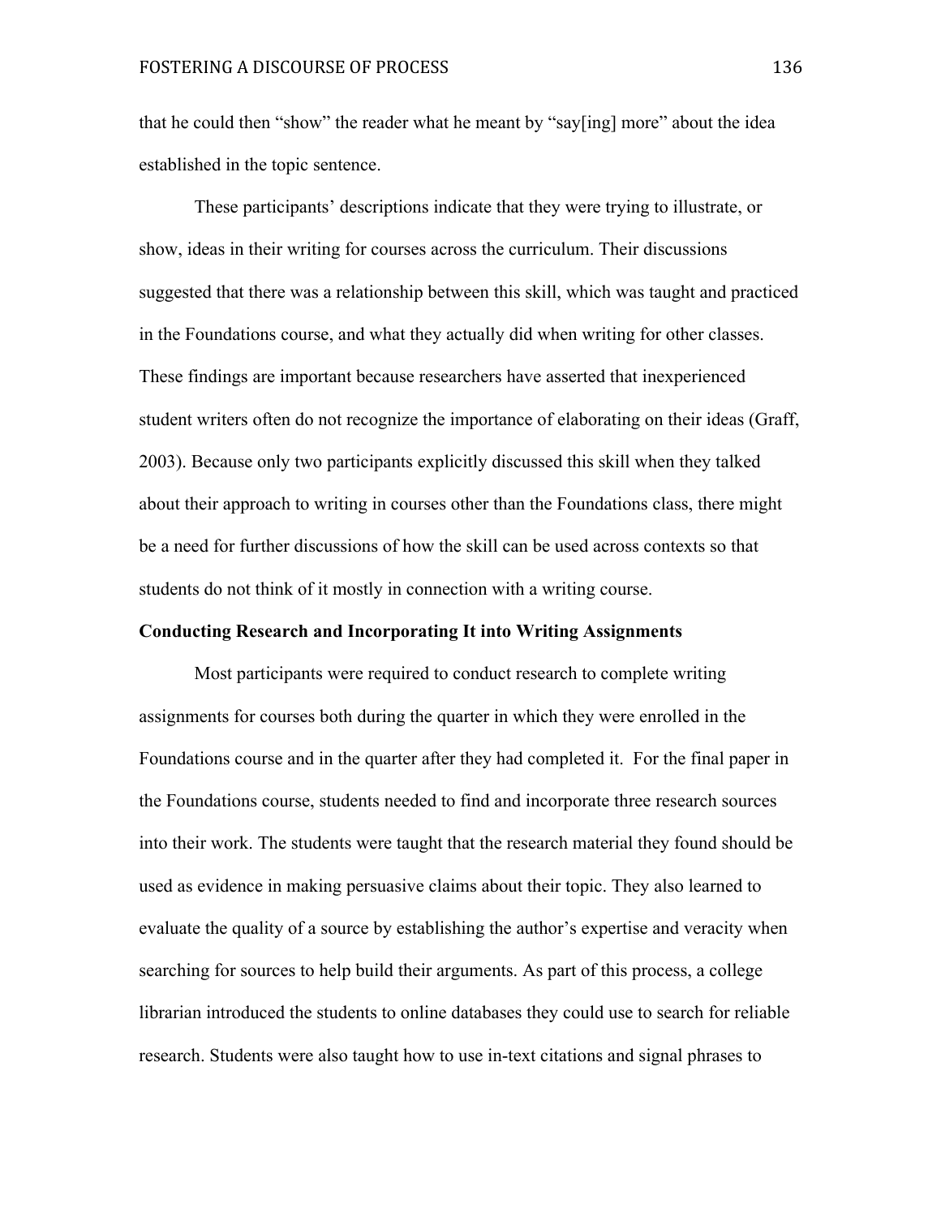that he could then "show" the reader what he meant by "say[ing] more" about the idea established in the topic sentence.

These participants' descriptions indicate that they were trying to illustrate, or show, ideas in their writing for courses across the curriculum. Their discussions suggested that there was a relationship between this skill, which was taught and practiced in the Foundations course, and what they actually did when writing for other classes. These findings are important because researchers have asserted that inexperienced student writers often do not recognize the importance of elaborating on their ideas (Graff, 2003). Because only two participants explicitly discussed this skill when they talked about their approach to writing in courses other than the Foundations class, there might be a need for further discussions of how the skill can be used across contexts so that students do not think of it mostly in connection with a writing course.

**Conducting Research and Incorporating It into Writing Assignments**

Most participants were required to conduct research to complete writing assignments for courses both during the quarter in which they were enrolled in the Foundations course and in the quarter after they had completed it. For the final paper in the Foundations course, students needed to find and incorporate three research sources into their work. The students were taught that the research material they found should be used as evidence in making persuasive claims about their topic. They also learned to evaluate the quality of a source by establishing the author's expertise and veracity when searching for sources to help build their arguments. As part of this process, a college librarian introduced the students to online databases they could use to search for reliable research. Students were also taught how to use in-text citations and signal phrases to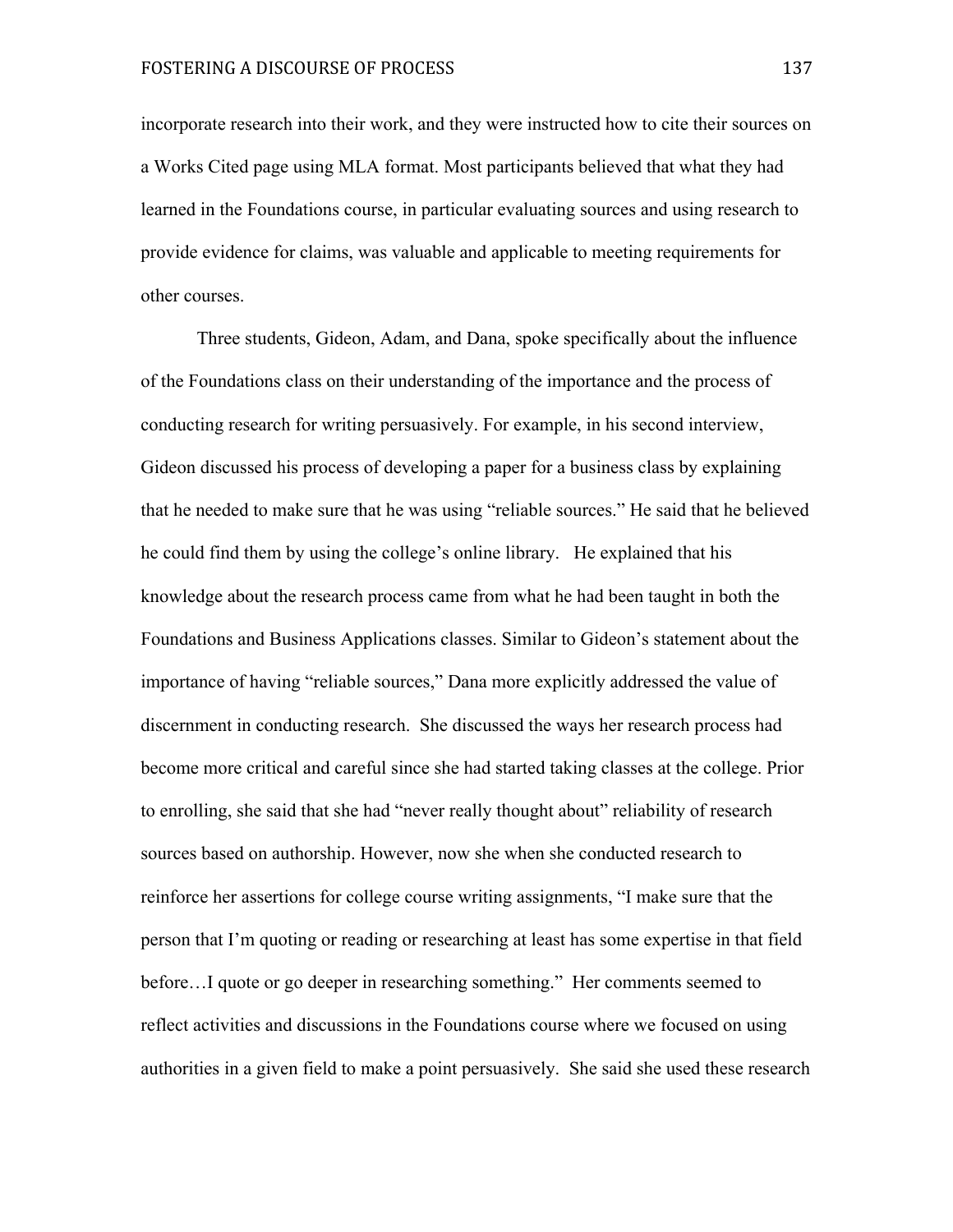incorporate research into their work, and they were instructed how to cite their sources on a Works Cited page using MLA format. Most participants believed that what they had learned in the Foundations course, in particular evaluating sources and using research to provide evidence for claims, was valuable and applicable to meeting requirements for other courses.

Three students, Gideon, Adam, and Dana, spoke specifically about the influence of the Foundations class on their understanding of the importance and the process of conducting research for writing persuasively. For example, in his second interview, Gideon discussed his process of developing a paper for a business class by explaining that he needed to make sure that he was using "reliable sources." He said that he believed he could find them by using the college's online library. He explained that his knowledge about the research process came from what he had been taught in both the Foundations and Business Applications classes. Similar to Gideon's statement about the importance of having "reliable sources," Dana more explicitly addressed the value of discernment in conducting research. She discussed the ways her research process had become more critical and careful since she had started taking classes at the college. Prior to enrolling, she said that she had "never really thought about" reliability of research sources based on authorship. However, now she when she conducted research to reinforce her assertions for college course writing assignments, "I make sure that the person that I'm quoting or reading or researching at least has some expertise in that field before…I quote or go deeper in researching something." Her comments seemed to reflect activities and discussions in the Foundations course where we focused on using authorities in a given field to make a point persuasively. She said she used these research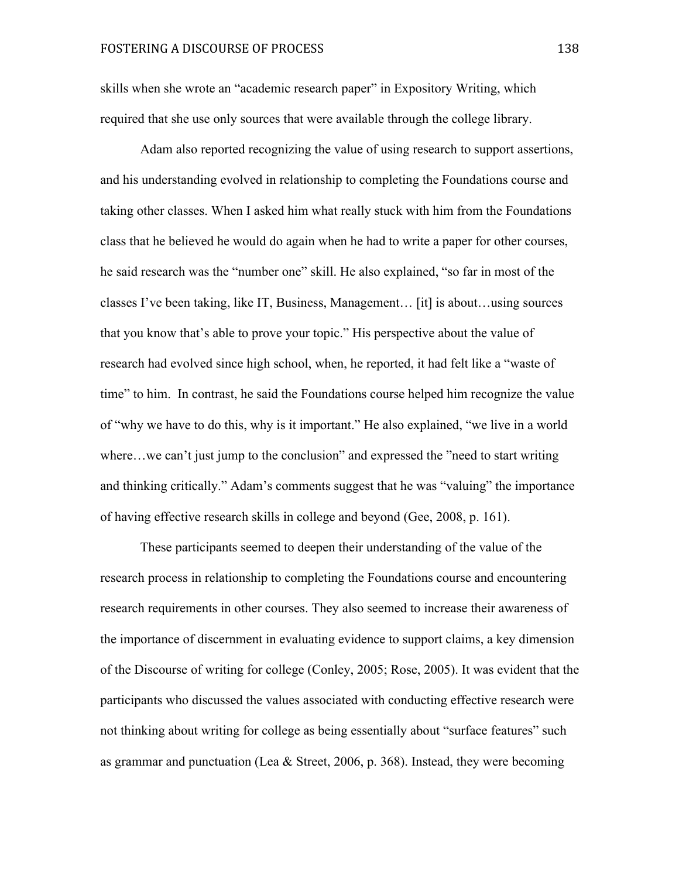skills when she wrote an "academic research paper" in Expository Writing, which required that she use only sources that were available through the college library.

Adam also reported recognizing the value of using research to support assertions, and his understanding evolved in relationship to completing the Foundations course and taking other classes. When I asked him what really stuck with him from the Foundations class that he believed he would do again when he had to write a paper for other courses, he said research was the "number one" skill. He also explained, "so far in most of the classes I've been taking, like IT, Business, Management… [it] is about…using sources that you know that's able to prove your topic." His perspective about the value of research had evolved since high school, when, he reported, it had felt like a "waste of time" to him. In contrast, he said the Foundations course helped him recognize the value of "why we have to do this, why is it important." He also explained, "we live in a world where…we can't just jump to the conclusion" and expressed the "need to start writing and thinking critically." Adam's comments suggest that he was "valuing" the importance of having effective research skills in college and beyond (Gee, 2008, p. 161).

These participants seemed to deepen their understanding of the value of the research process in relationship to completing the Foundations course and encountering research requirements in other courses. They also seemed to increase their awareness of the importance of discernment in evaluating evidence to support claims, a key dimension of the Discourse of writing for college (Conley, 2005; Rose, 2005). It was evident that the participants who discussed the values associated with conducting effective research were not thinking about writing for college as being essentially about "surface features" such as grammar and punctuation (Lea & Street, 2006, p. 368). Instead, they were becoming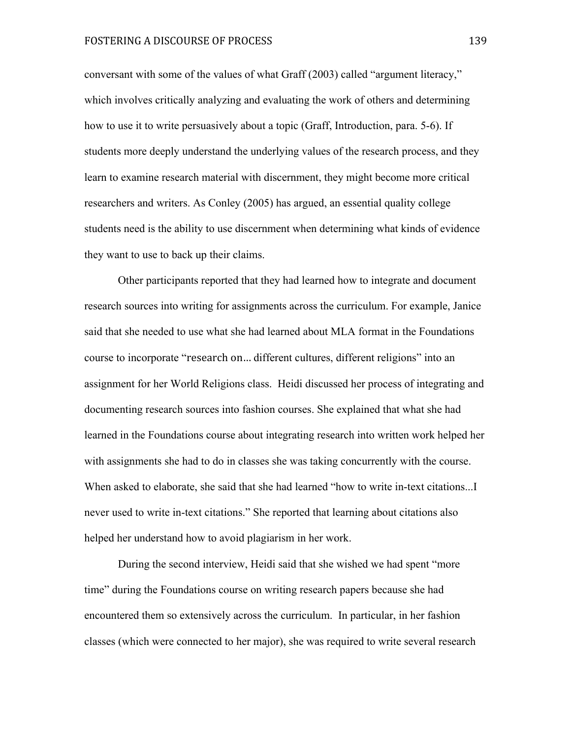conversant with some of the values of what Graff (2003) called "argument literacy," which involves critically analyzing and evaluating the work of others and determining how to use it to write persuasively about a topic (Graff, Introduction, para. 5-6). If students more deeply understand the underlying values of the research process, and they learn to examine research material with discernment, they might become more critical researchers and writers. As Conley (2005) has argued, an essential quality college students need is the ability to use discernment when determining what kinds of evidence they want to use to back up their claims.

Other participants reported that they had learned how to integrate and document research sources into writing for assignments across the curriculum. For example, Janice said that she needed to use what she had learned about MLA format in the Foundations course to incorporate "research on… different cultures, different religions" into an assignment for her World Religions class. Heidi discussed her process of integrating and documenting research sources into fashion courses. She explained that what she had learned in the Foundations course about integrating research into written work helped her with assignments she had to do in classes she was taking concurrently with the course. When asked to elaborate, she said that she had learned "how to write in-text citations...I never used to write in-text citations." She reported that learning about citations also helped her understand how to avoid plagiarism in her work.

During the second interview, Heidi said that she wished we had spent "more time" during the Foundations course on writing research papers because she had encountered them so extensively across the curriculum. In particular, in her fashion classes (which were connected to her major), she was required to write several research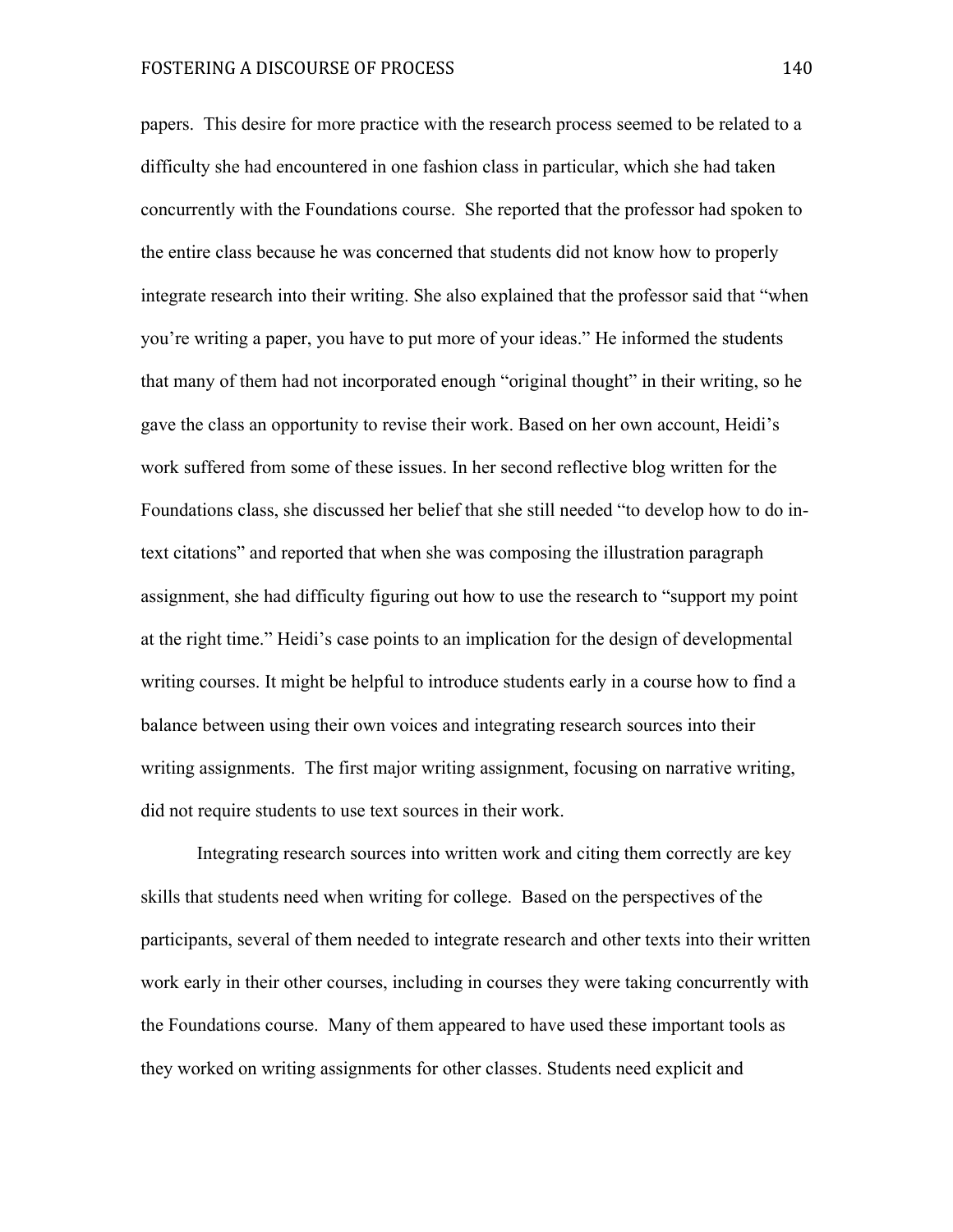papers. This desire for more practice with the research process seemed to be related to a difficulty she had encountered in one fashion class in particular, which she had taken concurrently with the Foundations course. She reported that the professor had spoken to the entire class because he was concerned that students did not know how to properly integrate research into their writing. She also explained that the professor said that "when you're writing a paper, you have to put more of your ideas." He informed the students that many of them had not incorporated enough "original thought" in their writing, so he gave the class an opportunity to revise their work. Based on her own account, Heidi's work suffered from some of these issues. In her second reflective blog written for the Foundations class, she discussed her belief that she still needed "to develop how to do in-text citations" and reported that when she was composing the illustration paragraph assignment, she had difficulty figuring out how to use the research to "support my point at the right time." Heidi's case points to an implication for the design of developmental writing courses. It might be helpful to introduce students early in a course how to find a balance between using their own voices and integrating research sources into their writing assignments. The first major writing assignment, focusing on narrative writing, did not require students to use text sources in their work.

Integrating research sources into written work and citing them correctly are key skills that students need when writing for college. Based on the perspectives of the participants, several of them needed to integrate research and other texts into their written work early in their other courses, including in courses they were taking concurrently with the Foundations course. Many of them appeared to have used these important tools as they worked on writing assignments for other classes. Students need explicit and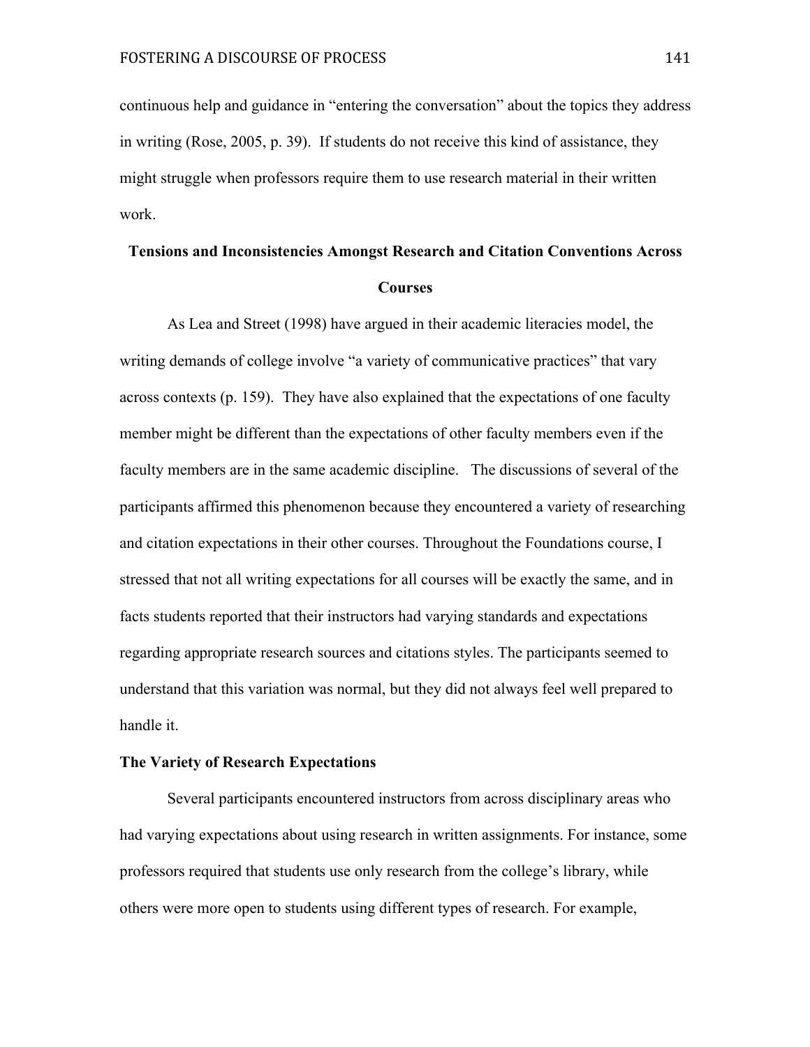continuous help and guidance in "entering the conversation" about the topics they address in writing (Rose, 2005, p. 39). If students do not receive this kind of assistance, they might struggle when professors require them to use research material in their written work.

## Tensions and Inconsistencies Amongst Research and Citation Conventions Across Courses

As Lea and Street (1998) have argued in their academic literacies model, the writing demands of college involve "a variety of communicative practices" that vary across contexts (p. 159). They have also explained that the expectations of one faculty member might be different than the expectations of other faculty members even if the faculty members are in the same academic discipline. The discussions of several of the participants affirmed this phenomenon because they encountered a variety of researching and citation expectations in their other courses. Throughout the Foundations course, I stressed that not all writing expectations for all courses will be exactly the same, and in facts students reported that their instructors had varying standards and expectations regarding appropriate research sources and citations styles. The participants seemed to understand that this variation was normal, but they did not always feel well prepared to handle it.

### The Variety of Research Expectations

Several participants encountered instructors from across disciplinary areas who had varying expectations about using research in written assignments. For instance, some professors required that students use only research from the college's library, while others were more open to students using different types of research. For example,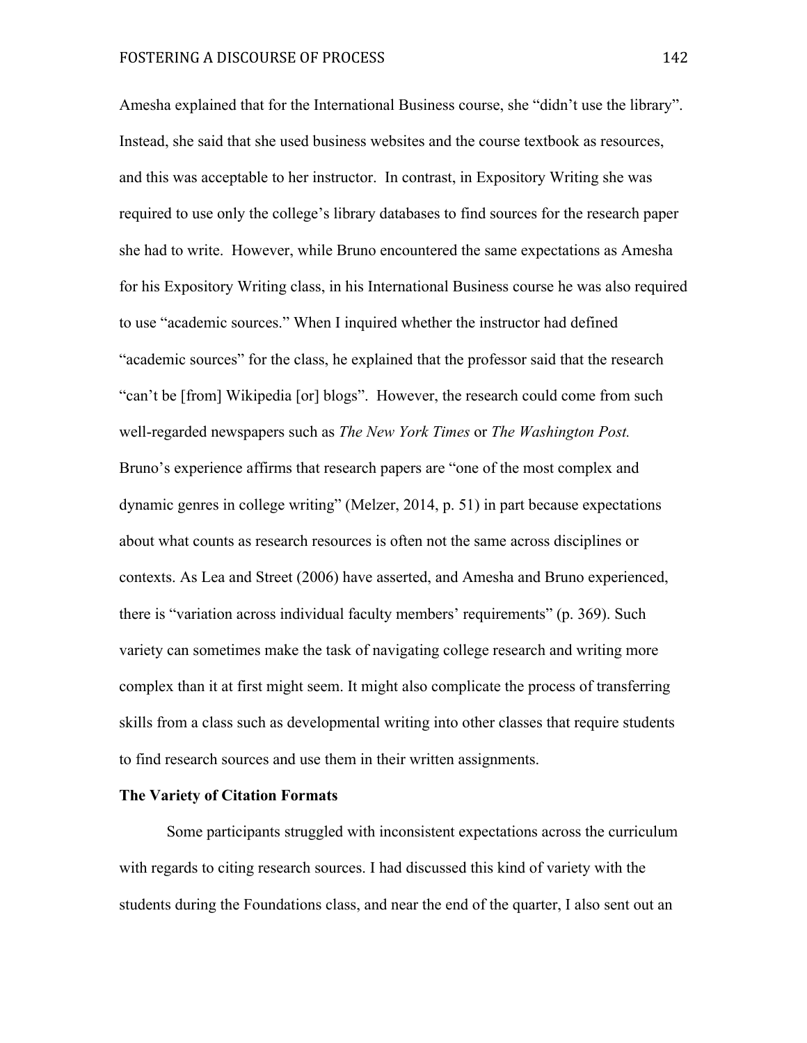Amesha explained that for the International Business course, she "didn't use the library". Instead, she said that she used business websites and the course textbook as resources, and this was acceptable to her instructor. In contrast, in Expository Writing she was required to use only the college's library databases to find sources for the research paper she had to write. However, while Bruno encountered the same expectations as Amesha for his Expository Writing class, in his International Business course he was also required to use "academic sources." When I inquired whether the instructor had defined "academic sources" for the class, he explained that the professor said that the research "can't be [from] Wikipedia [or] blogs". However, the research could come from such well-regarded newspapers such as *The New York Times* or *The Washington Post.* Bruno's experience affirms that research papers are "one of the most complex and dynamic genres in college writing" (Melzer, 2014, p. 51) in part because expectations about what counts as research resources is often not the same across disciplines or contexts. As Lea and Street (2006) have asserted, and Amesha and Bruno experienced, there is "variation across individual faculty members' requirements" (p. 369). Such variety can sometimes make the task of navigating college research and writing more complex than it at first might seem. It might also complicate the process of transferring skills from a class such as developmental writing into other classes that require students to find research sources and use them in their written assignments.

**The Variety of Citation Formats**

Some participants struggled with inconsistent expectations across the curriculum with regards to citing research sources. I had discussed this kind of variety with the students during the Foundations class, and near the end of the quarter, I also sent out an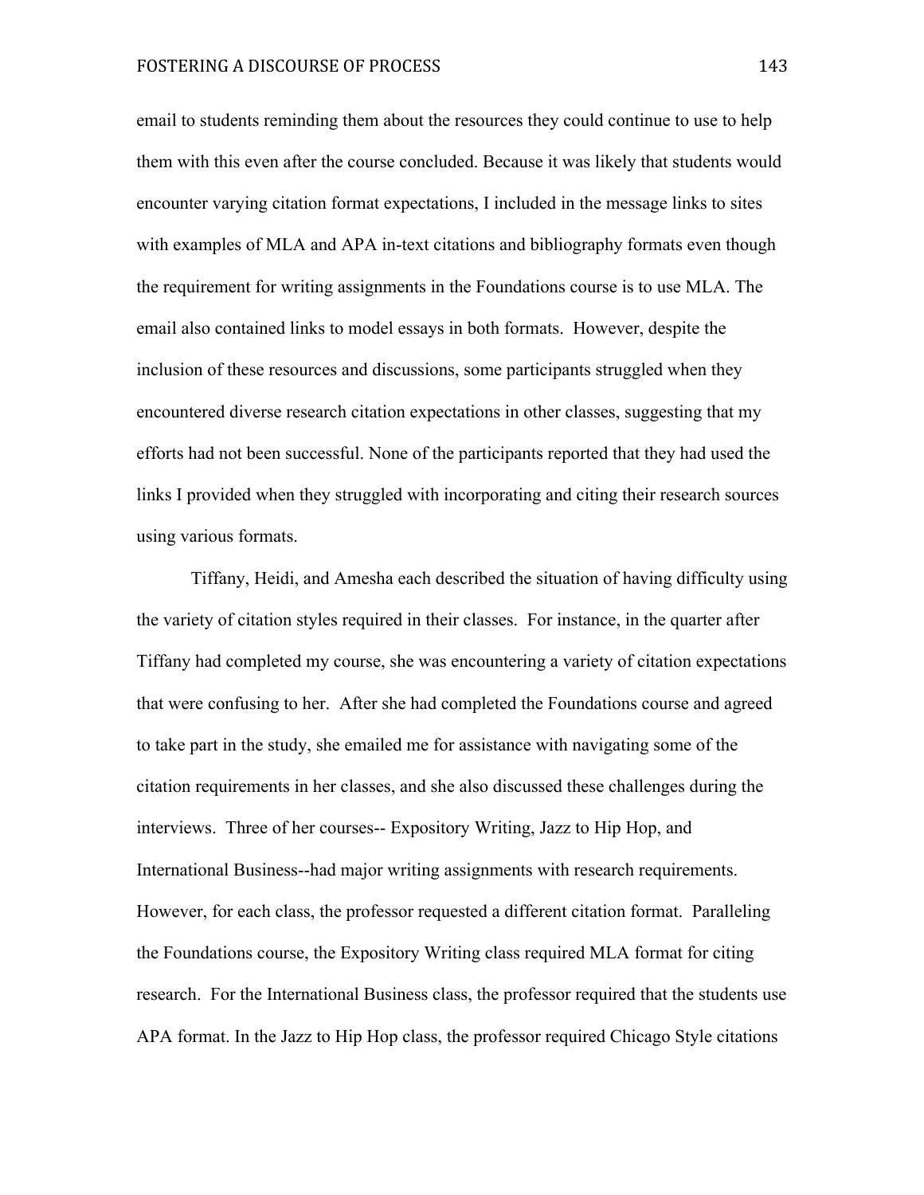email to students reminding them about the resources they could continue to use to help them with this even after the course concluded. Because it was likely that students would encounter varying citation format expectations, I included in the message links to sites with examples of MLA and APA in-text citations and bibliography formats even though the requirement for writing assignments in the Foundations course is to use MLA. The email also contained links to model essays in both formats. However, despite the inclusion of these resources and discussions, some participants struggled when they encountered diverse research citation expectations in other classes, suggesting that my efforts had not been successful. None of the participants reported that they had used the links I provided when they struggled with incorporating and citing their research sources using various formats.

Tiffany, Heidi, and Amesha each described the situation of having difficulty using the variety of citation styles required in their classes. For instance, in the quarter after Tiffany had completed my course, she was encountering a variety of citation expectations that were confusing to her. After she had completed the Foundations course and agreed to take part in the study, she emailed me for assistance with navigating some of the citation requirements in her classes, and she also discussed these challenges during the interviews. Three of her courses-- Expository Writing, Jazz to Hip Hop, and International Business--had major writing assignments with research requirements. However, for each class, the professor requested a different citation format. Paralleling the Foundations course, the Expository Writing class required MLA format for citing research. For the International Business class, the professor required that the students use APA format. In the Jazz to Hip Hop class, the professor required Chicago Style citations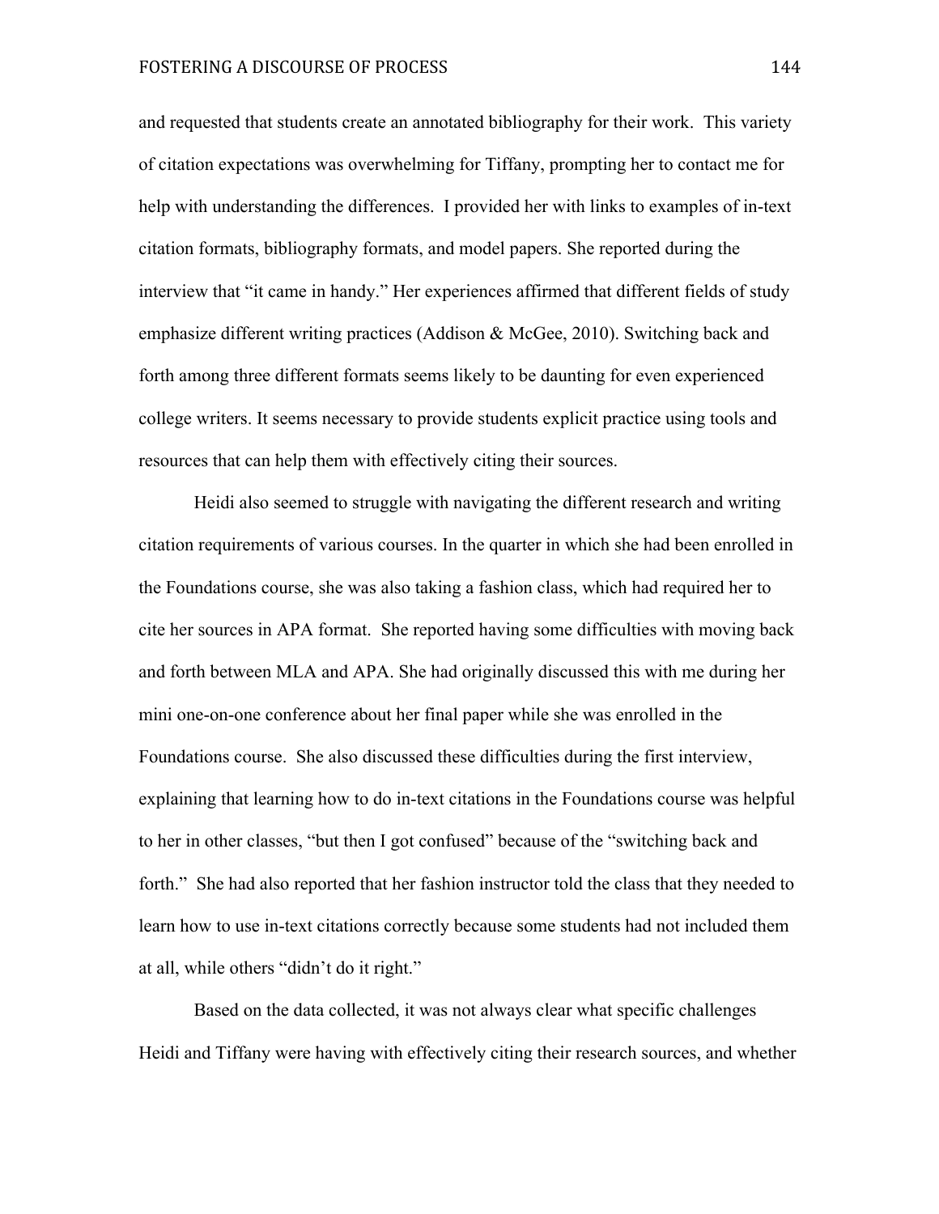and requested that students create an annotated bibliography for their work. This variety of citation expectations was overwhelming for Tiffany, prompting her to contact me for help with understanding the differences. I provided her with links to examples of in-text citation formats, bibliography formats, and model papers. She reported during the interview that "it came in handy." Her experiences affirmed that different fields of study emphasize different writing practices (Addison & McGee, 2010). Switching back and forth among three different formats seems likely to be daunting for even experienced college writers. It seems necessary to provide students explicit practice using tools and resources that can help them with effectively citing their sources.

Heidi also seemed to struggle with navigating the different research and writing citation requirements of various courses. In the quarter in which she had been enrolled in the Foundations course, she was also taking a fashion class, which had required her to cite her sources in APA format. She reported having some difficulties with moving back and forth between MLA and APA. She had originally discussed this with me during her mini one-on-one conference about her final paper while she was enrolled in the Foundations course. She also discussed these difficulties during the first interview, explaining that learning how to do in-text citations in the Foundations course was helpful to her in other classes, "but then I got confused" because of the "switching back and forth." She had also reported that her fashion instructor told the class that they needed to learn how to use in-text citations correctly because some students had not included them at all, while others "didn't do it right."

Based on the data collected, it was not always clear what specific challenges Heidi and Tiffany were having with effectively citing their research sources, and whether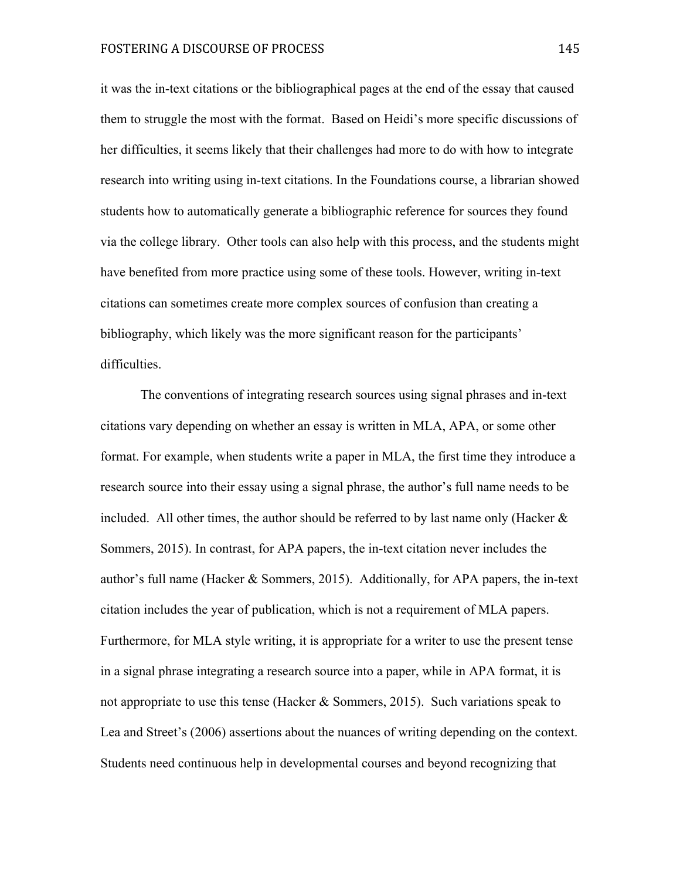it was the in-text citations or the bibliographical pages at the end of the essay that caused them to struggle the most with the format. Based on Heidi's more specific discussions of her difficulties, it seems likely that their challenges had more to do with how to integrate research into writing using in-text citations. In the Foundations course, a librarian showed students how to automatically generate a bibliographic reference for sources they found via the college library. Other tools can also help with this process, and the students might have benefited from more practice using some of these tools. However, writing in-text citations can sometimes create more complex sources of confusion than creating a bibliography, which likely was the more significant reason for the participants' difficulties.

The conventions of integrating research sources using signal phrases and in-text citations vary depending on whether an essay is written in MLA, APA, or some other format. For example, when students write a paper in MLA, the first time they introduce a research source into their essay using a signal phrase, the author's full name needs to be included. All other times, the author should be referred to by last name only (Hacker & Sommers, 2015). In contrast, for APA papers, the in-text citation never includes the author's full name (Hacker & Sommers, 2015). Additionally, for APA papers, the in-text citation includes the year of publication, which is not a requirement of MLA papers. Furthermore, for MLA style writing, it is appropriate for a writer to use the present tense in a signal phrase integrating a research source into a paper, while in APA format, it is not appropriate to use this tense (Hacker & Sommers, 2015). Such variations speak to Lea and Street's (2006) assertions about the nuances of writing depending on the context. Students need continuous help in developmental courses and beyond recognizing that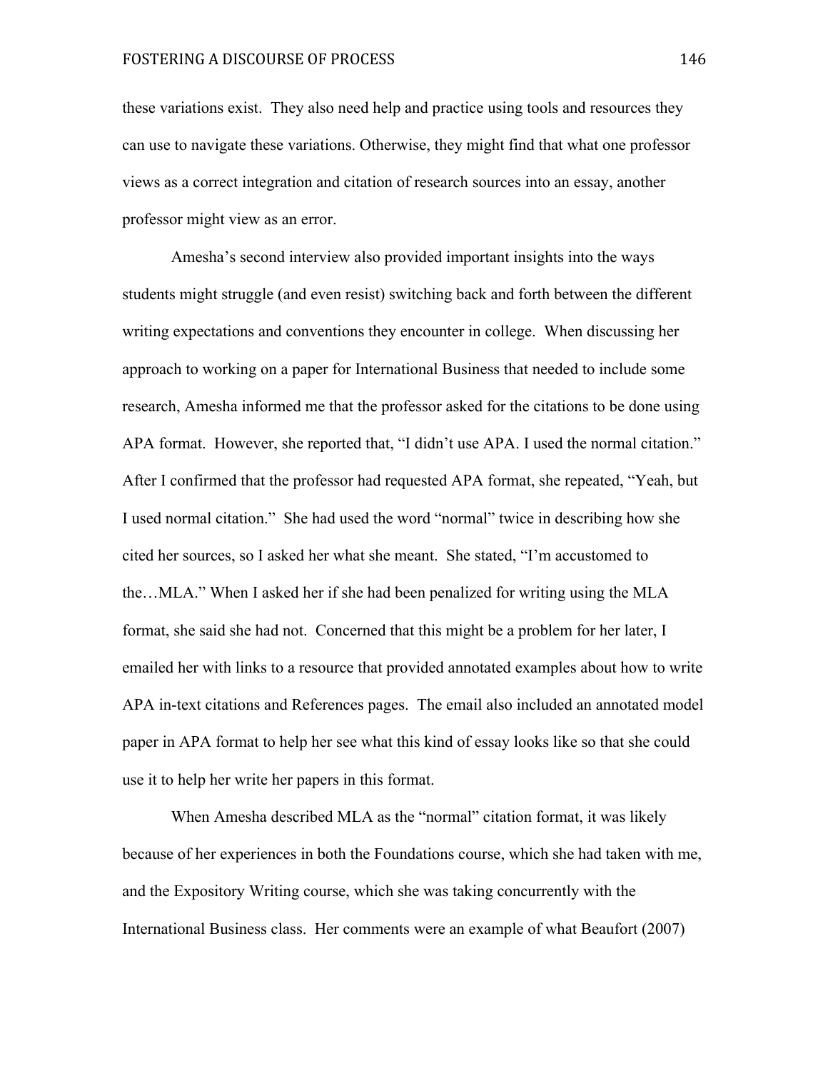these variations exist. They also need help and practice using tools and resources they can use to navigate these variations. Otherwise, they might find that what one professor views as a correct integration and citation of research sources into an essay, another professor might view as an error.

Amesha's second interview also provided important insights into the ways students might struggle (and even resist) switching back and forth between the different writing expectations and conventions they encounter in college. When discussing her approach to working on a paper for International Business that needed to include some research, Amesha informed me that the professor asked for the citations to be done using APA format. However, she reported that, "I didn't use APA. I used the normal citation." After I confirmed that the professor had requested APA format, she repeated, "Yeah, but I used normal citation." She had used the word "normal" twice in describing how she cited her sources, so I asked her what she meant. She stated, "I'm accustomed to the…MLA." When I asked her if she had been penalized for writing using the MLA format, she said she had not. Concerned that this might be a problem for her later, I emailed her with links to a resource that provided annotated examples about how to write APA in-text citations and References pages. The email also included an annotated model paper in APA format to help her see what this kind of essay looks like so that she could use it to help her write her papers in this format.

When Amesha described MLA as the "normal" citation format, it was likely because of her experiences in both the Foundations course, which she had taken with me, and the Expository Writing course, which she was taking concurrently with the International Business class. Her comments were an example of what Beaufort (2007)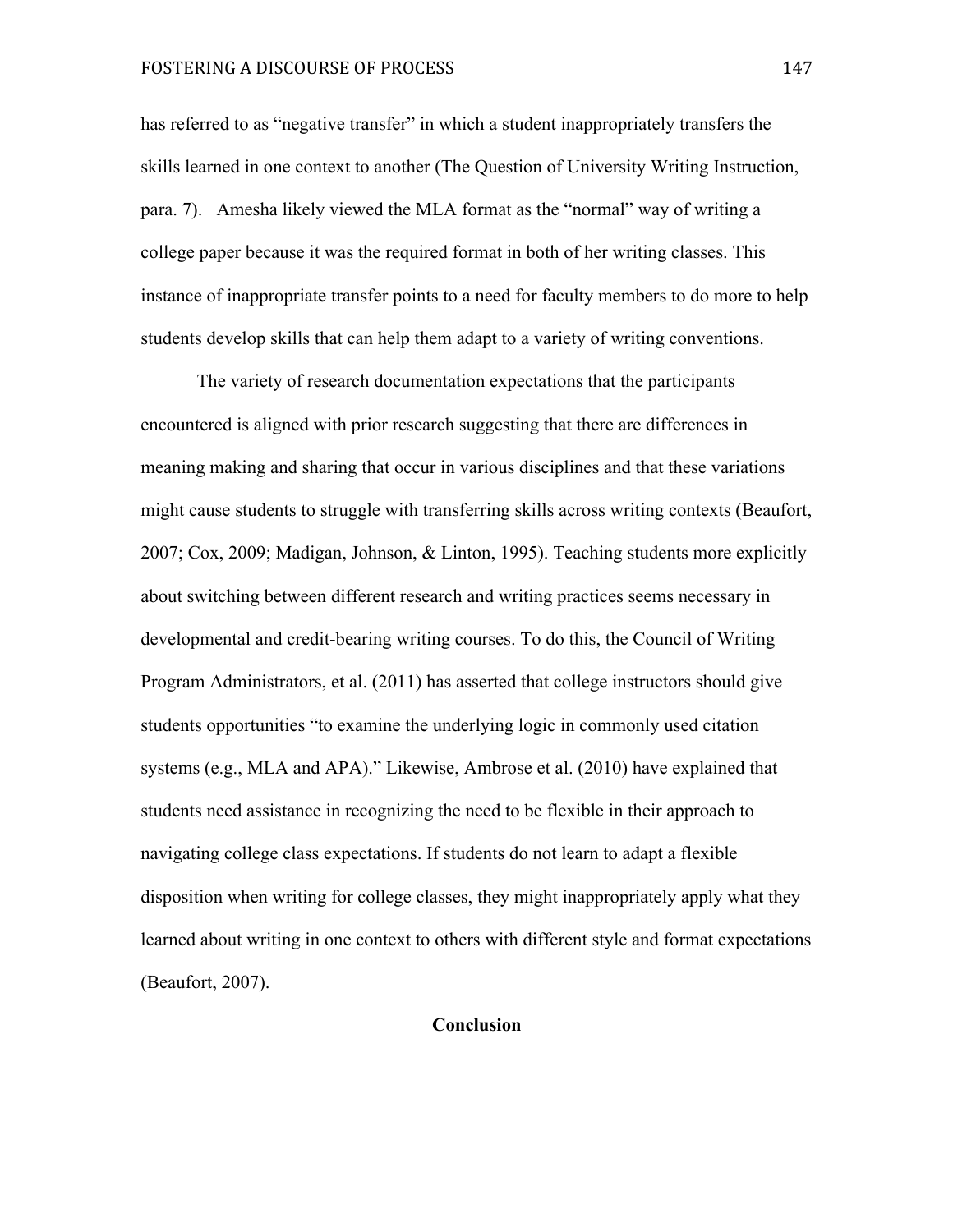has referred to as "negative transfer" in which a student inappropriately transfers the skills learned in one context to another (The Question of University Writing Instruction, para. 7). Amesha likely viewed the MLA format as the "normal" way of writing a college paper because it was the required format in both of her writing classes. This instance of inappropriate transfer points to a need for faculty members to do more to help students develop skills that can help them adapt to a variety of writing conventions.

The variety of research documentation expectations that the participants encountered is aligned with prior research suggesting that there are differences in meaning making and sharing that occur in various disciplines and that these variations might cause students to struggle with transferring skills across writing contexts (Beaufort, 2007; Cox, 2009; Madigan, Johnson, & Linton, 1995). Teaching students more explicitly about switching between different research and writing practices seems necessary in developmental and credit-bearing writing courses. To do this, the Council of Writing Program Administrators, et al. (2011) has asserted that college instructors should give students opportunities "to examine the underlying logic in commonly used citation systems (e.g., MLA and APA)." Likewise, Ambrose et al. (2010) have explained that students need assistance in recognizing the need to be flexible in their approach to navigating college class expectations. If students do not learn to adapt a flexible disposition when writing for college classes, they might inappropriately apply what they learned about writing in one context to others with different style and format expectations (Beaufort, 2007).

## Conclusion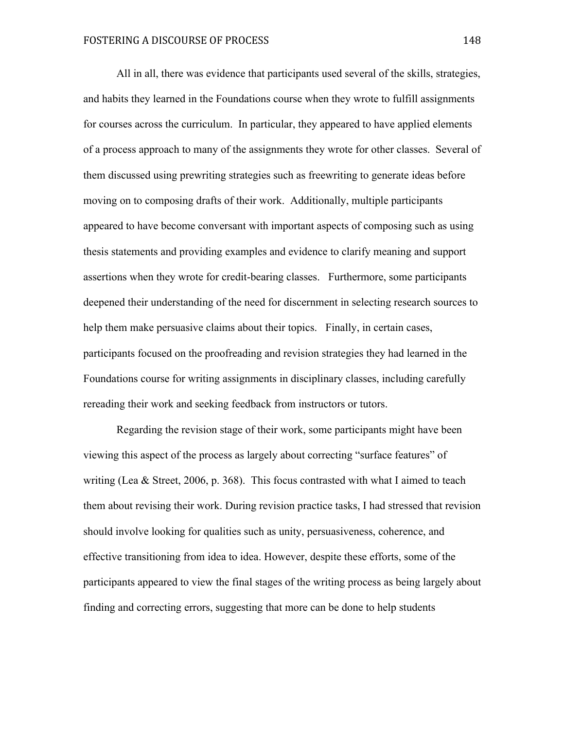All in all, there was evidence that participants used several of the skills, strategies, and habits they learned in the Foundations course when they wrote to fulfill assignments for courses across the curriculum. In particular, they appeared to have applied elements of a process approach to many of the assignments they wrote for other classes. Several of them discussed using prewriting strategies such as freewriting to generate ideas before moving on to composing drafts of their work. Additionally, multiple participants appeared to have become conversant with important aspects of composing such as using thesis statements and providing examples and evidence to clarify meaning and support assertions when they wrote for credit-bearing classes. Furthermore, some participants deepened their understanding of the need for discernment in selecting research sources to help them make persuasive claims about their topics. Finally, in certain cases, participants focused on the proofreading and revision strategies they had learned in the Foundations course for writing assignments in disciplinary classes, including carefully rereading their work and seeking feedback from instructors or tutors.

Regarding the revision stage of their work, some participants might have been viewing this aspect of the process as largely about correcting "surface features" of writing (Lea & Street, 2006, p. 368). This focus contrasted with what I aimed to teach them about revising their work. During revision practice tasks, I had stressed that revision should involve looking for qualities such as unity, persuasiveness, coherence, and effective transitioning from idea to idea. However, despite these efforts, some of the participants appeared to view the final stages of the writing process as being largely about finding and correcting errors, suggesting that more can be done to help students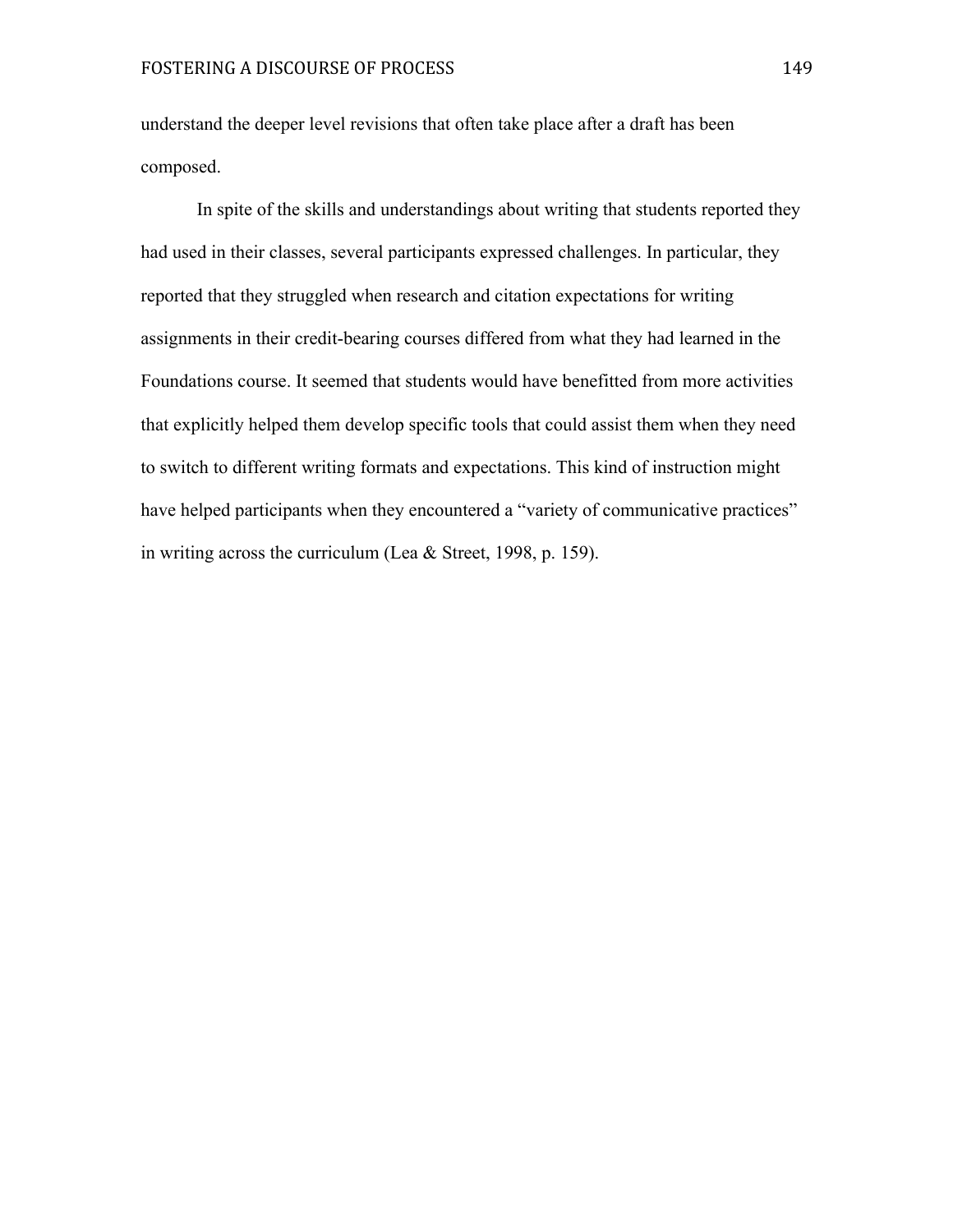understand the deeper level revisions that often take place after a draft has been composed.

In spite of the skills and understandings about writing that students reported they had used in their classes, several participants expressed challenges. In particular, they reported that they struggled when research and citation expectations for writing assignments in their credit-bearing courses differed from what they had learned in the Foundations course. It seemed that students would have benefitted from more activities that explicitly helped them develop specific tools that could assist them when they need to switch to different writing formats and expectations. This kind of instruction might have helped participants when they encountered a "variety of communicative practices" in writing across the curriculum (Lea & Street, 1998, p. 159).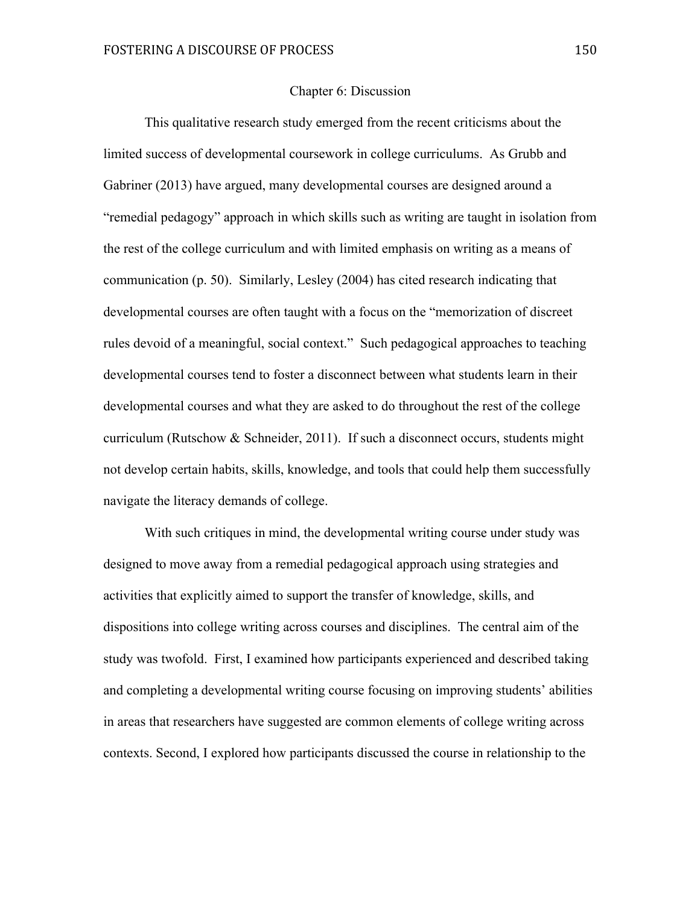# Chapter 6: Discussion

This qualitative research study emerged from the recent criticisms about the limited success of developmental coursework in college curriculums. As Grubb and Gabriner (2013) have argued, many developmental courses are designed around a "remedial pedagogy" approach in which skills such as writing are taught in isolation from the rest of the college curriculum and with limited emphasis on writing as a means of communication (p. 50). Similarly, Lesley (2004) has cited research indicating that developmental courses are often taught with a focus on the "memorization of discreet rules devoid of a meaningful, social context." Such pedagogical approaches to teaching developmental courses tend to foster a disconnect between what students learn in their developmental courses and what they are asked to do throughout the rest of the college curriculum (Rutschow & Schneider, 2011). If such a disconnect occurs, students might not develop certain habits, skills, knowledge, and tools that could help them successfully navigate the literacy demands of college.

With such critiques in mind, the developmental writing course under study was designed to move away from a remedial pedagogical approach using strategies and activities that explicitly aimed to support the transfer of knowledge, skills, and dispositions into college writing across courses and disciplines. The central aim of the study was twofold. First, I examined how participants experienced and described taking and completing a developmental writing course focusing on improving students' abilities in areas that researchers have suggested are common elements of college writing across contexts. Second, I explored how participants discussed the course in relationship to the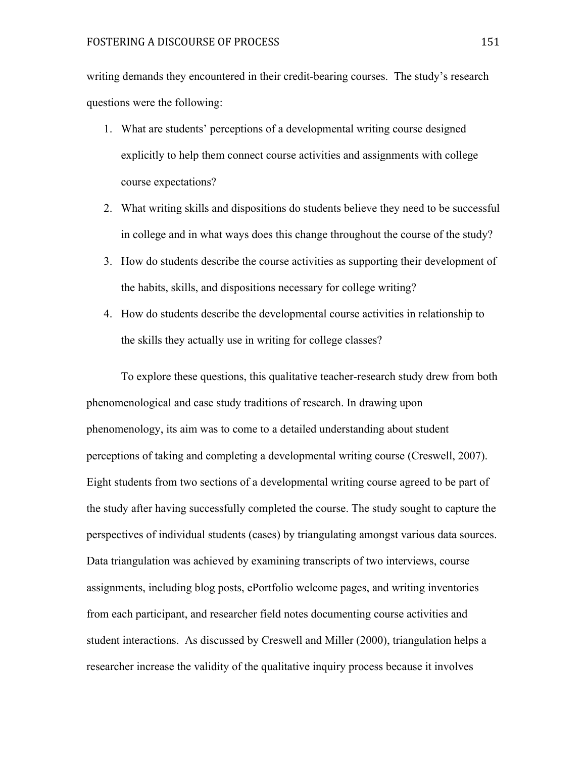writing demands they encountered in their credit-bearing courses. The study's research questions were the following:

1. What are students' perceptions of a developmental writing course designed explicitly to help them connect course activities and assignments with college course expectations?
2. What writing skills and dispositions do students believe they need to be successful in college and in what ways does this change throughout the course of the study?
3. How do students describe the course activities as supporting their development of the habits, skills, and dispositions necessary for college writing?
4. How do students describe the developmental course activities in relationship to the skills they actually use in writing for college classes?

To explore these questions, this qualitative teacher-research study drew from both phenomenological and case study traditions of research. In drawing upon phenomenology, its aim was to come to a detailed understanding about student perceptions of taking and completing a developmental writing course (Creswell, 2007). Eight students from two sections of a developmental writing course agreed to be part of the study after having successfully completed the course. The study sought to capture the perspectives of individual students (cases) by triangulating amongst various data sources. Data triangulation was achieved by examining transcripts of two interviews, course assignments, including blog posts, ePortfolio welcome pages, and writing inventories from each participant, and researcher field notes documenting course activities and student interactions. As discussed by Creswell and Miller (2000), triangulation helps a researcher increase the validity of the qualitative inquiry process because it involves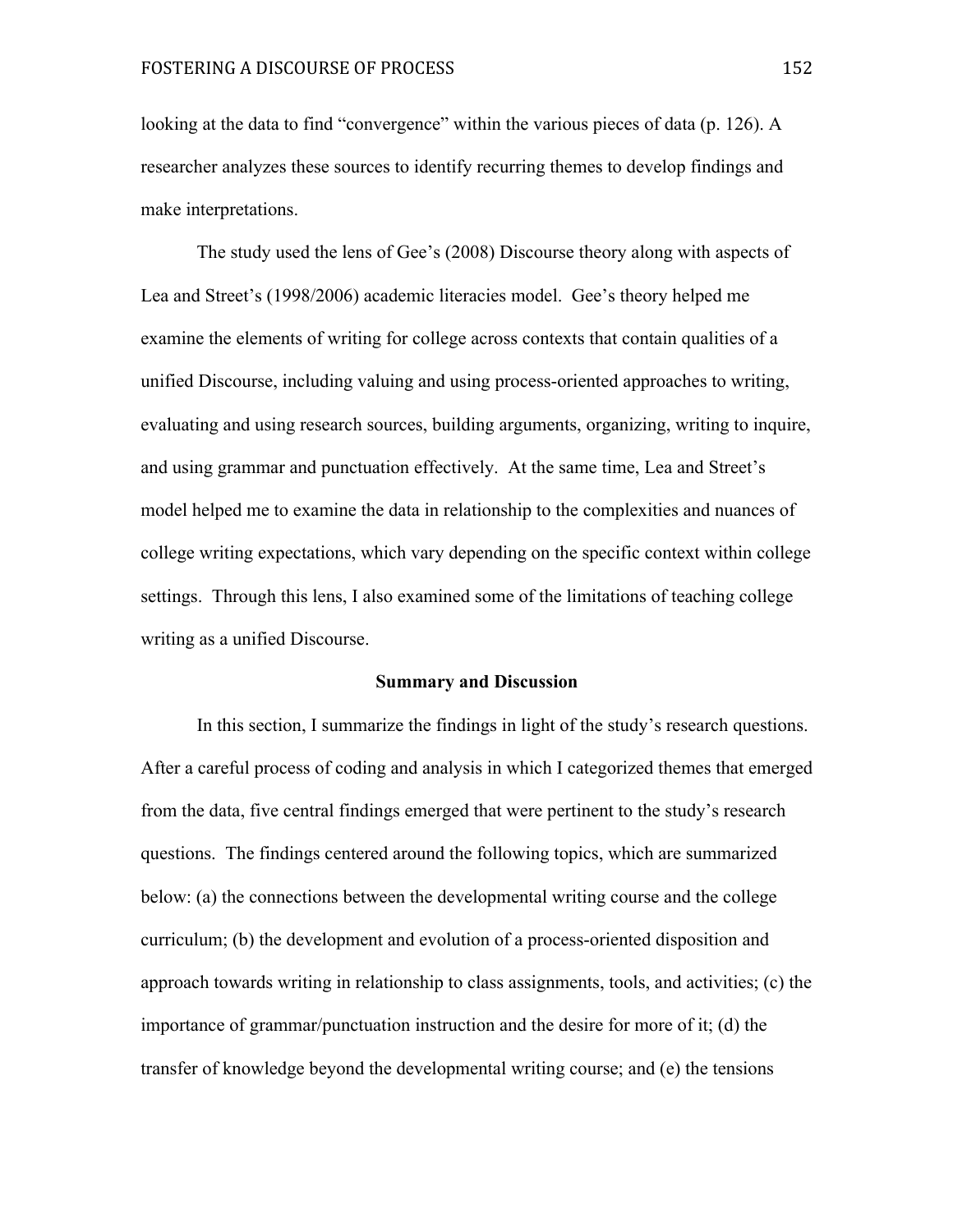looking at the data to find "convergence" within the various pieces of data (p. 126). A researcher analyzes these sources to identify recurring themes to develop findings and make interpretations.

The study used the lens of Gee's (2008) Discourse theory along with aspects of Lea and Street's (1998/2006) academic literacies model. Gee's theory helped me examine the elements of writing for college across contexts that contain qualities of a unified Discourse, including valuing and using process-oriented approaches to writing, evaluating and using research sources, building arguments, organizing, writing to inquire, and using grammar and punctuation effectively. At the same time, Lea and Street's model helped me to examine the data in relationship to the complexities and nuances of college writing expectations, which vary depending on the specific context within college settings. Through this lens, I also examined some of the limitations of teaching college writing as a unified Discourse.

## Summary and Discussion

In this section, I summarize the findings in light of the study's research questions. After a careful process of coding and analysis in which I categorized themes that emerged from the data, five central findings emerged that were pertinent to the study's research questions. The findings centered around the following topics, which are summarized below: (a) the connections between the developmental writing course and the college curriculum; (b) the development and evolution of a process-oriented disposition and approach towards writing in relationship to class assignments, tools, and activities; (c) the importance of grammar/punctuation instruction and the desire for more of it; (d) the transfer of knowledge beyond the developmental writing course; and (e) the tensions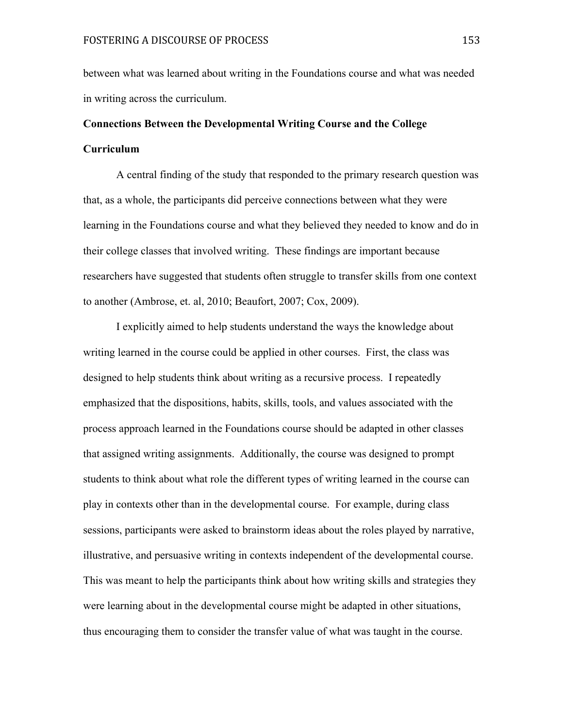between what was learned about writing in the Foundations course and what was needed in writing across the curriculum.

## Connections Between the Developmental Writing Course and the College Curriculum

A central finding of the study that responded to the primary research question was that, as a whole, the participants did perceive connections between what they were learning in the Foundations course and what they believed they needed to know and do in their college classes that involved writing. These findings are important because researchers have suggested that students often struggle to transfer skills from one context to another (Ambrose, et. al, 2010; Beaufort, 2007; Cox, 2009).

I explicitly aimed to help students understand the ways the knowledge about writing learned in the course could be applied in other courses. First, the class was designed to help students think about writing as a recursive process. I repeatedly emphasized that the dispositions, habits, skills, tools, and values associated with the process approach learned in the Foundations course should be adapted in other classes that assigned writing assignments. Additionally, the course was designed to prompt students to think about what role the different types of writing learned in the course can play in contexts other than in the developmental course. For example, during class sessions, participants were asked to brainstorm ideas about the roles played by narrative, illustrative, and persuasive writing in contexts independent of the developmental course. This was meant to help the participants think about how writing skills and strategies they were learning about in the developmental course might be adapted in other situations, thus encouraging them to consider the transfer value of what was taught in the course.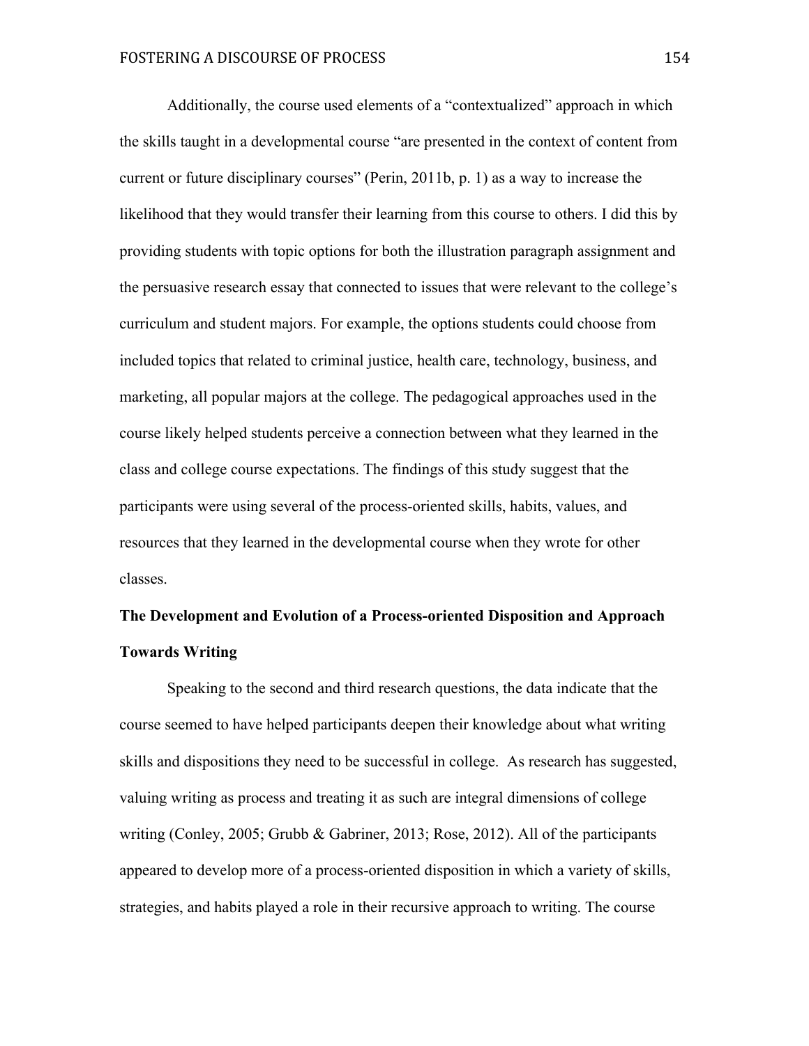Additionally, the course used elements of a "contextualized" approach in which the skills taught in a developmental course "are presented in the context of content from current or future disciplinary courses" (Perin, 2011b, p. 1) as a way to increase the likelihood that they would transfer their learning from this course to others. I did this by providing students with topic options for both the illustration paragraph assignment and the persuasive research essay that connected to issues that were relevant to the college's curriculum and student majors. For example, the options students could choose from included topics that related to criminal justice, health care, technology, business, and marketing, all popular majors at the college. The pedagogical approaches used in the course likely helped students perceive a connection between what they learned in the class and college course expectations. The findings of this study suggest that the participants were using several of the process-oriented skills, habits, values, and resources that they learned in the developmental course when they wrote for other classes.

**The Development and Evolution of a Process-oriented Disposition and Approach Towards Writing**

Speaking to the second and third research questions, the data indicate that the course seemed to have helped participants deepen their knowledge about what writing skills and dispositions they need to be successful in college. As research has suggested, valuing writing as process and treating it as such are integral dimensions of college writing (Conley, 2005; Grubb & Gabriner, 2013; Rose, 2012). All of the participants appeared to develop more of a process-oriented disposition in which a variety of skills, strategies, and habits played a role in their recursive approach to writing. The course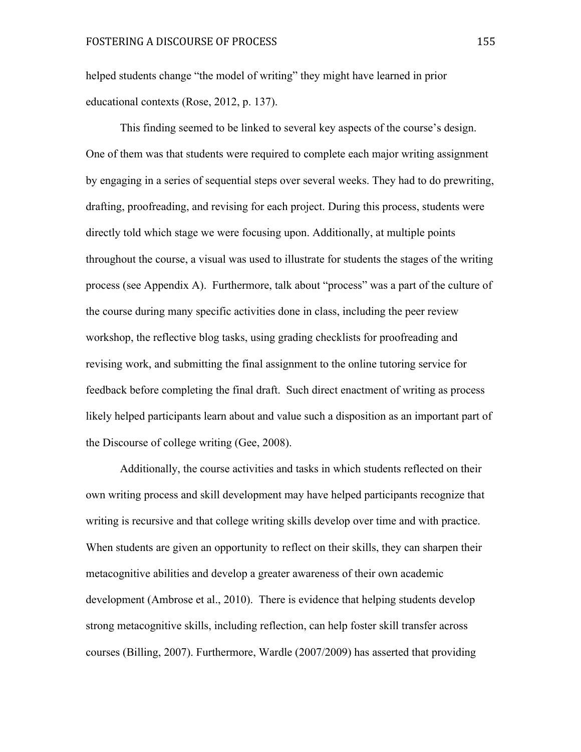helped students change "the model of writing" they might have learned in prior educational contexts (Rose, 2012, p. 137).

This finding seemed to be linked to several key aspects of the course's design. One of them was that students were required to complete each major writing assignment by engaging in a series of sequential steps over several weeks. They had to do prewriting, drafting, proofreading, and revising for each project. During this process, students were directly told which stage we were focusing upon. Additionally, at multiple points throughout the course, a visual was used to illustrate for students the stages of the writing process (see Appendix A). Furthermore, talk about "process" was a part of the culture of the course during many specific activities done in class, including the peer review workshop, the reflective blog tasks, using grading checklists for proofreading and revising work, and submitting the final assignment to the online tutoring service for feedback before completing the final draft. Such direct enactment of writing as process likely helped participants learn about and value such a disposition as an important part of the Discourse of college writing (Gee, 2008).

Additionally, the course activities and tasks in which students reflected on their own writing process and skill development may have helped participants recognize that writing is recursive and that college writing skills develop over time and with practice. When students are given an opportunity to reflect on their skills, they can sharpen their metacognitive abilities and develop a greater awareness of their own academic development (Ambrose et al., 2010). There is evidence that helping students develop strong metacognitive skills, including reflection, can help foster skill transfer across courses (Billing, 2007). Furthermore, Wardle (2007/2009) has asserted that providing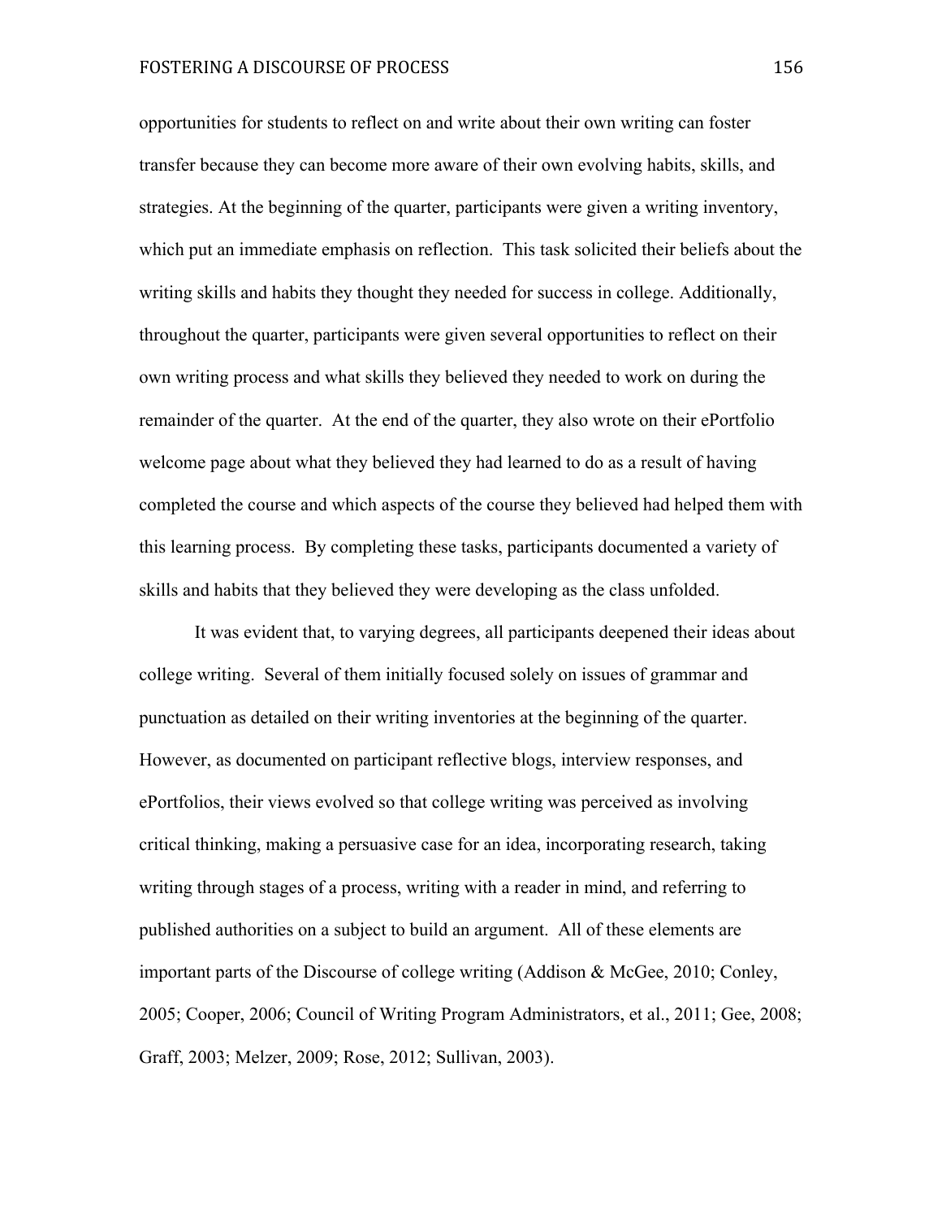opportunities for students to reflect on and write about their own writing can foster transfer because they can become more aware of their own evolving habits, skills, and strategies. At the beginning of the quarter, participants were given a writing inventory, which put an immediate emphasis on reflection. This task solicited their beliefs about the writing skills and habits they thought they needed for success in college. Additionally, throughout the quarter, participants were given several opportunities to reflect on their own writing process and what skills they believed they needed to work on during the remainder of the quarter. At the end of the quarter, they also wrote on their ePortfolio welcome page about what they believed they had learned to do as a result of having completed the course and which aspects of the course they believed had helped them with this learning process. By completing these tasks, participants documented a variety of skills and habits that they believed they were developing as the class unfolded.

It was evident that, to varying degrees, all participants deepened their ideas about college writing. Several of them initially focused solely on issues of grammar and punctuation as detailed on their writing inventories at the beginning of the quarter. However, as documented on participant reflective blogs, interview responses, and ePortfolios, their views evolved so that college writing was perceived as involving critical thinking, making a persuasive case for an idea, incorporating research, taking writing through stages of a process, writing with a reader in mind, and referring to published authorities on a subject to build an argument. All of these elements are important parts of the Discourse of college writing (Addison & McGee, 2010; Conley, 2005; Cooper, 2006; Council of Writing Program Administrators, et al., 2011; Gee, 2008; Graff, 2003; Melzer, 2009; Rose, 2012; Sullivan, 2003).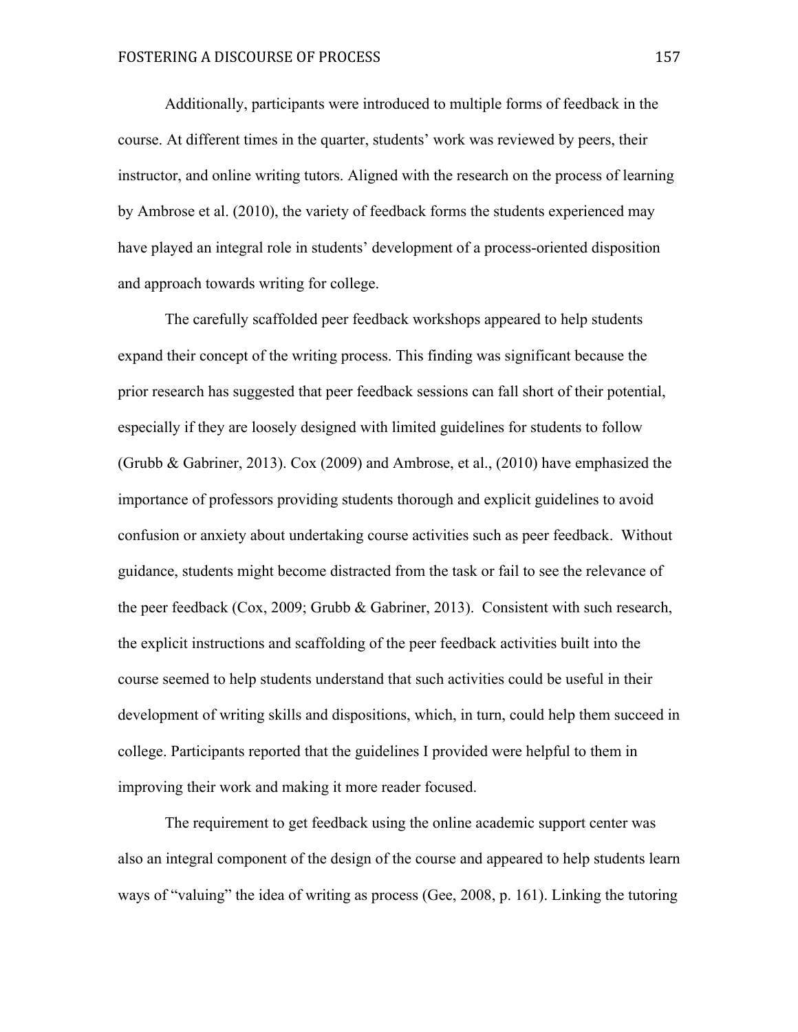Additionally, participants were introduced to multiple forms of feedback in the course. At different times in the quarter, students' work was reviewed by peers, their instructor, and online writing tutors. Aligned with the research on the process of learning by Ambrose et al. (2010), the variety of feedback forms the students experienced may have played an integral role in students' development of a process-oriented disposition and approach towards writing for college.

The carefully scaffolded peer feedback workshops appeared to help students expand their concept of the writing process. This finding was significant because the prior research has suggested that peer feedback sessions can fall short of their potential, especially if they are loosely designed with limited guidelines for students to follow (Grubb & Gabriner, 2013). Cox (2009) and Ambrose, et al., (2010) have emphasized the importance of professors providing students thorough and explicit guidelines to avoid confusion or anxiety about undertaking course activities such as peer feedback. Without guidance, students might become distracted from the task or fail to see the relevance of the peer feedback (Cox, 2009; Grubb & Gabriner, 2013). Consistent with such research, the explicit instructions and scaffolding of the peer feedback activities built into the course seemed to help students understand that such activities could be useful in their development of writing skills and dispositions, which, in turn, could help them succeed in college. Participants reported that the guidelines I provided were helpful to them in improving their work and making it more reader focused.

The requirement to get feedback using the online academic support center was also an integral component of the design of the course and appeared to help students learn ways of "valuing" the idea of writing as process (Gee, 2008, p. 161). Linking the tutoring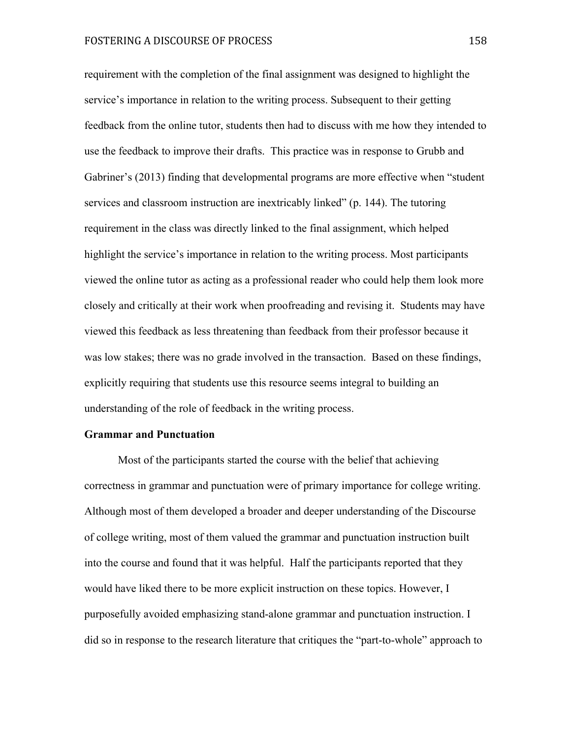requirement with the completion of the final assignment was designed to highlight the service's importance in relation to the writing process. Subsequent to their getting feedback from the online tutor, students then had to discuss with me how they intended to use the feedback to improve their drafts. This practice was in response to Grubb and Gabriner's (2013) finding that developmental programs are more effective when "student services and classroom instruction are inextricably linked" (p. 144). The tutoring requirement in the class was directly linked to the final assignment, which helped highlight the service's importance in relation to the writing process. Most participants viewed the online tutor as acting as a professional reader who could help them look more closely and critically at their work when proofreading and revising it. Students may have viewed this feedback as less threatening than feedback from their professor because it was low stakes; there was no grade involved in the transaction. Based on these findings, explicitly requiring that students use this resource seems integral to building an understanding of the role of feedback in the writing process.

**Grammar and Punctuation**

Most of the participants started the course with the belief that achieving correctness in grammar and punctuation were of primary importance for college writing. Although most of them developed a broader and deeper understanding of the Discourse of college writing, most of them valued the grammar and punctuation instruction built into the course and found that it was helpful. Half the participants reported that they would have liked there to be more explicit instruction on these topics. However, I purposefully avoided emphasizing stand-alone grammar and punctuation instruction. I did so in response to the research literature that critiques the "part-to-whole" approach to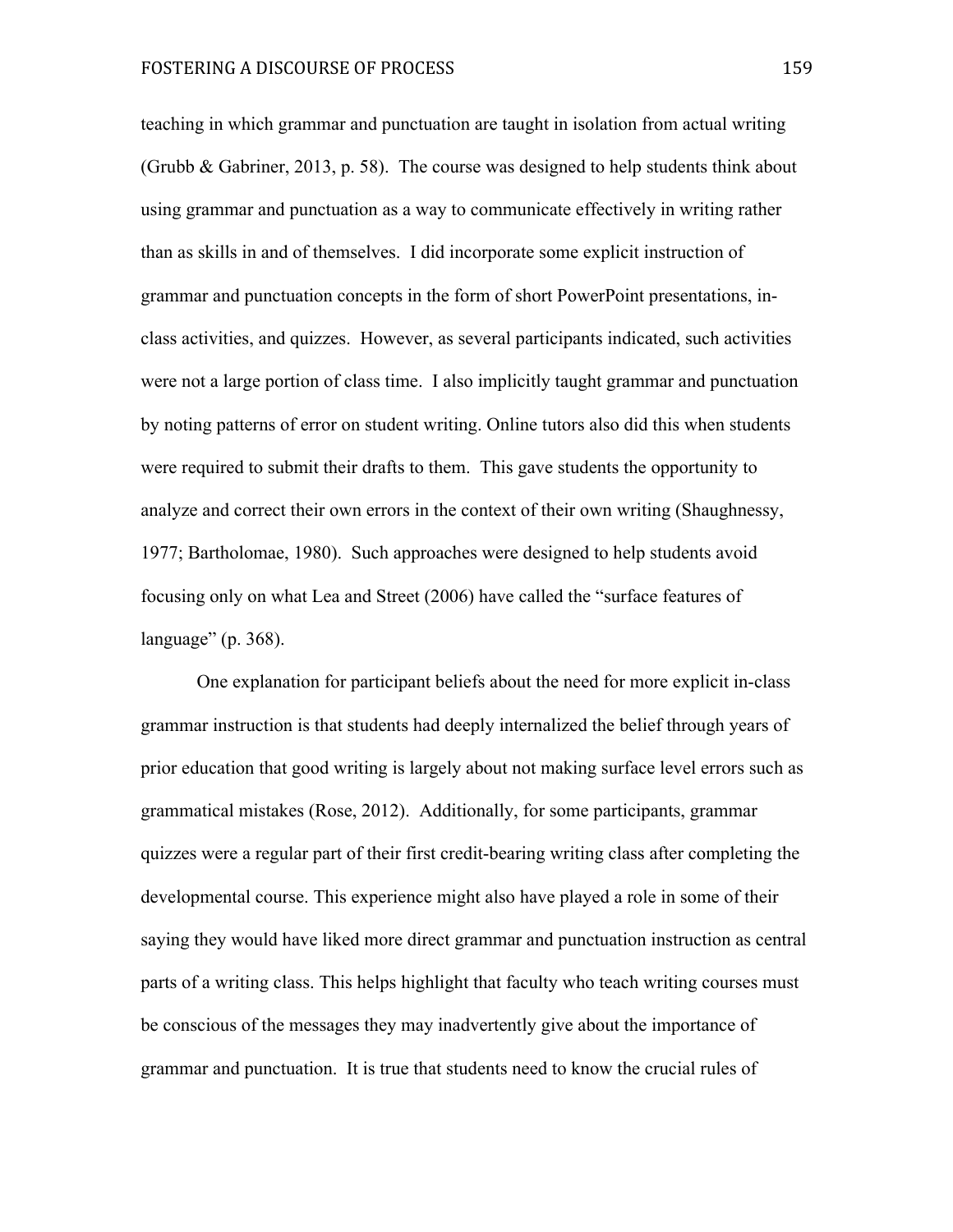teaching in which grammar and punctuation are taught in isolation from actual writing (Grubb & Gabriner, 2013, p. 58). The course was designed to help students think about using grammar and punctuation as a way to communicate effectively in writing rather than as skills in and of themselves. I did incorporate some explicit instruction of grammar and punctuation concepts in the form of short PowerPoint presentations, in-class activities, and quizzes. However, as several participants indicated, such activities were not a large portion of class time. I also implicitly taught grammar and punctuation by noting patterns of error on student writing. Online tutors also did this when students were required to submit their drafts to them. This gave students the opportunity to analyze and correct their own errors in the context of their own writing (Shaughnessy, 1977; Bartholomae, 1980). Such approaches were designed to help students avoid focusing only on what Lea and Street (2006) have called the "surface features of language" (p. 368).

One explanation for participant beliefs about the need for more explicit in-class grammar instruction is that students had deeply internalized the belief through years of prior education that good writing is largely about not making surface level errors such as grammatical mistakes (Rose, 2012). Additionally, for some participants, grammar quizzes were a regular part of their first credit-bearing writing class after completing the developmental course. This experience might also have played a role in some of their saying they would have liked more direct grammar and punctuation instruction as central parts of a writing class. This helps highlight that faculty who teach writing courses must be conscious of the messages they may inadvertently give about the importance of grammar and punctuation. It is true that students need to know the crucial rules of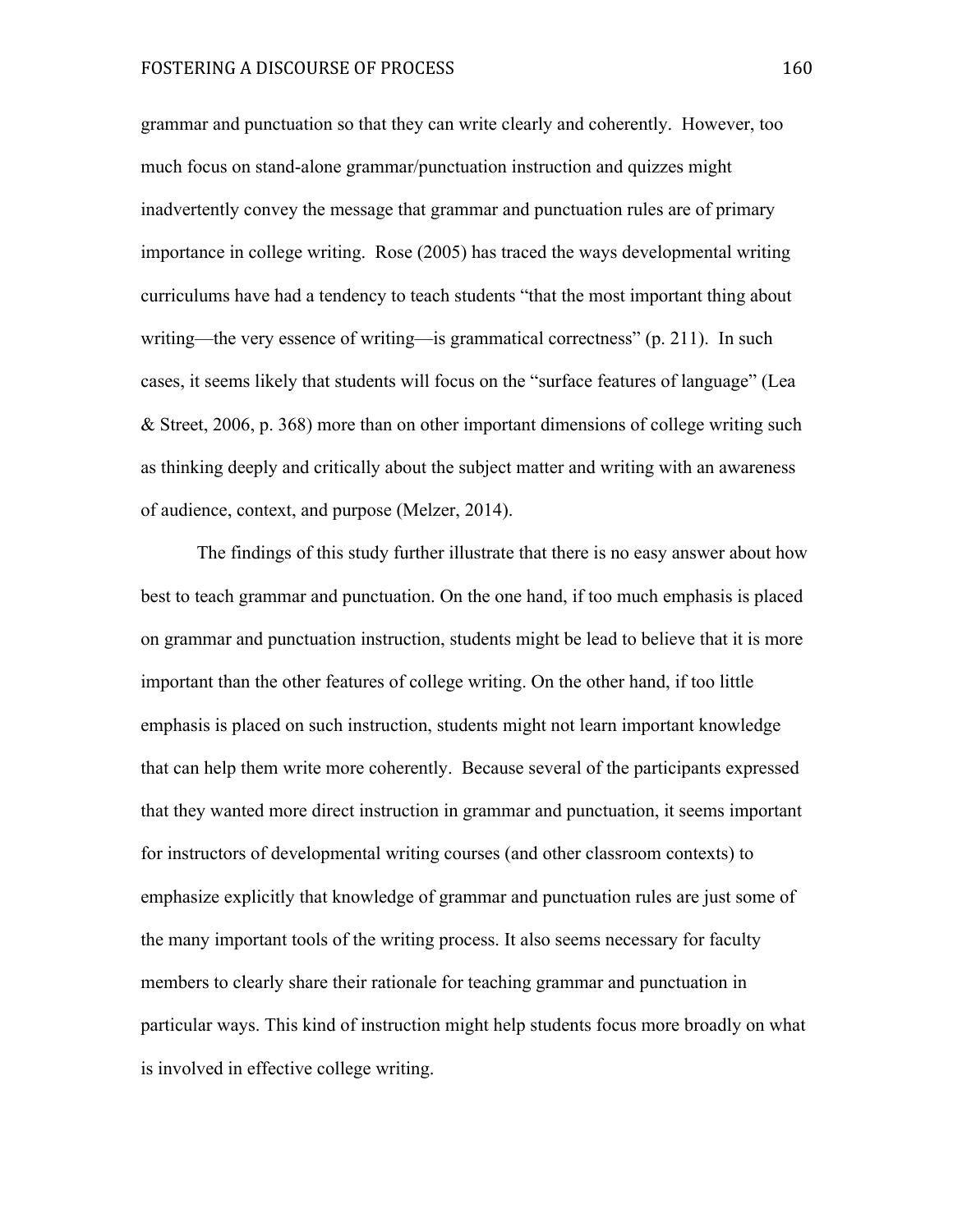grammar and punctuation so that they can write clearly and coherently. However, too much focus on stand-alone grammar/punctuation instruction and quizzes might inadvertently convey the message that grammar and punctuation rules are of primary importance in college writing. Rose (2005) has traced the ways developmental writing curriculums have had a tendency to teach students "that the most important thing about writing—the very essence of writing—is grammatical correctness" (p. 211). In such cases, it seems likely that students will focus on the "surface features of language" (Lea & Street, 2006, p. 368) more than on other important dimensions of college writing such as thinking deeply and critically about the subject matter and writing with an awareness of audience, context, and purpose (Melzer, 2014).

The findings of this study further illustrate that there is no easy answer about how best to teach grammar and punctuation. On the one hand, if too much emphasis is placed on grammar and punctuation instruction, students might be lead to believe that it is more important than the other features of college writing. On the other hand, if too little emphasis is placed on such instruction, students might not learn important knowledge that can help them write more coherently. Because several of the participants expressed that they wanted more direct instruction in grammar and punctuation, it seems important for instructors of developmental writing courses (and other classroom contexts) to emphasize explicitly that knowledge of grammar and punctuation rules are just some of the many important tools of the writing process. It also seems necessary for faculty members to clearly share their rationale for teaching grammar and punctuation in particular ways. This kind of instruction might help students focus more broadly on what is involved in effective college writing.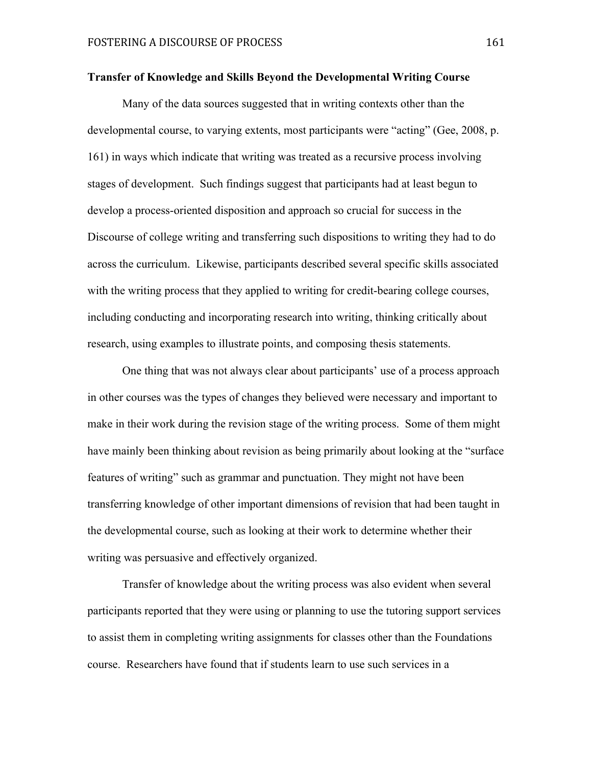**Transfer of Knowledge and Skills Beyond the Developmental Writing Course**

Many of the data sources suggested that in writing contexts other than the developmental course, to varying extents, most participants were "acting" (Gee, 2008, p. 161) in ways which indicate that writing was treated as a recursive process involving stages of development. Such findings suggest that participants had at least begun to develop a process-oriented disposition and approach so crucial for success in the Discourse of college writing and transferring such dispositions to writing they had to do across the curriculum. Likewise, participants described several specific skills associated with the writing process that they applied to writing for credit-bearing college courses, including conducting and incorporating research into writing, thinking critically about research, using examples to illustrate points, and composing thesis statements.

One thing that was not always clear about participants' use of a process approach in other courses was the types of changes they believed were necessary and important to make in their work during the revision stage of the writing process. Some of them might have mainly been thinking about revision as being primarily about looking at the "surface features of writing" such as grammar and punctuation. They might not have been transferring knowledge of other important dimensions of revision that had been taught in the developmental course, such as looking at their work to determine whether their writing was persuasive and effectively organized.

Transfer of knowledge about the writing process was also evident when several participants reported that they were using or planning to use the tutoring support services to assist them in completing writing assignments for classes other than the Foundations course. Researchers have found that if students learn to use such services in a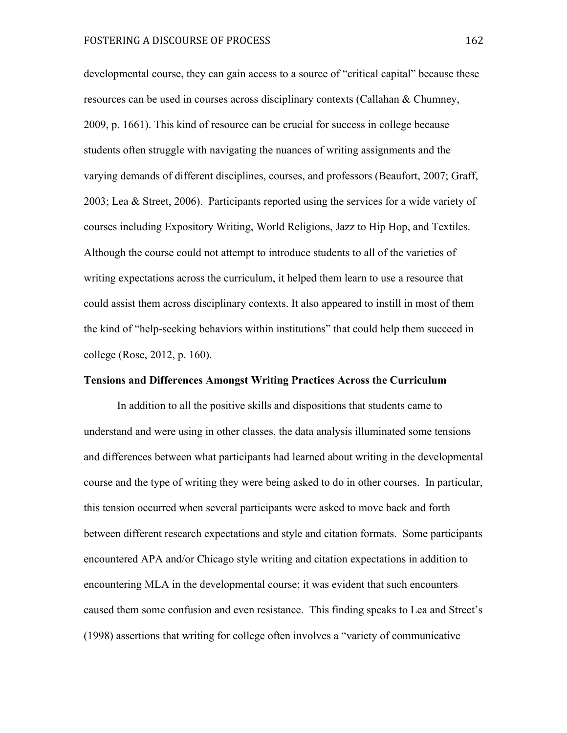developmental course, they can gain access to a source of "critical capital" because these resources can be used in courses across disciplinary contexts (Callahan & Chumney, 2009, p. 1661). This kind of resource can be crucial for success in college because students often struggle with navigating the nuances of writing assignments and the varying demands of different disciplines, courses, and professors (Beaufort, 2007; Graff, 2003; Lea & Street, 2006). Participants reported using the services for a wide variety of courses including Expository Writing, World Religions, Jazz to Hip Hop, and Textiles. Although the course could not attempt to introduce students to all of the varieties of writing expectations across the curriculum, it helped them learn to use a resource that could assist them across disciplinary contexts. It also appeared to instill in most of them the kind of "help-seeking behaviors within institutions" that could help them succeed in college (Rose, 2012, p. 160).

**Tensions and Differences Amongst Writing Practices Across the Curriculum**

In addition to all the positive skills and dispositions that students came to understand and were using in other classes, the data analysis illuminated some tensions and differences between what participants had learned about writing in the developmental course and the type of writing they were being asked to do in other courses. In particular, this tension occurred when several participants were asked to move back and forth between different research expectations and style and citation formats. Some participants encountered APA and/or Chicago style writing and citation expectations in addition to encountering MLA in the developmental course; it was evident that such encounters caused them some confusion and even resistance. This finding speaks to Lea and Street's (1998) assertions that writing for college often involves a "variety of communicative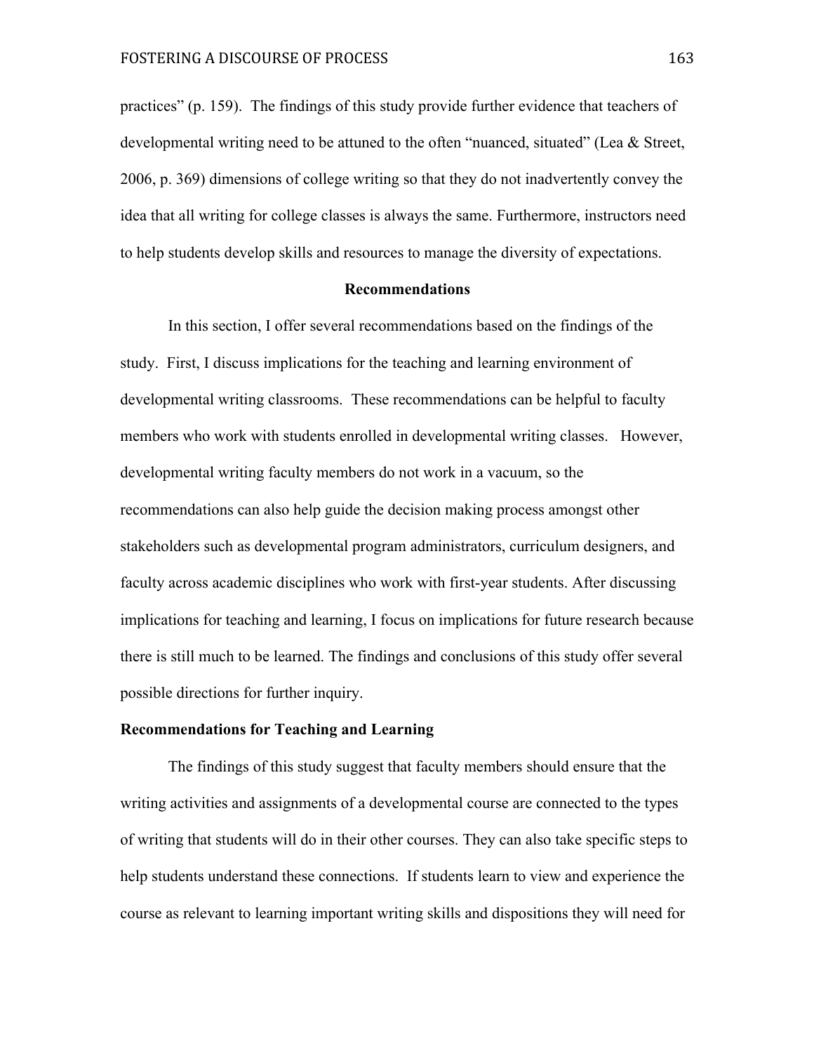practices" (p. 159). The findings of this study provide further evidence that teachers of developmental writing need to be attuned to the often "nuanced, situated" (Lea & Street, 2006, p. 369) dimensions of college writing so that they do not inadvertently convey the idea that all writing for college classes is always the same. Furthermore, instructors need to help students develop skills and resources to manage the diversity of expectations.

## Recommendations

In this section, I offer several recommendations based on the findings of the study. First, I discuss implications for the teaching and learning environment of developmental writing classrooms. These recommendations can be helpful to faculty members who work with students enrolled in developmental writing classes. However, developmental writing faculty members do not work in a vacuum, so the recommendations can also help guide the decision making process amongst other stakeholders such as developmental program administrators, curriculum designers, and faculty across academic disciplines who work with first-year students. After discussing implications for teaching and learning, I focus on implications for future research because there is still much to be learned. The findings and conclusions of this study offer several possible directions for further inquiry.

### Recommendations for Teaching and Learning

The findings of this study suggest that faculty members should ensure that the writing activities and assignments of a developmental course are connected to the types of writing that students will do in their other courses. They can also take specific steps to help students understand these connections. If students learn to view and experience the course as relevant to learning important writing skills and dispositions they will need for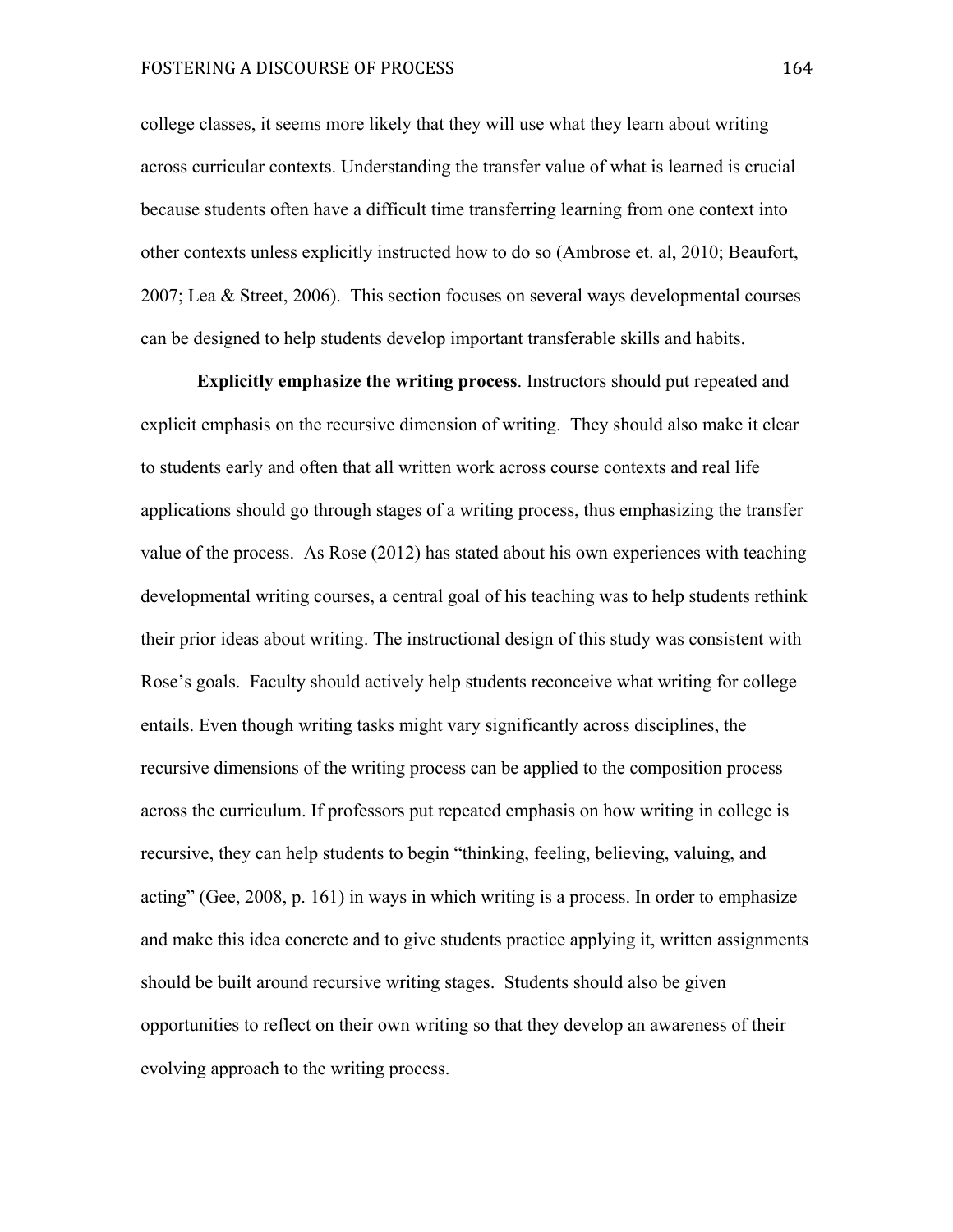college classes, it seems more likely that they will use what they learn about writing across curricular contexts. Understanding the transfer value of what is learned is crucial because students often have a difficult time transferring learning from one context into other contexts unless explicitly instructed how to do so (Ambrose et. al, 2010; Beaufort, 2007; Lea & Street, 2006). This section focuses on several ways developmental courses can be designed to help students develop important transferable skills and habits.

**Explicitly emphasize the writing process**. Instructors should put repeated and explicit emphasis on the recursive dimension of writing. They should also make it clear to students early and often that all written work across course contexts and real life applications should go through stages of a writing process, thus emphasizing the transfer value of the process. As Rose (2012) has stated about his own experiences with teaching developmental writing courses, a central goal of his teaching was to help students rethink their prior ideas about writing. The instructional design of this study was consistent with Rose's goals. Faculty should actively help students reconceive what writing for college entails. Even though writing tasks might vary significantly across disciplines, the recursive dimensions of the writing process can be applied to the composition process across the curriculum. If professors put repeated emphasis on how writing in college is recursive, they can help students to begin "thinking, feeling, believing, valuing, and acting" (Gee, 2008, p. 161) in ways in which writing is a process. In order to emphasize and make this idea concrete and to give students practice applying it, written assignments should be built around recursive writing stages. Students should also be given opportunities to reflect on their own writing so that they develop an awareness of their evolving approach to the writing process.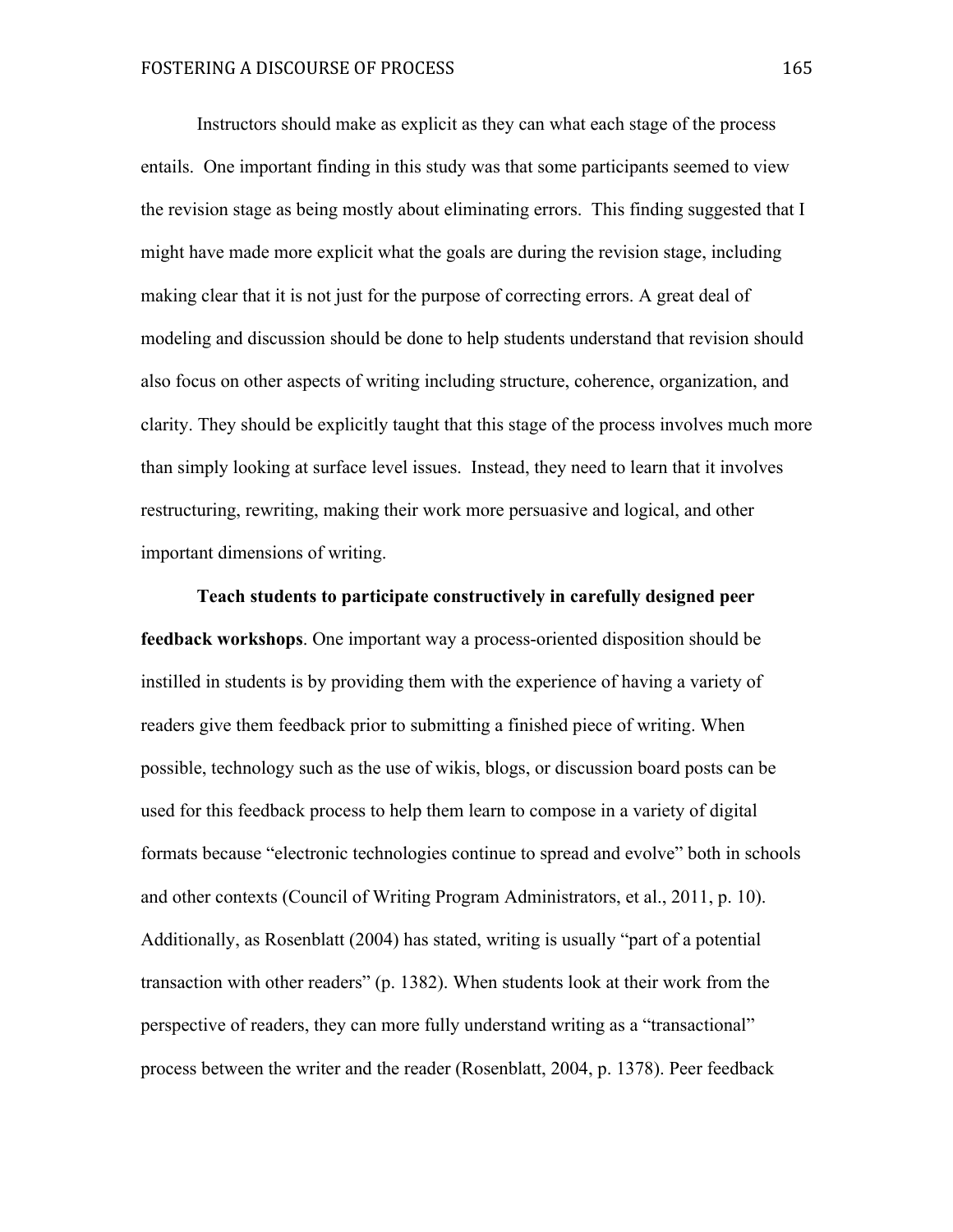Instructors should make as explicit as they can what each stage of the process entails. One important finding in this study was that some participants seemed to view the revision stage as being mostly about eliminating errors. This finding suggested that I might have made more explicit what the goals are during the revision stage, including making clear that it is not just for the purpose of correcting errors. A great deal of modeling and discussion should be done to help students understand that revision should also focus on other aspects of writing including structure, coherence, organization, and clarity. They should be explicitly taught that this stage of the process involves much more than simply looking at surface level issues. Instead, they need to learn that it involves restructuring, rewriting, making their work more persuasive and logical, and other important dimensions of writing.

**Teach students to participate constructively in carefully designed peer feedback workshops**. One important way a process-oriented disposition should be instilled in students is by providing them with the experience of having a variety of readers give them feedback prior to submitting a finished piece of writing. When possible, technology such as the use of wikis, blogs, or discussion board posts can be used for this feedback process to help them learn to compose in a variety of digital formats because "electronic technologies continue to spread and evolve" both in schools and other contexts (Council of Writing Program Administrators, et al., 2011, p. 10). Additionally, as Rosenblatt (2004) has stated, writing is usually "part of a potential transaction with other readers" (p. 1382). When students look at their work from the perspective of readers, they can more fully understand writing as a "transactional" process between the writer and the reader (Rosenblatt, 2004, p. 1378). Peer feedback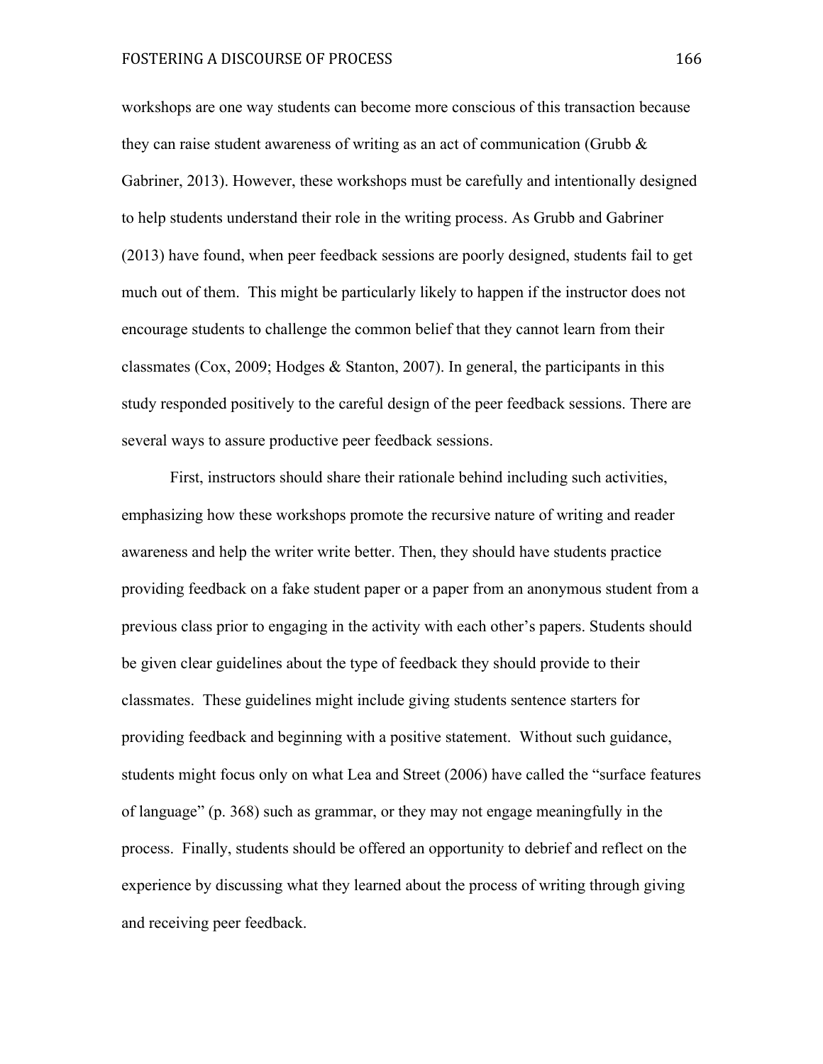workshops are one way students can become more conscious of this transaction because they can raise student awareness of writing as an act of communication (Grubb & Gabriner, 2013). However, these workshops must be carefully and intentionally designed to help students understand their role in the writing process. As Grubb and Gabriner (2013) have found, when peer feedback sessions are poorly designed, students fail to get much out of them. This might be particularly likely to happen if the instructor does not encourage students to challenge the common belief that they cannot learn from their classmates (Cox, 2009; Hodges & Stanton, 2007). In general, the participants in this study responded positively to the careful design of the peer feedback sessions. There are several ways to assure productive peer feedback sessions.

First, instructors should share their rationale behind including such activities, emphasizing how these workshops promote the recursive nature of writing and reader awareness and help the writer write better. Then, they should have students practice providing feedback on a fake student paper or a paper from an anonymous student from a previous class prior to engaging in the activity with each other's papers. Students should be given clear guidelines about the type of feedback they should provide to their classmates. These guidelines might include giving students sentence starters for providing feedback and beginning with a positive statement. Without such guidance, students might focus only on what Lea and Street (2006) have called the "surface features of language" (p. 368) such as grammar, or they may not engage meaningfully in the process. Finally, students should be offered an opportunity to debrief and reflect on the experience by discussing what they learned about the process of writing through giving and receiving peer feedback.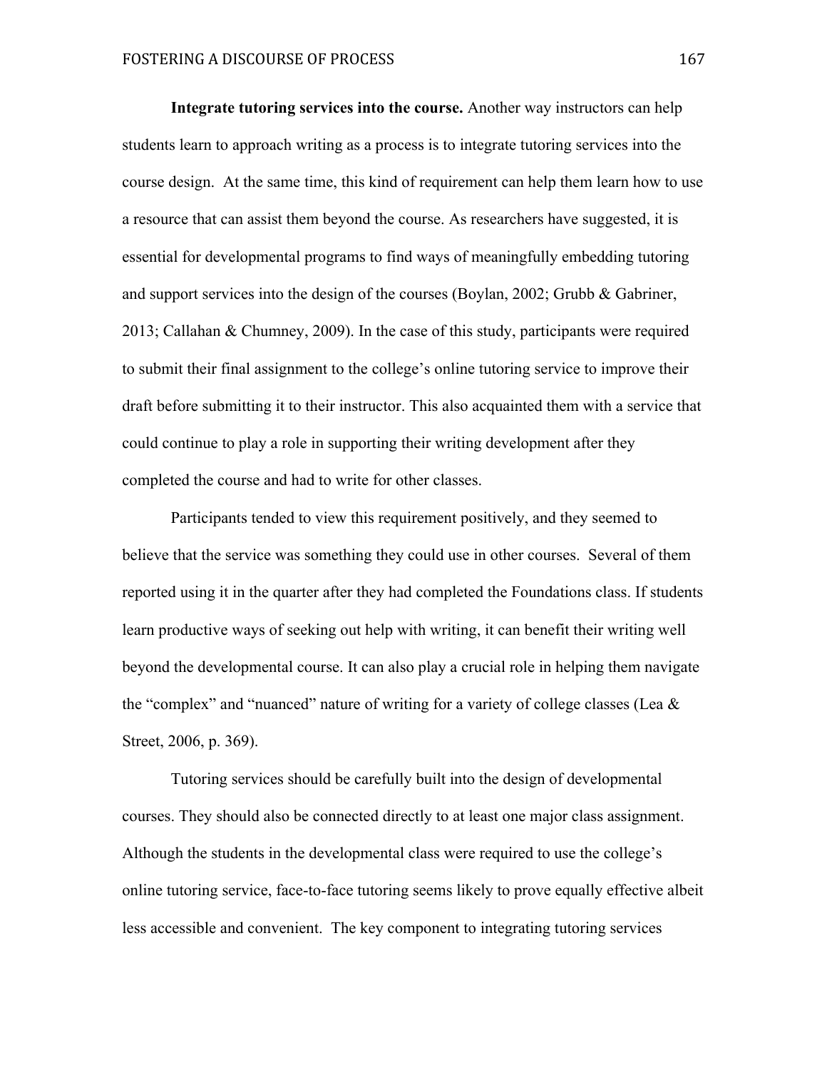**Integrate tutoring services into the course.** Another way instructors can help students learn to approach writing as a process is to integrate tutoring services into the course design. At the same time, this kind of requirement can help them learn how to use a resource that can assist them beyond the course. As researchers have suggested, it is essential for developmental programs to find ways of meaningfully embedding tutoring and support services into the design of the courses (Boylan, 2002; Grubb & Gabriner, 2013; Callahan & Chumney, 2009). In the case of this study, participants were required to submit their final assignment to the college's online tutoring service to improve their draft before submitting it to their instructor. This also acquainted them with a service that could continue to play a role in supporting their writing development after they completed the course and had to write for other classes.

Participants tended to view this requirement positively, and they seemed to believe that the service was something they could use in other courses. Several of them reported using it in the quarter after they had completed the Foundations class. If students learn productive ways of seeking out help with writing, it can benefit their writing well beyond the developmental course. It can also play a crucial role in helping them navigate the "complex" and "nuanced" nature of writing for a variety of college classes (Lea & Street, 2006, p. 369).

Tutoring services should be carefully built into the design of developmental courses. They should also be connected directly to at least one major class assignment. Although the students in the developmental class were required to use the college's online tutoring service, face-to-face tutoring seems likely to prove equally effective albeit less accessible and convenient. The key component to integrating tutoring services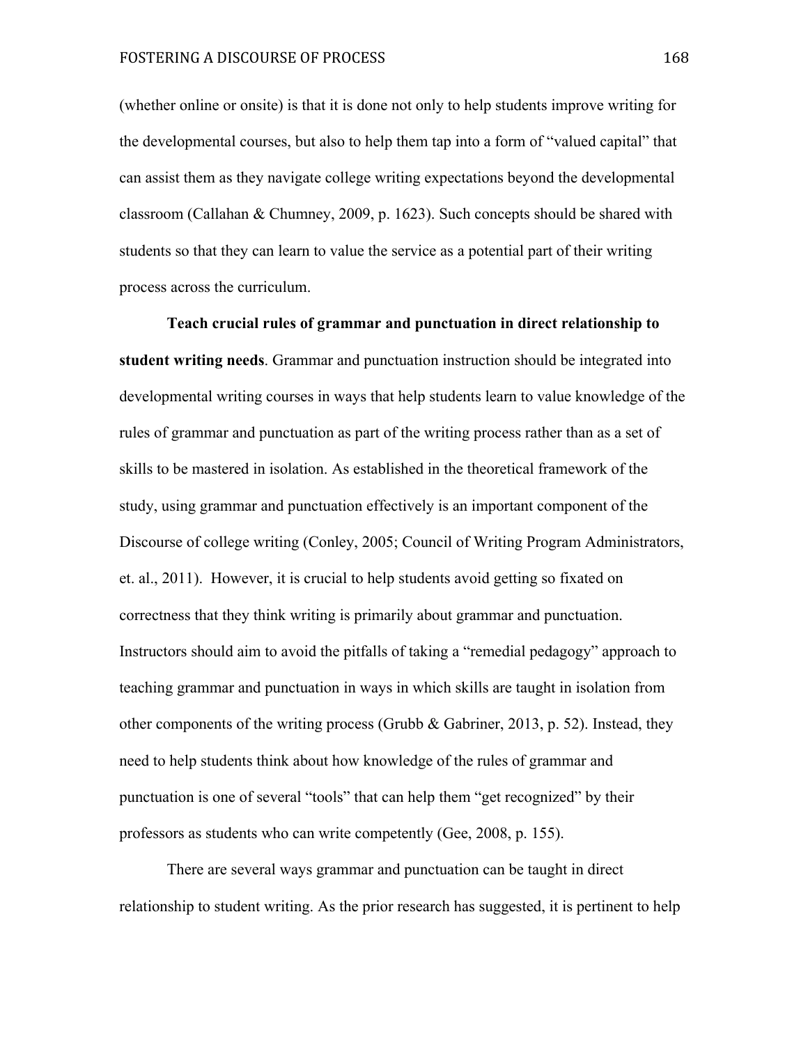(whether online or onsite) is that it is done not only to help students improve writing for the developmental courses, but also to help them tap into a form of "valued capital" that can assist them as they navigate college writing expectations beyond the developmental classroom (Callahan & Chumney, 2009, p. 1623). Such concepts should be shared with students so that they can learn to value the service as a potential part of their writing process across the curriculum.

**Teach crucial rules of grammar and punctuation in direct relationship to student writing needs**. Grammar and punctuation instruction should be integrated into developmental writing courses in ways that help students learn to value knowledge of the rules of grammar and punctuation as part of the writing process rather than as a set of skills to be mastered in isolation. As established in the theoretical framework of the study, using grammar and punctuation effectively is an important component of the Discourse of college writing (Conley, 2005; Council of Writing Program Administrators, et. al., 2011). However, it is crucial to help students avoid getting so fixated on correctness that they think writing is primarily about grammar and punctuation. Instructors should aim to avoid the pitfalls of taking a "remedial pedagogy" approach to teaching grammar and punctuation in ways in which skills are taught in isolation from other components of the writing process (Grubb & Gabriner, 2013, p. 52). Instead, they need to help students think about how knowledge of the rules of grammar and punctuation is one of several "tools" that can help them "get recognized" by their professors as students who can write competently (Gee, 2008, p. 155).

There are several ways grammar and punctuation can be taught in direct relationship to student writing. As the prior research has suggested, it is pertinent to help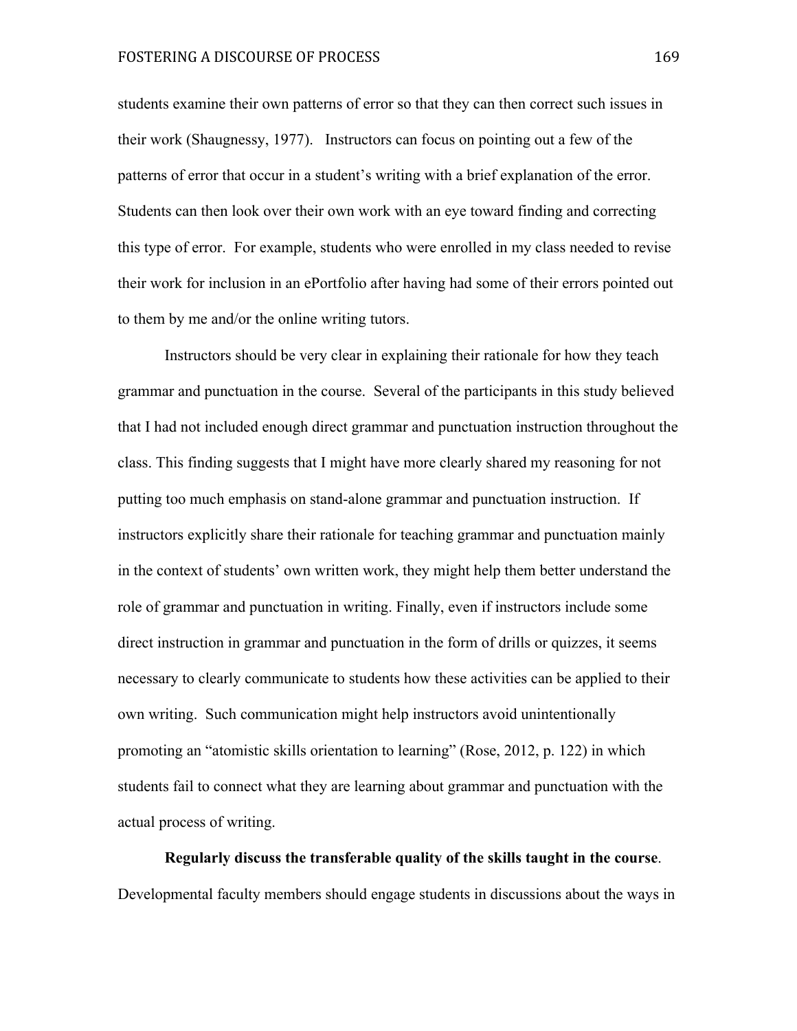students examine their own patterns of error so that they can then correct such issues in their work (Shaugnessy, 1977). Instructors can focus on pointing out a few of the patterns of error that occur in a student's writing with a brief explanation of the error. Students can then look over their own work with an eye toward finding and correcting this type of error. For example, students who were enrolled in my class needed to revise their work for inclusion in an ePortfolio after having had some of their errors pointed out to them by me and/or the online writing tutors.

Instructors should be very clear in explaining their rationale for how they teach grammar and punctuation in the course. Several of the participants in this study believed that I had not included enough direct grammar and punctuation instruction throughout the class. This finding suggests that I might have more clearly shared my reasoning for not putting too much emphasis on stand-alone grammar and punctuation instruction. If instructors explicitly share their rationale for teaching grammar and punctuation mainly in the context of students' own written work, they might help them better understand the role of grammar and punctuation in writing. Finally, even if instructors include some direct instruction in grammar and punctuation in the form of drills or quizzes, it seems necessary to clearly communicate to students how these activities can be applied to their own writing. Such communication might help instructors avoid unintentionally promoting an "atomistic skills orientation to learning" (Rose, 2012, p. 122) in which students fail to connect what they are learning about grammar and punctuation with the actual process of writing.

**Regularly discuss the transferable quality of the skills taught in the course**. Developmental faculty members should engage students in discussions about the ways in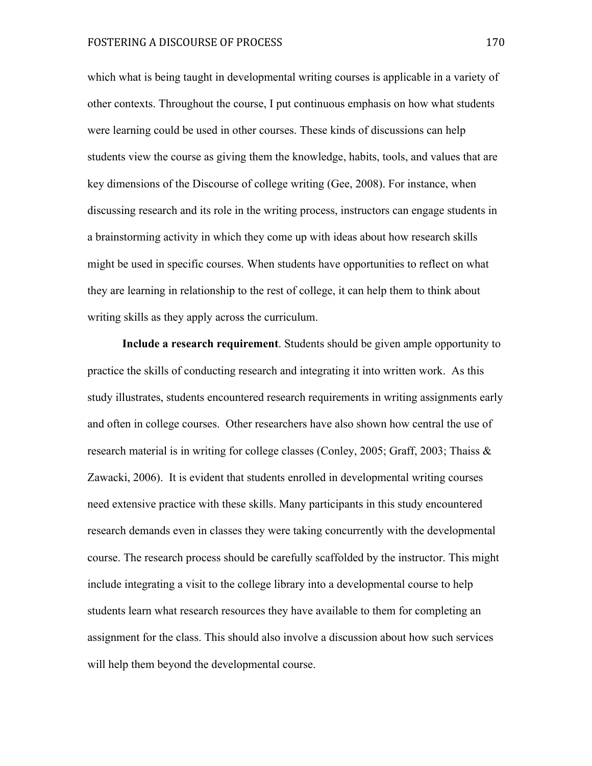which what is being taught in developmental writing courses is applicable in a variety of other contexts. Throughout the course, I put continuous emphasis on how what students were learning could be used in other courses. These kinds of discussions can help students view the course as giving them the knowledge, habits, tools, and values that are key dimensions of the Discourse of college writing (Gee, 2008). For instance, when discussing research and its role in the writing process, instructors can engage students in a brainstorming activity in which they come up with ideas about how research skills might be used in specific courses. When students have opportunities to reflect on what they are learning in relationship to the rest of college, it can help them to think about writing skills as they apply across the curriculum.

**Include a research requirement**. Students should be given ample opportunity to practice the skills of conducting research and integrating it into written work. As this study illustrates, students encountered research requirements in writing assignments early and often in college courses. Other researchers have also shown how central the use of research material is in writing for college classes (Conley, 2005; Graff, 2003; Thaiss & Zawacki, 2006). It is evident that students enrolled in developmental writing courses need extensive practice with these skills. Many participants in this study encountered research demands even in classes they were taking concurrently with the developmental course. The research process should be carefully scaffolded by the instructor. This might include integrating a visit to the college library into a developmental course to help students learn what research resources they have available to them for completing an assignment for the class. This should also involve a discussion about how such services will help them beyond the developmental course.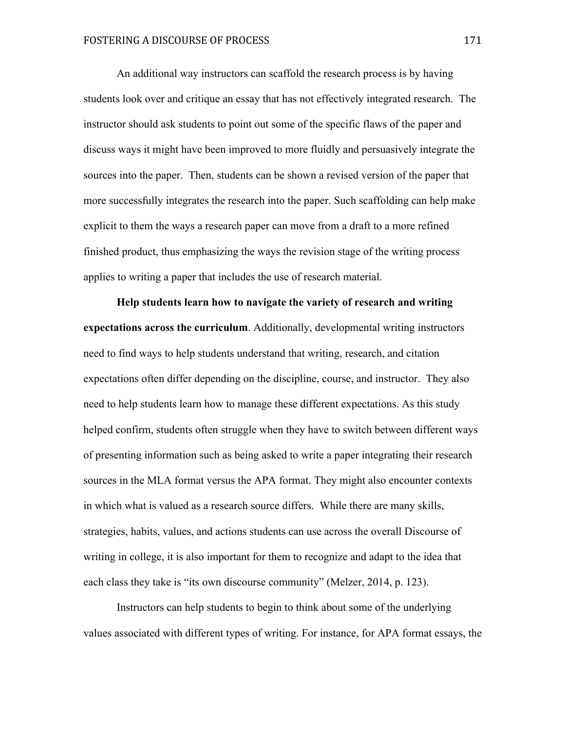An additional way instructors can scaffold the research process is by having students look over and critique an essay that has not effectively integrated research. The instructor should ask students to point out some of the specific flaws of the paper and discuss ways it might have been improved to more fluidly and persuasively integrate the sources into the paper. Then, students can be shown a revised version of the paper that more successfully integrates the research into the paper. Such scaffolding can help make explicit to them the ways a research paper can move from a draft to a more refined finished product, thus emphasizing the ways the revision stage of the writing process applies to writing a paper that includes the use of research material.

**Help students learn how to navigate the variety of research and writing expectations across the curriculum**. Additionally, developmental writing instructors need to find ways to help students understand that writing, research, and citation expectations often differ depending on the discipline, course, and instructor. They also need to help students learn how to manage these different expectations. As this study helped confirm, students often struggle when they have to switch between different ways of presenting information such as being asked to write a paper integrating their research sources in the MLA format versus the APA format. They might also encounter contexts in which what is valued as a research source differs. While there are many skills, strategies, habits, values, and actions students can use across the overall Discourse of writing in college, it is also important for them to recognize and adapt to the idea that each class they take is "its own discourse community" (Melzer, 2014, p. 123).

Instructors can help students to begin to think about some of the underlying values associated with different types of writing. For instance, for APA format essays, the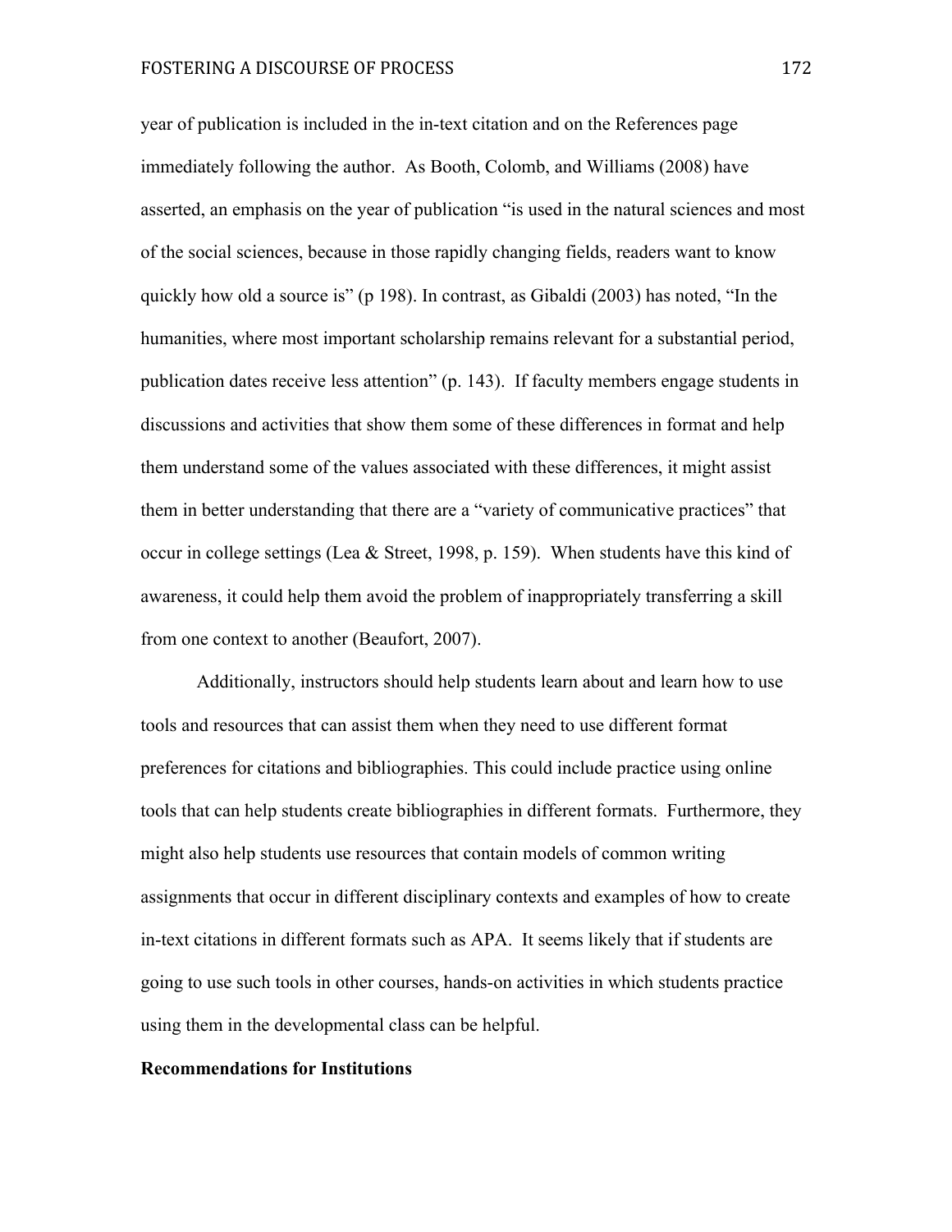year of publication is included in the in-text citation and on the References page immediately following the author. As Booth, Colomb, and Williams (2008) have asserted, an emphasis on the year of publication "is used in the natural sciences and most of the social sciences, because in those rapidly changing fields, readers want to know quickly how old a source is" (p 198). In contrast, as Gibaldi (2003) has noted, "In the humanities, where most important scholarship remains relevant for a substantial period, publication dates receive less attention" (p. 143). If faculty members engage students in discussions and activities that show them some of these differences in format and help them understand some of the values associated with these differences, it might assist them in better understanding that there are a "variety of communicative practices" that occur in college settings (Lea & Street, 1998, p. 159). When students have this kind of awareness, it could help them avoid the problem of inappropriately transferring a skill from one context to another (Beaufort, 2007).

Additionally, instructors should help students learn about and learn how to use tools and resources that can assist them when they need to use different format preferences for citations and bibliographies. This could include practice using online tools that can help students create bibliographies in different formats. Furthermore, they might also help students use resources that contain models of common writing assignments that occur in different disciplinary contexts and examples of how to create in-text citations in different formats such as APA. It seems likely that if students are going to use such tools in other courses, hands-on activities in which students practice using them in the developmental class can be helpful.

**Recommendations for Institutions**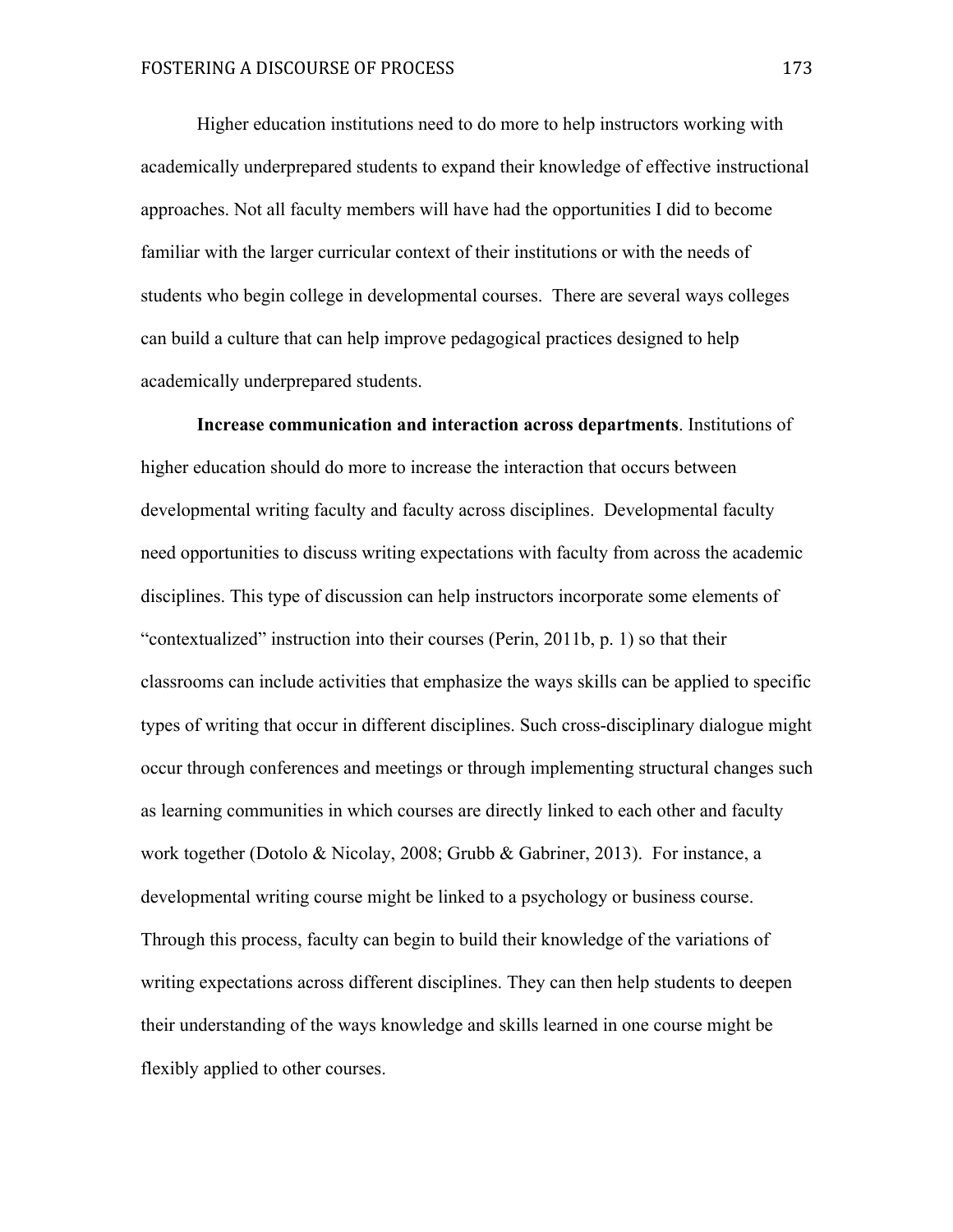Higher education institutions need to do more to help instructors working with academically underprepared students to expand their knowledge of effective instructional approaches. Not all faculty members will have had the opportunities I did to become familiar with the larger curricular context of their institutions or with the needs of students who begin college in developmental courses. There are several ways colleges can build a culture that can help improve pedagogical practices designed to help academically underprepared students.

**Increase communication and interaction across departments**. Institutions of higher education should do more to increase the interaction that occurs between developmental writing faculty and faculty across disciplines. Developmental faculty need opportunities to discuss writing expectations with faculty from across the academic disciplines. This type of discussion can help instructors incorporate some elements of "contextualized" instruction into their courses (Perin, 2011b, p. 1) so that their classrooms can include activities that emphasize the ways skills can be applied to specific types of writing that occur in different disciplines. Such cross-disciplinary dialogue might occur through conferences and meetings or through implementing structural changes such as learning communities in which courses are directly linked to each other and faculty work together (Dotolo & Nicolay, 2008; Grubb & Gabriner, 2013). For instance, a developmental writing course might be linked to a psychology or business course. Through this process, faculty can begin to build their knowledge of the variations of writing expectations across different disciplines. They can then help students to deepen their understanding of the ways knowledge and skills learned in one course might be flexibly applied to other courses.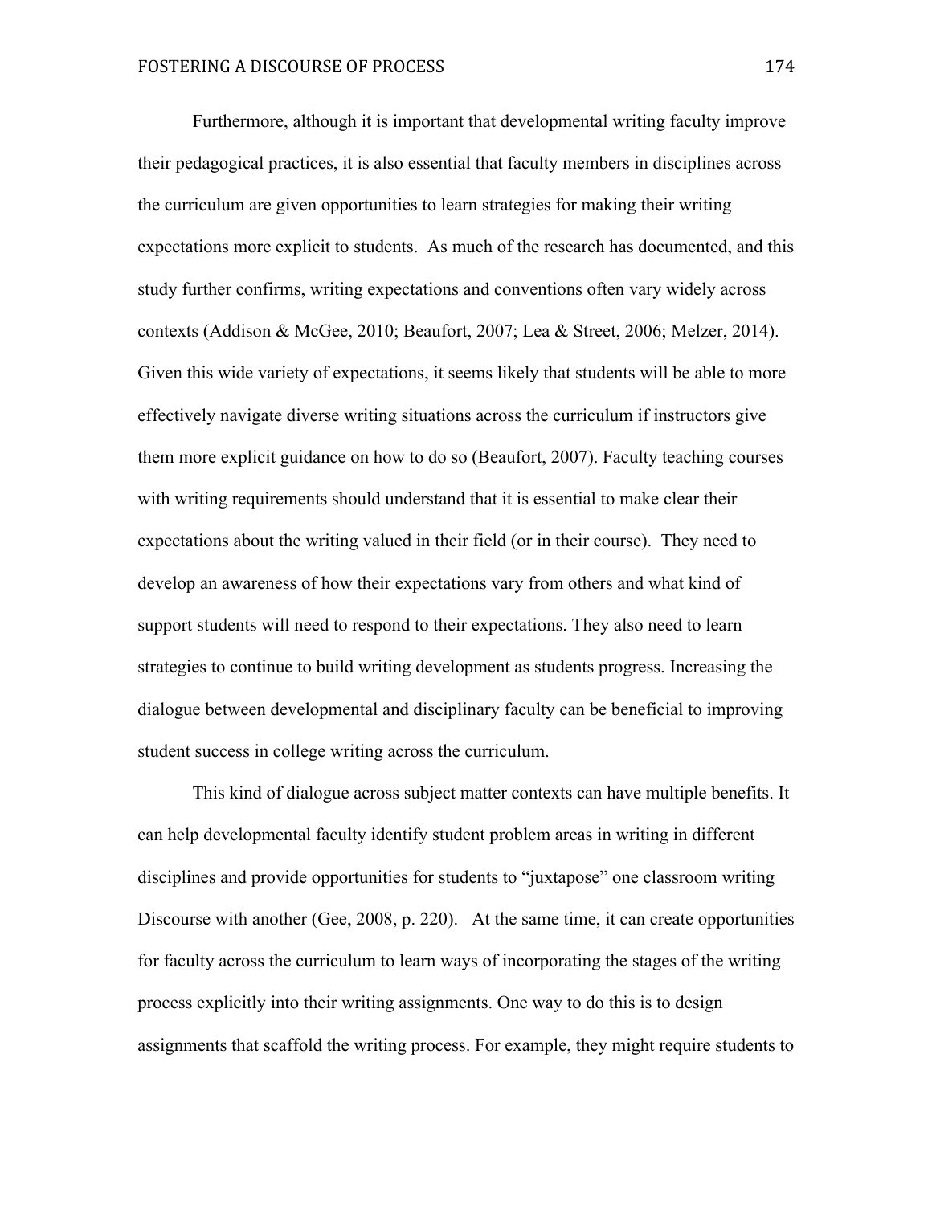Furthermore, although it is important that developmental writing faculty improve their pedagogical practices, it is also essential that faculty members in disciplines across the curriculum are given opportunities to learn strategies for making their writing expectations more explicit to students. As much of the research has documented, and this study further confirms, writing expectations and conventions often vary widely across contexts (Addison & McGee, 2010; Beaufort, 2007; Lea & Street, 2006; Melzer, 2014). Given this wide variety of expectations, it seems likely that students will be able to more effectively navigate diverse writing situations across the curriculum if instructors give them more explicit guidance on how to do so (Beaufort, 2007). Faculty teaching courses with writing requirements should understand that it is essential to make clear their expectations about the writing valued in their field (or in their course). They need to develop an awareness of how their expectations vary from others and what kind of support students will need to respond to their expectations. They also need to learn strategies to continue to build writing development as students progress. Increasing the dialogue between developmental and disciplinary faculty can be beneficial to improving student success in college writing across the curriculum.

This kind of dialogue across subject matter contexts can have multiple benefits. It can help developmental faculty identify student problem areas in writing in different disciplines and provide opportunities for students to "juxtapose" one classroom writing Discourse with another (Gee, 2008, p. 220). At the same time, it can create opportunities for faculty across the curriculum to learn ways of incorporating the stages of the writing process explicitly into their writing assignments. One way to do this is to design assignments that scaffold the writing process. For example, they might require students to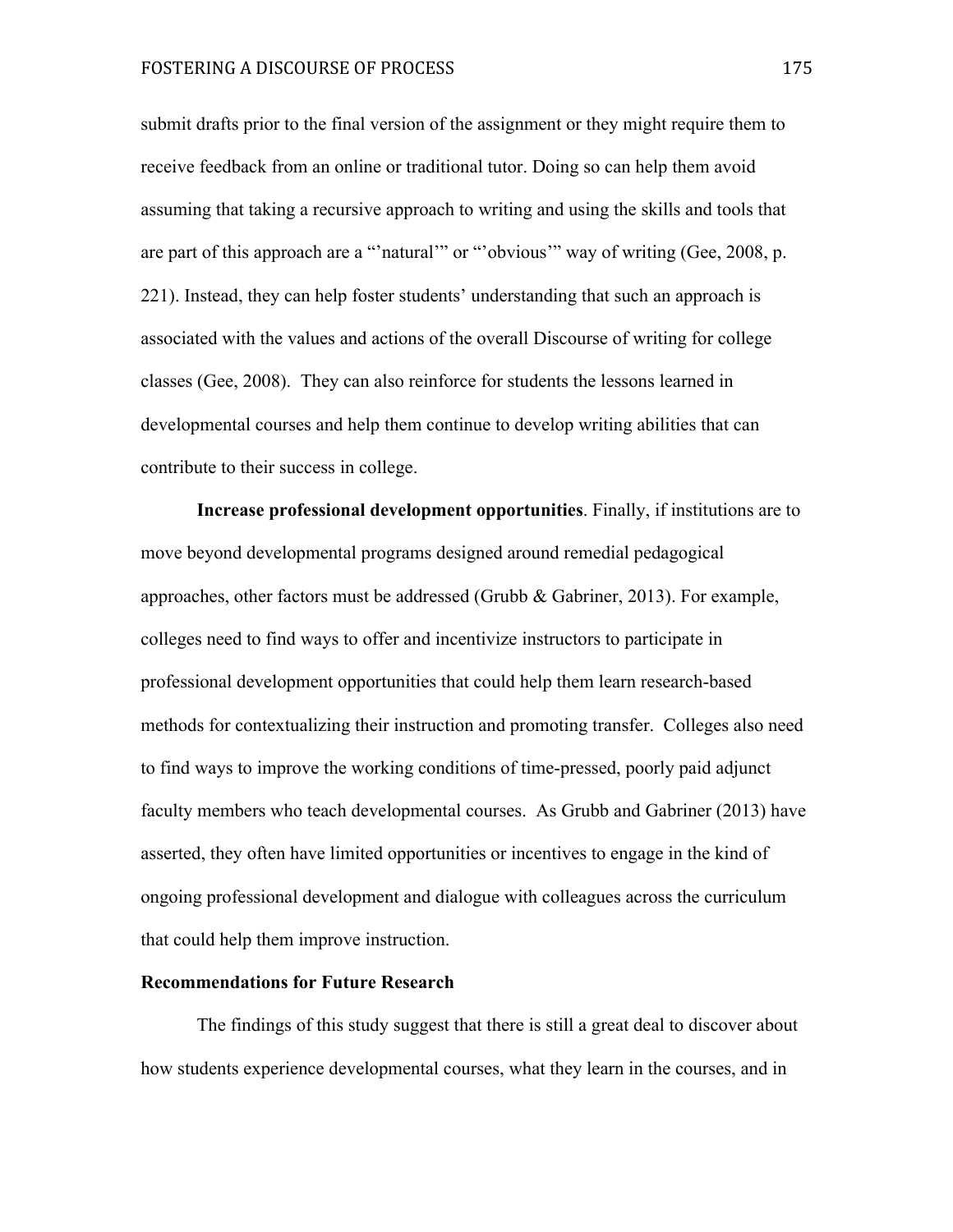submit drafts prior to the final version of the assignment or they might require them to receive feedback from an online or traditional tutor. Doing so can help them avoid assuming that taking a recursive approach to writing and using the skills and tools that are part of this approach are a "'natural'" or "'obvious'" way of writing (Gee, 2008, p. 221). Instead, they can help foster students' understanding that such an approach is associated with the values and actions of the overall Discourse of writing for college classes (Gee, 2008). They can also reinforce for students the lessons learned in developmental courses and help them continue to develop writing abilities that can contribute to their success in college.

**Increase professional development opportunities**. Finally, if institutions are to move beyond developmental programs designed around remedial pedagogical approaches, other factors must be addressed (Grubb & Gabriner, 2013). For example, colleges need to find ways to offer and incentivize instructors to participate in professional development opportunities that could help them learn research-based methods for contextualizing their instruction and promoting transfer. Colleges also need to find ways to improve the working conditions of time-pressed, poorly paid adjunct faculty members who teach developmental courses. As Grubb and Gabriner (2013) have asserted, they often have limited opportunities or incentives to engage in the kind of ongoing professional development and dialogue with colleagues across the curriculum that could help them improve instruction.

## Recommendations for Future Research

The findings of this study suggest that there is still a great deal to discover about how students experience developmental courses, what they learn in the courses, and in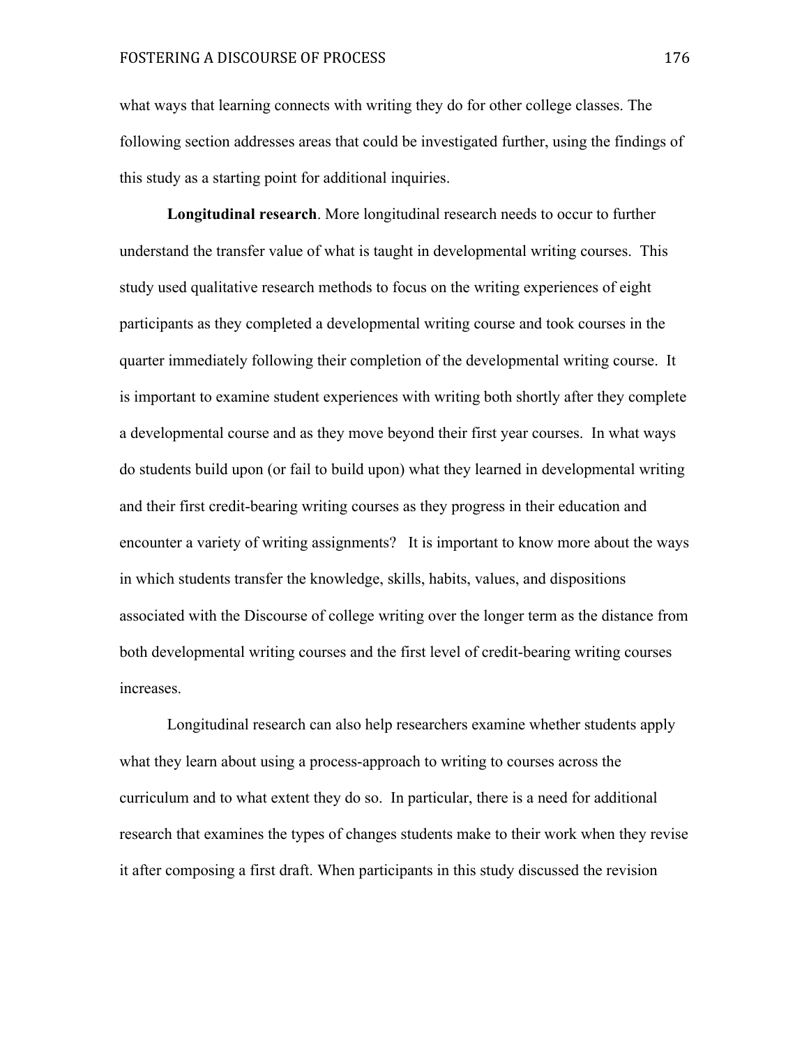what ways that learning connects with writing they do for other college classes. The following section addresses areas that could be investigated further, using the findings of this study as a starting point for additional inquiries.

**Longitudinal research**. More longitudinal research needs to occur to further understand the transfer value of what is taught in developmental writing courses. This study used qualitative research methods to focus on the writing experiences of eight participants as they completed a developmental writing course and took courses in the quarter immediately following their completion of the developmental writing course. It is important to examine student experiences with writing both shortly after they complete a developmental course and as they move beyond their first year courses. In what ways do students build upon (or fail to build upon) what they learned in developmental writing and their first credit-bearing writing courses as they progress in their education and encounter a variety of writing assignments? It is important to know more about the ways in which students transfer the knowledge, skills, habits, values, and dispositions associated with the Discourse of college writing over the longer term as the distance from both developmental writing courses and the first level of credit-bearing writing courses increases.

Longitudinal research can also help researchers examine whether students apply what they learn about using a process-approach to writing to courses across the curriculum and to what extent they do so. In particular, there is a need for additional research that examines the types of changes students make to their work when they revise it after composing a first draft. When participants in this study discussed the revision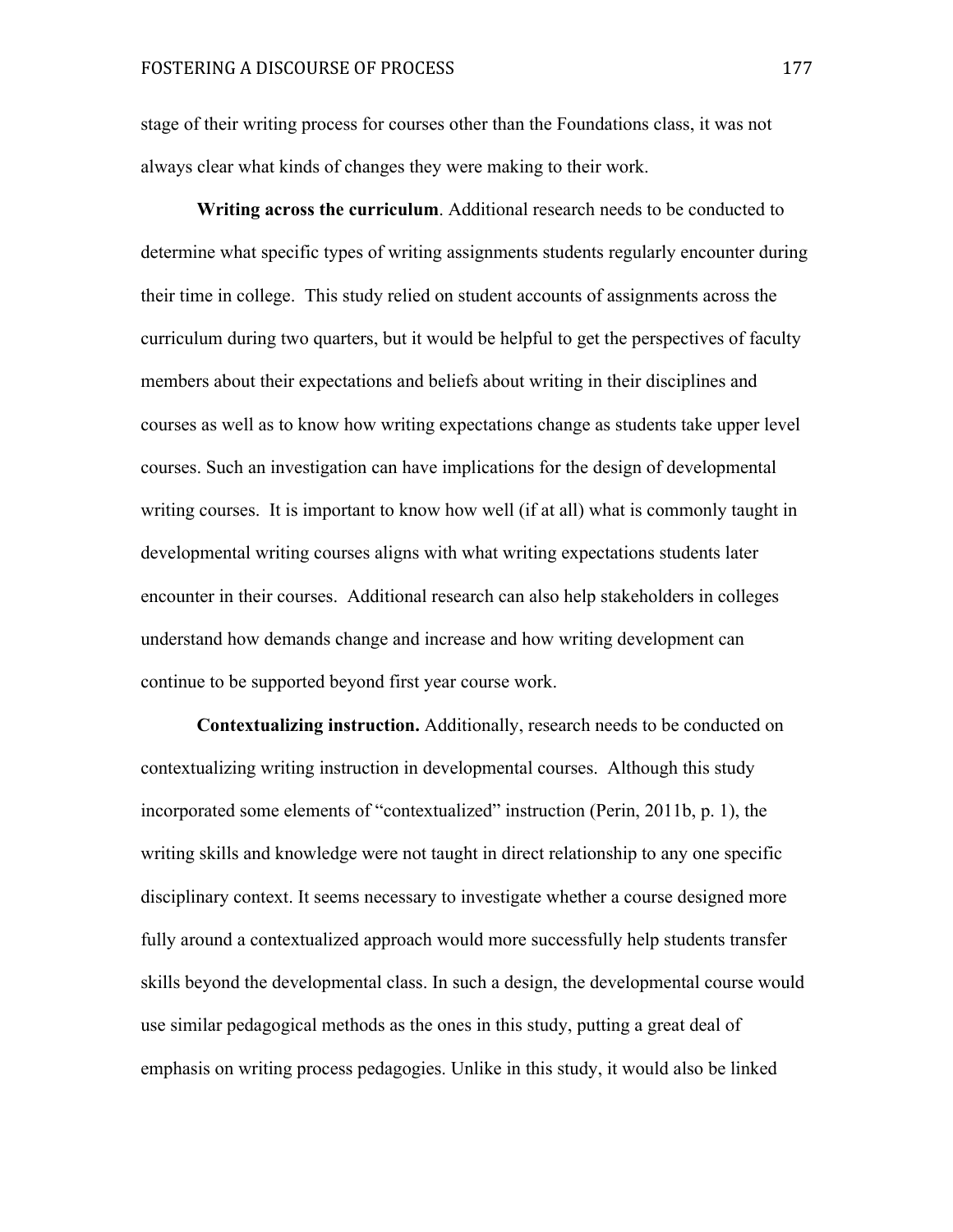stage of their writing process for courses other than the Foundations class, it was not always clear what kinds of changes they were making to their work.

**Writing across the curriculum**. Additional research needs to be conducted to determine what specific types of writing assignments students regularly encounter during their time in college. This study relied on student accounts of assignments across the curriculum during two quarters, but it would be helpful to get the perspectives of faculty members about their expectations and beliefs about writing in their disciplines and courses as well as to know how writing expectations change as students take upper level courses. Such an investigation can have implications for the design of developmental writing courses. It is important to know how well (if at all) what is commonly taught in developmental writing courses aligns with what writing expectations students later encounter in their courses. Additional research can also help stakeholders in colleges understand how demands change and increase and how writing development can continue to be supported beyond first year course work.

**Contextualizing instruction.** Additionally, research needs to be conducted on contextualizing writing instruction in developmental courses. Although this study incorporated some elements of "contextualized" instruction (Perin, 2011b, p. 1), the writing skills and knowledge were not taught in direct relationship to any one specific disciplinary context. It seems necessary to investigate whether a course designed more fully around a contextualized approach would more successfully help students transfer skills beyond the developmental class. In such a design, the developmental course would use similar pedagogical methods as the ones in this study, putting a great deal of emphasis on writing process pedagogies. Unlike in this study, it would also be linked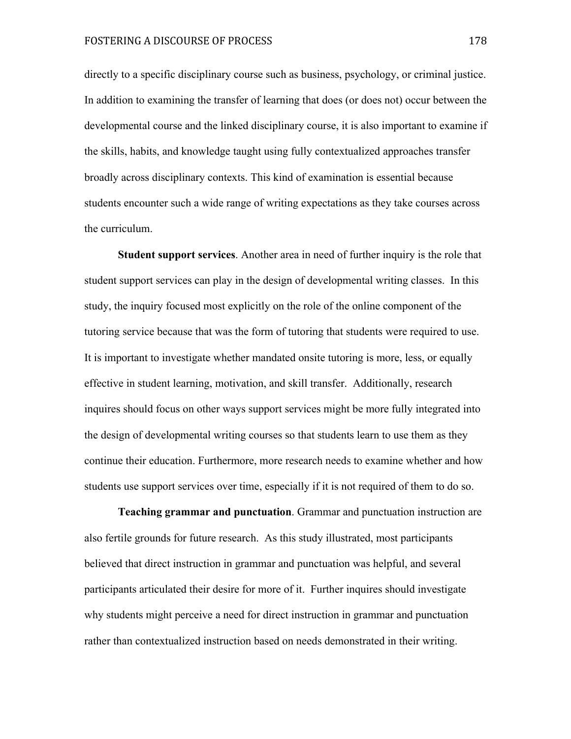directly to a specific disciplinary course such as business, psychology, or criminal justice. In addition to examining the transfer of learning that does (or does not) occur between the developmental course and the linked disciplinary course, it is also important to examine if the skills, habits, and knowledge taught using fully contextualized approaches transfer broadly across disciplinary contexts. This kind of examination is essential because students encounter such a wide range of writing expectations as they take courses across the curriculum.

**Student support services**. Another area in need of further inquiry is the role that student support services can play in the design of developmental writing classes. In this study, the inquiry focused most explicitly on the role of the online component of the tutoring service because that was the form of tutoring that students were required to use. It is important to investigate whether mandated onsite tutoring is more, less, or equally effective in student learning, motivation, and skill transfer. Additionally, research inquires should focus on other ways support services might be more fully integrated into the design of developmental writing courses so that students learn to use them as they continue their education. Furthermore, more research needs to examine whether and how students use support services over time, especially if it is not required of them to do so.

**Teaching grammar and punctuation**. Grammar and punctuation instruction are also fertile grounds for future research. As this study illustrated, most participants believed that direct instruction in grammar and punctuation was helpful, and several participants articulated their desire for more of it. Further inquires should investigate why students might perceive a need for direct instruction in grammar and punctuation rather than contextualized instruction based on needs demonstrated in their writing.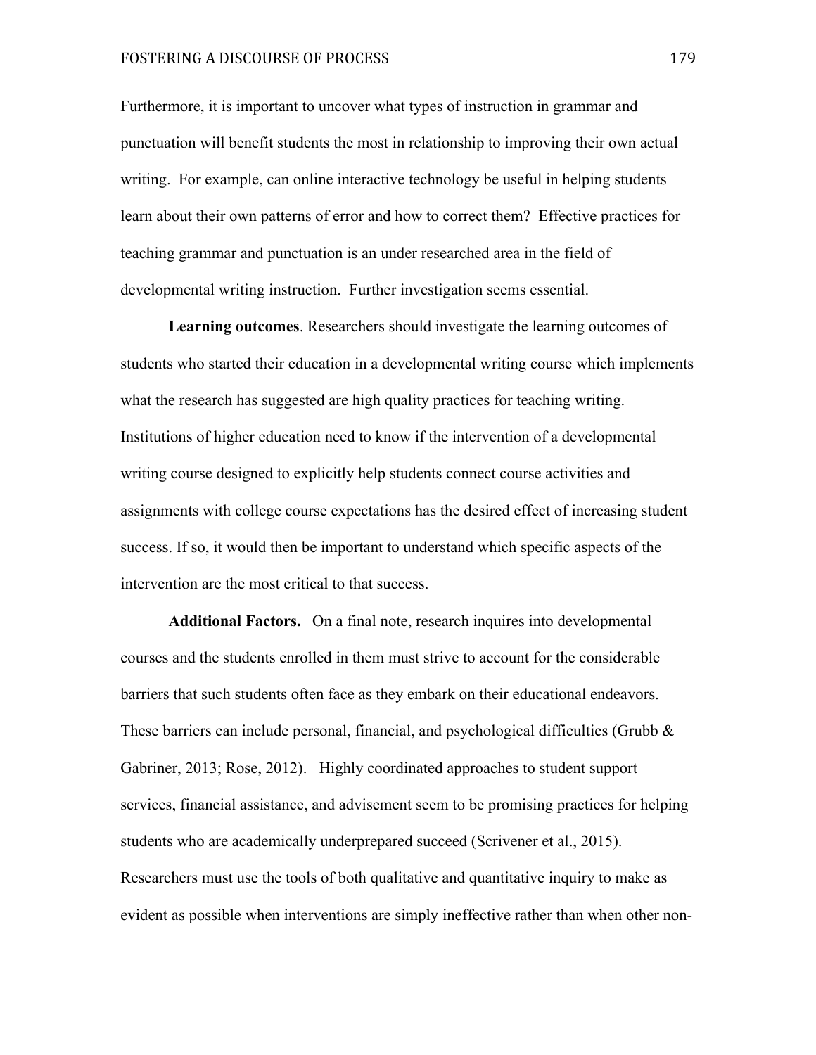Furthermore, it is important to uncover what types of instruction in grammar and punctuation will benefit students the most in relationship to improving their own actual writing. For example, can online interactive technology be useful in helping students learn about their own patterns of error and how to correct them? Effective practices for teaching grammar and punctuation is an under researched area in the field of developmental writing instruction. Further investigation seems essential.

**Learning outcomes**. Researchers should investigate the learning outcomes of students who started their education in a developmental writing course which implements what the research has suggested are high quality practices for teaching writing. Institutions of higher education need to know if the intervention of a developmental writing course designed to explicitly help students connect course activities and assignments with college course expectations has the desired effect of increasing student success. If so, it would then be important to understand which specific aspects of the intervention are the most critical to that success.

**Additional Factors.** On a final note, research inquires into developmental courses and the students enrolled in them must strive to account for the considerable barriers that such students often face as they embark on their educational endeavors. These barriers can include personal, financial, and psychological difficulties (Grubb & Gabriner, 2013; Rose, 2012). Highly coordinated approaches to student support services, financial assistance, and advisement seem to be promising practices for helping students who are academically underprepared succeed (Scrivener et al., 2015). Researchers must use the tools of both qualitative and quantitative inquiry to make as evident as possible when interventions are simply ineffective rather than when other non-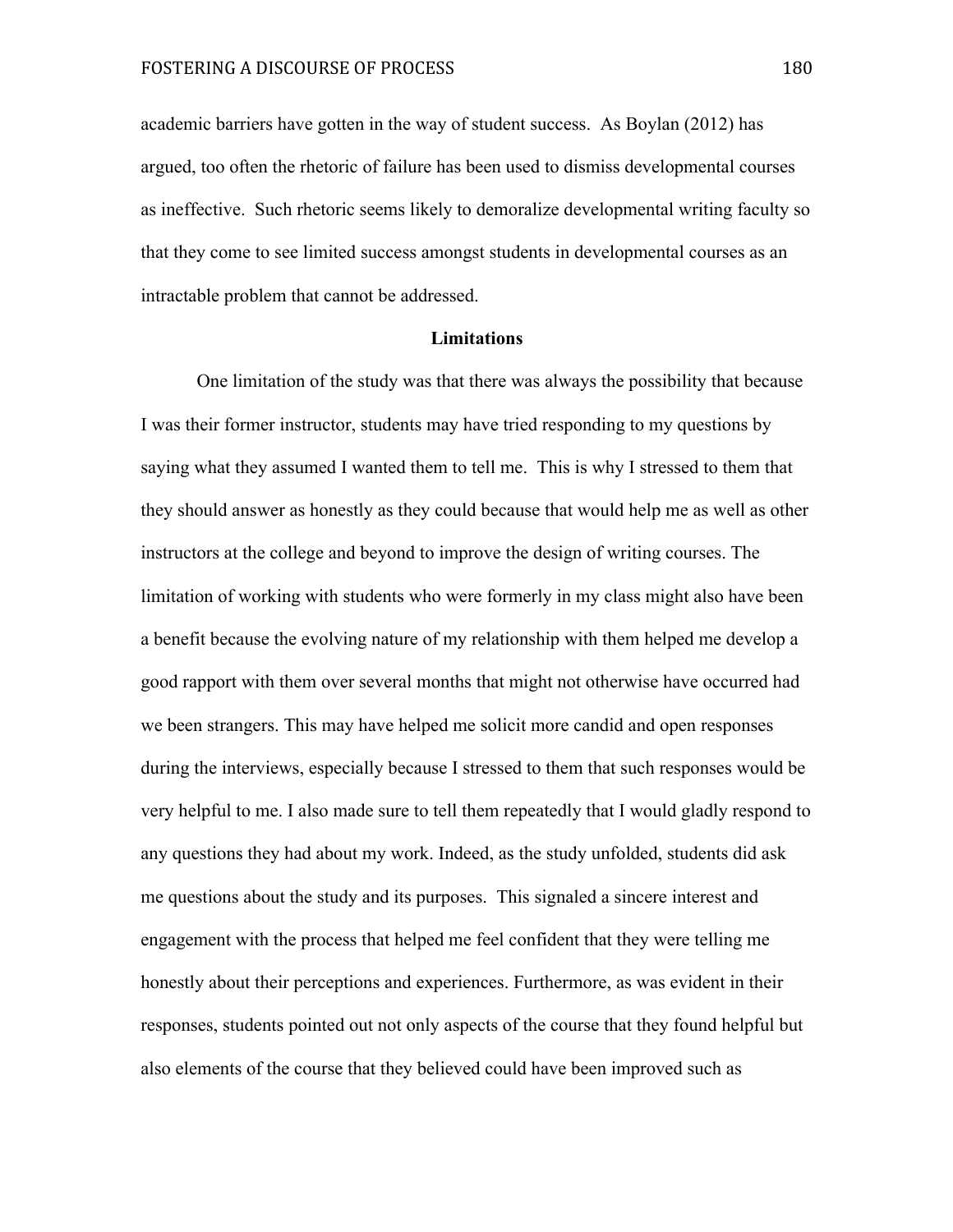academic barriers have gotten in the way of student success. As Boylan (2012) has argued, too often the rhetoric of failure has been used to dismiss developmental courses as ineffective. Such rhetoric seems likely to demoralize developmental writing faculty so that they come to see limited success amongst students in developmental courses as an intractable problem that cannot be addressed.

## Limitations

One limitation of the study was that there was always the possibility that because I was their former instructor, students may have tried responding to my questions by saying what they assumed I wanted them to tell me. This is why I stressed to them that they should answer as honestly as they could because that would help me as well as other instructors at the college and beyond to improve the design of writing courses. The limitation of working with students who were formerly in my class might also have been a benefit because the evolving nature of my relationship with them helped me develop a good rapport with them over several months that might not otherwise have occurred had we been strangers. This may have helped me solicit more candid and open responses during the interviews, especially because I stressed to them that such responses would be very helpful to me. I also made sure to tell them repeatedly that I would gladly respond to any questions they had about my work. Indeed, as the study unfolded, students did ask me questions about the study and its purposes. This signaled a sincere interest and engagement with the process that helped me feel confident that they were telling me honestly about their perceptions and experiences. Furthermore, as was evident in their responses, students pointed out not only aspects of the course that they found helpful but also elements of the course that they believed could have been improved such as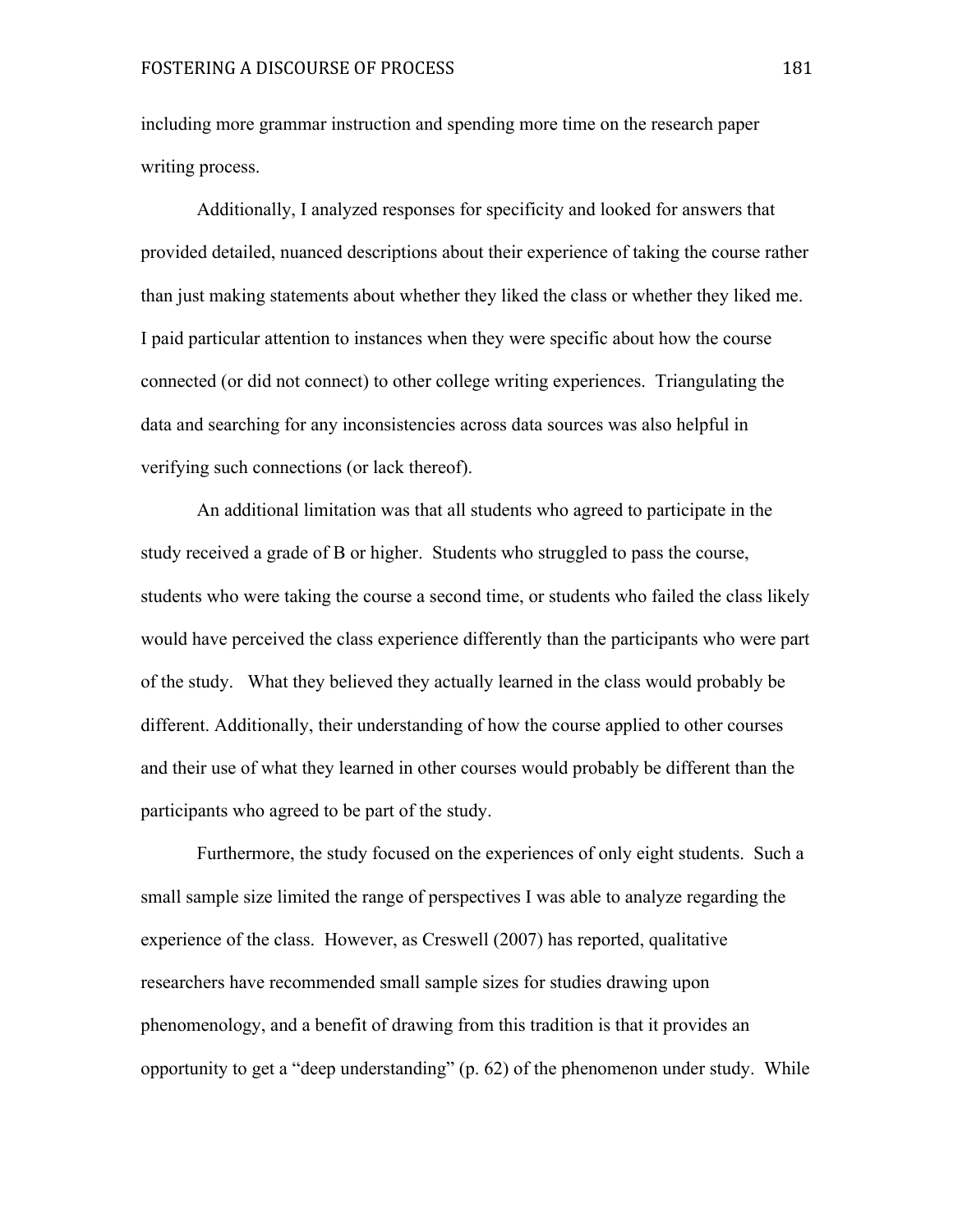including more grammar instruction and spending more time on the research paper writing process.

Additionally, I analyzed responses for specificity and looked for answers that provided detailed, nuanced descriptions about their experience of taking the course rather than just making statements about whether they liked the class or whether they liked me. I paid particular attention to instances when they were specific about how the course connected (or did not connect) to other college writing experiences. Triangulating the data and searching for any inconsistencies across data sources was also helpful in verifying such connections (or lack thereof).

An additional limitation was that all students who agreed to participate in the study received a grade of B or higher. Students who struggled to pass the course, students who were taking the course a second time, or students who failed the class likely would have perceived the class experience differently than the participants who were part of the study. What they believed they actually learned in the class would probably be different. Additionally, their understanding of how the course applied to other courses and their use of what they learned in other courses would probably be different than the participants who agreed to be part of the study.

Furthermore, the study focused on the experiences of only eight students. Such a small sample size limited the range of perspectives I was able to analyze regarding the experience of the class. However, as Creswell (2007) has reported, qualitative researchers have recommended small sample sizes for studies drawing upon phenomenology, and a benefit of drawing from this tradition is that it provides an opportunity to get a "deep understanding" (p. 62) of the phenomenon under study. While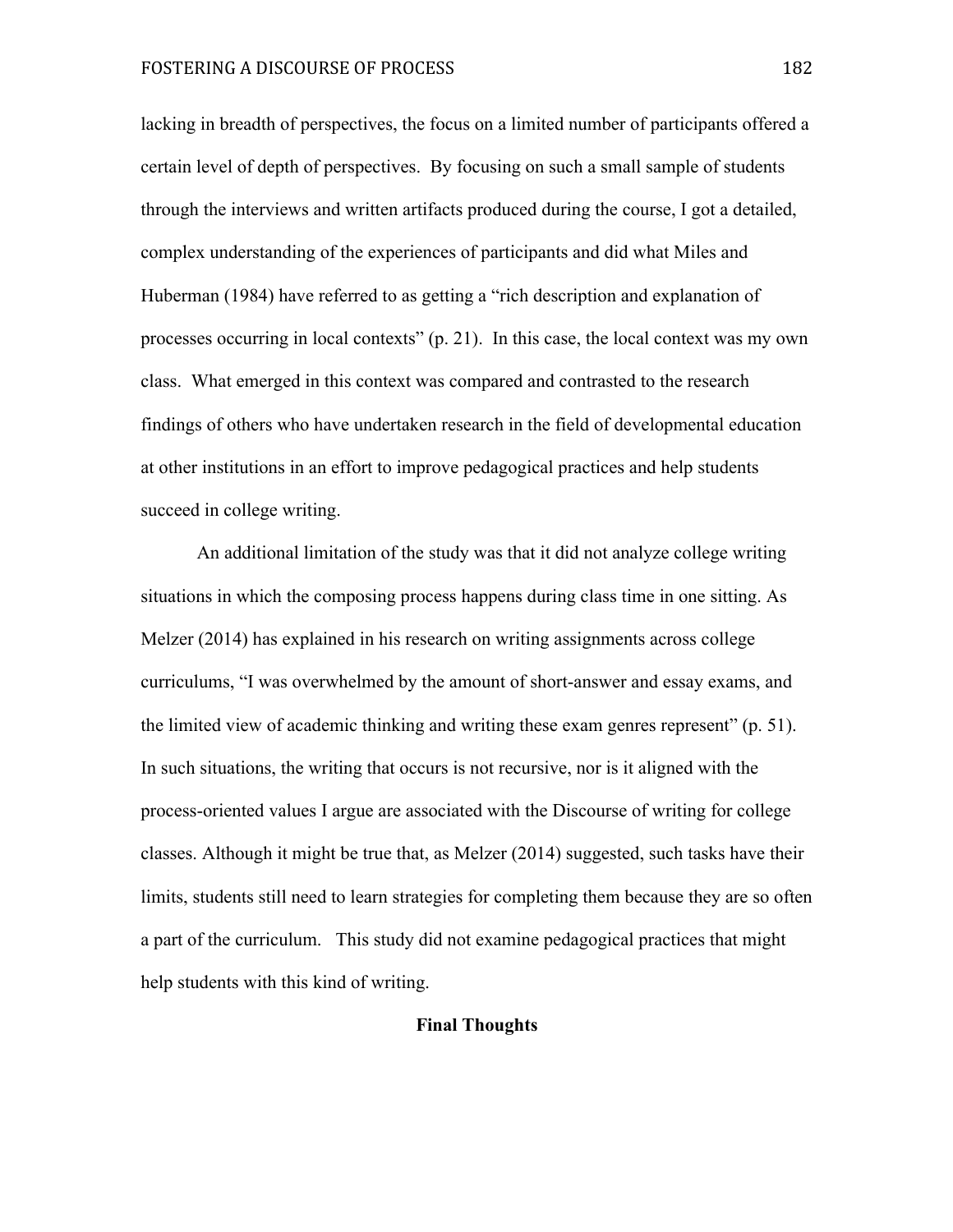lacking in breadth of perspectives, the focus on a limited number of participants offered a certain level of depth of perspectives. By focusing on such a small sample of students through the interviews and written artifacts produced during the course, I got a detailed, complex understanding of the experiences of participants and did what Miles and Huberman (1984) have referred to as getting a "rich description and explanation of processes occurring in local contexts" (p. 21). In this case, the local context was my own class. What emerged in this context was compared and contrasted to the research findings of others who have undertaken research in the field of developmental education at other institutions in an effort to improve pedagogical practices and help students succeed in college writing.

An additional limitation of the study was that it did not analyze college writing situations in which the composing process happens during class time in one sitting. As Melzer (2014) has explained in his research on writing assignments across college curriculums, "I was overwhelmed by the amount of short-answer and essay exams, and the limited view of academic thinking and writing these exam genres represent" (p. 51). In such situations, the writing that occurs is not recursive, nor is it aligned with the process-oriented values I argue are associated with the Discourse of writing for college classes. Although it might be true that, as Melzer (2014) suggested, such tasks have their limits, students still need to learn strategies for completing them because they are so often a part of the curriculum. This study did not examine pedagogical practices that might help students with this kind of writing.

## Final Thoughts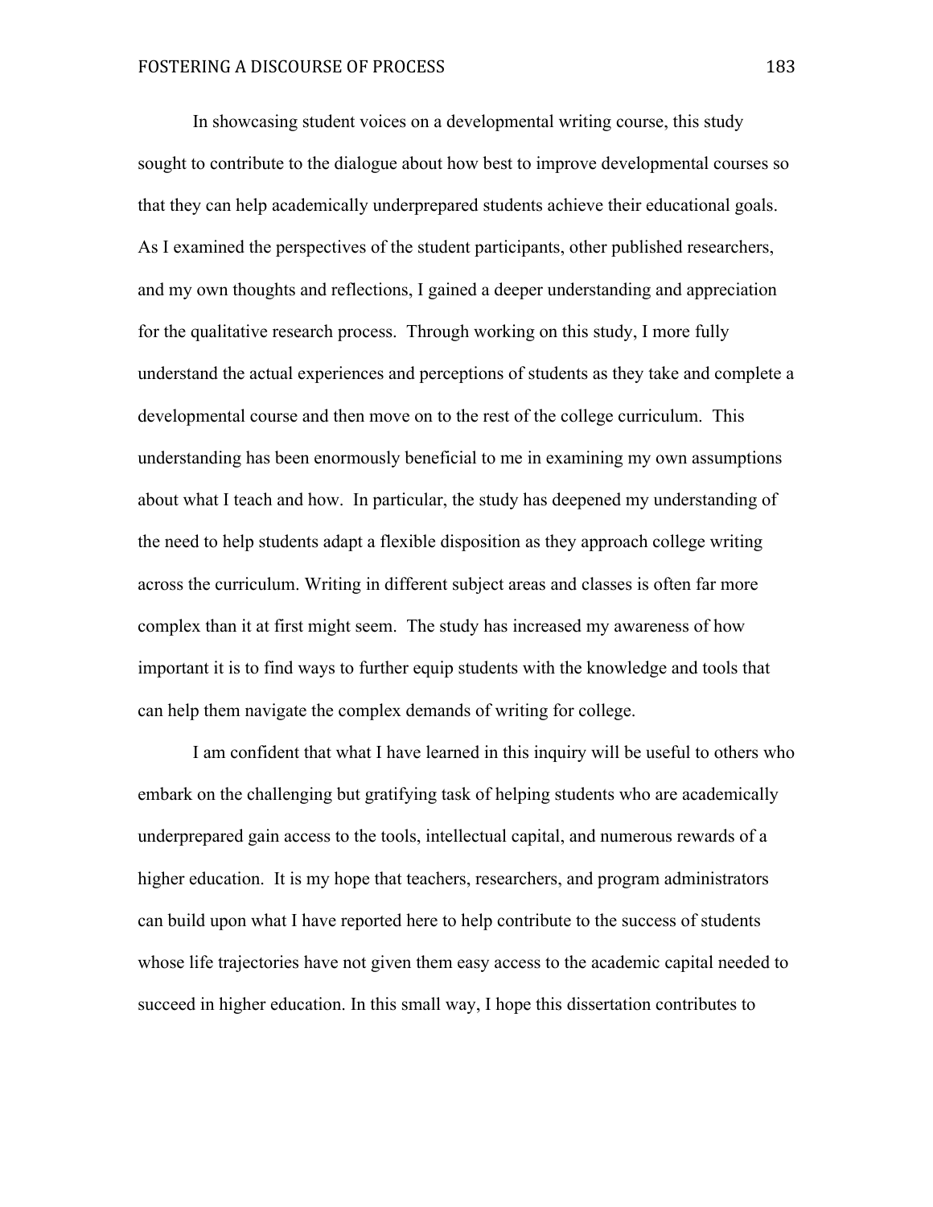In showcasing student voices on a developmental writing course, this study sought to contribute to the dialogue about how best to improve developmental courses so that they can help academically underprepared students achieve their educational goals. As I examined the perspectives of the student participants, other published researchers, and my own thoughts and reflections, I gained a deeper understanding and appreciation for the qualitative research process. Through working on this study, I more fully understand the actual experiences and perceptions of students as they take and complete a developmental course and then move on to the rest of the college curriculum. This understanding has been enormously beneficial to me in examining my own assumptions about what I teach and how. In particular, the study has deepened my understanding of the need to help students adapt a flexible disposition as they approach college writing across the curriculum. Writing in different subject areas and classes is often far more complex than it at first might seem. The study has increased my awareness of how important it is to find ways to further equip students with the knowledge and tools that can help them navigate the complex demands of writing for college.

I am confident that what I have learned in this inquiry will be useful to others who embark on the challenging but gratifying task of helping students who are academically underprepared gain access to the tools, intellectual capital, and numerous rewards of a higher education. It is my hope that teachers, researchers, and program administrators can build upon what I have reported here to help contribute to the success of students whose life trajectories have not given them easy access to the academic capital needed to succeed in higher education. In this small way, I hope this dissertation contributes to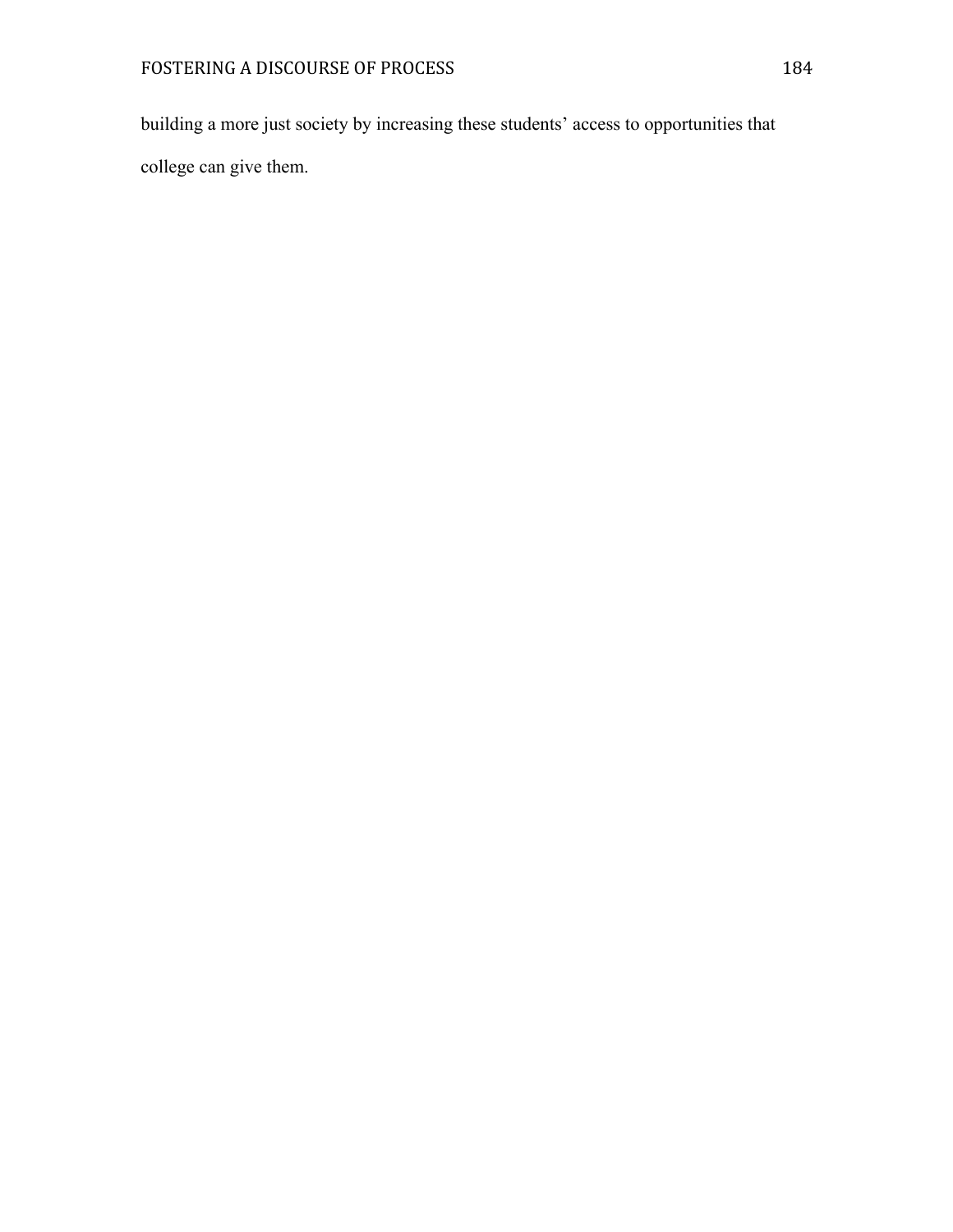building a more just society by increasing these students' access to opportunities that college can give them.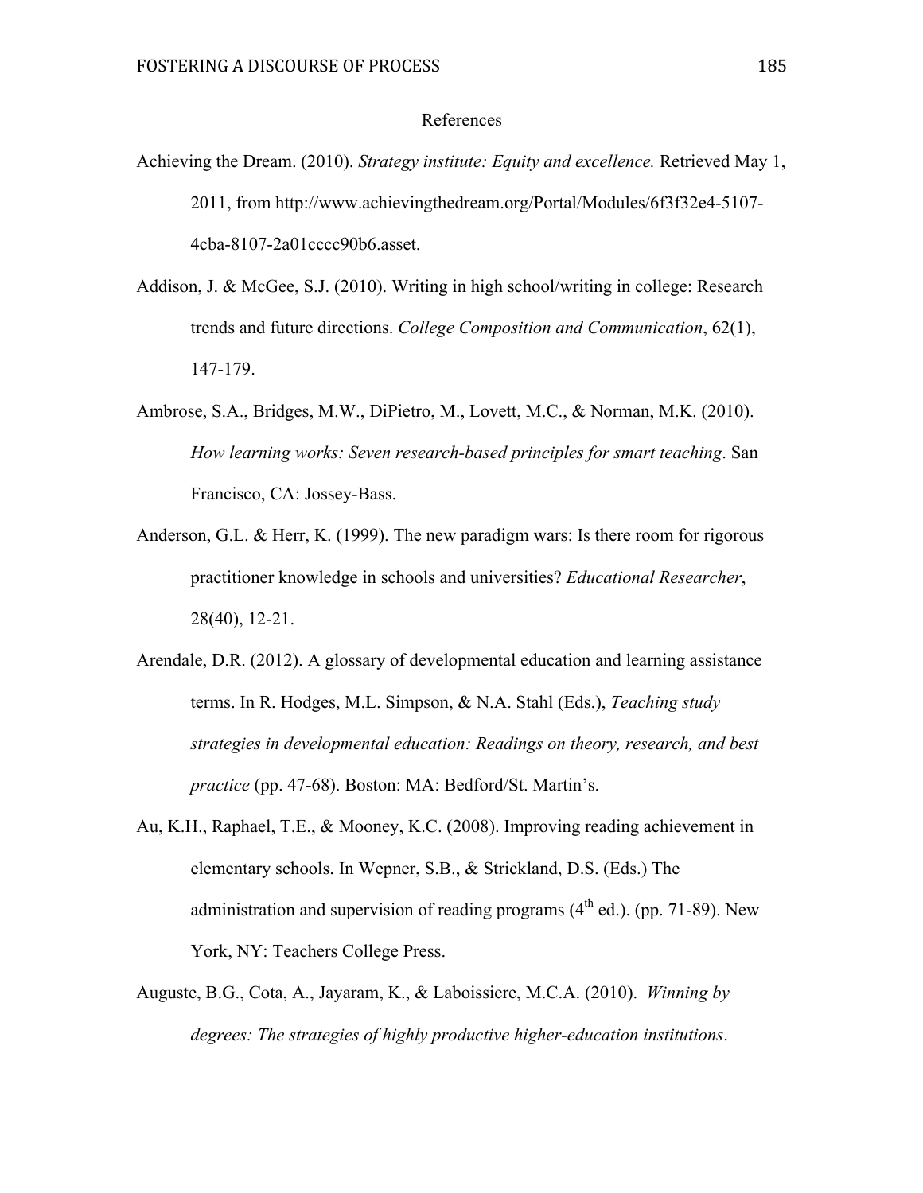# References

Achieving the Dream. (2010). *Strategy institute: Equity and excellence.* Retrieved May 1, 2011, from http://www.achievingthedream.org/Portal/Modules/6f3f32e4-5107-4cba-8107-2a01cccc90b6.asset.

Addison, J. & McGee, S.J. (2010). Writing in high school/writing in college: Research trends and future directions. *College Composition and Communication*, 62(1), 147-179.

Ambrose, S.A., Bridges, M.W., DiPietro, M., Lovett, M.C., & Norman, M.K. (2010). *How learning works: Seven research-based principles for smart teaching*. San Francisco, CA: Jossey-Bass.

Anderson, G.L. & Herr, K. (1999). The new paradigm wars: Is there room for rigorous practitioner knowledge in schools and universities? *Educational Researcher*, 28(40), 12-21.

Arendale, D.R. (2012). A glossary of developmental education and learning assistance terms. In R. Hodges, M.L. Simpson, & N.A. Stahl (Eds.), *Teaching study strategies in developmental education: Readings on theory, research, and best practice* (pp. 47-68). Boston: MA: Bedford/St. Martin's.

Au, K.H., Raphael, T.E., & Mooney, K.C. (2008). Improving reading achievement in elementary schools. In Wepner, S.B., & Strickland, D.S. (Eds.) The administration and supervision of reading programs (4th ed.). (pp. 71-89). New York, NY: Teachers College Press.

Auguste, B.G., Cota, A., Jayaram, K., & Laboissiere, M.C.A. (2010). *Winning by degrees: The strategies of highly productive higher-education institutions*.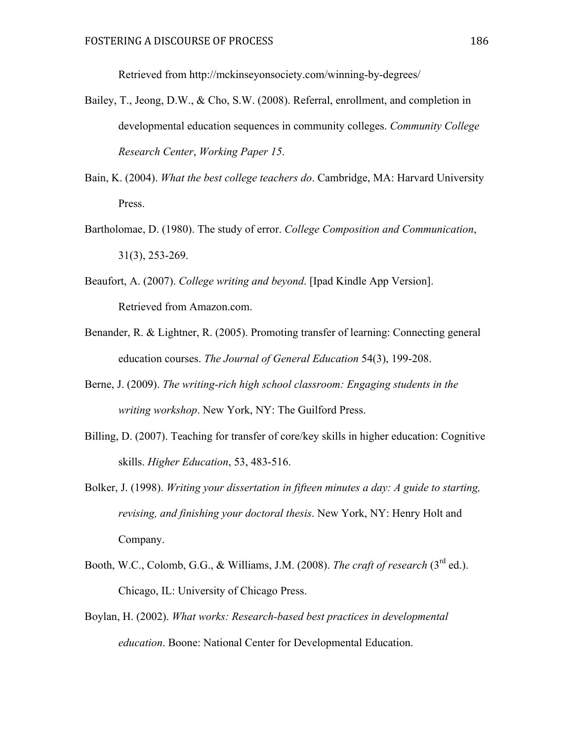Retrieved from http://mckinseyonsociety.com/winning-by-degrees/

Bailey, T., Jeong, D.W., & Cho, S.W. (2008). Referral, enrollment, and completion in developmental education sequences in community colleges. *Community College Research Center*, *Working Paper 15*.

Bain, K. (2004). *What the best college teachers do*. Cambridge, MA: Harvard University Press.

Bartholomae, D. (1980). The study of error. *College Composition and Communication*, 31(3), 253-269.

Beaufort, A. (2007). *College writing and beyond*. [Ipad Kindle App Version]. Retrieved from Amazon.com.

Benander, R. & Lightner, R. (2005). Promoting transfer of learning: Connecting general education courses. *The Journal of General Education* 54(3), 199-208.

Berne, J. (2009). *The writing-rich high school classroom: Engaging students in the writing workshop*. New York, NY: The Guilford Press.

Billing, D. (2007). Teaching for transfer of core/key skills in higher education: Cognitive skills. *Higher Education*, 53, 483-516.

Bolker, J. (1998). *Writing your dissertation in fifteen minutes a day: A guide to starting, revising, and finishing your doctoral thesis*. New York, NY: Henry Holt and Company.

Booth, W.C., Colomb, G.G., & Williams, J.M. (2008). *The craft of research* (3rd ed.). Chicago, IL: University of Chicago Press.

Boylan, H. (2002). *What works: Research-based best practices in developmental education*. Boone: National Center for Developmental Education.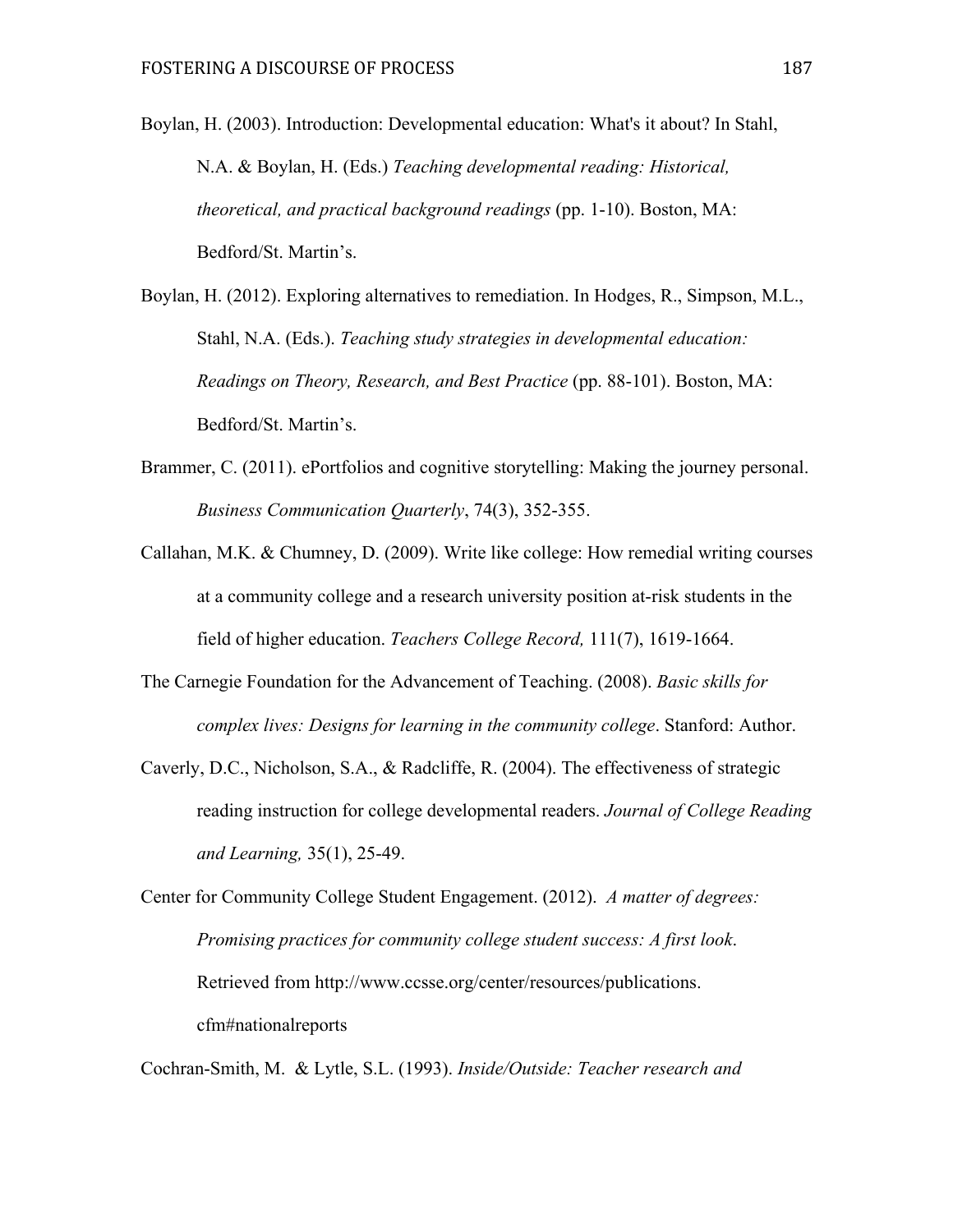Boylan, H. (2003). Introduction: Developmental education: What's it about? In Stahl, N.A. & Boylan, H. (Eds.) *Teaching developmental reading: Historical, theoretical, and practical background readings* (pp. 1-10). Boston, MA: Bedford/St. Martin's.

Boylan, H. (2012). Exploring alternatives to remediation. In Hodges, R., Simpson, M.L., Stahl, N.A. (Eds.). *Teaching study strategies in developmental education: Readings on Theory, Research, and Best Practice* (pp. 88-101). Boston, MA: Bedford/St. Martin's.

Brammer, C. (2011). ePortfolios and cognitive storytelling: Making the journey personal. *Business Communication Quarterly*, 74(3), 352-355.

Callahan, M.K. & Chumney, D. (2009). Write like college: How remedial writing courses at a community college and a research university position at-risk students in the field of higher education. *Teachers College Record,* 111(7), 1619-1664.

The Carnegie Foundation for the Advancement of Teaching. (2008). *Basic skills for complex lives: Designs for learning in the community college*. Stanford: Author.

Caverly, D.C., Nicholson, S.A., & Radcliffe, R. (2004). The effectiveness of strategic reading instruction for college developmental readers. *Journal of College Reading and Learning,* 35(1), 25-49.

Center for Community College Student Engagement. (2012). *A matter of degrees: Promising practices for community college student success: A first look*. Retrieved from http://www.ccsse.org/center/resources/publications.cfm#nationalreports

Cochran-Smith, M. & Lytle, S.L. (1993). *Inside/Outside: Teacher research and*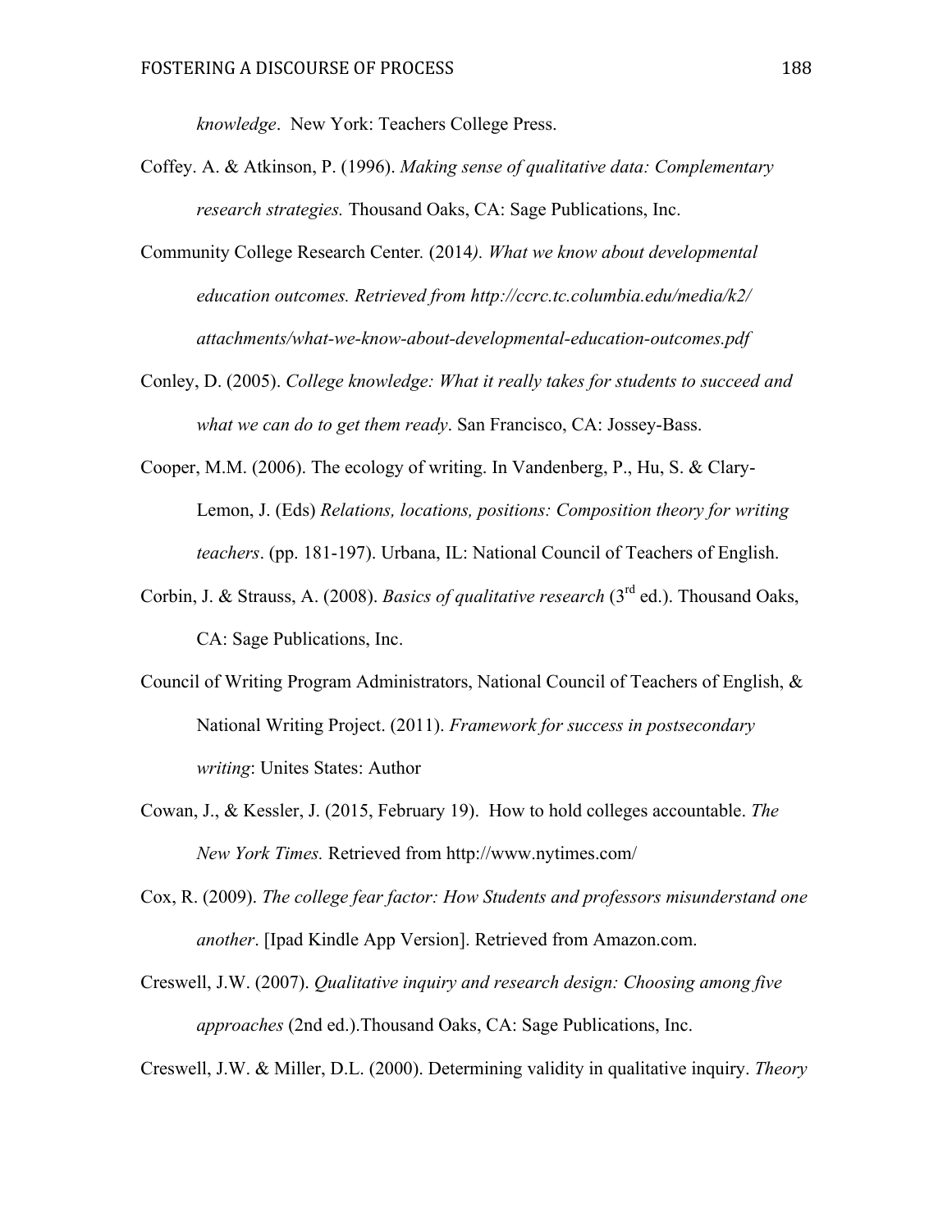*knowledge*. New York: Teachers College Press.

Coffey. A. & Atkinson, P. (1996). *Making sense of qualitative data: Complementary research strategies.* Thousand Oaks, CA: Sage Publications, Inc.

Community College Research Center. (2014*). What we know about developmental education outcomes. Retrieved from http://ccrc.tc.columbia.edu/media/k2/ attachments/what-we-know-about-developmental-education-outcomes.pdf*

Conley, D. (2005). *College knowledge: What it really takes for students to succeed and what we can do to get them ready*. San Francisco, CA: Jossey-Bass.

Cooper, M.M. (2006). The ecology of writing. In Vandenberg, P., Hu, S. & Clary-Lemon, J. (Eds) *Relations, locations, positions: Composition theory for writing teachers*. (pp. 181-197). Urbana, IL: National Council of Teachers of English.

Corbin, J. & Strauss, A. (2008). *Basics of qualitative research* (3rd ed.). Thousand Oaks, CA: Sage Publications, Inc.

Council of Writing Program Administrators, National Council of Teachers of English, & National Writing Project. (2011). *Framework for success in postsecondary writing*: Unites States: Author

Cowan, J., & Kessler, J. (2015, February 19). How to hold colleges accountable. *The New York Times.* Retrieved from http://www.nytimes.com/

Cox, R. (2009). *The college fear factor: How Students and professors misunderstand one another*. [Ipad Kindle App Version]. Retrieved from Amazon.com.

Creswell, J.W. (2007). *Qualitative inquiry and research design: Choosing among five approaches* (2nd ed.).Thousand Oaks, CA: Sage Publications, Inc.

Creswell, J.W. & Miller, D.L. (2000). Determining validity in qualitative inquiry. *Theory*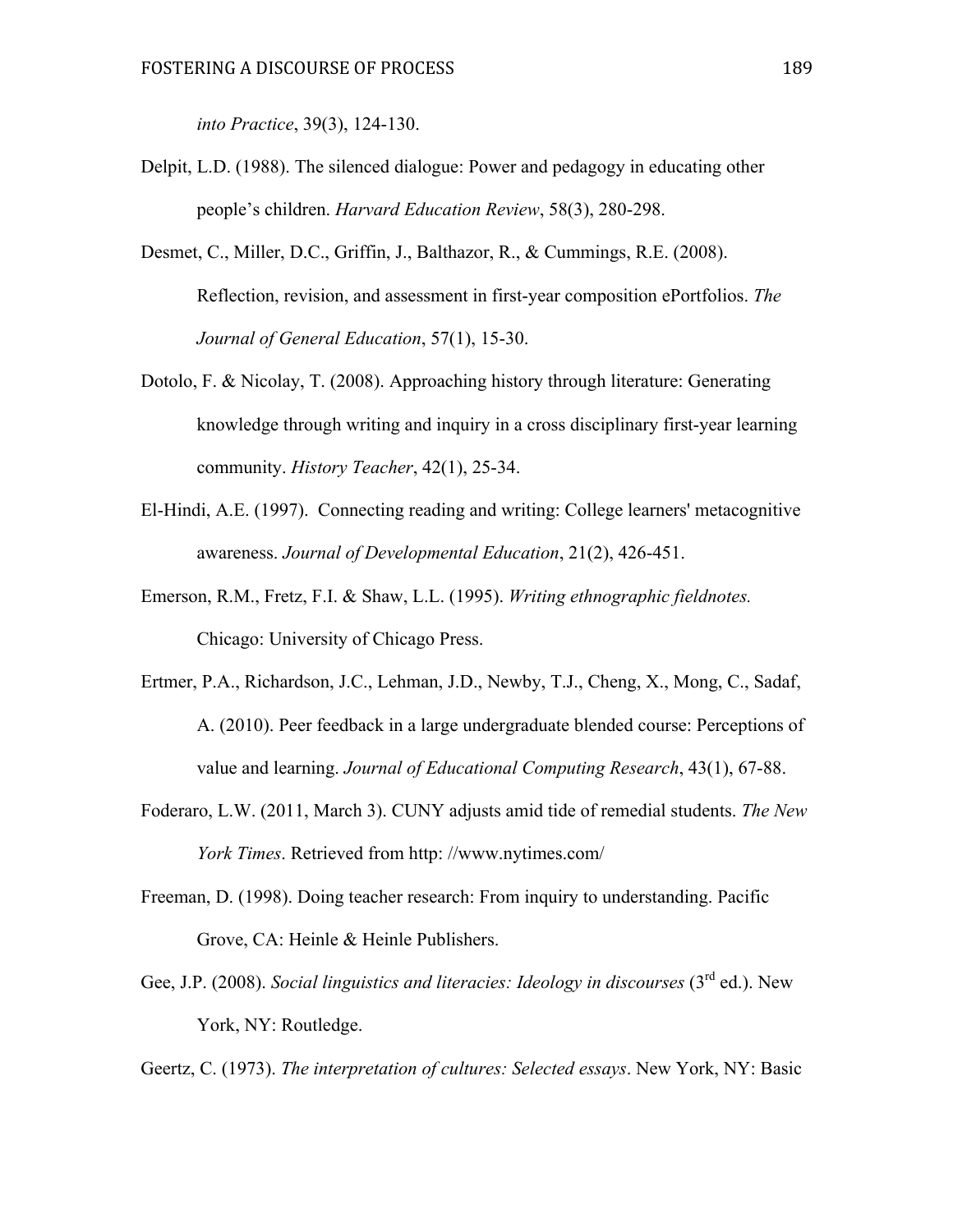*into Practice*, 39(3), 124-130.

Delpit, L.D. (1988). The silenced dialogue: Power and pedagogy in educating other people's children. *Harvard Education Review*, 58(3), 280-298.

Desmet, C., Miller, D.C., Griffin, J., Balthazor, R., & Cummings, R.E. (2008). Reflection, revision, and assessment in first-year composition ePortfolios. *The Journal of General Education*, 57(1), 15-30.

Dotolo, F. & Nicolay, T. (2008). Approaching history through literature: Generating knowledge through writing and inquiry in a cross disciplinary first-year learning community. *History Teacher*, 42(1), 25-34.

El-Hindi, A.E. (1997). Connecting reading and writing: College learners' metacognitive awareness. *Journal of Developmental Education*, 21(2), 426-451.

Emerson, R.M., Fretz, F.I. & Shaw, L.L. (1995). *Writing ethnographic fieldnotes.* Chicago: University of Chicago Press.

Ertmer, P.A., Richardson, J.C., Lehman, J.D., Newby, T.J., Cheng, X., Mong, C., Sadaf, A. (2010). Peer feedback in a large undergraduate blended course: Perceptions of value and learning. *Journal of Educational Computing Research*, 43(1), 67-88.

Foderaro, L.W. (2011, March 3). CUNY adjusts amid tide of remedial students. *The New York Times*. Retrieved from http: //www.nytimes.com/

Freeman, D. (1998). Doing teacher research: From inquiry to understanding. Pacific Grove, CA: Heinle & Heinle Publishers.

Gee, J.P. (2008). *Social linguistics and literacies: Ideology in discourses* (3rd ed.). New York, NY: Routledge.

Geertz, C. (1973). *The interpretation of cultures: Selected essays*. New York, NY: Basic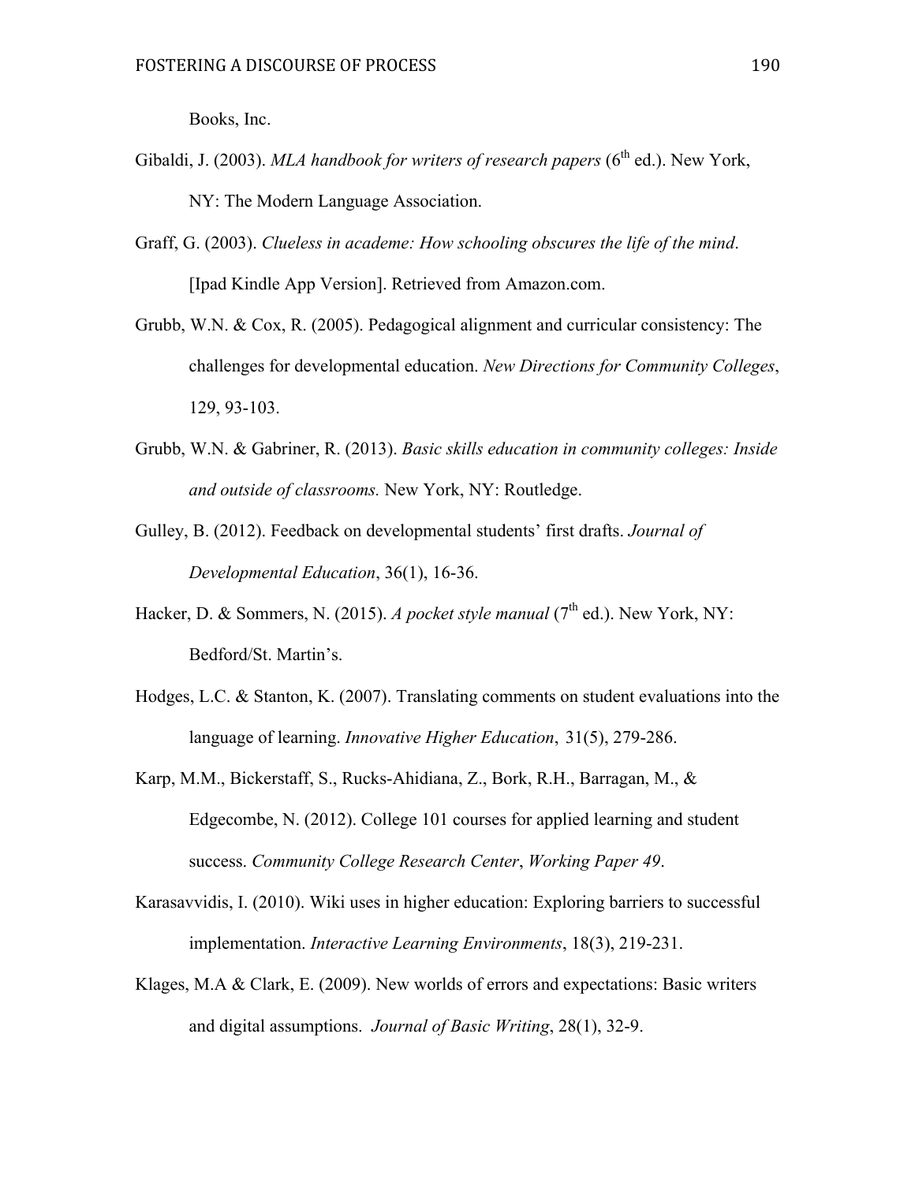Books, Inc.

Gibaldi, J. (2003). *MLA handbook for writers of research papers* (6th ed.). New York, NY: The Modern Language Association.

Graff, G. (2003). *Clueless in academe: How schooling obscures the life of the mind*. [Ipad Kindle App Version]. Retrieved from Amazon.com.

Grubb, W.N. & Cox, R. (2005). Pedagogical alignment and curricular consistency: The challenges for developmental education. *New Directions for Community Colleges*, 129, 93-103.

Grubb, W.N. & Gabriner, R. (2013). *Basic skills education in community colleges: Inside and outside of classrooms.* New York, NY: Routledge.

Gulley, B. (2012). Feedback on developmental students' first drafts. *Journal of Developmental Education*, 36(1), 16-36.

Hacker, D. & Sommers, N. (2015). *A pocket style manual* (7th ed.). New York, NY: Bedford/St. Martin's.

Hodges, L.C. & Stanton, K. (2007). Translating comments on student evaluations into the language of learning. *Innovative Higher Education*, 31(5), 279-286.

Karp, M.M., Bickerstaff, S., Rucks-Ahidiana, Z., Bork, R.H., Barragan, M., & Edgecombe, N. (2012). College 101 courses for applied learning and student success. *Community College Research Center*, *Working Paper 49*.

Karasavvidis, I. (2010). Wiki uses in higher education: Exploring barriers to successful implementation. *Interactive Learning Environments*, 18(3), 219-231.

Klages, M.A & Clark, E. (2009). New worlds of errors and expectations: Basic writers and digital assumptions. *Journal of Basic Writing*, 28(1), 32-9.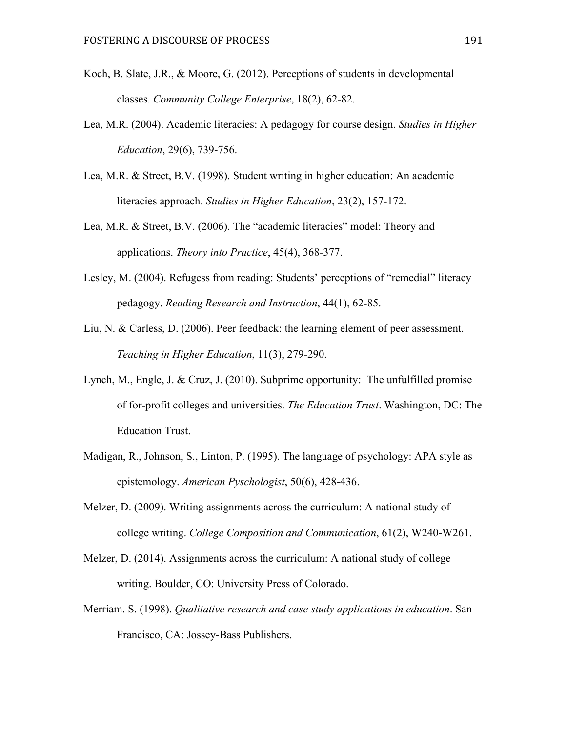Koch, B. Slate, J.R., & Moore, G. (2012). Perceptions of students in developmental classes. *Community College Enterprise*, 18(2), 62-82.

Lea, M.R. (2004). Academic literacies: A pedagogy for course design. *Studies in Higher Education*, 29(6), 739-756.

Lea, M.R. & Street, B.V. (1998). Student writing in higher education: An academic literacies approach. *Studies in Higher Education*, 23(2), 157-172.

Lea, M.R. & Street, B.V. (2006). The "academic literacies" model: Theory and applications. *Theory into Practice*, 45(4), 368-377.

Lesley, M. (2004). Refugess from reading: Students' perceptions of "remedial" literacy pedagogy. *Reading Research and Instruction*, 44(1), 62-85.

Liu, N. & Carless, D. (2006). Peer feedback: the learning element of peer assessment. *Teaching in Higher Education*, 11(3), 279-290.

Lynch, M., Engle, J. & Cruz, J. (2010). Subprime opportunity: The unfulfilled promise of for-profit colleges and universities. *The Education Trust*. Washington, DC: The Education Trust.

Madigan, R., Johnson, S., Linton, P. (1995). The language of psychology: APA style as epistemology. *American Pyschologist*, 50(6), 428-436.

Melzer, D. (2009). Writing assignments across the curriculum: A national study of college writing. *College Composition and Communication*, 61(2), W240-W261.

Melzer, D. (2014). Assignments across the curriculum: A national study of college writing. Boulder, CO: University Press of Colorado.

Merriam. S. (1998). *Qualitative research and case study applications in education*. San Francisco, CA: Jossey-Bass Publishers.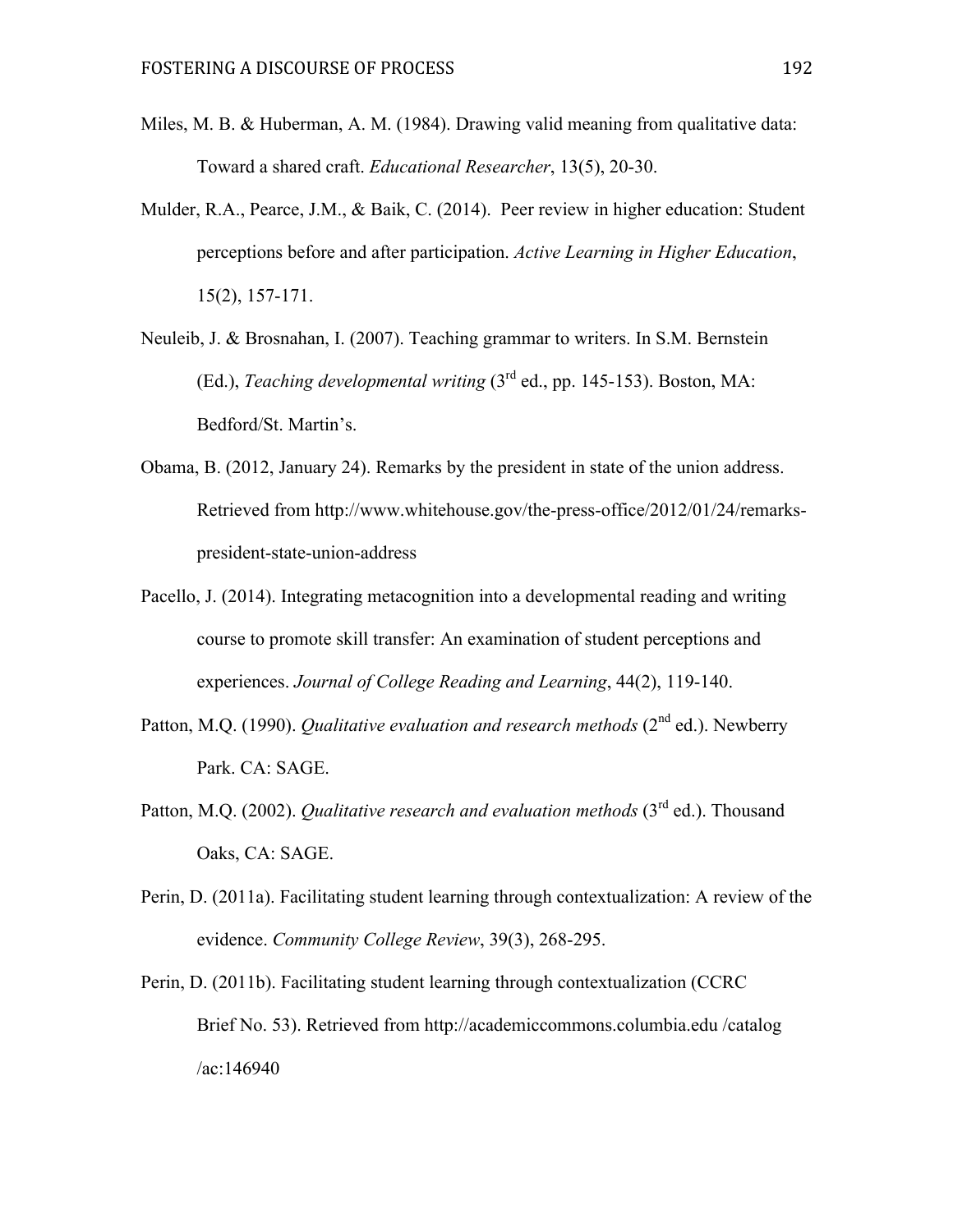Miles, M. B. & Huberman, A. M. (1984). Drawing valid meaning from qualitative data: Toward a shared craft. *Educational Researcher*, 13(5), 20-30.

Mulder, R.A., Pearce, J.M., & Baik, C. (2014). Peer review in higher education: Student perceptions before and after participation. *Active Learning in Higher Education*, 15(2), 157-171.

Neuleib, J. & Brosnahan, I. (2007). Teaching grammar to writers. In S.M. Bernstein (Ed.), *Teaching developmental writing* (3rd ed., pp. 145-153). Boston, MA: Bedford/St. Martin's.

Obama, B. (2012, January 24). Remarks by the president in state of the union address. Retrieved from http://www.whitehouse.gov/the-press-office/2012/01/24/remarks-president-state-union-address

Pacello, J. (2014). Integrating metacognition into a developmental reading and writing course to promote skill transfer: An examination of student perceptions and experiences. *Journal of College Reading and Learning*, 44(2), 119-140.

Patton, M.Q. (1990). *Qualitative evaluation and research methods* (2nd ed.). Newberry Park. CA: SAGE.

Patton, M.Q. (2002). *Qualitative research and evaluation methods* (3rd ed.). Thousand Oaks, CA: SAGE.

Perin, D. (2011a). Facilitating student learning through contextualization: A review of the evidence. *Community College Review*, 39(3), 268-295.

Perin, D. (2011b). Facilitating student learning through contextualization (CCRC Brief No. 53). Retrieved from http://academiccommons.columbia.edu /catalog /ac:146940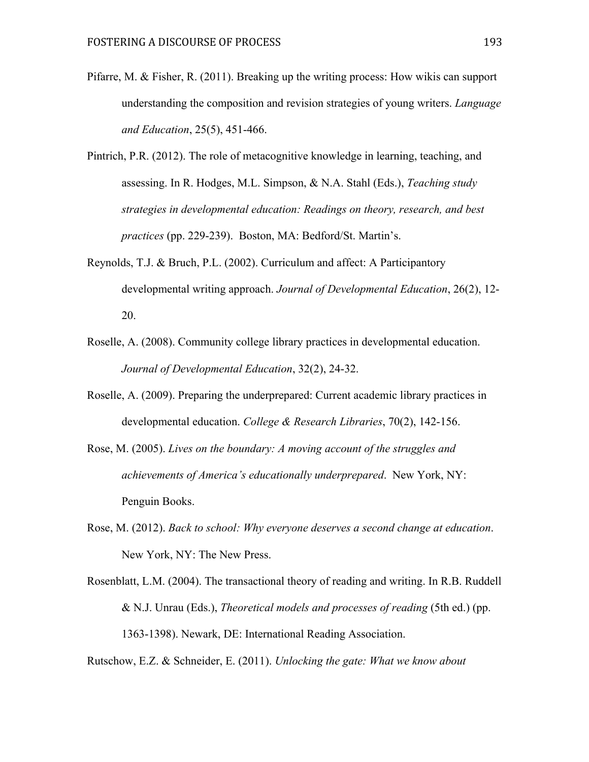Pifarre, M. & Fisher, R. (2011). Breaking up the writing process: How wikis can support understanding the composition and revision strategies of young writers. *Language and Education*, 25(5), 451-466.

Pintrich, P.R. (2012). The role of metacognitive knowledge in learning, teaching, and assessing. In R. Hodges, M.L. Simpson, & N.A. Stahl (Eds.), *Teaching study strategies in developmental education: Readings on theory, research, and best practices* (pp. 229-239). Boston, MA: Bedford/St. Martin's.

Reynolds, T.J. & Bruch, P.L. (2002). Curriculum and affect: A Participantory developmental writing approach. *Journal of Developmental Education*, 26(2), 12-20.

Roselle, A. (2008). Community college library practices in developmental education. *Journal of Developmental Education*, 32(2), 24-32.

Roselle, A. (2009). Preparing the underprepared: Current academic library practices in developmental education. *College & Research Libraries*, 70(2), 142-156.

Rose, M. (2005). *Lives on the boundary: A moving account of the struggles and achievements of America's educationally underprepared*. New York, NY: Penguin Books.

Rose, M. (2012). *Back to school: Why everyone deserves a second change at education*. New York, NY: The New Press.

Rosenblatt, L.M. (2004). The transactional theory of reading and writing. In R.B. Ruddell & N.J. Unrau (Eds.), *Theoretical models and processes of reading* (5th ed.) (pp. 1363-1398). Newark, DE: International Reading Association.

Rutschow, E.Z. & Schneider, E. (2011). *Unlocking the gate: What we know about*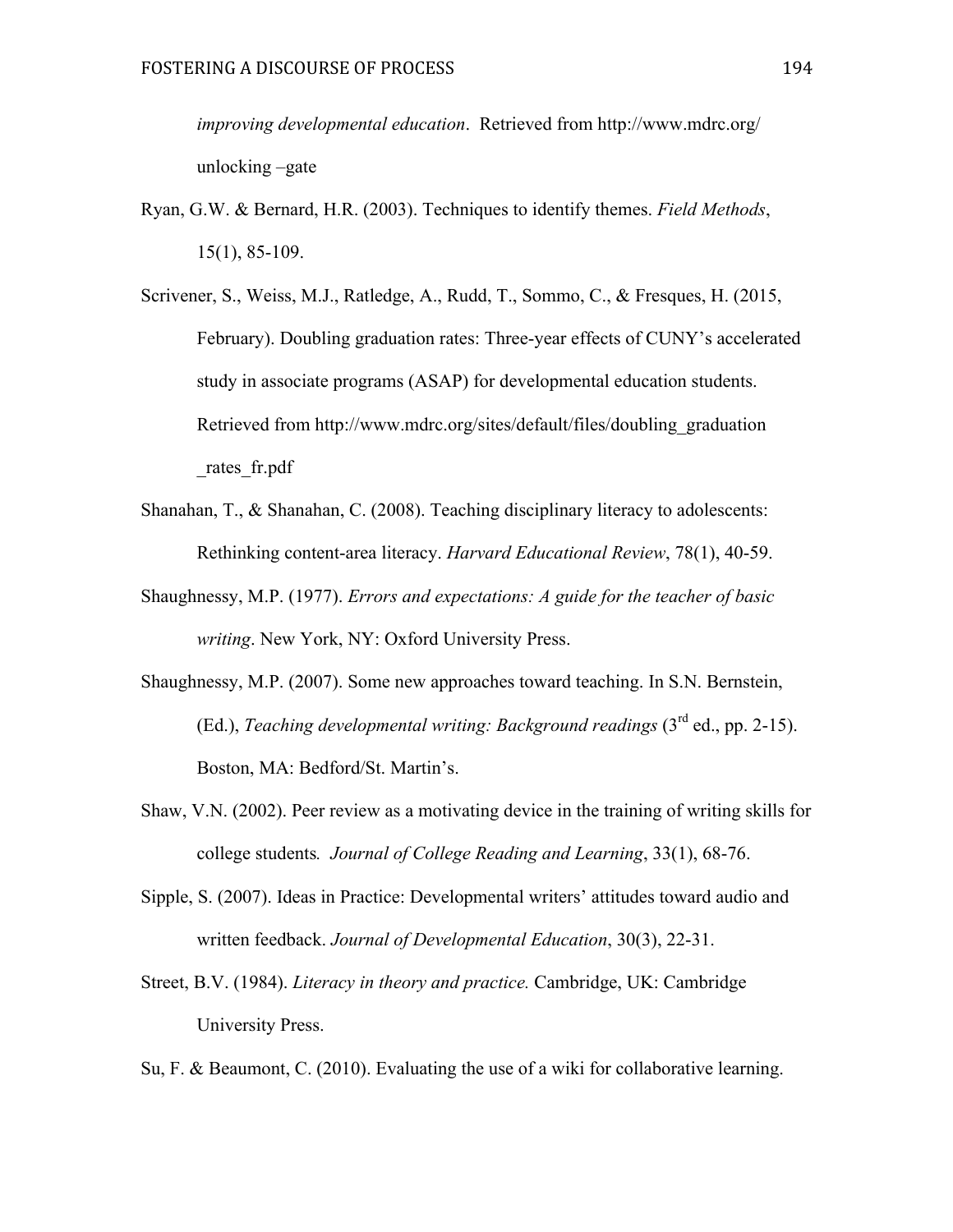*improving developmental education*. Retrieved from http://www.mdrc.org/ unlocking –gate

Ryan, G.W. & Bernard, H.R. (2003). Techniques to identify themes. *Field Methods*, 15(1), 85-109.

Scrivener, S., Weiss, M.J., Ratledge, A., Rudd, T., Sommo, C., & Fresques, H. (2015, February). Doubling graduation rates: Three-year effects of CUNY's accelerated study in associate programs (ASAP) for developmental education students. Retrieved from http://www.mdrc.org/sites/default/files/doubling_graduation _rates_fr.pdf

Shanahan, T., & Shanahan, C. (2008). Teaching disciplinary literacy to adolescents: Rethinking content-area literacy. *Harvard Educational Review*, 78(1), 40-59.

Shaughnessy, M.P. (1977). *Errors and expectations: A guide for the teacher of basic writing*. New York, NY: Oxford University Press.

Shaughnessy, M.P. (2007). Some new approaches toward teaching. In S.N. Bernstein, (Ed.), *Teaching developmental writing: Background readings* (3rd ed., pp. 2-15). Boston, MA: Bedford/St. Martin's.

Shaw, V.N. (2002). Peer review as a motivating device in the training of writing skills for college students. *Journal of College Reading and Learning*, 33(1), 68-76.

Sipple, S. (2007). Ideas in Practice: Developmental writers' attitudes toward audio and written feedback. *Journal of Developmental Education*, 30(3), 22-31.

Street, B.V. (1984). *Literacy in theory and practice.* Cambridge, UK: Cambridge University Press.

Su, F. & Beaumont, C. (2010). Evaluating the use of a wiki for collaborative learning.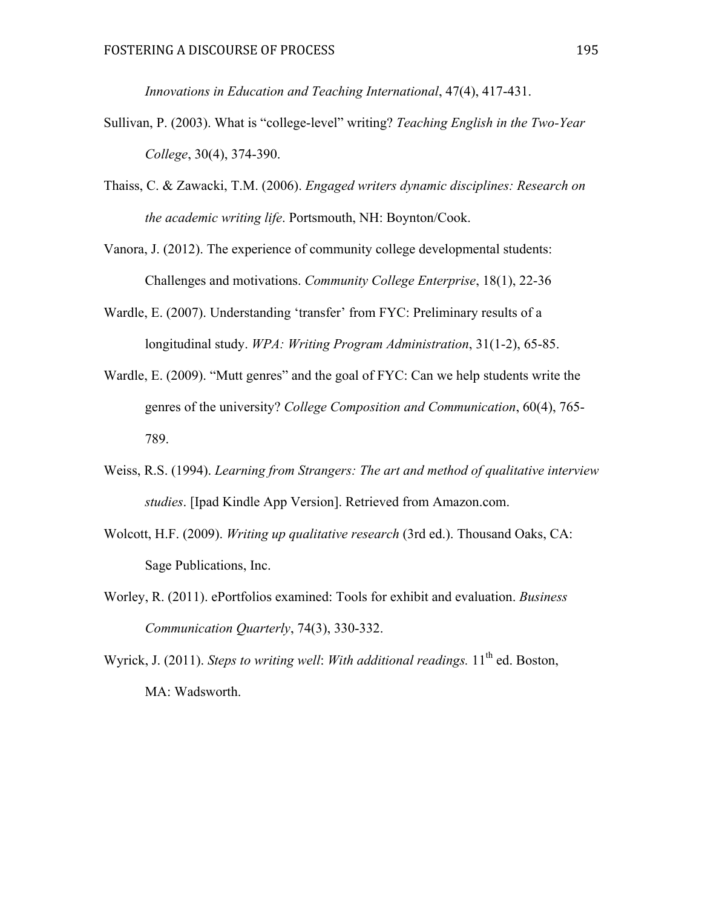*Innovations in Education and Teaching International*, 47(4), 417-431.

Sullivan, P. (2003). What is "college-level" writing? *Teaching English in the Two-Year College*, 30(4), 374-390.

Thaiss, C. & Zawacki, T.M. (2006). *Engaged writers dynamic disciplines: Research on the academic writing life*. Portsmouth, NH: Boynton/Cook.

Vanora, J. (2012). The experience of community college developmental students: Challenges and motivations. *Community College Enterprise*, 18(1), 22-36

Wardle, E. (2007). Understanding 'transfer' from FYC: Preliminary results of a longitudinal study. *WPA: Writing Program Administration*, 31(1-2), 65-85.

Wardle, E. (2009). "Mutt genres" and the goal of FYC: Can we help students write the genres of the university? *College Composition and Communication*, 60(4), 765-789.

Weiss, R.S. (1994). *Learning from Strangers: The art and method of qualitative interview studies*. [Ipad Kindle App Version]. Retrieved from Amazon.com.

Wolcott, H.F. (2009). *Writing up qualitative research* (3rd ed.). Thousand Oaks, CA: Sage Publications, Inc.

Worley, R. (2011). ePortfolios examined: Tools for exhibit and evaluation. *Business Communication Quarterly*, 74(3), 330-332.

Wyrick, J. (2011). *Steps to writing well*: *With additional readings.* 11th ed. Boston, MA: Wadsworth.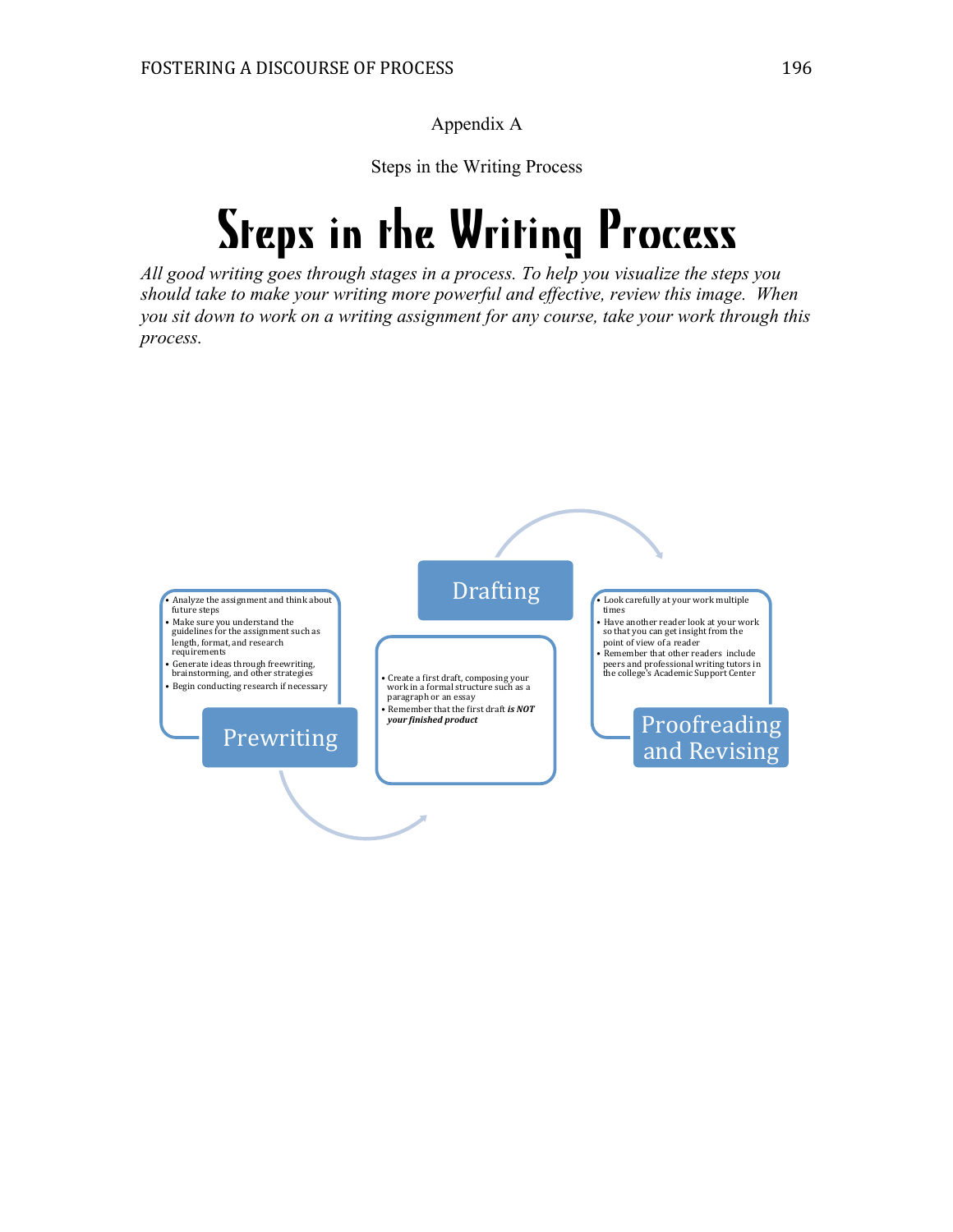Appendix A

Steps in the Writing Process

# Steps in the Writing Process

*All good writing goes through stages in a process. To help you visualize the steps you should take to make your writing more powerful and effective, review this image. When you sit down to work on a writing assignment for any course, take your work through this process.*

## Prewriting

- Analyze the assignment and think about future steps
- Make sure you understand the guidelines for the assignment such as length, format, and research requirements
- Generate ideas through freewriting, brainstorming, and other strategies
- Begin conducting research if necessary

## Drafting

- Create a first draft, composing your work in a formal structure such as a paragraph or an essay
- Remember that the first draft ***is NOT your finished product***

## Proofreading and Revising

- Look carefully at your work multiple times
- Have another reader look at your work so that you can get insight from the point of view of a reader
- Remember that other readers include peers and professional writing tutors in the college's Academic Support Center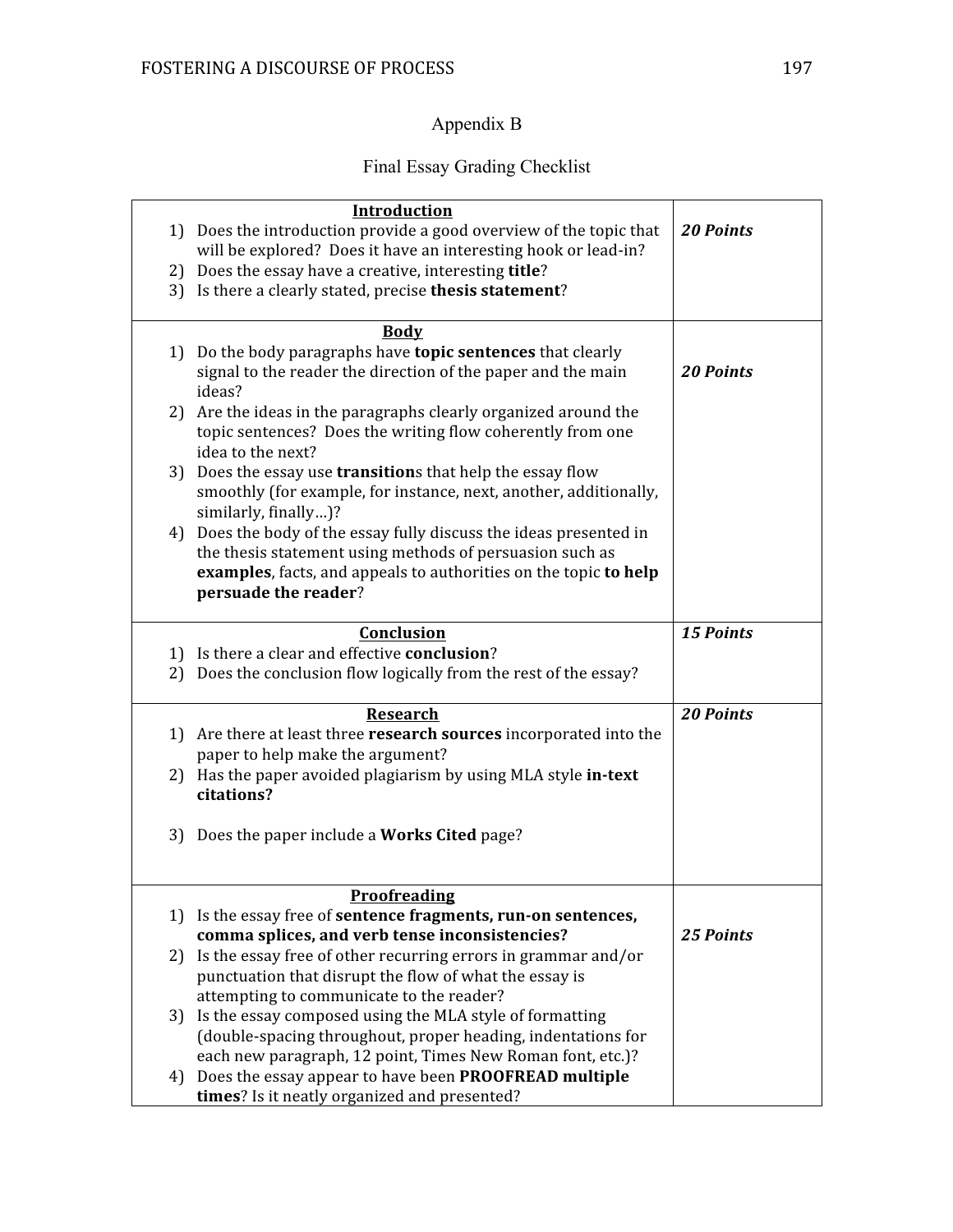# Appendix B

## Final Essay Grading Checklist

| Criteria | Points |
|---|---|
| <u>**Introduction**</u><br>1) Does the introduction provide a good overview of the topic that will be explored? Does it have an interesting hook or lead-in?<br>2) Does the essay have a creative, interesting **title**?<br>3) Is there a clearly stated, precise **thesis statement**? | ***20 Points*** |
| <u>**Body**</u><br>1) Do the body paragraphs have **topic sentences** that clearly signal to the reader the direction of the paper and the main ideas?<br>2) Are the ideas in the paragraphs clearly organized around the topic sentences? Does the writing flow coherently from one idea to the next?<br>3) Does the essay use **transition**s that help the essay flow smoothly (for example, for instance, next, another, additionally, similarly, finally…)?<br>4) Does the body of the essay fully discuss the ideas presented in the thesis statement using methods of persuasion such as **examples**, facts, and appeals to authorities on the topic **to help persuade the reader**? | ***20 Points*** |
| <u>**Conclusion**</u><br>1) Is there a clear and effective **conclusion**?<br>2) Does the conclusion flow logically from the rest of the essay? | ***15 Points*** |
| <u>**Research**</u><br>1) Are there at least three **research sources** incorporated into the paper to help make the argument?<br>2) Has the paper avoided plagiarism by using MLA style **in-text citations?**<br>3) Does the paper include a **Works Cited** page? | ***20 Points*** |
| <u>**Proofreading**</u><br>1) Is the essay free of **sentence fragments, run-on sentences, comma splices, and verb tense inconsistencies?**<br>2) Is the essay free of other recurring errors in grammar and/or punctuation that disrupt the flow of what the essay is attempting to communicate to the reader?<br>3) Is the essay composed using the MLA style of formatting (double-spacing throughout, proper heading, indentations for each new paragraph, 12 point, Times New Roman font, etc.)?<br>4) Does the essay appear to have been **PROOFREAD multiple times**? Is it neatly organized and presented? | ***25 Points*** |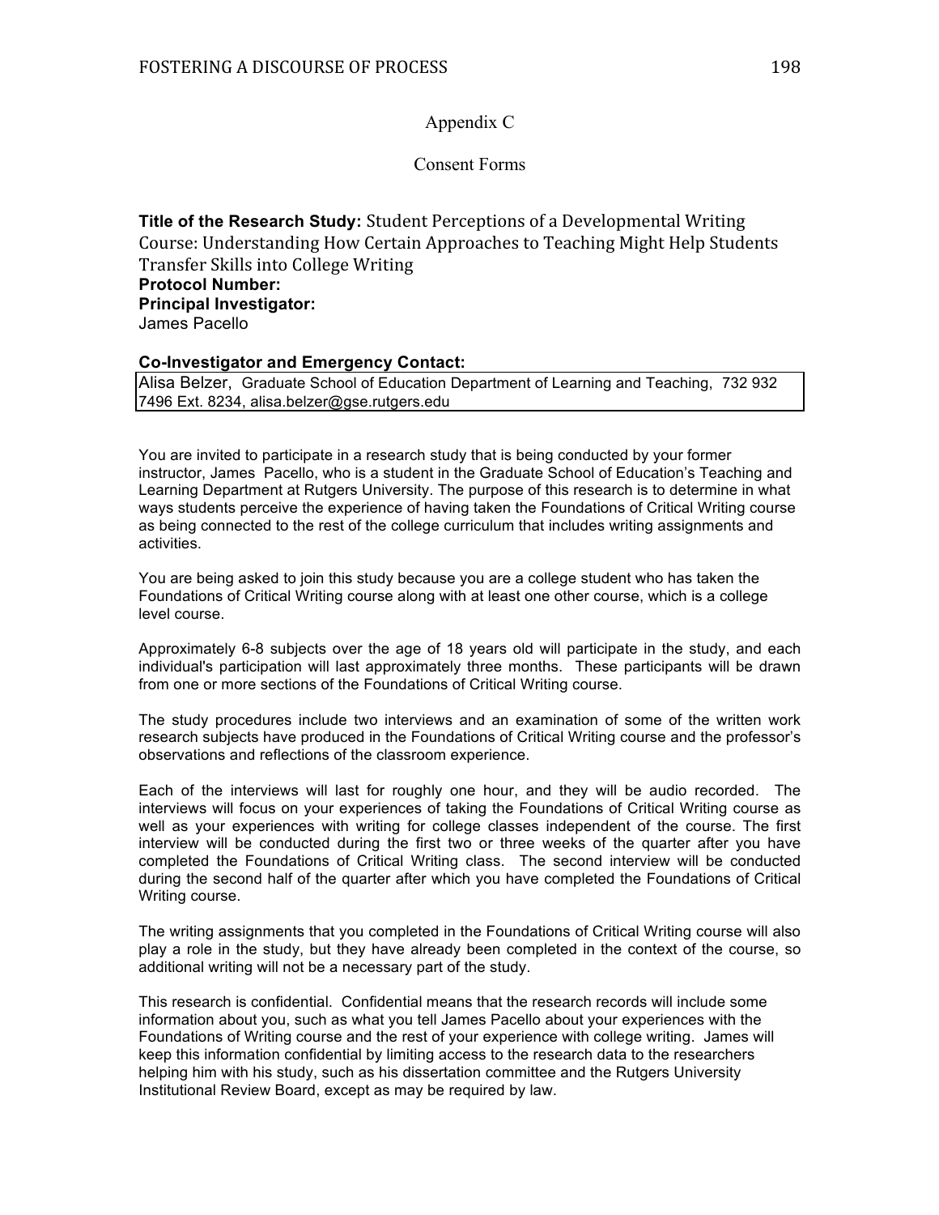# Appendix C

## Consent Forms

**Title of the Research Study:** Student Perceptions of a Developmental Writing Course: Understanding How Certain Approaches to Teaching Might Help Students Transfer Skills into College Writing
**Protocol Number:**
**Principal Investigator:**
James Pacello

**Co-Investigator and Emergency Contact:**

Alisa Belzer, Graduate School of Education Department of Learning and Teaching, 732 932 7496 Ext. 8234, alisa.belzer@gse.rutgers.edu

You are invited to participate in a research study that is being conducted by your former instructor, James Pacello, who is a student in the Graduate School of Education's Teaching and Learning Department at Rutgers University. The purpose of this research is to determine in what ways students perceive the experience of having taken the Foundations of Critical Writing course as being connected to the rest of the college curriculum that includes writing assignments and activities.

You are being asked to join this study because you are a college student who has taken the Foundations of Critical Writing course along with at least one other course, which is a college level course.

Approximately 6-8 subjects over the age of 18 years old will participate in the study, and each individual's participation will last approximately three months. These participants will be drawn from one or more sections of the Foundations of Critical Writing course.

The study procedures include two interviews and an examination of some of the written work research subjects have produced in the Foundations of Critical Writing course and the professor's observations and reflections of the classroom experience.

Each of the interviews will last for roughly one hour, and they will be audio recorded. The interviews will focus on your experiences of taking the Foundations of Critical Writing course as well as your experiences with writing for college classes independent of the course. The first interview will be conducted during the first two or three weeks of the quarter after you have completed the Foundations of Critical Writing class. The second interview will be conducted during the second half of the quarter after which you have completed the Foundations of Critical Writing course.

The writing assignments that you completed in the Foundations of Critical Writing course will also play a role in the study, but they have already been completed in the context of the course, so additional writing will not be a necessary part of the study.

This research is confidential. Confidential means that the research records will include some information about you, such as what you tell James Pacello about your experiences with the Foundations of Writing course and the rest of your experience with college writing. James will keep this information confidential by limiting access to the research data to the researchers helping him with his study, such as his dissertation committee and the Rutgers University Institutional Review Board, except as may be required by law.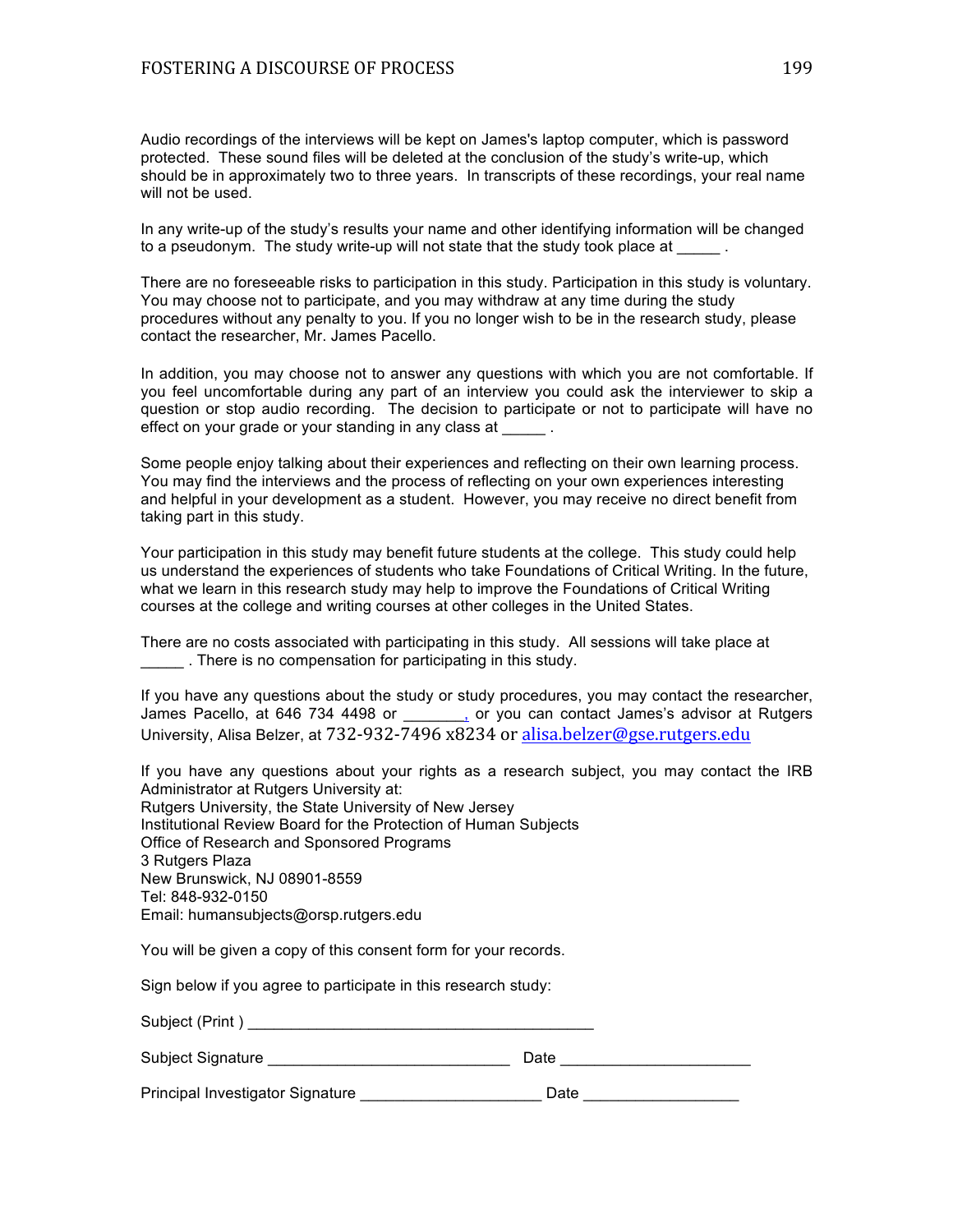Audio recordings of the interviews will be kept on James's laptop computer, which is password protected. These sound files will be deleted at the conclusion of the study's write-up, which should be in approximately two to three years. In transcripts of these recordings, your real name will not be used.

In any write-up of the study's results your name and other identifying information will be changed to a pseudonym. The study write-up will not state that the study took place at _____ .

There are no foreseeable risks to participation in this study. Participation in this study is voluntary. You may choose not to participate, and you may withdraw at any time during the study procedures without any penalty to you. If you no longer wish to be in the research study, please contact the researcher, Mr. James Pacello.

In addition, you may choose not to answer any questions with which you are not comfortable. If you feel uncomfortable during any part of an interview you could ask the interviewer to skip a question or stop audio recording. The decision to participate or not to participate will have no effect on your grade or your standing in any class at _____ .

Some people enjoy talking about their experiences and reflecting on their own learning process. You may find the interviews and the process of reflecting on your own experiences interesting and helpful in your development as a student. However, you may receive no direct benefit from taking part in this study.

Your participation in this study may benefit future students at the college. This study could help us understand the experiences of students who take Foundations of Critical Writing. In the future, what we learn in this research study may help to improve the Foundations of Critical Writing courses at the college and writing courses at other colleges in the United States.

There are no costs associated with participating in this study. All sessions will take place at _____ . There is no compensation for participating in this study.

If you have any questions about the study or study procedures, you may contact the researcher, James Pacello, at 646 734 4498 or _______, or you can contact James's advisor at Rutgers University, Alisa Belzer, at 732-932-7496 x8234 or alisa.belzer@gse.rutgers.edu

If you have any questions about your rights as a research subject, you may contact the IRB Administrator at Rutgers University at:
Rutgers University, the State University of New Jersey
Institutional Review Board for the Protection of Human Subjects
Office of Research and Sponsored Programs
3 Rutgers Plaza
New Brunswick, NJ 08901-8559
Tel: 848-932-0150
Email: humansubjects@orsp.rutgers.edu

You will be given a copy of this consent form for your records.

Sign below if you agree to participate in this research study:

Subject (Print ) ________________________________________

Subject Signature ____________________________ Date _____________________

Principal Investigator Signature ____________________ Date _________________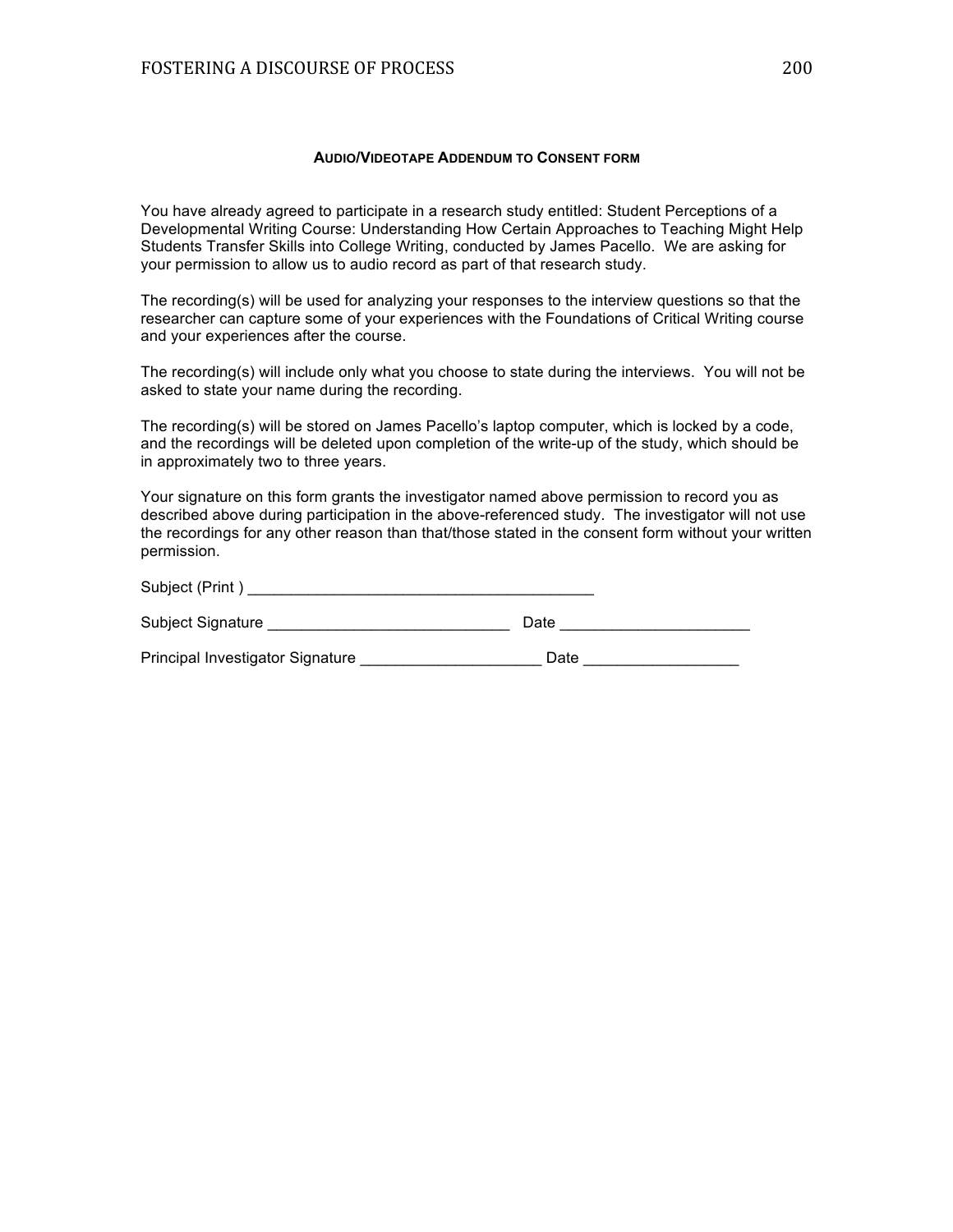## AUDIO/VIDEOTAPE ADDENDUM TO CONSENT FORM

You have already agreed to participate in a research study entitled: Student Perceptions of a Developmental Writing Course: Understanding How Certain Approaches to Teaching Might Help Students Transfer Skills into College Writing, conducted by James Pacello. We are asking for your permission to allow us to audio record as part of that research study.

The recording(s) will be used for analyzing your responses to the interview questions so that the researcher can capture some of your experiences with the Foundations of Critical Writing course and your experiences after the course.

The recording(s) will include only what you choose to state during the interviews. You will not be asked to state your name during the recording.

The recording(s) will be stored on James Pacello's laptop computer, which is locked by a code, and the recordings will be deleted upon completion of the write-up of the study, which should be in approximately two to three years.

Your signature on this form grants the investigator named above permission to record you as described above during participation in the above-referenced study. The investigator will not use the recordings for any other reason than that/those stated in the consent form without your written permission.

Subject (Print ) ________________________________________

Subject Signature ____________________________ Date _____________________

Principal Investigator Signature ____________________ Date _________________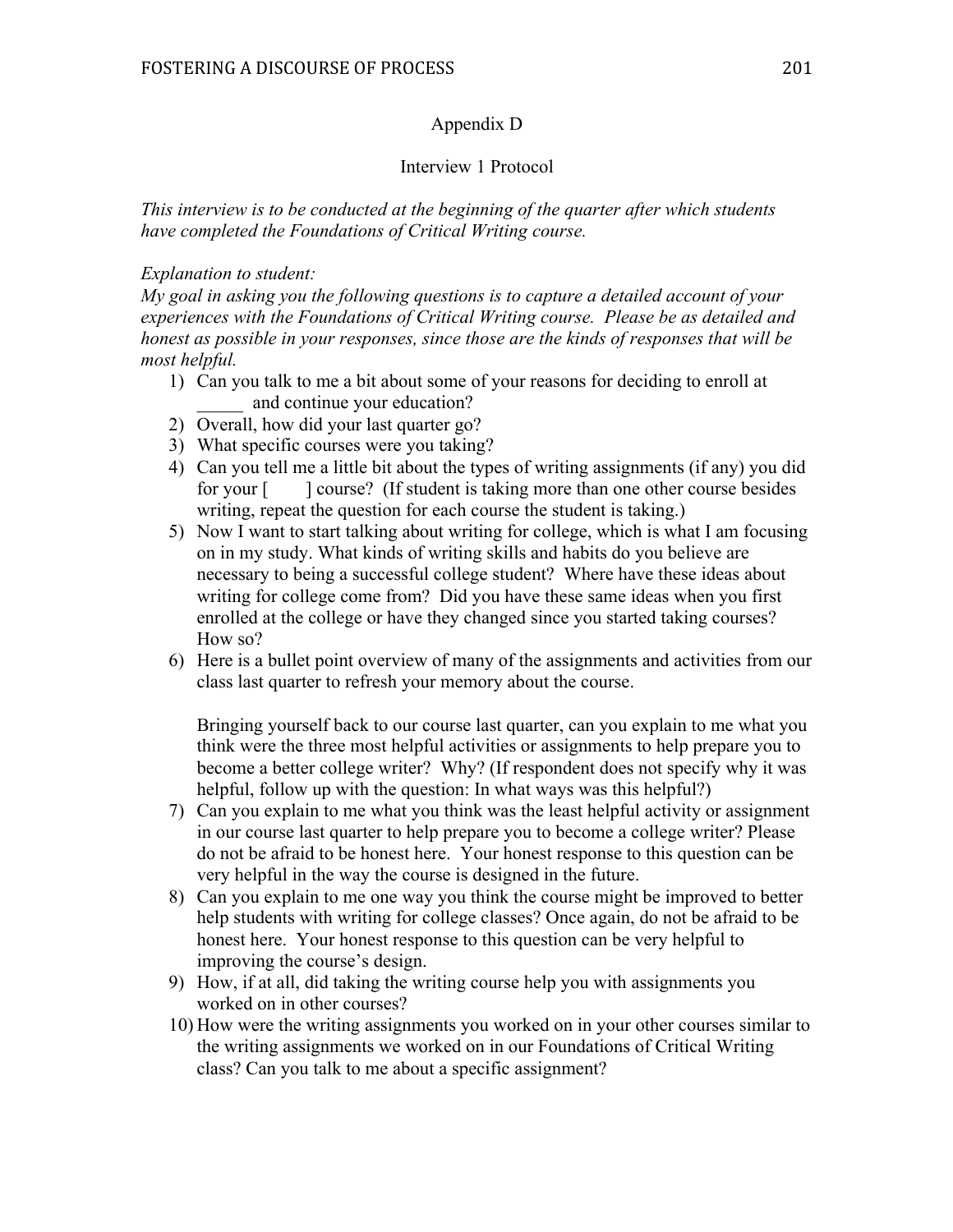# Appendix D

## Interview 1 Protocol

*This interview is to be conducted at the beginning of the quarter after which students have completed the Foundations of Critical Writing course.*

*Explanation to student:*
*My goal in asking you the following questions is to capture a detailed account of your experiences with the Foundations of Critical Writing course. Please be as detailed and honest as possible in your responses, since those are the kinds of responses that will be most helpful.*

1) Can you talk to me a bit about some of your reasons for deciding to enroll at _____ and continue your education?
2) Overall, how did your last quarter go?
3) What specific courses were you taking?
4) Can you tell me a little bit about the types of writing assignments (if any) you did for your [ ] course? (If student is taking more than one other course besides writing, repeat the question for each course the student is taking.)
5) Now I want to start talking about writing for college, which is what I am focusing on in my study. What kinds of writing skills and habits do you believe are necessary to being a successful college student? Where have these ideas about writing for college come from? Did you have these same ideas when you first enrolled at the college or have they changed since you started taking courses? How so?
6) Here is a bullet point overview of many of the assignments and activities from our class last quarter to refresh your memory about the course.

   Bringing yourself back to our course last quarter, can you explain to me what you think were the three most helpful activities or assignments to help prepare you to become a better college writer? Why? (If respondent does not specify why it was helpful, follow up with the question: In what ways was this helpful?)
7) Can you explain to me what you think was the least helpful activity or assignment in our course last quarter to help prepare you to become a college writer? Please do not be afraid to be honest here. Your honest response to this question can be very helpful in the way the course is designed in the future.
8) Can you explain to me one way you think the course might be improved to better help students with writing for college classes? Once again, do not be afraid to be honest here. Your honest response to this question can be very helpful to improving the course's design.
9) How, if at all, did taking the writing course help you with assignments you worked on in other courses?
10) How were the writing assignments you worked on in your other courses similar to the writing assignments we worked on in our Foundations of Critical Writing class? Can you talk to me about a specific assignment?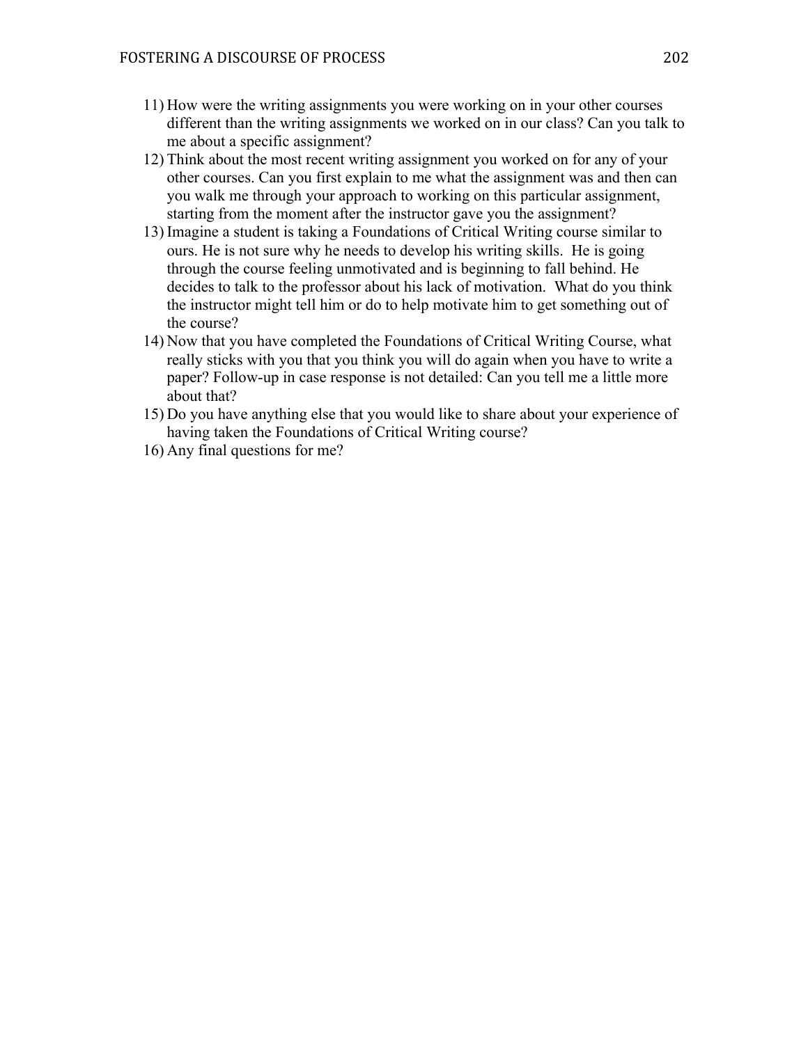11) How were the writing assignments you were working on in your other courses different than the writing assignments we worked on in our class? Can you talk to me about a specific assignment?
12) Think about the most recent writing assignment you worked on for any of your other courses. Can you first explain to me what the assignment was and then can you walk me through your approach to working on this particular assignment, starting from the moment after the instructor gave you the assignment?
13) Imagine a student is taking a Foundations of Critical Writing course similar to ours. He is not sure why he needs to develop his writing skills. He is going through the course feeling unmotivated and is beginning to fall behind. He decides to talk to the professor about his lack of motivation. What do you think the instructor might tell him or do to help motivate him to get something out of the course?
14) Now that you have completed the Foundations of Critical Writing Course, what really sticks with you that you think you will do again when you have to write a paper? Follow-up in case response is not detailed: Can you tell me a little more about that?
15) Do you have anything else that you would like to share about your experience of having taken the Foundations of Critical Writing course?
16) Any final questions for me?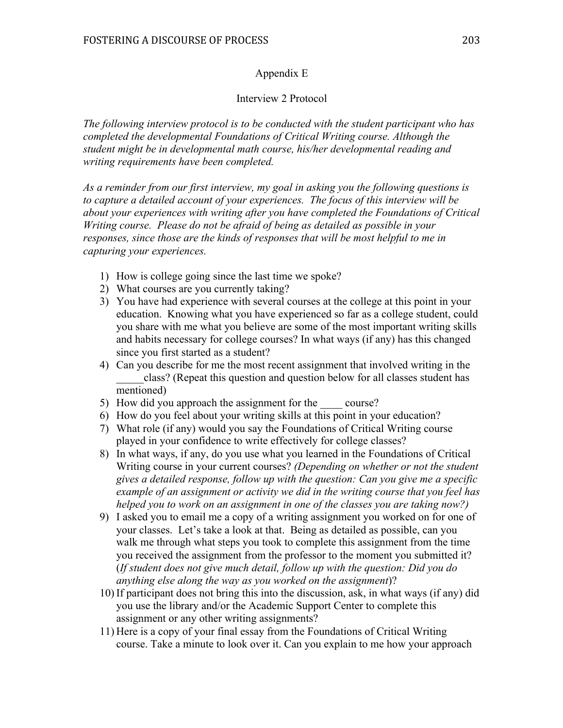# Appendix E

## Interview 2 Protocol

*The following interview protocol is to be conducted with the student participant who has completed the developmental Foundations of Critical Writing course. Although the student might be in developmental math course, his/her developmental reading and writing requirements have been completed.*

*As a reminder from our first interview, my goal in asking you the following questions is to capture a detailed account of your experiences. The focus of this interview will be about your experiences with writing after you have completed the Foundations of Critical Writing course. Please do not be afraid of being as detailed as possible in your responses, since those are the kinds of responses that will be most helpful to me in capturing your experiences.*

1) How is college going since the last time we spoke?
2) What courses are you currently taking?
3) You have had experience with several courses at the college at this point in your education. Knowing what you have experienced so far as a college student, could you share with me what you believe are some of the most important writing skills and habits necessary for college courses? In what ways (if any) has this changed since you first started as a student?
4) Can you describe for me the most recent assignment that involved writing in the _____class? (Repeat this question and question below for all classes student has mentioned)
5) How did you approach the assignment for the ____ course?
6) How do you feel about your writing skills at this point in your education?
7) What role (if any) would you say the Foundations of Critical Writing course played in your confidence to write effectively for college classes?
8) In what ways, if any, do you use what you learned in the Foundations of Critical Writing course in your current courses? *(Depending on whether or not the student gives a detailed response, follow up with the question: Can you give me a specific example of an assignment or activity we did in the writing course that you feel has helped you to work on an assignment in one of the classes you are taking now?)*
9) I asked you to email me a copy of a writing assignment you worked on for one of your classes. Let's take a look at that. Being as detailed as possible, can you walk me through what steps you took to complete this assignment from the time you received the assignment from the professor to the moment you submitted it? (*If student does not give much detail, follow up with the question: Did you do anything else along the way as you worked on the assignment*)?
10) If participant does not bring this into the discussion, ask, in what ways (if any) did you use the library and/or the Academic Support Center to complete this assignment or any other writing assignments?
11) Here is a copy of your final essay from the Foundations of Critical Writing course. Take a minute to look over it. Can you explain to me how your approach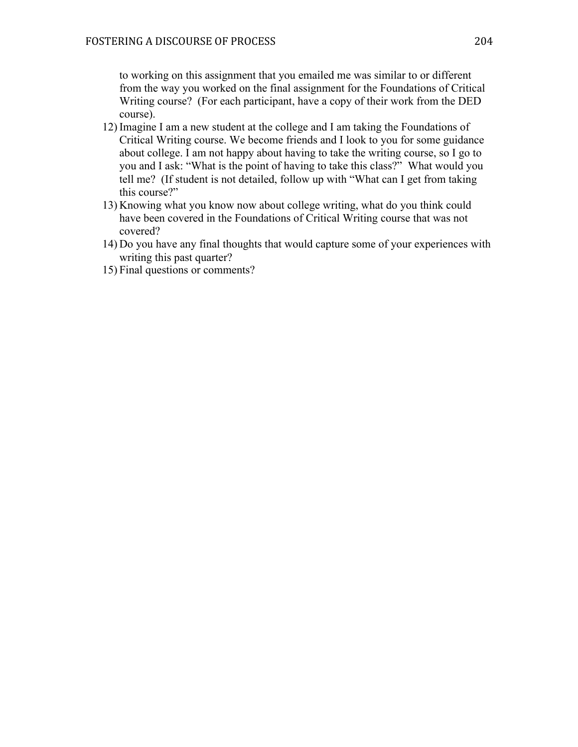to working on this assignment that you emailed me was similar to or different from the way you worked on the final assignment for the Foundations of Critical Writing course? (For each participant, have a copy of their work from the DED course).

12) Imagine I am a new student at the college and I am taking the Foundations of Critical Writing course. We become friends and I look to you for some guidance about college. I am not happy about having to take the writing course, so I go to you and I ask: "What is the point of having to take this class?" What would you tell me? (If student is not detailed, follow up with "What can I get from taking this course?"
13) Knowing what you know now about college writing, what do you think could have been covered in the Foundations of Critical Writing course that was not covered?
14) Do you have any final thoughts that would capture some of your experiences with writing this past quarter?
15) Final questions or comments?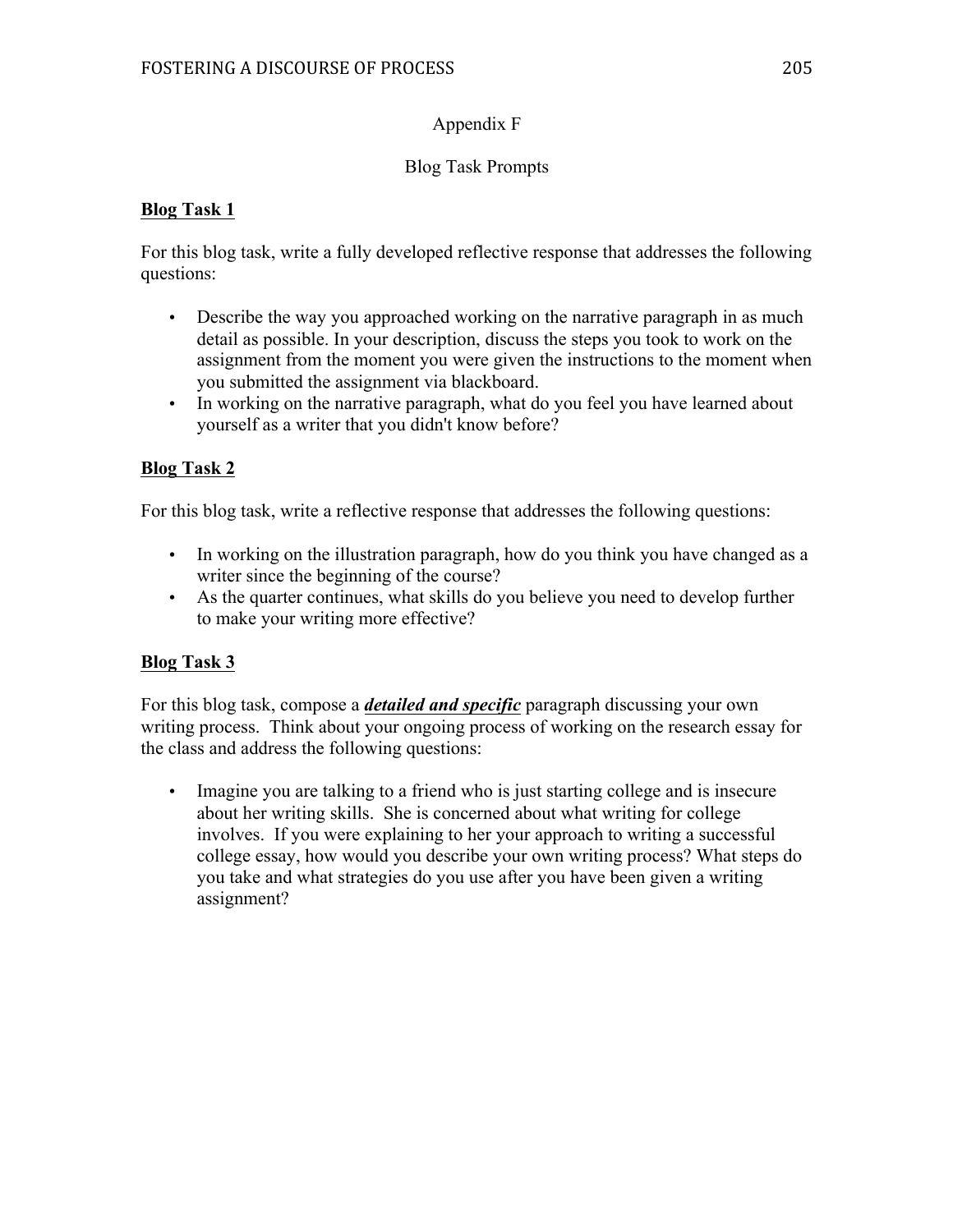# Appendix F

## Blog Task Prompts

### Blog Task 1

For this blog task, write a fully developed reflective response that addresses the following questions:

- Describe the way you approached working on the narrative paragraph in as much detail as possible. In your description, discuss the steps you took to work on the assignment from the moment you were given the instructions to the moment when you submitted the assignment via blackboard.
- In working on the narrative paragraph, what do you feel you have learned about yourself as a writer that you didn't know before?

### Blog Task 2

For this blog task, write a reflective response that addresses the following questions:

- In working on the illustration paragraph, how do you think you have changed as a writer since the beginning of the course?
- As the quarter continues, what skills do you believe you need to develop further to make your writing more effective?

### Blog Task 3

For this blog task, compose a ***detailed and specific*** paragraph discussing your own writing process. Think about your ongoing process of working on the research essay for the class and address the following questions:

- Imagine you are talking to a friend who is just starting college and is insecure about her writing skills. She is concerned about what writing for college involves. If you were explaining to her your approach to writing a successful college essay, how would you describe your own writing process? What steps do you take and what strategies do you use after you have been given a writing assignment?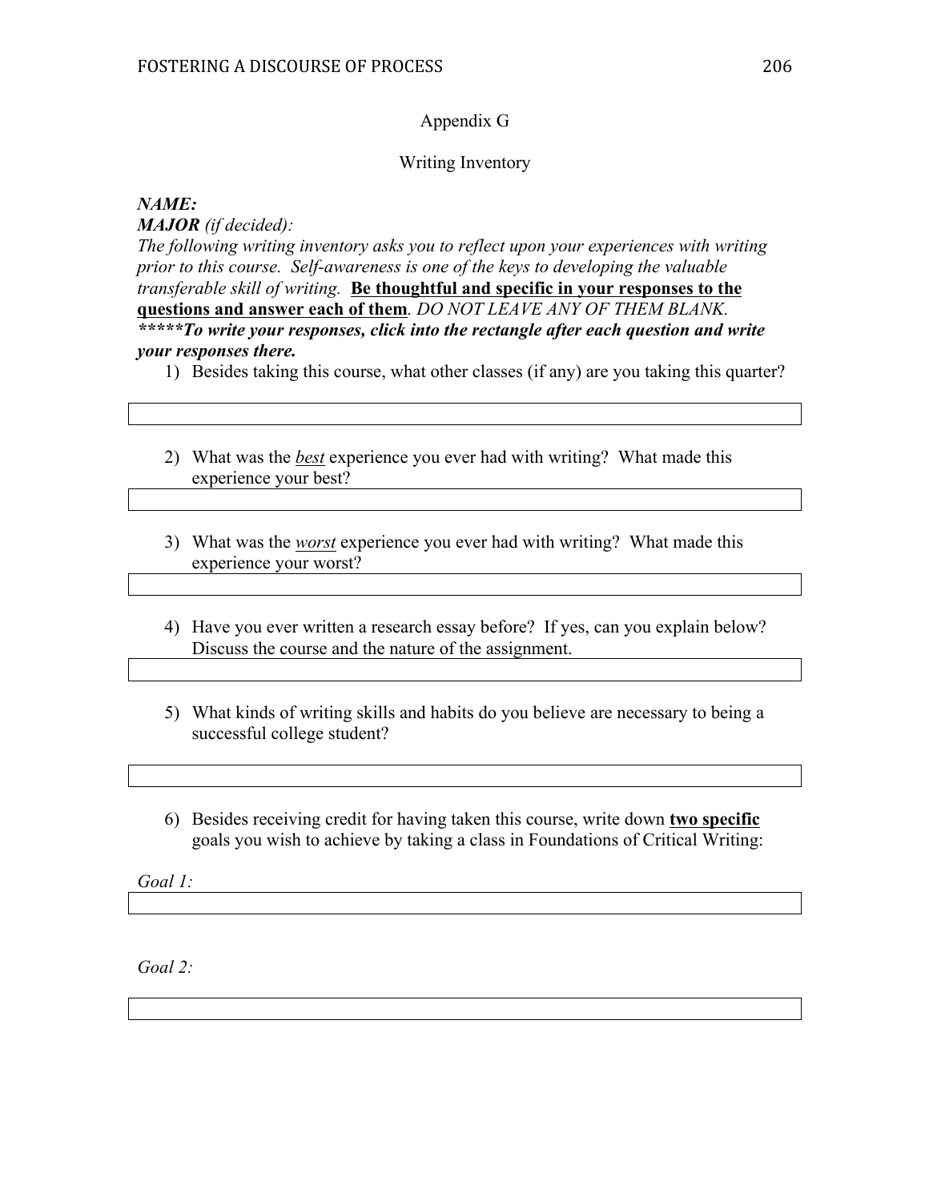# Appendix G

## Writing Inventory

***NAME:***
***MAJOR*** *(if decided):*
*The following writing inventory asks you to reflect upon your experiences with writing prior to this course. Self-awareness is one of the keys to developing the valuable transferable skill of writing.* <u>**Be thoughtful and specific in your responses to the questions and answer each of them**</u>*. DO NOT LEAVE ANY OF THEM BLANK.*
***\*\*\*\*\*To write your responses, click into the rectangle after each question and write your responses there.***

1) Besides taking this course, what other classes (if any) are you taking this quarter?

2) What was the ***best*** experience you ever had with writing? What made this experience your best?

3) What was the ***worst*** experience you ever had with writing? What made this experience your worst?

4) Have you ever written a research essay before? If yes, can you explain below? Discuss the course and the nature of the assignment.

5) What kinds of writing skills and habits do you believe are necessary to being a successful college student?

6) Besides receiving credit for having taken this course, write down <u>**two specific**</u> goals you wish to achieve by taking a class in Foundations of Critical Writing:

*Goal 1:*

*Goal 2:*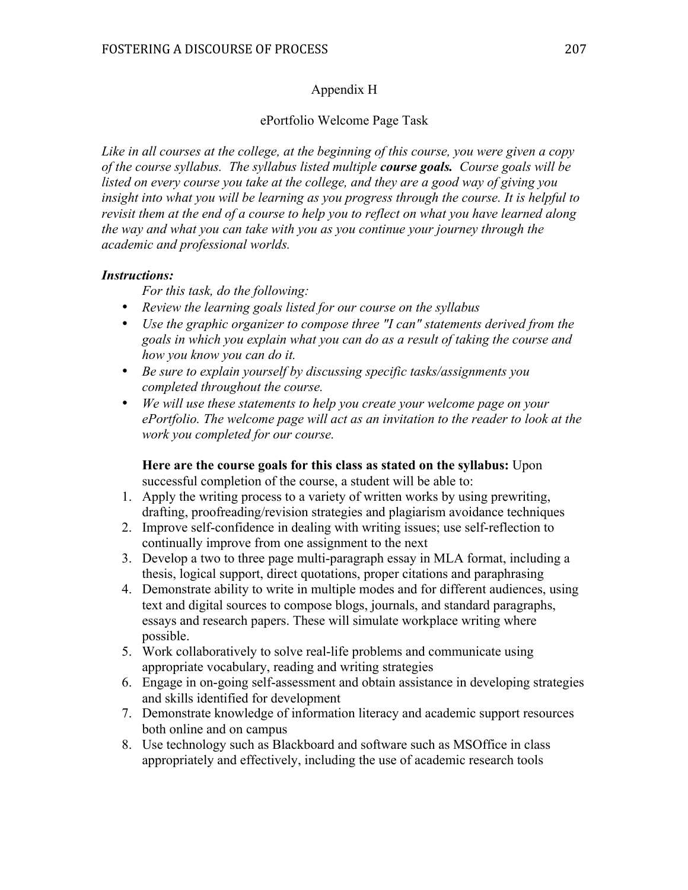# Appendix H

## ePortfolio Welcome Page Task

*Like in all courses at the college, at the beginning of this course, you were given a copy of the course syllabus. The syllabus listed multiple **course goals.** Course goals will be listed on every course you take at the college, and they are a good way of giving you insight into what you will be learning as you progress through the course. It is helpful to revisit them at the end of a course to help you to reflect on what you have learned along the way and what you can take with you as you continue your journey through the academic and professional worlds.*

***Instructions:***

*For this task, do the following:*

- *Review the learning goals listed for our course on the syllabus*
- *Use the graphic organizer to compose three "I can" statements derived from the goals in which you explain what you can do as a result of taking the course and how you know you can do it.*
- *Be sure to explain yourself by discussing specific tasks/assignments you completed throughout the course.*
- *We will use these statements to help you create your welcome page on your ePortfolio. The welcome page will act as an invitation to the reader to look at the work you completed for our course.*

**Here are the course goals for this class as stated on the syllabus:** Upon successful completion of the course, a student will be able to:

1. Apply the writing process to a variety of written works by using prewriting, drafting, proofreading/revision strategies and plagiarism avoidance techniques
2. Improve self-confidence in dealing with writing issues; use self-reflection to continually improve from one assignment to the next
3. Develop a two to three page multi-paragraph essay in MLA format, including a thesis, logical support, direct quotations, proper citations and paraphrasing
4. Demonstrate ability to write in multiple modes and for different audiences, using text and digital sources to compose blogs, journals, and standard paragraphs, essays and research papers. These will simulate workplace writing where possible.
5. Work collaboratively to solve real-life problems and communicate using appropriate vocabulary, reading and writing strategies
6. Engage in on-going self-assessment and obtain assistance in developing strategies and skills identified for development
7. Demonstrate knowledge of information literacy and academic support resources both online and on campus
8. Use technology such as Blackboard and software such as MSOffice in class appropriately and effectively, including the use of academic research tools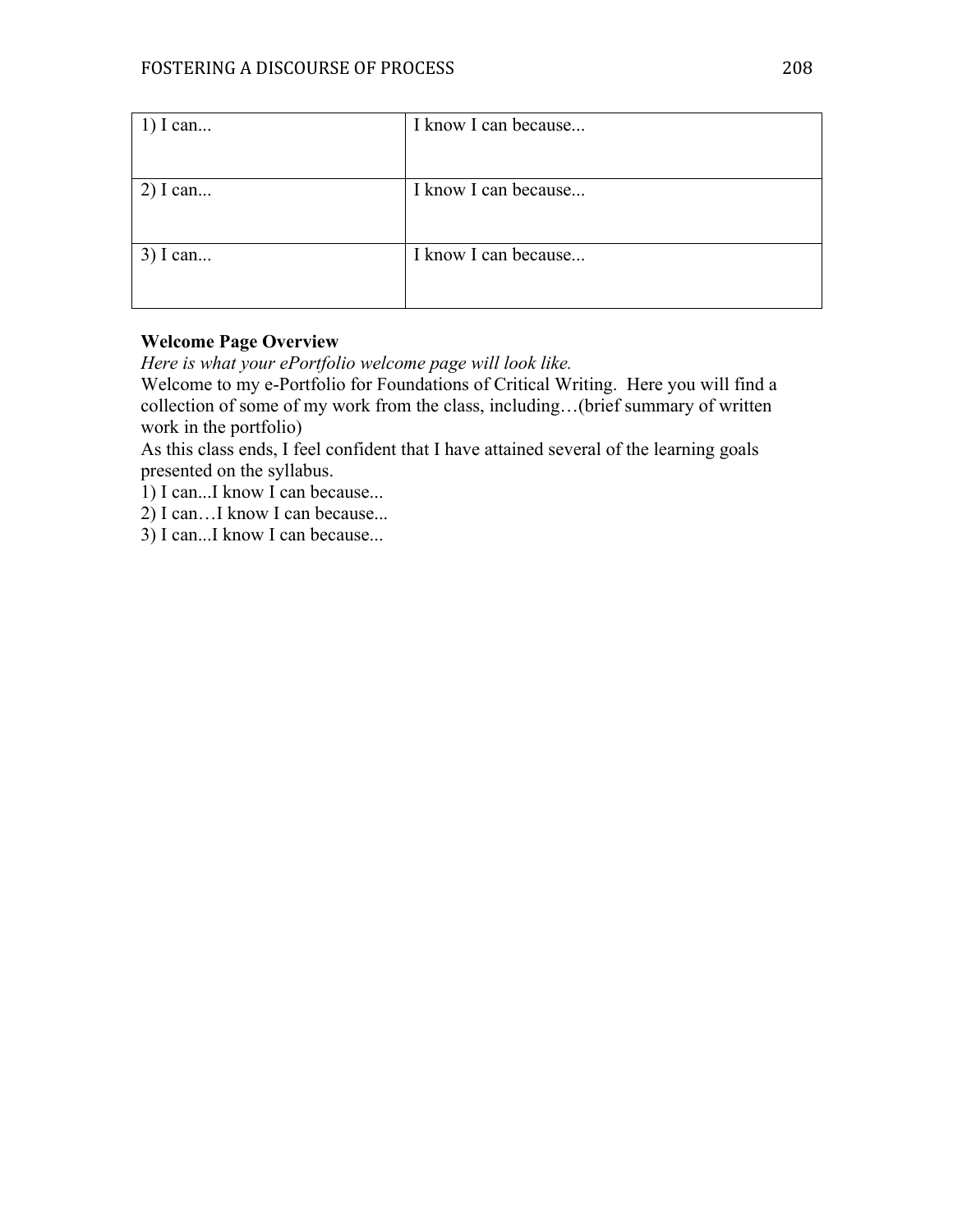| 1) I can... | I know I can because... |
|---|---|
| 2) I can... | I know I can because... |
| 3) I can... | I know I can because... |

**Welcome Page Overview**
*Here is what your ePortfolio welcome page will look like.*
Welcome to my e-Portfolio for Foundations of Critical Writing. Here you will find a collection of some of my work from the class, including…(brief summary of written work in the portfolio)
As this class ends, I feel confident that I have attained several of the learning goals presented on the syllabus.
1) I can...I know I can because...
2) I can…I know I can because...
3) I can...I know I can because...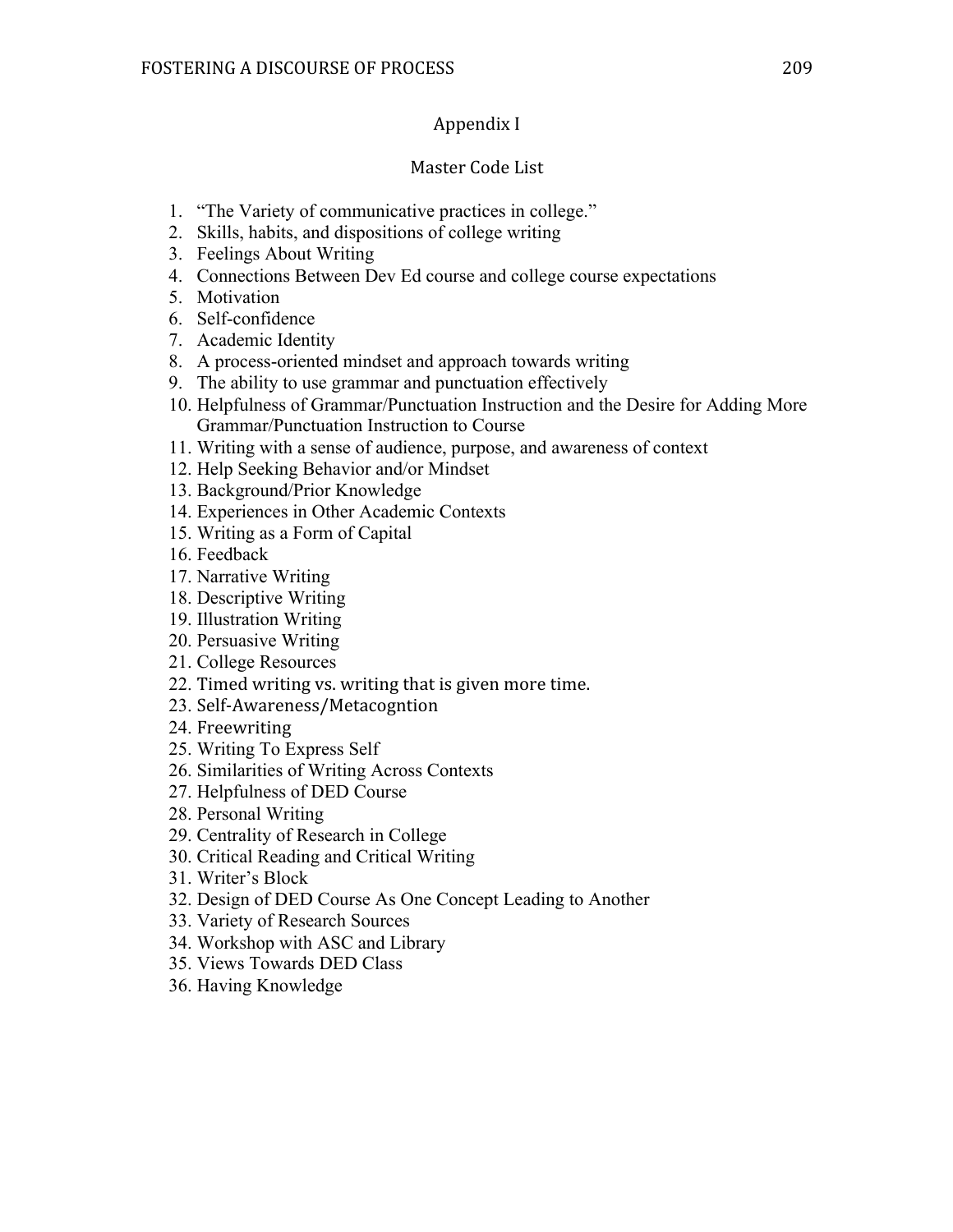# Appendix I

## Master Code List

1. "The Variety of communicative practices in college."
2. Skills, habits, and dispositions of college writing
3. Feelings About Writing
4. Connections Between Dev Ed course and college course expectations
5. Motivation
6. Self-confidence
7. Academic Identity
8. A process-oriented mindset and approach towards writing
9. The ability to use grammar and punctuation effectively
10. Helpfulness of Grammar/Punctuation Instruction and the Desire for Adding More Grammar/Punctuation Instruction to Course
11. Writing with a sense of audience, purpose, and awareness of context
12. Help Seeking Behavior and/or Mindset
13. Background/Prior Knowledge
14. Experiences in Other Academic Contexts
15. Writing as a Form of Capital
16. Feedback
17. Narrative Writing
18. Descriptive Writing
19. Illustration Writing
20. Persuasive Writing
21. College Resources
22. Timed writing vs. writing that is given more time.
23. Self-Awareness/Metacogntion
24. Freewriting
25. Writing To Express Self
26. Similarities of Writing Across Contexts
27. Helpfulness of DED Course
28. Personal Writing
29. Centrality of Research in College
30. Critical Reading and Critical Writing
31. Writer's Block
32. Design of DED Course As One Concept Leading to Another
33. Variety of Research Sources
34. Workshop with ASC and Library
35. Views Towards DED Class
36. Having Knowledge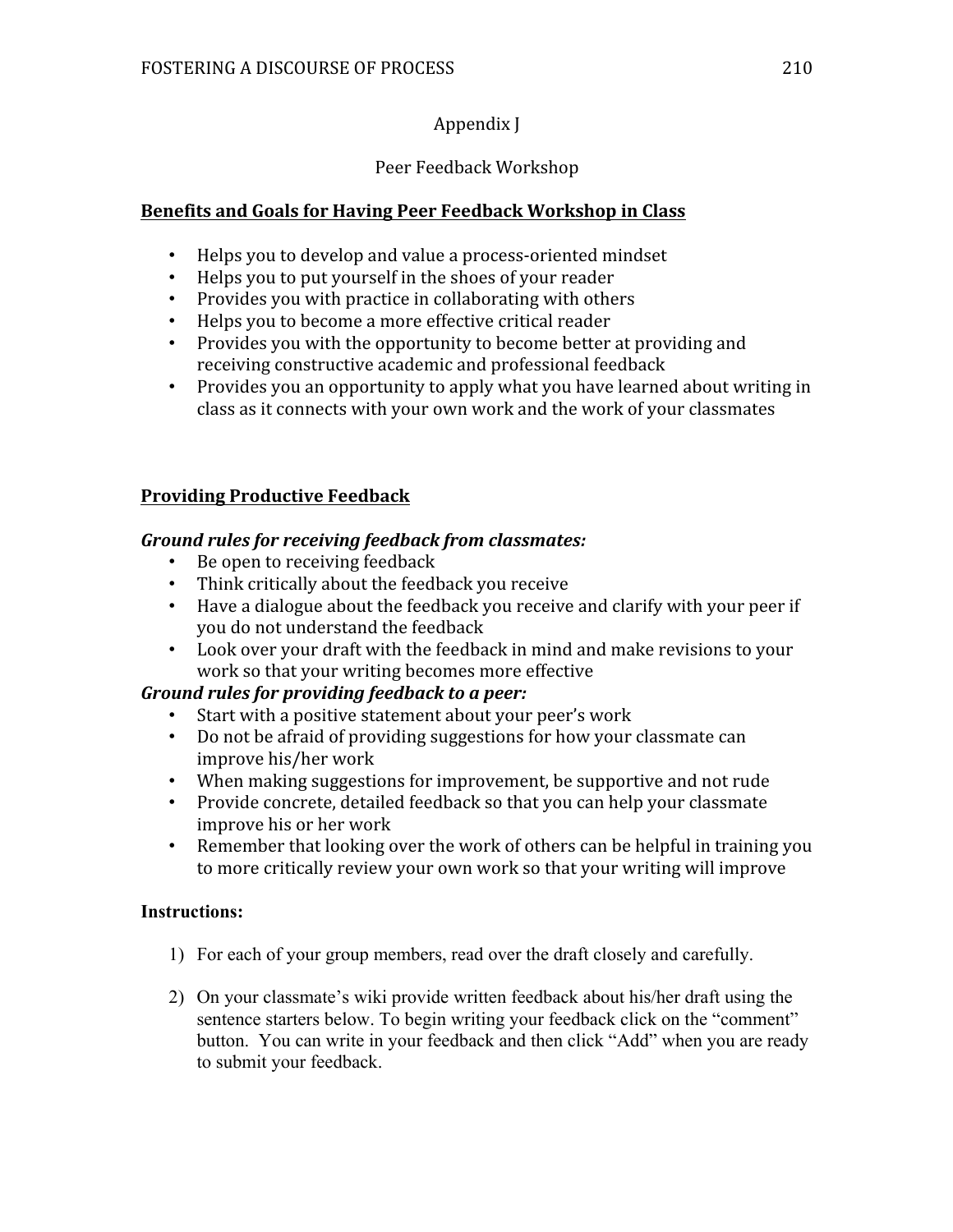# Appendix J

## Peer Feedback Workshop

### Benefits and Goals for Having Peer Feedback Workshop in Class

- Helps you to develop and value a process-oriented mindset
- Helps you to put yourself in the shoes of your reader
- Provides you with practice in collaborating with others
- Helps you to become a more effective critical reader
- Provides you with the opportunity to become better at providing and receiving constructive academic and professional feedback
- Provides you an opportunity to apply what you have learned about writing in class as it connects with your own work and the work of your classmates

### Providing Productive Feedback

***Ground rules for receiving feedback from classmates:***

- Be open to receiving feedback
- Think critically about the feedback you receive
- Have a dialogue about the feedback you receive and clarify with your peer if you do not understand the feedback
- Look over your draft with the feedback in mind and make revisions to your work so that your writing becomes more effective

***Ground rules for providing feedback to a peer:***

- Start with a positive statement about your peer's work
- Do not be afraid of providing suggestions for how your classmate can improve his/her work
- When making suggestions for improvement, be supportive and not rude
- Provide concrete, detailed feedback so that you can help your classmate improve his or her work
- Remember that looking over the work of others can be helpful in training you to more critically review your own work so that your writing will improve

**Instructions:**

1) For each of your group members, read over the draft closely and carefully.

2) On your classmate's wiki provide written feedback about his/her draft using the sentence starters below. To begin writing your feedback click on the "comment" button. You can write in your feedback and then click "Add" when you are ready to submit your feedback.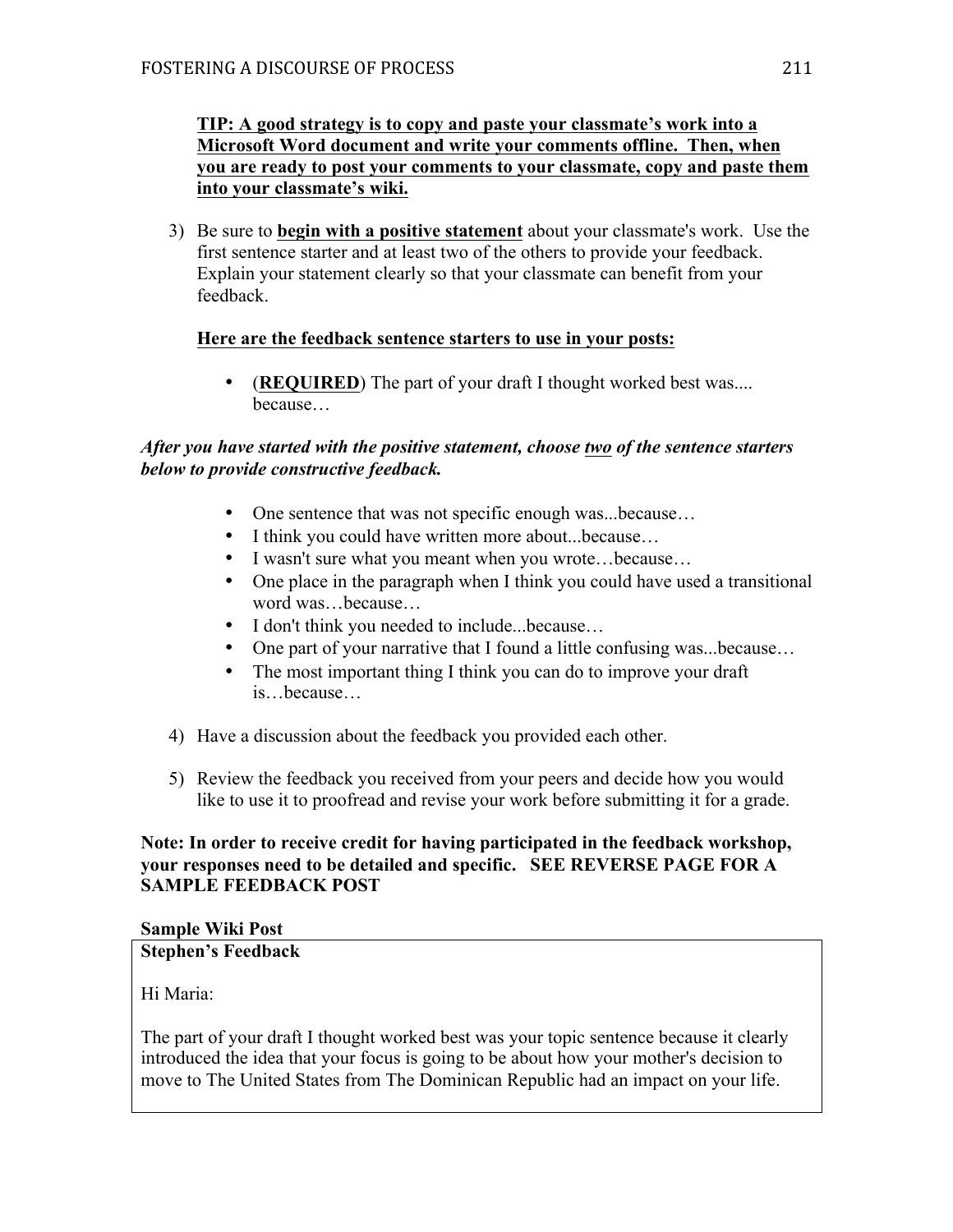**<u>TIP: A good strategy is to copy and paste your classmate's work into a Microsoft Word document and write your comments offline. Then, when you are ready to post your comments to your classmate, copy and paste them into your classmate's wiki.</u>**

3) Be sure to **<u>begin with a positive statement</u>** about your classmate's work. Use the first sentence starter and at least two of the others to provide your feedback. Explain your statement clearly so that your classmate can benefit from your feedback.

   **<u>Here are the feedback sentence starters to use in your posts:</u>**

   - (**<u>REQUIRED</u>**) The part of your draft I thought worked best was.... because…

***After you have started with the positive statement, choose <u>two</u> of the sentence starters below to provide constructive feedback.***

- One sentence that was not specific enough was...because…
- I think you could have written more about...because…
- I wasn't sure what you meant when you wrote…because…
- One place in the paragraph when I think you could have used a transitional word was…because…
- I don't think you needed to include...because…
- One part of your narrative that I found a little confusing was...because…
- The most important thing I think you can do to improve your draft is…because…

4) Have a discussion about the feedback you provided each other.

5) Review the feedback you received from your peers and decide how you would like to use it to proofread and revise your work before submitting it for a grade.

**Note: In order to receive credit for having participated in the feedback workshop, your responses need to be detailed and specific. SEE REVERSE PAGE FOR A SAMPLE FEEDBACK POST**

**Sample Wiki Post**

**Stephen's Feedback**

Hi Maria:

The part of your draft I thought worked best was your topic sentence because it clearly introduced the idea that your focus is going to be about how your mother's decision to move to The United States from The Dominican Republic had an impact on your life.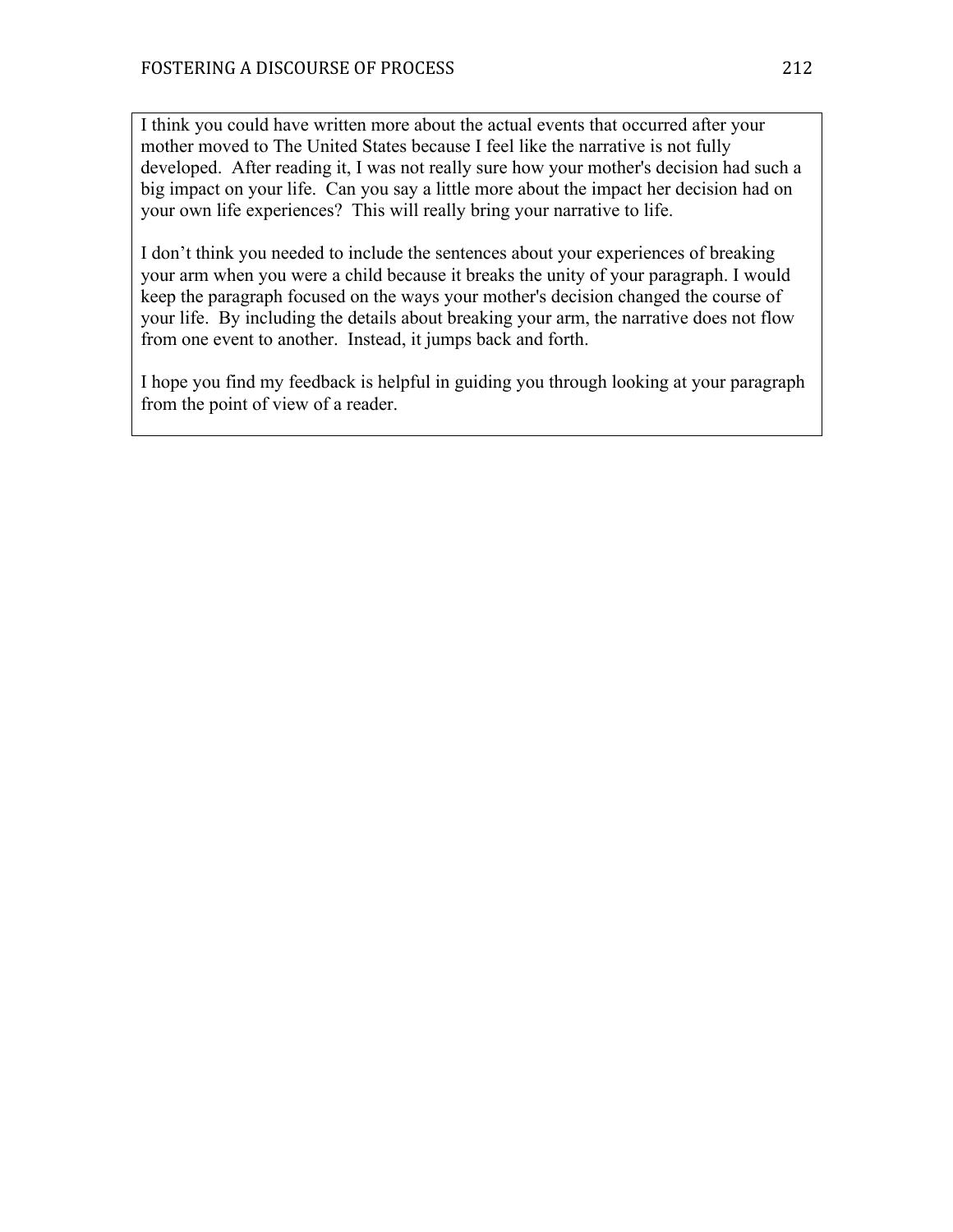I think you could have written more about the actual events that occurred after your mother moved to The United States because I feel like the narrative is not fully developed. After reading it, I was not really sure how your mother's decision had such a big impact on your life. Can you say a little more about the impact her decision had on your own life experiences? This will really bring your narrative to life.

I don't think you needed to include the sentences about your experiences of breaking your arm when you were a child because it breaks the unity of your paragraph. I would keep the paragraph focused on the ways your mother's decision changed the course of your life. By including the details about breaking your arm, the narrative does not flow from one event to another. Instead, it jumps back and forth.

I hope you find my feedback is helpful in guiding you through looking at your paragraph from the point of view of a reader.